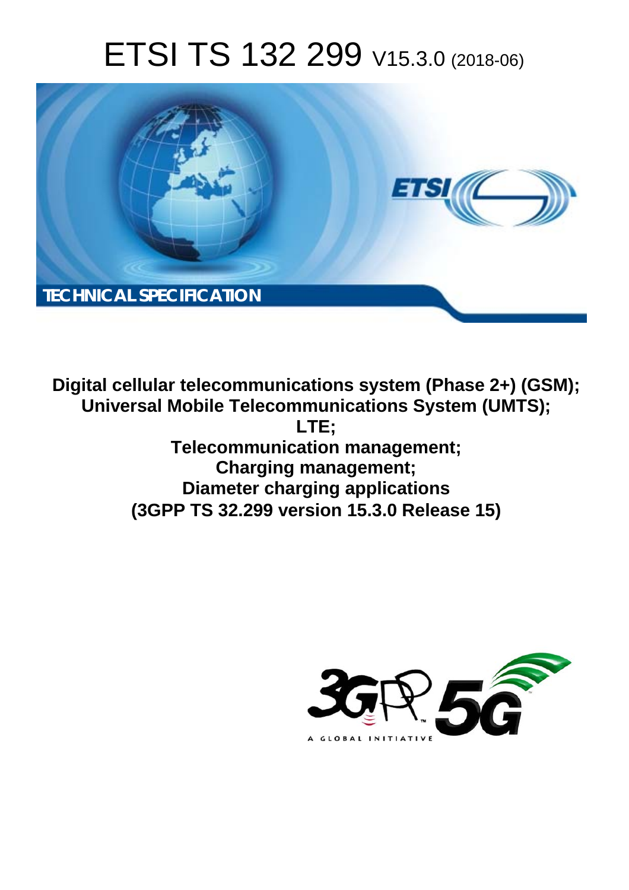# ETSI TS 132 299 V15.3.0 (2018-06)

TECHNICAL SPECIFICATION

**Digital cellular telecommunications system (Phase 2+) (GSM); Universal Mobile Telecommunications System (UMTS); LTE; Telecommunication management; Charging management; Diameter charging applications (3GPP TS 32.299 version 15.3.0 Release 15)**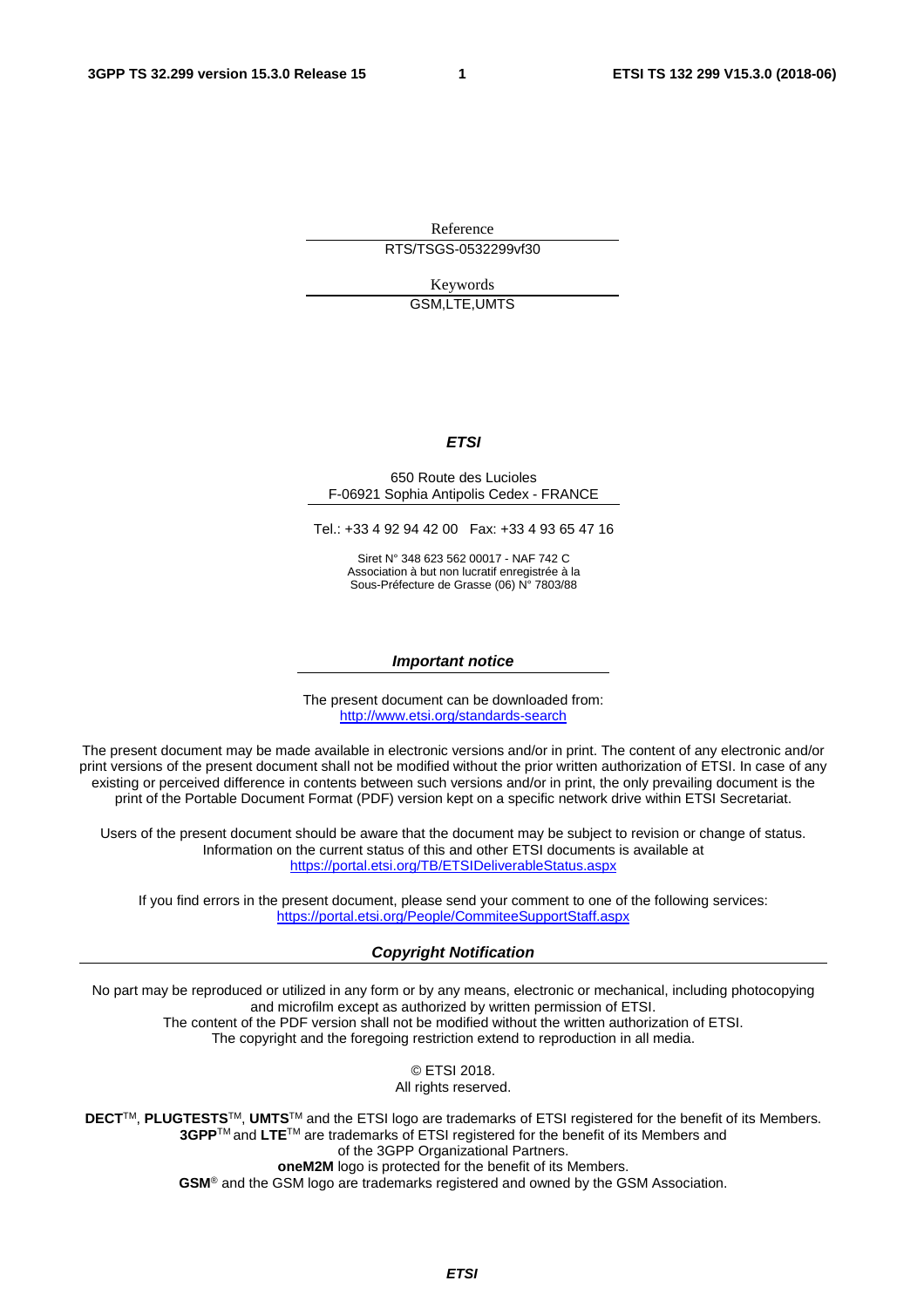Reference

RTS/TSGS-0532299vf30

Keywords

GSM,LTE,UMTS

***ETSI***

650 Route des Lucioles
F-06921 Sophia Antipolis Cedex - FRANCE

Tel.: +33 4 92 94 42 00   Fax: +33 4 93 65 47 16

Siret N° 348 623 562 00017 - NAF 742 C
Association à but non lucratif enregistrée à la
Sous-Préfecture de Grasse (06) N° 7803/88

***Important notice***

The present document can be downloaded from:
http://www.etsi.org/standards-search

The present document may be made available in electronic versions and/or in print. The content of any electronic and/or print versions of the present document shall not be modified without the prior written authorization of ETSI. In case of any existing or perceived difference in contents between such versions and/or in print, the only prevailing document is the print of the Portable Document Format (PDF) version kept on a specific network drive within ETSI Secretariat.

Users of the present document should be aware that the document may be subject to revision or change of status. Information on the current status of this and other ETSI documents is available at
https://portal.etsi.org/TB/ETSIDeliverableStatus.aspx

If you find errors in the present document, please send your comment to one of the following services:
https://portal.etsi.org/People/CommiteeSupportStaff.aspx

***Copyright Notification***

No part may be reproduced or utilized in any form or by any means, electronic or mechanical, including photocopying and microfilm except as authorized by written permission of ETSI.
The content of the PDF version shall not be modified without the written authorization of ETSI.
The copyright and the foregoing restriction extend to reproduction in all media.

© ETSI 2018.
All rights reserved.

**DECT**™, **PLUGTESTS**™, **UMTS**™ and the ETSI logo are trademarks of ETSI registered for the benefit of its Members.
**3GPP**™ and **LTE**™ are trademarks of ETSI registered for the benefit of its Members and of the 3GPP Organizational Partners.
**oneM2M** logo is protected for the benefit of its Members.
**GSM**® and the GSM logo are trademarks registered and owned by the GSM Association.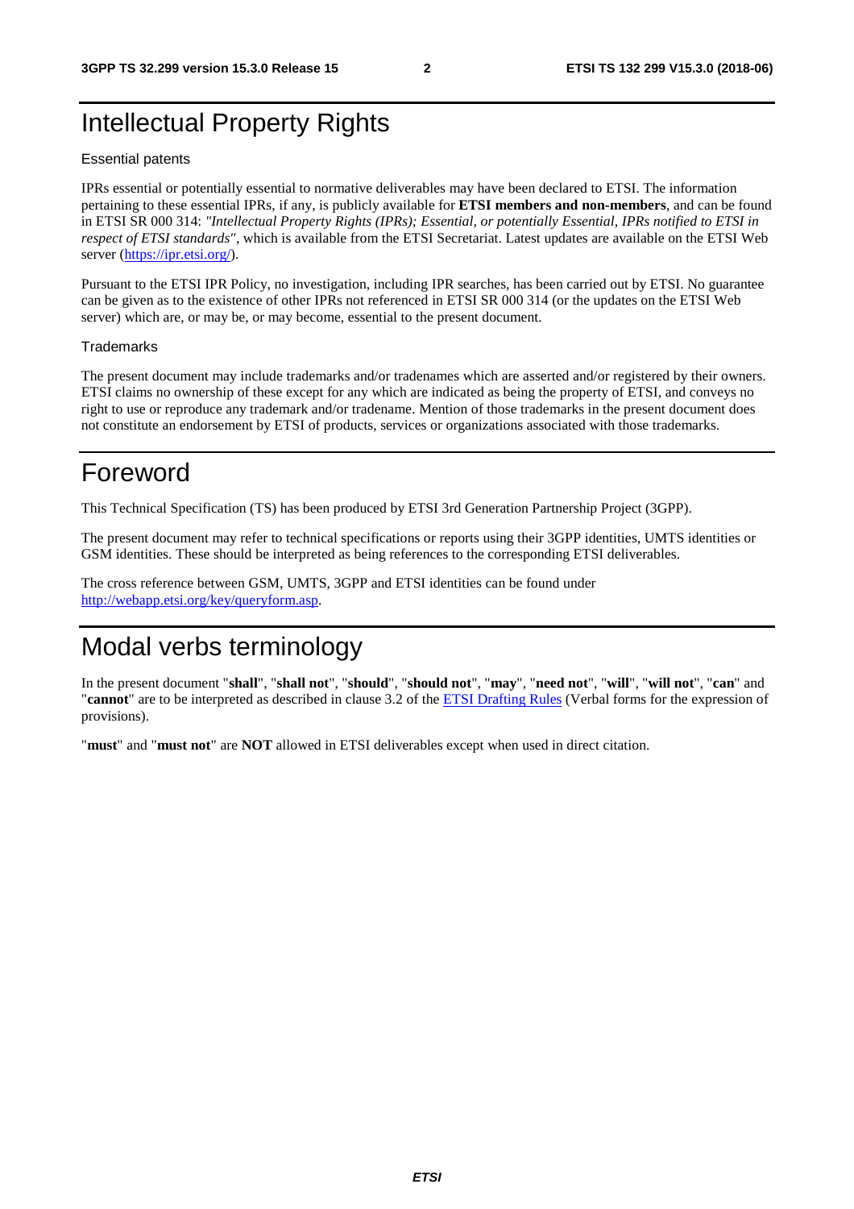# Intellectual Property Rights

Essential patents

IPRs essential or potentially essential to normative deliverables may have been declared to ETSI. The information pertaining to these essential IPRs, if any, is publicly available for **ETSI members and non-members**, and can be found in ETSI SR 000 314: *"Intellectual Property Rights (IPRs); Essential, or potentially Essential, IPRs notified to ETSI in respect of ETSI standards"*, which is available from the ETSI Secretariat. Latest updates are available on the ETSI Web server (https://ipr.etsi.org/).

Pursuant to the ETSI IPR Policy, no investigation, including IPR searches, has been carried out by ETSI. No guarantee can be given as to the existence of other IPRs not referenced in ETSI SR 000 314 (or the updates on the ETSI Web server) which are, or may be, or may become, essential to the present document.

Trademarks

The present document may include trademarks and/or tradenames which are asserted and/or registered by their owners. ETSI claims no ownership of these except for any which are indicated as being the property of ETSI, and conveys no right to use or reproduce any trademark and/or tradename. Mention of those trademarks in the present document does not constitute an endorsement by ETSI of products, services or organizations associated with those trademarks.

# Foreword

This Technical Specification (TS) has been produced by ETSI 3rd Generation Partnership Project (3GPP).

The present document may refer to technical specifications or reports using their 3GPP identities, UMTS identities or GSM identities. These should be interpreted as being references to the corresponding ETSI deliverables.

The cross reference between GSM, UMTS, 3GPP and ETSI identities can be found under http://webapp.etsi.org/key/queryform.asp.

# Modal verbs terminology

In the present document "**shall**", "**shall not**", "**should**", "**should not**", "**may**", "**need not**", "**will**", "**will not**", "**can**" and "**cannot**" are to be interpreted as described in clause 3.2 of the ETSI Drafting Rules (Verbal forms for the expression of provisions).

"**must**" and "**must not**" are **NOT** allowed in ETSI deliverables except when used in direct citation.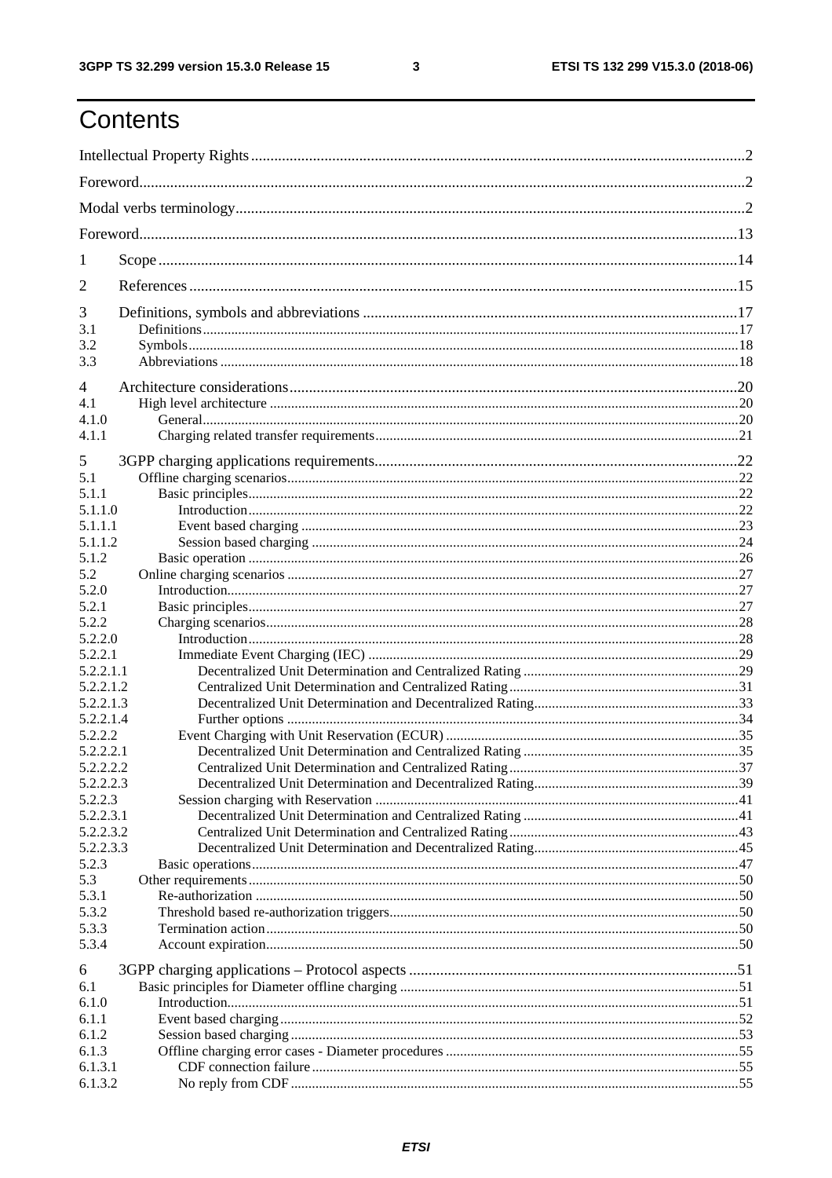# Contents

Intellectual Property Rights ....................................................................................................................................2

Foreword.....................................................................................................................................................................2

Modal verbs terminology..........................................................................................................................................2

Foreword...................................................................................................................................................................13

1 Scope ....................................................................................................................................................................14

2 References ...........................................................................................................................................................15

3 Definitions, symbols and abbreviations ................................................................................................................17
3.1 Definitions.......................................................................................................................................................17
3.2 Symbols...........................................................................................................................................................18
3.3 Abbreviations ..................................................................................................................................................18

4 Architecture considerations...................................................................................................................................20
4.1 High level architecture ....................................................................................................................................20
4.1.0 General..........................................................................................................................................................20
4.1.1 Charging related transfer requirements..........................................................................................................21

5 3GPP charging applications requirements.............................................................................................................22
5.1 Offline charging scenarios...............................................................................................................................22
5.1.1 Basic principles.............................................................................................................................................22
5.1.1.0 Introduction................................................................................................................................................22
5.1.1.1 Event based charging ..................................................................................................................................23
5.1.1.2 Session based charging ...............................................................................................................................24
5.1.2 Basic operation ..............................................................................................................................................26
5.2 Online charging scenarios ...............................................................................................................................27
5.2.0 Introduction....................................................................................................................................................27
5.2.1 Basic principles..............................................................................................................................................27
5.2.2 Charging scenarios.........................................................................................................................................28
5.2.2.0 Introduction..................................................................................................................................................28
5.2.2.1 Immediate Event Charging (IEC) ................................................................................................................29
5.2.2.1.1 Decentralized Unit Determination and Centralized Rating ........................................................................29
5.2.2.1.2 Centralized Unit Determination and Centralized Rating............................................................................31
5.2.2.1.3 Decentralized Unit Determination and Decentralized Rating.....................................................................33
5.2.2.1.4 Further options ...........................................................................................................................................34
5.2.2.2 Event Charging with Unit Reservation (ECUR) ..........................................................................................35
5.2.2.2.1 Decentralized Unit Determination and Centralized Rating ........................................................................35
5.2.2.2.2 Centralized Unit Determination and Centralized Rating............................................................................37
5.2.2.2.3 Decentralized Unit Determination and Decentralized Rating.....................................................................39
5.2.2.3 Session charging with Reservation ..............................................................................................................41
5.2.2.3.1 Decentralized Unit Determination and Centralized Rating ........................................................................41
5.2.2.3.2 Centralized Unit Determination and Centralized Rating............................................................................43
5.2.2.3.3 Decentralized Unit Determination and Decentralized Rating.....................................................................45
5.2.3 Basic operations.............................................................................................................................................47
5.3 Other requirements..........................................................................................................................................50
5.3.1 Re-authorization ............................................................................................................................................50
5.3.2 Threshold based re-authorization triggers......................................................................................................50
5.3.3 Termination action.........................................................................................................................................50
5.3.4 Account expiration.........................................................................................................................................50

6 3GPP charging applications – Protocol aspects .....................................................................................................51
6.1 Basic principles for Diameter offline charging ...............................................................................................51
6.1.0 Introduction....................................................................................................................................................51
6.1.1 Event based charging .....................................................................................................................................52
6.1.2 Session based charging ..................................................................................................................................53
6.1.3 Offline charging error cases - Diameter procedures ......................................................................................55
6.1.3.1 CDF connection failure ...............................................................................................................................55
6.1.3.2 No reply from CDF .....................................................................................................................................55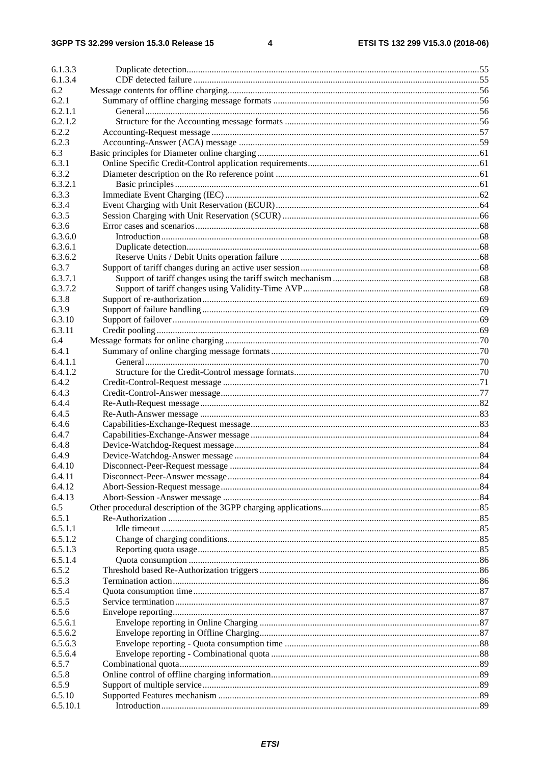| | | |
|---|---|---|
| 6.1.3.3 | Duplicate detection | 55 |
| 6.1.3.4 | CDF detected failure | 55 |
| 6.2 | Message contents for offline charging | 56 |
| 6.2.1 | Summary of offline charging message formats | 56 |
| 6.2.1.1 | General | 56 |
| 6.2.1.2 | Structure for the Accounting message formats | 56 |
| 6.2.2 | Accounting-Request message | 57 |
| 6.2.3 | Accounting-Answer (ACA) message | 59 |
| 6.3 | Basic principles for Diameter online charging | 61 |
| 6.3.1 | Online Specific Credit-Control application requirements | 61 |
| 6.3.2 | Diameter description on the Ro reference point | 61 |
| 6.3.2.1 | Basic principles | 61 |
| 6.3.3 | Immediate Event Charging (IEC) | 62 |
| 6.3.4 | Event Charging with Unit Reservation (ECUR) | 64 |
| 6.3.5 | Session Charging with Unit Reservation (SCUR) | 66 |
| 6.3.6 | Error cases and scenarios | 68 |
| 6.3.6.0 | Introduction | 68 |
| 6.3.6.1 | Duplicate detection | 68 |
| 6.3.6.2 | Reserve Units / Debit Units operation failure | 68 |
| 6.3.7 | Support of tariff changes during an active user session | 68 |
| 6.3.7.1 | Support of tariff changes using the tariff switch mechanism | 68 |
| 6.3.7.2 | Support of tariff changes using Validity-Time AVP | 68 |
| 6.3.8 | Support of re-authorization | 69 |
| 6.3.9 | Support of failure handling | 69 |
| 6.3.10 | Support of failover | 69 |
| 6.3.11 | Credit pooling | 69 |
| 6.4 | Message formats for online charging | 70 |
| 6.4.1 | Summary of online charging message formats | 70 |
| 6.4.1.1 | General | 70 |
| 6.4.1.2 | Structure for the Credit-Control message formats | 70 |
| 6.4.2 | Credit-Control-Request message | 71 |
| 6.4.3 | Credit-Control-Answer message | 77 |
| 6.4.4 | Re-Auth-Request message | 82 |
| 6.4.5 | Re-Auth-Answer message | 83 |
| 6.4.6 | Capabilities-Exchange-Request message | 83 |
| 6.4.7 | Capabilities-Exchange-Answer message | 84 |
| 6.4.8 | Device-Watchdog-Request message | 84 |
| 6.4.9 | Device-Watchdog-Answer message | 84 |
| 6.4.10 | Disconnect-Peer-Request message | 84 |
| 6.4.11 | Disconnect-Peer-Answer message | 84 |
| 6.4.12 | Abort-Session-Request message | 84 |
| 6.4.13 | Abort-Session -Answer message | 84 |
| 6.5 | Other procedural description of the 3GPP charging applications | 85 |
| 6.5.1 | Re-Authorization | 85 |
| 6.5.1.1 | Idle timeout | 85 |
| 6.5.1.2 | Change of charging conditions | 85 |
| 6.5.1.3 | Reporting quota usage | 85 |
| 6.5.1.4 | Quota consumption | 86 |
| 6.5.2 | Threshold based Re-Authorization triggers | 86 |
| 6.5.3 | Termination action | 86 |
| 6.5.4 | Quota consumption time | 87 |
| 6.5.5 | Service termination | 87 |
| 6.5.6 | Envelope reporting | 87 |
| 6.5.6.1 | Envelope reporting in Online Charging | 87 |
| 6.5.6.2 | Envelope reporting in Offline Charging | 87 |
| 6.5.6.3 | Envelope reporting - Quota consumption time | 88 |
| 6.5.6.4 | Envelope reporting - Combinational quota | 88 |
| 6.5.7 | Combinational quota | 89 |
| 6.5.8 | Online control of offline charging information | 89 |
| 6.5.9 | Support of multiple service | 89 |
| 6.5.10 | Supported Features mechanism | 89 |
| 6.5.10.1 | Introduction | 89 |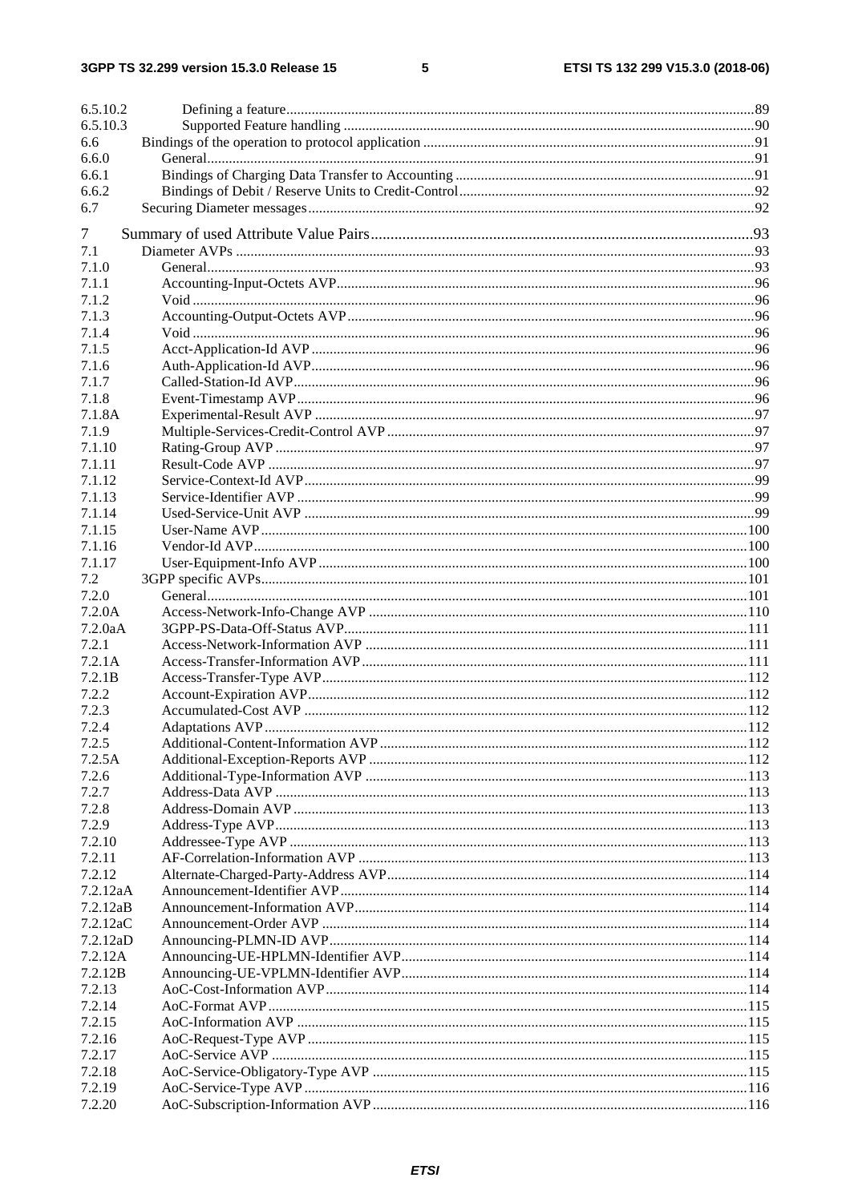| | | |
|---|---|---|
| 6.5.10.2 | Defining a feature | 89 |
| 6.5.10.3 | Supported Feature handling | 90 |
| 6.6 | Bindings of the operation to protocol application | 91 |
| 6.6.0 | General | 91 |
| 6.6.1 | Bindings of Charging Data Transfer to Accounting | 91 |
| 6.6.2 | Bindings of Debit / Reserve Units to Credit-Control | 92 |
| 6.7 | Securing Diameter messages | 92 |
| 7 | Summary of used Attribute Value Pairs | 93 |
| 7.1 | Diameter AVPs | 93 |
| 7.1.0 | General | 93 |
| 7.1.1 | Accounting-Input-Octets AVP | 96 |
| 7.1.2 | Void | 96 |
| 7.1.3 | Accounting-Output-Octets AVP | 96 |
| 7.1.4 | Void | 96 |
| 7.1.5 | Acct-Application-Id AVP | 96 |
| 7.1.6 | Auth-Application-Id AVP | 96 |
| 7.1.7 | Called-Station-Id AVP | 96 |
| 7.1.8 | Event-Timestamp AVP | 96 |
| 7.1.8A | Experimental-Result AVP | 97 |
| 7.1.9 | Multiple-Services-Credit-Control AVP | 97 |
| 7.1.10 | Rating-Group AVP | 97 |
| 7.1.11 | Result-Code AVP | 97 |
| 7.1.12 | Service-Context-Id AVP | 99 |
| 7.1.13 | Service-Identifier AVP | 99 |
| 7.1.14 | Used-Service-Unit AVP | 99 |
| 7.1.15 | User-Name AVP | 100 |
| 7.1.16 | Vendor-Id AVP | 100 |
| 7.1.17 | User-Equipment-Info AVP | 100 |
| 7.2 | 3GPP specific AVPs | 101 |
| 7.2.0 | General | 101 |
| 7.2.0A | Access-Network-Info-Change AVP | 110 |
| 7.2.0aA | 3GPP-PS-Data-Off-Status AVP | 111 |
| 7.2.1 | Access-Network-Information AVP | 111 |
| 7.2.1A | Access-Transfer-Information AVP | 111 |
| 7.2.1B | Access-Transfer-Type AVP | 112 |
| 7.2.2 | Account-Expiration AVP | 112 |
| 7.2.3 | Accumulated-Cost AVP | 112 |
| 7.2.4 | Adaptations AVP | 112 |
| 7.2.5 | Additional-Content-Information AVP | 112 |
| 7.2.5A | Additional-Exception-Reports AVP | 112 |
| 7.2.6 | Additional-Type-Information AVP | 113 |
| 7.2.7 | Address-Data AVP | 113 |
| 7.2.8 | Address-Domain AVP | 113 |
| 7.2.9 | Address-Type AVP | 113 |
| 7.2.10 | Addressee-Type AVP | 113 |
| 7.2.11 | AF-Correlation-Information AVP | 113 |
| 7.2.12 | Alternate-Charged-Party-Address AVP | 114 |
| 7.2.12aA | Announcement-Identifier AVP | 114 |
| 7.2.12aB | Announcement-Information AVP | 114 |
| 7.2.12aC | Announcement-Order AVP | 114 |
| 7.2.12aD | Announcing-PLMN-ID AVP | 114 |
| 7.2.12A | Announcing-UE-HPLMN-Identifier AVP | 114 |
| 7.2.12B | Announcing-UE-VPLMN-Identifier AVP | 114 |
| 7.2.13 | AoC-Cost-Information AVP | 114 |
| 7.2.14 | AoC-Format AVP | 115 |
| 7.2.15 | AoC-Information AVP | 115 |
| 7.2.16 | AoC-Request-Type AVP | 115 |
| 7.2.17 | AoC-Service AVP | 115 |
| 7.2.18 | AoC-Service-Obligatory-Type AVP | 115 |
| 7.2.19 | AoC-Service-Type AVP | 116 |
| 7.2.20 | AoC-Subscription-Information AVP | 116 |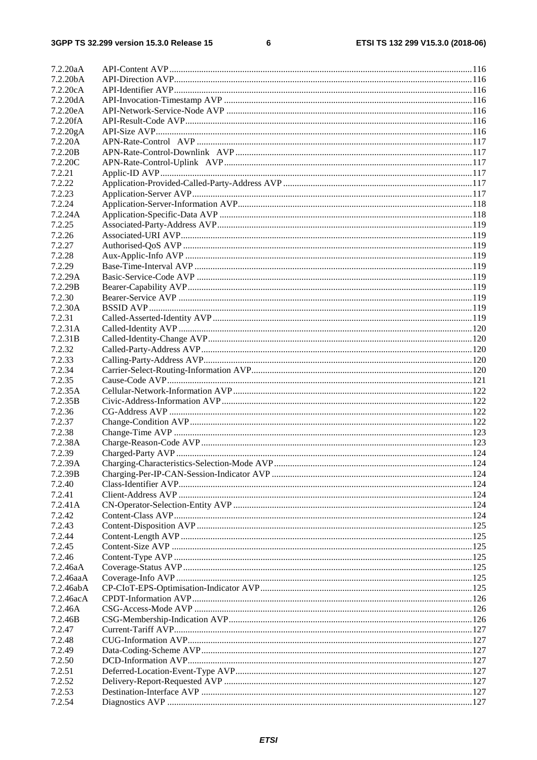| | | |
|---|---|---|
| 7.2.20aA | API-Content AVP | 116 |
| 7.2.20bA | API-Direction AVP | 116 |
| 7.2.20cA | API-Identifier AVP | 116 |
| 7.2.20dA | API-Invocation-Timestamp AVP | 116 |
| 7.2.20eA | API-Network-Service-Node AVP | 116 |
| 7.2.20fA | API-Result-Code AVP | 116 |
| 7.2.20gA | API-Size AVP | 116 |
| 7.2.20A | APN-Rate-Control AVP | 117 |
| 7.2.20B | APN-Rate-Control-Downlink AVP | 117 |
| 7.2.20C | APN-Rate-Control-Uplink AVP | 117 |
| 7.2.21 | Applic-ID AVP | 117 |
| 7.2.22 | Application-Provided-Called-Party-Address AVP | 117 |
| 7.2.23 | Application-Server AVP | 117 |
| 7.2.24 | Application-Server-Information AVP | 118 |
| 7.2.24A | Application-Specific-Data AVP | 118 |
| 7.2.25 | Associated-Party-Address AVP | 119 |
| 7.2.26 | Associated-URI AVP | 119 |
| 7.2.27 | Authorised-QoS AVP | 119 |
| 7.2.28 | Aux-Applic-Info AVP | 119 |
| 7.2.29 | Base-Time-Interval AVP | 119 |
| 7.2.29A | Basic-Service-Code AVP | 119 |
| 7.2.29B | Bearer-Capability AVP | 119 |
| 7.2.30 | Bearer-Service AVP | 119 |
| 7.2.30A | BSSID AVP | 119 |
| 7.2.31 | Called-Asserted-Identity AVP | 119 |
| 7.2.31A | Called-Identity AVP | 120 |
| 7.2.31B | Called-Identity-Change AVP | 120 |
| 7.2.32 | Called-Party-Address AVP | 120 |
| 7.2.33 | Calling-Party-Address AVP | 120 |
| 7.2.34 | Carrier-Select-Routing-Information AVP | 120 |
| 7.2.35 | Cause-Code AVP | 121 |
| 7.2.35A | Cellular-Network-Information AVP | 122 |
| 7.2.35B | Civic-Address-Information AVP | 122 |
| 7.2.36 | CG-Address AVP | 122 |
| 7.2.37 | Change-Condition AVP | 122 |
| 7.2.38 | Change-Time AVP | 123 |
| 7.2.38A | Charge-Reason-Code AVP | 123 |
| 7.2.39 | Charged-Party AVP | 124 |
| 7.2.39A | Charging-Characteristics-Selection-Mode AVP | 124 |
| 7.2.39B | Charging-Per-IP-CAN-Session-Indicator AVP | 124 |
| 7.2.40 | Class-Identifier AVP | 124 |
| 7.2.41 | Client-Address AVP | 124 |
| 7.2.41A | CN-Operator-Selection-Entity AVP | 124 |
| 7.2.42 | Content-Class AVP | 124 |
| 7.2.43 | Content-Disposition AVP | 125 |
| 7.2.44 | Content-Length AVP | 125 |
| 7.2.45 | Content-Size AVP | 125 |
| 7.2.46 | Content-Type AVP | 125 |
| 7.2.46aA | Coverage-Status AVP | 125 |
| 7.2.46aaA | Coverage-Info AVP | 125 |
| 7.2.46abA | CP-CIoT-EPS-Optimisation-Indicator AVP | 125 |
| 7.2.46acA | CPDT-Information AVP | 126 |
| 7.2.46A | CSG-Access-Mode AVP | 126 |
| 7.2.46B | CSG-Membership-Indication AVP | 126 |
| 7.2.47 | Current-Tariff AVP | 127 |
| 7.2.48 | CUG-Information AVP | 127 |
| 7.2.49 | Data-Coding-Scheme AVP | 127 |
| 7.2.50 | DCD-Information AVP | 127 |
| 7.2.51 | Deferred-Location-Event-Type AVP | 127 |
| 7.2.52 | Delivery-Report-Requested AVP | 127 |
| 7.2.53 | Destination-Interface AVP | 127 |
| 7.2.54 | Diagnostics AVP | 127 |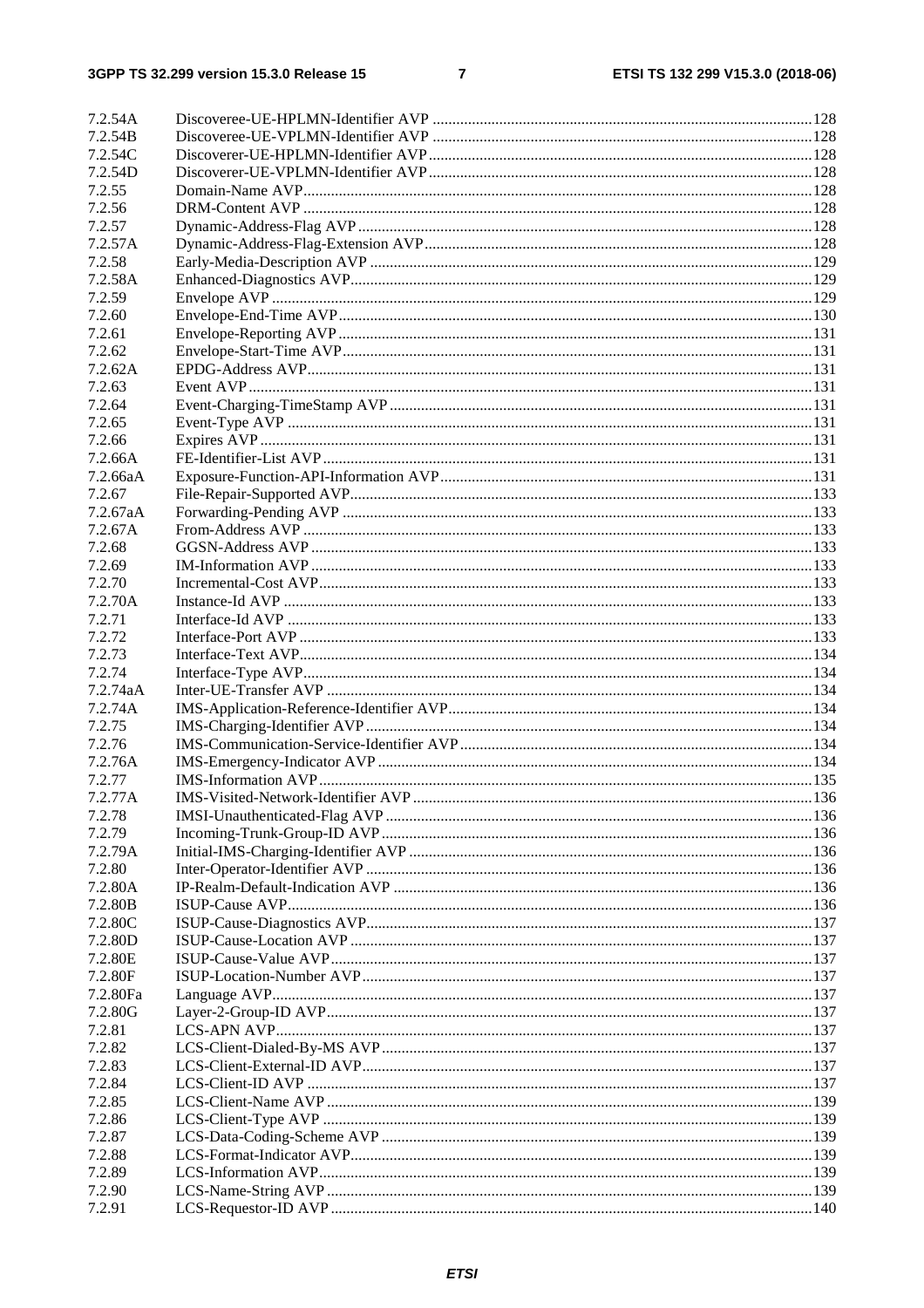7.2.54A Discoveree-UE-HPLMN-Identifier AVP ....... 128
7.2.54B Discoveree-UE-VPLMN-Identifier AVP ....... 128
7.2.54C Discoverer-UE-HPLMN-Identifier AVP ....... 128
7.2.54D Discoverer-UE-VPLMN-Identifier AVP ....... 128
7.2.55 Domain-Name AVP ....... 128
7.2.56 DRM-Content AVP ....... 128
7.2.57 Dynamic-Address-Flag AVP ....... 128
7.2.57A Dynamic-Address-Flag-Extension AVP ....... 128
7.2.58 Early-Media-Description AVP ....... 129
7.2.58A Enhanced-Diagnostics AVP ....... 129
7.2.59 Envelope AVP ....... 129
7.2.60 Envelope-End-Time AVP ....... 130
7.2.61 Envelope-Reporting AVP ....... 131
7.2.62 Envelope-Start-Time AVP ....... 131
7.2.62A EPDG-Address AVP ....... 131
7.2.63 Event AVP ....... 131
7.2.64 Event-Charging-TimeStamp AVP ....... 131
7.2.65 Event-Type AVP ....... 131
7.2.66 Expires AVP ....... 131
7.2.66A FE-Identifier-List AVP ....... 131
7.2.66aA Exposure-Function-API-Information AVP ....... 131
7.2.67 File-Repair-Supported AVP ....... 133
7.2.67aA Forwarding-Pending AVP ....... 133
7.2.67A From-Address AVP ....... 133
7.2.68 GGSN-Address AVP ....... 133
7.2.69 IM-Information AVP ....... 133
7.2.70 Incremental-Cost AVP ....... 133
7.2.70A Instance-Id AVP ....... 133
7.2.71 Interface-Id AVP ....... 133
7.2.72 Interface-Port AVP ....... 133
7.2.73 Interface-Text AVP ....... 134
7.2.74 Interface-Type AVP ....... 134
7.2.74aA Inter-UE-Transfer AVP ....... 134
7.2.74A IMS-Application-Reference-Identifier AVP ....... 134
7.2.75 IMS-Charging-Identifier AVP ....... 134
7.2.76 IMS-Communication-Service-Identifier AVP ....... 134
7.2.76A IMS-Emergency-Indicator AVP ....... 134
7.2.77 IMS-Information AVP ....... 135
7.2.77A IMS-Visited-Network-Identifier AVP ....... 136
7.2.78 IMSI-Unauthenticated-Flag AVP ....... 136
7.2.79 Incoming-Trunk-Group-ID AVP ....... 136
7.2.79A Initial-IMS-Charging-Identifier AVP ....... 136
7.2.80 Inter-Operator-Identifier AVP ....... 136
7.2.80A IP-Realm-Default-Indication AVP ....... 136
7.2.80B ISUP-Cause AVP ....... 136
7.2.80C ISUP-Cause-Diagnostics AVP ....... 137
7.2.80D ISUP-Cause-Location AVP ....... 137
7.2.80E ISUP-Cause-Value AVP ....... 137
7.2.80F ISUP-Location-Number AVP ....... 137
7.2.80Fa Language AVP ....... 137
7.2.80G Layer-2-Group-ID AVP ....... 137
7.2.81 LCS-APN AVP ....... 137
7.2.82 LCS-Client-Dialed-By-MS AVP ....... 137
7.2.83 LCS-Client-External-ID AVP ....... 137
7.2.84 LCS-Client-ID AVP ....... 137
7.2.85 LCS-Client-Name AVP ....... 139
7.2.86 LCS-Client-Type AVP ....... 139
7.2.87 LCS-Data-Coding-Scheme AVP ....... 139
7.2.88 LCS-Format-Indicator AVP ....... 139
7.2.89 LCS-Information AVP ....... 139
7.2.90 LCS-Name-String AVP ....... 139
7.2.91 LCS-Requestor-ID AVP ....... 140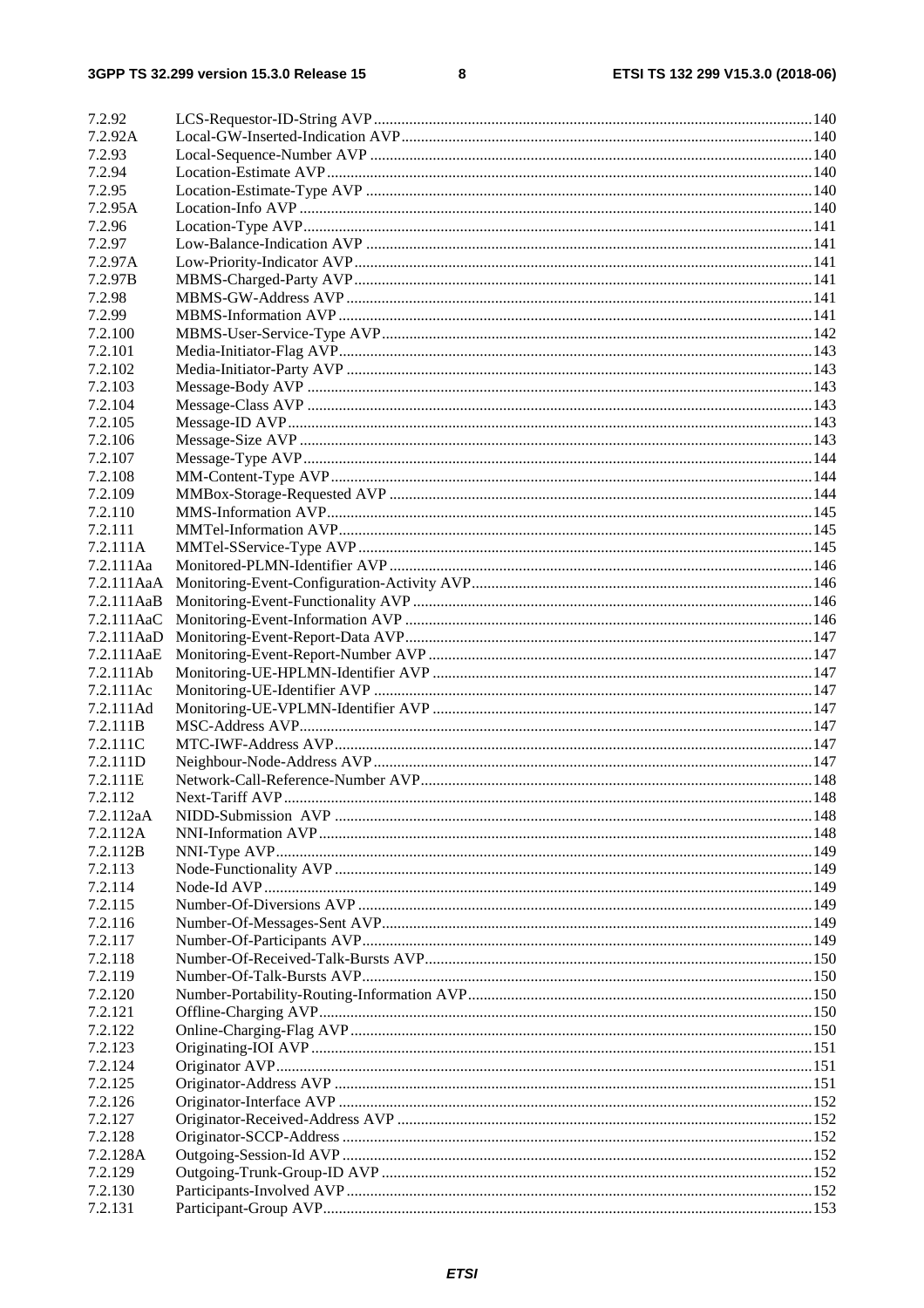7.2.92 LCS-Requestor-ID-String AVP ..... 140
7.2.92A Local-GW-Inserted-Indication AVP ..... 140
7.2.93 Local-Sequence-Number AVP ..... 140
7.2.94 Location-Estimate AVP ..... 140
7.2.95 Location-Estimate-Type AVP ..... 140
7.2.95A Location-Info AVP ..... 140
7.2.96 Location-Type AVP ..... 141
7.2.97 Low-Balance-Indication AVP ..... 141
7.2.97A Low-Priority-Indicator AVP ..... 141
7.2.97B MBMS-Charged-Party AVP ..... 141
7.2.98 MBMS-GW-Address AVP ..... 141
7.2.99 MBMS-Information AVP ..... 141
7.2.100 MBMS-User-Service-Type AVP ..... 142
7.2.101 Media-Initiator-Flag AVP ..... 143
7.2.102 Media-Initiator-Party AVP ..... 143
7.2.103 Message-Body AVP ..... 143
7.2.104 Message-Class AVP ..... 143
7.2.105 Message-ID AVP ..... 143
7.2.106 Message-Size AVP ..... 143
7.2.107 Message-Type AVP ..... 144
7.2.108 MM-Content-Type AVP ..... 144
7.2.109 MMBox-Storage-Requested AVP ..... 144
7.2.110 MMS-Information AVP ..... 145
7.2.111 MMTel-Information AVP ..... 145
7.2.111A MMTel-SService-Type AVP ..... 145
7.2.111Aa Monitored-PLMN-Identifier AVP ..... 146
7.2.111AaA Monitoring-Event-Configuration-Activity AVP ..... 146
7.2.111AaB Monitoring-Event-Functionality AVP ..... 146
7.2.111AaC Monitoring-Event-Information AVP ..... 146
7.2.111AaD Monitoring-Event-Report-Data AVP ..... 147
7.2.111AaE Monitoring-Event-Report-Number AVP ..... 147
7.2.111Ab Monitoring-UE-HPLMN-Identifier AVP ..... 147
7.2.111Ac Monitoring-UE-Identifier AVP ..... 147
7.2.111Ad Monitoring-UE-VPLMN-Identifier AVP ..... 147
7.2.111B MSC-Address AVP ..... 147
7.2.111C MTC-IWF-Address AVP ..... 147
7.2.111D Neighbour-Node-Address AVP ..... 147
7.2.111E Network-Call-Reference-Number AVP ..... 148
7.2.112 Next-Tariff AVP ..... 148
7.2.112aA NIDD-Submission AVP ..... 148
7.2.112A NNI-Information AVP ..... 148
7.2.112B NNI-Type AVP ..... 149
7.2.113 Node-Functionality AVP ..... 149
7.2.114 Node-Id AVP ..... 149
7.2.115 Number-Of-Diversions AVP ..... 149
7.2.116 Number-Of-Messages-Sent AVP ..... 149
7.2.117 Number-Of-Participants AVP ..... 149
7.2.118 Number-Of-Received-Talk-Bursts AVP ..... 150
7.2.119 Number-Of-Talk-Bursts AVP ..... 150
7.2.120 Number-Portability-Routing-Information AVP ..... 150
7.2.121 Offline-Charging AVP ..... 150
7.2.122 Online-Charging-Flag AVP ..... 150
7.2.123 Originating-IOI AVP ..... 151
7.2.124 Originator AVP ..... 151
7.2.125 Originator-Address AVP ..... 151
7.2.126 Originator-Interface AVP ..... 152
7.2.127 Originator-Received-Address AVP ..... 152
7.2.128 Originator-SCCP-Address ..... 152
7.2.128A Outgoing-Session-Id AVP ..... 152
7.2.129 Outgoing-Trunk-Group-ID AVP ..... 152
7.2.130 Participants-Involved AVP ..... 152
7.2.131 Participant-Group AVP ..... 153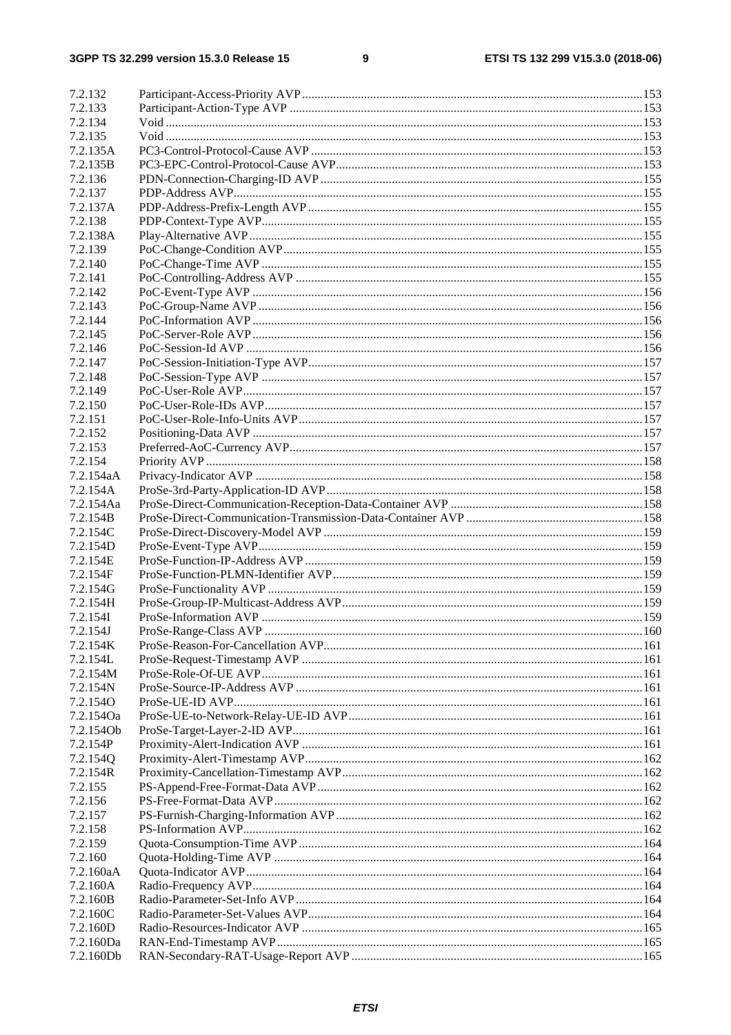| | | |
|---|---|---|
| 7.2.132 | Participant-Access-Priority AVP | 153 |
| 7.2.133 | Participant-Action-Type AVP | 153 |
| 7.2.134 | Void | 153 |
| 7.2.135 | Void | 153 |
| 7.2.135A | PC3-Control-Protocol-Cause AVP | 153 |
| 7.2.135B | PC3-EPC-Control-Protocol-Cause AVP | 153 |
| 7.2.136 | PDN-Connection-Charging-ID AVP | 155 |
| 7.2.137 | PDP-Address AVP | 155 |
| 7.2.137A | PDP-Address-Prefix-Length AVP | 155 |
| 7.2.138 | PDP-Context-Type AVP | 155 |
| 7.2.138A | Play-Alternative AVP | 155 |
| 7.2.139 | PoC-Change-Condition AVP | 155 |
| 7.2.140 | PoC-Change-Time AVP | 155 |
| 7.2.141 | PoC-Controlling-Address AVP | 155 |
| 7.2.142 | PoC-Event-Type AVP | 156 |
| 7.2.143 | PoC-Group-Name AVP | 156 |
| 7.2.144 | PoC-Information AVP | 156 |
| 7.2.145 | PoC-Server-Role AVP | 156 |
| 7.2.146 | PoC-Session-Id AVP | 156 |
| 7.2.147 | PoC-Session-Initiation-Type AVP | 157 |
| 7.2.148 | PoC-Session-Type AVP | 157 |
| 7.2.149 | PoC-User-Role AVP | 157 |
| 7.2.150 | PoC-User-Role-IDs AVP | 157 |
| 7.2.151 | PoC-User-Role-Info-Units AVP | 157 |
| 7.2.152 | Positioning-Data AVP | 157 |
| 7.2.153 | Preferred-AoC-Currency AVP | 157 |
| 7.2.154 | Priority AVP | 158 |
| 7.2.154aA | Privacy-Indicator AVP | 158 |
| 7.2.154A | ProSe-3rd-Party-Application-ID AVP | 158 |
| 7.2.154Aa | ProSe-Direct-Communication-Reception-Data-Container AVP | 158 |
| 7.2.154B | ProSe-Direct-Communication-Transmission-Data-Container AVP | 158 |
| 7.2.154C | ProSe-Direct-Discovery-Model AVP | 159 |
| 7.2.154D | ProSe-Event-Type AVP | 159 |
| 7.2.154E | ProSe-Function-IP-Address AVP | 159 |
| 7.2.154F | ProSe-Function-PLMN-Identifier AVP | 159 |
| 7.2.154G | ProSe-Functionality AVP | 159 |
| 7.2.154H | ProSe-Group-IP-Multicast-Address AVP | 159 |
| 7.2.154I | ProSe-Information AVP | 159 |
| 7.2.154J | ProSe-Range-Class AVP | 160 |
| 7.2.154K | ProSe-Reason-For-Cancellation AVP | 161 |
| 7.2.154L | ProSe-Request-Timestamp AVP | 161 |
| 7.2.154M | ProSe-Role-Of-UE AVP | 161 |
| 7.2.154N | ProSe-Source-IP-Address AVP | 161 |
| 7.2.154O | ProSe-UE-ID AVP | 161 |
| 7.2.154Oa | ProSe-UE-to-Network-Relay-UE-ID AVP | 161 |
| 7.2.154Ob | ProSe-Target-Layer-2-ID AVP | 161 |
| 7.2.154P | Proximity-Alert-Indication AVP | 161 |
| 7.2.154Q | Proximity-Alert-Timestamp AVP | 162 |
| 7.2.154R | Proximity-Cancellation-Timestamp AVP | 162 |
| 7.2.155 | PS-Append-Free-Format-Data AVP | 162 |
| 7.2.156 | PS-Free-Format-Data AVP | 162 |
| 7.2.157 | PS-Furnish-Charging-Information AVP | 162 |
| 7.2.158 | PS-Information AVP | 162 |
| 7.2.159 | Quota-Consumption-Time AVP | 164 |
| 7.2.160 | Quota-Holding-Time AVP | 164 |
| 7.2.160aA | Quota-Indicator AVP | 164 |
| 7.2.160A | Radio-Frequency AVP | 164 |
| 7.2.160B | Radio-Parameter-Set-Info AVP | 164 |
| 7.2.160C | Radio-Parameter-Set-Values AVP | 164 |
| 7.2.160D | Radio-Resources-Indicator AVP | 165 |
| 7.2.160Da | RAN-End-Timestamp AVP | 165 |
| 7.2.160Db | RAN-Secondary-RAT-Usage-Report AVP | 165 |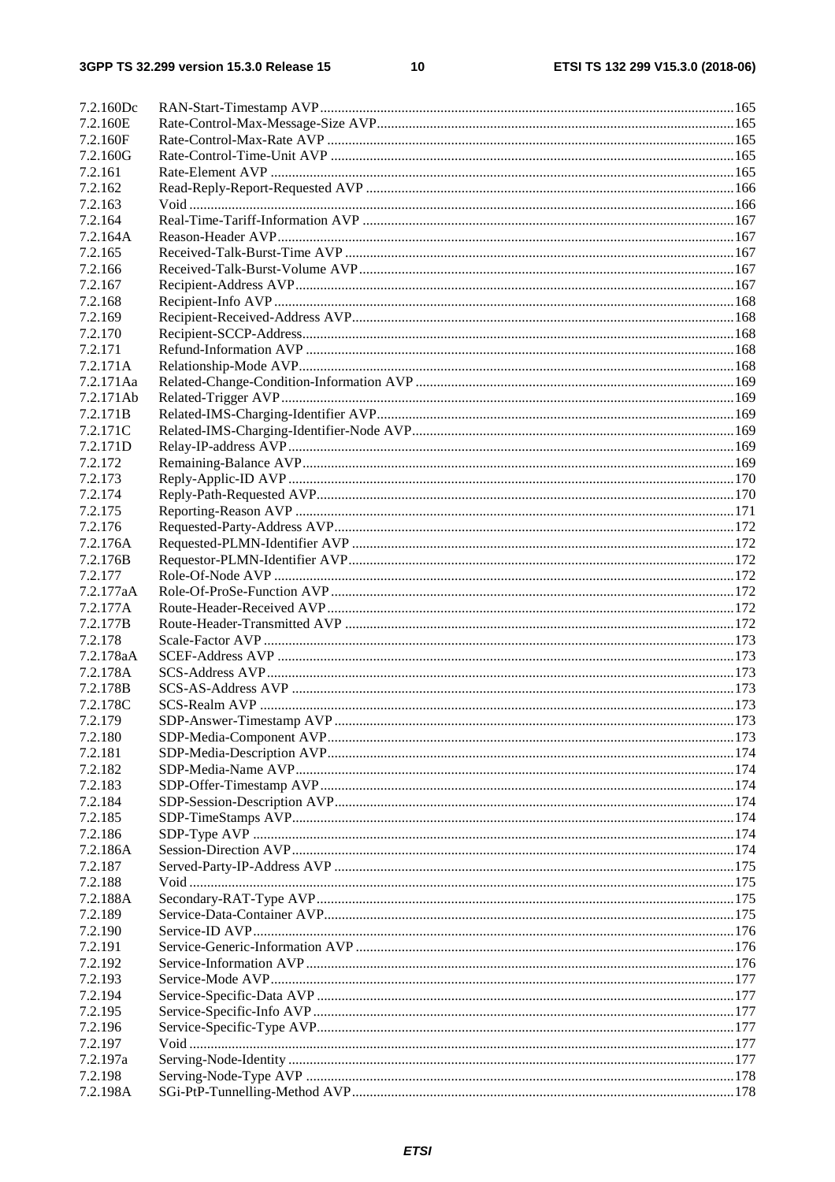7.2.160Dc RAN-Start-Timestamp AVP .......... 165
7.2.160E Rate-Control-Max-Message-Size AVP .......... 165
7.2.160F Rate-Control-Max-Rate AVP .......... 165
7.2.160G Rate-Control-Time-Unit AVP .......... 165
7.2.161 Rate-Element AVP .......... 165
7.2.162 Read-Reply-Report-Requested AVP .......... 166
7.2.163 Void .......... 166
7.2.164 Real-Time-Tariff-Information AVP .......... 167
7.2.164A Reason-Header AVP .......... 167
7.2.165 Received-Talk-Burst-Time AVP .......... 167
7.2.166 Received-Talk-Burst-Volume AVP .......... 167
7.2.167 Recipient-Address AVP .......... 167
7.2.168 Recipient-Info AVP .......... 168
7.2.169 Recipient-Received-Address AVP .......... 168
7.2.170 Recipient-SCCP-Address .......... 168
7.2.171 Refund-Information AVP .......... 168
7.2.171A Relationship-Mode AVP .......... 168
7.2.171Aa Related-Change-Condition-Information AVP .......... 169
7.2.171Ab Related-Trigger AVP .......... 169
7.2.171B Related-IMS-Charging-Identifier AVP .......... 169
7.2.171C Related-IMS-Charging-Identifier-Node AVP .......... 169
7.2.171D Relay-IP-address AVP .......... 169
7.2.172 Remaining-Balance AVP .......... 169
7.2.173 Reply-Applic-ID AVP .......... 170
7.2.174 Reply-Path-Requested AVP .......... 170
7.2.175 Reporting-Reason AVP .......... 171
7.2.176 Requested-Party-Address AVP .......... 172
7.2.176A Requested-PLMN-Identifier AVP .......... 172
7.2.176B Requestor-PLMN-Identifier AVP .......... 172
7.2.177 Role-Of-Node AVP .......... 172
7.2.177aA Role-Of-ProSe-Function AVP .......... 172
7.2.177A Route-Header-Received AVP .......... 172
7.2.177B Route-Header-Transmitted AVP .......... 172
7.2.178 Scale-Factor AVP .......... 173
7.2.178aA SCEF-Address AVP .......... 173
7.2.178A SCS-Address AVP .......... 173
7.2.178B SCS-AS-Address AVP .......... 173
7.2.178C SCS-Realm AVP .......... 173
7.2.179 SDP-Answer-Timestamp AVP .......... 173
7.2.180 SDP-Media-Component AVP .......... 173
7.2.181 SDP-Media-Description AVP .......... 174
7.2.182 SDP-Media-Name AVP .......... 174
7.2.183 SDP-Offer-Timestamp AVP .......... 174
7.2.184 SDP-Session-Description AVP .......... 174
7.2.185 SDP-TimeStamps AVP .......... 174
7.2.186 SDP-Type AVP .......... 174
7.2.186A Session-Direction AVP .......... 174
7.2.187 Served-Party-IP-Address AVP .......... 175
7.2.188 Void .......... 175
7.2.188A Secondary-RAT-Type AVP .......... 175
7.2.189 Service-Data-Container AVP .......... 175
7.2.190 Service-ID AVP .......... 176
7.2.191 Service-Generic-Information AVP .......... 176
7.2.192 Service-Information AVP .......... 176
7.2.193 Service-Mode AVP .......... 177
7.2.194 Service-Specific-Data AVP .......... 177
7.2.195 Service-Specific-Info AVP .......... 177
7.2.196 Service-Specific-Type AVP .......... 177
7.2.197 Void .......... 177
7.2.197a Serving-Node-Identity .......... 177
7.2.198 Serving-Node-Type AVP .......... 178
7.2.198A SGi-PtP-Tunnelling-Method AVP .......... 178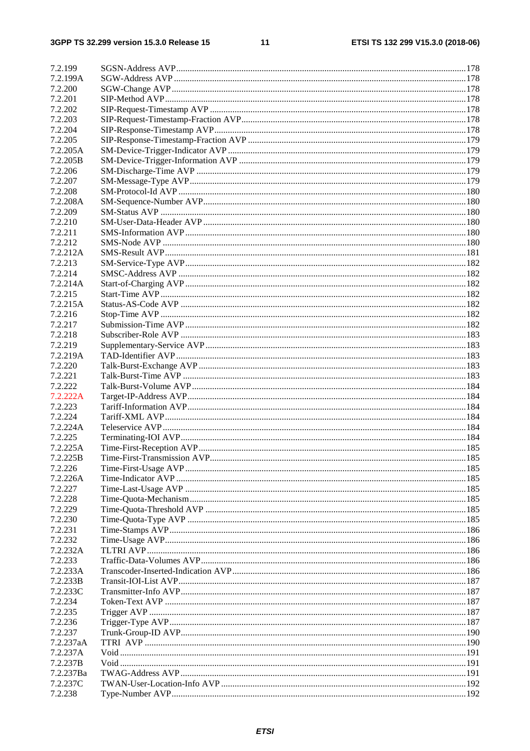7.2.199 SGSN-Address AVP ..... 178
7.2.199A SGW-Address AVP ..... 178
7.2.200 SGW-Change AVP ..... 178
7.2.201 SIP-Method AVP ..... 178
7.2.202 SIP-Request-Timestamp AVP ..... 178
7.2.203 SIP-Request-Timestamp-Fraction AVP ..... 178
7.2.204 SIP-Response-Timestamp AVP ..... 178
7.2.205 SIP-Response-Timestamp-Fraction AVP ..... 179
7.2.205A SM-Device-Trigger-Indicator AVP ..... 179
7.2.205B SM-Device-Trigger-Information AVP ..... 179
7.2.206 SM-Discharge-Time AVP ..... 179
7.2.207 SM-Message-Type AVP ..... 179
7.2.208 SM-Protocol-Id AVP ..... 180
7.2.208A SM-Sequence-Number AVP ..... 180
7.2.209 SM-Status AVP ..... 180
7.2.210 SM-User-Data-Header AVP ..... 180
7.2.211 SMS-Information AVP ..... 180
7.2.212 SMS-Node AVP ..... 180
7.2.212A SMS-Result AVP ..... 181
7.2.213 SM-Service-Type AVP ..... 182
7.2.214 SMSC-Address AVP ..... 182
7.2.214A Start-of-Charging AVP ..... 182
7.2.215 Start-Time AVP ..... 182
7.2.215A Status-AS-Code AVP ..... 182
7.2.216 Stop-Time AVP ..... 182
7.2.217 Submission-Time AVP ..... 182
7.2.218 Subscriber-Role AVP ..... 183
7.2.219 Supplementary-Service AVP ..... 183
7.2.219A TAD-Identifier AVP ..... 183
7.2.220 Talk-Burst-Exchange AVP ..... 183
7.2.221 Talk-Burst-Time AVP ..... 183
7.2.222 Talk-Burst-Volume AVP ..... 184
7.2.222A Target-IP-Address AVP ..... 184
7.2.223 Tariff-Information AVP ..... 184
7.2.224 Tariff-XML AVP ..... 184
7.2.224A Teleservice AVP ..... 184
7.2.225 Terminating-IOI AVP ..... 184
7.2.225A Time-First-Reception AVP ..... 185
7.2.225B Time-First-Transmission AVP ..... 185
7.2.226 Time-First-Usage AVP ..... 185
7.2.226A Time-Indicator AVP ..... 185
7.2.227 Time-Last-Usage AVP ..... 185
7.2.228 Time-Quota-Mechanism ..... 185
7.2.229 Time-Quota-Threshold AVP ..... 185
7.2.230 Time-Quota-Type AVP ..... 185
7.2.231 Time-Stamps AVP ..... 186
7.2.232 Time-Usage AVP ..... 186
7.2.232A TLTRI AVP ..... 186
7.2.233 Traffic-Data-Volumes AVP ..... 186
7.2.233A Transcoder-Inserted-Indication AVP ..... 186
7.2.233B Transit-IOI-List AVP ..... 187
7.2.233C Transmitter-Info AVP ..... 187
7.2.234 Token-Text AVP ..... 187
7.2.235 Trigger AVP ..... 187
7.2.236 Trigger-Type AVP ..... 187
7.2.237 Trunk-Group-ID AVP ..... 190
7.2.237aA TTRI AVP ..... 190
7.2.237A Void ..... 191
7.2.237B Void ..... 191
7.2.237Ba TWAG-Address AVP ..... 191
7.2.237C TWAN-User-Location-Info AVP ..... 192
7.2.238 Type-Number AVP ..... 192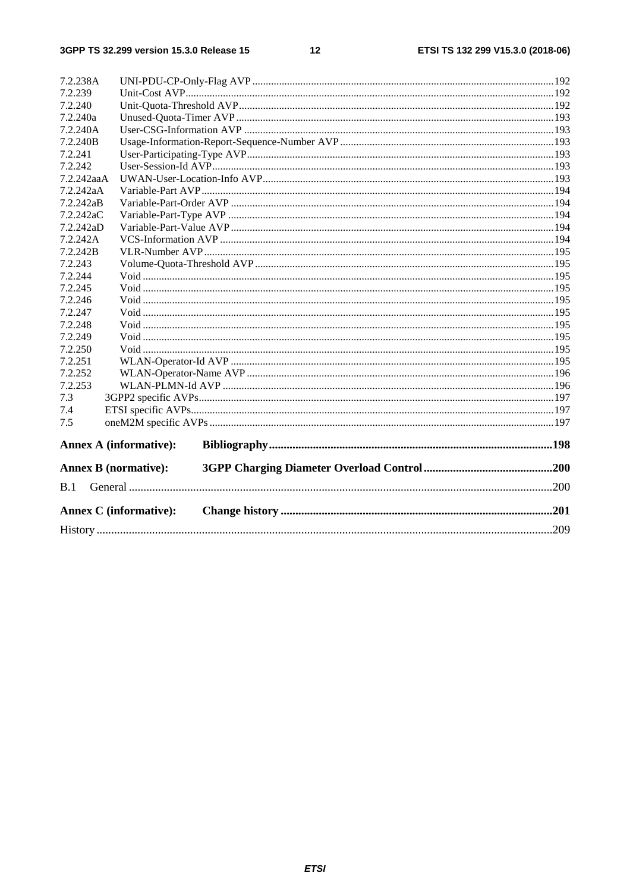7.2.238A UNI-PDU-CP-Only-Flag AVP ....................................................................................................................192
7.2.239 Unit-Cost AVP............................................................................................................................................192
7.2.240 Unit-Quota-Threshold AVP........................................................................................................................192
7.2.240a Unused-Quota-Timer AVP .........................................................................................................................193
7.2.240A User-CSG-Information AVP .......................................................................................................................193
7.2.240B Usage-Information-Report-Sequence-Number AVP ...................................................................................193
7.2.241 User-Participating-Type AVP.....................................................................................................................193
7.2.242 User-Session-Id AVP..................................................................................................................................193
7.2.242aaA UWAN-User-Location-Info AVP...............................................................................................................193
7.2.242aA Variable-Part AVP......................................................................................................................................194
7.2.242aB Variable-Part-Order AVP ...........................................................................................................................194
7.2.242aC Variable-Part-Type AVP ............................................................................................................................194
7.2.242aD Variable-Part-Value AVP ...........................................................................................................................194
7.2.242A VCS-Information AVP ...............................................................................................................................194
7.2.242B VLR-Number AVP.....................................................................................................................................195
7.2.243 Volume-Quota-Threshold AVP..................................................................................................................195
7.2.244 Void ............................................................................................................................................................195
7.2.245 Void ............................................................................................................................................................195
7.2.246 Void ............................................................................................................................................................195
7.2.247 Void ............................................................................................................................................................195
7.2.248 Void ............................................................................................................................................................195
7.2.249 Void ............................................................................................................................................................195
7.2.250 Void ............................................................................................................................................................195
7.2.251 WLAN-Operator-Id AVP ...........................................................................................................................195
7.2.252 WLAN-Operator-Name AVP .....................................................................................................................196
7.2.253 WLAN-PLMN-Id AVP ..............................................................................................................................196
7.3 3GPP2 specific AVPs.......................................................................................................................................197
7.4 ETSI specific AVPs.........................................................................................................................................197
7.5 oneM2M specific AVPs ..................................................................................................................................197

**Annex A (informative): Bibliography................................................................................................198**

**Annex B (normative): 3GPP Charging Diameter Overload Control............................................200**

B.1 General ..................................................................................................................................................200

**Annex C (informative): Change history ............................................................................................201**

History ............................................................................................................................................................209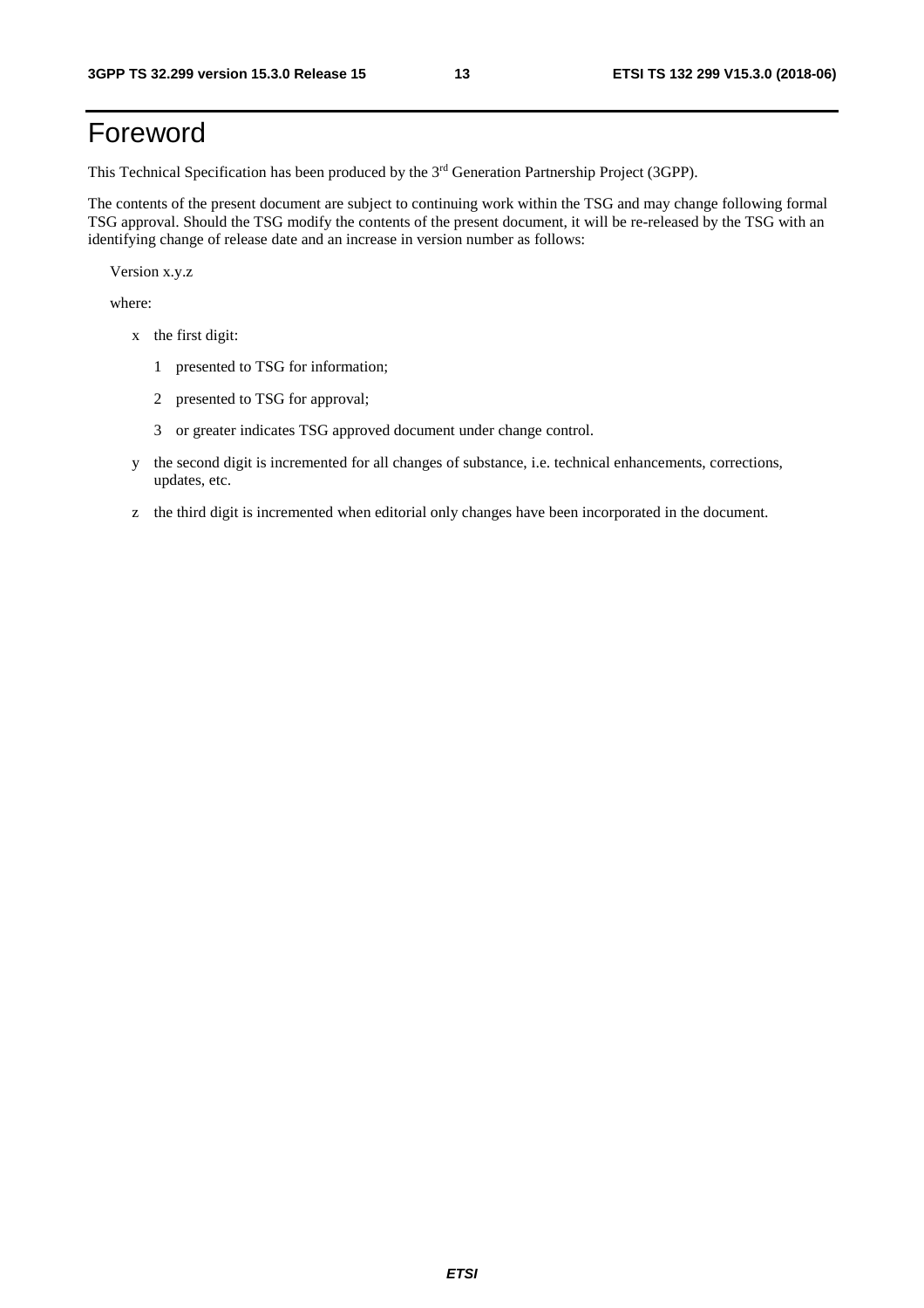# Foreword

This Technical Specification has been produced by the 3rd Generation Partnership Project (3GPP).

The contents of the present document are subject to continuing work within the TSG and may change following formal TSG approval. Should the TSG modify the contents of the present document, it will be re-released by the TSG with an identifying change of release date and an increase in version number as follows:

Version x.y.z

where:

- x the first digit:
  - 1 presented to TSG for information;
  - 2 presented to TSG for approval;
  - 3 or greater indicates TSG approved document under change control.
- y the second digit is incremented for all changes of substance, i.e. technical enhancements, corrections, updates, etc.
- z the third digit is incremented when editorial only changes have been incorporated in the document.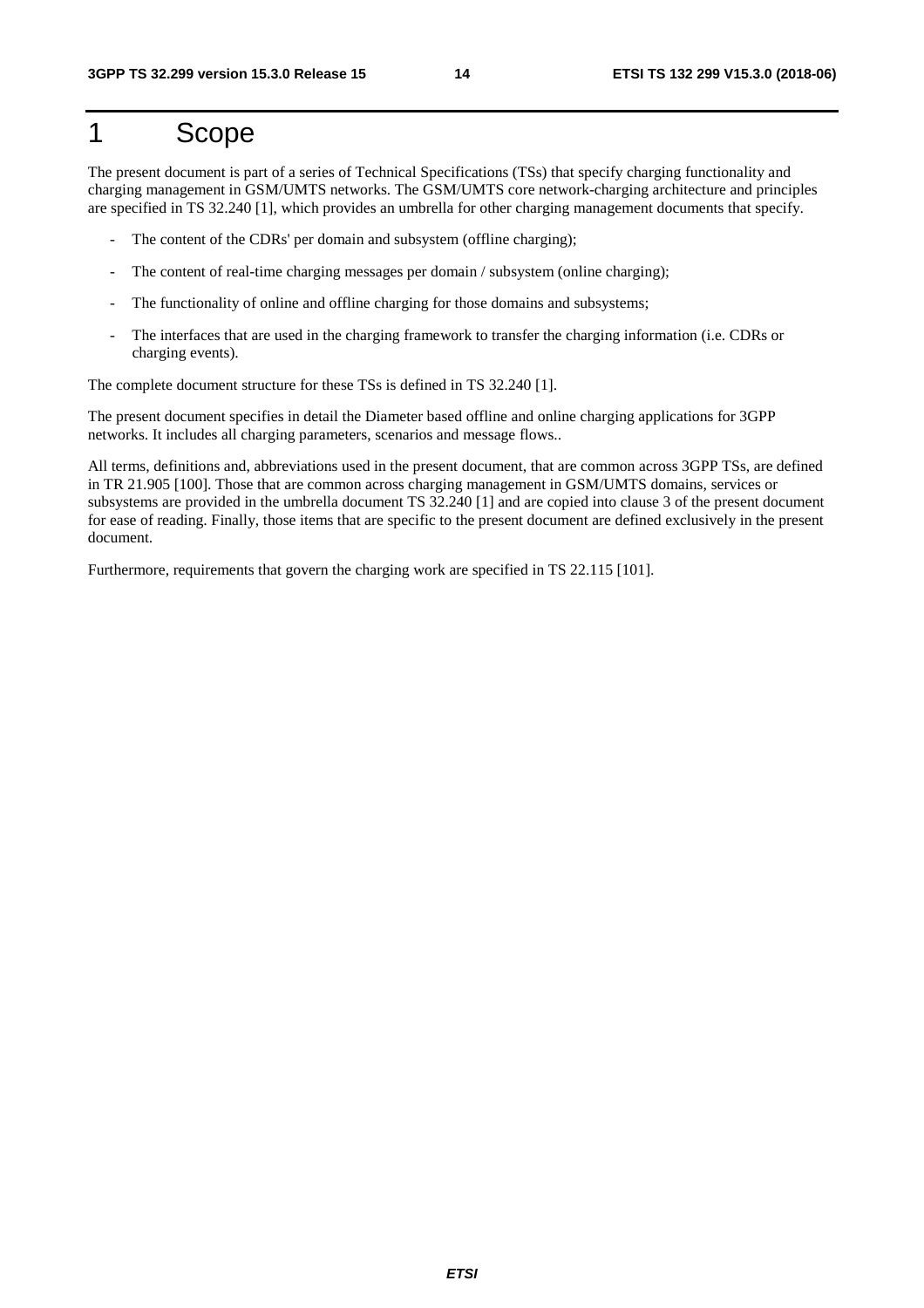# 1 Scope

The present document is part of a series of Technical Specifications (TSs) that specify charging functionality and charging management in GSM/UMTS networks. The GSM/UMTS core network-charging architecture and principles are specified in TS 32.240 [1], which provides an umbrella for other charging management documents that specify.

- The content of the CDRs' per domain and subsystem (offline charging);
- The content of real-time charging messages per domain / subsystem (online charging);
- The functionality of online and offline charging for those domains and subsystems;
- The interfaces that are used in the charging framework to transfer the charging information (i.e. CDRs or charging events).

The complete document structure for these TSs is defined in TS 32.240 [1].

The present document specifies in detail the Diameter based offline and online charging applications for 3GPP networks. It includes all charging parameters, scenarios and message flows..

All terms, definitions and, abbreviations used in the present document, that are common across 3GPP TSs, are defined in TR 21.905 [100]. Those that are common across charging management in GSM/UMTS domains, services or subsystems are provided in the umbrella document TS 32.240 [1] and are copied into clause 3 of the present document for ease of reading. Finally, those items that are specific to the present document are defined exclusively in the present document.

Furthermore, requirements that govern the charging work are specified in TS 22.115 [101].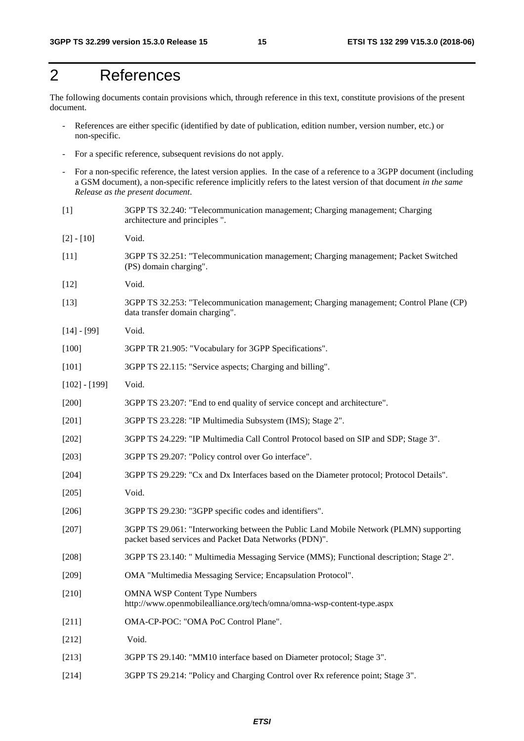# 2 References

The following documents contain provisions which, through reference in this text, constitute provisions of the present document.

- References are either specific (identified by date of publication, edition number, version number, etc.) or non-specific.
- For a specific reference, subsequent revisions do not apply.
- For a non-specific reference, the latest version applies. In the case of a reference to a 3GPP document (including a GSM document), a non-specific reference implicitly refers to the latest version of that document *in the same Release as the present document*.

[1] 3GPP TS 32.240: "Telecommunication management; Charging management; Charging architecture and principles ".

[2] - [10] Void.

[11] 3GPP TS 32.251: "Telecommunication management; Charging management; Packet Switched (PS) domain charging".

[12] Void.

[13] 3GPP TS 32.253: "Telecommunication management; Charging management; Control Plane (CP) data transfer domain charging".

[14] - [99] Void.

[100] 3GPP TR 21.905: "Vocabulary for 3GPP Specifications".

[101] 3GPP TS 22.115: "Service aspects; Charging and billing".

[102] - [199] Void.

[200] 3GPP TS 23.207: "End to end quality of service concept and architecture".

[201] 3GPP TS 23.228: "IP Multimedia Subsystem (IMS); Stage 2".

[202] 3GPP TS 24.229: "IP Multimedia Call Control Protocol based on SIP and SDP; Stage 3".

[203] 3GPP TS 29.207: "Policy control over Go interface".

[204] 3GPP TS 29.229: "Cx and Dx Interfaces based on the Diameter protocol; Protocol Details".

[205] Void.

[206] 3GPP TS 29.230: "3GPP specific codes and identifiers".

[207] 3GPP TS 29.061: "Interworking between the Public Land Mobile Network (PLMN) supporting packet based services and Packet Data Networks (PDN)".

[208] 3GPP TS 23.140: " Multimedia Messaging Service (MMS); Functional description; Stage 2".

[209] OMA "Multimedia Messaging Service; Encapsulation Protocol".

[210] OMNA WSP Content Type Numbers
http://www.openmobilealliance.org/tech/omna/omna-wsp-content-type.aspx

[211] OMA-CP-POC: "OMA PoC Control Plane".

[212] Void.

[213] 3GPP TS 29.140: "MM10 interface based on Diameter protocol; Stage 3".

[214] 3GPP TS 29.214: "Policy and Charging Control over Rx reference point; Stage 3".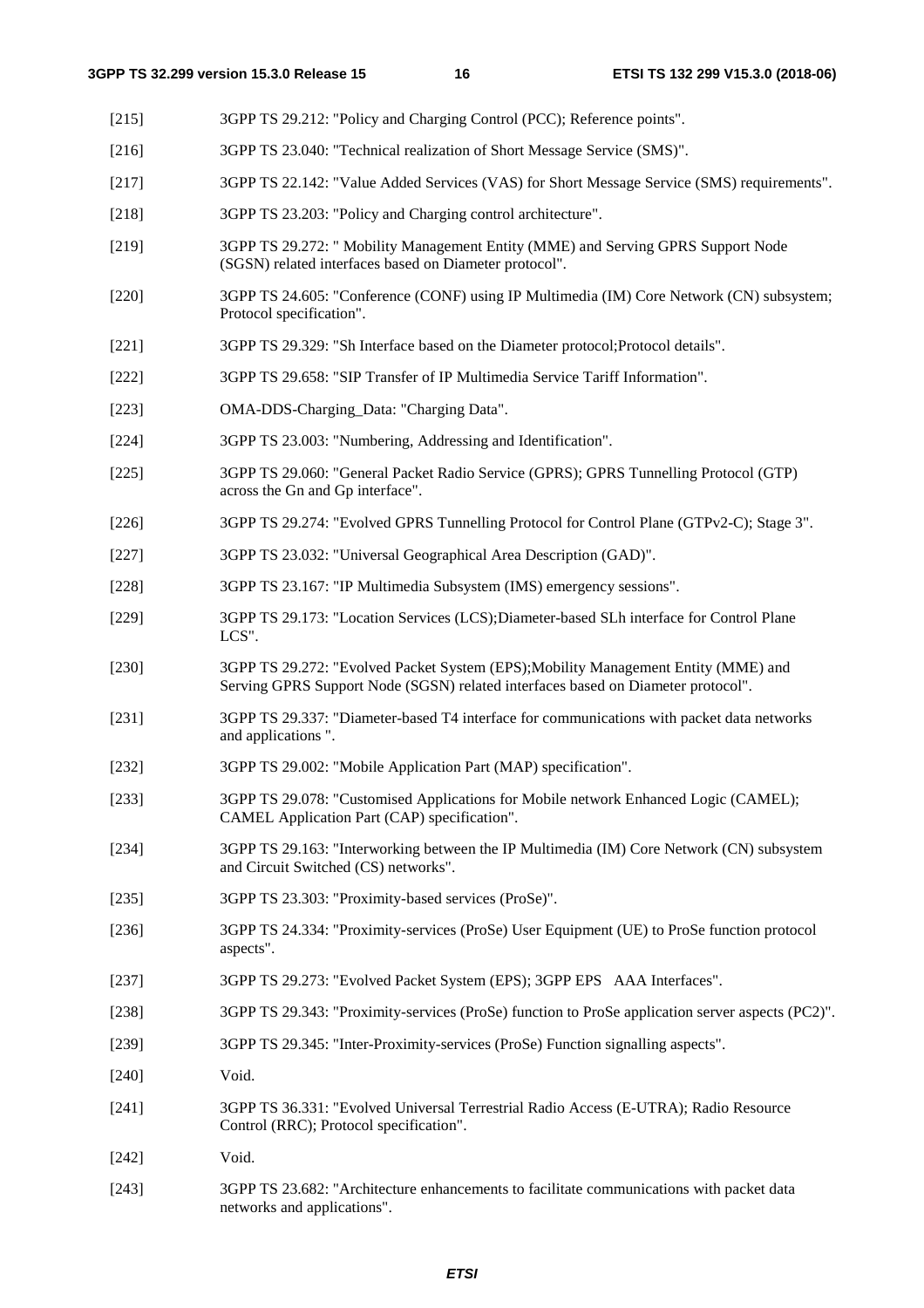[215] 3GPP TS 29.212: "Policy and Charging Control (PCC); Reference points".

[216] 3GPP TS 23.040: "Technical realization of Short Message Service (SMS)".

[217] 3GPP TS 22.142: "Value Added Services (VAS) for Short Message Service (SMS) requirements".

[218] 3GPP TS 23.203: "Policy and Charging control architecture".

[219] 3GPP TS 29.272: " Mobility Management Entity (MME) and Serving GPRS Support Node (SGSN) related interfaces based on Diameter protocol".

[220] 3GPP TS 24.605: "Conference (CONF) using IP Multimedia (IM) Core Network (CN) subsystem; Protocol specification".

[221] 3GPP TS 29.329: "Sh Interface based on the Diameter protocol;Protocol details".

[222] 3GPP TS 29.658: "SIP Transfer of IP Multimedia Service Tariff Information".

[223] OMA-DDS-Charging_Data: "Charging Data".

[224] 3GPP TS 23.003: "Numbering, Addressing and Identification".

[225] 3GPP TS 29.060: "General Packet Radio Service (GPRS); GPRS Tunnelling Protocol (GTP) across the Gn and Gp interface".

[226] 3GPP TS 29.274: "Evolved GPRS Tunnelling Protocol for Control Plane (GTPv2-C); Stage 3".

[227] 3GPP TS 23.032: "Universal Geographical Area Description (GAD)".

[228] 3GPP TS 23.167: "IP Multimedia Subsystem (IMS) emergency sessions".

[229] 3GPP TS 29.173: "Location Services (LCS);Diameter-based SLh interface for Control Plane LCS".

[230] 3GPP TS 29.272: "Evolved Packet System (EPS);Mobility Management Entity (MME) and Serving GPRS Support Node (SGSN) related interfaces based on Diameter protocol".

[231] 3GPP TS 29.337: "Diameter-based T4 interface for communications with packet data networks and applications ".

[232] 3GPP TS 29.002: "Mobile Application Part (MAP) specification".

[233] 3GPP TS 29.078: "Customised Applications for Mobile network Enhanced Logic (CAMEL); CAMEL Application Part (CAP) specification".

[234] 3GPP TS 29.163: "Interworking between the IP Multimedia (IM) Core Network (CN) subsystem and Circuit Switched (CS) networks".

[235] 3GPP TS 23.303: "Proximity-based services (ProSe)".

[236] 3GPP TS 24.334: "Proximity-services (ProSe) User Equipment (UE) to ProSe function protocol aspects".

[237] 3GPP TS 29.273: "Evolved Packet System (EPS); 3GPP EPS AAA Interfaces".

[238] 3GPP TS 29.343: "Proximity-services (ProSe) function to ProSe application server aspects (PC2)".

[239] 3GPP TS 29.345: "Inter-Proximity-services (ProSe) Function signalling aspects".

[240] Void.

[241] 3GPP TS 36.331: "Evolved Universal Terrestrial Radio Access (E-UTRA); Radio Resource Control (RRC); Protocol specification".

[242] Void.

[243] 3GPP TS 23.682: "Architecture enhancements to facilitate communications with packet data networks and applications".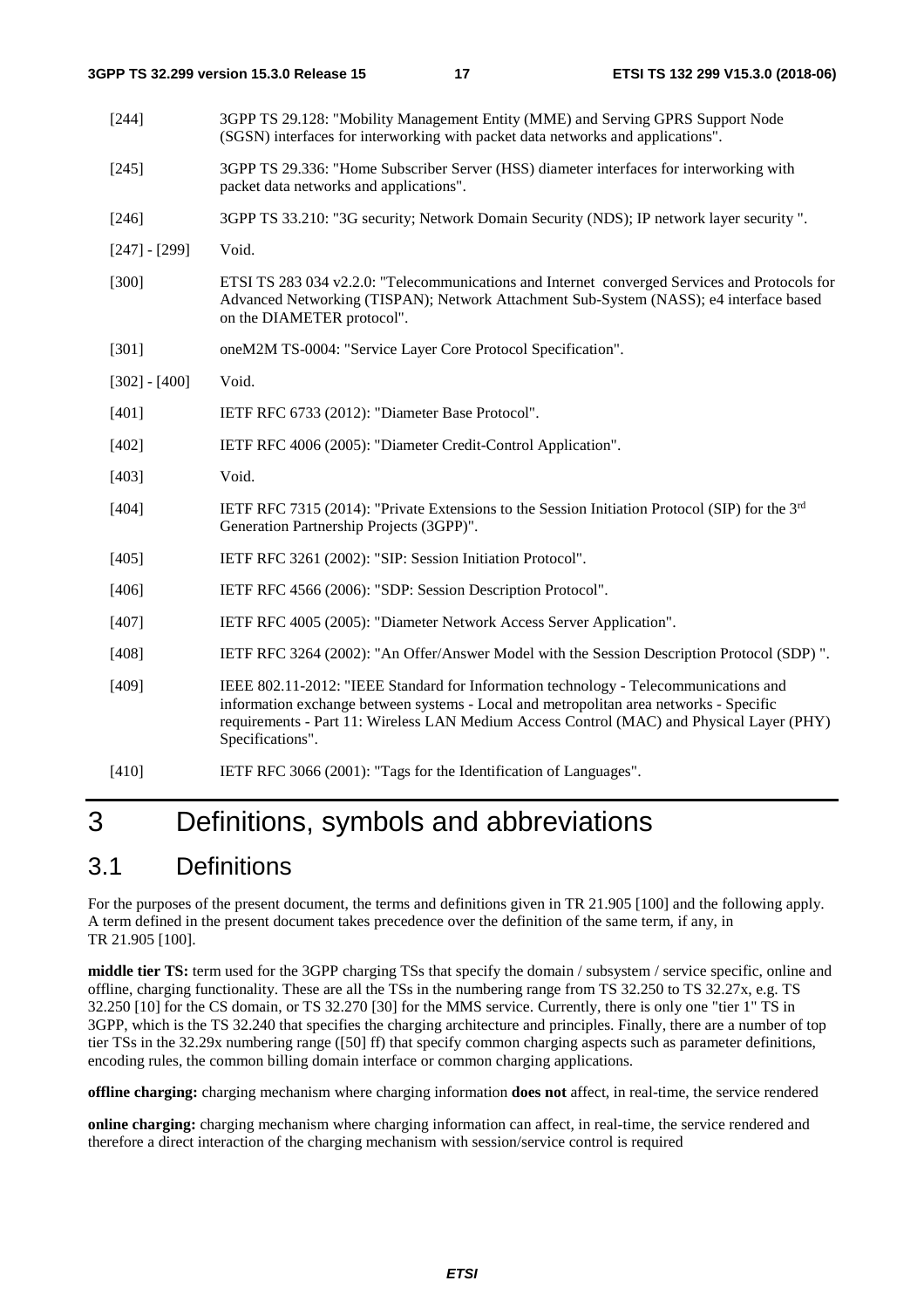[244] 3GPP TS 29.128: "Mobility Management Entity (MME) and Serving GPRS Support Node (SGSN) interfaces for interworking with packet data networks and applications".

[245] 3GPP TS 29.336: "Home Subscriber Server (HSS) diameter interfaces for interworking with packet data networks and applications".

[246] 3GPP TS 33.210: "3G security; Network Domain Security (NDS); IP network layer security ".

[247] - [299] Void.

[300] ETSI TS 283 034 v2.2.0: "Telecommunications and Internet converged Services and Protocols for Advanced Networking (TISPAN); Network Attachment Sub-System (NASS); e4 interface based on the DIAMETER protocol".

[301] oneM2M TS-0004: "Service Layer Core Protocol Specification".

[302] - [400] Void.

[401] IETF RFC 6733 (2012): "Diameter Base Protocol".

[402] IETF RFC 4006 (2005): "Diameter Credit-Control Application".

[403] Void.

[404] IETF RFC 7315 (2014): "Private Extensions to the Session Initiation Protocol (SIP) for the 3rd Generation Partnership Projects (3GPP)".

[405] IETF RFC 3261 (2002): "SIP: Session Initiation Protocol".

[406] IETF RFC 4566 (2006): "SDP: Session Description Protocol".

[407] IETF RFC 4005 (2005): "Diameter Network Access Server Application".

[408] IETF RFC 3264 (2002): "An Offer/Answer Model with the Session Description Protocol (SDP) ".

[409] IEEE 802.11-2012: "IEEE Standard for Information technology - Telecommunications and information exchange between systems - Local and metropolitan area networks - Specific requirements - Part 11: Wireless LAN Medium Access Control (MAC) and Physical Layer (PHY) Specifications".

[410] IETF RFC 3066 (2001): "Tags for the Identification of Languages".

# 3 Definitions, symbols and abbreviations

## 3.1 Definitions

For the purposes of the present document, the terms and definitions given in TR 21.905 [100] and the following apply. A term defined in the present document takes precedence over the definition of the same term, if any, in TR 21.905 [100].

**middle tier TS:** term used for the 3GPP charging TSs that specify the domain / subsystem / service specific, online and offline, charging functionality. These are all the TSs in the numbering range from TS 32.250 to TS 32.27x, e.g. TS 32.250 [10] for the CS domain, or TS 32.270 [30] for the MMS service. Currently, there is only one "tier 1" TS in 3GPP, which is the TS 32.240 that specifies the charging architecture and principles. Finally, there are a number of top tier TSs in the 32.29x numbering range ([50] ff) that specify common charging aspects such as parameter definitions, encoding rules, the common billing domain interface or common charging applications.

**offline charging:** charging mechanism where charging information **does not** affect, in real-time, the service rendered

**online charging:** charging mechanism where charging information can affect, in real-time, the service rendered and therefore a direct interaction of the charging mechanism with session/service control is required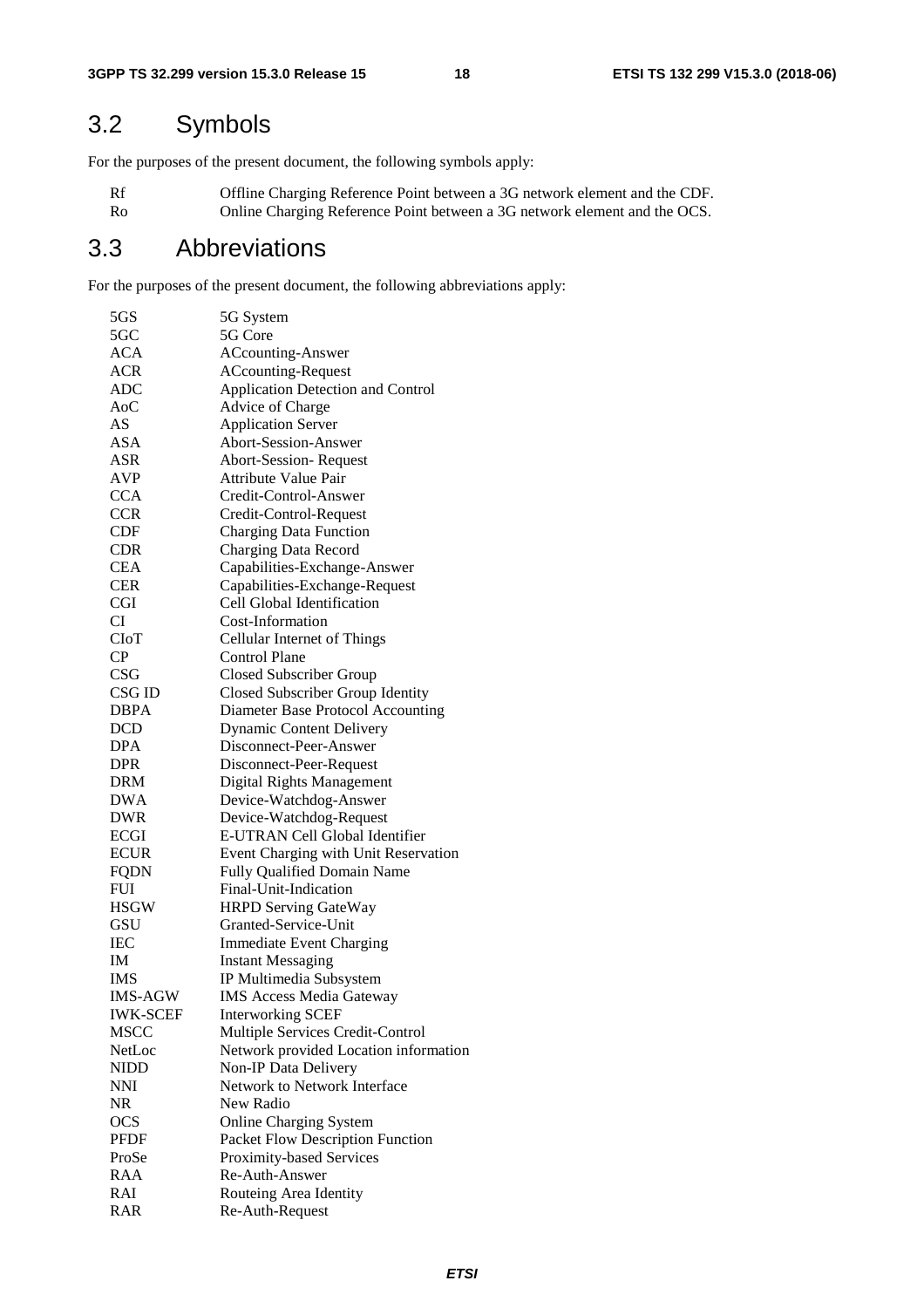## 3.2 Symbols

For the purposes of the present document, the following symbols apply:

| | |
|---|---|
| Rf | Offline Charging Reference Point between a 3G network element and the CDF. |
| Ro | Online Charging Reference Point between a 3G network element and the OCS. |

## 3.3 Abbreviations

For the purposes of the present document, the following abbreviations apply:

| | |
|---|---|
| 5GS | 5G System |
| 5GC | 5G Core |
| ACA | ACcounting-Answer |
| ACR | ACcounting-Request |
| ADC | Application Detection and Control |
| AoC | Advice of Charge |
| AS | Application Server |
| ASA | Abort-Session-Answer |
| ASR | Abort-Session- Request |
| AVP | Attribute Value Pair |
| CCA | Credit-Control-Answer |
| CCR | Credit-Control-Request |
| CDF | Charging Data Function |
| CDR | Charging Data Record |
| CEA | Capabilities-Exchange-Answer |
| CER | Capabilities-Exchange-Request |
| CGI | Cell Global Identification |
| CI | Cost-Information |
| CIoT | Cellular Internet of Things |
| CP | Control Plane |
| CSG | Closed Subscriber Group |
| CSG ID | Closed Subscriber Group Identity |
| DBPA | Diameter Base Protocol Accounting |
| DCD | Dynamic Content Delivery |
| DPA | Disconnect-Peer-Answer |
| DPR | Disconnect-Peer-Request |
| DRM | Digital Rights Management |
| DWA | Device-Watchdog-Answer |
| DWR | Device-Watchdog-Request |
| ECGI | E-UTRAN Cell Global Identifier |
| ECUR | Event Charging with Unit Reservation |
| FQDN | Fully Qualified Domain Name |
| FUI | Final-Unit-Indication |
| HSGW | HRPD Serving GateWay |
| GSU | Granted-Service-Unit |
| IEC | Immediate Event Charging |
| IM | Instant Messaging |
| IMS | IP Multimedia Subsystem |
| IMS-AGW | IMS Access Media Gateway |
| IWK-SCEF | Interworking SCEF |
| MSCC | Multiple Services Credit-Control |
| NetLoc | Network provided Location information |
| NIDD | Non-IP Data Delivery |
| NNI | Network to Network Interface |
| NR | New Radio |
| OCS | Online Charging System |
| PFDF | Packet Flow Description Function |
| ProSe | Proximity-based Services |
| RAA | Re-Auth-Answer |
| RAI | Routeing Area Identity |
| RAR | Re-Auth-Request |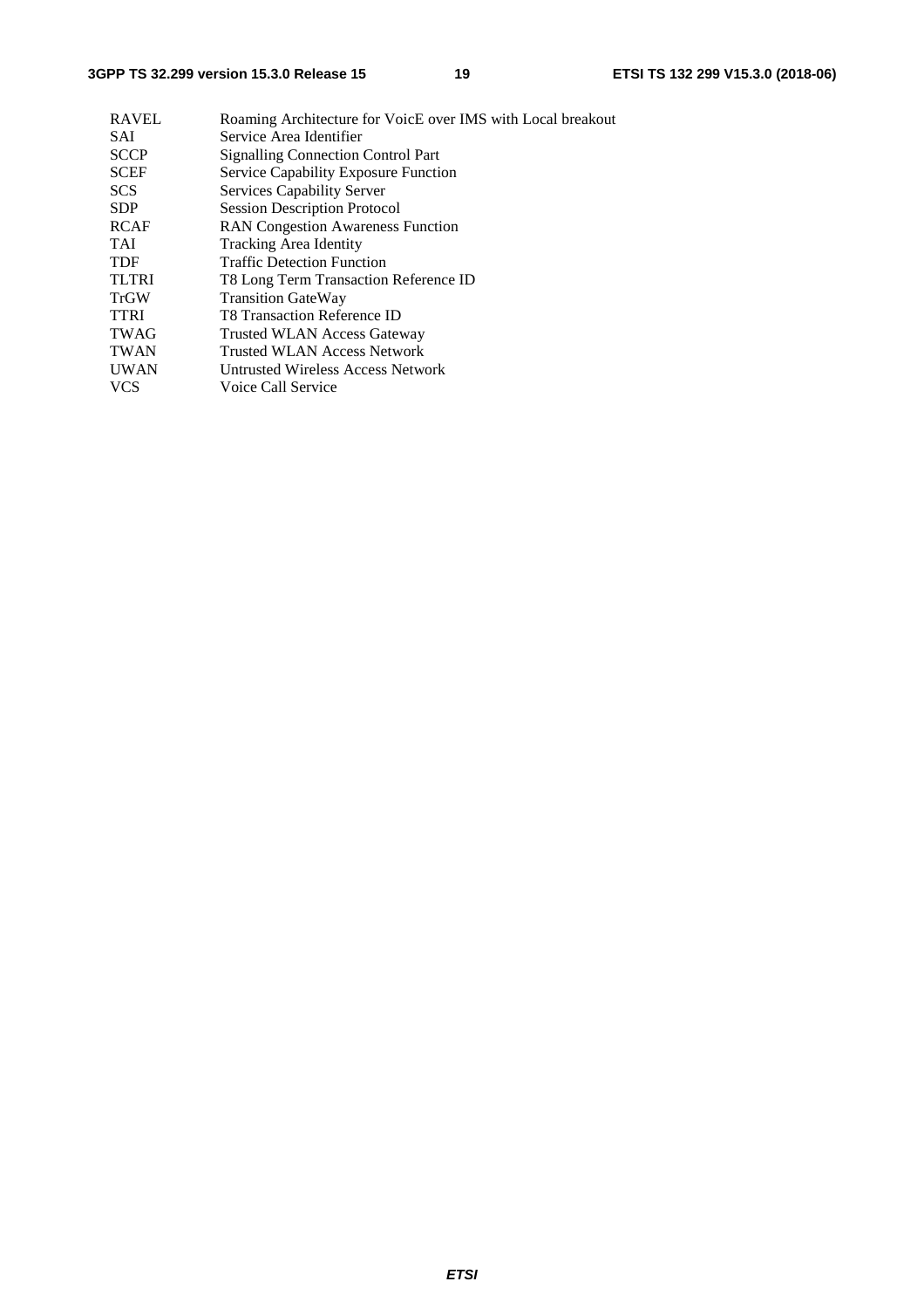RAVEL	Roaming Architecture for VoicE over IMS with Local breakout
SAI	Service Area Identifier
SCCP	Signalling Connection Control Part
SCEF	Service Capability Exposure Function
SCS	Services Capability Server
SDP	Session Description Protocol
RCAF	RAN Congestion Awareness Function
TAI	Tracking Area Identity
TDF	Traffic Detection Function
TLTRI	T8 Long Term Transaction Reference ID
TrGW	Transition GateWay
TTRI	T8 Transaction Reference ID
TWAG	Trusted WLAN Access Gateway
TWAN	Trusted WLAN Access Network
UWAN	Untrusted Wireless Access Network
VCS	Voice Call Service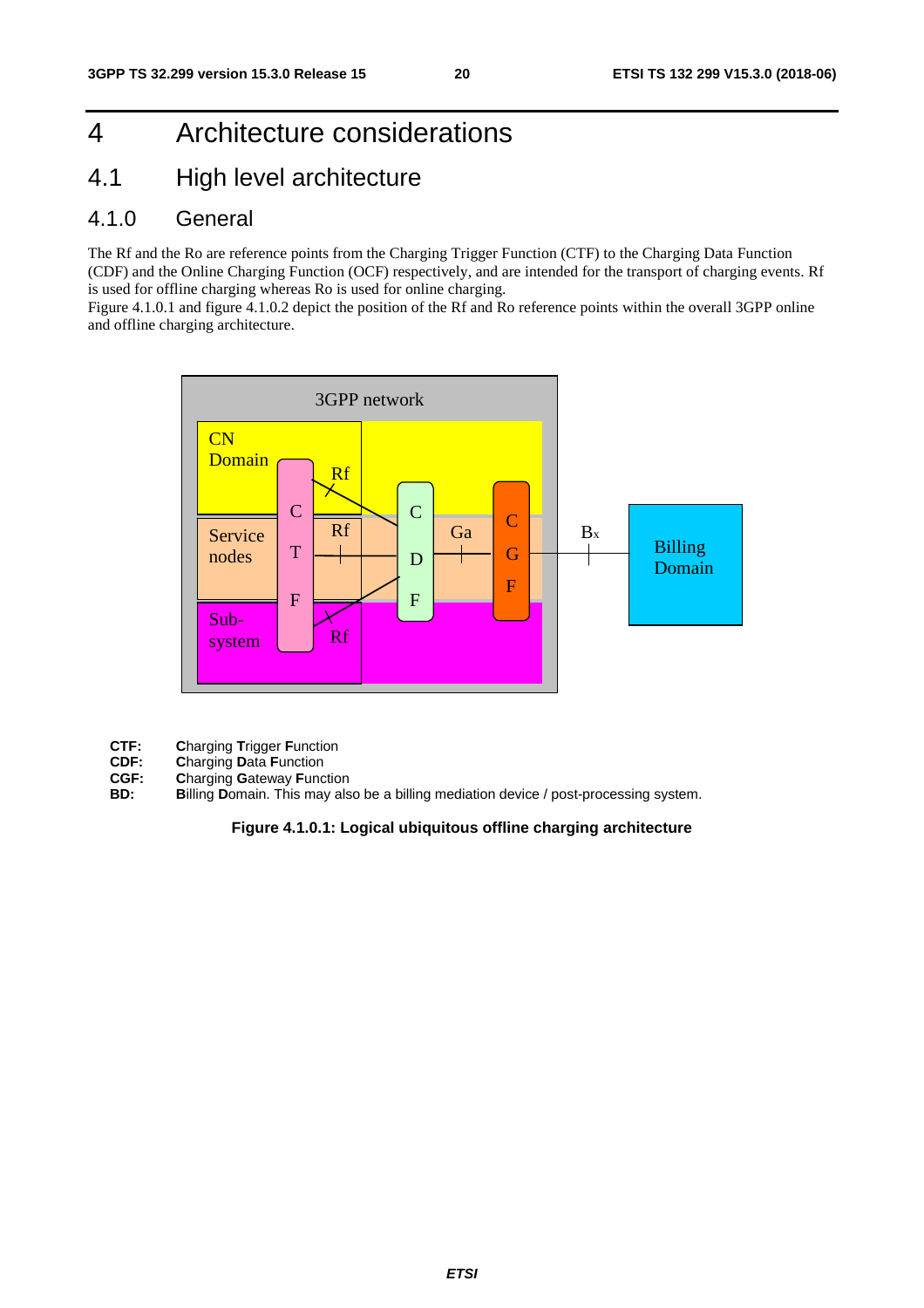# 4 Architecture considerations

## 4.1 High level architecture

### 4.1.0 General

The Rf and the Ro are reference points from the Charging Trigger Function (CTF) to the Charging Data Function (CDF) and the Online Charging Function (OCF) respectively, and are intended for the transport of charging events. Rf is used for offline charging whereas Ro is used for online charging.

Figure 4.1.0.1 and figure 4.1.0.2 depict the position of the Rf and Ro reference points within the overall 3GPP online and offline charging architecture.

**CTF:** **C**harging **T**rigger **F**unction
**CDF:** **C**harging **D**ata **F**unction
**CGF:** **C**harging **G**ateway **F**unction
**BD:** **B**illing **D**omain. This may also be a billing mediation device / post-processing system.

**Figure 4.1.0.1: Logical ubiquitous offline charging architecture**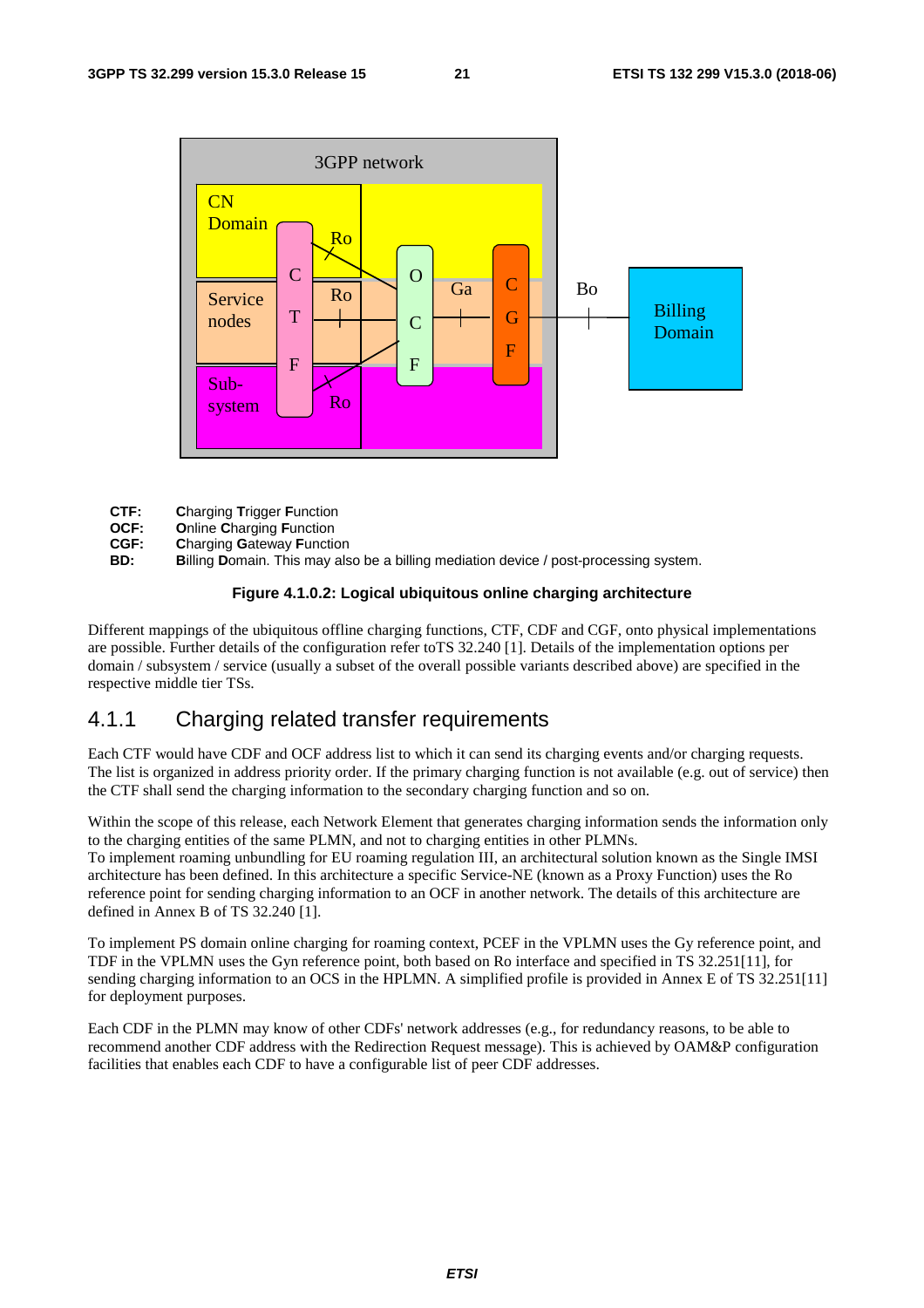CTF: **C**harging **T**rigger **F**unction
OCF: **O**nline **C**harging **F**unction
CGF: **C**harging **G**ateway **F**unction
BD: **B**illing **D**omain. This may also be a billing mediation device / post-processing system.

**Figure 4.1.0.2: Logical ubiquitous online charging architecture**

Different mappings of the ubiquitous offline charging functions, CTF, CDF and CGF, onto physical implementations are possible. Further details of the configuration refer toTS 32.240 [1]. Details of the implementation options per domain / subsystem / service (usually a subset of the overall possible variants described above) are specified in the respective middle tier TSs.

## 4.1.1 Charging related transfer requirements

Each CTF would have CDF and OCF address list to which it can send its charging events and/or charging requests. The list is organized in address priority order. If the primary charging function is not available (e.g. out of service) then the CTF shall send the charging information to the secondary charging function and so on.

Within the scope of this release, each Network Element that generates charging information sends the information only to the charging entities of the same PLMN, and not to charging entities in other PLMNs.
To implement roaming unbundling for EU roaming regulation III, an architectural solution known as the Single IMSI architecture has been defined. In this architecture a specific Service-NE (known as a Proxy Function) uses the Ro reference point for sending charging information to an OCF in another network. The details of this architecture are defined in Annex B of TS 32.240 [1].

To implement PS domain online charging for roaming context, PCEF in the VPLMN uses the Gy reference point, and TDF in the VPLMN uses the Gyn reference point, both based on Ro interface and specified in TS 32.251[11], for sending charging information to an OCS in the HPLMN. A simplified profile is provided in Annex E of TS 32.251[11] for deployment purposes.

Each CDF in the PLMN may know of other CDFs' network addresses (e.g., for redundancy reasons, to be able to recommend another CDF address with the Redirection Request message). This is achieved by OAM&P configuration facilities that enables each CDF to have a configurable list of peer CDF addresses.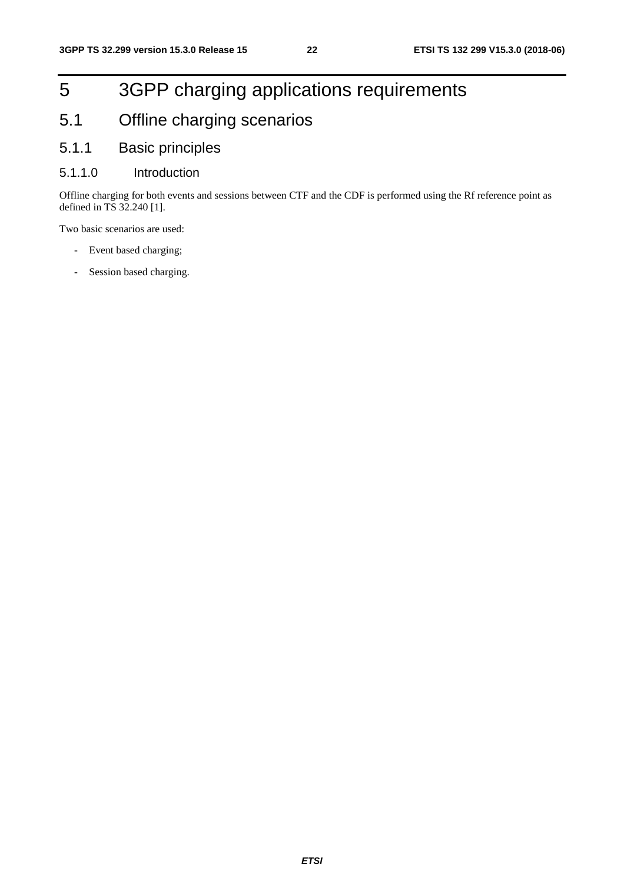# 5 3GPP charging applications requirements

## 5.1 Offline charging scenarios

### 5.1.1 Basic principles

#### 5.1.1.0 Introduction

Offline charging for both events and sessions between CTF and the CDF is performed using the Rf reference point as defined in TS 32.240 [1].

Two basic scenarios are used:

- Event based charging;
- Session based charging.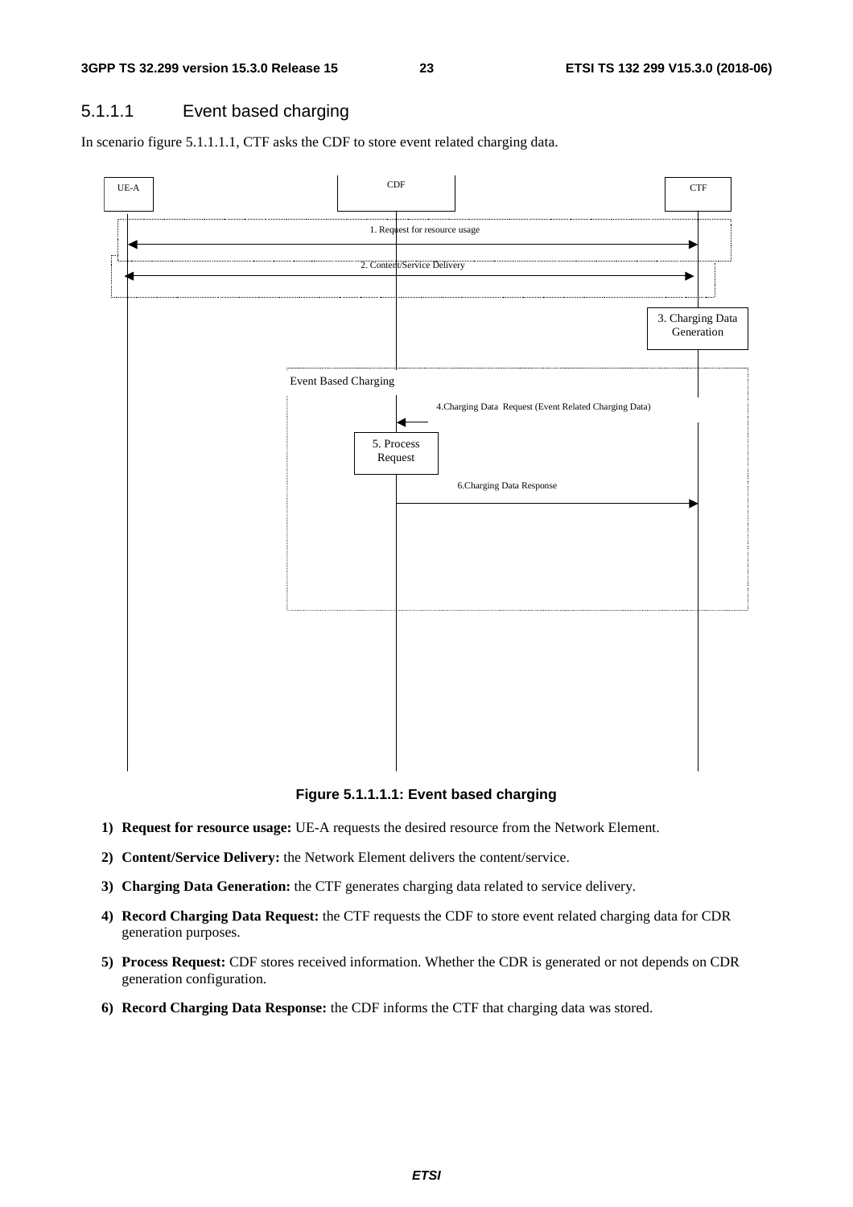### 5.1.1.1 Event based charging

In scenario figure 5.1.1.1.1, CTF asks the CDF to store event related charging data.

**Figure 5.1.1.1.1: Event based charging**

1) **Request for resource usage:** UE-A requests the desired resource from the Network Element.

2) **Content/Service Delivery:** the Network Element delivers the content/service.

3) **Charging Data Generation:** the CTF generates charging data related to service delivery.

4) **Record Charging Data Request:** the CTF requests the CDF to store event related charging data for CDR generation purposes.

5) **Process Request:** CDF stores received information. Whether the CDR is generated or not depends on CDR generation configuration.

6) **Record Charging Data Response:** the CDF informs the CTF that charging data was stored.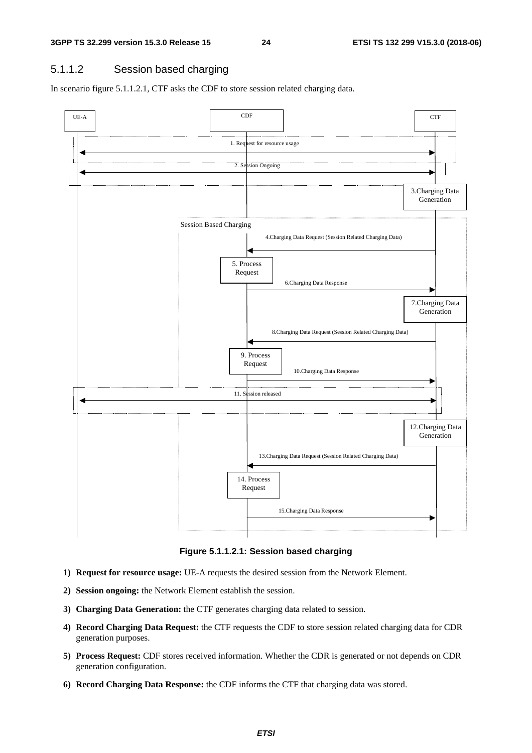### 5.1.1.2 Session based charging

In scenario figure 5.1.1.2.1, CTF asks the CDF to store session related charging data.

**Figure 5.1.1.2.1: Session based charging**

1) **Request for resource usage:** UE-A requests the desired session from the Network Element.

2) **Session ongoing:** the Network Element establish the session.

3) **Charging Data Generation:** the CTF generates charging data related to session.

4) **Record Charging Data Request:** the CTF requests the CDF to store session related charging data for CDR generation purposes.

5) **Process Request:** CDF stores received information. Whether the CDR is generated or not depends on CDR generation configuration.

6) **Record Charging Data Response:** the CDF informs the CTF that charging data was stored.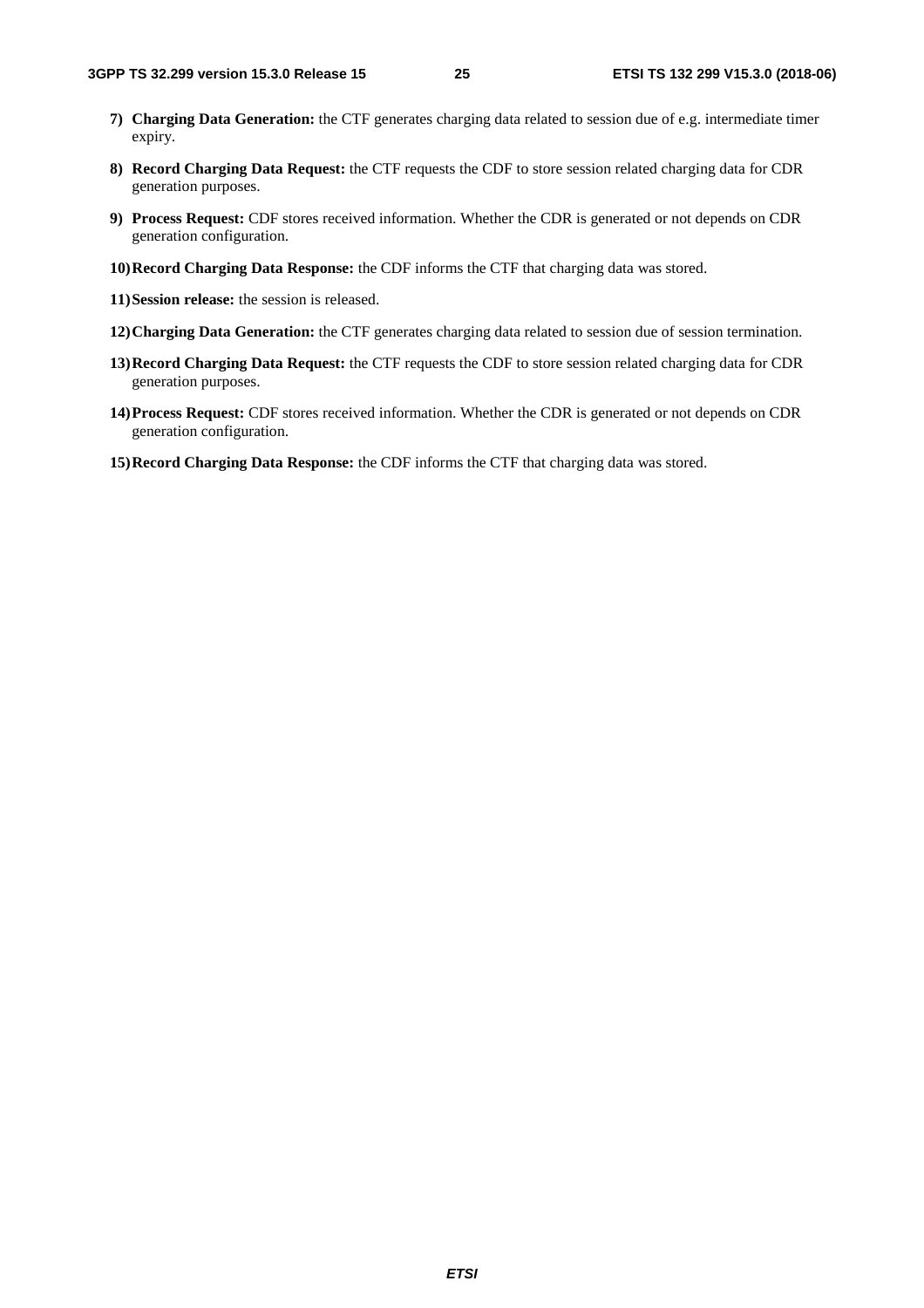7) **Charging Data Generation:** the CTF generates charging data related to session due of e.g. intermediate timer expiry.

8) **Record Charging Data Request:** the CTF requests the CDF to store session related charging data for CDR generation purposes.

9) **Process Request:** CDF stores received information. Whether the CDR is generated or not depends on CDR generation configuration.

10) **Record Charging Data Response:** the CDF informs the CTF that charging data was stored.

11) **Session release:** the session is released.

12) **Charging Data Generation:** the CTF generates charging data related to session due of session termination.

13) **Record Charging Data Request:** the CTF requests the CDF to store session related charging data for CDR generation purposes.

14) **Process Request:** CDF stores received information. Whether the CDR is generated or not depends on CDR generation configuration.

15) **Record Charging Data Response:** the CDF informs the CTF that charging data was stored.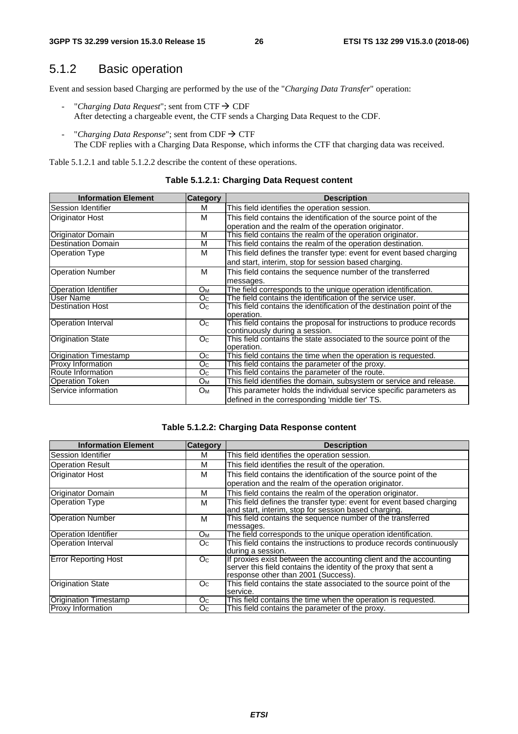## 5.1.2 Basic operation

Event and session based Charging are performed by the use of the "*Charging Data Transfer*" operation:

- "*Charging Data Request*"; sent from CTF → CDF
  After detecting a chargeable event, the CTF sends a Charging Data Request to the CDF.

- "*Charging Data Response*"; sent from CDF → CTF
  The CDF replies with a Charging Data Response, which informs the CTF that charging data was received.

Table 5.1.2.1 and table 5.1.2.2 describe the content of these operations.

**Table 5.1.2.1: Charging Data Request content**

| Information Element | Category | Description |
|---|---|---|
| Session Identifier | M | This field identifies the operation session. |
| Originator Host | M | This field contains the identification of the source point of the operation and the realm of the operation originator. |
| Originator Domain | M | This field contains the realm of the operation originator. |
| Destination Domain | M | This field contains the realm of the operation destination. |
| Operation Type | M | This field defines the transfer type: event for event based charging and start, interim, stop for session based charging. |
| Operation Number | M | This field contains the sequence number of the transferred messages. |
| Operation Identifier | $O_M$ | The field corresponds to the unique operation identification. |
| User Name | $O_C$ | The field contains the identification of the service user. |
| Destination Host | $O_C$ | This field contains the identification of the destination point of the operation. |
| Operation Interval | $O_C$ | This field contains the proposal for instructions to produce records continuously during a session. |
| Origination State | $O_C$ | This field contains the state associated to the source point of the operation. |
| Origination Timestamp | $O_C$ | This field contains the time when the operation is requested. |
| Proxy Information | $O_C$ | This field contains the parameter of the proxy. |
| Route Information | $O_C$ | This field contains the parameter of the route. |
| Operation Token | $O_M$ | This field identifies the domain, subsystem or service and release. |
| Service information | $O_M$ | This parameter holds the individual service specific parameters as defined in the corresponding 'middle tier' TS. |

**Table 5.1.2.2: Charging Data Response content**

| Information Element | Category | Description |
|---|---|---|
| Session Identifier | M | This field identifies the operation session. |
| Operation Result | M | This field identifies the result of the operation. |
| Originator Host | M | This field contains the identification of the source point of the operation and the realm of the operation originator. |
| Originator Domain | M | This field contains the realm of the operation originator. |
| Operation Type | M | This field defines the transfer type: event for event based charging and start, interim, stop for session based charging. |
| Operation Number | M | This field contains the sequence number of the transferred messages. |
| Operation Identifier | $O_M$ | The field corresponds to the unique operation identification. |
| Operation Interval | $O_C$ | This field contains the instructions to produce records continuously during a session. |
| Error Reporting Host | $O_C$ | If proxies exist between the accounting client and the accounting server this field contains the identity of the proxy that sent a response other than 2001 (Success). |
| Origination State | $O_C$ | This field contains the state associated to the source point of the service. |
| Origination Timestamp | $O_C$ | This field contains the time when the operation is requested. |
| Proxy Information | $O_C$ | This field contains the parameter of the proxy. |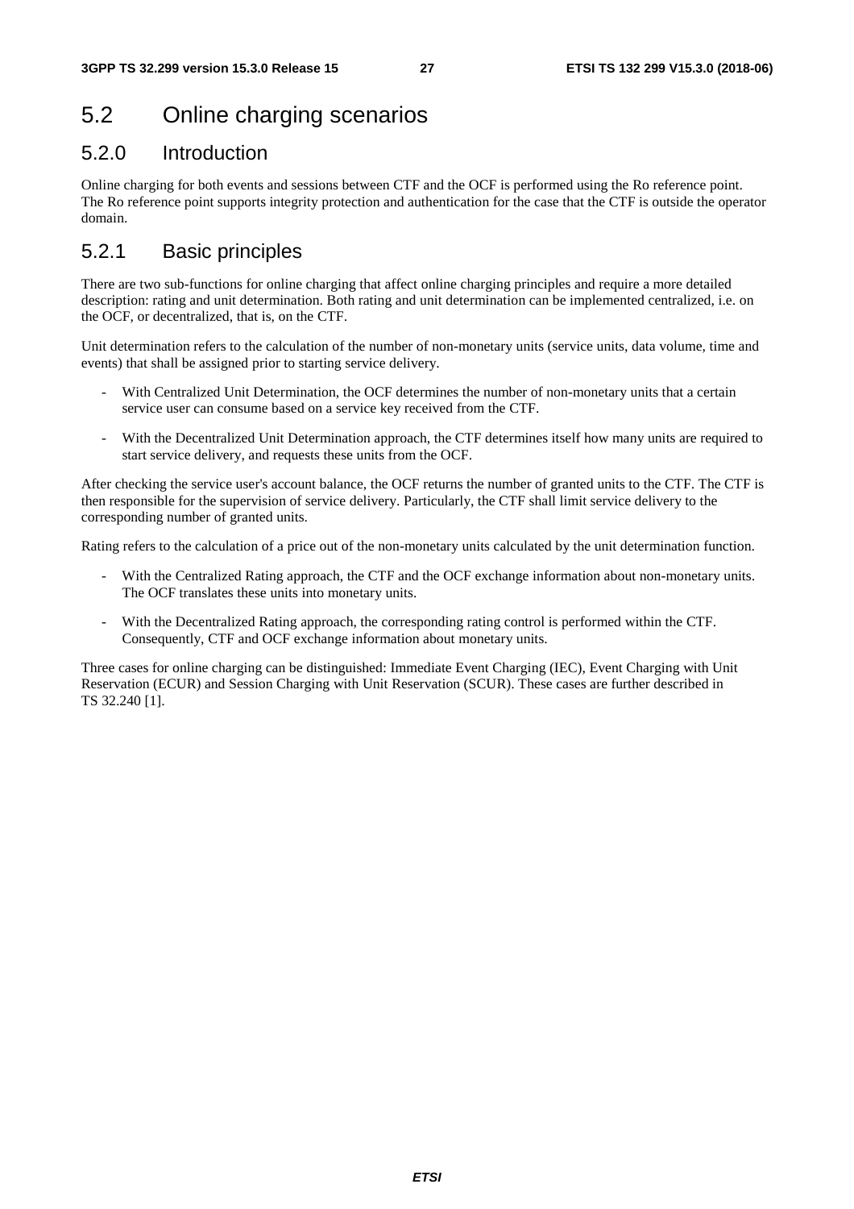## 5.2 Online charging scenarios

### 5.2.0 Introduction

Online charging for both events and sessions between CTF and the OCF is performed using the Ro reference point. The Ro reference point supports integrity protection and authentication for the case that the CTF is outside the operator domain.

### 5.2.1 Basic principles

There are two sub-functions for online charging that affect online charging principles and require a more detailed description: rating and unit determination. Both rating and unit determination can be implemented centralized, i.e. on the OCF, or decentralized, that is, on the CTF.

Unit determination refers to the calculation of the number of non-monetary units (service units, data volume, time and events) that shall be assigned prior to starting service delivery.

- With Centralized Unit Determination, the OCF determines the number of non-monetary units that a certain service user can consume based on a service key received from the CTF.
- With the Decentralized Unit Determination approach, the CTF determines itself how many units are required to start service delivery, and requests these units from the OCF.

After checking the service user's account balance, the OCF returns the number of granted units to the CTF. The CTF is then responsible for the supervision of service delivery. Particularly, the CTF shall limit service delivery to the corresponding number of granted units.

Rating refers to the calculation of a price out of the non-monetary units calculated by the unit determination function.

- With the Centralized Rating approach, the CTF and the OCF exchange information about non-monetary units. The OCF translates these units into monetary units.
- With the Decentralized Rating approach, the corresponding rating control is performed within the CTF. Consequently, CTF and OCF exchange information about monetary units.

Three cases for online charging can be distinguished: Immediate Event Charging (IEC), Event Charging with Unit Reservation (ECUR) and Session Charging with Unit Reservation (SCUR). These cases are further described in TS 32.240 [1].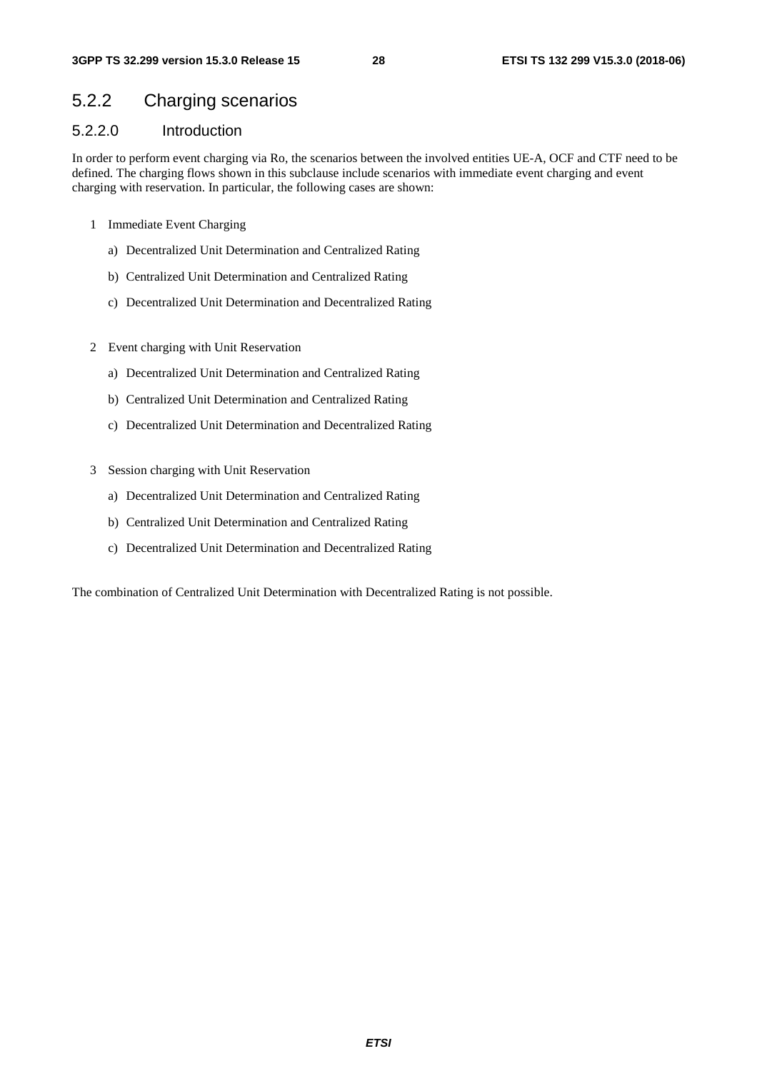## 5.2.2 Charging scenarios

### 5.2.2.0 Introduction

In order to perform event charging via Ro, the scenarios between the involved entities UE-A, OCF and CTF need to be defined. The charging flows shown in this subclause include scenarios with immediate event charging and event charging with reservation. In particular, the following cases are shown:

1 Immediate Event Charging

   a) Decentralized Unit Determination and Centralized Rating

   b) Centralized Unit Determination and Centralized Rating

   c) Decentralized Unit Determination and Decentralized Rating

2 Event charging with Unit Reservation

   a) Decentralized Unit Determination and Centralized Rating

   b) Centralized Unit Determination and Centralized Rating

   c) Decentralized Unit Determination and Decentralized Rating

3 Session charging with Unit Reservation

   a) Decentralized Unit Determination and Centralized Rating

   b) Centralized Unit Determination and Centralized Rating

   c) Decentralized Unit Determination and Decentralized Rating

The combination of Centralized Unit Determination with Decentralized Rating is not possible.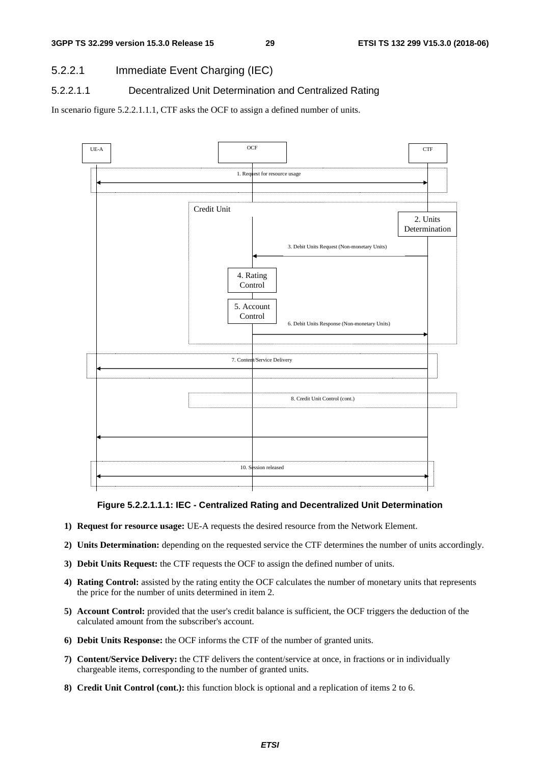### 5.2.2.1 Immediate Event Charging (IEC)

#### 5.2.2.1.1 Decentralized Unit Determination and Centralized Rating

In scenario figure 5.2.2.1.1.1, CTF asks the OCF to assign a defined number of units.

**Figure 5.2.2.1.1.1: IEC - Centralized Rating and Decentralized Unit Determination**

1) **Request for resource usage:** UE-A requests the desired resource from the Network Element.
2) **Units Determination:** depending on the requested service the CTF determines the number of units accordingly.
3) **Debit Units Request:** the CTF requests the OCF to assign the defined number of units.
4) **Rating Control:** assisted by the rating entity the OCF calculates the number of monetary units that represents the price for the number of units determined in item 2.
5) **Account Control:** provided that the user's credit balance is sufficient, the OCF triggers the deduction of the calculated amount from the subscriber's account.
6) **Debit Units Response:** the OCF informs the CTF of the number of granted units.
7) **Content/Service Delivery:** the CTF delivers the content/service at once, in fractions or in individually chargeable items, corresponding to the number of granted units.
8) **Credit Unit Control (cont.):** this function block is optional and a replication of items 2 to 6.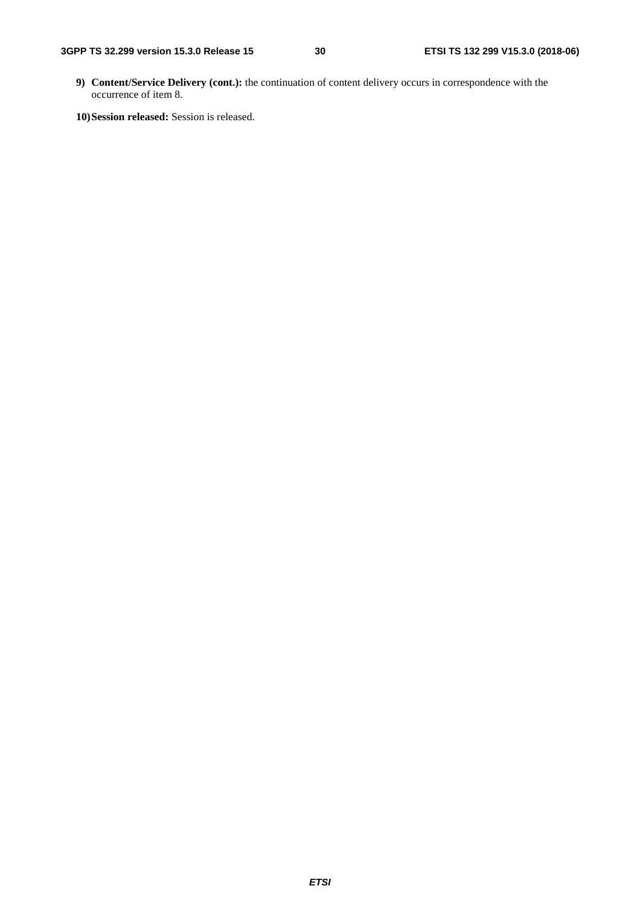9) **Content/Service Delivery (cont.):** the continuation of content delivery occurs in correspondence with the occurrence of item 8.

10) **Session released:** Session is released.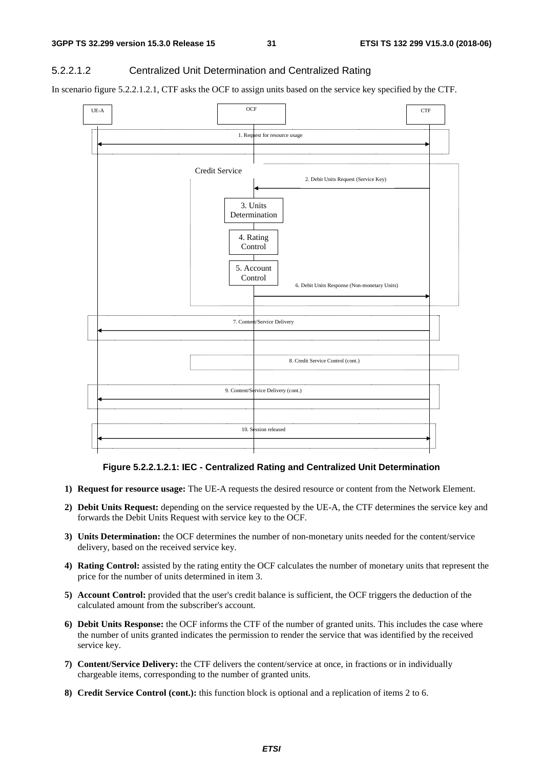#### 5.2.2.1.2 Centralized Unit Determination and Centralized Rating

In scenario figure 5.2.2.1.2.1, CTF asks the OCF to assign units based on the service key specified by the CTF.

**Figure 5.2.2.1.2.1: IEC - Centralized Rating and Centralized Unit Determination**

1) **Request for resource usage:** The UE-A requests the desired resource or content from the Network Element.
2) **Debit Units Request:** depending on the service requested by the UE-A, the CTF determines the service key and forwards the Debit Units Request with service key to the OCF.
3) **Units Determination:** the OCF determines the number of non-monetary units needed for the content/service delivery, based on the received service key.
4) **Rating Control:** assisted by the rating entity the OCF calculates the number of monetary units that represent the price for the number of units determined in item 3.
5) **Account Control:** provided that the user's credit balance is sufficient, the OCF triggers the deduction of the calculated amount from the subscriber's account.
6) **Debit Units Response:** the OCF informs the CTF of the number of granted units. This includes the case where the number of units granted indicates the permission to render the service that was identified by the received service key.
7) **Content/Service Delivery:** the CTF delivers the content/service at once, in fractions or in individually chargeable items, corresponding to the number of granted units.
8) **Credit Service Control (cont.):** this function block is optional and a replication of items 2 to 6.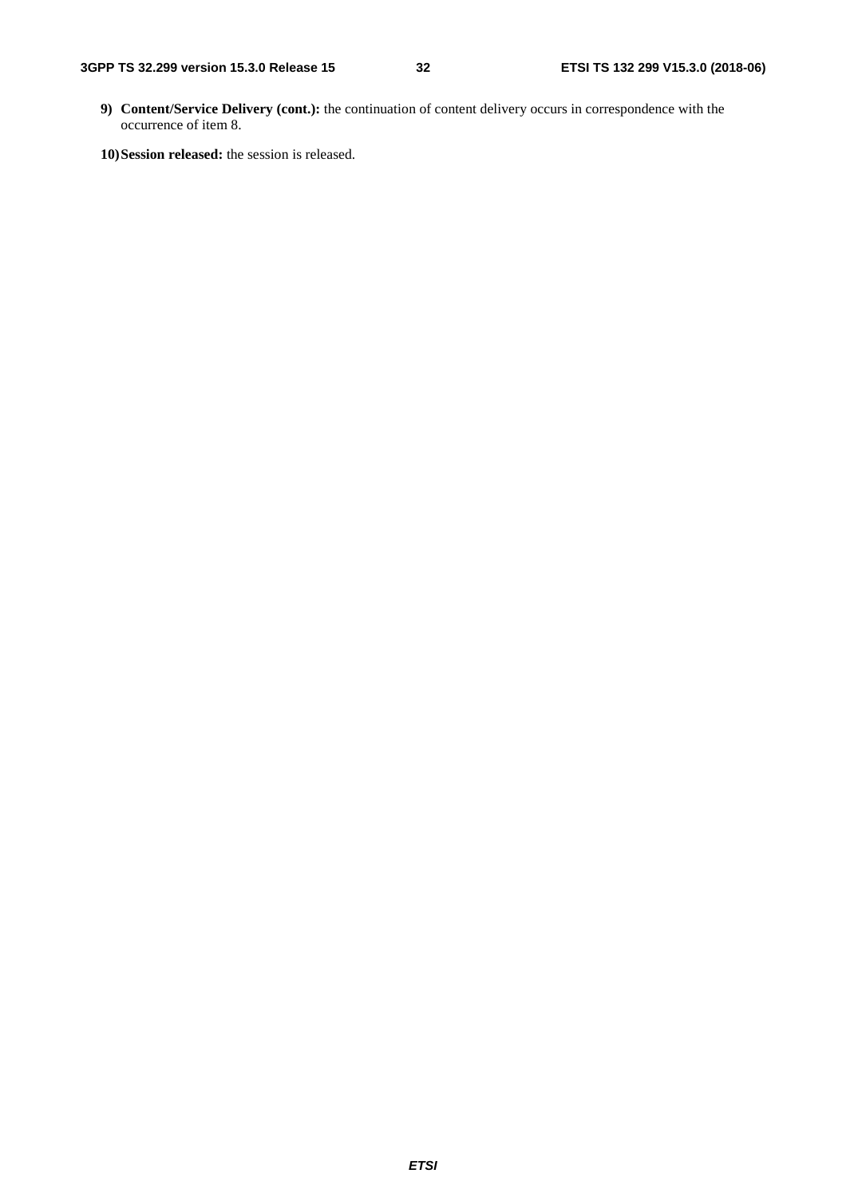9) **Content/Service Delivery (cont.):** the continuation of content delivery occurs in correspondence with the occurrence of item 8.

10) **Session released:** the session is released.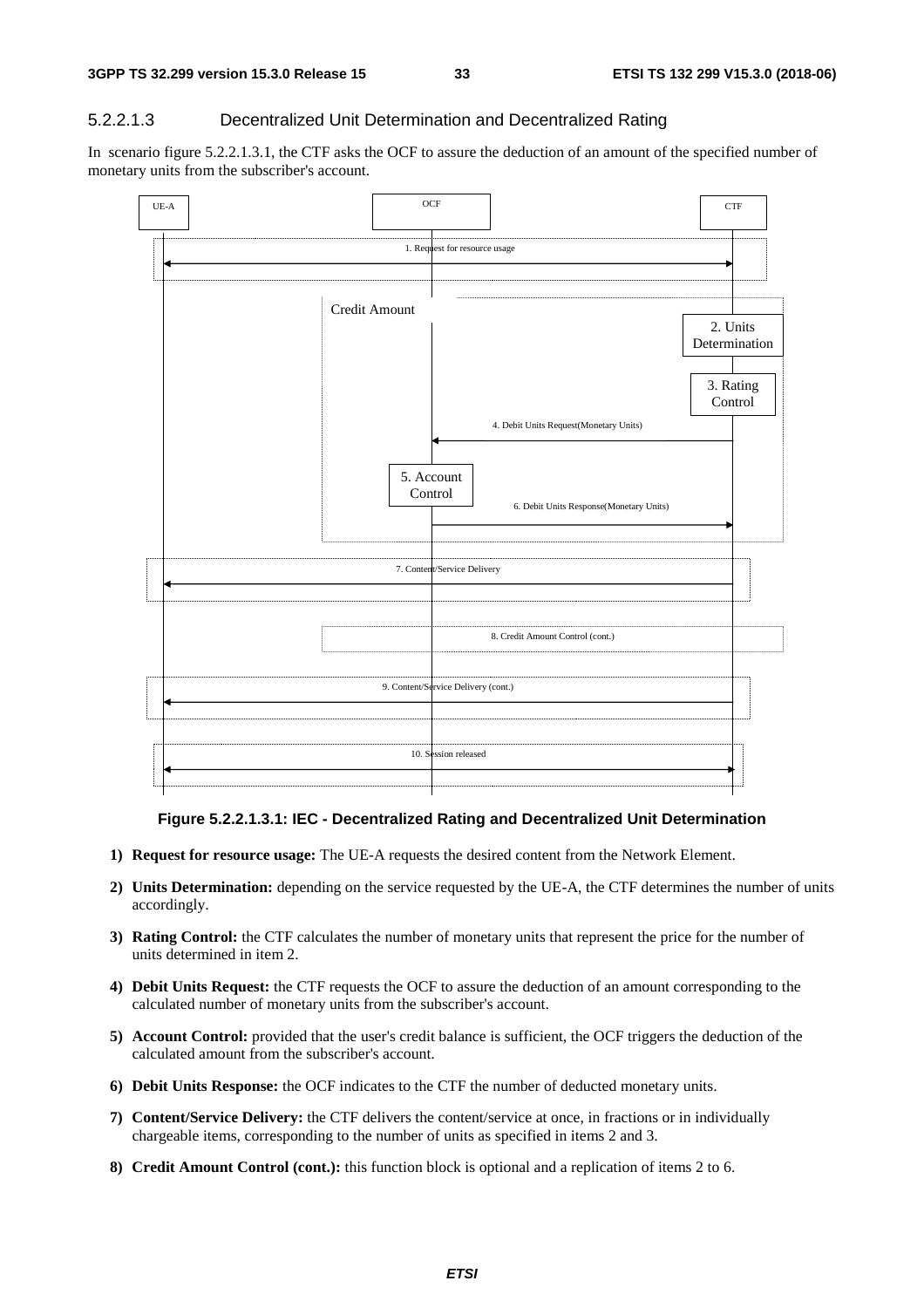#### 5.2.2.1.3 Decentralized Unit Determination and Decentralized Rating

In scenario figure 5.2.2.1.3.1, the CTF asks the OCF to assure the deduction of an amount of the specified number of monetary units from the subscriber's account.

**Figure 5.2.2.1.3.1: IEC - Decentralized Rating and Decentralized Unit Determination**

1) **Request for resource usage:** The UE-A requests the desired content from the Network Element.
2) **Units Determination:** depending on the service requested by the UE-A, the CTF determines the number of units accordingly.
3) **Rating Control:** the CTF calculates the number of monetary units that represent the price for the number of units determined in item 2.
4) **Debit Units Request:** the CTF requests the OCF to assure the deduction of an amount corresponding to the calculated number of monetary units from the subscriber's account.
5) **Account Control:** provided that the user's credit balance is sufficient, the OCF triggers the deduction of the calculated amount from the subscriber's account.
6) **Debit Units Response:** the OCF indicates to the CTF the number of deducted monetary units.
7) **Content/Service Delivery:** the CTF delivers the content/service at once, in fractions or in individually chargeable items, corresponding to the number of units as specified in items 2 and 3.
8) **Credit Amount Control (cont.):** this function block is optional and a replication of items 2 to 6.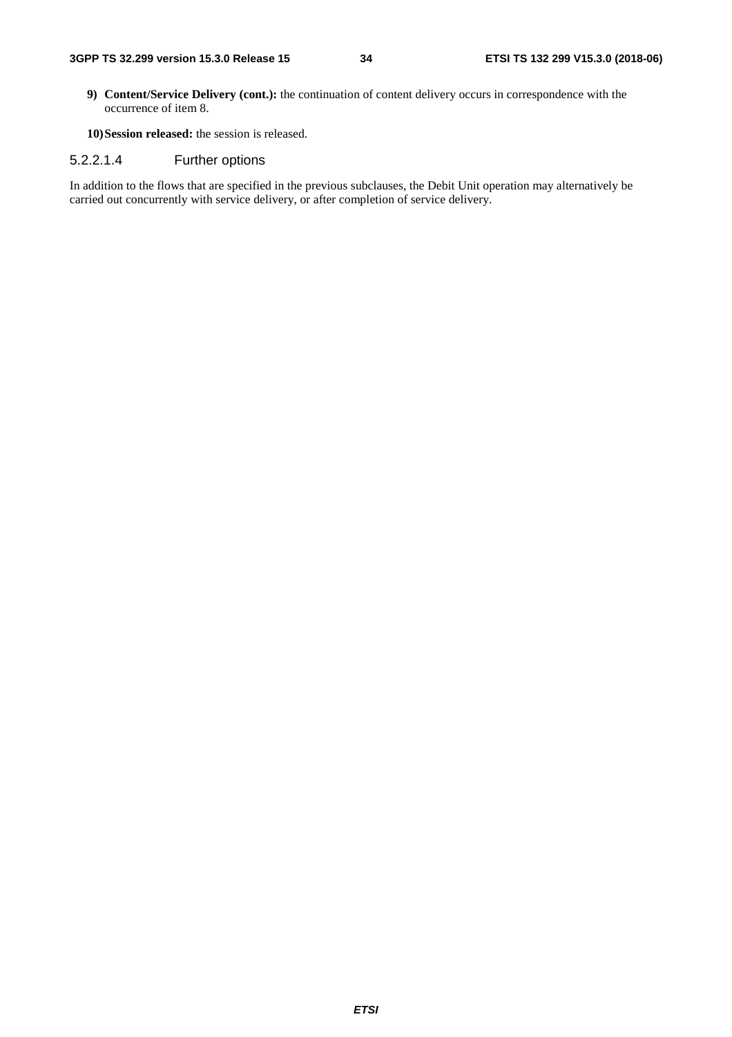9) **Content/Service Delivery (cont.):** the continuation of content delivery occurs in correspondence with the occurrence of item 8.

10) **Session released:** the session is released.

##### 5.2.2.1.4 Further options

In addition to the flows that are specified in the previous subclauses, the Debit Unit operation may alternatively be carried out concurrently with service delivery, or after completion of service delivery.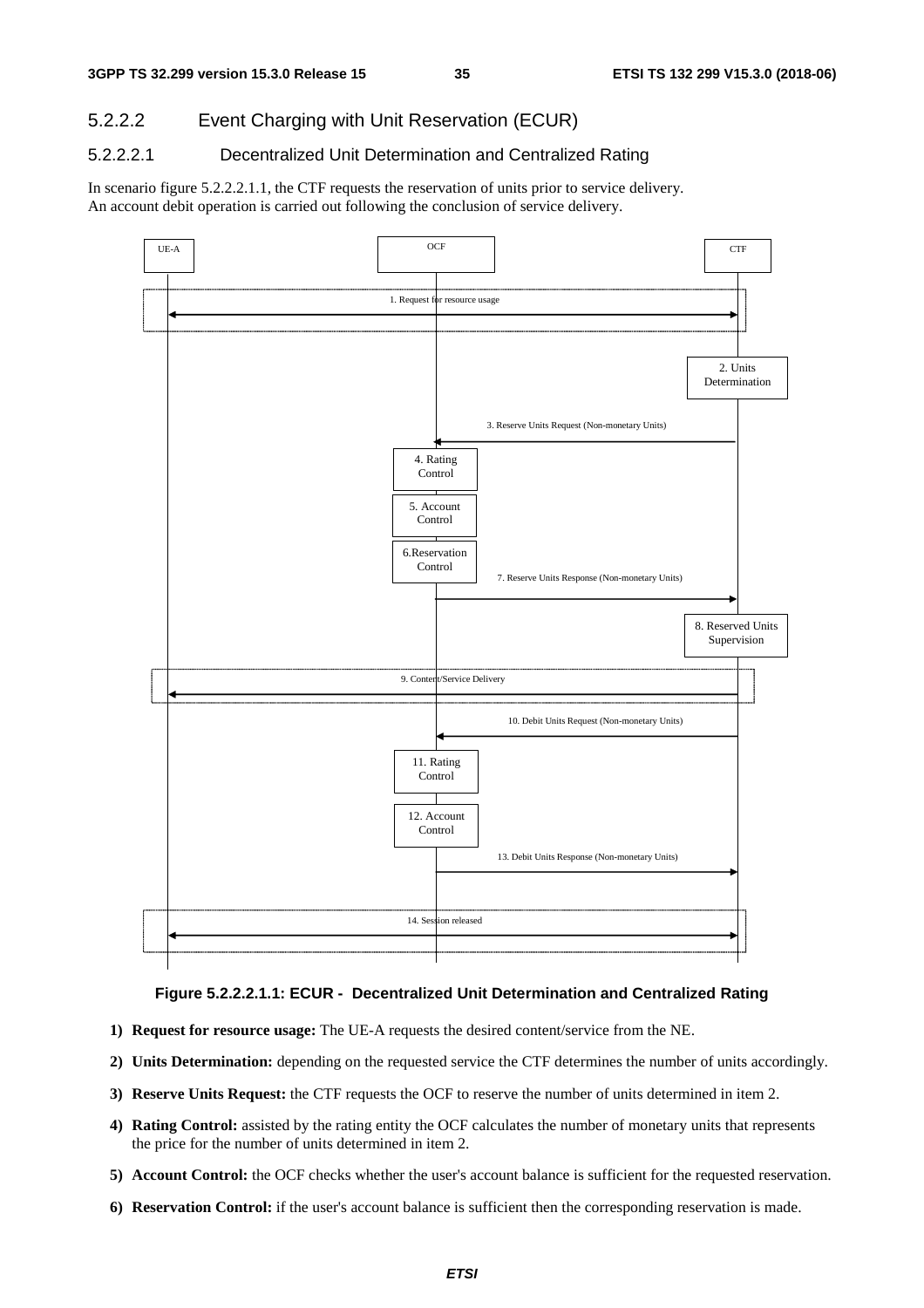#### 5.2.2.2 Event Charging with Unit Reservation (ECUR)

##### 5.2.2.2.1 Decentralized Unit Determination and Centralized Rating

In scenario figure 5.2.2.2.1.1, the CTF requests the reservation of units prior to service delivery.
An account debit operation is carried out following the conclusion of service delivery.

**Figure 5.2.2.2.1.1: ECUR - Decentralized Unit Determination and Centralized Rating**

1) **Request for resource usage:** The UE-A requests the desired content/service from the NE.

2) **Units Determination:** depending on the requested service the CTF determines the number of units accordingly.

3) **Reserve Units Request:** the CTF requests the OCF to reserve the number of units determined in item 2.

4) **Rating Control:** assisted by the rating entity the OCF calculates the number of monetary units that represents the price for the number of units determined in item 2.

5) **Account Control:** the OCF checks whether the user's account balance is sufficient for the requested reservation.

6) **Reservation Control:** if the user's account balance is sufficient then the corresponding reservation is made.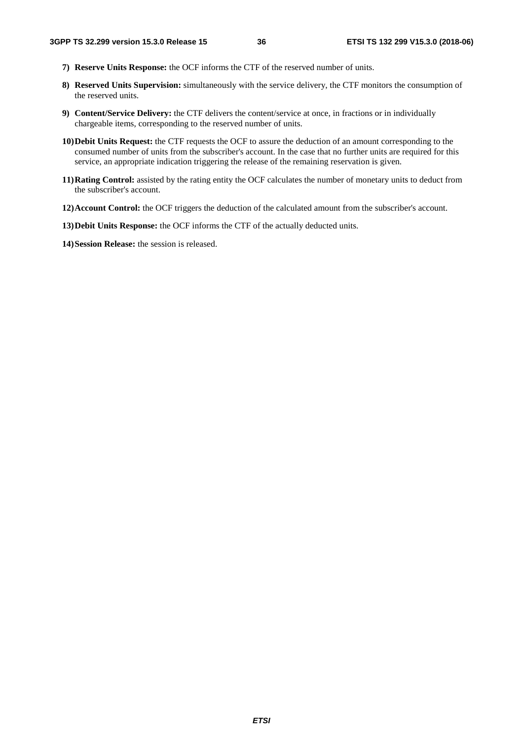7) **Reserve Units Response:** the OCF informs the CTF of the reserved number of units.

8) **Reserved Units Supervision:** simultaneously with the service delivery, the CTF monitors the consumption of the reserved units.

9) **Content/Service Delivery:** the CTF delivers the content/service at once, in fractions or in individually chargeable items, corresponding to the reserved number of units.

10) **Debit Units Request:** the CTF requests the OCF to assure the deduction of an amount corresponding to the consumed number of units from the subscriber's account. In the case that no further units are required for this service, an appropriate indication triggering the release of the remaining reservation is given.

11) **Rating Control:** assisted by the rating entity the OCF calculates the number of monetary units to deduct from the subscriber's account.

12) **Account Control:** the OCF triggers the deduction of the calculated amount from the subscriber's account.

13) **Debit Units Response:** the OCF informs the CTF of the actually deducted units.

14) **Session Release:** the session is released.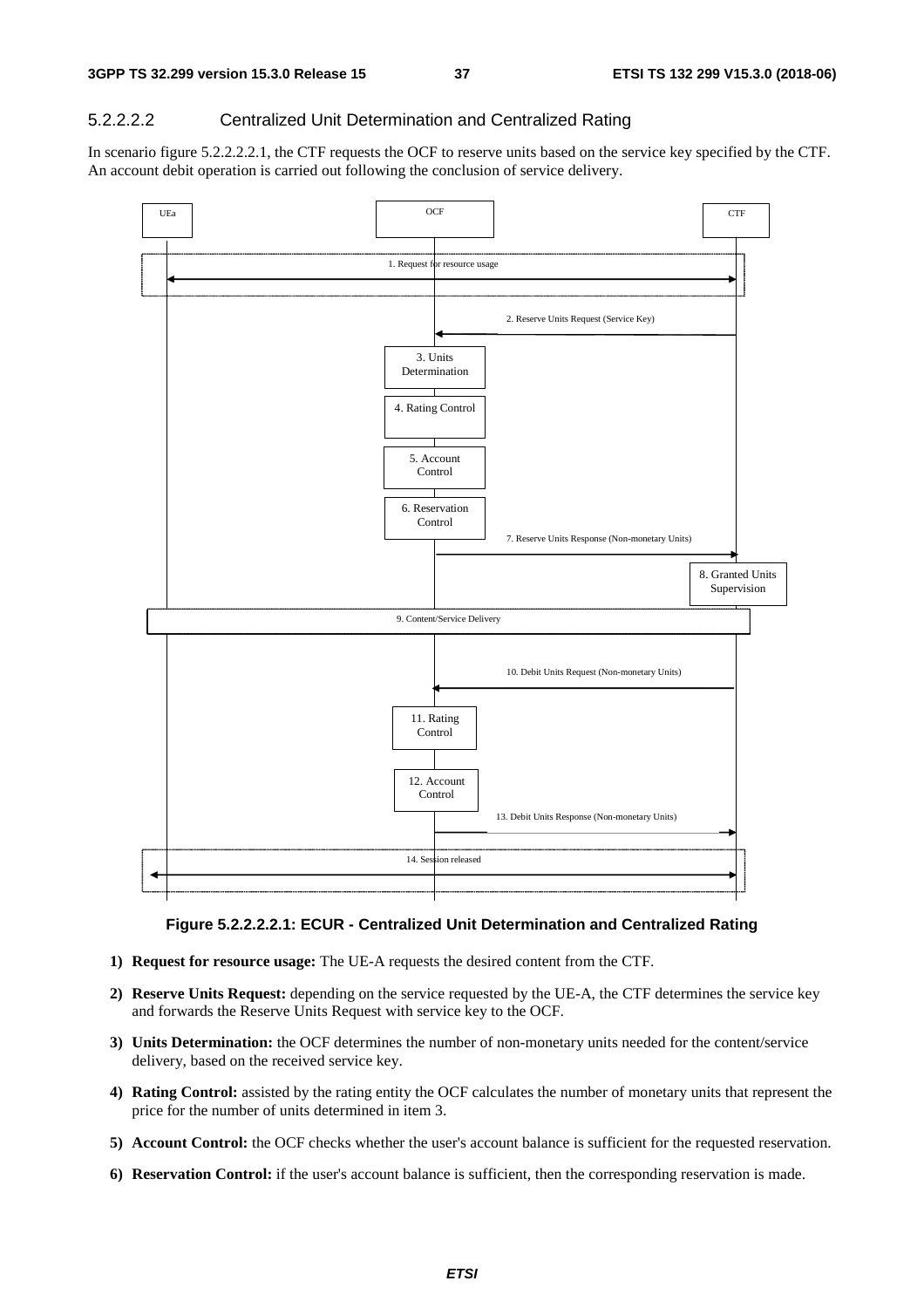#### 5.2.2.2.2 Centralized Unit Determination and Centralized Rating

In scenario figure 5.2.2.2.2.1, the CTF requests the OCF to reserve units based on the service key specified by the CTF. An account debit operation is carried out following the conclusion of service delivery.

**Figure 5.2.2.2.2.1: ECUR - Centralized Unit Determination and Centralized Rating**

1) **Request for resource usage:** The UE-A requests the desired content from the CTF.

2) **Reserve Units Request:** depending on the service requested by the UE-A, the CTF determines the service key and forwards the Reserve Units Request with service key to the OCF.

3) **Units Determination:** the OCF determines the number of non-monetary units needed for the content/service delivery, based on the received service key.

4) **Rating Control:** assisted by the rating entity the OCF calculates the number of monetary units that represent the price for the number of units determined in item 3.

5) **Account Control:** the OCF checks whether the user's account balance is sufficient for the requested reservation.

6) **Reservation Control:** if the user's account balance is sufficient, then the corresponding reservation is made.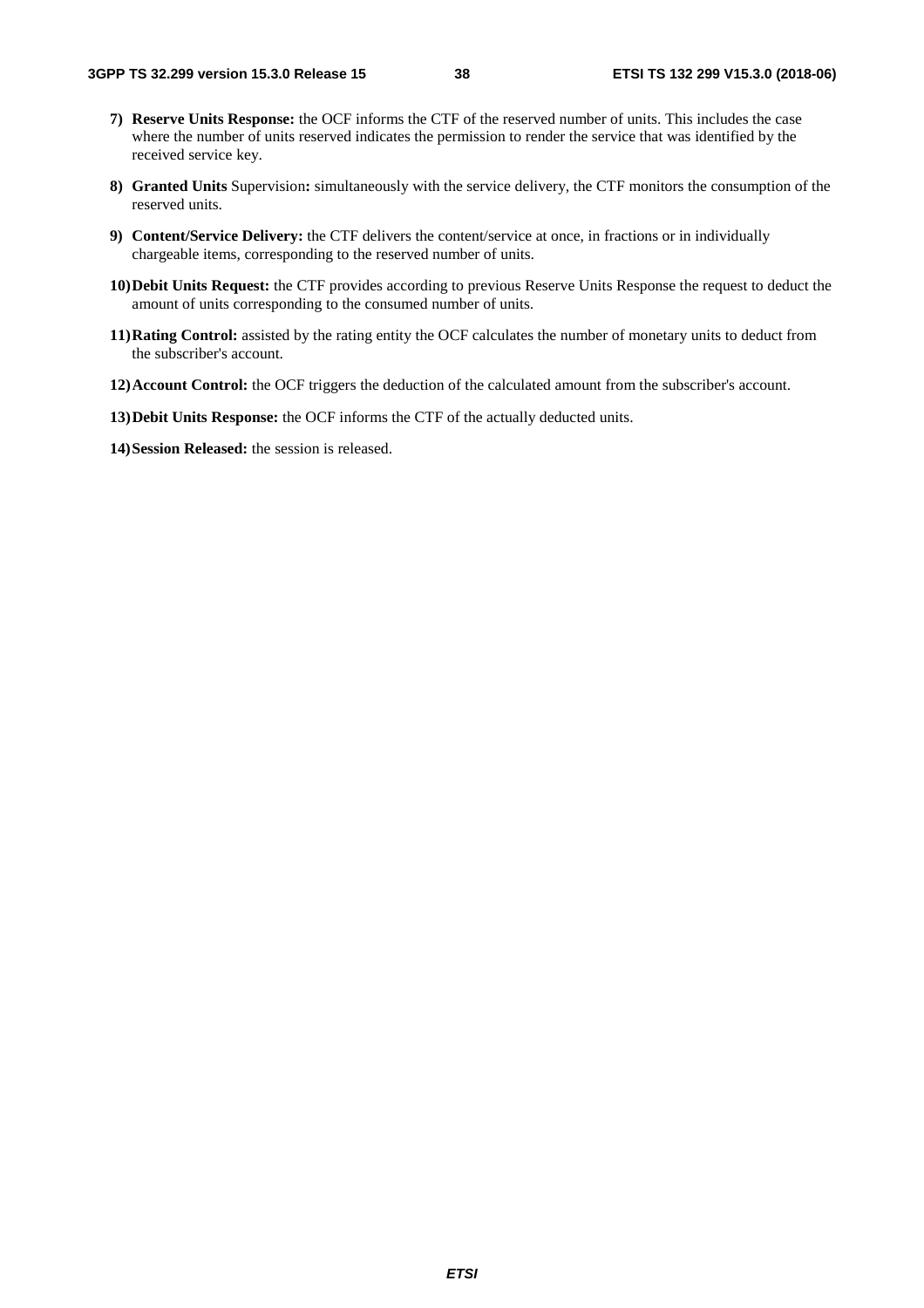7) **Reserve Units Response:** the OCF informs the CTF of the reserved number of units. This includes the case where the number of units reserved indicates the permission to render the service that was identified by the received service key.

8) **Granted Units** Supervision**:** simultaneously with the service delivery, the CTF monitors the consumption of the reserved units.

9) **Content/Service Delivery:** the CTF delivers the content/service at once, in fractions or in individually chargeable items, corresponding to the reserved number of units.

10) **Debit Units Request:** the CTF provides according to previous Reserve Units Response the request to deduct the amount of units corresponding to the consumed number of units.

11) **Rating Control:** assisted by the rating entity the OCF calculates the number of monetary units to deduct from the subscriber's account.

12) **Account Control:** the OCF triggers the deduction of the calculated amount from the subscriber's account.

13) **Debit Units Response:** the OCF informs the CTF of the actually deducted units.

14) **Session Released:** the session is released.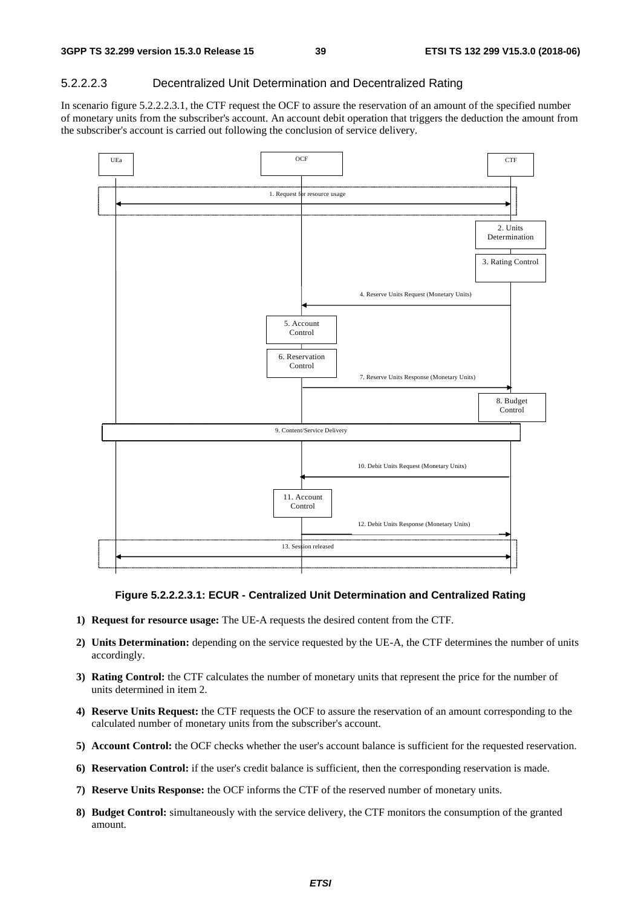#### 5.2.2.2.3 Decentralized Unit Determination and Decentralized Rating

In scenario figure 5.2.2.2.3.1, the CTF request the OCF to assure the reservation of an amount of the specified number of monetary units from the subscriber's account. An account debit operation that triggers the deduction the amount from the subscriber's account is carried out following the conclusion of service delivery.

**Figure 5.2.2.2.3.1: ECUR - Centralized Unit Determination and Centralized Rating**

1) **Request for resource usage:** The UE-A requests the desired content from the CTF.
2) **Units Determination:** depending on the service requested by the UE-A, the CTF determines the number of units accordingly.
3) **Rating Control:** the CTF calculates the number of monetary units that represent the price for the number of units determined in item 2.
4) **Reserve Units Request:** the CTF requests the OCF to assure the reservation of an amount corresponding to the calculated number of monetary units from the subscriber's account.
5) **Account Control:** the OCF checks whether the user's account balance is sufficient for the requested reservation.
6) **Reservation Control:** if the user's credit balance is sufficient, then the corresponding reservation is made.
7) **Reserve Units Response:** the OCF informs the CTF of the reserved number of monetary units.
8) **Budget Control:** simultaneously with the service delivery, the CTF monitors the consumption of the granted amount.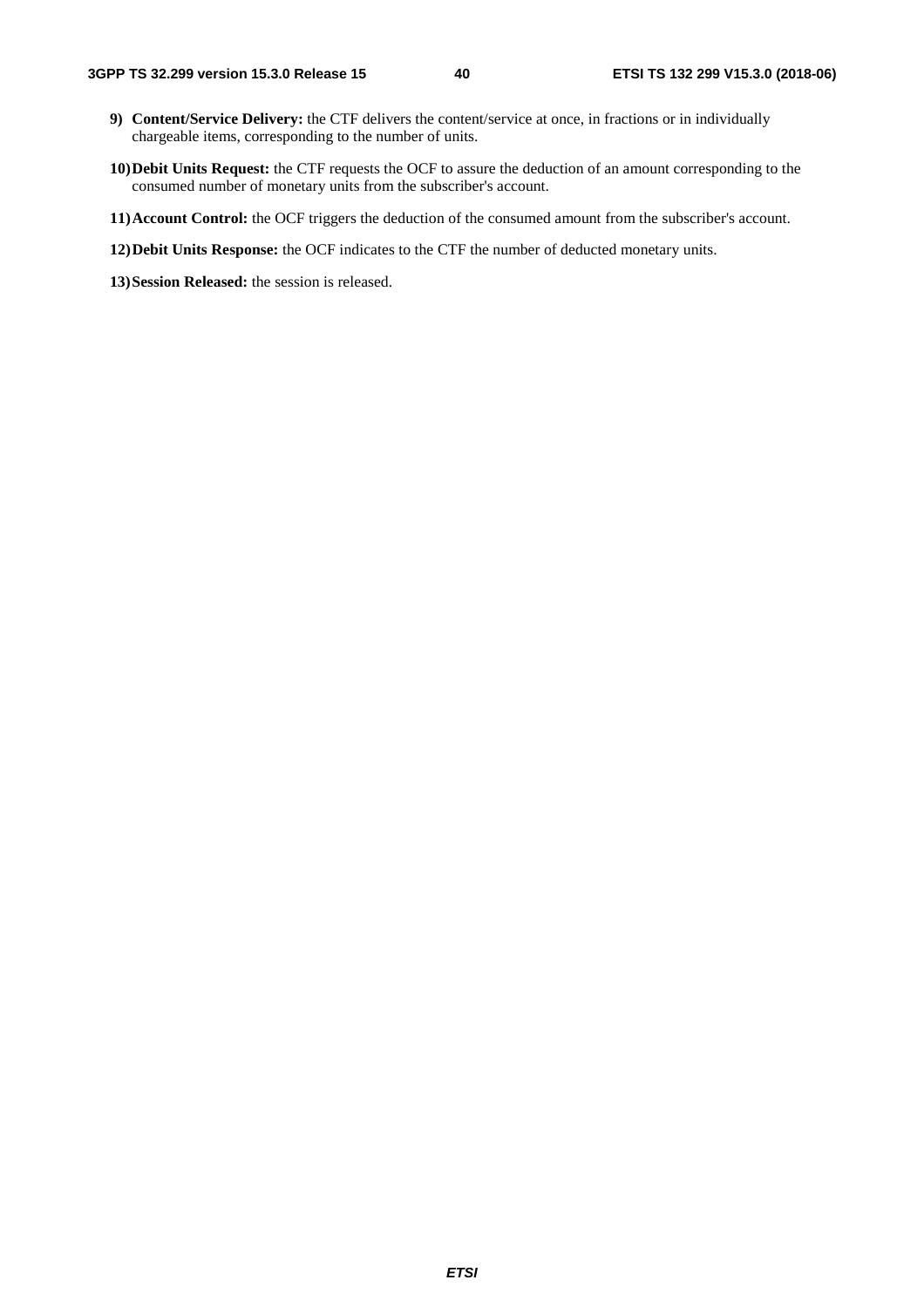9) **Content/Service Delivery:** the CTF delivers the content/service at once, in fractions or in individually chargeable items, corresponding to the number of units.

10) **Debit Units Request:** the CTF requests the OCF to assure the deduction of an amount corresponding to the consumed number of monetary units from the subscriber's account.

11) **Account Control:** the OCF triggers the deduction of the consumed amount from the subscriber's account.

12) **Debit Units Response:** the OCF indicates to the CTF the number of deducted monetary units.

13) **Session Released:** the session is released.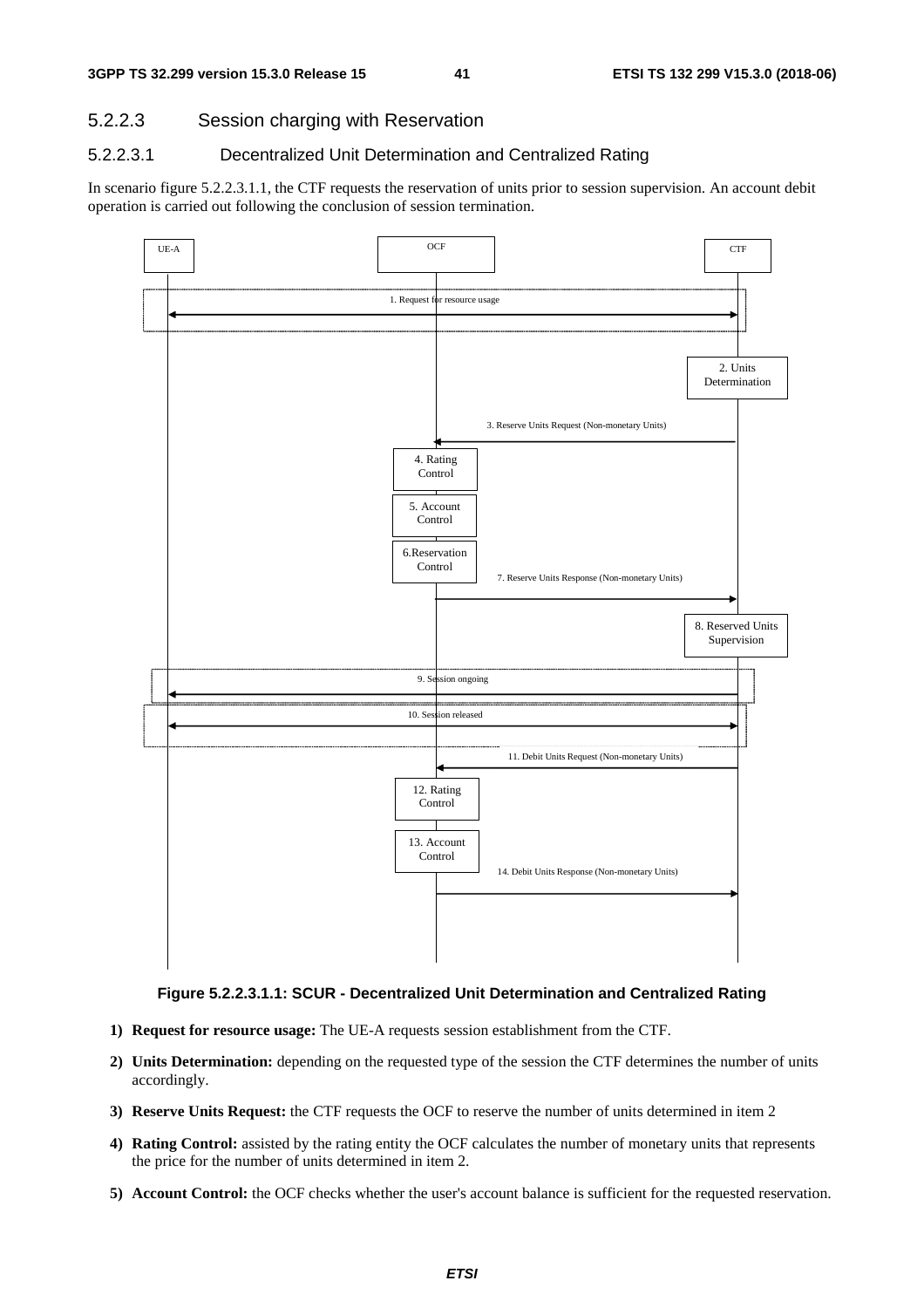### 5.2.2.3 Session charging with Reservation

#### 5.2.2.3.1 Decentralized Unit Determination and Centralized Rating

In scenario figure 5.2.2.3.1.1, the CTF requests the reservation of units prior to session supervision. An account debit operation is carried out following the conclusion of session termination.

**Figure 5.2.2.3.1.1: SCUR - Decentralized Unit Determination and Centralized Rating**

1) **Request for resource usage:** The UE-A requests session establishment from the CTF.

2) **Units Determination:** depending on the requested type of the session the CTF determines the number of units accordingly.

3) **Reserve Units Request:** the CTF requests the OCF to reserve the number of units determined in item 2

4) **Rating Control:** assisted by the rating entity the OCF calculates the number of monetary units that represents the price for the number of units determined in item 2.

5) **Account Control:** the OCF checks whether the user's account balance is sufficient for the requested reservation.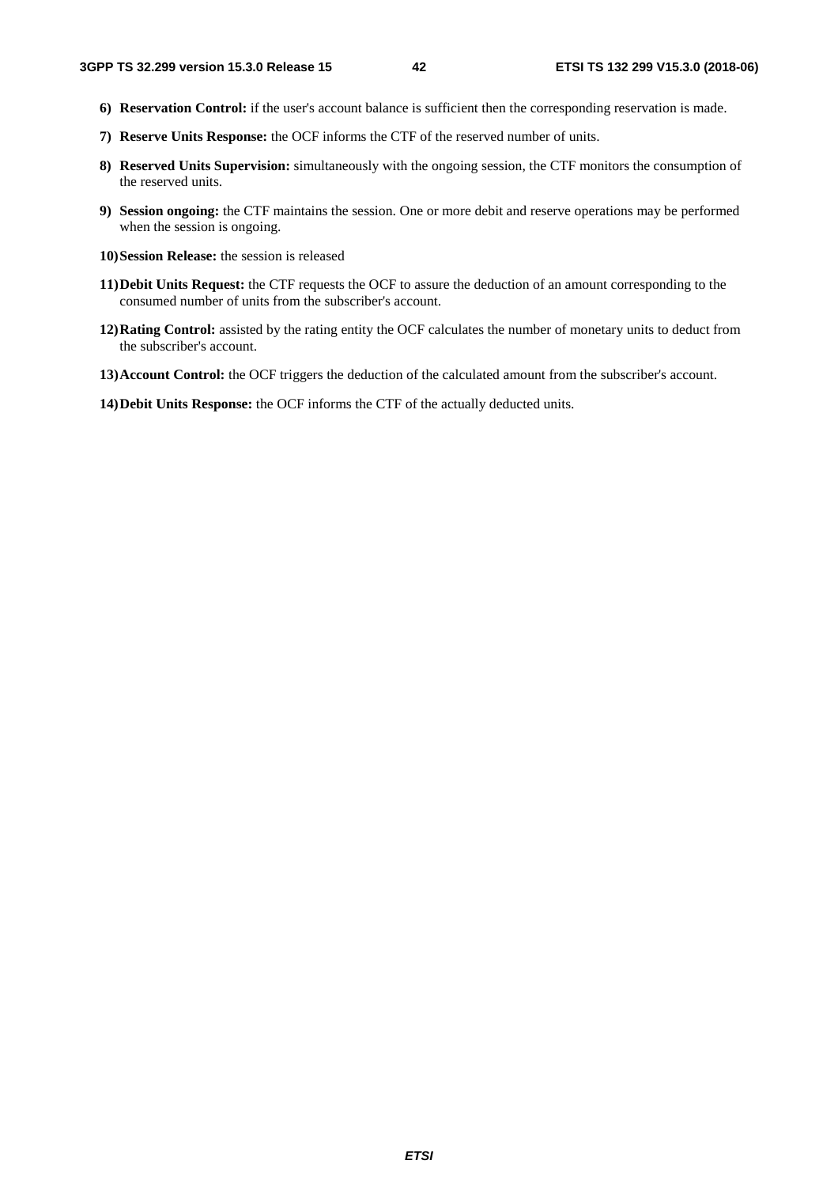6) **Reservation Control:** if the user's account balance is sufficient then the corresponding reservation is made.

7) **Reserve Units Response:** the OCF informs the CTF of the reserved number of units.

8) **Reserved Units Supervision:** simultaneously with the ongoing session, the CTF monitors the consumption of the reserved units.

9) **Session ongoing:** the CTF maintains the session. One or more debit and reserve operations may be performed when the session is ongoing.

10) **Session Release:** the session is released

11) **Debit Units Request:** the CTF requests the OCF to assure the deduction of an amount corresponding to the consumed number of units from the subscriber's account.

12) **Rating Control:** assisted by the rating entity the OCF calculates the number of monetary units to deduct from the subscriber's account.

13) **Account Control:** the OCF triggers the deduction of the calculated amount from the subscriber's account.

14) **Debit Units Response:** the OCF informs the CTF of the actually deducted units.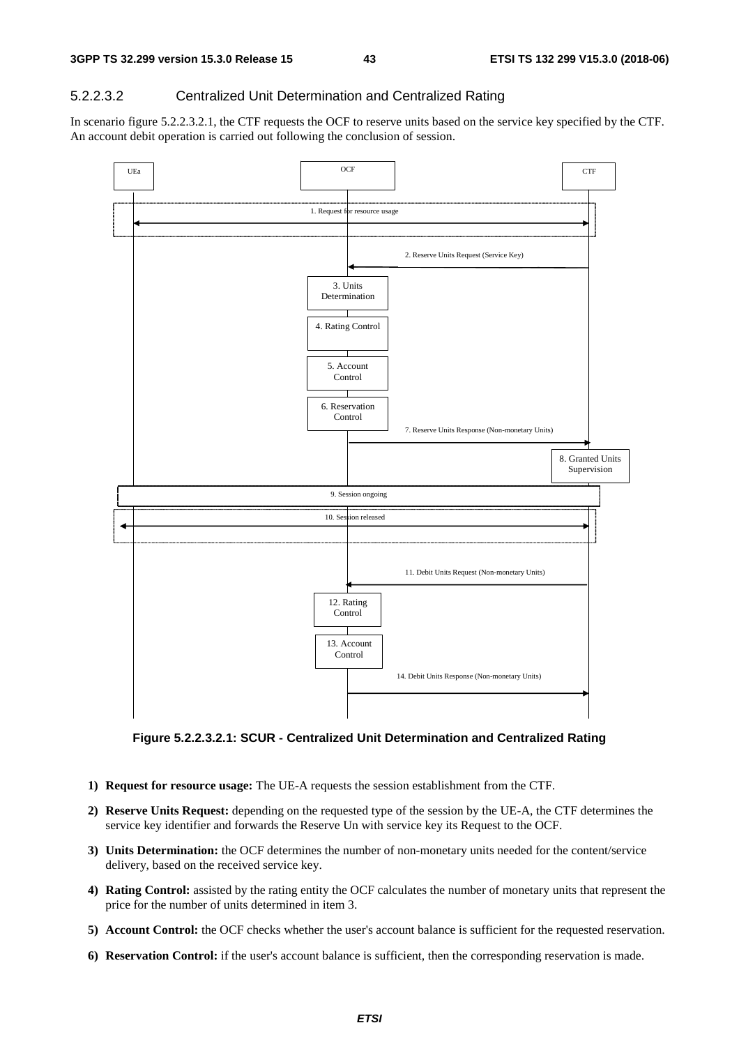#### 5.2.2.3.2 Centralized Unit Determination and Centralized Rating

In scenario figure 5.2.2.3.2.1, the CTF requests the OCF to reserve units based on the service key specified by the CTF. An account debit operation is carried out following the conclusion of session.

**Figure 5.2.2.3.2.1: SCUR - Centralized Unit Determination and Centralized Rating**

1) **Request for resource usage:** The UE-A requests the session establishment from the CTF.

2) **Reserve Units Request:** depending on the requested type of the session by the UE-A, the CTF determines the service key identifier and forwards the Reserve Un with service key its Request to the OCF.

3) **Units Determination:** the OCF determines the number of non-monetary units needed for the content/service delivery, based on the received service key.

4) **Rating Control:** assisted by the rating entity the OCF calculates the number of monetary units that represent the price for the number of units determined in item 3.

5) **Account Control:** the OCF checks whether the user's account balance is sufficient for the requested reservation.

6) **Reservation Control:** if the user's account balance is sufficient, then the corresponding reservation is made.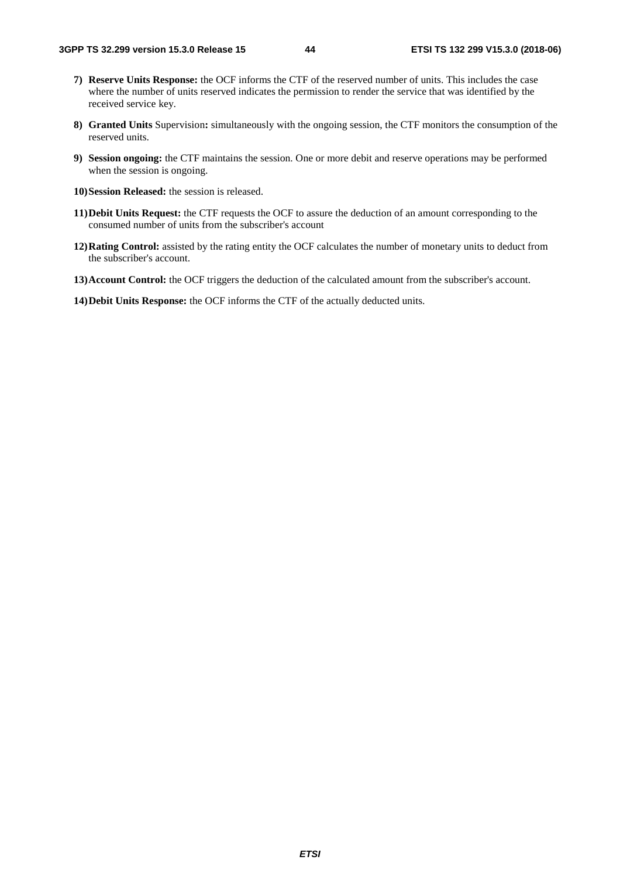7) **Reserve Units Response:** the OCF informs the CTF of the reserved number of units. This includes the case where the number of units reserved indicates the permission to render the service that was identified by the received service key.

8) **Granted Units** Supervision**:** simultaneously with the ongoing session, the CTF monitors the consumption of the reserved units.

9) **Session ongoing:** the CTF maintains the session. One or more debit and reserve operations may be performed when the session is ongoing.

10) **Session Released:** the session is released.

11) **Debit Units Request:** the CTF requests the OCF to assure the deduction of an amount corresponding to the consumed number of units from the subscriber's account

12) **Rating Control:** assisted by the rating entity the OCF calculates the number of monetary units to deduct from the subscriber's account.

13) **Account Control:** the OCF triggers the deduction of the calculated amount from the subscriber's account.

14) **Debit Units Response:** the OCF informs the CTF of the actually deducted units.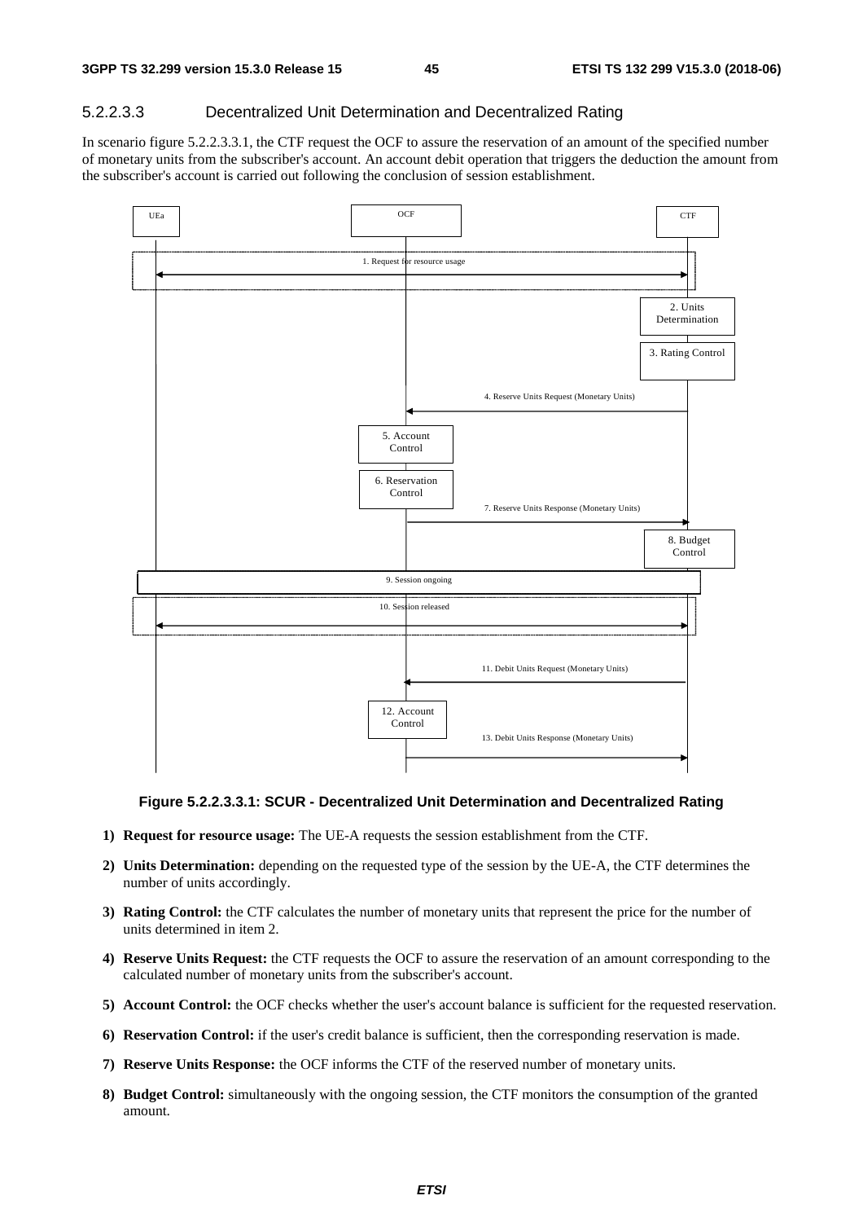#### 5.2.2.3.3 Decentralized Unit Determination and Decentralized Rating

In scenario figure 5.2.2.3.3.1, the CTF request the OCF to assure the reservation of an amount of the specified number of monetary units from the subscriber's account. An account debit operation that triggers the deduction the amount from the subscriber's account is carried out following the conclusion of session establishment.

**Figure 5.2.2.3.3.1: SCUR - Decentralized Unit Determination and Decentralized Rating**

1) **Request for resource usage:** The UE-A requests the session establishment from the CTF.

2) **Units Determination:** depending on the requested type of the session by the UE-A, the CTF determines the number of units accordingly.

3) **Rating Control:** the CTF calculates the number of monetary units that represent the price for the number of units determined in item 2.

4) **Reserve Units Request:** the CTF requests the OCF to assure the reservation of an amount corresponding to the calculated number of monetary units from the subscriber's account.

5) **Account Control:** the OCF checks whether the user's account balance is sufficient for the requested reservation.

6) **Reservation Control:** if the user's credit balance is sufficient, then the corresponding reservation is made.

7) **Reserve Units Response:** the OCF informs the CTF of the reserved number of monetary units.

8) **Budget Control:** simultaneously with the ongoing session, the CTF monitors the consumption of the granted amount.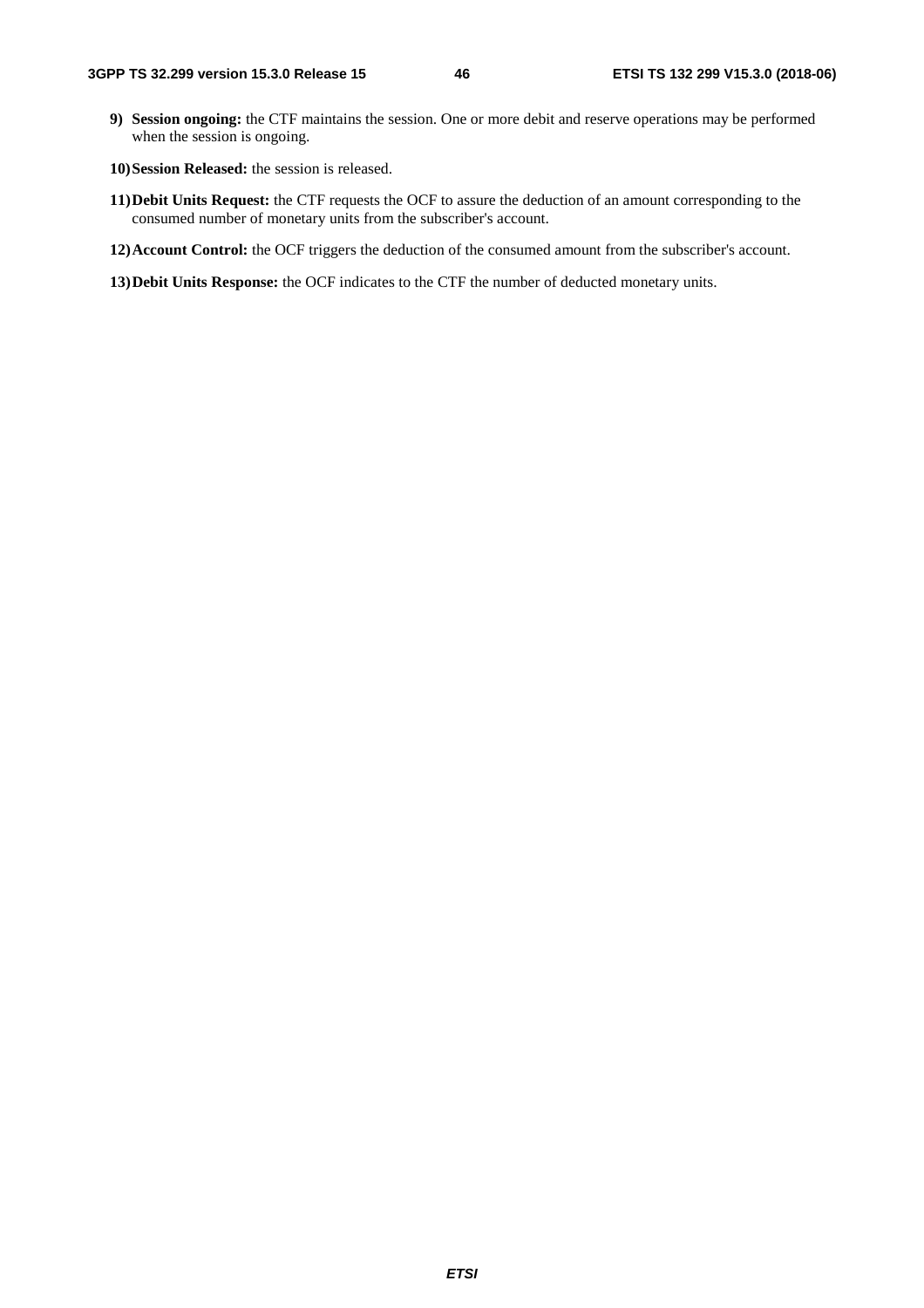9) **Session ongoing:** the CTF maintains the session. One or more debit and reserve operations may be performed when the session is ongoing.

10) **Session Released:** the session is released.

11) **Debit Units Request:** the CTF requests the OCF to assure the deduction of an amount corresponding to the consumed number of monetary units from the subscriber's account.

12) **Account Control:** the OCF triggers the deduction of the consumed amount from the subscriber's account.

13) **Debit Units Response:** the OCF indicates to the CTF the number of deducted monetary units.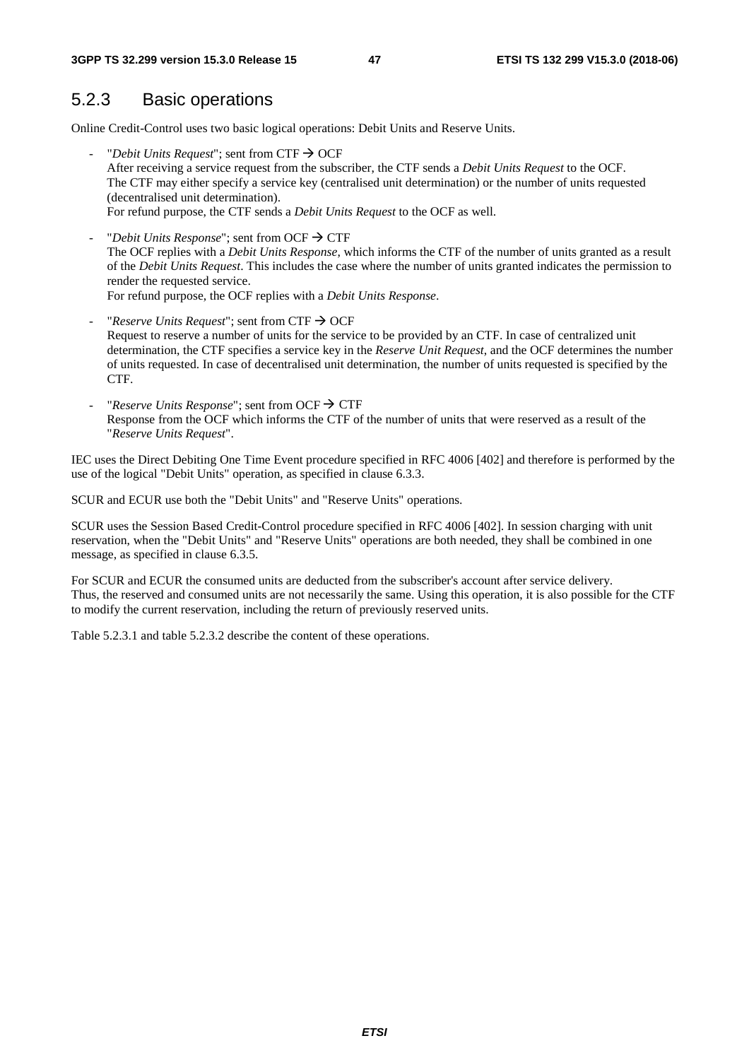### 5.2.3 Basic operations

Online Credit-Control uses two basic logical operations: Debit Units and Reserve Units.

- "*Debit Units Request*"; sent from CTF → OCF
  After receiving a service request from the subscriber, the CTF sends a *Debit Units Request* to the OCF.
  The CTF may either specify a service key (centralised unit determination) or the number of units requested (decentralised unit determination).
  For refund purpose, the CTF sends a *Debit Units Request* to the OCF as well.
- "*Debit Units Response*"; sent from OCF → CTF
  The OCF replies with a *Debit Units Response*, which informs the CTF of the number of units granted as a result of the *Debit Units Request*. This includes the case where the number of units granted indicates the permission to render the requested service.
  For refund purpose, the OCF replies with a *Debit Units Response*.
- "*Reserve Units Request*"; sent from CTF → OCF
  Request to reserve a number of units for the service to be provided by an CTF. In case of centralized unit determination, the CTF specifies a service key in the *Reserve Unit Request*, and the OCF determines the number of units requested. In case of decentralised unit determination, the number of units requested is specified by the CTF.
- "*Reserve Units Response*"; sent from OCF → CTF
  Response from the OCF which informs the CTF of the number of units that were reserved as a result of the "*Reserve Units Request*".

IEC uses the Direct Debiting One Time Event procedure specified in RFC 4006 [402] and therefore is performed by the use of the logical "Debit Units" operation, as specified in clause 6.3.3.

SCUR and ECUR use both the "Debit Units" and "Reserve Units" operations.

SCUR uses the Session Based Credit-Control procedure specified in RFC 4006 [402]. In session charging with unit reservation, when the "Debit Units" and "Reserve Units" operations are both needed, they shall be combined in one message, as specified in clause 6.3.5.

For SCUR and ECUR the consumed units are deducted from the subscriber's account after service delivery.
Thus, the reserved and consumed units are not necessarily the same. Using this operation, it is also possible for the CTF to modify the current reservation, including the return of previously reserved units.

Table 5.2.3.1 and table 5.2.3.2 describe the content of these operations.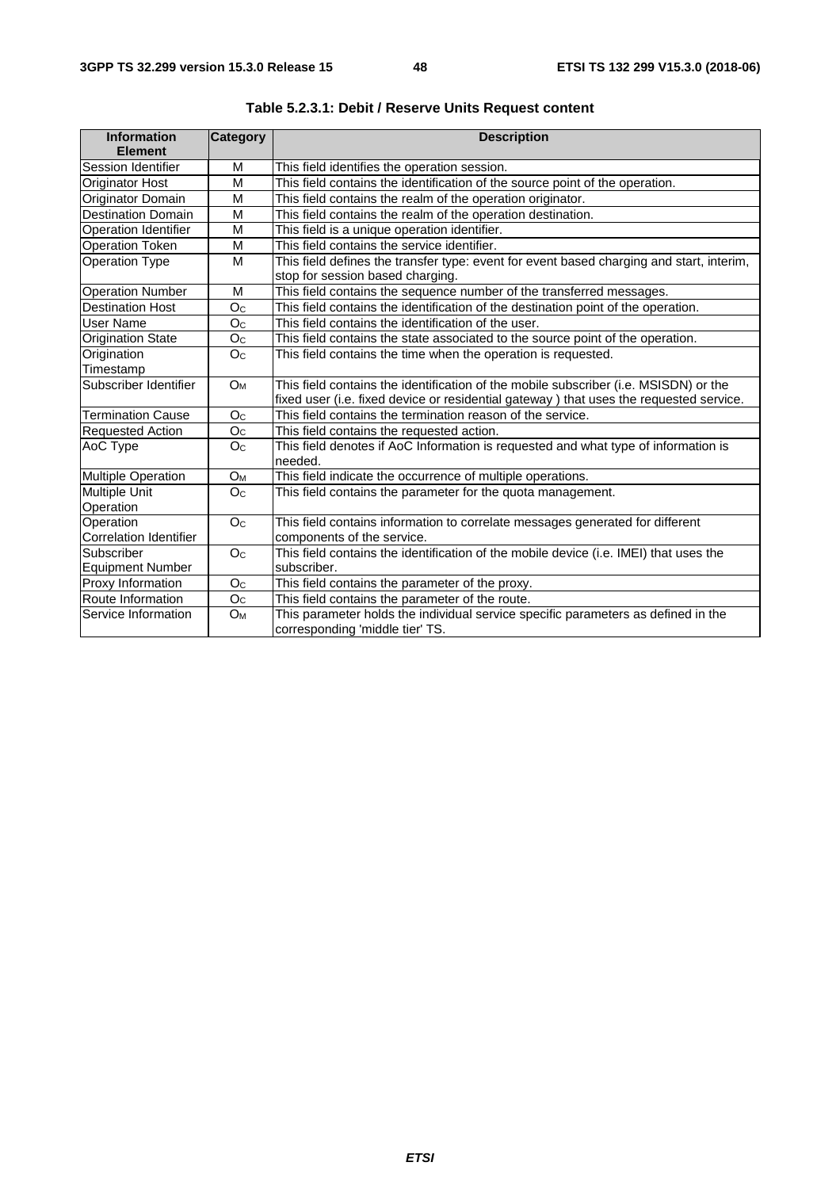**Table 5.2.3.1: Debit / Reserve Units Request content**

| Information Element | Category | Description |
|---|---|---|
| Session Identifier | M | This field identifies the operation session. |
| Originator Host | M | This field contains the identification of the source point of the operation. |
| Originator Domain | M | This field contains the realm of the operation originator. |
| Destination Domain | M | This field contains the realm of the operation destination. |
| Operation Identifier | M | This field is a unique operation identifier. |
| Operation Token | M | This field contains the service identifier. |
| Operation Type | M | This field defines the transfer type: event for event based charging and start, interim, stop for session based charging. |
| Operation Number | M | This field contains the sequence number of the transferred messages. |
| Destination Host | $O_C$ | This field contains the identification of the destination point of the operation. |
| User Name | $O_C$ | This field contains the identification of the user. |
| Origination State | $O_C$ | This field contains the state associated to the source point of the operation. |
| Origination Timestamp | $O_C$ | This field contains the time when the operation is requested. |
| Subscriber Identifier | $O_M$ | This field contains the identification of the mobile subscriber (i.e. MSISDN) or the fixed user (i.e. fixed device or residential gateway ) that uses the requested service. |
| Termination Cause | $O_C$ | This field contains the termination reason of the service. |
| Requested Action | $O_C$ | This field contains the requested action. |
| AoC Type | $O_C$ | This field denotes if AoC Information is requested and what type of information is needed. |
| Multiple Operation | $O_M$ | This field indicate the occurrence of multiple operations. |
| Multiple Unit Operation | $O_C$ | This field contains the parameter for the quota management. |
| Operation Correlation Identifier | $O_C$ | This field contains information to correlate messages generated for different components of the service. |
| Subscriber Equipment Number | $O_C$ | This field contains the identification of the mobile device (i.e. IMEI) that uses the subscriber. |
| Proxy Information | $O_C$ | This field contains the parameter of the proxy. |
| Route Information | $O_C$ | This field contains the parameter of the route. |
| Service Information | $O_M$ | This parameter holds the individual service specific parameters as defined in the corresponding 'middle tier' TS. |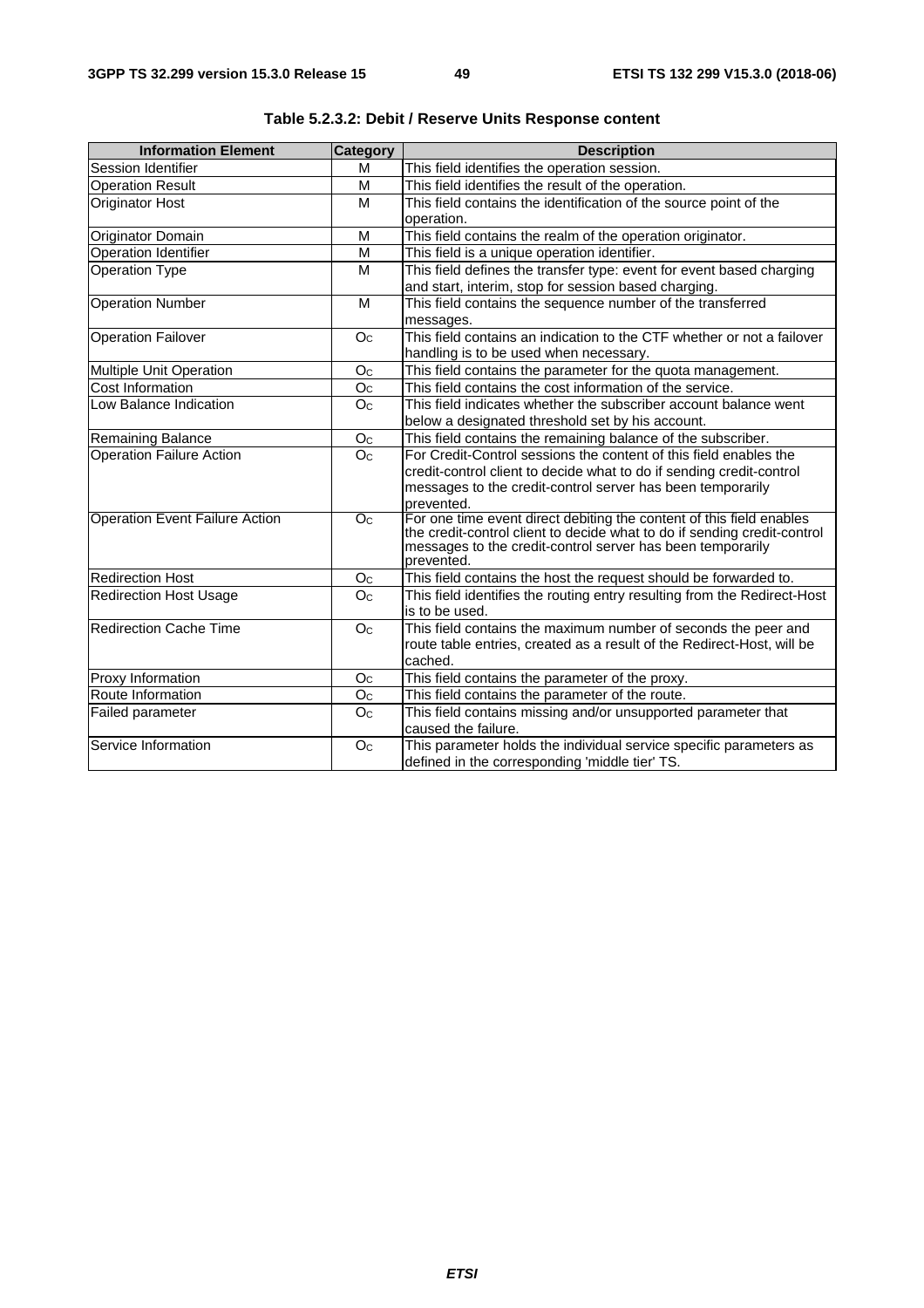**Table 5.2.3.2: Debit / Reserve Units Response content**

| Information Element | Category | Description |
|---|---|---|
| Session Identifier | M | This field identifies the operation session. |
| Operation Result | M | This field identifies the result of the operation. |
| Originator Host | M | This field contains the identification of the source point of the operation. |
| Originator Domain | M | This field contains the realm of the operation originator. |
| Operation Identifier | M | This field is a unique operation identifier. |
| Operation Type | M | This field defines the transfer type: event for event based charging and start, interim, stop for session based charging. |
| Operation Number | M | This field contains the sequence number of the transferred messages. |
| Operation Failover | $O_C$ | This field contains an indication to the CTF whether or not a failover handling is to be used when necessary. |
| Multiple Unit Operation | $O_C$ | This field contains the parameter for the quota management. |
| Cost Information | $O_C$ | This field contains the cost information of the service. |
| Low Balance Indication | $O_C$ | This field indicates whether the subscriber account balance went below a designated threshold set by his account. |
| Remaining Balance | $O_C$ | This field contains the remaining balance of the subscriber. |
| Operation Failure Action | $O_C$ | For Credit-Control sessions the content of this field enables the credit-control client to decide what to do if sending credit-control messages to the credit-control server has been temporarily prevented. |
| Operation Event Failure Action | $O_C$ | For one time event direct debiting the content of this field enables the credit-control client to decide what to do if sending credit-control messages to the credit-control server has been temporarily prevented. |
| Redirection Host | $O_C$ | This field contains the host the request should be forwarded to. |
| Redirection Host Usage | $O_C$ | This field identifies the routing entry resulting from the Redirect-Host is to be used. |
| Redirection Cache Time | $O_C$ | This field contains the maximum number of seconds the peer and route table entries, created as a result of the Redirect-Host, will be cached. |
| Proxy Information | $O_C$ | This field contains the parameter of the proxy. |
| Route Information | $O_C$ | This field contains the parameter of the route. |
| Failed parameter | $O_C$ | This field contains missing and/or unsupported parameter that caused the failure. |
| Service Information | $O_C$ | This parameter holds the individual service specific parameters as defined in the corresponding 'middle tier' TS. |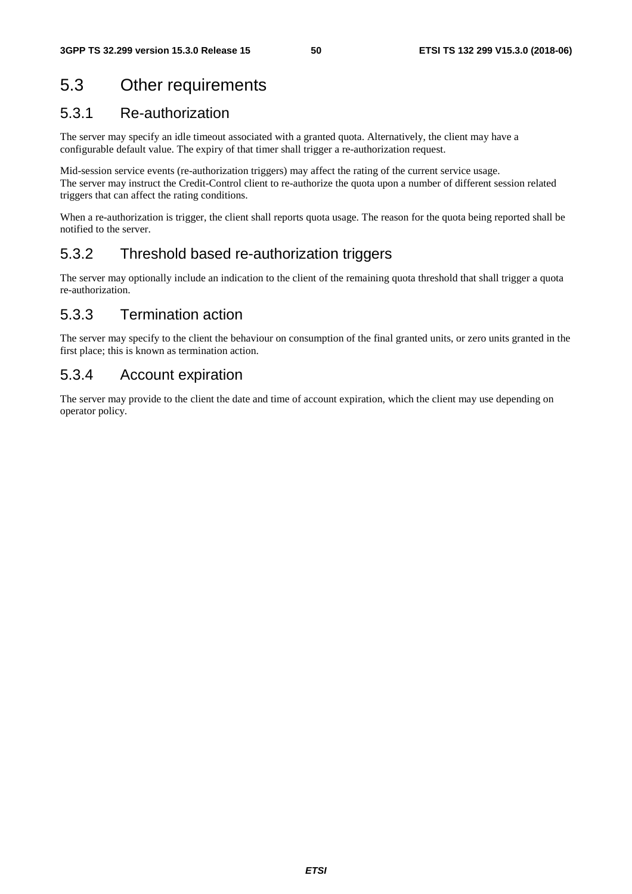## 5.3 Other requirements

### 5.3.1 Re-authorization

The server may specify an idle timeout associated with a granted quota. Alternatively, the client may have a configurable default value. The expiry of that timer shall trigger a re-authorization request.

Mid-session service events (re-authorization triggers) may affect the rating of the current service usage.
The server may instruct the Credit-Control client to re-authorize the quota upon a number of different session related triggers that can affect the rating conditions.

When a re-authorization is trigger, the client shall reports quota usage. The reason for the quota being reported shall be notified to the server.

### 5.3.2 Threshold based re-authorization triggers

The server may optionally include an indication to the client of the remaining quota threshold that shall trigger a quota re-authorization.

### 5.3.3 Termination action

The server may specify to the client the behaviour on consumption of the final granted units, or zero units granted in the first place; this is known as termination action.

### 5.3.4 Account expiration

The server may provide to the client the date and time of account expiration, which the client may use depending on operator policy.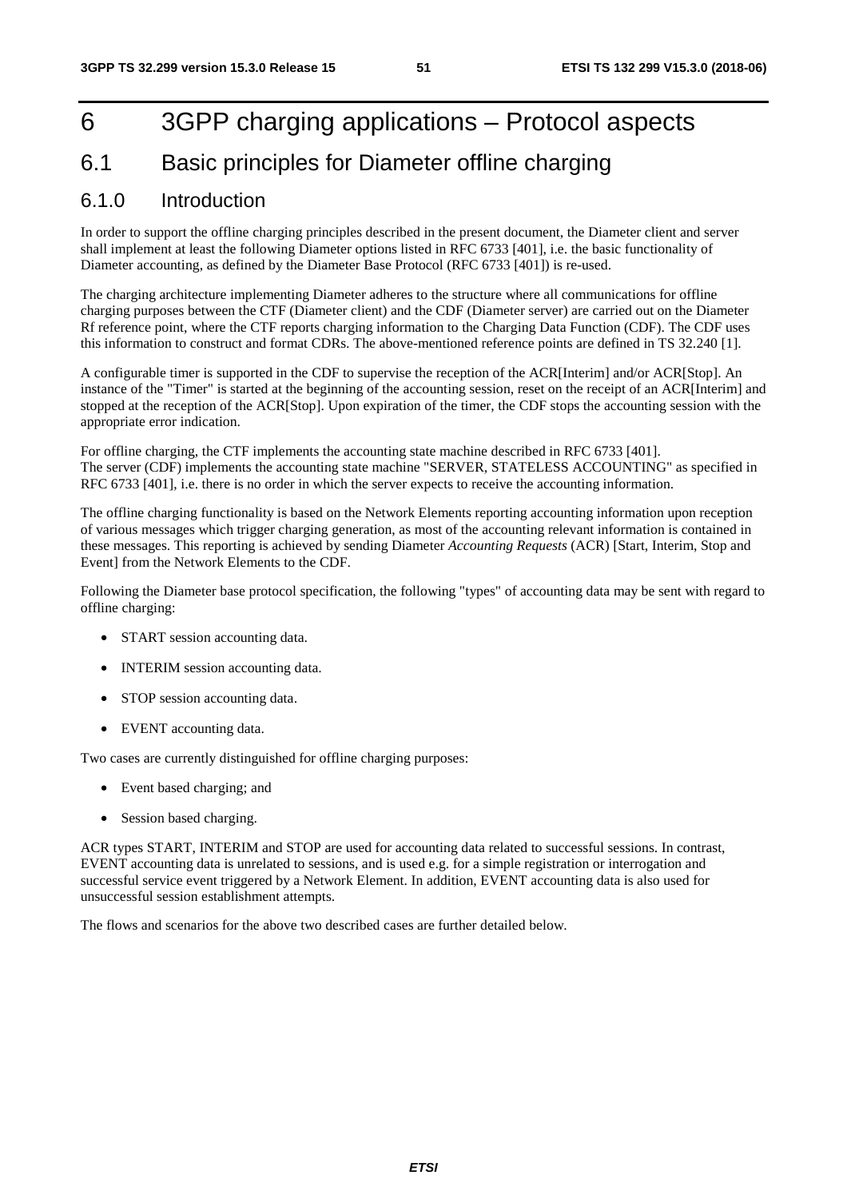# 6 3GPP charging applications – Protocol aspects

## 6.1 Basic principles for Diameter offline charging

### 6.1.0 Introduction

In order to support the offline charging principles described in the present document, the Diameter client and server shall implement at least the following Diameter options listed in RFC 6733 [401], i.e. the basic functionality of Diameter accounting, as defined by the Diameter Base Protocol (RFC 6733 [401]) is re-used.

The charging architecture implementing Diameter adheres to the structure where all communications for offline charging purposes between the CTF (Diameter client) and the CDF (Diameter server) are carried out on the Diameter Rf reference point, where the CTF reports charging information to the Charging Data Function (CDF). The CDF uses this information to construct and format CDRs. The above-mentioned reference points are defined in TS 32.240 [1].

A configurable timer is supported in the CDF to supervise the reception of the ACR[Interim] and/or ACR[Stop]. An instance of the "Timer" is started at the beginning of the accounting session, reset on the receipt of an ACR[Interim] and stopped at the reception of the ACR[Stop]. Upon expiration of the timer, the CDF stops the accounting session with the appropriate error indication.

For offline charging, the CTF implements the accounting state machine described in RFC 6733 [401].
The server (CDF) implements the accounting state machine "SERVER, STATELESS ACCOUNTING" as specified in RFC 6733 [401], i.e. there is no order in which the server expects to receive the accounting information.

The offline charging functionality is based on the Network Elements reporting accounting information upon reception of various messages which trigger charging generation, as most of the accounting relevant information is contained in these messages. This reporting is achieved by sending Diameter *Accounting Requests* (ACR) [Start, Interim, Stop and Event] from the Network Elements to the CDF.

Following the Diameter base protocol specification, the following "types" of accounting data may be sent with regard to offline charging:

- START session accounting data.
- INTERIM session accounting data.
- STOP session accounting data.
- EVENT accounting data.

Two cases are currently distinguished for offline charging purposes:

- Event based charging; and
- Session based charging.

ACR types START, INTERIM and STOP are used for accounting data related to successful sessions. In contrast, EVENT accounting data is unrelated to sessions, and is used e.g. for a simple registration or interrogation and successful service event triggered by a Network Element. In addition, EVENT accounting data is also used for unsuccessful session establishment attempts.

The flows and scenarios for the above two described cases are further detailed below.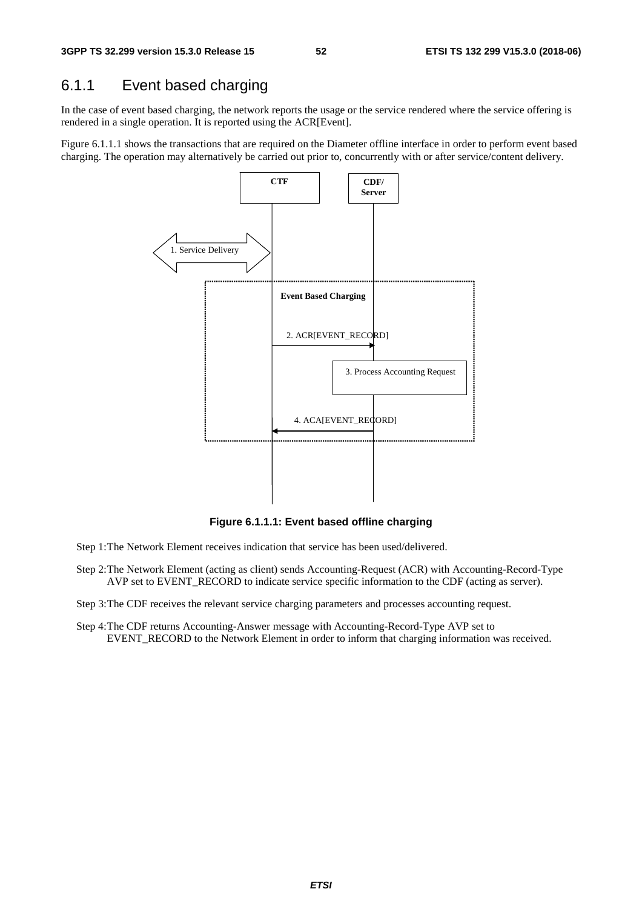## 6.1.1 Event based charging

In the case of event based charging, the network reports the usage or the service rendered where the service offering is rendered in a single operation. It is reported using the ACR[Event].

Figure 6.1.1.1 shows the transactions that are required on the Diameter offline interface in order to perform event based charging. The operation may alternatively be carried out prior to, concurrently with or after service/content delivery.

CTF

CDF/ Server

1. Service Delivery

Event Based Charging

2. ACR[EVENT_RECORD]

3. Process Accounting Request

4. ACA[EVENT_RECORD]

**Figure 6.1.1.1: Event based offline charging**

Step 1: The Network Element receives indication that service has been used/delivered.

Step 2: The Network Element (acting as client) sends Accounting-Request (ACR) with Accounting-Record-Type AVP set to EVENT_RECORD to indicate service specific information to the CDF (acting as server).

Step 3: The CDF receives the relevant service charging parameters and processes accounting request.

Step 4: The CDF returns Accounting-Answer message with Accounting-Record-Type AVP set to EVENT_RECORD to the Network Element in order to inform that charging information was received.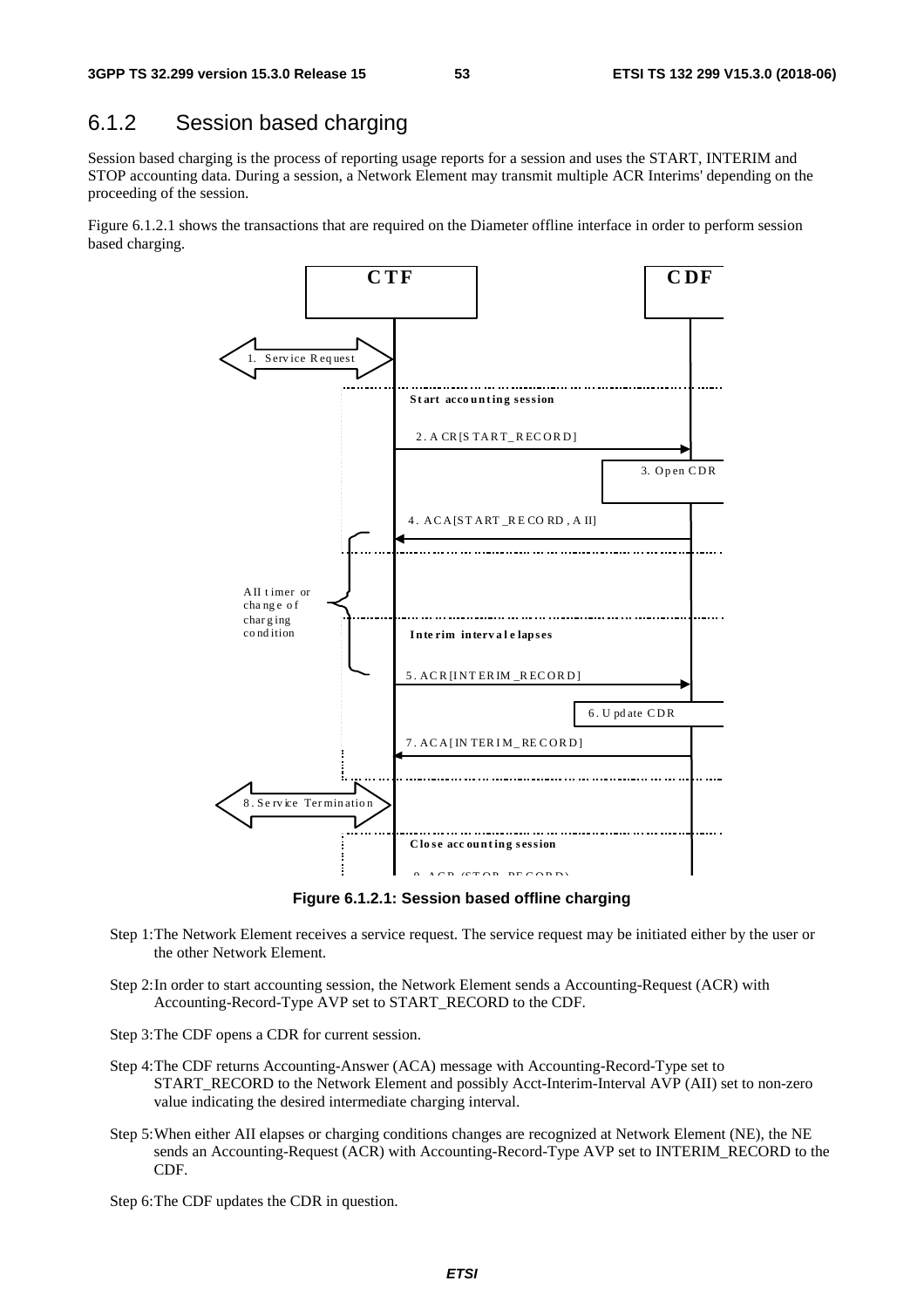## 6.1.2 Session based charging

Session based charging is the process of reporting usage reports for a session and uses the START, INTERIM and STOP accounting data. During a session, a Network Element may transmit multiple ACR Interims' depending on the proceeding of the session.

Figure 6.1.2.1 shows the transactions that are required on the Diameter offline interface in order to perform session based charging.

**Figure 6.1.2.1: Session based offline charging**

Step 1: The Network Element receives a service request. The service request may be initiated either by the user or the other Network Element.

Step 2: In order to start accounting session, the Network Element sends a Accounting-Request (ACR) with Accounting-Record-Type AVP set to START_RECORD to the CDF.

Step 3: The CDF opens a CDR for current session.

Step 4: The CDF returns Accounting-Answer (ACA) message with Accounting-Record-Type set to START_RECORD to the Network Element and possibly Acct-Interim-Interval AVP (AII) set to non-zero value indicating the desired intermediate charging interval.

Step 5: When either AII elapses or charging conditions changes are recognized at Network Element (NE), the NE sends an Accounting-Request (ACR) with Accounting-Record-Type AVP set to INTERIM_RECORD to the CDF.

Step 6: The CDF updates the CDR in question.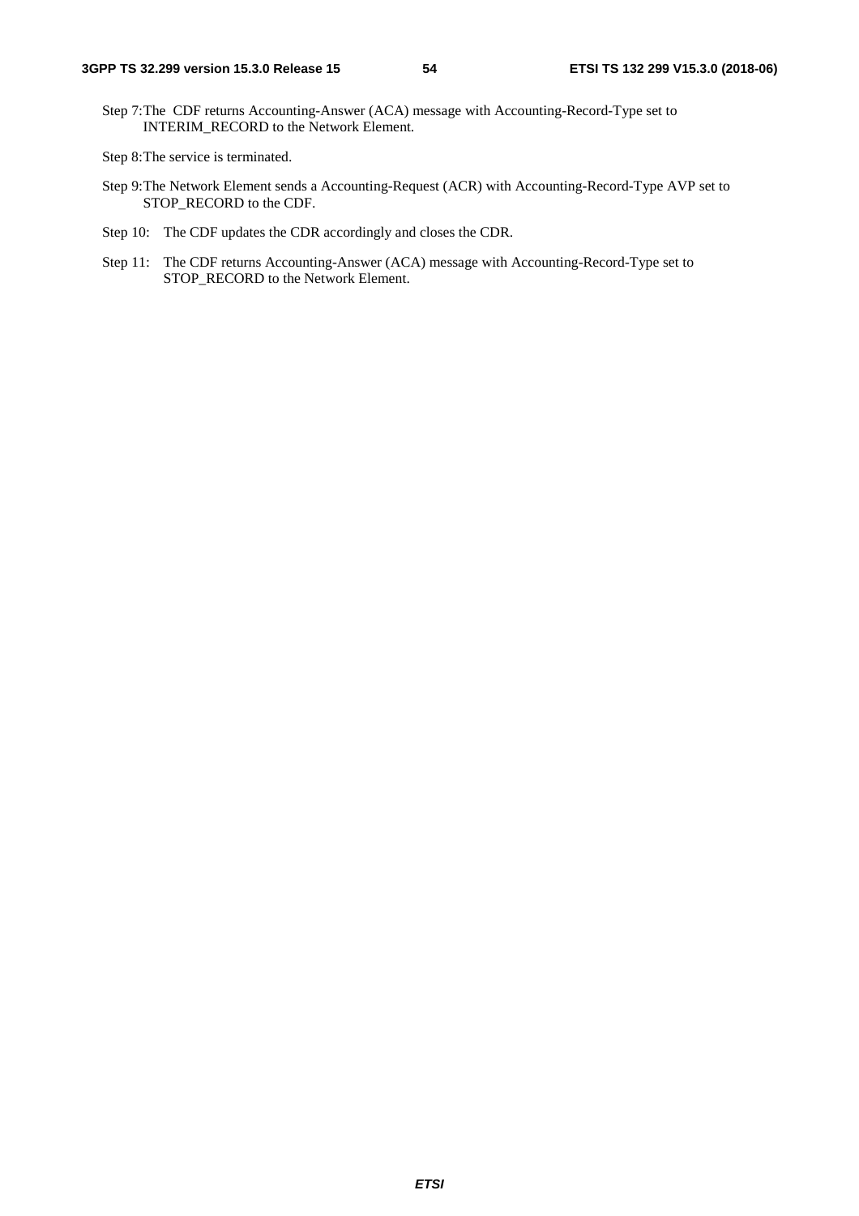Step 7: The CDF returns Accounting-Answer (ACA) message with Accounting-Record-Type set to INTERIM_RECORD to the Network Element.

Step 8: The service is terminated.

Step 9: The Network Element sends a Accounting-Request (ACR) with Accounting-Record-Type AVP set to STOP_RECORD to the CDF.

Step 10: The CDF updates the CDR accordingly and closes the CDR.

Step 11: The CDF returns Accounting-Answer (ACA) message with Accounting-Record-Type set to STOP_RECORD to the Network Element.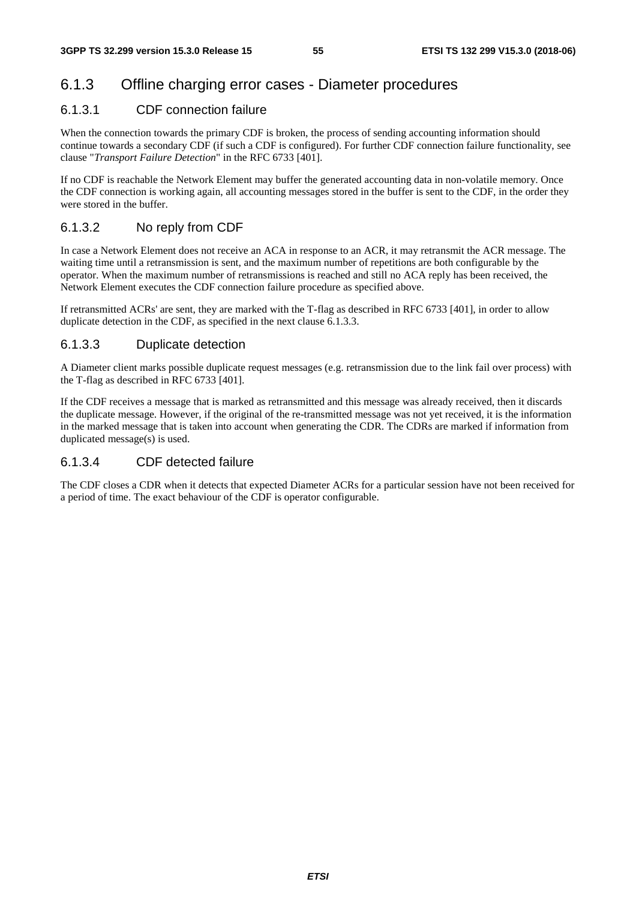### 6.1.3 Offline charging error cases - Diameter procedures

#### 6.1.3.1 CDF connection failure

When the connection towards the primary CDF is broken, the process of sending accounting information should continue towards a secondary CDF (if such a CDF is configured). For further CDF connection failure functionality, see clause "*Transport Failure Detection*" in the RFC 6733 [401].

If no CDF is reachable the Network Element may buffer the generated accounting data in non-volatile memory. Once the CDF connection is working again, all accounting messages stored in the buffer is sent to the CDF, in the order they were stored in the buffer.

#### 6.1.3.2 No reply from CDF

In case a Network Element does not receive an ACA in response to an ACR, it may retransmit the ACR message. The waiting time until a retransmission is sent, and the maximum number of repetitions are both configurable by the operator. When the maximum number of retransmissions is reached and still no ACA reply has been received, the Network Element executes the CDF connection failure procedure as specified above.

If retransmitted ACRs' are sent, they are marked with the T-flag as described in RFC 6733 [401], in order to allow duplicate detection in the CDF, as specified in the next clause 6.1.3.3.

#### 6.1.3.3 Duplicate detection

A Diameter client marks possible duplicate request messages (e.g. retransmission due to the link fail over process) with the T-flag as described in RFC 6733 [401].

If the CDF receives a message that is marked as retransmitted and this message was already received, then it discards the duplicate message. However, if the original of the re-transmitted message was not yet received, it is the information in the marked message that is taken into account when generating the CDR. The CDRs are marked if information from duplicated message(s) is used.

#### 6.1.3.4 CDF detected failure

The CDF closes a CDR when it detects that expected Diameter ACRs for a particular session have not been received for a period of time. The exact behaviour of the CDF is operator configurable.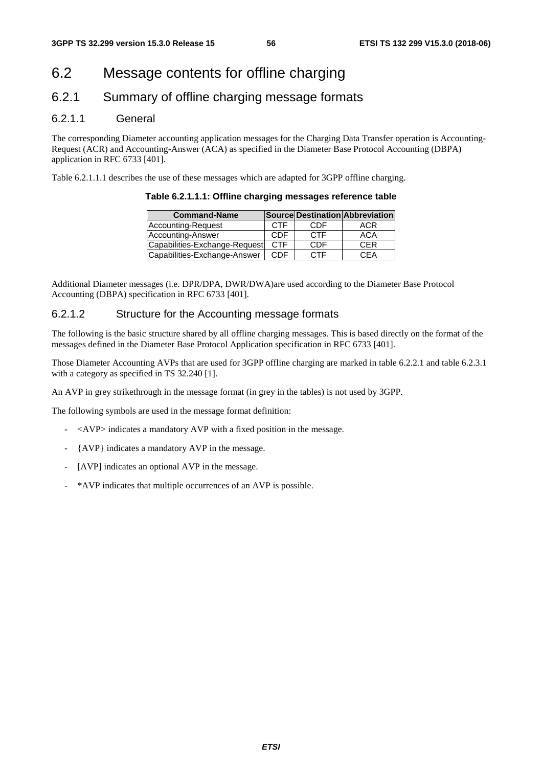# 6.2 Message contents for offline charging

## 6.2.1 Summary of offline charging message formats

### 6.2.1.1 General

The corresponding Diameter accounting application messages for the Charging Data Transfer operation is Accounting-Request (ACR) and Accounting-Answer (ACA) as specified in the Diameter Base Protocol Accounting (DBPA) application in RFC 6733 [401].

Table 6.2.1.1.1 describes the use of these messages which are adapted for 3GPP offline charging.

**Table 6.2.1.1.1: Offline charging messages reference table**

| Command-Name | Source | Destination | Abbreviation |
|---|---|---|---|
| Accounting-Request | CTF | CDF | ACR |
| Accounting-Answer | CDF | CTF | ACA |
| Capabilities-Exchange-Request | CTF | CDF | CER |
| Capabilities-Exchange-Answer | CDF | CTF | CEA |

Additional Diameter messages (i.e. DPR/DPA, DWR/DWA)are used according to the Diameter Base Protocol Accounting (DBPA) specification in RFC 6733 [401].

### 6.2.1.2 Structure for the Accounting message formats

The following is the basic structure shared by all offline charging messages. This is based directly on the format of the messages defined in the Diameter Base Protocol Application specification in RFC 6733 [401].

Those Diameter Accounting AVPs that are used for 3GPP offline charging are marked in table 6.2.2.1 and table 6.2.3.1 with a category as specified in TS 32.240 [1].

An AVP in grey strikethrough in the message format (in grey in the tables) is not used by 3GPP.

The following symbols are used in the message format definition:

- <AVP> indicates a mandatory AVP with a fixed position in the message.
- {AVP} indicates a mandatory AVP in the message.
- [AVP] indicates an optional AVP in the message.
- *AVP indicates that multiple occurrences of an AVP is possible.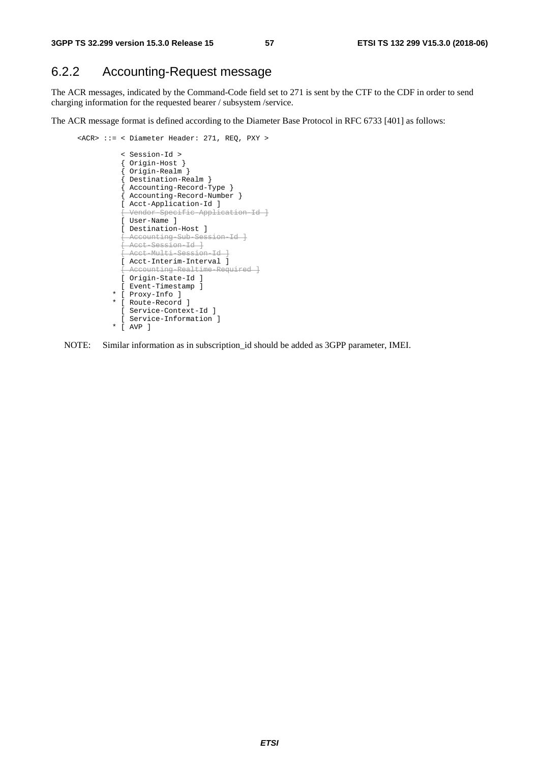### 6.2.2 Accounting-Request message

The ACR messages, indicated by the Command-Code field set to 271 is sent by the CTF to the CDF in order to send charging information for the requested bearer / subsystem /service.

The ACR message format is defined according to the Diameter Base Protocol in RFC 6733 [401] as follows:

```
<ACR> ::= < Diameter Header: 271, REQ, PXY >

          < Session-Id >
          { Origin-Host }
          { Origin-Realm }
          { Destination-Realm }
          { Accounting-Record-Type }
          { Accounting-Record-Number }
          [ Acct-Application-Id ]
          [ Vendor-Specific-Application-Id ]
          [ User-Name ]
          [ Destination-Host ]
          [ Accounting-Sub-Session-Id ]
          [ Acct-Session-Id ]
          [ Acct-Multi-Session-Id ]
          [ Acct-Interim-Interval ]
          [ Accounting-Realtime-Required ]
          [ Origin-State-Id ]
          [ Event-Timestamp ]
        * [ Proxy-Info ]
        * [ Route-Record ]
          [ Service-Context-Id ]
          [ Service-Information ]
        * [ AVP ]
```

NOTE: Similar information as in subscription_id should be added as 3GPP parameter, IMEI.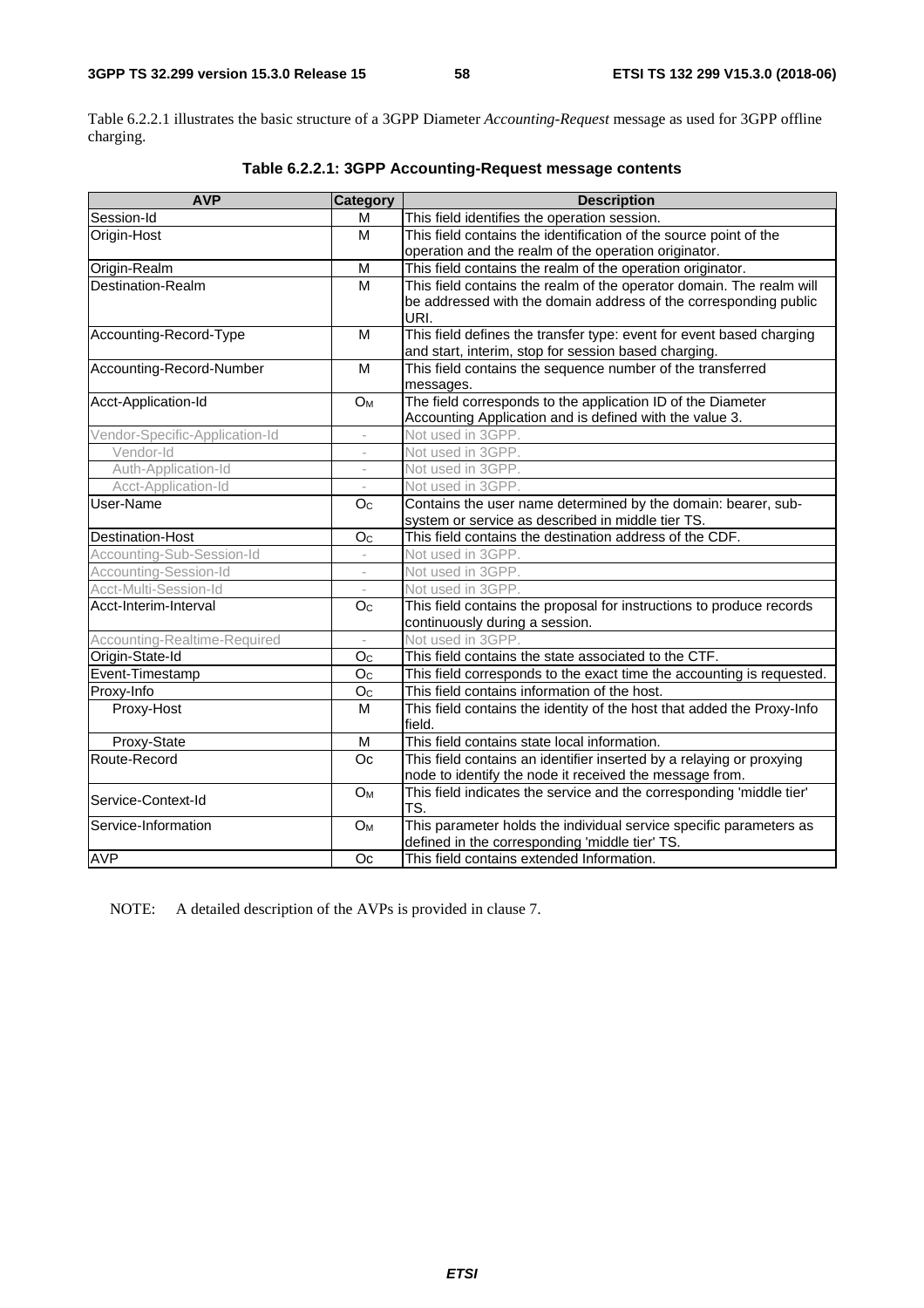Table 6.2.2.1 illustrates the basic structure of a 3GPP Diameter *Accounting-Request* message as used for 3GPP offline charging.

**Table 6.2.2.1: 3GPP Accounting-Request message contents**

| AVP | Category | Description |
|---|---|---|
| Session-Id | M | This field identifies the operation session. |
| Origin-Host | M | This field contains the identification of the source point of the operation and the realm of the operation originator. |
| Origin-Realm | M | This field contains the realm of the operation originator. |
| Destination-Realm | M | This field contains the realm of the operator domain. The realm will be addressed with the domain address of the corresponding public URI. |
| Accounting-Record-Type | M | This field defines the transfer type: event for event based charging and start, interim, stop for session based charging. |
| Accounting-Record-Number | M | This field contains the sequence number of the transferred messages. |
| Acct-Application-Id | $O_M$ | The field corresponds to the application ID of the Diameter Accounting Application and is defined with the value 3. |
| Vendor-Specific-Application-Id | - | Not used in 3GPP. |
| Vendor-Id | - | Not used in 3GPP. |
| Auth-Application-Id | - | Not used in 3GPP. |
| Acct-Application-Id | - | Not used in 3GPP. |
| User-Name | $O_C$ | Contains the user name determined by the domain: bearer, sub-system or service as described in middle tier TS. |
| Destination-Host | $O_C$ | This field contains the destination address of the CDF. |
| Accounting-Sub-Session-Id | - | Not used in 3GPP. |
| Accounting-Session-Id | - | Not used in 3GPP. |
| Acct-Multi-Session-Id | - | Not used in 3GPP. |
| Acct-Interim-Interval | $O_C$ | This field contains the proposal for instructions to produce records continuously during a session. |
| Accounting-Realtime-Required | - | Not used in 3GPP. |
| Origin-State-Id | $O_C$ | This field contains the state associated to the CTF. |
| Event-Timestamp | $O_C$ | This field corresponds to the exact time the accounting is requested. |
| Proxy-Info | $O_C$ | This field contains information of the host. |
| Proxy-Host | M | This field contains the identity of the host that added the Proxy-Info field. |
| Proxy-State | M | This field contains state local information. |
| Route-Record | Oc | This field contains an identifier inserted by a relaying or proxying node to identify the node it received the message from. |
| Service-Context-Id | $O_M$ | This field indicates the service and the corresponding 'middle tier' TS. |
| Service-Information | $O_M$ | This parameter holds the individual service specific parameters as defined in the corresponding 'middle tier' TS. |
| AVP | Oc | This field contains extended Information. |

NOTE: A detailed description of the AVPs is provided in clause 7.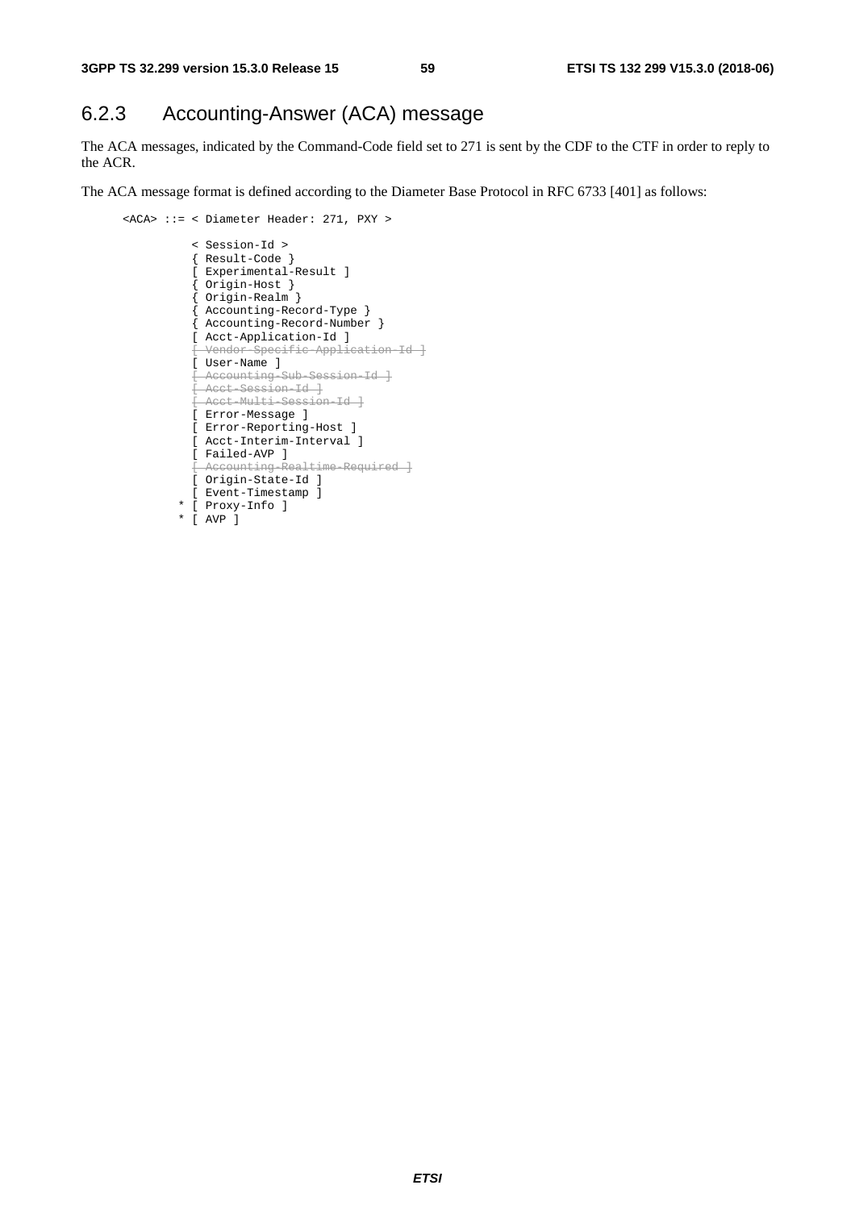### 6.2.3 Accounting-Answer (ACA) message

The ACA messages, indicated by the Command-Code field set to 271 is sent by the CDF to the CTF in order to reply to the ACR.

The ACA message format is defined according to the Diameter Base Protocol in RFC 6733 [401] as follows:

```
<ACA> ::= < Diameter Header: 271, PXY >

          < Session-Id >
          { Result-Code }
          [ Experimental-Result ]
          { Origin-Host }
          { Origin-Realm }
          { Accounting-Record-Type }
          { Accounting-Record-Number }
          [ Acct-Application-Id ]
          [ Vendor-Specific-Application-Id ]
          [ User-Name ]
          [ Accounting-Sub-Session-Id ]
          [ Acct-Session-Id ]
          [ Acct-Multi-Session-Id ]
          [ Error-Message ]
          [ Error-Reporting-Host ]
          [ Acct-Interim-Interval ]
          [ Failed-AVP ]
          [ Accounting-Realtime-Required ]
          [ Origin-State-Id ]
          [ Event-Timestamp ]
        * [ Proxy-Info ]
        * [ AVP ]
```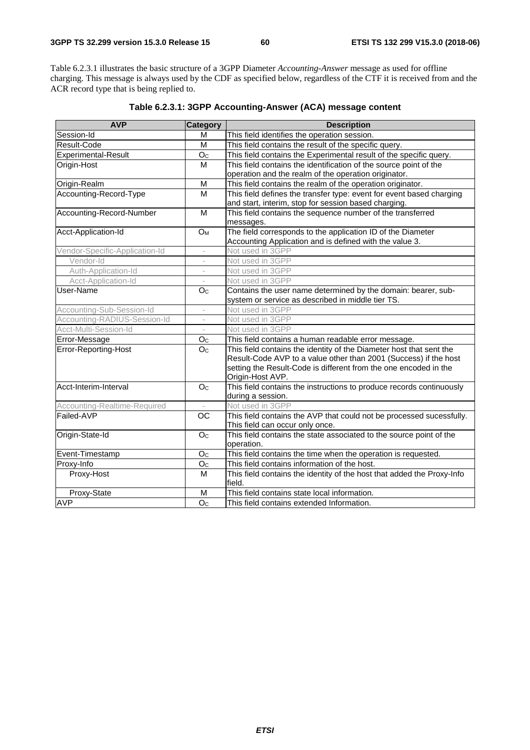Table 6.2.3.1 illustrates the basic structure of a 3GPP Diameter *Accounting-Answer* message as used for offline charging. This message is always used by the CDF as specified below, regardless of the CTF it is received from and the ACR record type that is being replied to.

**Table 6.2.3.1: 3GPP Accounting-Answer (ACA) message content**

| AVP | Category | Description |
|---|---|---|
| Session-Id | M | This field identifies the operation session. |
| Result-Code | M | This field contains the result of the specific query. |
| Experimental-Result | $O_C$ | This field contains the Experimental result of the specific query. |
| Origin-Host | M | This field contains the identification of the source point of the operation and the realm of the operation originator. |
| Origin-Realm | M | This field contains the realm of the operation originator. |
| Accounting-Record-Type | M | This field defines the transfer type: event for event based charging and start, interim, stop for session based charging. |
| Accounting-Record-Number | M | This field contains the sequence number of the transferred messages. |
| Acct-Application-Id | $O_M$ | The field corresponds to the application ID of the Diameter Accounting Application and is defined with the value 3. |
| Vendor-Specific-Application-Id | - | Not used in 3GPP |
| Vendor-Id | - | Not used in 3GPP |
| Auth-Application-Id | - | Not used in 3GPP |
| Acct-Application-Id | - | Not used in 3GPP |
| User-Name | $O_C$ | Contains the user name determined by the domain: bearer, sub-system or service as described in middle tier TS. |
| Accounting-Sub-Session-Id | - | Not used in 3GPP |
| Accounting-RADIUS-Session-Id | - | Not used in 3GPP |
| Acct-Multi-Session-Id | - | Not used in 3GPP |
| Error-Message | $O_C$ | This field contains a human readable error message. |
| Error-Reporting-Host | $O_C$ | This field contains the identity of the Diameter host that sent the Result-Code AVP to a value other than 2001 (Success) if the host setting the Result-Code is different from the one encoded in the Origin-Host AVP. |
| Acct-Interim-Interval | $O_C$ | This field contains the instructions to produce records continuously during a session. |
| Accounting-Realtime-Required | - | Not used in 3GPP |
| Failed-AVP | OC | This field contains the AVP that could not be processed sucessfully. This field can occur only once. |
| Origin-State-Id | $O_C$ | This field contains the state associated to the source point of the operation. |
| Event-Timestamp | $O_C$ | This field contains the time when the operation is requested. |
| Proxy-Info | $O_C$ | This field contains information of the host. |
| Proxy-Host | M | This field contains the identity of the host that added the Proxy-Info field. |
| Proxy-State | M | This field contains state local information. |
| AVP | $O_C$ | This field contains extended Information. |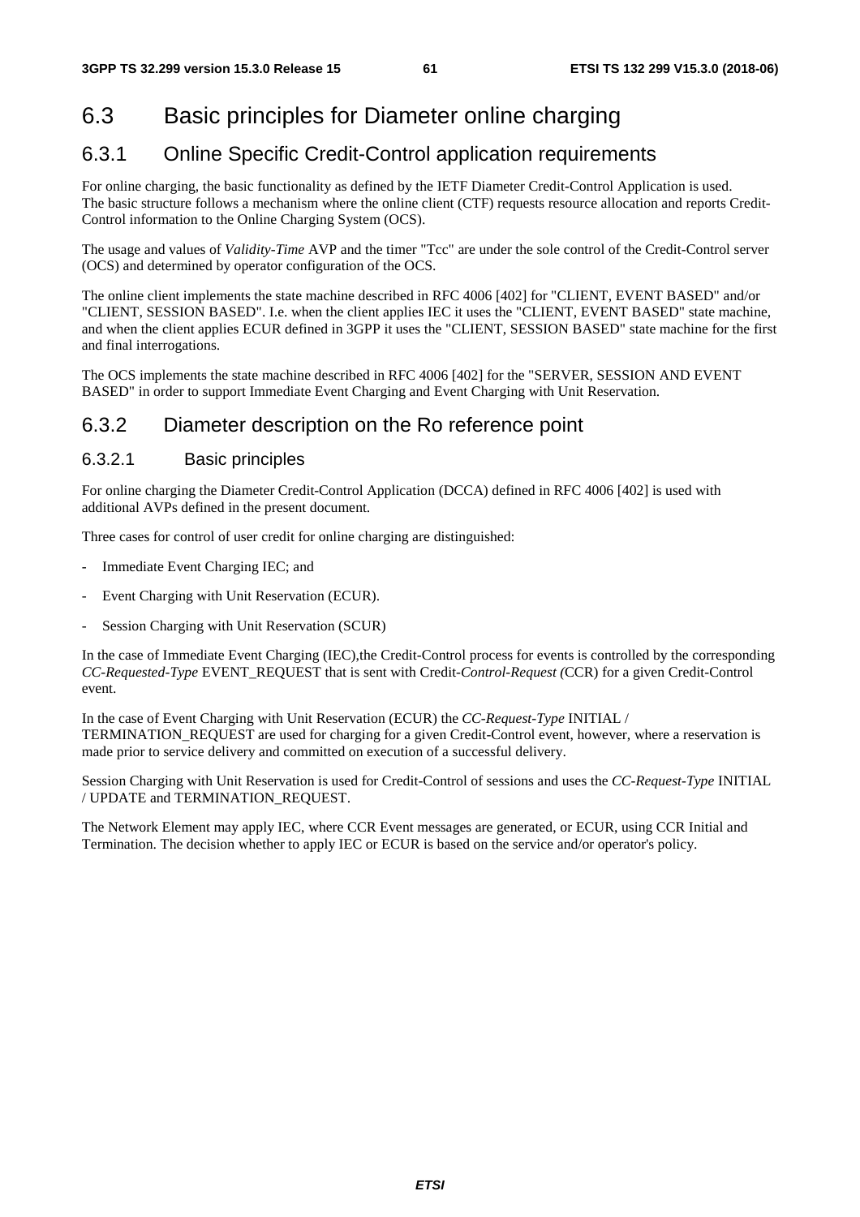## 6.3 Basic principles for Diameter online charging

### 6.3.1 Online Specific Credit-Control application requirements

For online charging, the basic functionality as defined by the IETF Diameter Credit-Control Application is used. The basic structure follows a mechanism where the online client (CTF) requests resource allocation and reports Credit-Control information to the Online Charging System (OCS).

The usage and values of *Validity-Time* AVP and the timer "Tcc" are under the sole control of the Credit-Control server (OCS) and determined by operator configuration of the OCS.

The online client implements the state machine described in RFC 4006 [402] for "CLIENT, EVENT BASED" and/or "CLIENT, SESSION BASED". I.e. when the client applies IEC it uses the "CLIENT, EVENT BASED" state machine, and when the client applies ECUR defined in 3GPP it uses the "CLIENT, SESSION BASED" state machine for the first and final interrogations.

The OCS implements the state machine described in RFC 4006 [402] for the "SERVER, SESSION AND EVENT BASED" in order to support Immediate Event Charging and Event Charging with Unit Reservation.

### 6.3.2 Diameter description on the Ro reference point

#### 6.3.2.1 Basic principles

For online charging the Diameter Credit-Control Application (DCCA) defined in RFC 4006 [402] is used with additional AVPs defined in the present document.

Three cases for control of user credit for online charging are distinguished:

- Immediate Event Charging IEC; and
- Event Charging with Unit Reservation (ECUR).
- Session Charging with Unit Reservation (SCUR)

In the case of Immediate Event Charging (IEC),the Credit-Control process for events is controlled by the corresponding *CC-Requested-Type* EVENT_REQUEST that is sent with Credit-*Control-Request (*CCR) for a given Credit-Control event.

In the case of Event Charging with Unit Reservation (ECUR) the *CC-Request-Type* INITIAL / TERMINATION_REQUEST are used for charging for a given Credit-Control event, however, where a reservation is made prior to service delivery and committed on execution of a successful delivery.

Session Charging with Unit Reservation is used for Credit-Control of sessions and uses the *CC-Request-Type* INITIAL / UPDATE and TERMINATION_REQUEST.

The Network Element may apply IEC, where CCR Event messages are generated, or ECUR, using CCR Initial and Termination. The decision whether to apply IEC or ECUR is based on the service and/or operator's policy.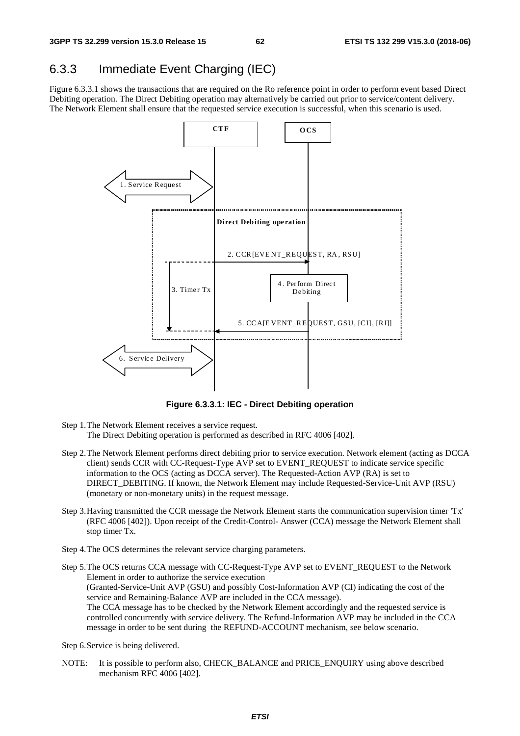## 6.3.3 Immediate Event Charging (IEC)

Figure 6.3.3.1 shows the transactions that are required on the Ro reference point in order to perform event based Direct Debiting operation. The Direct Debiting operation may alternatively be carried out prior to service/content delivery. The Network Element shall ensure that the requested service execution is successful, when this scenario is used.

**Figure 6.3.3.1: IEC - Direct Debiting operation**

Step 1. The Network Element receives a service request.
The Direct Debiting operation is performed as described in RFC 4006 [402].

Step 2. The Network Element performs direct debiting prior to service execution. Network element (acting as DCCA client) sends CCR with CC-Request-Type AVP set to EVENT_REQUEST to indicate service specific information to the OCS (acting as DCCA server). The Requested-Action AVP (RA) is set to DIRECT_DEBITING. If known, the Network Element may include Requested-Service-Unit AVP (RSU) (monetary or non-monetary units) in the request message.

Step 3. Having transmitted the CCR message the Network Element starts the communication supervision timer 'Tx' (RFC 4006 [402]). Upon receipt of the Credit-Control- Answer (CCA) message the Network Element shall stop timer Tx.

Step 4. The OCS determines the relevant service charging parameters.

Step 5. The OCS returns CCA message with CC-Request-Type AVP set to EVENT_REQUEST to the Network Element in order to authorize the service execution
(Granted-Service-Unit AVP (GSU) and possibly Cost-Information AVP (CI) indicating the cost of the service and Remaining-Balance AVP are included in the CCA message).
The CCA message has to be checked by the Network Element accordingly and the requested service is controlled concurrently with service delivery. The Refund-Information AVP may be included in the CCA message in order to be sent during the REFUND-ACCOUNT mechanism, see below scenario.

Step 6. Service is being delivered.

NOTE: It is possible to perform also, CHECK_BALANCE and PRICE_ENQUIRY using above described mechanism RFC 4006 [402].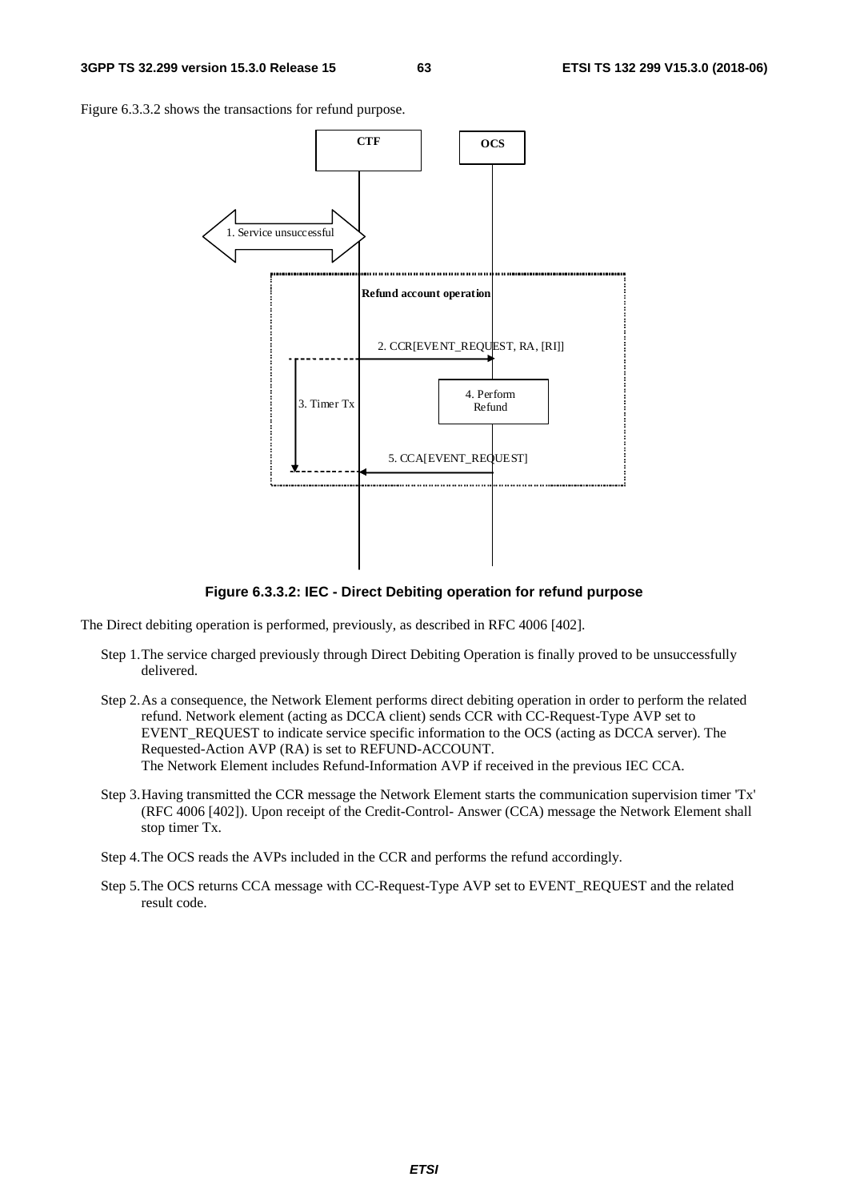Figure 6.3.3.2 shows the transactions for refund purpose.

**Figure 6.3.3.2: IEC - Direct Debiting operation for refund purpose**

The Direct debiting operation is performed, previously, as described in RFC 4006 [402].

Step 1. The service charged previously through Direct Debiting Operation is finally proved to be unsuccessfully delivered.

Step 2. As a consequence, the Network Element performs direct debiting operation in order to perform the related refund. Network element (acting as DCCA client) sends CCR with CC-Request-Type AVP set to EVENT_REQUEST to indicate service specific information to the OCS (acting as DCCA server). The Requested-Action AVP (RA) is set to REFUND-ACCOUNT.
The Network Element includes Refund-Information AVP if received in the previous IEC CCA.

Step 3. Having transmitted the CCR message the Network Element starts the communication supervision timer 'Tx' (RFC 4006 [402]). Upon receipt of the Credit-Control- Answer (CCA) message the Network Element shall stop timer Tx.

Step 4. The OCS reads the AVPs included in the CCR and performs the refund accordingly.

Step 5. The OCS returns CCA message with CC-Request-Type AVP set to EVENT_REQUEST and the related result code.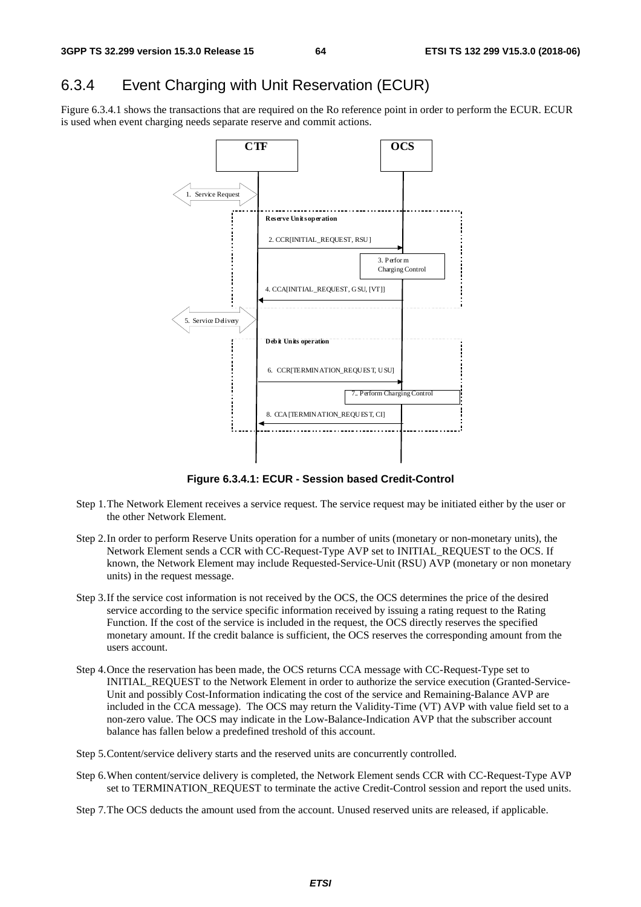## 6.3.4 Event Charging with Unit Reservation (ECUR)

Figure 6.3.4.1 shows the transactions that are required on the Ro reference point in order to perform the ECUR. ECUR is used when event charging needs separate reserve and commit actions.

**Figure 6.3.4.1: ECUR - Session based Credit-Control**

Step 1. The Network Element receives a service request. The service request may be initiated either by the user or the other Network Element.

Step 2. In order to perform Reserve Units operation for a number of units (monetary or non-monetary units), the Network Element sends a CCR with CC-Request-Type AVP set to INITIAL_REQUEST to the OCS. If known, the Network Element may include Requested-Service-Unit (RSU) AVP (monetary or non monetary units) in the request message.

Step 3. If the service cost information is not received by the OCS, the OCS determines the price of the desired service according to the service specific information received by issuing a rating request to the Rating Function. If the cost of the service is included in the request, the OCS directly reserves the specified monetary amount. If the credit balance is sufficient, the OCS reserves the corresponding amount from the users account.

Step 4. Once the reservation has been made, the OCS returns CCA message with CC-Request-Type set to INITIAL_REQUEST to the Network Element in order to authorize the service execution (Granted-Service-Unit and possibly Cost-Information indicating the cost of the service and Remaining-Balance AVP are included in the CCA message). The OCS may return the Validity-Time (VT) AVP with value field set to a non-zero value. The OCS may indicate in the Low-Balance-Indication AVP that the subscriber account balance has fallen below a predefined treshold of this account.

Step 5. Content/service delivery starts and the reserved units are concurrently controlled.

Step 6. When content/service delivery is completed, the Network Element sends CCR with CC-Request-Type AVP set to TERMINATION_REQUEST to terminate the active Credit-Control session and report the used units.

Step 7. The OCS deducts the amount used from the account. Unused reserved units are released, if applicable.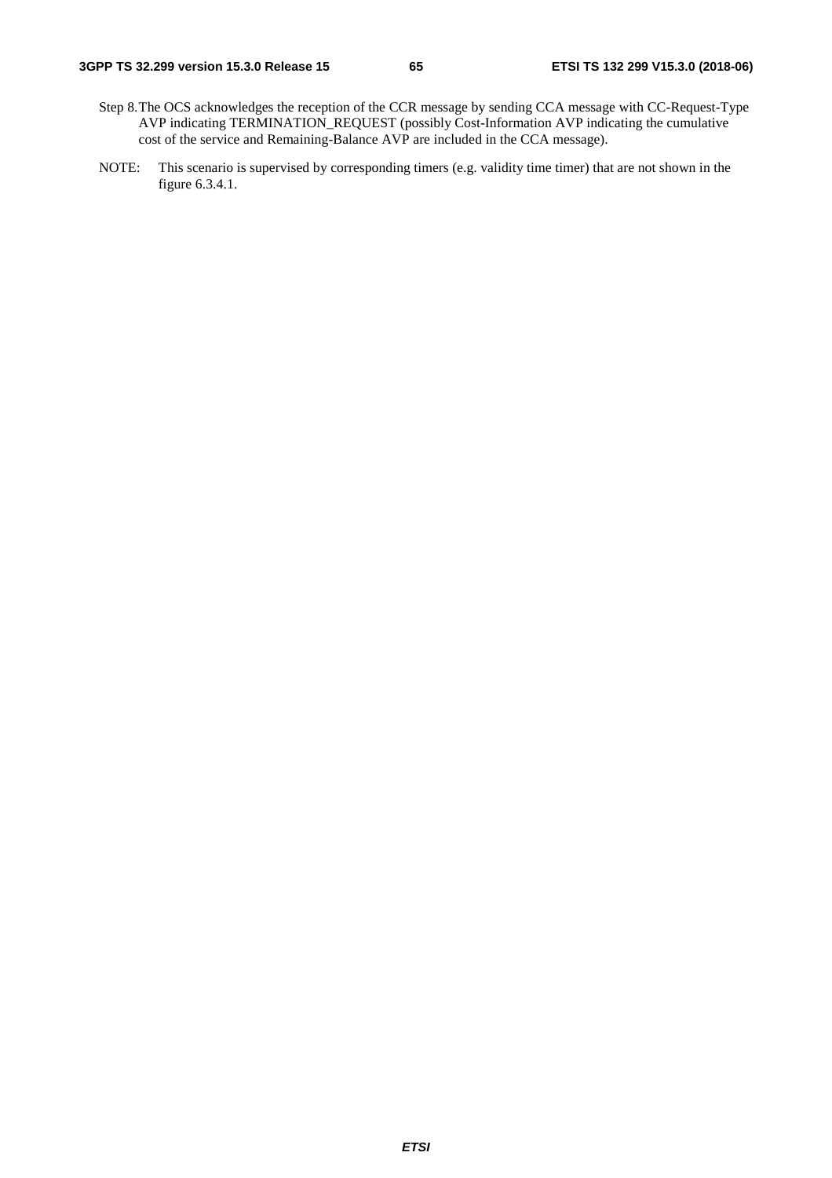Step 8. The OCS acknowledges the reception of the CCR message by sending CCA message with CC-Request-Type AVP indicating TERMINATION_REQUEST (possibly Cost-Information AVP indicating the cumulative cost of the service and Remaining-Balance AVP are included in the CCA message).

NOTE: This scenario is supervised by corresponding timers (e.g. validity time timer) that are not shown in the figure 6.3.4.1.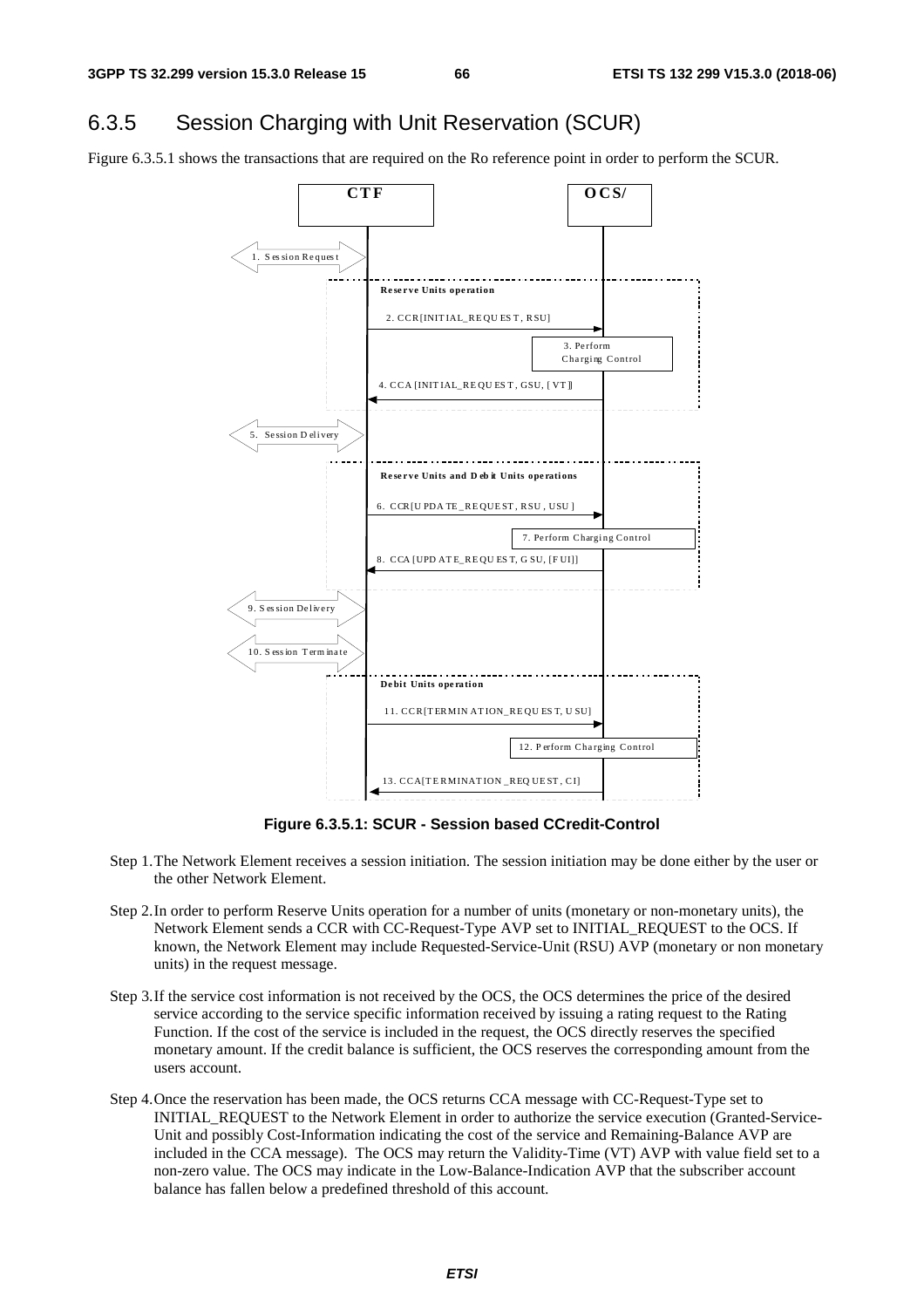## 6.3.5 Session Charging with Unit Reservation (SCUR)

Figure 6.3.5.1 shows the transactions that are required on the Ro reference point in order to perform the SCUR.

**Figure 6.3.5.1: SCUR - Session based CCredit-Control**

Step 1. The Network Element receives a session initiation. The session initiation may be done either by the user or the other Network Element.

Step 2. In order to perform Reserve Units operation for a number of units (monetary or non-monetary units), the Network Element sends a CCR with CC-Request-Type AVP set to INITIAL_REQUEST to the OCS. If known, the Network Element may include Requested-Service-Unit (RSU) AVP (monetary or non monetary units) in the request message.

Step 3. If the service cost information is not received by the OCS, the OCS determines the price of the desired service according to the service specific information received by issuing a rating request to the Rating Function. If the cost of the service is included in the request, the OCS directly reserves the specified monetary amount. If the credit balance is sufficient, the OCS reserves the corresponding amount from the users account.

Step 4. Once the reservation has been made, the OCS returns CCA message with CC-Request-Type set to INITIAL_REQUEST to the Network Element in order to authorize the service execution (Granted-Service-Unit and possibly Cost-Information indicating the cost of the service and Remaining-Balance AVP are included in the CCA message). The OCS may return the Validity-Time (VT) AVP with value field set to a non-zero value. The OCS may indicate in the Low-Balance-Indication AVP that the subscriber account balance has fallen below a predefined threshold of this account.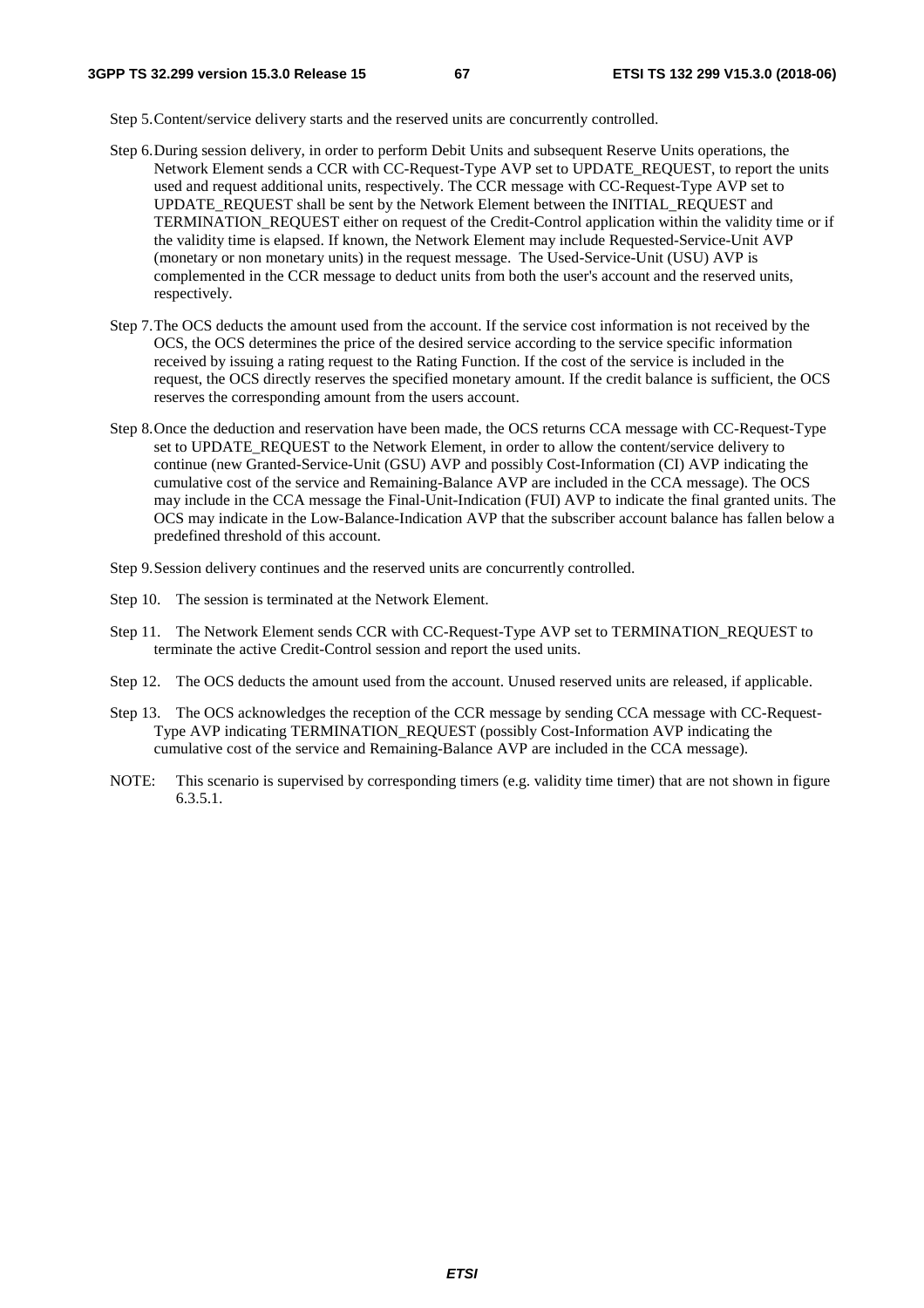Step 5. Content/service delivery starts and the reserved units are concurrently controlled.

Step 6. During session delivery, in order to perform Debit Units and subsequent Reserve Units operations, the Network Element sends a CCR with CC-Request-Type AVP set to UPDATE_REQUEST, to report the units used and request additional units, respectively. The CCR message with CC-Request-Type AVP set to UPDATE_REQUEST shall be sent by the Network Element between the INITIAL_REQUEST and TERMINATION_REQUEST either on request of the Credit-Control application within the validity time or if the validity time is elapsed. If known, the Network Element may include Requested-Service-Unit AVP (monetary or non monetary units) in the request message. The Used-Service-Unit (USU) AVP is complemented in the CCR message to deduct units from both the user's account and the reserved units, respectively.

Step 7. The OCS deducts the amount used from the account. If the service cost information is not received by the OCS, the OCS determines the price of the desired service according to the service specific information received by issuing a rating request to the Rating Function. If the cost of the service is included in the request, the OCS directly reserves the specified monetary amount. If the credit balance is sufficient, the OCS reserves the corresponding amount from the users account.

Step 8. Once the deduction and reservation have been made, the OCS returns CCA message with CC-Request-Type set to UPDATE_REQUEST to the Network Element, in order to allow the content/service delivery to continue (new Granted-Service-Unit (GSU) AVP and possibly Cost-Information (CI) AVP indicating the cumulative cost of the service and Remaining-Balance AVP are included in the CCA message). The OCS may include in the CCA message the Final-Unit-Indication (FUI) AVP to indicate the final granted units. The OCS may indicate in the Low-Balance-Indication AVP that the subscriber account balance has fallen below a predefined threshold of this account.

Step 9. Session delivery continues and the reserved units are concurrently controlled.

Step 10. The session is terminated at the Network Element.

Step 11. The Network Element sends CCR with CC-Request-Type AVP set to TERMINATION_REQUEST to terminate the active Credit-Control session and report the used units.

Step 12. The OCS deducts the amount used from the account. Unused reserved units are released, if applicable.

Step 13. The OCS acknowledges the reception of the CCR message by sending CCA message with CC-Request-Type AVP indicating TERMINATION_REQUEST (possibly Cost-Information AVP indicating the cumulative cost of the service and Remaining-Balance AVP are included in the CCA message).

NOTE: This scenario is supervised by corresponding timers (e.g. validity time timer) that are not shown in figure 6.3.5.1.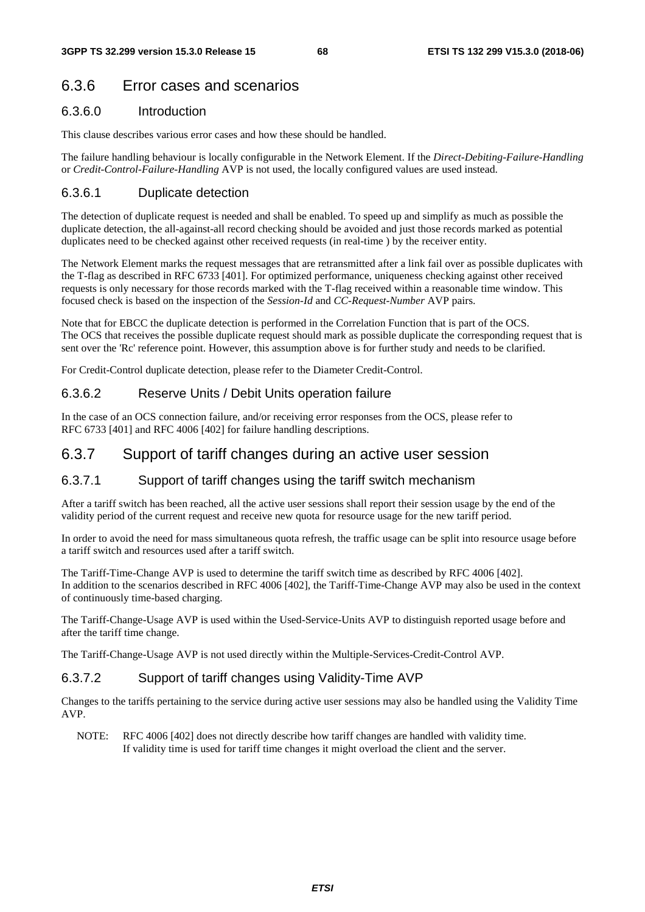## 6.3.6 Error cases and scenarios

### 6.3.6.0 Introduction

This clause describes various error cases and how these should be handled.

The failure handling behaviour is locally configurable in the Network Element. If the *Direct-Debiting-Failure-Handling* or *Credit-Control-Failure-Handling* AVP is not used, the locally configured values are used instead.

### 6.3.6.1 Duplicate detection

The detection of duplicate request is needed and shall be enabled. To speed up and simplify as much as possible the duplicate detection, the all-against-all record checking should be avoided and just those records marked as potential duplicates need to be checked against other received requests (in real-time ) by the receiver entity.

The Network Element marks the request messages that are retransmitted after a link fail over as possible duplicates with the T-flag as described in RFC 6733 [401]. For optimized performance, uniqueness checking against other received requests is only necessary for those records marked with the T-flag received within a reasonable time window. This focused check is based on the inspection of the *Session-Id* and *CC-Request-Number* AVP pairs.

Note that for EBCC the duplicate detection is performed in the Correlation Function that is part of the OCS.
The OCS that receives the possible duplicate request should mark as possible duplicate the corresponding request that is sent over the 'Rc' reference point. However, this assumption above is for further study and needs to be clarified.

For Credit-Control duplicate detection, please refer to the Diameter Credit-Control.

### 6.3.6.2 Reserve Units / Debit Units operation failure

In the case of an OCS connection failure, and/or receiving error responses from the OCS, please refer to RFC 6733 [401] and RFC 4006 [402] for failure handling descriptions.

## 6.3.7 Support of tariff changes during an active user session

### 6.3.7.1 Support of tariff changes using the tariff switch mechanism

After a tariff switch has been reached, all the active user sessions shall report their session usage by the end of the validity period of the current request and receive new quota for resource usage for the new tariff period.

In order to avoid the need for mass simultaneous quota refresh, the traffic usage can be split into resource usage before a tariff switch and resources used after a tariff switch.

The Tariff-Time-Change AVP is used to determine the tariff switch time as described by RFC 4006 [402].
In addition to the scenarios described in RFC 4006 [402], the Tariff-Time-Change AVP may also be used in the context of continuously time-based charging.

The Tariff-Change-Usage AVP is used within the Used-Service-Units AVP to distinguish reported usage before and after the tariff time change.

The Tariff-Change-Usage AVP is not used directly within the Multiple-Services-Credit-Control AVP.

### 6.3.7.2 Support of tariff changes using Validity-Time AVP

Changes to the tariffs pertaining to the service during active user sessions may also be handled using the Validity Time AVP.

NOTE: RFC 4006 [402] does not directly describe how tariff changes are handled with validity time.
If validity time is used for tariff time changes it might overload the client and the server.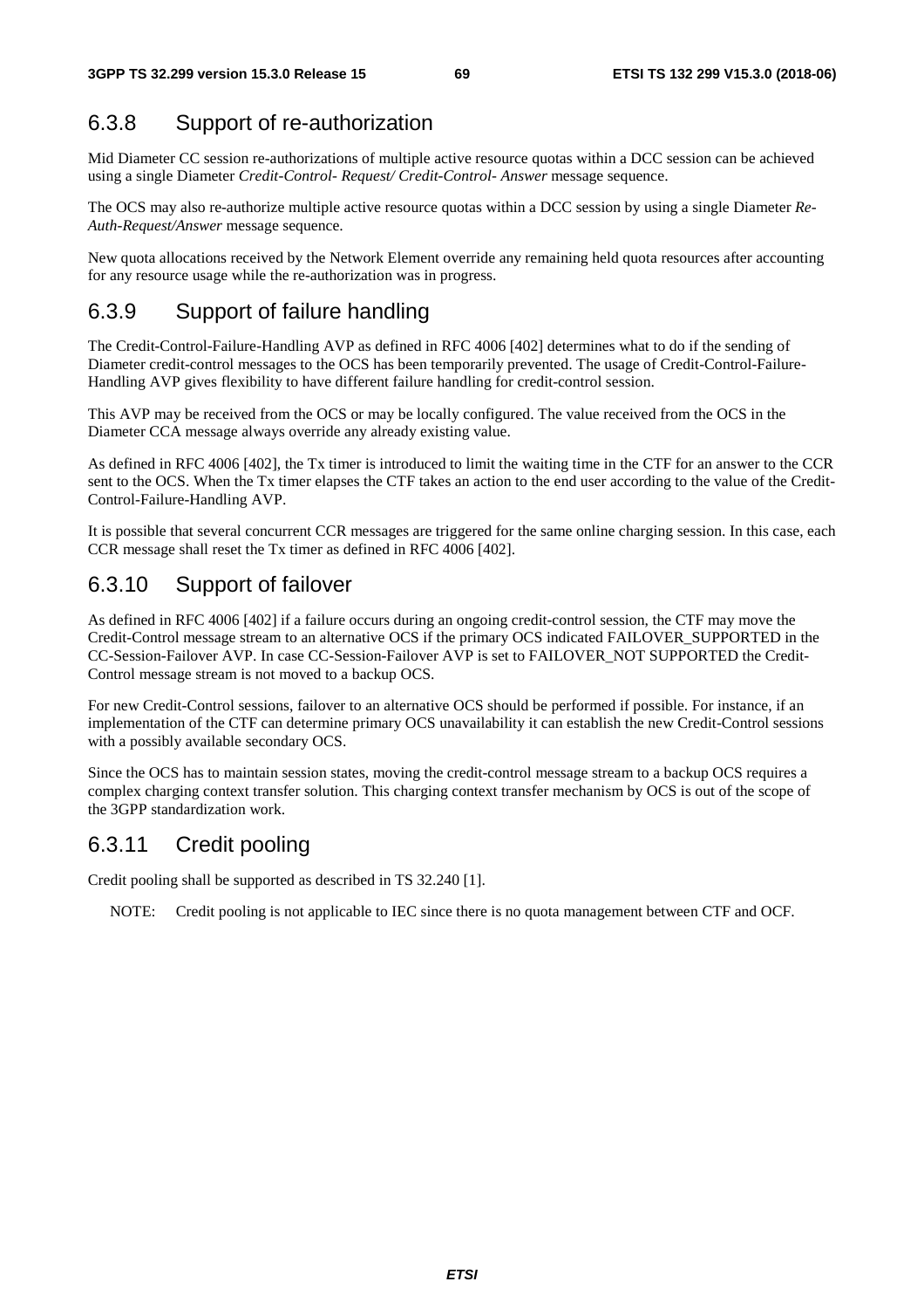### 6.3.8 Support of re-authorization

Mid Diameter CC session re-authorizations of multiple active resource quotas within a DCC session can be achieved using a single Diameter *Credit-Control- Request/ Credit-Control- Answer* message sequence.

The OCS may also re-authorize multiple active resource quotas within a DCC session by using a single Diameter *Re-Auth-Request/Answer* message sequence.

New quota allocations received by the Network Element override any remaining held quota resources after accounting for any resource usage while the re-authorization was in progress.

### 6.3.9 Support of failure handling

The Credit-Control-Failure-Handling AVP as defined in RFC 4006 [402] determines what to do if the sending of Diameter credit-control messages to the OCS has been temporarily prevented. The usage of Credit-Control-Failure-Handling AVP gives flexibility to have different failure handling for credit-control session.

This AVP may be received from the OCS or may be locally configured. The value received from the OCS in the Diameter CCA message always override any already existing value.

As defined in RFC 4006 [402], the Tx timer is introduced to limit the waiting time in the CTF for an answer to the CCR sent to the OCS. When the Tx timer elapses the CTF takes an action to the end user according to the value of the Credit-Control-Failure-Handling AVP.

It is possible that several concurrent CCR messages are triggered for the same online charging session. In this case, each CCR message shall reset the Tx timer as defined in RFC 4006 [402].

### 6.3.10 Support of failover

As defined in RFC 4006 [402] if a failure occurs during an ongoing credit-control session, the CTF may move the Credit-Control message stream to an alternative OCS if the primary OCS indicated FAILOVER_SUPPORTED in the CC-Session-Failover AVP. In case CC-Session-Failover AVP is set to FAILOVER_NOT SUPPORTED the Credit-Control message stream is not moved to a backup OCS.

For new Credit-Control sessions, failover to an alternative OCS should be performed if possible. For instance, if an implementation of the CTF can determine primary OCS unavailability it can establish the new Credit-Control sessions with a possibly available secondary OCS.

Since the OCS has to maintain session states, moving the credit-control message stream to a backup OCS requires a complex charging context transfer solution. This charging context transfer mechanism by OCS is out of the scope of the 3GPP standardization work.

### 6.3.11 Credit pooling

Credit pooling shall be supported as described in TS 32.240 [1].

NOTE: Credit pooling is not applicable to IEC since there is no quota management between CTF and OCF.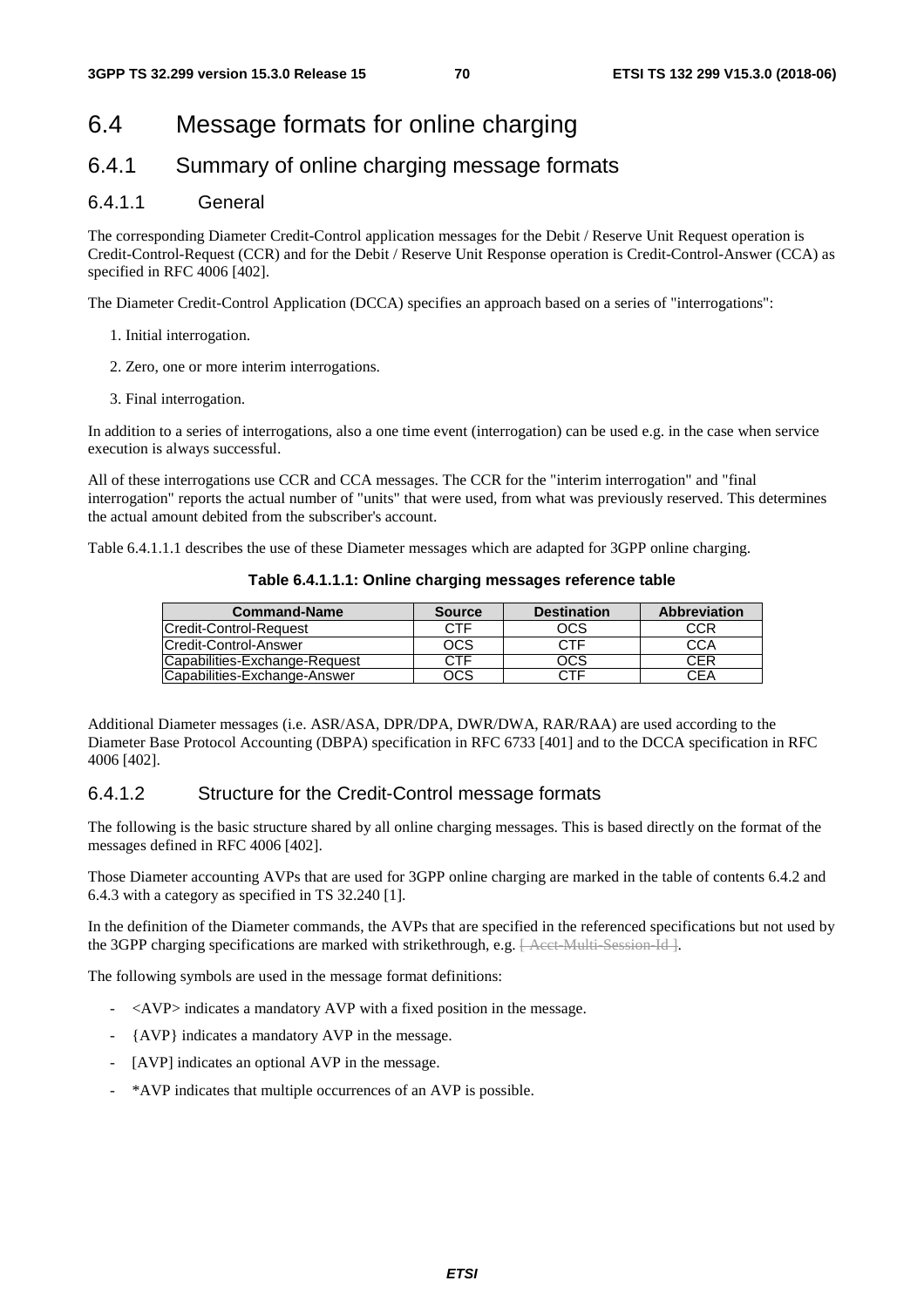# 6.4 Message formats for online charging

## 6.4.1 Summary of online charging message formats

### 6.4.1.1 General

The corresponding Diameter Credit-Control application messages for the Debit / Reserve Unit Request operation is Credit-Control-Request (CCR) and for the Debit / Reserve Unit Response operation is Credit-Control-Answer (CCA) as specified in RFC 4006 [402].

The Diameter Credit-Control Application (DCCA) specifies an approach based on a series of "interrogations":

1. Initial interrogation.
2. Zero, one or more interim interrogations.
3. Final interrogation.

In addition to a series of interrogations, also a one time event (interrogation) can be used e.g. in the case when service execution is always successful.

All of these interrogations use CCR and CCA messages. The CCR for the "interim interrogation" and "final interrogation" reports the actual number of "units" that were used, from what was previously reserved. This determines the actual amount debited from the subscriber's account.

Table 6.4.1.1.1 describes the use of these Diameter messages which are adapted for 3GPP online charging.

**Table 6.4.1.1.1: Online charging messages reference table**

| Command-Name | Source | Destination | Abbreviation |
|---|---|---|---|
| Credit-Control-Request | CTF | OCS | CCR |
| Credit-Control-Answer | OCS | CTF | CCA |
| Capabilities-Exchange-Request | CTF | OCS | CER |
| Capabilities-Exchange-Answer | OCS | CTF | CEA |

Additional Diameter messages (i.e. ASR/ASA, DPR/DPA, DWR/DWA, RAR/RAA) are used according to the Diameter Base Protocol Accounting (DBPA) specification in RFC 6733 [401] and to the DCCA specification in RFC 4006 [402].

### 6.4.1.2 Structure for the Credit-Control message formats

The following is the basic structure shared by all online charging messages. This is based directly on the format of the messages defined in RFC 4006 [402].

Those Diameter accounting AVPs that are used for 3GPP online charging are marked in the table of contents 6.4.2 and 6.4.3 with a category as specified in TS 32.240 [1].

In the definition of the Diameter commands, the AVPs that are specified in the referenced specifications but not used by the 3GPP charging specifications are marked with strikethrough, e.g. ~~[ Acct-Multi-Session-Id ]~~.

The following symbols are used in the message format definitions:

- <AVP> indicates a mandatory AVP with a fixed position in the message.
- {AVP} indicates a mandatory AVP in the message.
- [AVP] indicates an optional AVP in the message.
- *AVP indicates that multiple occurrences of an AVP is possible.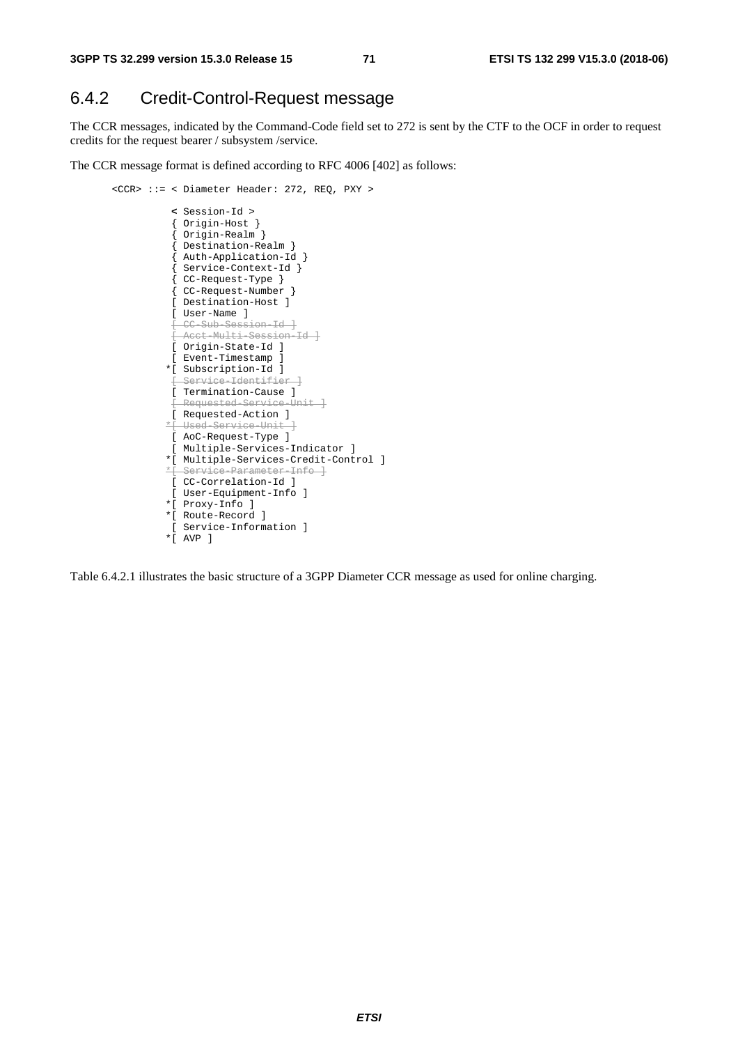## 6.4.2 Credit-Control-Request message

The CCR messages, indicated by the Command-Code field set to 272 is sent by the CTF to the OCF in order to request credits for the request bearer / subsystem /service.

The CCR message format is defined according to RFC 4006 [402] as follows:

```
<CCR> ::= < Diameter Header: 272, REQ, PXY >

          < Session-Id >
          { Origin-Host }
          { Origin-Realm }
          { Destination-Realm }
          { Auth-Application-Id }
          { Service-Context-Id }
          { CC-Request-Type }
          { CC-Request-Number }
          [ Destination-Host ]
          [ User-Name ]
          [ CC-Sub-Session-Id ]
          [ Acct-Multi-Session-Id ]
          [ Origin-State-Id ]
          [ Event-Timestamp ]
         *[ Subscription-Id ]
          [ Service-Identifier ]
          [ Termination-Cause ]
          [ Requested-Service-Unit ]
          [ Requested-Action ]
         *[ Used-Service-Unit ]
          [ AoC-Request-Type ]
          [ Multiple-Services-Indicator ]
         *[ Multiple-Services-Credit-Control ]
         *[ Service-Parameter-Info ]
          [ CC-Correlation-Id ]
          [ User-Equipment-Info ]
         *[ Proxy-Info ]
         *[ Route-Record ]
          [ Service-Information ]
         *[ AVP ]
```

Table 6.4.2.1 illustrates the basic structure of a 3GPP Diameter CCR message as used for online charging.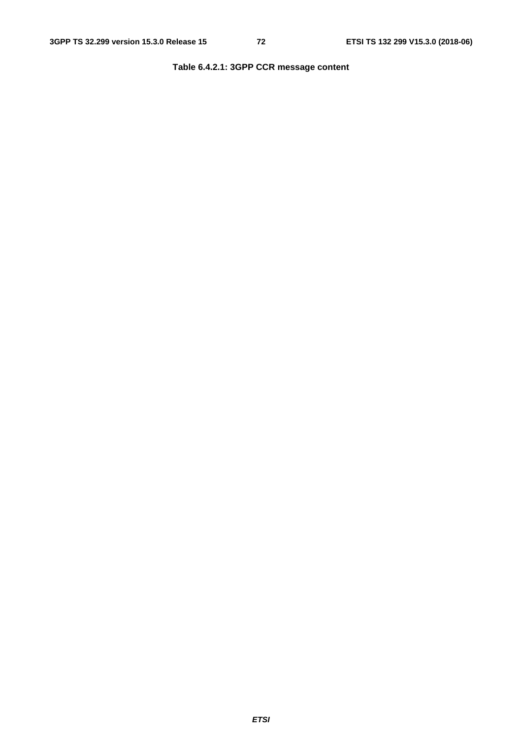**Table 6.4.2.1: 3GPP CCR message content**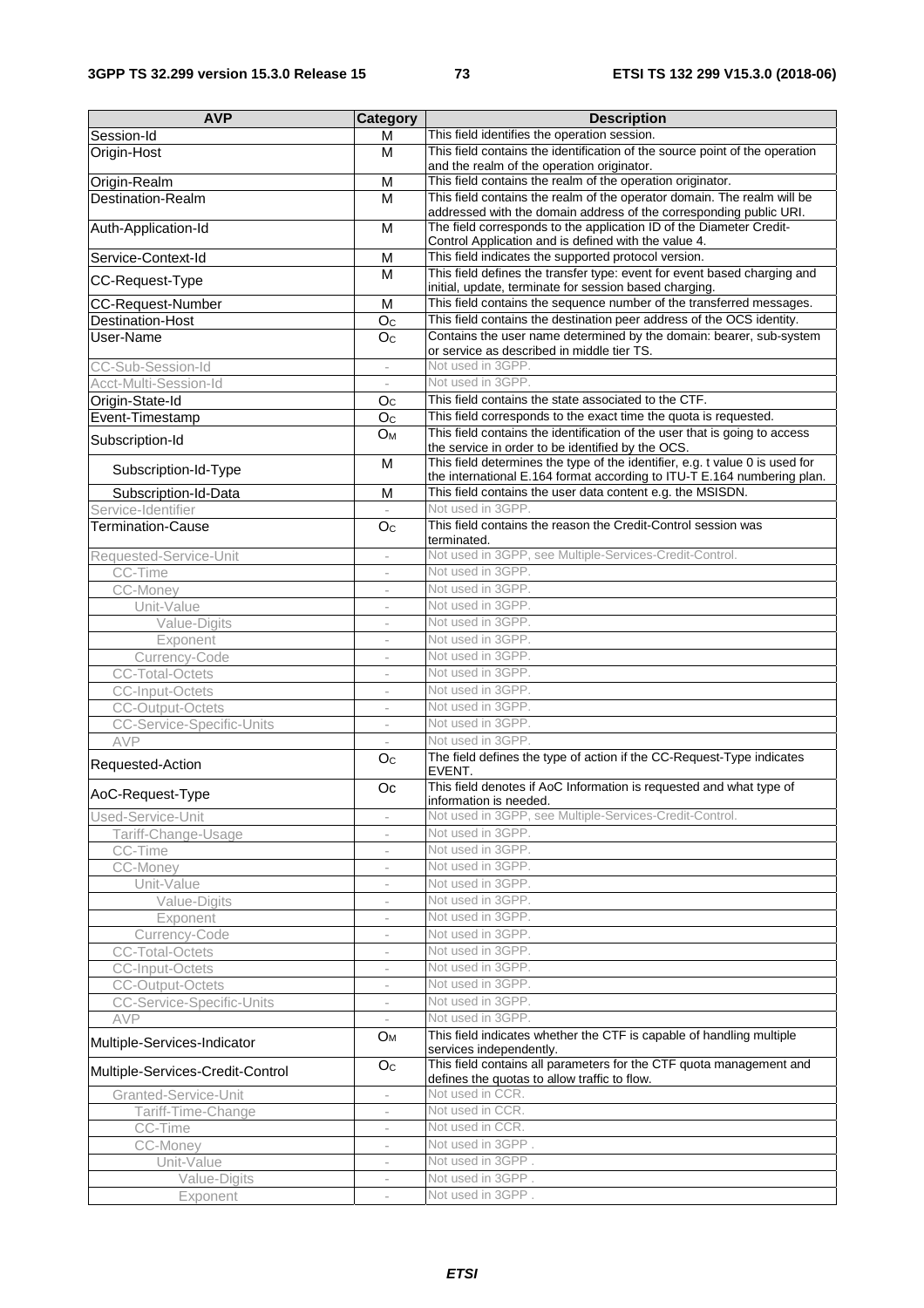| AVP | Category | Description |
| --- | --- | --- |
| Session-Id | M | This field identifies the operation session. |
| Origin-Host | M | This field contains the identification of the source point of the operation and the realm of the operation originator. |
| Origin-Realm | M | This field contains the realm of the operation originator. |
| Destination-Realm | M | This field contains the realm of the operator domain. The realm will be addressed with the domain address of the corresponding public URI. |
| Auth-Application-Id | M | The field corresponds to the application ID of the Diameter Credit-Control Application and is defined with the value 4. |
| Service-Context-Id | M | This field indicates the supported protocol version. |
| CC-Request-Type | M | This field defines the transfer type: event for event based charging and initial, update, terminate for session based charging. |
| CC-Request-Number | M | This field contains the sequence number of the transferred messages. |
| Destination-Host | $O_C$ | This field contains the destination peer address of the OCS identity. |
| User-Name | $O_C$ | Contains the user name determined by the domain: bearer, sub-system or service as described in middle tier TS. |
| CC-Sub-Session-Id | - | Not used in 3GPP. |
| Acct-Multi-Session-Id | - | Not used in 3GPP. |
| Origin-State-Id | $O_C$ | This field contains the state associated to the CTF. |
| Event-Timestamp | $O_C$ | This field corresponds to the exact time the quota is requested. |
| Subscription-Id | $O_M$ | This field contains the identification of the user that is going to access the service in order to be identified by the OCS. |
| Subscription-Id-Type | M | This field determines the type of the identifier, e.g. t value 0 is used for the international E.164 format according to ITU-T E.164 numbering plan. |
| Subscription-Id-Data | M | This field contains the user data content e.g. the MSISDN. |
| Service-Identifier | - | Not used in 3GPP. |
| Termination-Cause | $O_C$ | This field contains the reason the Credit-Control session was terminated. |
| Requested-Service-Unit | - | Not used in 3GPP, see Multiple-Services-Credit-Control. |
| CC-Time | - | Not used in 3GPP. |
| CC-Money | - | Not used in 3GPP. |
| Unit-Value | - | Not used in 3GPP. |
| Value-Digits | - | Not used in 3GPP. |
| Exponent | - | Not used in 3GPP. |
| Currency-Code | - | Not used in 3GPP. |
| CC-Total-Octets | - | Not used in 3GPP. |
| CC-Input-Octets | - | Not used in 3GPP. |
| CC-Output-Octets | - | Not used in 3GPP. |
| CC-Service-Specific-Units | - | Not used in 3GPP. |
| AVP | - | Not used in 3GPP. |
| Requested-Action | $O_C$ | The field defines the type of action if the CC-Request-Type indicates EVENT. |
| AoC-Request-Type | Oc | This field denotes if AoC Information is requested and what type of information is needed. |
| Used-Service-Unit | - | Not used in 3GPP, see Multiple-Services-Credit-Control. |
| Tariff-Change-Usage | - | Not used in 3GPP. |
| CC-Time | - | Not used in 3GPP. |
| CC-Money | - | Not used in 3GPP. |
| Unit-Value | - | Not used in 3GPP. |
| Value-Digits | - | Not used in 3GPP. |
| Exponent | - | Not used in 3GPP. |
| Currency-Code | - | Not used in 3GPP. |
| CC-Total-Octets | - | Not used in 3GPP. |
| CC-Input-Octets | - | Not used in 3GPP. |
| CC-Output-Octets | - | Not used in 3GPP. |
| CC-Service-Specific-Units | - | Not used in 3GPP. |
| AVP | - | Not used in 3GPP. |
| Multiple-Services-Indicator | $O_M$ | This field indicates whether the CTF is capable of handling multiple services independently. |
| Multiple-Services-Credit-Control | $O_C$ | This field contains all parameters for the CTF quota management and defines the quotas to allow traffic to flow. |
| Granted-Service-Unit | - | Not used in CCR. |
| Tariff-Time-Change | - | Not used in CCR. |
| CC-Time | - | Not used in CCR. |
| CC-Money | - | Not used in 3GPP . |
| Unit-Value | - | Not used in 3GPP . |
| Value-Digits | - | Not used in 3GPP . |
| Exponent | - | Not used in 3GPP . |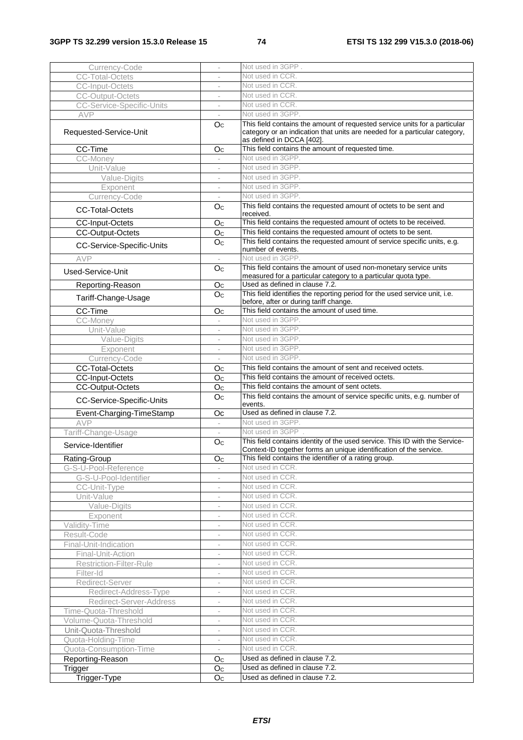| | | |
|---|---|---|
| Currency-Code | - | Not used in 3GPP . |
| CC-Total-Octets | - | Not used in CCR. |
| CC-Input-Octets | - | Not used in CCR. |
| CC-Output-Octets | - | Not used in CCR. |
| CC-Service-Specific-Units | - | Not used in CCR. |
| AVP | - | Not used in 3GPP. |
| Requested-Service-Unit | Oc | This field contains the amount of requested service units for a particular category or an indication that units are needed for a particular category, as defined in DCCA [402]. |
| CC-Time | Oc | This field contains the amount of requested time. |
| CC-Money | - | Not used in 3GPP. |
| Unit-Value | - | Not used in 3GPP. |
| Value-Digits | - | Not used in 3GPP. |
| Exponent | - | Not used in 3GPP. |
| Currency-Code | - | Not used in 3GPP. |
| CC-Total-Octets | Oc | This field contains the requested amount of octets to be sent and received. |
| CC-Input-Octets | Oc | This field contains the requested amount of octets to be received. |
| CC-Output-Octets | Oc | This field contains the requested amount of octets to be sent. |
| CC-Service-Specific-Units | Oc | This field contains the requested amount of service specific units, e.g. number of events. |
| AVP | - | Not used in 3GPP. |
| Used-Service-Unit | Oc | This field contains the amount of used non-monetary service units measured for a particular category to a particular quota type. |
| Reporting-Reason | Oc | Used as defined in clause 7.2. |
| Tariff-Change-Usage | Oc | This field identifies the reporting period for the used service unit, i.e. before, after or during tariff change. |
| CC-Time | Oc | This field contains the amount of used time. |
| CC-Money | - | Not used in 3GPP. |
| Unit-Value | - | Not used in 3GPP. |
| Value-Digits | - | Not used in 3GPP. |
| Exponent | - | Not used in 3GPP. |
| Currency-Code | - | Not used in 3GPP. |
| CC-Total-Octets | Oc | This field contains the amount of sent and received octets. |
| CC-Input-Octets | Oc | This field contains the amount of received octets. |
| CC-Output-Octets | Oc | This field contains the amount of sent octets. |
| CC-Service-Specific-Units | Oc | This field contains the amount of service specific units, e.g. number of events. |
| Event-Charging-TimeStamp | Oc | Used as defined in clause 7.2. |
| AVP | - | Not used in 3GPP. |
| Tariff-Change-Usage | - | Not used in 3GPP . |
| Service-Identifier | Oc | This field contains identity of the used service. This ID with the Service-Context-ID together forms an unique identification of the service. |
| Rating-Group | Oc | This field contains the identifier of a rating group. |
| G-S-U-Pool-Reference | - | Not used in CCR. |
| G-S-U-Pool-Identifier | - | Not used in CCR. |
| CC-Unit-Type | - | Not used in CCR. |
| Unit-Value | - | Not used in CCR. |
| Value-Digits | - | Not used in CCR. |
| Exponent | - | Not used in CCR. |
| Validity-Time | - | Not used in CCR. |
| Result-Code | - | Not used in CCR. |
| Final-Unit-Indication | - | Not used in CCR. |
| Final-Unit-Action | - | Not used in CCR. |
| Restriction-Filter-Rule | - | Not used in CCR. |
| Filter-Id | - | Not used in CCR. |
| Redirect-Server | - | Not used in CCR. |
| Redirect-Address-Type | - | Not used in CCR. |
| Redirect-Server-Address | - | Not used in CCR. |
| Time-Quota-Threshold | - | Not used in CCR. |
| Volume-Quota-Threshold | - | Not used in CCR. |
| Unit-Quota-Threshold | - | Not used in CCR. |
| Quota-Holding-Time | - | Not used in CCR. |
| Quota-Consumption-Time | - | Not used in CCR. |
| Reporting-Reason | Oc | Used as defined in clause 7.2. |
| Trigger | Oc | Used as defined in clause 7.2. |
| Trigger-Type | Oc | Used as defined in clause 7.2. |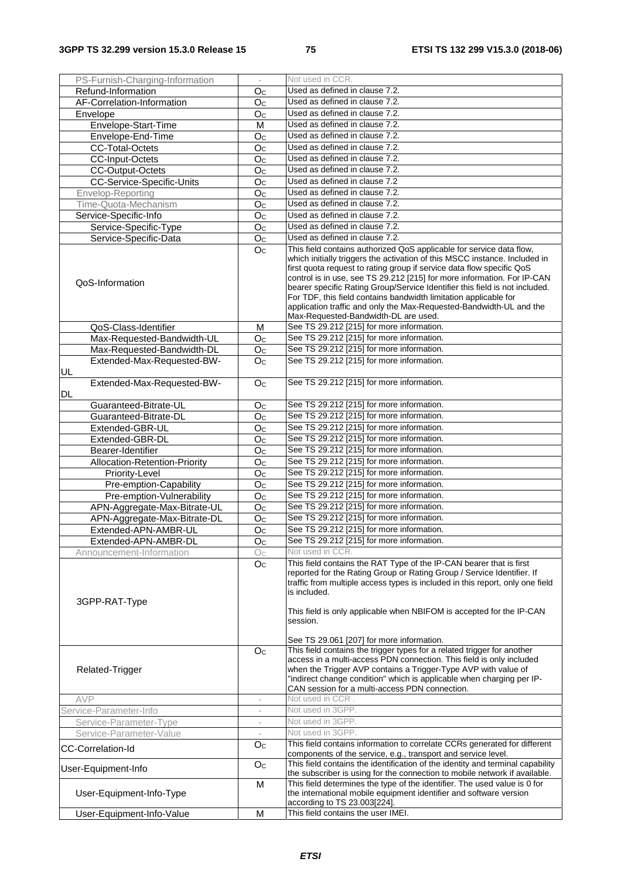| | | |
|---|---|---|
| PS-Furnish-Charging-Information | - | Not used in CCR. |
| Refund-Information | $O_C$ | Used as defined in clause 7.2. |
| AF-Correlation-Information | $O_C$ | Used as defined in clause 7.2. |
| Envelope | $O_C$ | Used as defined in clause 7.2. |
| Envelope-Start-Time | M | Used as defined in clause 7.2. |
| Envelope-End-Time | $O_C$ | Used as defined in clause 7.2. |
| CC-Total-Octets | $O_C$ | Used as defined in clause 7.2. |
| CC-Input-Octets | $O_C$ | Used as defined in clause 7.2. |
| CC-Output-Octets | $O_C$ | Used as defined in clause 7.2. |
| CC-Service-Specific-Units | $O_C$ | Used as defined in clause 7.2 |
| Envelop-Reporting | $O_C$ | Used as defined in clause 7.2. |
| Time-Quota-Mechanism | $O_C$ | Used as defined in clause 7.2. |
| Service-Specific-Info | $O_C$ | Used as defined in clause 7.2. |
| Service-Specific-Type | $O_C$ | Used as defined in clause 7.2. |
| Service-Specific-Data | $O_C$ | Used as defined in clause 7.2. |
| QoS-Information | $O_C$ | This field contains authorized QoS applicable for service data flow, which initially triggers the activation of this MSCC instance. Included in first quota request to rating group if service data flow specific QoS control is in use, see TS 29.212 [215] for more information. For IP-CAN bearer specific Rating Group/Service Identifier this field is not included. For TDF, this field contains bandwidth limitation applicable for application traffic and only the Max-Requested-Bandwidth-UL and the Max-Requested-Bandwidth-DL are used. |
| QoS-Class-Identifier | M | See TS 29.212 [215] for more information. |
| Max-Requested-Bandwidth-UL | $O_C$ | See TS 29.212 [215] for more information. |
| Max-Requested-Bandwidth-DL | $O_C$ | See TS 29.212 [215] for more information. |
| Extended-Max-Requested-BW-UL | $O_C$ | See TS 29.212 [215] for more information. |
| Extended-Max-Requested-BW-DL | $O_C$ | See TS 29.212 [215] for more information. |
| Guaranteed-Bitrate-UL | $O_C$ | See TS 29.212 [215] for more information. |
| Guaranteed-Bitrate-DL | $O_C$ | See TS 29.212 [215] for more information. |
| Extended-GBR-UL | $O_C$ | See TS 29.212 [215] for more information. |
| Extended-GBR-DL | $O_C$ | See TS 29.212 [215] for more information. |
| Bearer-Identifier | $O_C$ | See TS 29.212 [215] for more information. |
| Allocation-Retention-Priority | $O_C$ | See TS 29.212 [215] for more information. |
| Priority-Level | $O_C$ | See TS 29.212 [215] for more information. |
| Pre-emption-Capability | $O_C$ | See TS 29.212 [215] for more information. |
| Pre-emption-Vulnerability | $O_C$ | See TS 29.212 [215] for more information. |
| APN-Aggregate-Max-Bitrate-UL | $O_C$ | See TS 29.212 [215] for more information. |
| APN-Aggregate-Max-Bitrate-DL | $O_C$ | See TS 29.212 [215] for more information. |
| Extended-APN-AMBR-UL | $O_C$ | See TS 29.212 [215] for more information. |
| Extended-APN-AMBR-DL | $O_C$ | See TS 29.212 [215] for more information. |
| Announcement-Information | $O_C$ | Not used in CCR. |
| 3GPP-RAT-Type | $O_C$ | This field contains the RAT Type of the IP-CAN bearer that is first reported for the Rating Group or Rating Group / Service Identifier. If traffic from multiple access types is included in this report, only one field is included.<br><br>This field is only applicable when NBIFOM is accepted for the IP-CAN session.<br><br>See TS 29.061 [207] for more information. |
| Related-Trigger | $O_C$ | This field contains the trigger types for a related trigger for another access in a multi-access PDN connection. This field is only included when the Trigger AVP contains a Trigger-Type AVP with value of "indirect change condition" which is applicable when charging per IP-CAN session for a multi-access PDN connection. |
| AVP | - | Not used in CCR . |
| Service-Parameter-Info | - | Not used in 3GPP. |
| Service-Parameter-Type | - | Not used in 3GPP. |
| Service-Parameter-Value | - | Not used in 3GPP. |
| CC-Correlation-Id | $O_C$ | This field contains information to correlate CCRs generated for different components of the service, e.g., transport and service level. |
| User-Equipment-Info | $O_C$ | This field contains the identification of the identity and terminal capability the subscriber is using for the connection to mobile network if available. |
| User-Equipment-Info-Type | M | This field determines the type of the identifier. The used value is 0 for the international mobile equipment identifier and software version according to TS 23.003[224]. |
| User-Equipment-Info-Value | M | This field contains the user IMEI. |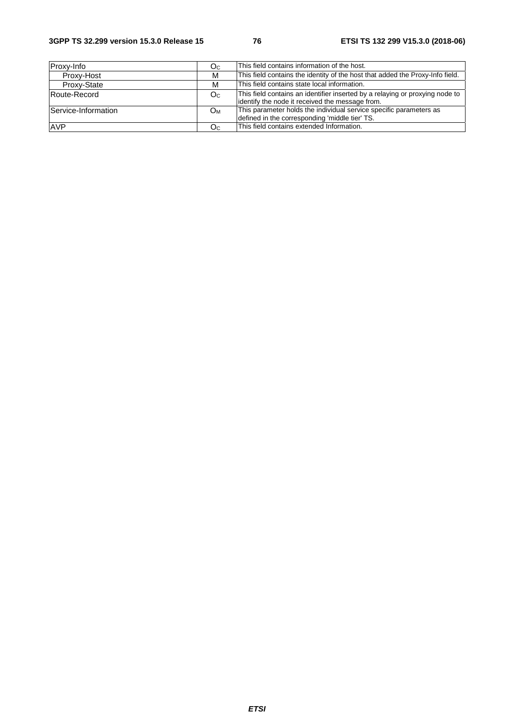| | | |
|---|---|---|
| Proxy-Info | $O_C$ | This field contains information of the host. |
| Proxy-Host | M | This field contains the identity of the host that added the Proxy-Info field. |
| Proxy-State | M | This field contains state local information. |
| Route-Record | $O_C$ | This field contains an identifier inserted by a relaying or proxying node to identify the node it received the message from. |
| Service-Information | $O_M$ | This parameter holds the individual service specific parameters as defined in the corresponding 'middle tier' TS. |
| AVP | $O_C$ | This field contains extended Information. |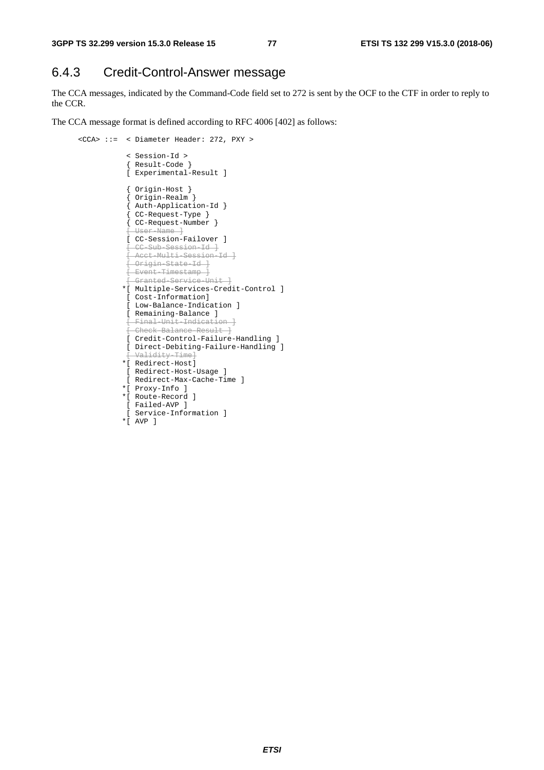### 6.4.3 Credit-Control-Answer message

The CCA messages, indicated by the Command-Code field set to 272 is sent by the OCF to the CTF in order to reply to the CCR.

The CCA message format is defined according to RFC 4006 [402] as follows:

```
<CCA> ::=  < Diameter Header: 272, PXY >

            < Session-Id >
            { Result-Code }
            [ Experimental-Result ]

            { Origin-Host }
            { Origin-Realm }
            { Auth-Application-Id }
            { CC-Request-Type }
            { CC-Request-Number }
            [ User-Name ]
            [ CC-Session-Failover ]
            [ CC-Sub-Session-Id ]
            [ Acct-Multi-Session-Id ]
            [ Origin-State-Id ]
            [ Event-Timestamp ]
            [ Granted-Service-Unit ]
           *[ Multiple-Services-Credit-Control ]
            [ Cost-Information]
            [ Low-Balance-Indication ]
            [ Remaining-Balance ]
            [ Final-Unit-Indication ]
            [ Check-Balance-Result ]
            [ Credit-Control-Failure-Handling ]
            [ Direct-Debiting-Failure-Handling ]
            [ Validity-Time]
           *[ Redirect-Host]
            [ Redirect-Host-Usage ]
            [ Redirect-Max-Cache-Time ]
           *[ Proxy-Info ]
           *[ Route-Record ]
            [ Failed-AVP ]
            [ Service-Information ]
           *[ AVP ]
```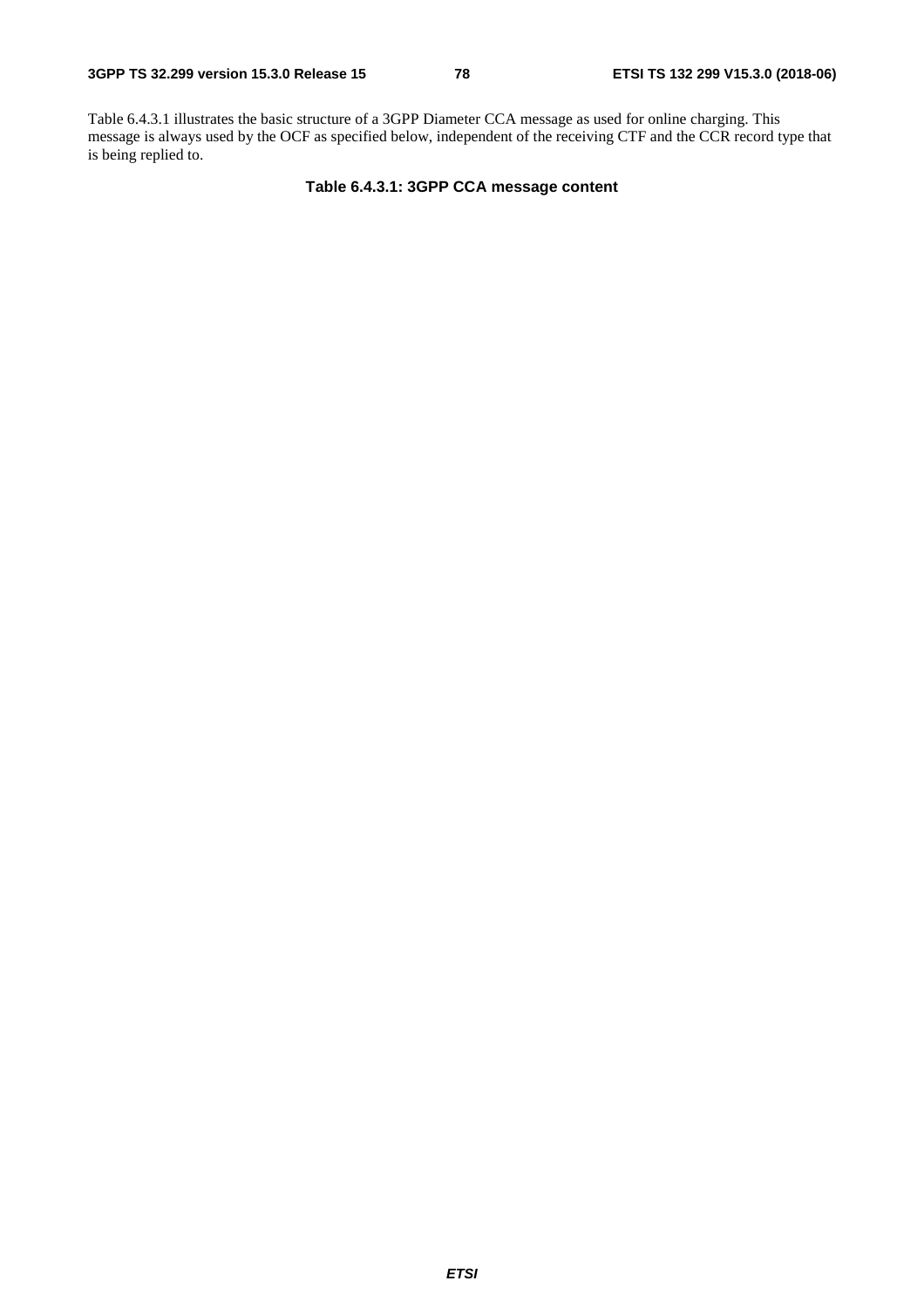Table 6.4.3.1 illustrates the basic structure of a 3GPP Diameter CCA message as used for online charging. This message is always used by the OCF as specified below, independent of the receiving CTF and the CCR record type that is being replied to.

**Table 6.4.3.1: 3GPP CCA message content**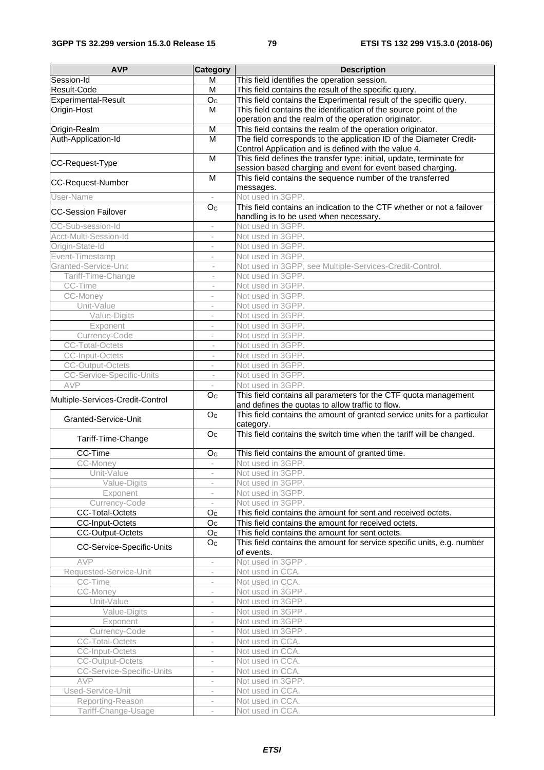| AVP | Category | Description |
|---|---|---|
| Session-Id | M | This field identifies the operation session. |
| Result-Code | M | This field contains the result of the specific query. |
| Experimental-Result | $O_C$ | This field contains the Experimental result of the specific query. |
| Origin-Host | M | This field contains the identification of the source point of the operation and the realm of the operation originator. |
| Origin-Realm | M | This field contains the realm of the operation originator. |
| Auth-Application-Id | M | The field corresponds to the application ID of the Diameter Credit-Control Application and is defined with the value 4. |
| CC-Request-Type | M | This field defines the transfer type: initial, update, terminate for session based charging and event for event based charging. |
| CC-Request-Number | M | This field contains the sequence number of the transferred messages. |
| User-Name | - | Not used in 3GPP. |
| CC-Session Failover | $O_C$ | This field contains an indication to the CTF whether or not a failover handling is to be used when necessary. |
| CC-Sub-session-Id | - | Not used in 3GPP. |
| Acct-Multi-Session-Id | - | Not used in 3GPP. |
| Origin-State-Id | - | Not used in 3GPP. |
| Event-Timestamp | - | Not used in 3GPP. |
| Granted-Service-Unit | - | Not used in 3GPP, see Multiple-Services-Credit-Control. |
| Tariff-Time-Change | - | Not used in 3GPP. |
| CC-Time | - | Not used in 3GPP. |
| CC-Money | - | Not used in 3GPP. |
| Unit-Value | - | Not used in 3GPP. |
| Value-Digits | - | Not used in 3GPP. |
| Exponent | - | Not used in 3GPP. |
| Currency-Code | - | Not used in 3GPP. |
| CC-Total-Octets | - | Not used in 3GPP. |
| CC-Input-Octets | - | Not used in 3GPP. |
| CC-Output-Octets | - | Not used in 3GPP. |
| CC-Service-Specific-Units | - | Not used in 3GPP. |
| AVP | - | Not used in 3GPP. |
| Multiple-Services-Credit-Control | $O_C$ | This field contains all parameters for the CTF quota management and defines the quotas to allow traffic to flow. |
| Granted-Service-Unit | $O_C$ | This field contains the amount of granted service units for a particular category. |
| Tariff-Time-Change | $O_C$ | This field contains the switch time when the tariff will be changed. |
| CC-Time | $O_C$ | This field contains the amount of granted time. |
| CC-Money | - | Not used in 3GPP. |
| Unit-Value | - | Not used in 3GPP. |
| Value-Digits | - | Not used in 3GPP. |
| Exponent | - | Not used in 3GPP. |
| Currency-Code | - | Not used in 3GPP. |
| CC-Total-Octets | $O_C$ | This field contains the amount for sent and received octets. |
| CC-Input-Octets | $O_C$ | This field contains the amount for received octets. |
| CC-Output-Octets | $O_C$ | This field contains the amount for sent octets. |
| CC-Service-Specific-Units | $O_C$ | This field contains the amount for service specific units, e.g. number of events. |
| AVP | - | Not used in 3GPP . |
| Requested-Service-Unit | - | Not used in CCA. |
| CC-Time | - | Not used in CCA. |
| CC-Money | - | Not used in 3GPP . |
| Unit-Value | - | Not used in 3GPP . |
| Value-Digits | - | Not used in 3GPP . |
| Exponent | - | Not used in 3GPP . |
| Currency-Code | - | Not used in 3GPP . |
| CC-Total-Octets | - | Not used in CCA. |
| CC-Input-Octets | - | Not used in CCA. |
| CC-Output-Octets | - | Not used in CCA. |
| CC-Service-Specific-Units | - | Not used in CCA. |
| AVP | - | Not used in 3GPP. |
| Used-Service-Unit | - | Not used in CCA. |
| Reporting-Reason | - | Not used in CCA. |
| Tariff-Change-Usage | - | Not used in CCA. |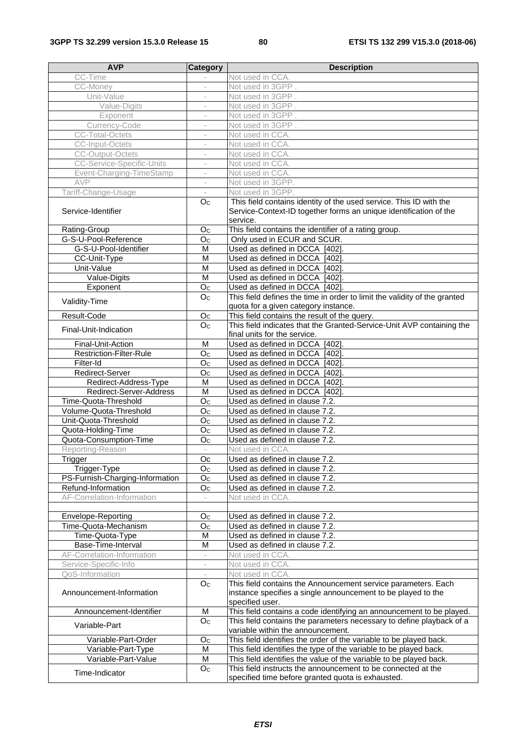| AVP | Category | Description |
|---|---|---|
| CC-Time | - | Not used in CCA. |
| CC-Money | - | Not used in 3GPP . |
| Unit-Value | - | Not used in 3GPP . |
| Value-Digits | - | Not used in 3GPP . |
| Exponent | - | Not used in 3GPP . |
| Currency-Code | - | Not used in 3GPP . |
| CC-Total-Octets | - | Not used in CCA. |
| CC-Input-Octets | - | Not used in CCA. |
| CC-Output-Octets | - | Not used in CCA. |
| CC-Service-Specific-Units | - | Not used in CCA. |
| Event-Charging-TimeStamp | - | Not used in CCA. |
| AVP | - | Not used in 3GPP. |
| Tariff-Change-Usage | - | Not used in 3GPP. |
| Service-Identifier | $O_C$ | This field contains identity of the used service. This ID with the Service-Context-ID together forms an unique identification of the service. |
| Rating-Group | $O_C$ | This field contains the identifier of a rating group. |
| G-S-U-Pool-Reference | $O_C$ | Only used in ECUR and SCUR. |
| G-S-U-Pool-Identifier | M | Used as defined in DCCA [402]. |
| CC-Unit-Type | M | Used as defined in DCCA [402]. |
| Unit-Value | M | Used as defined in DCCA [402]. |
| Value-Digits | M | Used as defined in DCCA [402]. |
| Exponent | $O_C$ | Used as defined in DCCA [402]. |
| Validity-Time | $O_C$ | This field defines the time in order to limit the validity of the granted quota for a given category instance. |
| Result-Code | $O_C$ | This field contains the result of the query. |
| Final-Unit-Indication | $O_C$ | This field indicates that the Granted-Service-Unit AVP containing the final units for the service. |
| Final-Unit-Action | M | Used as defined in DCCA [402]. |
| Restriction-Filter-Rule | $O_C$ | Used as defined in DCCA [402]. |
| Filter-Id | $O_C$ | Used as defined in DCCA [402]. |
| Redirect-Server | $O_C$ | Used as defined in DCCA [402]. |
| Redirect-Address-Type | M | Used as defined in DCCA [402]. |
| Redirect-Server-Address | M | Used as defined in DCCA [402]. |
| Time-Quota-Threshold | $O_C$ | Used as defined in clause 7.2. |
| Volume-Quota-Threshold | $O_C$ | Used as defined in clause 7.2. |
| Unit-Quota-Threshold | $O_C$ | Used as defined in clause 7.2. |
| Quota-Holding-Time | $O_C$ | Used as defined in clause 7.2. |
| Quota-Consumption-Time | $O_C$ | Used as defined in clause 7.2. |
| Reporting-Reason | - | Not used in CCA. |
| Trigger | Oc | Used as defined in clause 7.2. |
| Trigger-Type | $O_C$ | Used as defined in clause 7.2. |
| PS-Furnish-Charging-Information | $O_C$ | Used as defined in clause 7.2. |
| Refund-Information | Oc | Used as defined in clause 7.2. |
| AF-Correlation-Information | - | Not used in CCA. |
| | | |
| Envelope-Reporting | $O_C$ | Used as defined in clause 7.2. |
| Time-Quota-Mechanism | $O_C$ | Used as defined in clause 7.2. |
| Time-Quota-Type | M | Used as defined in clause 7.2. |
| Base-Time-Interval | M | Used as defined in clause 7.2. |
| AF-Correlation-Information | - | Not used in CCA. |
| Service-Specific-Info | - | Not used in CCA. |
| QoS-Information | - | Not used in CCA. |
| Announcement-Information | $O_C$ | This field contains the Announcement service parameters. Each instance specifies a single announcement to be played to the specified user. |
| Announcement-Identifier | M | This field contains a code identifying an announcement to be played. |
| Variable-Part | $O_C$ | This field contains the parameters necessary to define playback of a variable within the announcement. |
| Variable-Part-Order | $O_C$ | This field identifies the order of the variable to be played back. |
| Variable-Part-Type | M | This field identifies the type of the variable to be played back. |
| Variable-Part-Value | M | This field identifies the value of the variable to be played back. |
| Time-Indicator | $O_C$ | This field instructs the announcement to be connected at the specified time before granted quota is exhausted. |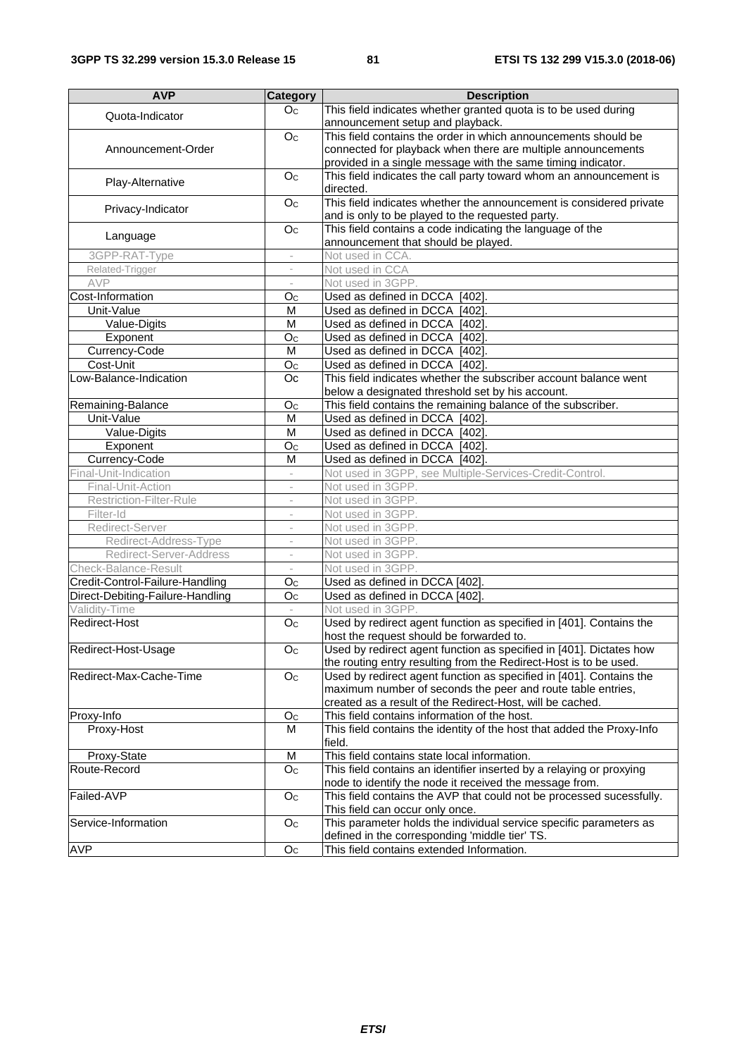| AVP | Category | Description |
|---|---|---|
| Quota-Indicator | $O_C$ | This field indicates whether granted quota is to be used during announcement setup and playback. |
| Announcement-Order | $O_C$ | This field contains the order in which announcements should be connected for playback when there are multiple announcements provided in a single message with the same timing indicator. |
| Play-Alternative | $O_C$ | This field indicates the call party toward whom an announcement is directed. |
| Privacy-Indicator | $O_C$ | This field indicates whether the announcement is considered private and is only to be played to the requested party. |
| Language | $O_C$ | This field contains a code indicating the language of the announcement that should be played. |
| 3GPP-RAT-Type | - | Not used in CCA. |
| Related-Trigger | - | Not used in CCA |
| AVP | - | Not used in 3GPP. |
| Cost-Information | $O_C$ | Used as defined in DCCA [402]. |
| Unit-Value | M | Used as defined in DCCA [402]. |
| Value-Digits | M | Used as defined in DCCA [402]. |
| Exponent | $O_C$ | Used as defined in DCCA [402]. |
| Currency-Code | M | Used as defined in DCCA [402]. |
| Cost-Unit | $O_C$ | Used as defined in DCCA [402]. |
| Low-Balance-Indication | Oc | This field indicates whether the subscriber account balance went below a designated threshold set by his account. |
| Remaining-Balance | $O_C$ | This field contains the remaining balance of the subscriber. |
| Unit-Value | M | Used as defined in DCCA [402]. |
| Value-Digits | M | Used as defined in DCCA [402]. |
| Exponent | $O_C$ | Used as defined in DCCA [402]. |
| Currency-Code | M | Used as defined in DCCA [402]. |
| Final-Unit-Indication | - | Not used in 3GPP, see Multiple-Services-Credit-Control. |
| Final-Unit-Action | - | Not used in 3GPP. |
| Restriction-Filter-Rule | - | Not used in 3GPP. |
| Filter-Id | - | Not used in 3GPP. |
| Redirect-Server | - | Not used in 3GPP. |
| Redirect-Address-Type | - | Not used in 3GPP. |
| Redirect-Server-Address | - | Not used in 3GPP. |
| Check-Balance-Result | - | Not used in 3GPP. |
| Credit-Control-Failure-Handling | $O_C$ | Used as defined in DCCA [402]. |
| Direct-Debiting-Failure-Handling | $O_C$ | Used as defined in DCCA [402]. |
| Validity-Time | - | Not used in 3GPP. |
| Redirect-Host | $O_C$ | Used by redirect agent function as specified in [401]. Contains the host the request should be forwarded to. |
| Redirect-Host-Usage | $O_C$ | Used by redirect agent function as specified in [401]. Dictates how the routing entry resulting from the Redirect-Host is to be used. |
| Redirect-Max-Cache-Time | $O_C$ | Used by redirect agent function as specified in [401]. Contains the maximum number of seconds the peer and route table entries, created as a result of the Redirect-Host, will be cached. |
| Proxy-Info | $O_C$ | This field contains information of the host. |
| Proxy-Host | M | This field contains the identity of the host that added the Proxy-Info field. |
| Proxy-State | M | This field contains state local information. |
| Route-Record | $O_C$ | This field contains an identifier inserted by a relaying or proxying node to identify the node it received the message from. |
| Failed-AVP | $O_C$ | This field contains the AVP that could not be processed sucessfully. This field can occur only once. |
| Service-Information | $O_C$ | This parameter holds the individual service specific parameters as defined in the corresponding 'middle tier' TS. |
| AVP | $O_C$ | This field contains extended Information. |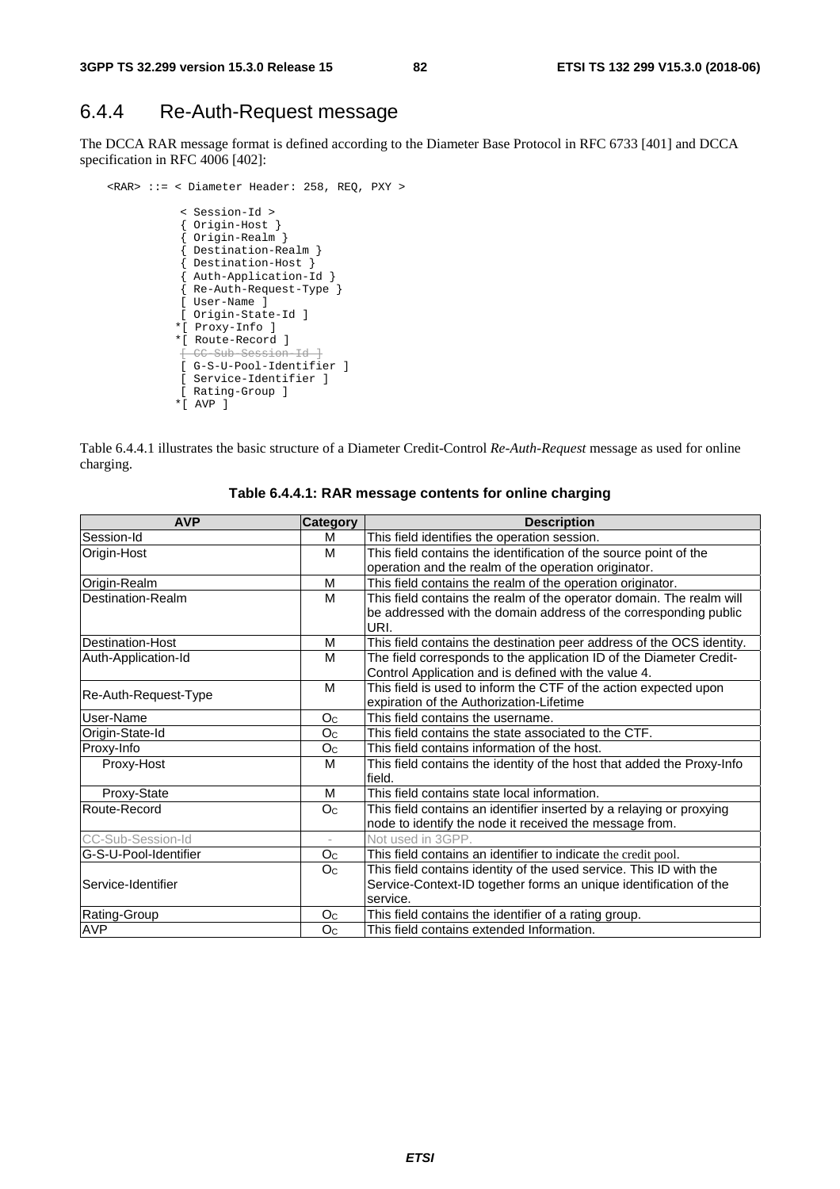## 6.4.4 Re-Auth-Request message

The DCCA RAR message format is defined according to the Diameter Base Protocol in RFC 6733 [401] and DCCA specification in RFC 4006 [402]:

```
<RAR> ::= < Diameter Header: 258, REQ, PXY >

          < Session-Id >
          { Origin-Host }
          { Origin-Realm }
          { Destination-Realm }
          { Destination-Host }
          { Auth-Application-Id }
          { Re-Auth-Request-Type }
          [ User-Name ]
          [ Origin-State-Id ]
         *[ Proxy-Info ]
         *[ Route-Record ]
          [ CC-Sub-Session-Id ]
          [ G-S-U-Pool-Identifier ]
          [ Service-Identifier ]
          [ Rating-Group ]
         *[ AVP ]
```

Table 6.4.4.1 illustrates the basic structure of a Diameter Credit-Control *Re-Auth-Request* message as used for online charging.

**Table 6.4.4.1: RAR message contents for online charging**

| AVP | Category | Description |
|---|---|---|
| Session-Id | M | This field identifies the operation session. |
| Origin-Host | M | This field contains the identification of the source point of the operation and the realm of the operation originator. |
| Origin-Realm | M | This field contains the realm of the operation originator. |
| Destination-Realm | M | This field contains the realm of the operator domain. The realm will be addressed with the domain address of the corresponding public URI. |
| Destination-Host | M | This field contains the destination peer address of the OCS identity. |
| Auth-Application-Id | M | The field corresponds to the application ID of the Diameter Credit-Control Application and is defined with the value 4. |
| Re-Auth-Request-Type | M | This field is used to inform the CTF of the action expected upon expiration of the Authorization-Lifetime |
| User-Name | $O_C$ | This field contains the username. |
| Origin-State-Id | $O_C$ | This field contains the state associated to the CTF. |
| Proxy-Info | $O_C$ | This field contains information of the host. |
| Proxy-Host | M | This field contains the identity of the host that added the Proxy-Info field. |
| Proxy-State | M | This field contains state local information. |
| Route-Record | $O_C$ | This field contains an identifier inserted by a relaying or proxying node to identify the node it received the message from. |
| CC-Sub-Session-Id | - | Not used in 3GPP. |
| G-S-U-Pool-Identifier | $O_C$ | This field contains an identifier to indicate the credit pool. |
| Service-Identifier | $O_C$ | This field contains identity of the used service. This ID with the Service-Context-ID together forms an unique identification of the service. |
| Rating-Group | $O_C$ | This field contains the identifier of a rating group. |
| AVP | $O_C$ | This field contains extended Information. |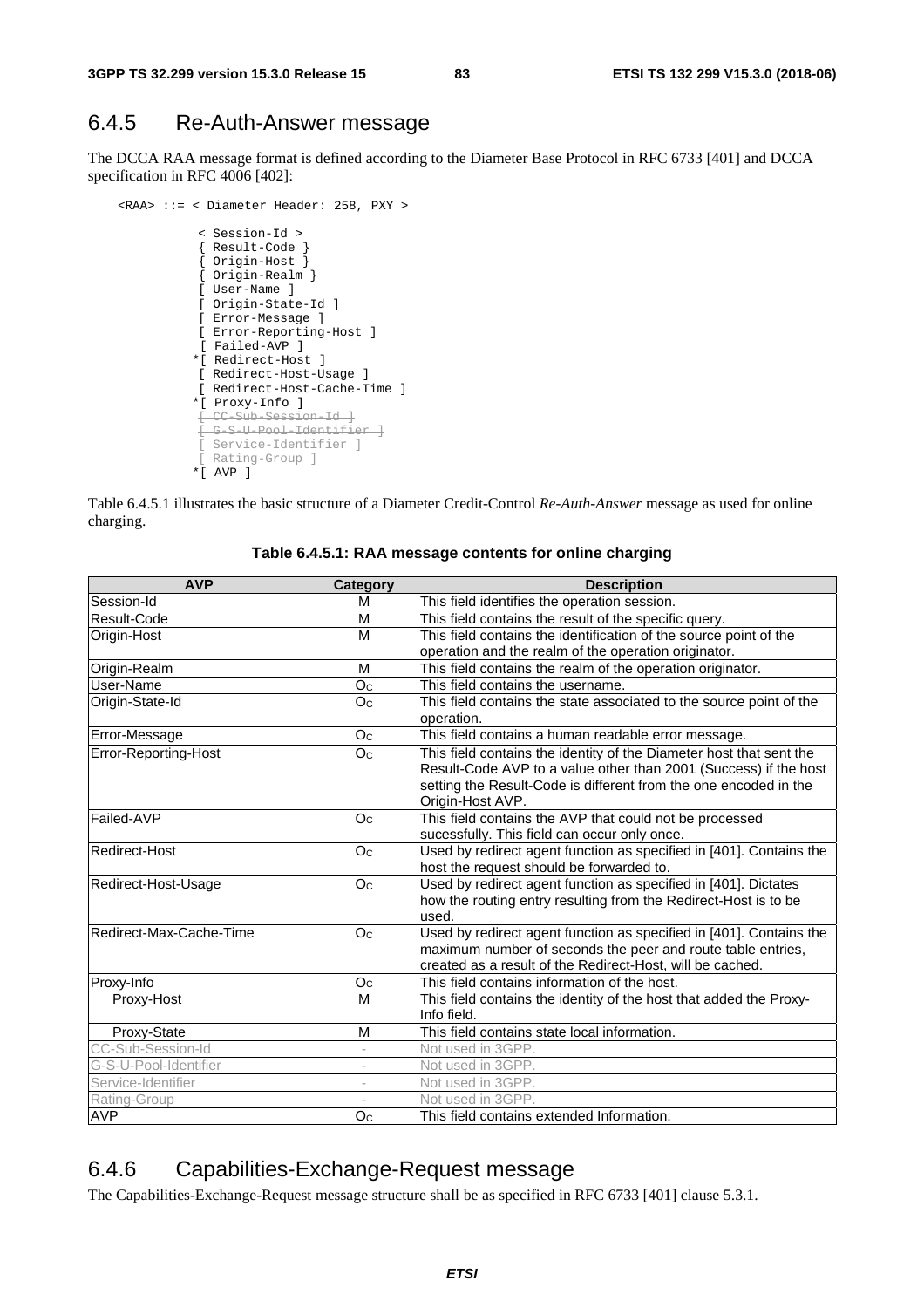## 6.4.5 Re-Auth-Answer message

The DCCA RAA message format is defined according to the Diameter Base Protocol in RFC 6733 [401] and DCCA specification in RFC 4006 [402]:

```
<RAA> ::= < Diameter Header: 258, PXY >

           < Session-Id >
           { Result-Code }
           { Origin-Host }
           { Origin-Realm }
           [ User-Name ]
           [ Origin-State-Id ]
           [ Error-Message ]
           [ Error-Reporting-Host ]
           [ Failed-AVP ]
          *[ Redirect-Host ]
           [ Redirect-Host-Usage ]
           [ Redirect-Host-Cache-Time ]
          *[ Proxy-Info ]
           [ CC-Sub-Session-Id ]
           [ G-S-U-Pool-Identifier ]
           [ Service-Identifier ]
           [ Rating-Group ]
          *[ AVP ]
```

Table 6.4.5.1 illustrates the basic structure of a Diameter Credit-Control *Re-Auth-Answer* message as used for online charging.

**Table 6.4.5.1: RAA message contents for online charging**

| AVP | Category | Description |
|---|---|---|
| Session-Id | M | This field identifies the operation session. |
| Result-Code | M | This field contains the result of the specific query. |
| Origin-Host | M | This field contains the identification of the source point of the operation and the realm of the operation originator. |
| Origin-Realm | M | This field contains the realm of the operation originator. |
| User-Name | $O_C$ | This field contains the username. |
| Origin-State-Id | $O_C$ | This field contains the state associated to the source point of the operation. |
| Error-Message | $O_C$ | This field contains a human readable error message. |
| Error-Reporting-Host | $O_C$ | This field contains the identity of the Diameter host that sent the Result-Code AVP to a value other than 2001 (Success) if the host setting the Result-Code is different from the one encoded in the Origin-Host AVP. |
| Failed-AVP | $O_C$ | This field contains the AVP that could not be processed sucessfully. This field can occur only once. |
| Redirect-Host | $O_C$ | Used by redirect agent function as specified in [401]. Contains the host the request should be forwarded to. |
| Redirect-Host-Usage | $O_C$ | Used by redirect agent function as specified in [401]. Dictates how the routing entry resulting from the Redirect-Host is to be used. |
| Redirect-Max-Cache-Time | $O_C$ | Used by redirect agent function as specified in [401]. Contains the maximum number of seconds the peer and route table entries, created as a result of the Redirect-Host, will be cached. |
| Proxy-Info | $O_C$ | This field contains information of the host. |
| Proxy-Host | M | This field contains the identity of the host that added the Proxy-Info field. |
| Proxy-State | M | This field contains state local information. |
| CC-Sub-Session-Id | - | Not used in 3GPP. |
| G-S-U-Pool-Identifier | - | Not used in 3GPP. |
| Service-Identifier | - | Not used in 3GPP. |
| Rating-Group | - | Not used in 3GPP. |
| AVP | $O_C$ | This field contains extended Information. |

## 6.4.6 Capabilities-Exchange-Request message

The Capabilities-Exchange-Request message structure shall be as specified in RFC 6733 [401] clause 5.3.1.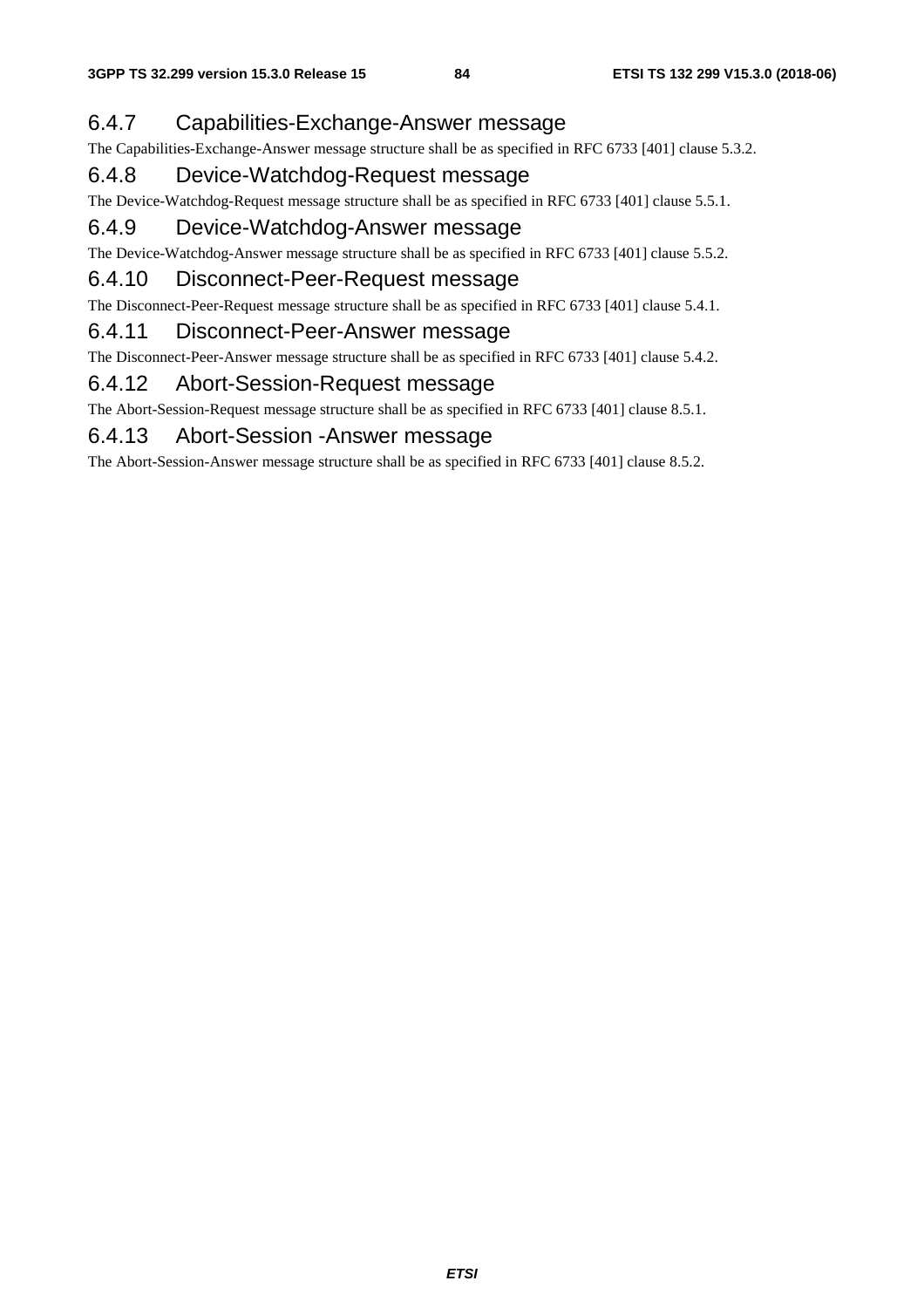### 6.4.7 Capabilities-Exchange-Answer message

The Capabilities-Exchange-Answer message structure shall be as specified in RFC 6733 [401] clause 5.3.2.

### 6.4.8 Device-Watchdog-Request message

The Device-Watchdog-Request message structure shall be as specified in RFC 6733 [401] clause 5.5.1.

### 6.4.9 Device-Watchdog-Answer message

The Device-Watchdog-Answer message structure shall be as specified in RFC 6733 [401] clause 5.5.2.

### 6.4.10 Disconnect-Peer-Request message

The Disconnect-Peer-Request message structure shall be as specified in RFC 6733 [401] clause 5.4.1.

### 6.4.11 Disconnect-Peer-Answer message

The Disconnect-Peer-Answer message structure shall be as specified in RFC 6733 [401] clause 5.4.2.

### 6.4.12 Abort-Session-Request message

The Abort-Session-Request message structure shall be as specified in RFC 6733 [401] clause 8.5.1.

### 6.4.13 Abort-Session -Answer message

The Abort-Session-Answer message structure shall be as specified in RFC 6733 [401] clause 8.5.2.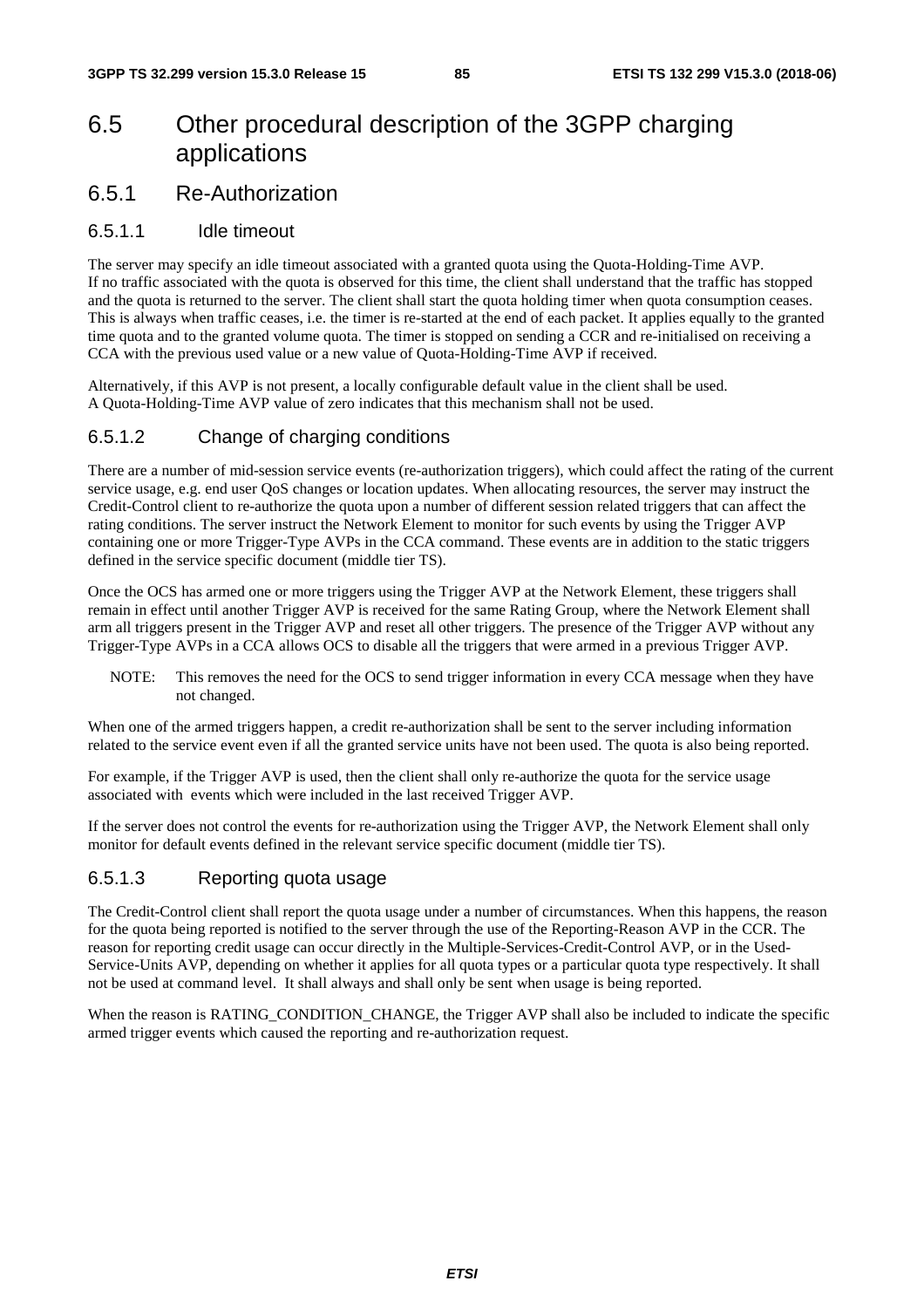# 6.5 Other procedural description of the 3GPP charging applications

## 6.5.1 Re-Authorization

### 6.5.1.1 Idle timeout

The server may specify an idle timeout associated with a granted quota using the Quota-Holding-Time AVP. If no traffic associated with the quota is observed for this time, the client shall understand that the traffic has stopped and the quota is returned to the server. The client shall start the quota holding timer when quota consumption ceases. This is always when traffic ceases, i.e. the timer is re-started at the end of each packet. It applies equally to the granted time quota and to the granted volume quota. The timer is stopped on sending a CCR and re-initialised on receiving a CCA with the previous used value or a new value of Quota-Holding-Time AVP if received.

Alternatively, if this AVP is not present, a locally configurable default value in the client shall be used. A Quota-Holding-Time AVP value of zero indicates that this mechanism shall not be used.

### 6.5.1.2 Change of charging conditions

There are a number of mid-session service events (re-authorization triggers), which could affect the rating of the current service usage, e.g. end user QoS changes or location updates. When allocating resources, the server may instruct the Credit-Control client to re-authorize the quota upon a number of different session related triggers that can affect the rating conditions. The server instruct the Network Element to monitor for such events by using the Trigger AVP containing one or more Trigger-Type AVPs in the CCA command. These events are in addition to the static triggers defined in the service specific document (middle tier TS).

Once the OCS has armed one or more triggers using the Trigger AVP at the Network Element, these triggers shall remain in effect until another Trigger AVP is received for the same Rating Group, where the Network Element shall arm all triggers present in the Trigger AVP and reset all other triggers. The presence of the Trigger AVP without any Trigger-Type AVPs in a CCA allows OCS to disable all the triggers that were armed in a previous Trigger AVP.

NOTE: This removes the need for the OCS to send trigger information in every CCA message when they have not changed.

When one of the armed triggers happen, a credit re-authorization shall be sent to the server including information related to the service event even if all the granted service units have not been used. The quota is also being reported.

For example, if the Trigger AVP is used, then the client shall only re-authorize the quota for the service usage associated with events which were included in the last received Trigger AVP.

If the server does not control the events for re-authorization using the Trigger AVP, the Network Element shall only monitor for default events defined in the relevant service specific document (middle tier TS).

### 6.5.1.3 Reporting quota usage

The Credit-Control client shall report the quota usage under a number of circumstances. When this happens, the reason for the quota being reported is notified to the server through the use of the Reporting-Reason AVP in the CCR. The reason for reporting credit usage can occur directly in the Multiple-Services-Credit-Control AVP, or in the Used-Service-Units AVP, depending on whether it applies for all quota types or a particular quota type respectively. It shall not be used at command level. It shall always and shall only be sent when usage is being reported.

When the reason is RATING_CONDITION_CHANGE, the Trigger AVP shall also be included to indicate the specific armed trigger events which caused the reporting and re-authorization request.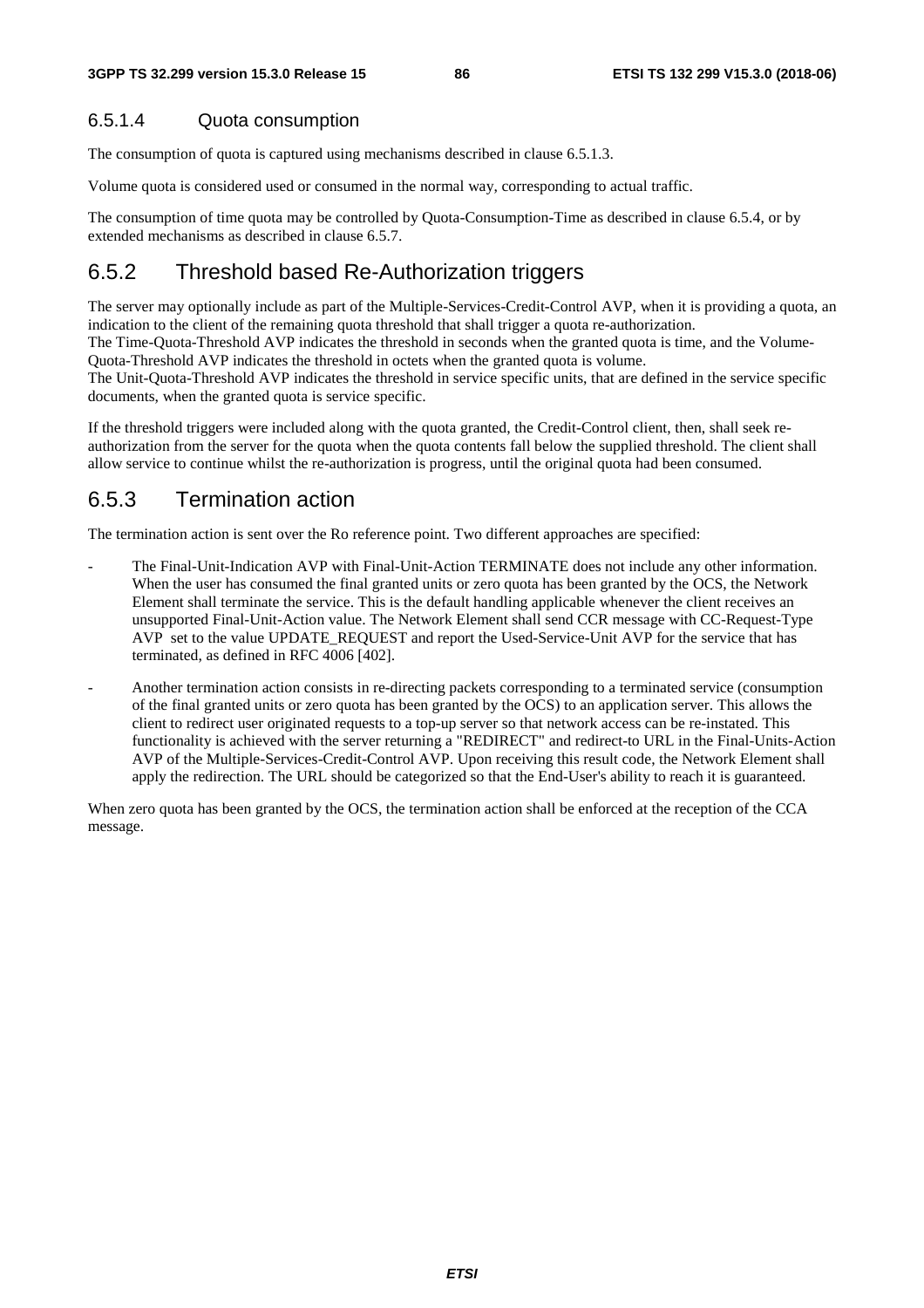#### 6.5.1.4 Quota consumption

The consumption of quota is captured using mechanisms described in clause 6.5.1.3.

Volume quota is considered used or consumed in the normal way, corresponding to actual traffic.

The consumption of time quota may be controlled by Quota-Consumption-Time as described in clause 6.5.4, or by extended mechanisms as described in clause 6.5.7.

### 6.5.2 Threshold based Re-Authorization triggers

The server may optionally include as part of the Multiple-Services-Credit-Control AVP, when it is providing a quota, an indication to the client of the remaining quota threshold that shall trigger a quota re-authorization.
The Time-Quota-Threshold AVP indicates the threshold in seconds when the granted quota is time, and the Volume-Quota-Threshold AVP indicates the threshold in octets when the granted quota is volume.
The Unit-Quota-Threshold AVP indicates the threshold in service specific units, that are defined in the service specific documents, when the granted quota is service specific.

If the threshold triggers were included along with the quota granted, the Credit-Control client, then, shall seek re-authorization from the server for the quota when the quota contents fall below the supplied threshold. The client shall allow service to continue whilst the re-authorization is progress, until the original quota had been consumed.

### 6.5.3 Termination action

The termination action is sent over the Ro reference point. Two different approaches are specified:

- The Final-Unit-Indication AVP with Final-Unit-Action TERMINATE does not include any other information. When the user has consumed the final granted units or zero quota has been granted by the OCS, the Network Element shall terminate the service. This is the default handling applicable whenever the client receives an unsupported Final-Unit-Action value. The Network Element shall send CCR message with CC-Request-Type AVP set to the value UPDATE_REQUEST and report the Used-Service-Unit AVP for the service that has terminated, as defined in RFC 4006 [402].

- Another termination action consists in re-directing packets corresponding to a terminated service (consumption of the final granted units or zero quota has been granted by the OCS) to an application server. This allows the client to redirect user originated requests to a top-up server so that network access can be re-instated. This functionality is achieved with the server returning a "REDIRECT" and redirect-to URL in the Final-Units-Action AVP of the Multiple-Services-Credit-Control AVP. Upon receiving this result code, the Network Element shall apply the redirection. The URL should be categorized so that the End-User's ability to reach it is guaranteed.

When zero quota has been granted by the OCS, the termination action shall be enforced at the reception of the CCA message.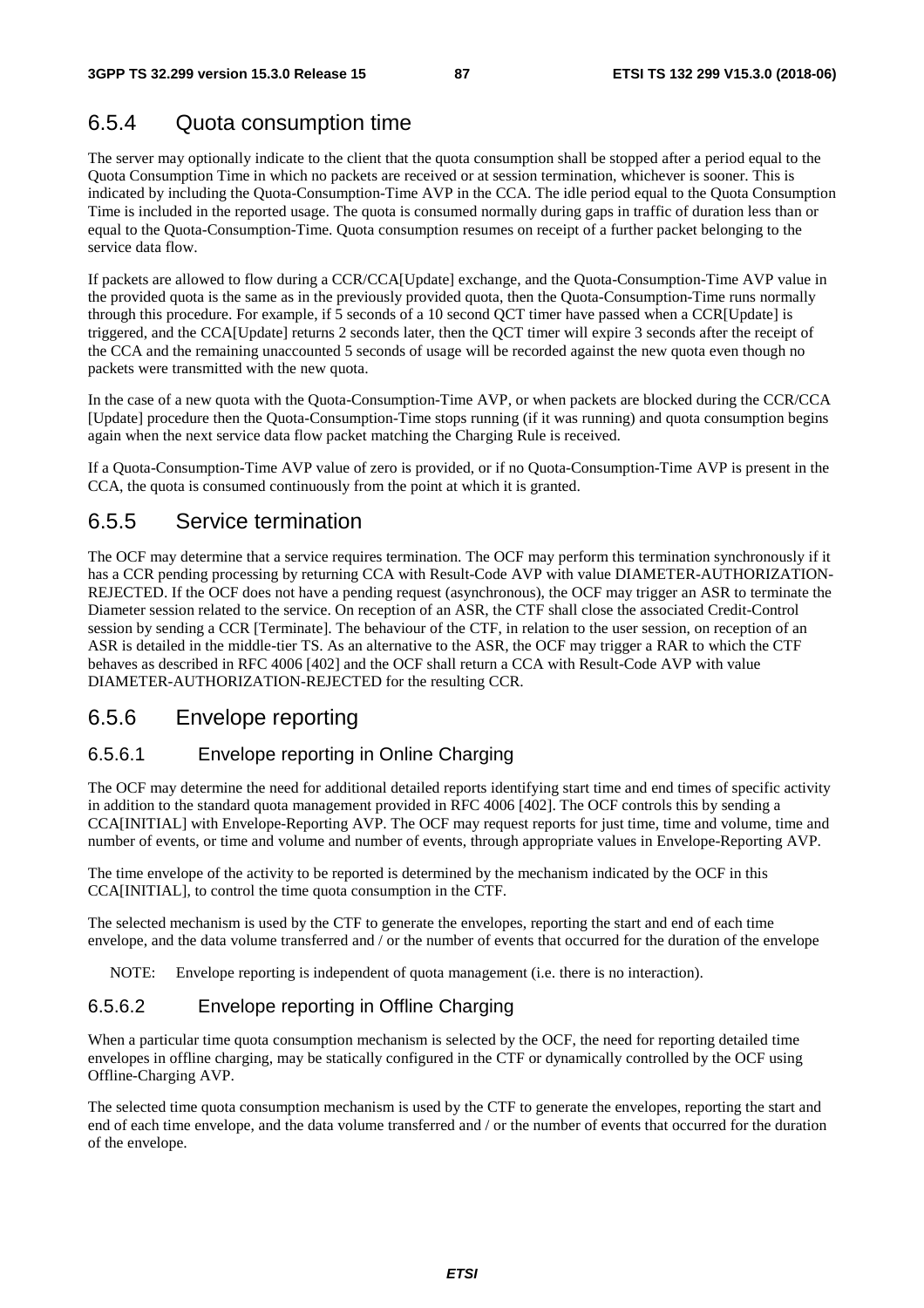### 6.5.4 Quota consumption time

The server may optionally indicate to the client that the quota consumption shall be stopped after a period equal to the Quota Consumption Time in which no packets are received or at session termination, whichever is sooner. This is indicated by including the Quota-Consumption-Time AVP in the CCA. The idle period equal to the Quota Consumption Time is included in the reported usage. The quota is consumed normally during gaps in traffic of duration less than or equal to the Quota-Consumption-Time. Quota consumption resumes on receipt of a further packet belonging to the service data flow.

If packets are allowed to flow during a CCR/CCA[Update] exchange, and the Quota-Consumption-Time AVP value in the provided quota is the same as in the previously provided quota, then the Quota-Consumption-Time runs normally through this procedure. For example, if 5 seconds of a 10 second QCT timer have passed when a CCR[Update] is triggered, and the CCA[Update] returns 2 seconds later, then the QCT timer will expire 3 seconds after the receipt of the CCA and the remaining unaccounted 5 seconds of usage will be recorded against the new quota even though no packets were transmitted with the new quota.

In the case of a new quota with the Quota-Consumption-Time AVP, or when packets are blocked during the CCR/CCA [Update] procedure then the Quota-Consumption-Time stops running (if it was running) and quota consumption begins again when the next service data flow packet matching the Charging Rule is received.

If a Quota-Consumption-Time AVP value of zero is provided, or if no Quota-Consumption-Time AVP is present in the CCA, the quota is consumed continuously from the point at which it is granted.

### 6.5.5 Service termination

The OCF may determine that a service requires termination. The OCF may perform this termination synchronously if it has a CCR pending processing by returning CCA with Result-Code AVP with value DIAMETER-AUTHORIZATION-REJECTED. If the OCF does not have a pending request (asynchronous), the OCF may trigger an ASR to terminate the Diameter session related to the service. On reception of an ASR, the CTF shall close the associated Credit-Control session by sending a CCR [Terminate]. The behaviour of the CTF, in relation to the user session, on reception of an ASR is detailed in the middle-tier TS. As an alternative to the ASR, the OCF may trigger a RAR to which the CTF behaves as described in RFC 4006 [402] and the OCF shall return a CCA with Result-Code AVP with value DIAMETER-AUTHORIZATION-REJECTED for the resulting CCR.

### 6.5.6 Envelope reporting

#### 6.5.6.1 Envelope reporting in Online Charging

The OCF may determine the need for additional detailed reports identifying start time and end times of specific activity in addition to the standard quota management provided in RFC 4006 [402]. The OCF controls this by sending a CCA[INITIAL] with Envelope-Reporting AVP. The OCF may request reports for just time, time and volume, time and number of events, or time and volume and number of events, through appropriate values in Envelope-Reporting AVP.

The time envelope of the activity to be reported is determined by the mechanism indicated by the OCF in this CCA[INITIAL], to control the time quota consumption in the CTF.

The selected mechanism is used by the CTF to generate the envelopes, reporting the start and end of each time envelope, and the data volume transferred and / or the number of events that occurred for the duration of the envelope

NOTE: Envelope reporting is independent of quota management (i.e. there is no interaction).

#### 6.5.6.2 Envelope reporting in Offline Charging

When a particular time quota consumption mechanism is selected by the OCF, the need for reporting detailed time envelopes in offline charging, may be statically configured in the CTF or dynamically controlled by the OCF using Offline-Charging AVP.

The selected time quota consumption mechanism is used by the CTF to generate the envelopes, reporting the start and end of each time envelope, and the data volume transferred and / or the number of events that occurred for the duration of the envelope.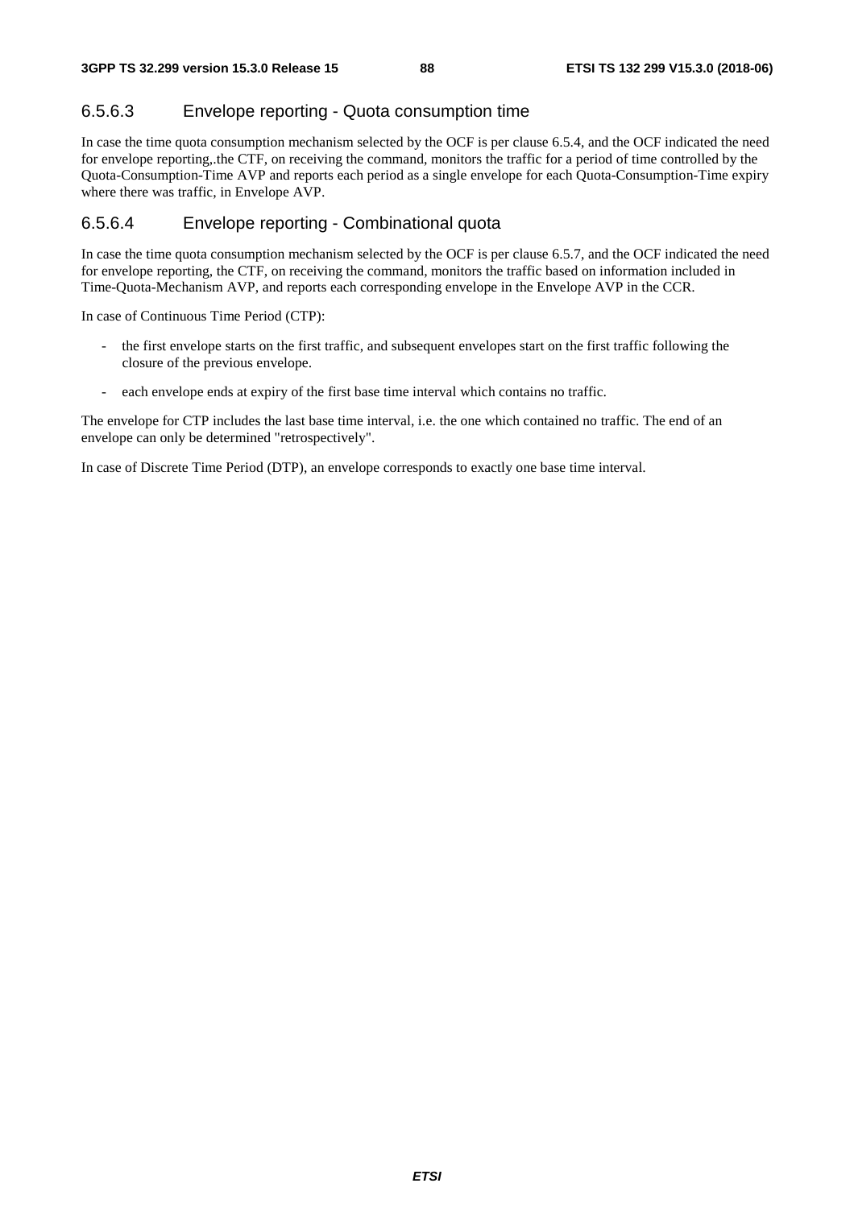### 6.5.6.3 Envelope reporting - Quota consumption time

In case the time quota consumption mechanism selected by the OCF is per clause 6.5.4, and the OCF indicated the need for envelope reporting,.the CTF, on receiving the command, monitors the traffic for a period of time controlled by the Quota-Consumption-Time AVP and reports each period as a single envelope for each Quota-Consumption-Time expiry where there was traffic, in Envelope AVP.

### 6.5.6.4 Envelope reporting - Combinational quota

In case the time quota consumption mechanism selected by the OCF is per clause 6.5.7, and the OCF indicated the need for envelope reporting, the CTF, on receiving the command, monitors the traffic based on information included in Time-Quota-Mechanism AVP, and reports each corresponding envelope in the Envelope AVP in the CCR.

In case of Continuous Time Period (CTP):

- the first envelope starts on the first traffic, and subsequent envelopes start on the first traffic following the closure of the previous envelope.
- each envelope ends at expiry of the first base time interval which contains no traffic.

The envelope for CTP includes the last base time interval, i.e. the one which contained no traffic. The end of an envelope can only be determined "retrospectively".

In case of Discrete Time Period (DTP), an envelope corresponds to exactly one base time interval.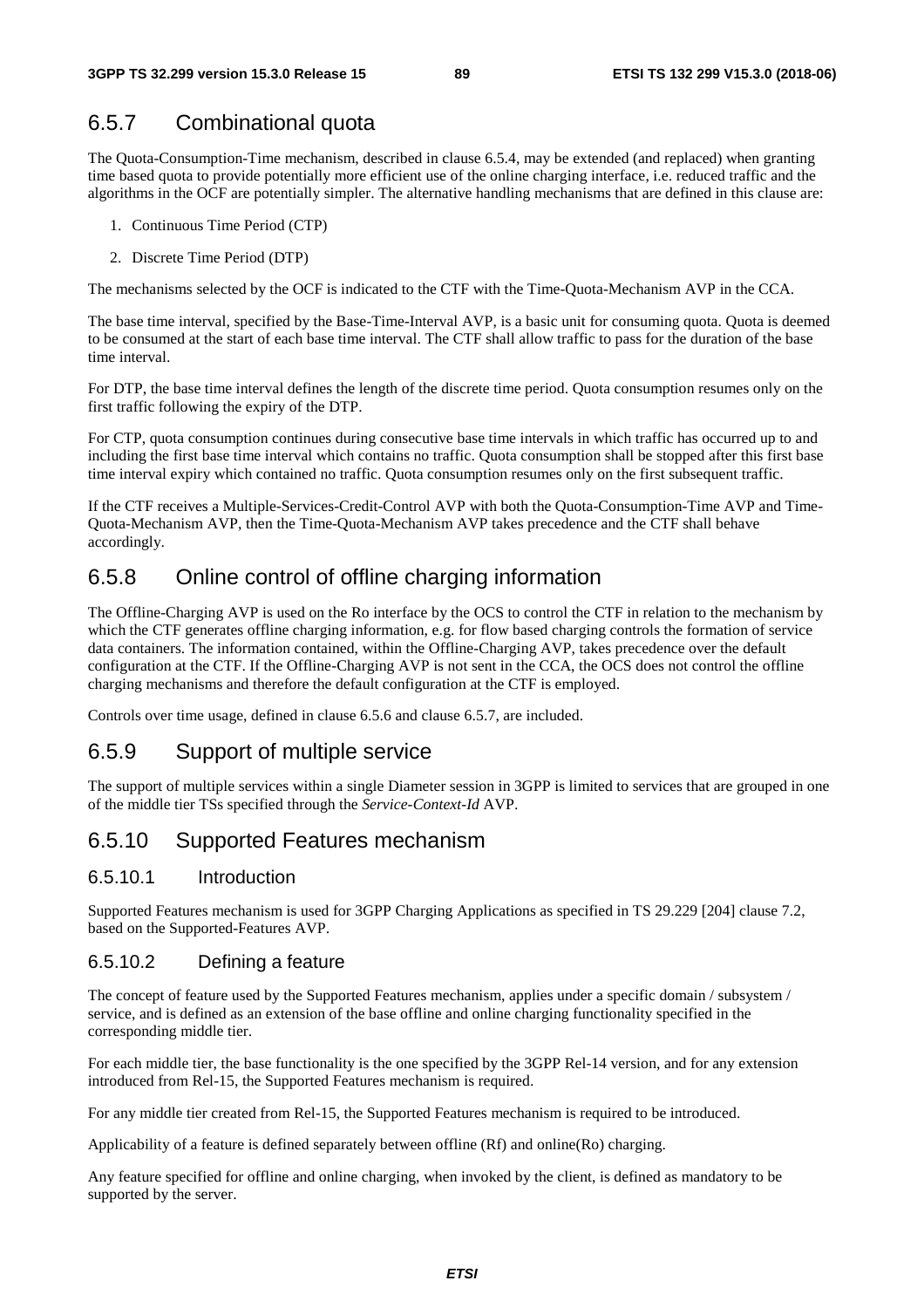## 6.5.7 Combinational quota

The Quota-Consumption-Time mechanism, described in clause 6.5.4, may be extended (and replaced) when granting time based quota to provide potentially more efficient use of the online charging interface, i.e. reduced traffic and the algorithms in the OCF are potentially simpler. The alternative handling mechanisms that are defined in this clause are:

1. Continuous Time Period (CTP)
2. Discrete Time Period (DTP)

The mechanisms selected by the OCF is indicated to the CTF with the Time-Quota-Mechanism AVP in the CCA.

The base time interval, specified by the Base-Time-Interval AVP, is a basic unit for consuming quota. Quota is deemed to be consumed at the start of each base time interval. The CTF shall allow traffic to pass for the duration of the base time interval.

For DTP, the base time interval defines the length of the discrete time period. Quota consumption resumes only on the first traffic following the expiry of the DTP.

For CTP, quota consumption continues during consecutive base time intervals in which traffic has occurred up to and including the first base time interval which contains no traffic. Quota consumption shall be stopped after this first base time interval expiry which contained no traffic. Quota consumption resumes only on the first subsequent traffic.

If the CTF receives a Multiple-Services-Credit-Control AVP with both the Quota-Consumption-Time AVP and Time-Quota-Mechanism AVP, then the Time-Quota-Mechanism AVP takes precedence and the CTF shall behave accordingly.

## 6.5.8 Online control of offline charging information

The Offline-Charging AVP is used on the Ro interface by the OCS to control the CTF in relation to the mechanism by which the CTF generates offline charging information, e.g. for flow based charging controls the formation of service data containers. The information contained, within the Offline-Charging AVP, takes precedence over the default configuration at the CTF. If the Offline-Charging AVP is not sent in the CCA, the OCS does not control the offline charging mechanisms and therefore the default configuration at the CTF is employed.

Controls over time usage, defined in clause 6.5.6 and clause 6.5.7, are included.

## 6.5.9 Support of multiple service

The support of multiple services within a single Diameter session in 3GPP is limited to services that are grouped in one of the middle tier TSs specified through the *Service-Context-Id* AVP.

## 6.5.10 Supported Features mechanism

### 6.5.10.1 Introduction

Supported Features mechanism is used for 3GPP Charging Applications as specified in TS 29.229 [204] clause 7.2, based on the Supported-Features AVP.

### 6.5.10.2 Defining a feature

The concept of feature used by the Supported Features mechanism, applies under a specific domain / subsystem / service, and is defined as an extension of the base offline and online charging functionality specified in the corresponding middle tier.

For each middle tier, the base functionality is the one specified by the 3GPP Rel-14 version, and for any extension introduced from Rel-15, the Supported Features mechanism is required.

For any middle tier created from Rel-15, the Supported Features mechanism is required to be introduced.

Applicability of a feature is defined separately between offline (Rf) and online(Ro) charging.

Any feature specified for offline and online charging, when invoked by the client, is defined as mandatory to be supported by the server.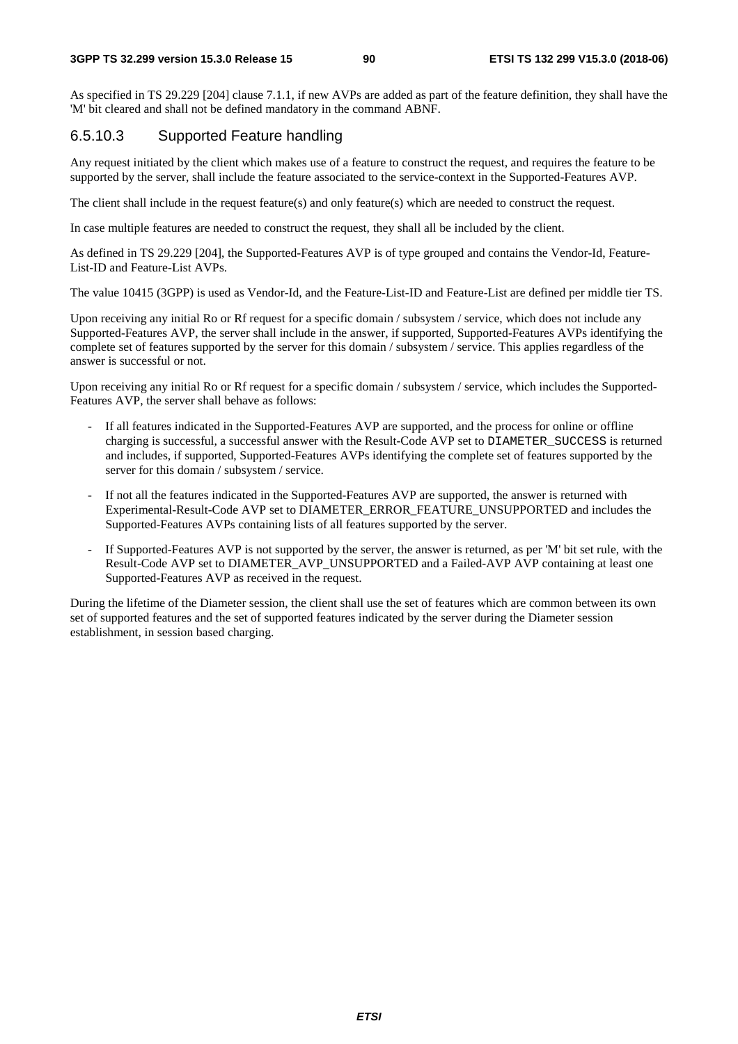As specified in TS 29.229 [204] clause 7.1.1, if new AVPs are added as part of the feature definition, they shall have the 'M' bit cleared and shall not be defined mandatory in the command ABNF.

### 6.5.10.3 Supported Feature handling

Any request initiated by the client which makes use of a feature to construct the request, and requires the feature to be supported by the server, shall include the feature associated to the service-context in the Supported-Features AVP.

The client shall include in the request feature(s) and only feature(s) which are needed to construct the request.

In case multiple features are needed to construct the request, they shall all be included by the client.

As defined in TS 29.229 [204], the Supported-Features AVP is of type grouped and contains the Vendor-Id, Feature-List-ID and Feature-List AVPs.

The value 10415 (3GPP) is used as Vendor-Id, and the Feature-List-ID and Feature-List are defined per middle tier TS.

Upon receiving any initial Ro or Rf request for a specific domain / subsystem / service, which does not include any Supported-Features AVP, the server shall include in the answer, if supported, Supported-Features AVPs identifying the complete set of features supported by the server for this domain / subsystem / service. This applies regardless of the answer is successful or not.

Upon receiving any initial Ro or Rf request for a specific domain / subsystem / service, which includes the Supported-Features AVP, the server shall behave as follows:

- If all features indicated in the Supported-Features AVP are supported, and the process for online or offline charging is successful, a successful answer with the Result-Code AVP set to `DIAMETER_SUCCESS` is returned and includes, if supported, Supported-Features AVPs identifying the complete set of features supported by the server for this domain / subsystem / service.
- If not all the features indicated in the Supported-Features AVP are supported, the answer is returned with Experimental-Result-Code AVP set to DIAMETER_ERROR_FEATURE_UNSUPPORTED and includes the Supported-Features AVPs containing lists of all features supported by the server.
- If Supported-Features AVP is not supported by the server, the answer is returned, as per 'M' bit set rule, with the Result-Code AVP set to DIAMETER_AVP_UNSUPPORTED and a Failed-AVP AVP containing at least one Supported-Features AVP as received in the request.

During the lifetime of the Diameter session, the client shall use the set of features which are common between its own set of supported features and the set of supported features indicated by the server during the Diameter session establishment, in session based charging.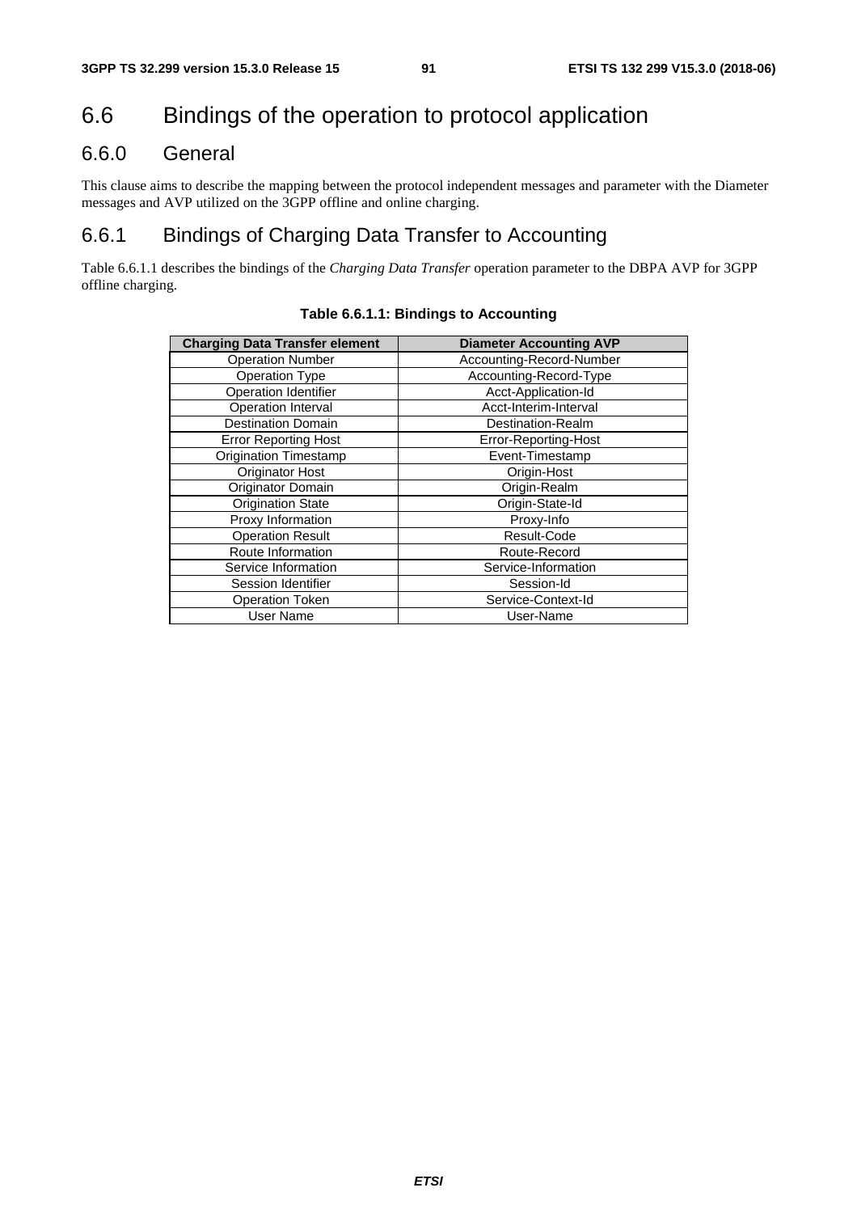# 6.6 Bindings of the operation to protocol application

## 6.6.0 General

This clause aims to describe the mapping between the protocol independent messages and parameter with the Diameter messages and AVP utilized on the 3GPP offline and online charging.

## 6.6.1 Bindings of Charging Data Transfer to Accounting

Table 6.6.1.1 describes the bindings of the *Charging Data Transfer* operation parameter to the DBPA AVP for 3GPP offline charging.

**Table 6.6.1.1: Bindings to Accounting**

| Charging Data Transfer element | Diameter Accounting AVP |
|---|---|
| Operation Number | Accounting-Record-Number |
| Operation Type | Accounting-Record-Type |
| Operation Identifier | Acct-Application-Id |
| Operation Interval | Acct-Interim-Interval |
| Destination Domain | Destination-Realm |
| Error Reporting Host | Error-Reporting-Host |
| Origination Timestamp | Event-Timestamp |
| Originator Host | Origin-Host |
| Originator Domain | Origin-Realm |
| Origination State | Origin-State-Id |
| Proxy Information | Proxy-Info |
| Operation Result | Result-Code |
| Route Information | Route-Record |
| Service Information | Service-Information |
| Session Identifier | Session-Id |
| Operation Token | Service-Context-Id |
| User Name | User-Name |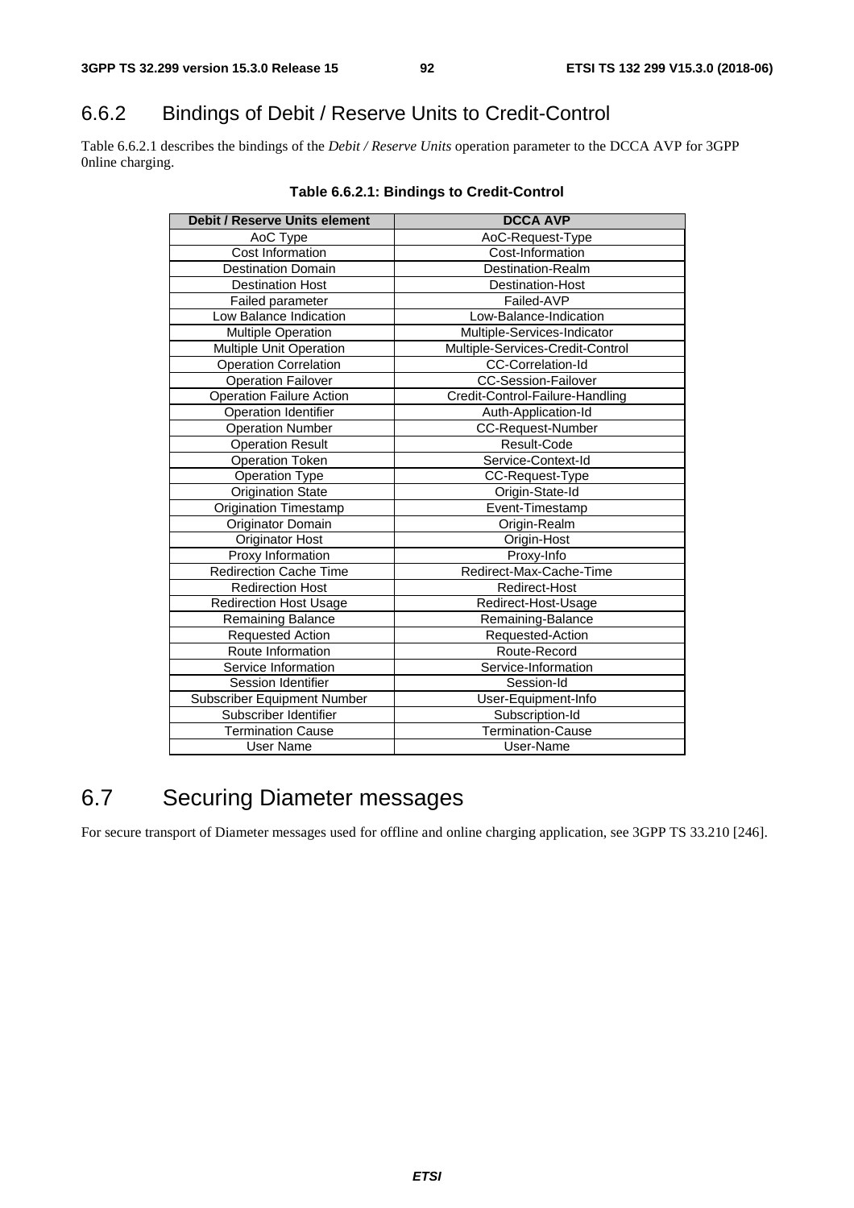## 6.6.2 Bindings of Debit / Reserve Units to Credit-Control

Table 6.6.2.1 describes the bindings of the *Debit / Reserve Units* operation parameter to the DCCA AVP for 3GPP 0nline charging.

**Table 6.6.2.1: Bindings to Credit-Control**

| Debit / Reserve Units element | DCCA AVP |
|---|---|
| AoC Type | AoC-Request-Type |
| Cost Information | Cost-Information |
| Destination Domain | Destination-Realm |
| Destination Host | Destination-Host |
| Failed parameter | Failed-AVP |
| Low Balance Indication | Low-Balance-Indication |
| Multiple Operation | Multiple-Services-Indicator |
| Multiple Unit Operation | Multiple-Services-Credit-Control |
| Operation Correlation | CC-Correlation-Id |
| Operation Failover | CC-Session-Failover |
| Operation Failure Action | Credit-Control-Failure-Handling |
| Operation Identifier | Auth-Application-Id |
| Operation Number | CC-Request-Number |
| Operation Result | Result-Code |
| Operation Token | Service-Context-Id |
| Operation Type | CC-Request-Type |
| Origination State | Origin-State-Id |
| Origination Timestamp | Event-Timestamp |
| Originator Domain | Origin-Realm |
| Originator Host | Origin-Host |
| Proxy Information | Proxy-Info |
| Redirection Cache Time | Redirect-Max-Cache-Time |
| Redirection Host | Redirect-Host |
| Redirection Host Usage | Redirect-Host-Usage |
| Remaining Balance | Remaining-Balance |
| Requested Action | Requested-Action |
| Route Information | Route-Record |
| Service Information | Service-Information |
| Session Identifier | Session-Id |
| Subscriber Equipment Number | User-Equipment-Info |
| Subscriber Identifier | Subscription-Id |
| Termination Cause | Termination-Cause |
| User Name | User-Name |

# 6.7 Securing Diameter messages

For secure transport of Diameter messages used for offline and online charging application, see 3GPP TS 33.210 [246].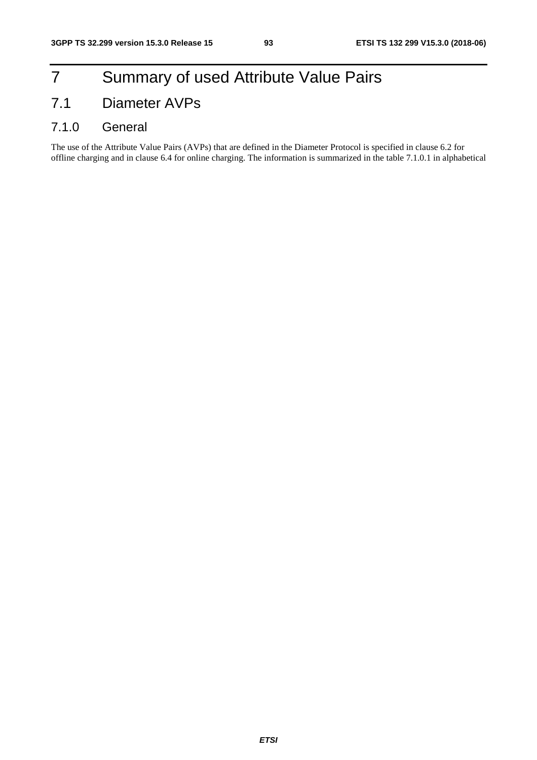# 7 Summary of used Attribute Value Pairs

## 7.1 Diameter AVPs

### 7.1.0 General

The use of the Attribute Value Pairs (AVPs) that are defined in the Diameter Protocol is specified in clause 6.2 for offline charging and in clause 6.4 for online charging. The information is summarized in the table 7.1.0.1 in alphabetical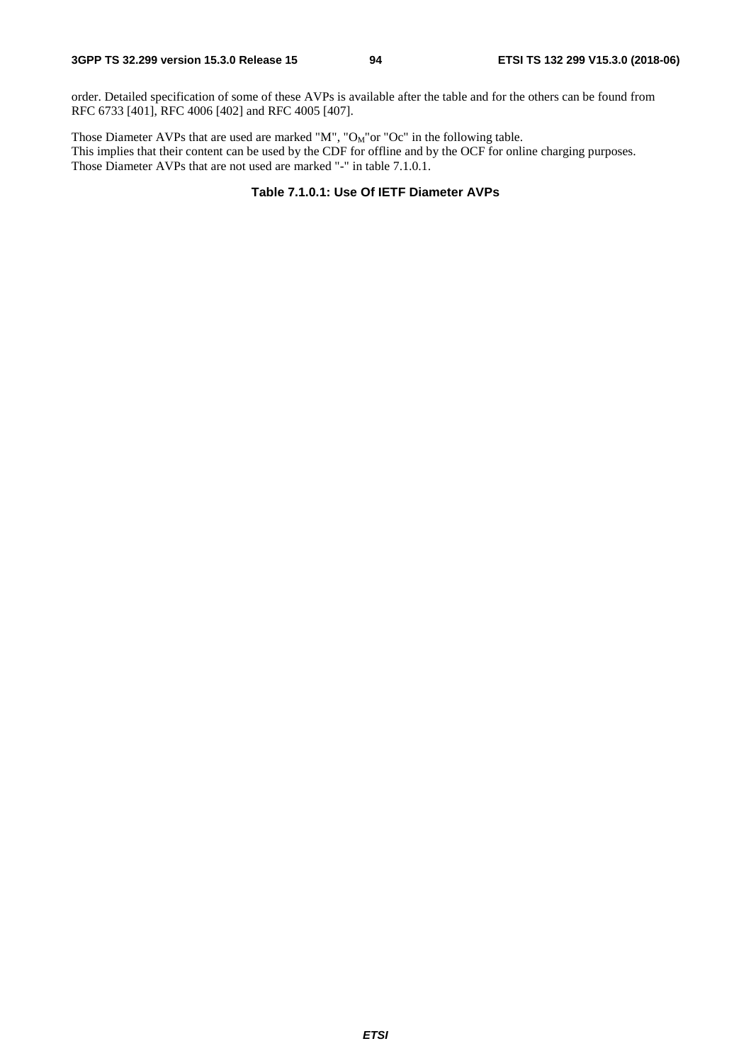order. Detailed specification of some of these AVPs is available after the table and for the others can be found from RFC 6733 [401], RFC 4006 [402] and RFC 4005 [407].

Those Diameter AVPs that are used are marked "M", "$O_M$"or "Oc" in the following table.
This implies that their content can be used by the CDF for offline and by the OCF for online charging purposes.
Those Diameter AVPs that are not used are marked "-" in table 7.1.0.1.

**Table 7.1.0.1: Use Of IETF Diameter AVPs**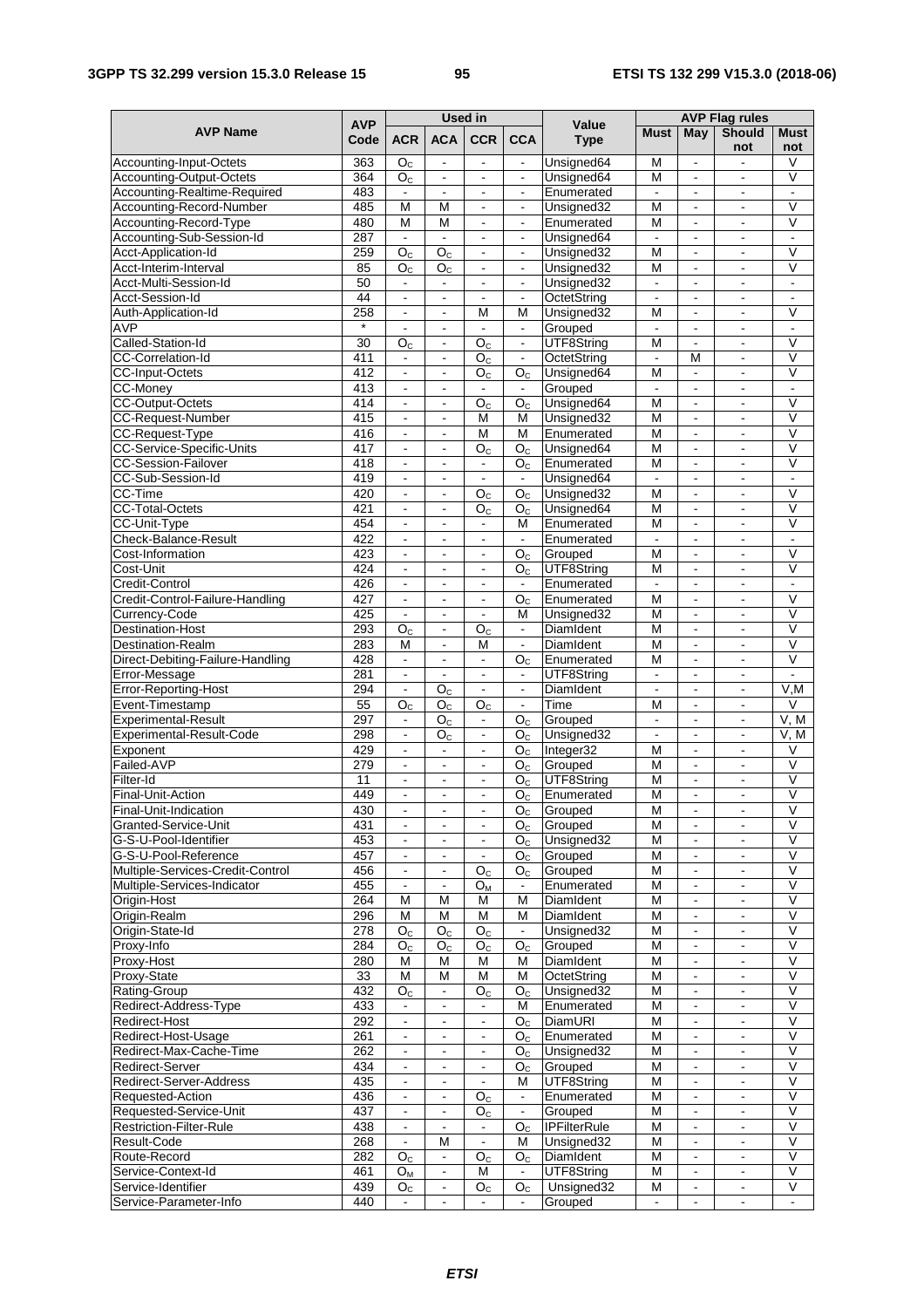| AVP Name | AVP Code | Used in | | | | Value Type | AVP Flag rules | | | |
|---|---|---|---|---|---|---|---|---|---|---|
| | | ACR | ACA | CCR | CCA | | Must | May | Should not | Must not |
| Accounting-Input-Octets | 363 | $O_C$ | - | - | - | Unsigned64 | M | - | - | V |
| Accounting-Output-Octets | 364 | $O_C$ | - | - | - | Unsigned64 | M | - | - | V |
| Accounting-Realtime-Required | 483 | - | - | - | - | Enumerated | - | - | - | - |
| Accounting-Record-Number | 485 | M | M | - | - | Unsigned32 | M | - | - | V |
| Accounting-Record-Type | 480 | M | M | - | - | Enumerated | M | - | - | V |
| Accounting-Sub-Session-Id | 287 | - | - | - | - | Unsigned64 | - | - | - | - |
| Acct-Application-Id | 259 | $O_C$ | $O_C$ | - | - | Unsigned32 | M | - | - | V |
| Acct-Interim-Interval | 85 | $O_C$ | $O_C$ | - | - | Unsigned32 | M | - | - | V |
| Acct-Multi-Session-Id | 50 | - | - | - | - | Unsigned32 | - | - | - | - |
| Acct-Session-Id | 44 | - | - | - | - | OctetString | - | - | - | - |
| Auth-Application-Id | 258 | - | - | M | M | Unsigned32 | M | - | - | V |
| AVP | * | - | - | - | - | Grouped | - | - | - | - |
| Called-Station-Id | 30 | $O_C$ | - | $O_C$ | - | UTF8String | M | - | - | V |
| CC-Correlation-Id | 411 | - | - | $O_C$ | - | OctetString | - | M | - | V |
| CC-Input-Octets | 412 | - | - | $O_C$ | $O_C$ | Unsigned64 | M | - | - | V |
| CC-Money | 413 | - | - | - | - | Grouped | - | - | - | - |
| CC-Output-Octets | 414 | - | - | $O_C$ | $O_C$ | Unsigned64 | M | - | - | V |
| CC-Request-Number | 415 | - | - | M | M | Unsigned32 | M | - | - | V |
| CC-Request-Type | 416 | - | - | M | M | Enumerated | M | - | - | V |
| CC-Service-Specific-Units | 417 | - | - | $O_C$ | $O_C$ | Unsigned64 | M | - | - | V |
| CC-Session-Failover | 418 | - | - | - | $O_C$ | Enumerated | M | - | - | V |
| CC-Sub-Session-Id | 419 | - | - | - | - | Unsigned64 | - | - | - | - |
| CC-Time | 420 | - | - | $O_C$ | $O_C$ | Unsigned32 | M | - | - | V |
| CC-Total-Octets | 421 | - | - | $O_C$ | $O_C$ | Unsigned64 | M | - | - | V |
| CC-Unit-Type | 454 | - | - | - | M | Enumerated | M | - | - | V |
| Check-Balance-Result | 422 | - | - | - | - | Enumerated | - | - | - | - |
| Cost-Information | 423 | - | - | - | $O_C$ | Grouped | M | - | - | V |
| Cost-Unit | 424 | - | - | - | $O_C$ | UTF8String | M | - | - | V |
| Credit-Control | 426 | - | - | - | - | Enumerated | - | - | - | - |
| Credit-Control-Failure-Handling | 427 | - | - | - | $O_C$ | Enumerated | M | - | - | V |
| Currency-Code | 425 | - | - | - | M | Unsigned32 | M | - | - | V |
| Destination-Host | 293 | $O_C$ | - | $O_C$ | - | DiamIdent | M | - | - | V |
| Destination-Realm | 283 | M | - | M | - | DiamIdent | M | - | - | V |
| Direct-Debiting-Failure-Handling | 428 | - | - | - | $O_C$ | Enumerated | M | - | - | V |
| Error-Message | 281 | - | - | - | - | UTF8String | - | - | - | - |
| Error-Reporting-Host | 294 | - | $O_C$ | - | - | DiamIdent | - | - | - | V,M |
| Event-Timestamp | 55 | $O_C$ | $O_C$ | $O_C$ | - | Time | M | - | - | V |
| Experimental-Result | 297 | - | $O_C$ | - | $O_C$ | Grouped | - | - | - | V, M |
| Experimental-Result-Code | 298 | - | $O_C$ | - | $O_C$ | Unsigned32 | - | - | - | V, M |
| Exponent | 429 | - | - | - | $O_C$ | Integer32 | M | - | - | V |
| Failed-AVP | 279 | - | - | - | $O_C$ | Grouped | M | - | - | V |
| Filter-Id | 11 | - | - | - | $O_C$ | UTF8String | M | - | - | V |
| Final-Unit-Action | 449 | - | - | - | $O_C$ | Enumerated | M | - | - | V |
| Final-Unit-Indication | 430 | - | - | - | $O_C$ | Grouped | M | - | - | V |
| Granted-Service-Unit | 431 | - | - | - | $O_C$ | Grouped | M | - | - | V |
| G-S-U-Pool-Identifier | 453 | - | - | - | $O_C$ | Unsigned32 | M | - | - | V |
| G-S-U-Pool-Reference | 457 | - | - | - | $O_C$ | Grouped | M | - | - | V |
| Multiple-Services-Credit-Control | 456 | - | - | $O_C$ | $O_C$ | Grouped | M | - | - | V |
| Multiple-Services-Indicator | 455 | - | - | $O_M$ | - | Enumerated | M | - | - | V |
| Origin-Host | 264 | M | M | M | M | DiamIdent | M | - | - | V |
| Origin-Realm | 296 | M | M | M | M | DiamIdent | M | - | - | V |
| Origin-State-Id | 278 | $O_C$ | $O_C$ | $O_C$ | - | Unsigned32 | M | - | - | V |
| Proxy-Info | 284 | $O_C$ | $O_C$ | $O_C$ | $O_C$ | Grouped | M | - | - | V |
| Proxy-Host | 280 | M | M | M | M | DiamIdent | M | - | - | V |
| Proxy-State | 33 | M | M | M | M | OctetString | M | - | - | V |
| Rating-Group | 432 | $O_C$ | - | $O_C$ | $O_C$ | Unsigned32 | M | - | - | V |
| Redirect-Address-Type | 433 | - | - | - | M | Enumerated | M | - | - | V |
| Redirect-Host | 292 | - | - | - | $O_C$ | DiamURI | M | - | - | V |
| Redirect-Host-Usage | 261 | - | - | - | $O_C$ | Enumerated | M | - | - | V |
| Redirect-Max-Cache-Time | 262 | - | - | - | $O_C$ | Unsigned32 | M | - | - | V |
| Redirect-Server | 434 | - | - | - | $O_C$ | Grouped | M | - | - | V |
| Redirect-Server-Address | 435 | - | - | - | M | UTF8String | M | - | - | V |
| Requested-Action | 436 | - | - | $O_C$ | - | Enumerated | M | - | - | V |
| Requested-Service-Unit | 437 | - | - | $O_C$ | - | Grouped | M | - | - | V |
| Restriction-Filter-Rule | 438 | - | - | - | $O_C$ | IPFilterRule | M | - | - | V |
| Result-Code | 268 | - | M | - | M | Unsigned32 | M | - | - | V |
| Route-Record | 282 | $O_C$ | - | $O_C$ | $O_C$ | DiamIdent | M | - | - | V |
| Service-Context-Id | 461 | $O_M$ | - | M | - | UTF8String | M | - | - | V |
| Service-Identifier | 439 | $O_C$ | - | $O_C$ | $O_C$ | Unsigned32 | M | - | - | V |
| Service-Parameter-Info | 440 | - | - | - | - | Grouped | - | - | - | - |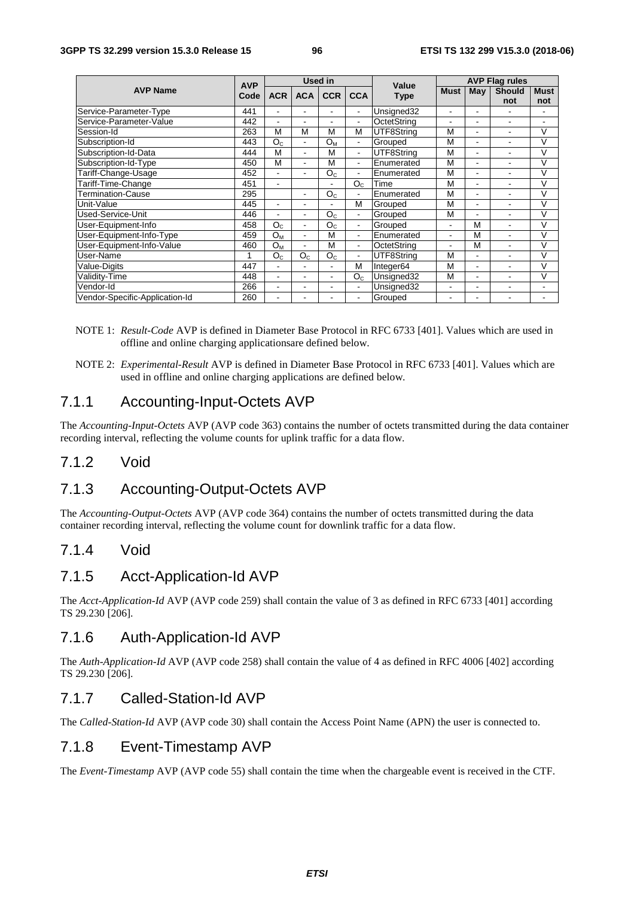| AVP Name | AVP Code | Used in | | | | Value Type | AVP Flag rules | | | |
|---|---|---|---|---|---|---|---|---|---|---|
| | | ACR | ACA | CCR | CCA | | Must | May | Should not | Must not |
| Service-Parameter-Type | 441 | - | - | - | - | Unsigned32 | - | - | - | - |
| Service-Parameter-Value | 442 | - | - | - | - | OctetString | - | - | - | - |
| Session-Id | 263 | M | M | M | M | UTF8String | M | - | - | V |
| Subscription-Id | 443 | $O_C$ | - | $O_M$ | - | Grouped | M | - | - | V |
| Subscription-Id-Data | 444 | M | - | M | - | UTF8String | M | - | - | V |
| Subscription-Id-Type | 450 | M | - | M | - | Enumerated | M | - | - | V |
| Tariff-Change-Usage | 452 | - | - | $O_C$ | - | Enumerated | M | - | - | V |
| Tariff-Time-Change | 451 | - | | - | $O_C$ | Time | M | - | - | V |
| Termination-Cause | 295 | | - | $O_C$ | - | Enumerated | M | - | - | V |
| Unit-Value | 445 | - | - | - | M | Grouped | M | - | - | V |
| Used-Service-Unit | 446 | - | - | $O_C$ | - | Grouped | M | - | - | V |
| User-Equipment-Info | 458 | $O_C$ | - | $O_C$ | - | Grouped | - | M | - | V |
| User-Equipment-Info-Type | 459 | $O_M$ | - | M | - | Enumerated | - | M | - | V |
| User-Equipment-Info-Value | 460 | $O_M$ | - | M | - | OctetString | - | M | - | V |
| User-Name | 1 | $O_C$ | $O_C$ | $O_C$ | - | UTF8String | M | - | - | V |
| Value-Digits | 447 | - | - | - | M | Integer64 | M | - | - | V |
| Validity-Time | 448 | - | - | - | $O_C$ | Unsigned32 | M | - | - | V |
| Vendor-Id | 266 | - | - | - | - | Unsigned32 | - | - | - | - |
| Vendor-Specific-Application-Id | 260 | - | - | - | - | Grouped | - | - | - | - |

NOTE 1: *Result-Code* AVP is defined in Diameter Base Protocol in RFC 6733 [401]. Values which are used in offline and online charging applicationsare defined below.

NOTE 2: *Experimental-Result* AVP is defined in Diameter Base Protocol in RFC 6733 [401]. Values which are used in offline and online charging applications are defined below.

### 7.1.1 Accounting-Input-Octets AVP

The *Accounting-Input-Octets* AVP (AVP code 363) contains the number of octets transmitted during the data container recording interval, reflecting the volume counts for uplink traffic for a data flow.

### 7.1.2 Void

### 7.1.3 Accounting-Output-Octets AVP

The *Accounting-Output-Octets* AVP (AVP code 364) contains the number of octets transmitted during the data container recording interval, reflecting the volume count for downlink traffic for a data flow.

### 7.1.4 Void

### 7.1.5 Acct-Application-Id AVP

The *Acct-Application-Id* AVP (AVP code 259) shall contain the value of 3 as defined in RFC 6733 [401] according TS 29.230 [206].

### 7.1.6 Auth-Application-Id AVP

The *Auth-Application-Id* AVP (AVP code 258) shall contain the value of 4 as defined in RFC 4006 [402] according TS 29.230 [206].

### 7.1.7 Called-Station-Id AVP

The *Called-Station-Id* AVP (AVP code 30) shall contain the Access Point Name (APN) the user is connected to.

### 7.1.8 Event-Timestamp AVP

The *Event-Timestamp* AVP (AVP code 55) shall contain the time when the chargeable event is received in the CTF.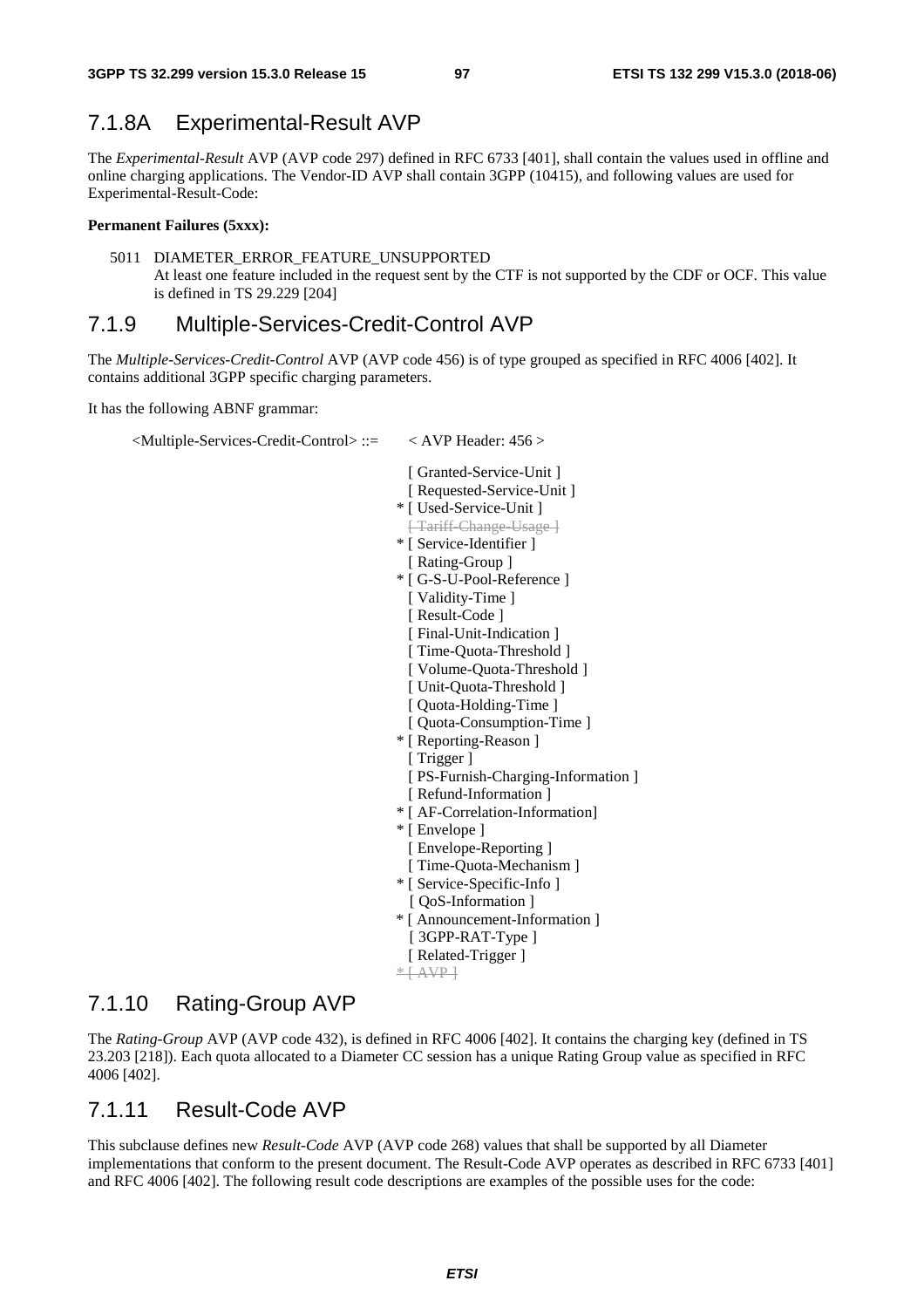## 7.1.8A Experimental-Result AVP

The *Experimental-Result* AVP (AVP code 297) defined in RFC 6733 [401], shall contain the values used in offline and online charging applications. The Vendor-ID AVP shall contain 3GPP (10415), and following values are used for Experimental-Result-Code:

**Permanent Failures (5xxx):**

5011 DIAMETER_ERROR_FEATURE_UNSUPPORTED
At least one feature included in the request sent by the CTF is not supported by the CDF or OCF. This value is defined in TS 29.229 [204]

## 7.1.9 Multiple-Services-Credit-Control AVP

The *Multiple-Services-Credit-Control* AVP (AVP code 456) is of type grouped as specified in RFC 4006 [402]. It contains additional 3GPP specific charging parameters.

It has the following ABNF grammar:

```
<Multiple-Services-Credit-Control> ::=  < AVP Header: 456 >

                                          [ Granted-Service-Unit ]
                                          [ Requested-Service-Unit ]
                                        * [ Used-Service-Unit ]
                                          [ Tariff-Change-Usage ]
                                        * [ Service-Identifier ]
                                          [ Rating-Group ]
                                        * [ G-S-U-Pool-Reference ]
                                          [ Validity-Time ]
                                          [ Result-Code ]
                                          [ Final-Unit-Indication ]
                                          [ Time-Quota-Threshold ]
                                          [ Volume-Quota-Threshold ]
                                          [ Unit-Quota-Threshold ]
                                          [ Quota-Holding-Time ]
                                          [ Quota-Consumption-Time ]
                                        * [ Reporting-Reason ]
                                          [ Trigger ]
                                          [ PS-Furnish-Charging-Information ]
                                          [ Refund-Information ]
                                        * [ AF-Correlation-Information]
                                        * [ Envelope ]
                                          [ Envelope-Reporting ]
                                          [ Time-Quota-Mechanism ]
                                        * [ Service-Specific-Info ]
                                          [ QoS-Information ]
                                        * [ Announcement-Information ]
                                          [ 3GPP-RAT-Type ]
                                          [ Related-Trigger ]
                                        * [ AVP ]
```

## 7.1.10 Rating-Group AVP

The *Rating-Group* AVP (AVP code 432), is defined in RFC 4006 [402]. It contains the charging key (defined in TS 23.203 [218]). Each quota allocated to a Diameter CC session has a unique Rating Group value as specified in RFC 4006 [402].

## 7.1.11 Result-Code AVP

This subclause defines new *Result-Code* AVP (AVP code 268) values that shall be supported by all Diameter implementations that conform to the present document. The Result-Code AVP operates as described in RFC 6733 [401] and RFC 4006 [402]. The following result code descriptions are examples of the possible uses for the code: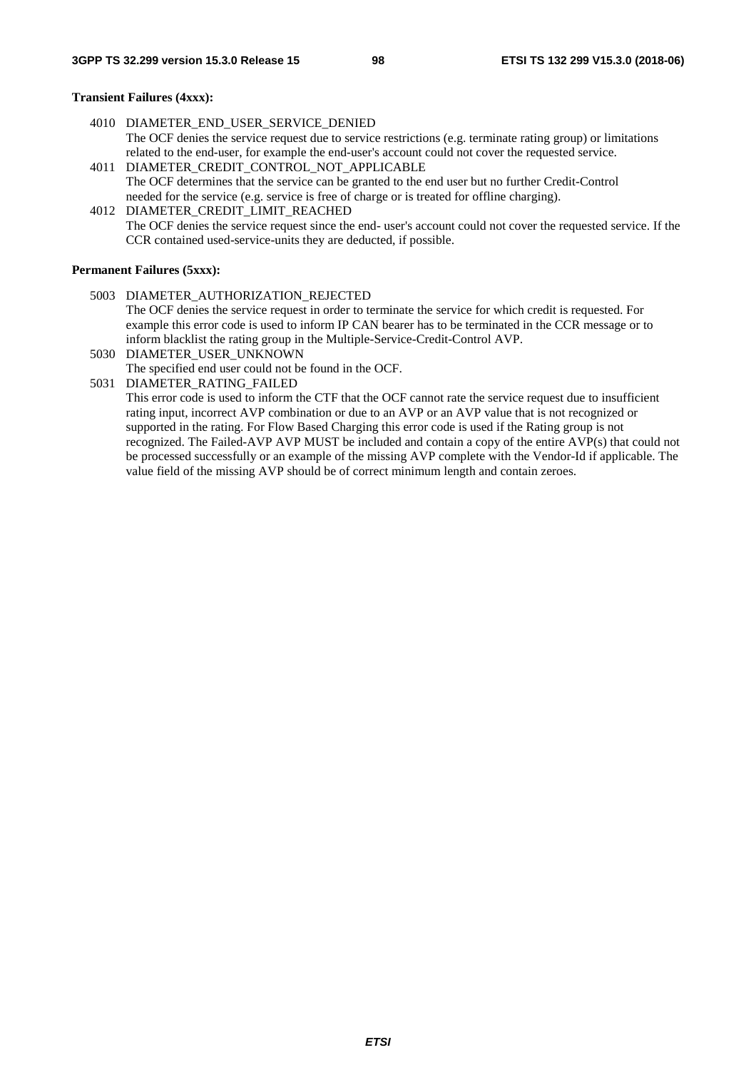**Transient Failures (4xxx):**

4010 DIAMETER_END_USER_SERVICE_DENIED
The OCF denies the service request due to service restrictions (e.g. terminate rating group) or limitations related to the end-user, for example the end-user's account could not cover the requested service.

4011 DIAMETER_CREDIT_CONTROL_NOT_APPLICABLE
The OCF determines that the service can be granted to the end user but no further Credit-Control needed for the service (e.g. service is free of charge or is treated for offline charging).

4012 DIAMETER_CREDIT_LIMIT_REACHED
The OCF denies the service request since the end- user's account could not cover the requested service. If the CCR contained used-service-units they are deducted, if possible.

**Permanent Failures (5xxx):**

5003 DIAMETER_AUTHORIZATION_REJECTED
The OCF denies the service request in order to terminate the service for which credit is requested. For example this error code is used to inform IP CAN bearer has to be terminated in the CCR message or to inform blacklist the rating group in the Multiple-Service-Credit-Control AVP.

5030 DIAMETER_USER_UNKNOWN
The specified end user could not be found in the OCF.

5031 DIAMETER_RATING_FAILED
This error code is used to inform the CTF that the OCF cannot rate the service request due to insufficient rating input, incorrect AVP combination or due to an AVP or an AVP value that is not recognized or supported in the rating. For Flow Based Charging this error code is used if the Rating group is not recognized. The Failed-AVP AVP MUST be included and contain a copy of the entire AVP(s) that could not be processed successfully or an example of the missing AVP complete with the Vendor-Id if applicable. The value field of the missing AVP should be of correct minimum length and contain zeroes.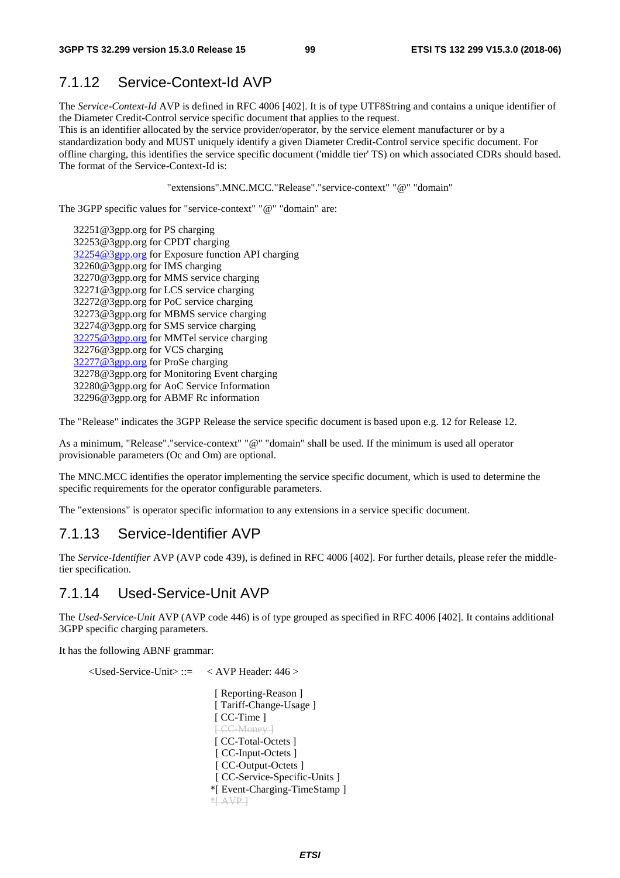## 7.1.12 Service-Context-Id AVP

The *Service-Context-Id* AVP is defined in RFC 4006 [402]. It is of type UTF8String and contains a unique identifier of the Diameter Credit-Control service specific document that applies to the request.
This is an identifier allocated by the service provider/operator, by the service element manufacturer or by a standardization body and MUST uniquely identify a given Diameter Credit-Control service specific document. For offline charging, this identifies the service specific document ('middle tier' TS) on which associated CDRs should based. The format of the Service-Context-Id is:

"extensions".MNC.MCC."Release"."service-context" "@" "domain"

The 3GPP specific values for "service-context" "@" "domain" are:

32251@3gpp.org for PS charging
32253@3gpp.org for CPDT charging
32254@3gpp.org for Exposure function API charging
32260@3gpp.org for IMS charging
32270@3gpp.org for MMS service charging
32271@3gpp.org for LCS service charging
32272@3gpp.org for PoC service charging
32273@3gpp.org for MBMS service charging
32274@3gpp.org for SMS service charging
32275@3gpp.org for MMTel service charging
32276@3gpp.org for VCS charging
32277@3gpp.org for ProSe charging
32278@3gpp.org for Monitoring Event charging
32280@3gpp.org for AoC Service Information
32296@3gpp.org for ABMF Rc information

The "Release" indicates the 3GPP Release the service specific document is based upon e.g. 12 for Release 12.

As a minimum, "Release"."service-context" "@" "domain" shall be used. If the minimum is used all operator provisionable parameters (Oc and Om) are optional.

The MNC.MCC identifies the operator implementing the service specific document, which is used to determine the specific requirements for the operator configurable parameters.

The "extensions" is operator specific information to any extensions in a service specific document.

## 7.1.13 Service-Identifier AVP

The *Service-Identifier* AVP (AVP code 439), is defined in RFC 4006 [402]. For further details, please refer the middle-tier specification.

## 7.1.14 Used-Service-Unit AVP

The *Used-Service-Unit* AVP (AVP code 446) is of type grouped as specified in RFC 4006 [402]. It contains additional 3GPP specific charging parameters.

It has the following ABNF grammar:

```
<Used-Service-Unit> ::=    < AVP Header: 446 >

                            [ Reporting-Reason ]
                            [ Tariff-Change-Usage ]
                            [ CC-Time ]
                            [ CC-Money ]
                            [ CC-Total-Octets ]
                            [ CC-Input-Octets ]
                            [ CC-Output-Octets ]
                            [ CC-Service-Specific-Units ]
                           *[ Event-Charging-TimeStamp ]
                           *[ AVP ]
```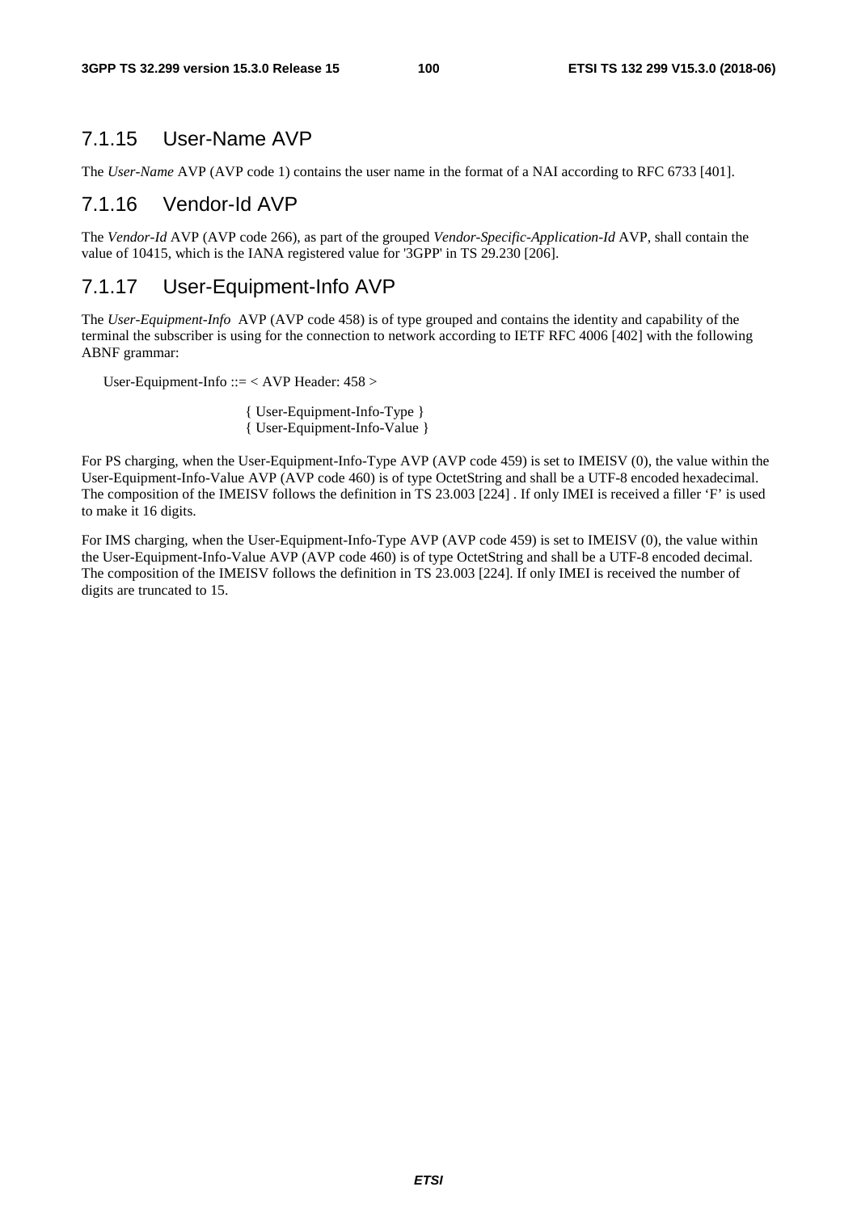### 7.1.15 User-Name AVP

The *User-Name* AVP (AVP code 1) contains the user name in the format of a NAI according to RFC 6733 [401].

### 7.1.16 Vendor-Id AVP

The *Vendor-Id* AVP (AVP code 266), as part of the grouped *Vendor-Specific-Application-Id* AVP, shall contain the value of 10415, which is the IANA registered value for '3GPP' in TS 29.230 [206].

### 7.1.17 User-Equipment-Info AVP

The *User-Equipment-Info* AVP (AVP code 458) is of type grouped and contains the identity and capability of the terminal the subscriber is using for the connection to network according to IETF RFC 4006 [402] with the following ABNF grammar:

```
User-Equipment-Info ::= < AVP Header: 458 >

                        { User-Equipment-Info-Type }
                        { User-Equipment-Info-Value }
```

For PS charging, when the User-Equipment-Info-Type AVP (AVP code 459) is set to IMEISV (0), the value within the User-Equipment-Info-Value AVP (AVP code 460) is of type OctetString and shall be a UTF-8 encoded hexadecimal. The composition of the IMEISV follows the definition in TS 23.003 [224] . If only IMEI is received a filler 'F' is used to make it 16 digits.

For IMS charging, when the User-Equipment-Info-Type AVP (AVP code 459) is set to IMEISV (0), the value within the User-Equipment-Info-Value AVP (AVP code 460) is of type OctetString and shall be a UTF-8 encoded decimal. The composition of the IMEISV follows the definition in TS 23.003 [224]. If only IMEI is received the number of digits are truncated to 15.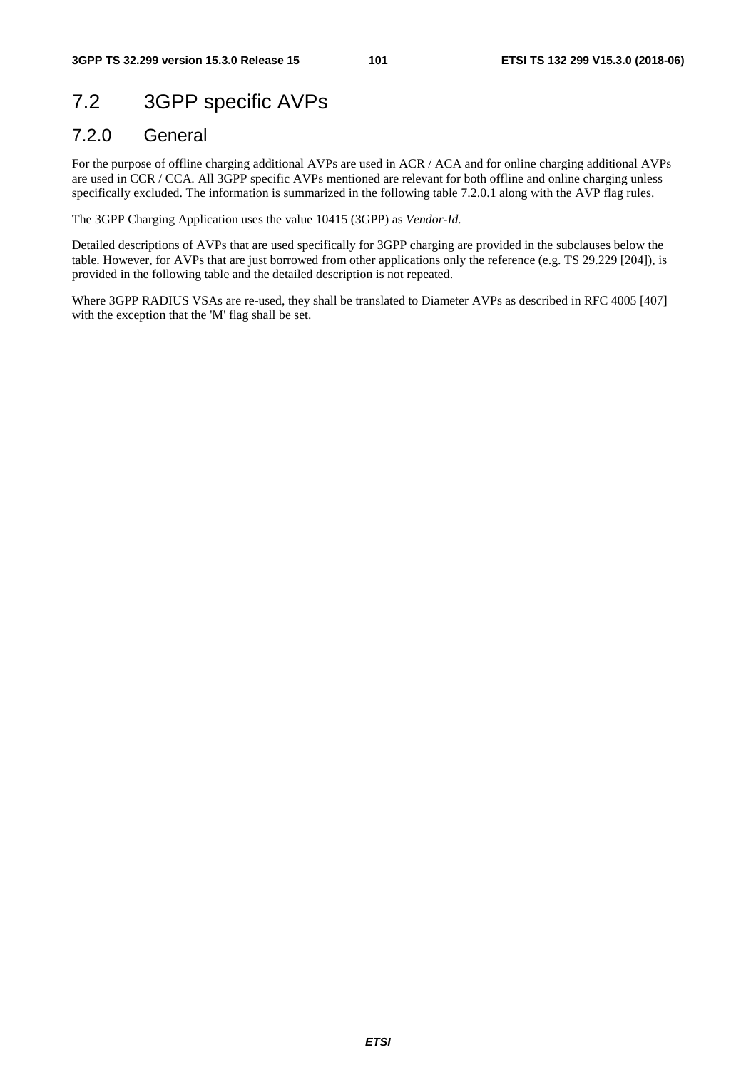# 7.2 3GPP specific AVPs

## 7.2.0 General

For the purpose of offline charging additional AVPs are used in ACR / ACA and for online charging additional AVPs are used in CCR / CCA. All 3GPP specific AVPs mentioned are relevant for both offline and online charging unless specifically excluded. The information is summarized in the following table 7.2.0.1 along with the AVP flag rules.

The 3GPP Charging Application uses the value 10415 (3GPP) as *Vendor-Id.*

Detailed descriptions of AVPs that are used specifically for 3GPP charging are provided in the subclauses below the table. However, for AVPs that are just borrowed from other applications only the reference (e.g. TS 29.229 [204]), is provided in the following table and the detailed description is not repeated.

Where 3GPP RADIUS VSAs are re-used, they shall be translated to Diameter AVPs as described in RFC 4005 [407] with the exception that the 'M' flag shall be set.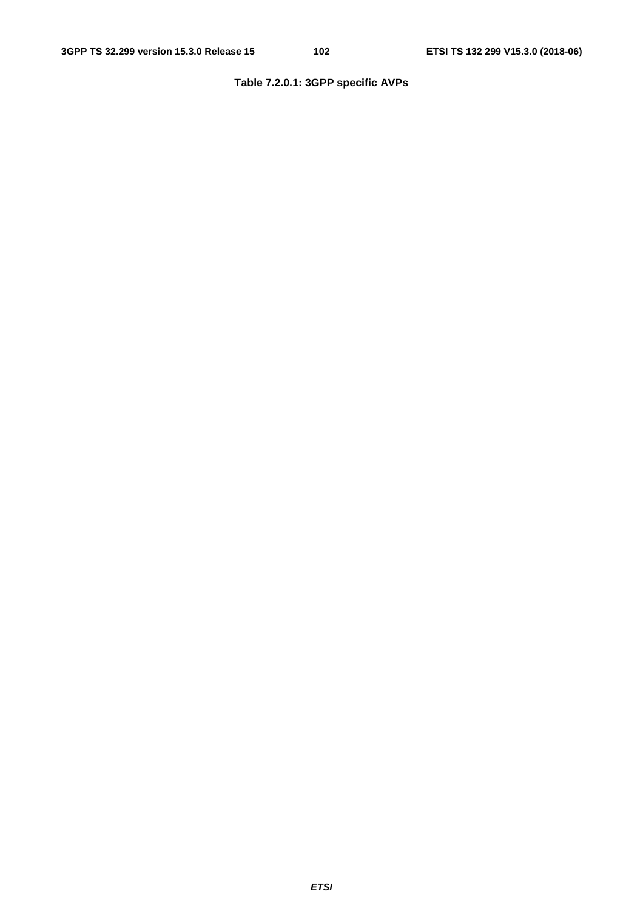**Table 7.2.0.1: 3GPP specific AVPs**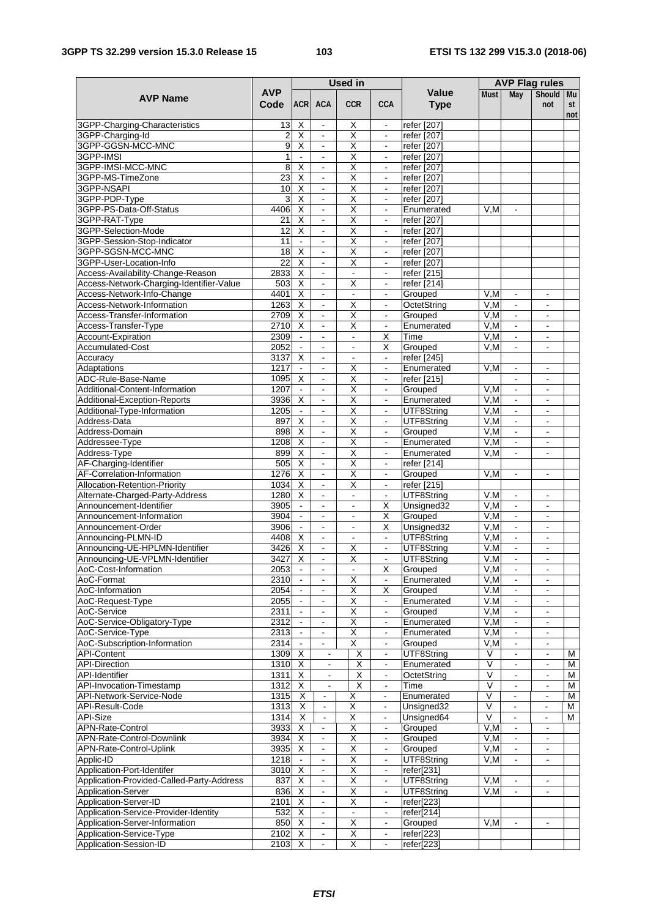| AVP Name | AVP Code | Used in | | | | Value Type | AVP Flag rules | | | |
|---|---|---|---|---|---|---|---|---|---|---|
| | | ACR | ACA | CCR | CCA | | Must | May | Should not | Must not |
| 3GPP-Charging-Characteristics | 13 | X | - | X | - | refer [207] | | | | |
| 3GPP-Charging-Id | 2 | X | - | X | - | refer [207] | | | | |
| 3GPP-GGSN-MCC-MNC | 9 | X | - | X | - | refer [207] | | | | |
| 3GPP-IMSI | 1 | - | - | X | - | refer [207] | | | | |
| 3GPP-IMSI-MCC-MNC | 8 | X | - | X | - | refer [207] | | | | |
| 3GPP-MS-TimeZone | 23 | X | - | X | - | refer [207] | | | | |
| 3GPP-NSAPI | 10 | X | - | X | - | refer [207] | | | | |
| 3GPP-PDP-Type | 3 | X | - | X | - | refer [207] | | | | |
| 3GPP-PS-Data-Off-Status | 4406 | X | - | X | - | Enumerated | V,M | - | | |
| 3GPP-RAT-Type | 21 | X | - | X | - | refer [207] | | | | |
| 3GPP-Selection-Mode | 12 | X | - | X | - | refer [207] | | | | |
| 3GPP-Session-Stop-Indicator | 11 | - | - | X | - | refer [207] | | | | |
| 3GPP-SGSN-MCC-MNC | 18 | X | - | X | - | refer [207] | | | | |
| 3GPP-User-Location-Info | 22 | X | - | X | - | refer [207] | | | | |
| Access-Availability-Change-Reason | 2833 | X | - | - | - | refer [215] | | | | |
| Access-Network-Charging-Identifier-Value | 503 | X | - | X | - | refer [214] | | | | |
| Access-Network-Info-Change | 4401 | X | - | - | - | Grouped | V,M | - | - | |
| Access-Network-Information | 1263 | X | - | X | - | OctetString | V,M | - | - | |
| Access-Transfer-Information | 2709 | X | - | X | - | Grouped | V,M | - | - | |
| Access-Transfer-Type | 2710 | X | - | X | - | Enumerated | V,M | - | - | |
| Account-Expiration | 2309 | - | - | - | X | Time | V,M | - | - | |
| Accumulated-Cost | 2052 | - | - | - | X | Grouped | V,M | - | - | |
| Accuracy | 3137 | X | - | - | - | refer [245] | | | | |
| Adaptations | 1217 | - | - | X | - | Enumerated | V,M | - | - | |
| ADC-Rule-Base-Name | 1095 | X | - | X | - | refer [215] | | - | - | |
| Additional-Content-Information | 1207 | - | - | X | - | Grouped | V,M | - | - | |
| Additional-Exception-Reports | 3936 | X | - | X | - | Enumerated | V,M | - | - | |
| Additional-Type-Information | 1205 | - | - | X | - | UTF8String | V,M | - | - | |
| Address-Data | 897 | X | - | X | - | UTF8String | V,M | - | - | |
| Address-Domain | 898 | X | - | X | - | Grouped | V,M | - | - | |
| Addressee-Type | 1208 | X | - | X | - | Enumerated | V,M | - | - | |
| Address-Type | 899 | X | - | X | - | Enumerated | V,M | - | - | |
| AF-Charging-Identifier | 505 | X | - | X | - | refer [214] | | | | |
| AF-Correlation-Information | 1276 | X | - | X | - | Grouped | V,M | - | - | |
| Allocation-Retention-Priority | 1034 | X | - | X | - | refer [215] | | | | |
| Alternate-Charged-Party-Address | 1280 | X | - | - | - | UTF8String | V.M | - | - | |
| Announcement-Identifier | 3905 | - | - | - | X | Unsigned32 | V,M | - | - | |
| Announcement-Information | 3904 | - | - | - | X | Grouped | V,M | - | - | |
| Announcement-Order | 3906 | - | - | - | X | Unsigned32 | V,M | - | - | |
| Announcing-PLMN-ID | 4408 | X | - | - | - | UTF8String | V,M | - | - | |
| Announcing-UE-HPLMN-Identifier | 3426 | X | - | X | - | UTF8String | V.M | - | - | |
| Announcing-UE-VPLMN-Identifier | 3427 | X | - | X | - | UTF8String | V.M | - | - | |
| AoC-Cost-Information | 2053 | - | - | - | X | Grouped | V,M | - | - | |
| AoC-Format | 2310 | - | - | X | - | Enumerated | V,M | - | - | |
| AoC-Information | 2054 | - | - | X | X | Grouped | V.M | - | - | |
| AoC-Request-Type | 2055 | - | - | X | - | Enumerated | V.M | - | - | |
| AoC-Service | 2311 | - | - | X | - | Grouped | V,M | - | - | |
| AoC-Service-Obligatory-Type | 2312 | - | - | X | - | Enumerated | V,M | - | - | |
| AoC-Service-Type | 2313 | - | - | X | - | Enumerated | V,M | - | - | |
| AoC-Subscription-Information | 2314 | - | - | X | - | Grouped | V,M | - | - | |
| API-Content | 1309 | X | - | X | - | UTF8String | V | - | - | M |
| API-Direction | 1310 | X | - | X | - | Enumerated | V | - | - | M |
| API-Identifier | 1311 | X | - | X | - | OctetString | V | - | - | M |
| API-Invocation-Timestamp | 1312 | X | - | X | - | Time | V | - | - | M |
| API-Network-Service-Node | 1315 | X | - | X | - | Enumerated | V | - | - | M |
| API-Result-Code | 1313 | X | - | X | - | Unsigned32 | V | - | - | M |
| API-Size | 1314 | X | - | X | - | Unsigned64 | V | - | - | M |
| APN-Rate-Control | 3933 | X | - | X | - | Grouped | V,M | - | - | |
| APN-Rate-Control-Downlink | 3934 | X | - | X | - | Grouped | V,M | - | - | |
| APN-Rate-Control-Uplink | 3935 | X | - | X | - | Grouped | V,M | - | - | |
| Applic-ID | 1218 | - | - | X | - | UTF8String | V,M | - | - | |
| Application-Port-Identifer | 3010 | X | - | X | - | refer[231] | | | | |
| Application-Provided-Called-Party-Address | 837 | X | - | X | - | UTF8String | V,M | - | - | |
| Application-Server | 836 | X | - | X | - | UTF8String | V,M | - | - | |
| Application-Server-ID | 2101 | X | - | X | - | refer[223] | | | | |
| Application-Service-Provider-Identity | 532 | X | - | - | - | refer[214] | | | | |
| Application-Server-Information | 850 | X | - | X | - | Grouped | V,M | - | - | |
| Application-Service-Type | 2102 | X | - | X | - | refer[223] | | | | |
| Application-Session-ID | 2103 | X | - | X | - | refer[223] | | | | |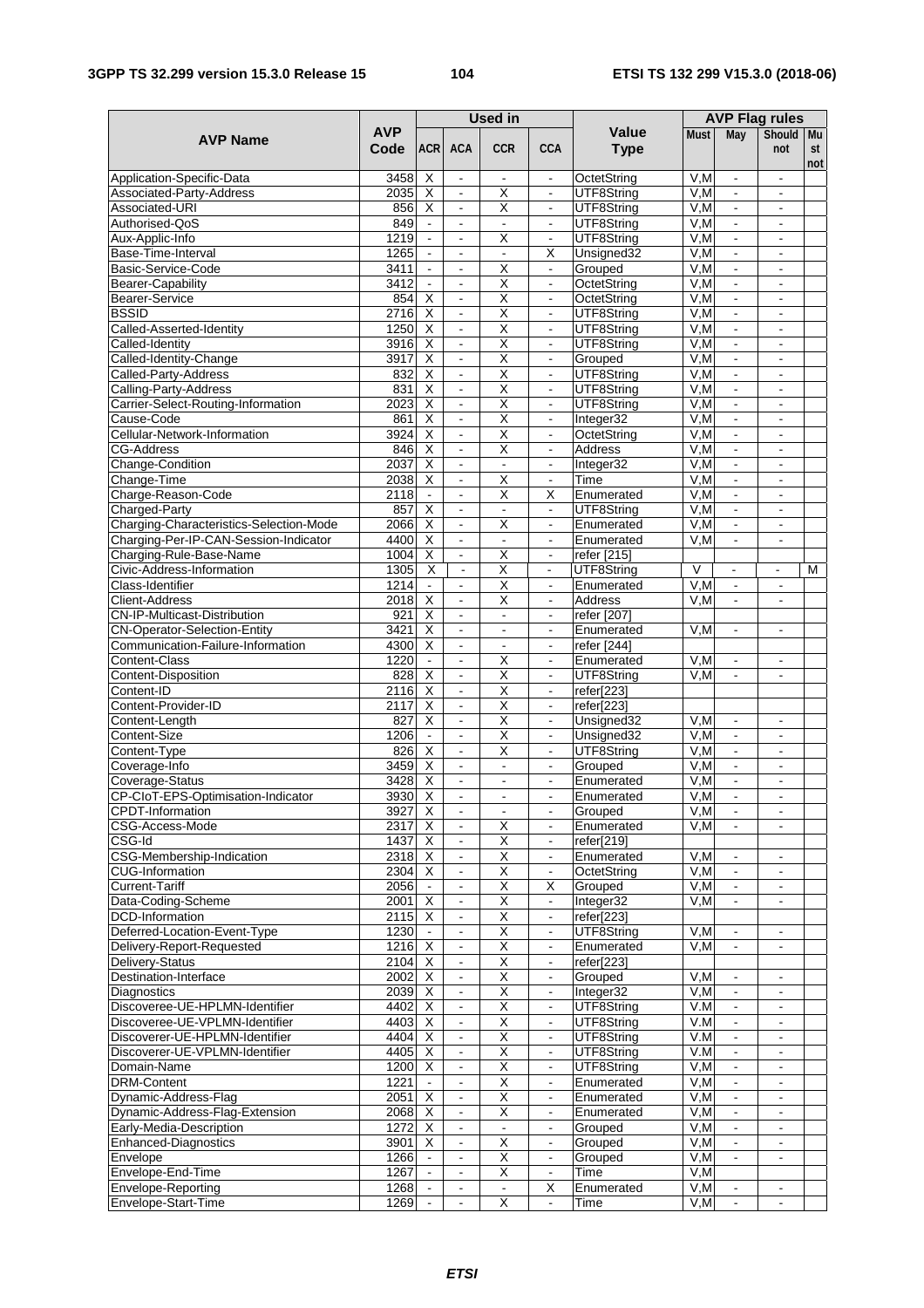| AVP Name | AVP Code | Used in | | | | Value Type | AVP Flag rules | | | |
|---|---|---|---|---|---|---|---|---|---|---|
| | | ACR | ACA | CCR | CCA | | Must | May | Should not | Must not |
| Application-Specific-Data | 3458 | X | - | - | - | OctetString | V,M | - | - | |
| Associated-Party-Address | 2035 | X | - | X | - | UTF8String | V,M | - | - | |
| Associated-URI | 856 | X | - | X | - | UTF8String | V,M | - | - | |
| Authorised-QoS | 849 | - | - | - | - | UTF8String | V,M | - | - | |
| Aux-Applic-Info | 1219 | - | - | X | - | UTF8String | V,M | - | - | |
| Base-Time-Interval | 1265 | - | - | - | X | Unsigned32 | V,M | - | - | |
| Basic-Service-Code | 3411 | - | - | X | - | Grouped | V,M | - | - | |
| Bearer-Capability | 3412 | - | - | X | - | OctetString | V,M | - | - | |
| Bearer-Service | 854 | X | - | X | - | OctetString | V,M | - | - | |
| BSSID | 2716 | X | - | X | - | UTF8String | V,M | - | - | |
| Called-Asserted-Identity | 1250 | X | - | X | - | UTF8String | V,M | - | - | |
| Called-Identity | 3916 | X | - | X | - | UTF8String | V,M | - | - | |
| Called-Identity-Change | 3917 | X | - | X | - | Grouped | V,M | - | - | |
| Called-Party-Address | 832 | X | - | X | - | UTF8String | V,M | - | - | |
| Calling-Party-Address | 831 | X | - | X | - | UTF8String | V,M | - | - | |
| Carrier-Select-Routing-Information | 2023 | X | - | X | - | UTF8String | V,M | - | - | |
| Cause-Code | 861 | X | - | X | - | Integer32 | V,M | - | - | |
| Cellular-Network-Information | 3924 | X | - | X | - | OctetString | V,M | - | - | |
| CG-Address | 846 | X | - | X | - | Address | V,M | - | - | |
| Change-Condition | 2037 | X | - | - | - | Integer32 | V,M | - | - | |
| Change-Time | 2038 | X | - | X | - | Time | V,M | - | - | |
| Charge-Reason-Code | 2118 | - | - | X | X | Enumerated | V,M | - | - | |
| Charged-Party | 857 | X | - | - | - | UTF8String | V,M | - | - | |
| Charging-Characteristics-Selection-Mode | 2066 | X | - | X | - | Enumerated | V,M | - | - | |
| Charging-Per-IP-CAN-Session-Indicator | 4400 | X | - | - | - | Enumerated | V,M | - | - | |
| Charging-Rule-Base-Name | 1004 | X | - | X | - | refer [215] | | | | |
| Civic-Address-Information | 1305 | X | - | X | - | UTF8String | V | - | - | M |
| Class-Identifier | 1214 | - | - | X | - | Enumerated | V,M | - | - | |
| Client-Address | 2018 | X | - | X | - | Address | V,M | - | - | |
| CN-IP-Multicast-Distribution | 921 | X | - | - | - | refer [207] | | | | |
| CN-Operator-Selection-Entity | 3421 | X | - | - | - | Enumerated | V,M | - | - | |
| Communication-Failure-Information | 4300 | X | - | - | - | refer [244] | | | | |
| Content-Class | 1220 | - | - | X | - | Enumerated | V,M | - | - | |
| Content-Disposition | 828 | X | - | X | - | UTF8String | V,M | - | - | |
| Content-ID | 2116 | X | - | X | - | refer[223] | | | | |
| Content-Provider-ID | 2117 | X | - | X | - | refer[223] | | | | |
| Content-Length | 827 | X | - | X | - | Unsigned32 | V,M | - | - | |
| Content-Size | 1206 | - | - | X | - | Unsigned32 | V,M | - | - | |
| Content-Type | 826 | X | - | X | - | UTF8String | V,M | - | - | |
| Coverage-Info | 3459 | X | - | - | - | Grouped | V,M | - | - | |
| Coverage-Status | 3428 | X | - | - | - | Enumerated | V,M | - | - | |
| CP-CIoT-EPS-Optimisation-Indicator | 3930 | X | - | - | - | Enumerated | V,M | - | - | |
| CPDT-Information | 3927 | X | - | - | - | Grouped | V,M | - | - | |
| CSG-Access-Mode | 2317 | X | - | X | - | Enumerated | V,M | - | - | |
| CSG-Id | 1437 | X | - | X | - | refer[219] | | | | |
| CSG-Membership-Indication | 2318 | X | - | X | - | Enumerated | V,M | - | - | |
| CUG-Information | 2304 | X | - | X | - | OctetString | V,M | - | - | |
| Current-Tariff | 2056 | - | - | X | X | Grouped | V,M | - | - | |
| Data-Coding-Scheme | 2001 | X | - | X | - | Integer32 | V,M | - | - | |
| DCD-Information | 2115 | X | - | X | - | refer[223] | | | | |
| Deferred-Location-Event-Type | 1230 | - | - | X | - | UTF8String | V,M | - | - | |
| Delivery-Report-Requested | 1216 | X | - | X | - | Enumerated | V,M | - | - | |
| Delivery-Status | 2104 | X | - | X | - | refer[223] | | | | |
| Destination-Interface | 2002 | X | - | X | - | Grouped | V,M | - | - | |
| Diagnostics | 2039 | X | - | X | - | Integer32 | V,M | - | - | |
| Discoveree-UE-HPLMN-Identifier | 4402 | X | - | X | - | UTF8String | V.M | - | - | |
| Discoveree-UE-VPLMN-Identifier | 4403 | X | - | X | - | UTF8String | V.M | - | - | |
| Discoverer-UE-HPLMN-Identifier | 4404 | X | - | X | - | UTF8String | V.M | - | - | |
| Discoverer-UE-VPLMN-Identifier | 4405 | X | - | X | - | UTF8String | V.M | - | - | |
| Domain-Name | 1200 | X | - | X | - | UTF8String | V,M | - | - | |
| DRM-Content | 1221 | - | - | X | - | Enumerated | V,M | - | - | |
| Dynamic-Address-Flag | 2051 | X | - | X | - | Enumerated | V,M | - | - | |
| Dynamic-Address-Flag-Extension | 2068 | X | - | X | - | Enumerated | V,M | - | - | |
| Early-Media-Description | 1272 | X | - | - | - | Grouped | V,M | - | - | |
| Enhanced-Diagnostics | 3901 | X | - | X | - | Grouped | V,M | - | - | |
| Envelope | 1266 | - | - | X | - | Grouped | V,M | - | - | |
| Envelope-End-Time | 1267 | - | - | X | - | Time | V,M | | | |
| Envelope-Reporting | 1268 | - | - | - | X | Enumerated | V,M | - | - | |
| Envelope-Start-Time | 1269 | - | - | X | - | Time | V,M | - | - | |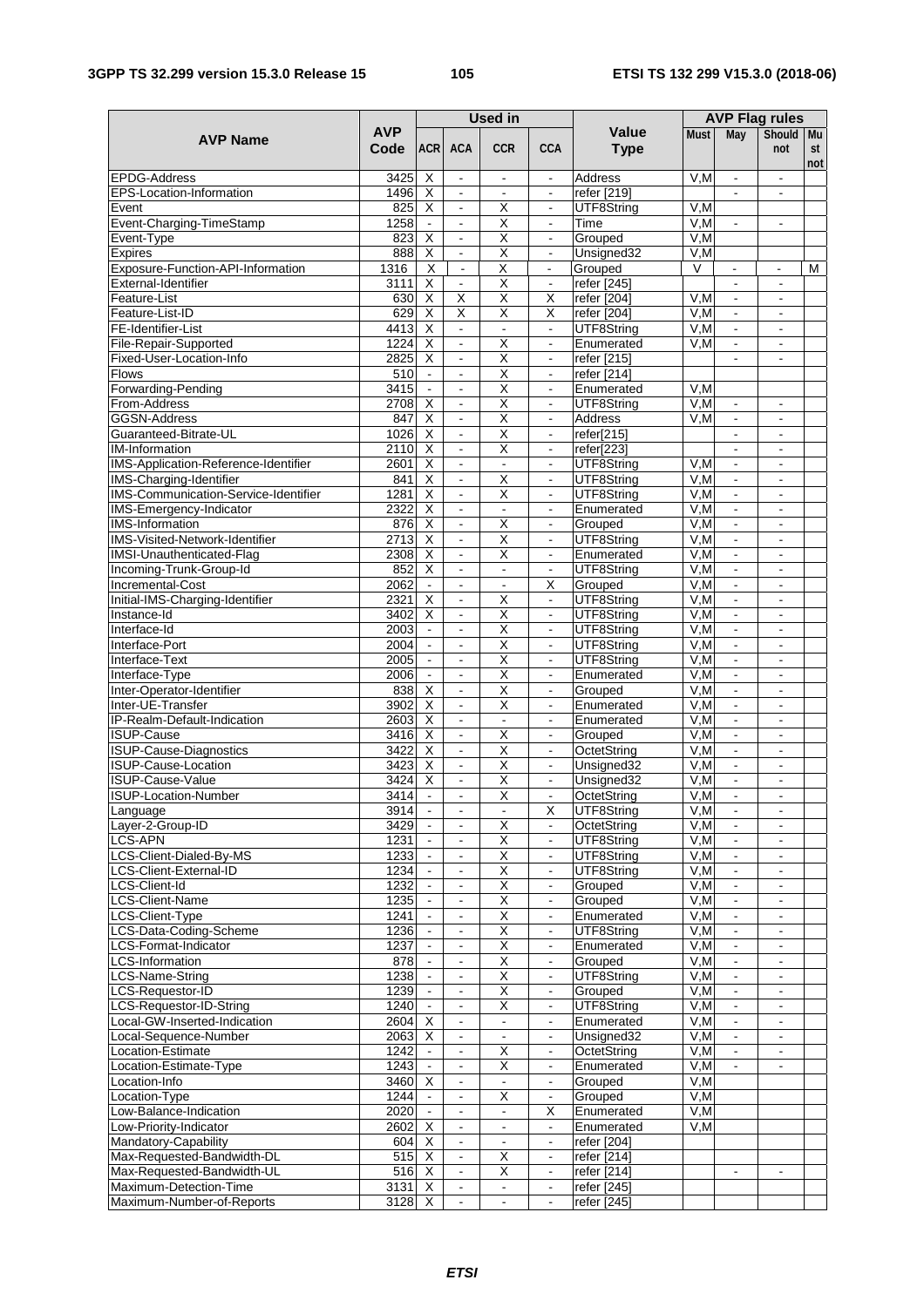| AVP Name | AVP Code | Used in | | | | Value Type | AVP Flag rules | | | |
|---|---|---|---|---|---|---|---|---|---|---|
| | | ACR | ACA | CCR | CCA | | Must | May | Should not | Must not |
| EPDG-Address | 3425 | X | - | - | - | Address | V,M | - | - | |
| EPS-Location-Information | 1496 | X | - | - | - | refer [219] | | - | - | |
| Event | 825 | X | - | X | - | UTF8String | V,M | | | |
| Event-Charging-TimeStamp | 1258 | - | - | X | - | Time | V,M | - | - | |
| Event-Type | 823 | X | - | X | - | Grouped | V,M | | | |
| Expires | 888 | X | - | X | - | Unsigned32 | V,M | | | |
| Exposure-Function-API-Information | 1316 | X | - | X | - | Grouped | V | - | - | M |
| External-Identifier | 3111 | X | - | X | - | refer [245] | | - | - | |
| Feature-List | 630 | X | X | X | X | refer [204] | V,M | - | - | |
| Feature-List-ID | 629 | X | X | X | X | refer [204] | V,M | - | - | |
| FE-Identifier-List | 4413 | X | - | - | - | UTF8String | V,M | - | - | |
| File-Repair-Supported | 1224 | X | - | X | - | Enumerated | V,M | - | - | |
| Fixed-User-Location-Info | 2825 | X | - | X | - | refer [215] | | - | - | |
| Flows | 510 | - | - | X | - | refer [214] | | | | |
| Forwarding-Pending | 3415 | - | - | X | - | Enumerated | V,M | | | |
| From-Address | 2708 | X | - | X | - | UTF8String | V,M | - | - | |
| GGSN-Address | 847 | X | - | X | - | Address | V,M | - | - | |
| Guaranteed-Bitrate-UL | 1026 | X | - | X | - | refer[215] | | - | - | |
| IM-Information | 2110 | X | - | X | - | refer[223] | | - | - | |
| IMS-Application-Reference-Identifier | 2601 | X | - | - | - | UTF8String | V,M | - | - | |
| IMS-Charging-Identifier | 841 | X | - | X | - | UTF8String | V,M | - | - | |
| IMS-Communication-Service-Identifier | 1281 | X | - | X | - | UTF8String | V,M | - | - | |
| IMS-Emergency-Indicator | 2322 | X | - | - | - | Enumerated | V,M | - | - | |
| IMS-Information | 876 | X | - | X | - | Grouped | V,M | - | - | |
| IMS-Visited-Network-Identifier | 2713 | X | - | X | - | UTF8String | V,M | - | - | |
| IMSI-Unauthenticated-Flag | 2308 | X | - | X | - | Enumerated | V,M | - | - | |
| Incoming-Trunk-Group-Id | 852 | X | - | - | - | UTF8String | V,M | - | - | |
| Incremental-Cost | 2062 | - | - | - | X | Grouped | V,M | - | - | |
| Initial-IMS-Charging-Identifier | 2321 | X | - | X | - | UTF8String | V,M | - | - | |
| Instance-Id | 3402 | X | - | X | - | UTF8String | V,M | - | - | |
| Interface-Id | 2003 | - | - | X | - | UTF8String | V,M | - | - | |
| Interface-Port | 2004 | - | - | X | - | UTF8String | V,M | - | - | |
| Interface-Text | 2005 | - | - | X | - | UTF8String | V,M | - | - | |
| Interface-Type | 2006 | - | - | X | - | Enumerated | V,M | - | - | |
| Inter-Operator-Identifier | 838 | X | - | X | - | Grouped | V,M | - | - | |
| Inter-UE-Transfer | 3902 | X | - | X | - | Enumerated | V,M | - | - | |
| IP-Realm-Default-Indication | 2603 | X | - | - | - | Enumerated | V,M | - | - | |
| ISUP-Cause | 3416 | X | - | X | - | Grouped | V,M | - | - | |
| ISUP-Cause-Diagnostics | 3422 | X | - | X | - | OctetString | V,M | - | - | |
| ISUP-Cause-Location | 3423 | X | - | X | - | Unsigned32 | V,M | - | - | |
| ISUP-Cause-Value | 3424 | X | - | X | - | Unsigned32 | V,M | - | - | |
| ISUP-Location-Number | 3414 | - | - | X | - | OctetString | V,M | - | - | |
| Language | 3914 | - | - | - | X | UTF8String | V,M | - | - | |
| Layer-2-Group-ID | 3429 | - | - | X | - | OctetString | V,M | - | - | |
| LCS-APN | 1231 | - | - | X | - | UTF8String | V,M | - | - | |
| LCS-Client-Dialed-By-MS | 1233 | - | - | X | - | UTF8String | V,M | - | - | |
| LCS-Client-External-ID | 1234 | - | - | X | - | UTF8String | V,M | - | - | |
| LCS-Client-Id | 1232 | - | - | X | - | Grouped | V,M | - | - | |
| LCS-Client-Name | 1235 | - | - | X | - | Grouped | V,M | - | - | |
| LCS-Client-Type | 1241 | - | - | X | - | Enumerated | V,M | - | - | |
| LCS-Data-Coding-Scheme | 1236 | - | - | X | - | UTF8String | V,M | - | - | |
| LCS-Format-Indicator | 1237 | - | - | X | - | Enumerated | V,M | - | - | |
| LCS-Information | 878 | - | - | X | - | Grouped | V,M | - | - | |
| LCS-Name-String | 1238 | - | - | X | - | UTF8String | V,M | - | - | |
| LCS-Requestor-ID | 1239 | - | - | X | - | Grouped | V,M | - | - | |
| LCS-Requestor-ID-String | 1240 | - | - | X | - | UTF8String | V,M | - | - | |
| Local-GW-Inserted-Indication | 2604 | X | - | - | - | Enumerated | V,M | - | - | |
| Local-Sequence-Number | 2063 | X | - | - | - | Unsigned32 | V,M | - | - | |
| Location-Estimate | 1242 | - | - | X | - | OctetString | V,M | - | - | |
| Location-Estimate-Type | 1243 | - | - | X | - | Enumerated | V,M | - | - | |
| Location-Info | 3460 | X | - | - | - | Grouped | V,M | | | |
| Location-Type | 1244 | - | - | X | - | Grouped | V,M | | | |
| Low-Balance-Indication | 2020 | - | - | - | X | Enumerated | V,M | | | |
| Low-Priority-Indicator | 2602 | X | - | - | - | Enumerated | V,M | | | |
| Mandatory-Capability | 604 | X | - | - | - | refer [204] | | | | |
| Max-Requested-Bandwidth-DL | 515 | X | - | X | - | refer [214] | | | | |
| Max-Requested-Bandwidth-UL | 516 | X | - | X | - | refer [214] | | - | - | |
| Maximum-Detection-Time | 3131 | X | - | - | - | refer [245] | | | | |
| Maximum-Number-of-Reports | 3128 | X | - | - | - | refer [245] | | | | |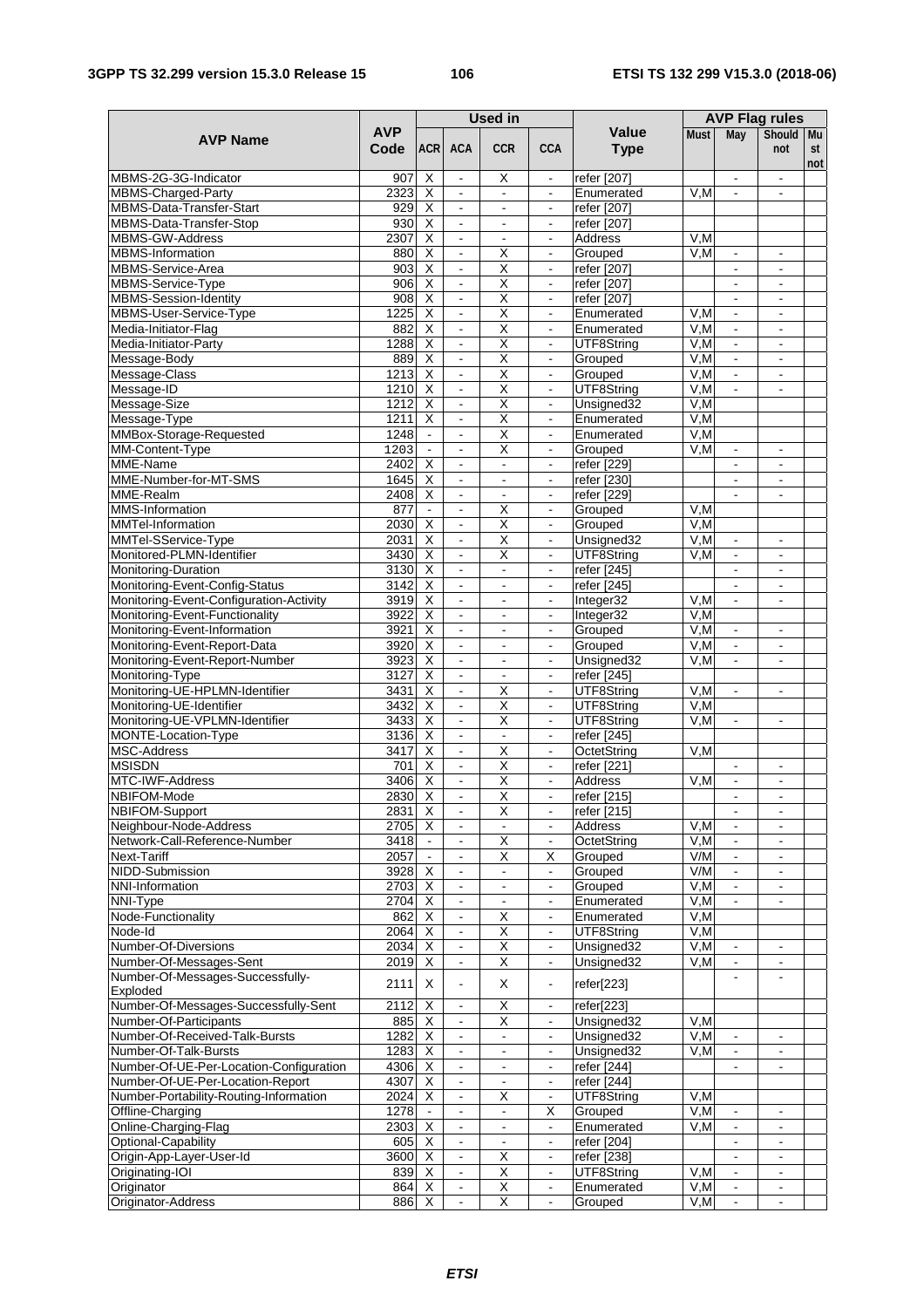| AVP Name | AVP Code | Used in | | | | Value Type | AVP Flag rules | | | |
|---|---|---|---|---|---|---|---|---|---|---|
| | | ACR | ACA | CCR | CCA | | Must | May | Should not | Must not |
| MBMS-2G-3G-Indicator | 907 | X | - | X | - | refer [207] | | - | - | |
| MBMS-Charged-Party | 2323 | X | - | - | - | Enumerated | V,M | - | - | |
| MBMS-Data-Transfer-Start | 929 | X | - | - | - | refer [207] | | | | |
| MBMS-Data-Transfer-Stop | 930 | X | - | - | - | refer [207] | | | | |
| MBMS-GW-Address | 2307 | X | - | - | - | Address | V,M | | | |
| MBMS-Information | 880 | X | - | X | - | Grouped | V,M | - | - | |
| MBMS-Service-Area | 903 | X | - | X | - | refer [207] | | - | - | |
| MBMS-Service-Type | 906 | X | - | X | - | refer [207] | | - | - | |
| MBMS-Session-Identity | 908 | X | - | X | - | refer [207] | | - | - | |
| MBMS-User-Service-Type | 1225 | X | - | X | - | Enumerated | V,M | - | - | |
| Media-Initiator-Flag | 882 | X | - | X | - | Enumerated | V,M | - | - | |
| Media-Initiator-Party | 1288 | X | - | X | - | UTF8String | V,M | - | - | |
| Message-Body | 889 | X | - | X | - | Grouped | V,M | - | - | |
| Message-Class | 1213 | X | - | X | - | Grouped | V,M | - | - | |
| Message-ID | 1210 | X | - | X | - | UTF8String | V,M | - | - | |
| Message-Size | 1212 | X | - | X | - | Unsigned32 | V,M | | | |
| Message-Type | 1211 | X | - | X | - | Enumerated | V,M | | | |
| MMBox-Storage-Requested | 1248 | - | - | X | - | Enumerated | V,M | | | |
| MM-Content-Type | 1203 | - | - | X | - | Grouped | V,M | - | - | |
| MME-Name | 2402 | X | - | - | - | refer [229] | | - | - | |
| MME-Number-for-MT-SMS | 1645 | X | - | - | - | refer [230] | | - | - | |
| MME-Realm | 2408 | X | - | - | - | refer [229] | | - | - | |
| MMS-Information | 877 | - | - | X | - | Grouped | V,M | | | |
| MMTel-Information | 2030 | X | - | X | - | Grouped | V,M | | | |
| MMTel-SService-Type | 2031 | X | - | X | - | Unsigned32 | V,M | - | - | |
| Monitored-PLMN-Identifier | 3430 | X | - | X | - | UTF8String | V,M | - | - | |
| Monitoring-Duration | 3130 | X | - | - | - | refer [245] | | - | - | |
| Monitoring-Event-Config-Status | 3142 | X | - | - | - | refer [245] | | - | - | |
| Monitoring-Event-Configuration-Activity | 3919 | X | - | - | - | Integer32 | V,M | - | - | |
| Monitoring-Event-Functionality | 3922 | X | - | - | - | Integer32 | V,M | | | |
| Monitoring-Event-Information | 3921 | X | - | - | - | Grouped | V,M | - | - | |
| Monitoring-Event-Report-Data | 3920 | X | - | - | - | Grouped | V,M | - | - | |
| Monitoring-Event-Report-Number | 3923 | X | - | - | - | Unsigned32 | V,M | - | - | |
| Monitoring-Type | 3127 | X | - | - | - | refer [245] | | | | |
| Monitoring-UE-HPLMN-Identifier | 3431 | X | - | X | - | UTF8String | V,M | - | - | |
| Monitoring-UE-Identifier | 3432 | X | - | X | - | UTF8String | V,M | | | |
| Monitoring-UE-VPLMN-Identifier | 3433 | X | - | X | - | UTF8String | V,M | - | - | |
| MONTE-Location-Type | 3136 | X | - | - | - | refer [245] | | | | |
| MSC-Address | 3417 | X | - | X | - | OctetString | V,M | | | |
| MSISDN | 701 | X | - | X | - | refer [221] | | - | - | |
| MTC-IWF-Address | 3406 | X | - | X | - | Address | V,M | - | - | |
| NBIFOM-Mode | 2830 | X | - | X | - | refer [215] | | - | - | |
| NBIFOM-Support | 2831 | X | - | X | - | refer [215] | | - | - | |
| Neighbour-Node-Address | 2705 | X | - | - | - | Address | V,M | - | - | |
| Network-Call-Reference-Number | 3418 | - | - | X | - | OctetString | V,M | - | - | |
| Next-Tariff | 2057 | - | - | X | X | Grouped | V/M | - | - | |
| NIDD-Submission | 3928 | X | - | - | - | Grouped | V/M | - | - | |
| NNI-Information | 2703 | X | - | - | - | Grouped | V,M | - | - | |
| NNI-Type | 2704 | X | - | - | - | Enumerated | V,M | - | - | |
| Node-Functionality | 862 | X | - | X | - | Enumerated | V,M | | | |
| Node-Id | 2064 | X | - | X | - | UTF8String | V,M | | | |
| Number-Of-Diversions | 2034 | X | - | X | - | Unsigned32 | V,M | - | - | |
| Number-Of-Messages-Sent | 2019 | X | - | X | - | Unsigned32 | V,M | - | - | |
| Number-Of-Messages-Successfully-Exploded | 2111 | X | - | X | - | refer[223] | | - | - | |
| Number-Of-Messages-Successfully-Sent | 2112 | X | - | X | - | refer[223] | | | | |
| Number-Of-Participants | 885 | X | - | X | - | Unsigned32 | V,M | | | |
| Number-Of-Received-Talk-Bursts | 1282 | X | - | - | - | Unsigned32 | V,M | - | - | |
| Number-Of-Talk-Bursts | 1283 | X | - | - | - | Unsigned32 | V,M | - | - | |
| Number-Of-UE-Per-Location-Configuration | 4306 | X | - | - | - | refer [244] | | - | - | |
| Number-Of-UE-Per-Location-Report | 4307 | X | - | - | - | refer [244] | | | | |
| Number-Portability-Routing-Information | 2024 | X | - | X | - | UTF8String | V,M | | | |
| Offline-Charging | 1278 | - | - | - | X | Grouped | V,M | - | - | |
| Online-Charging-Flag | 2303 | X | - | - | - | Enumerated | V,M | - | - | |
| Optional-Capability | 605 | X | - | - | - | refer [204] | | - | - | |
| Origin-App-Layer-User-Id | 3600 | X | - | X | - | refer [238] | | - | - | |
| Originating-IOI | 839 | X | - | X | - | UTF8String | V,M | - | - | |
| Originator | 864 | X | - | X | - | Enumerated | V,M | - | - | |
| Originator-Address | 886 | X | - | X | - | Grouped | V,M | - | - | |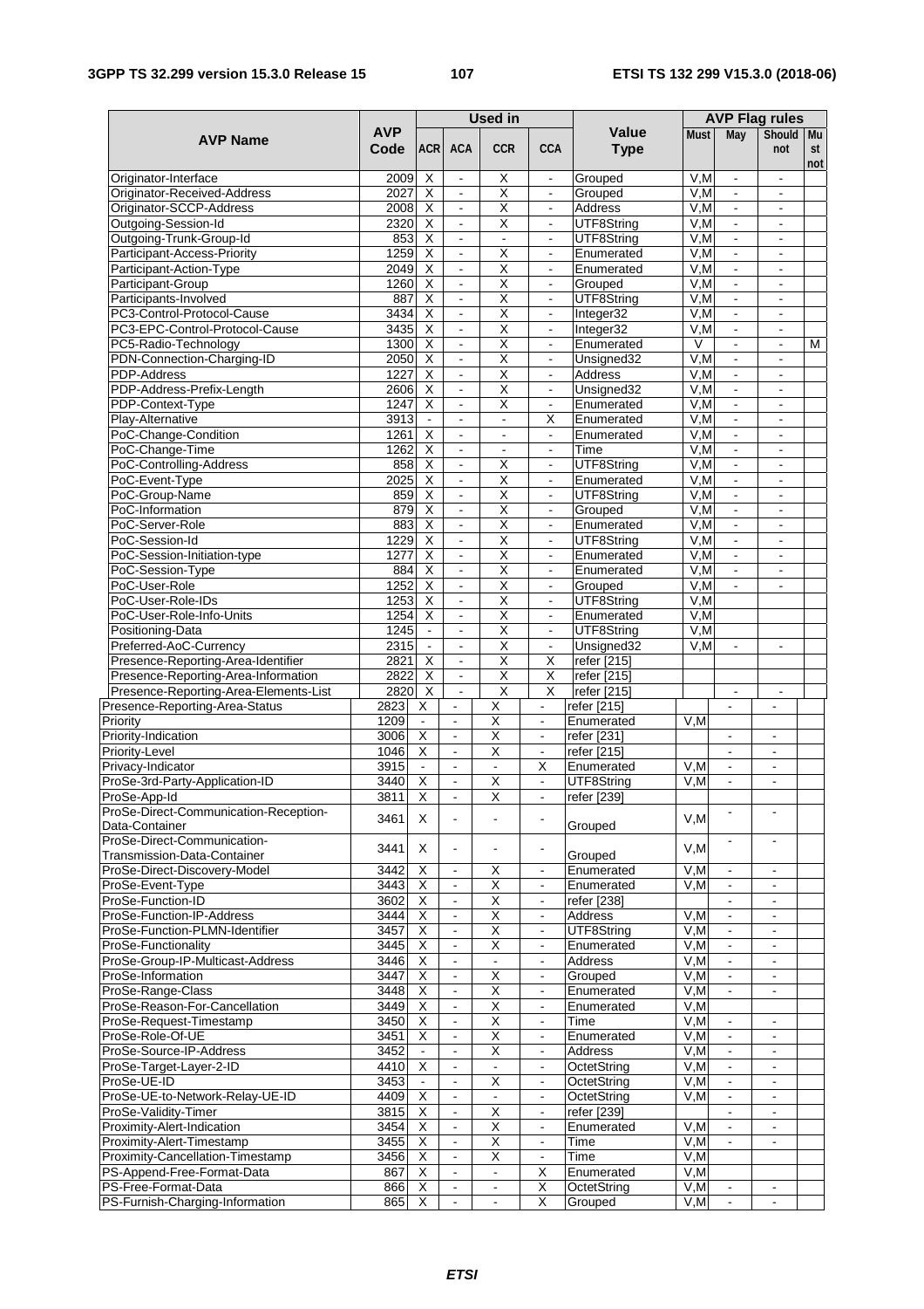| AVP Name | AVP Code | Used in | | | | Value Type | AVP Flag rules | | | |
|---|---|---|---|---|---|---|---|---|---|---|
| | | ACR | ACA | CCR | CCA | | Must | May | Should not | Must not |
| Originator-Interface | 2009 | X | - | X | - | Grouped | V,M | - | - | |
| Originator-Received-Address | 2027 | X | - | X | - | Grouped | V,M | - | - | |
| Originator-SCCP-Address | 2008 | X | - | X | - | Address | V,M | - | - | |
| Outgoing-Session-Id | 2320 | X | - | X | - | UTF8String | V,M | - | - | |
| Outgoing-Trunk-Group-Id | 853 | X | - | - | - | UTF8String | V,M | - | - | |
| Participant-Access-Priority | 1259 | X | - | X | - | Enumerated | V,M | - | - | |
| Participant-Action-Type | 2049 | X | - | X | - | Enumerated | V,M | - | - | |
| Participant-Group | 1260 | X | - | X | - | Grouped | V,M | - | - | |
| Participants-Involved | 887 | X | - | X | - | UTF8String | V,M | - | - | |
| PC3-Control-Protocol-Cause | 3434 | X | - | X | - | Integer32 | V,M | - | - | |
| PC3-EPC-Control-Protocol-Cause | 3435 | X | - | X | - | Integer32 | V,M | - | - | |
| PC5-Radio-Technology | 1300 | X | - | X | - | Enumerated | V | - | - | M |
| PDN-Connection-Charging-ID | 2050 | X | - | X | - | Unsigned32 | V,M | - | - | |
| PDP-Address | 1227 | X | - | X | - | Address | V,M | - | - | |
| PDP-Address-Prefix-Length | 2606 | X | - | X | - | Unsigned32 | V,M | - | - | |
| PDP-Context-Type | 1247 | X | - | X | - | Enumerated | V,M | - | - | |
| Play-Alternative | 3913 | - | - | - | X | Enumerated | V,M | - | - | |
| PoC-Change-Condition | 1261 | X | - | - | - | Enumerated | V,M | - | - | |
| PoC-Change-Time | 1262 | X | - | - | - | Time | V,M | - | - | |
| PoC-Controlling-Address | 858 | X | - | X | - | UTF8String | V,M | - | - | |
| PoC-Event-Type | 2025 | X | - | X | - | Enumerated | V,M | - | - | |
| PoC-Group-Name | 859 | X | - | X | - | UTF8String | V,M | - | - | |
| PoC-Information | 879 | X | - | X | - | Grouped | V,M | - | - | |
| PoC-Server-Role | 883 | X | - | X | - | Enumerated | V,M | - | - | |
| PoC-Session-Id | 1229 | X | - | X | - | UTF8String | V,M | - | - | |
| PoC-Session-Initiation-type | 1277 | X | - | X | - | Enumerated | V,M | - | - | |
| PoC-Session-Type | 884 | X | - | X | - | Enumerated | V,M | - | - | |
| PoC-User-Role | 1252 | X | - | X | - | Grouped | V,M | - | - | |
| PoC-User-Role-IDs | 1253 | X | - | X | - | UTF8String | V,M | | | |
| PoC-User-Role-Info-Units | 1254 | X | - | X | - | Enumerated | V,M | | | |
| Positioning-Data | 1245 | - | - | X | - | UTF8String | V,M | | | |
| Preferred-AoC-Currency | 2315 | - | - | X | - | Unsigned32 | V,M | - | - | |
| Presence-Reporting-Area-Identifier | 2821 | X | - | X | X | refer [215] | | | | |
| Presence-Reporting-Area-Information | 2822 | X | - | X | X | refer [215] | | | | |
| Presence-Reporting-Area-Elements-List | 2820 | X | - | X | X | refer [215] | | - | - | |
| Presence-Reporting-Area-Status | 2823 | X | - | X | - | refer [215] | | - | - | |
| Priority | 1209 | - | - | X | - | Enumerated | V,M | | | |
| Priority-Indication | 3006 | X | - | X | - | refer [231] | | - | - | |
| Priority-Level | 1046 | X | - | X | - | refer [215] | | - | - | |
| Privacy-Indicator | 3915 | - | - | - | X | Enumerated | V,M | - | - | |
| ProSe-3rd-Party-Application-ID | 3440 | X | - | X | - | UTF8String | V,M | - | - | |
| ProSe-App-Id | 3811 | X | - | X | - | refer [239] | | | | |
| ProSe-Direct-Communication-Reception-Data-Container | 3461 | X | - | - | - | Grouped | V,M | - | - | |
| ProSe-Direct-Communication-Transmission-Data-Container | 3441 | X | - | - | - | Grouped | V,M | - | - | |
| ProSe-Direct-Discovery-Model | 3442 | X | - | X | - | Enumerated | V,M | - | - | |
| ProSe-Event-Type | 3443 | X | - | X | - | Enumerated | V,M | - | - | |
| ProSe-Function-ID | 3602 | X | - | X | - | refer [238] | | - | - | |
| ProSe-Function-IP-Address | 3444 | X | - | X | - | Address | V,M | - | - | |
| ProSe-Function-PLMN-Identifier | 3457 | X | - | X | - | UTF8String | V,M | - | - | |
| ProSe-Functionality | 3445 | X | - | X | - | Enumerated | V,M | - | - | |
| ProSe-Group-IP-Multicast-Address | 3446 | X | - | - | - | Address | V,M | - | - | |
| ProSe-Information | 3447 | X | - | X | - | Grouped | V,M | - | - | |
| ProSe-Range-Class | 3448 | X | - | X | - | Enumerated | V,M | - | - | |
| ProSe-Reason-For-Cancellation | 3449 | X | - | X | - | Enumerated | V,M | | | |
| ProSe-Request-Timestamp | 3450 | X | - | X | - | Time | V,M | - | - | |
| ProSe-Role-Of-UE | 3451 | X | - | X | - | Enumerated | V,M | - | - | |
| ProSe-Source-IP-Address | 3452 | - | - | X | - | Address | V,M | - | - | |
| ProSe-Target-Layer-2-ID | 4410 | X | - | - | - | OctetString | V,M | - | - | |
| ProSe-UE-ID | 3453 | - | - | X | - | OctetString | V,M | - | - | |
| ProSe-UE-to-Network-Relay-UE-ID | 4409 | X | - | - | - | OctetString | V,M | - | - | |
| ProSe-Validity-Timer | 3815 | X | - | X | - | refer [239] | | - | - | |
| Proximity-Alert-Indication | 3454 | X | - | X | - | Enumerated | V,M | - | - | |
| Proximity-Alert-Timestamp | 3455 | X | - | X | - | Time | V,M | - | - | |
| Proximity-Cancellation-Timestamp | 3456 | X | - | X | - | Time | V,M | | | |
| PS-Append-Free-Format-Data | 867 | X | - | - | X | Enumerated | V,M | | | |
| PS-Free-Format-Data | 866 | X | - | - | X | OctetString | V,M | - | - | |
| PS-Furnish-Charging-Information | 865 | X | - | - | X | Grouped | V,M | - | - | |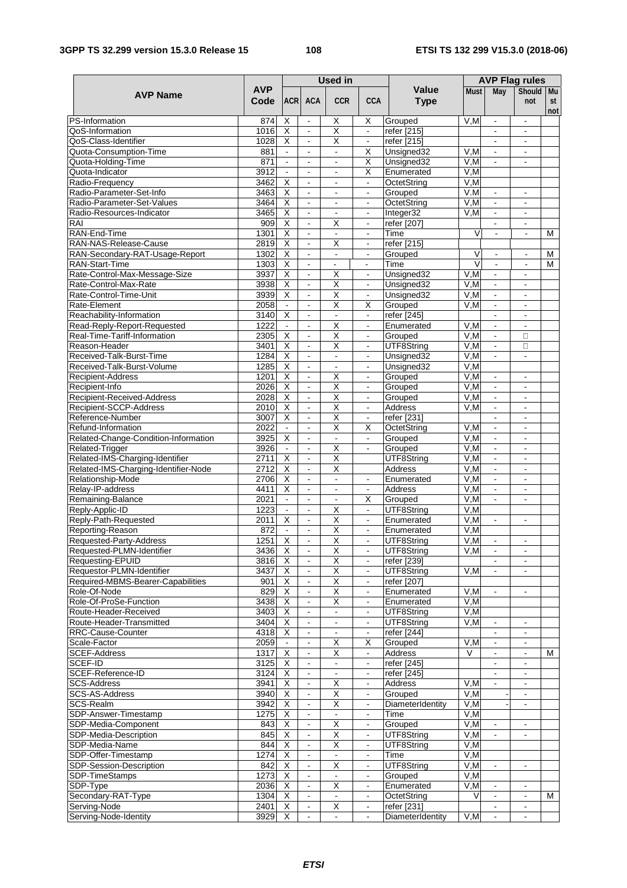| AVP Name | AVP Code | Used in | | | | Value Type | AVP Flag rules | | | |
|---|---|---|---|---|---|---|---|---|---|---|
| | | ACR | ACA | CCR | CCA | | Must | May | Should not | Must not |
| PS-Information | 874 | X | - | X | X | Grouped | V,M | - | - | |
| QoS-Information | 1016 | X | - | X | - | refer [215] | | - | - | |
| QoS-Class-Identifier | 1028 | X | - | X | - | refer [215] | | - | - | |
| Quota-Consumption-Time | 881 | - | - | - | X | Unsigned32 | V,M | - | - | |
| Quota-Holding-Time | 871 | - | - | - | X | Unsigned32 | V,M | - | - | |
| Quota-Indicator | 3912 | - | - | - | X | Enumerated | V,M | | | |
| Radio-Frequency | 3462 | X | - | - | - | OctetString | V,M | | | |
| Radio-Parameter-Set-Info | 3463 | X | - | - | - | Grouped | V.M | - | - | |
| Radio-Parameter-Set-Values | 3464 | X | - | - | - | OctetString | V,M | - | - | |
| Radio-Resources-Indicator | 3465 | X | - | - | - | Integer32 | V,M | - | - | |
| RAI | 909 | X | - | X | - | refer [207] | | - | - | |
| RAN-End-Time | 1301 | X | - | - | - | Time | V | - | - | M |
| RAN-NAS-Release-Cause | 2819 | X | - | X | - | refer [215] | | | | |
| RAN-Secondary-RAT-Usage-Report | 1302 | X | - | - | - | Grouped | V | - | - | M |
| RAN-Start-Time | 1303 | X | - | - | - | Time | V | - | - | M |
| Rate-Control-Max-Message-Size | 3937 | X | - | X | - | Unsigned32 | V,M | - | - | |
| Rate-Control-Max-Rate | 3938 | X | - | X | - | Unsigned32 | V,M | - | - | |
| Rate-Control-Time-Unit | 3939 | X | - | X | - | Unsigned32 | V,M | - | - | |
| Rate-Element | 2058 | - | - | X | X | Grouped | V,M | - | - | |
| Reachability-Information | 3140 | X | - | - | - | refer [245] | | - | - | |
| Read-Reply-Report-Requested | 1222 | - | - | X | - | Enumerated | V,M | - | - | |
| Real-Time-Tariff-Information | 2305 | X | - | X | - | Grouped | V,M | - | □ | |
| Reason-Header | 3401 | X | - | X | - | UTF8String | V,M | - | □ | |
| Received-Talk-Burst-Time | 1284 | X | - | - | - | Unsigned32 | V,M | - | - | |
| Received-Talk-Burst-Volume | 1285 | X | - | - | - | Unsigned32 | V,M | | | |
| Recipient-Address | 1201 | X | - | X | - | Grouped | V,M | - | - | |
| Recipient-Info | 2026 | X | - | X | - | Grouped | V,M | - | - | |
| Recipient-Received-Address | 2028 | X | - | X | - | Grouped | V,M | - | - | |
| Recipient-SCCP-Address | 2010 | X | - | X | - | Address | V,M | - | - | |
| Reference-Number | 3007 | X | - | X | - | refer [231] | | - | - | |
| Refund-Information | 2022 | - | - | X | X | OctetString | V,M | - | - | |
| Related-Change-Condition-Information | 3925 | X | - | - | - | Grouped | V,M | - | - | |
| Related-Trigger | 3926 | - | - | X | - | Grouped | V,M | - | - | |
| Related-IMS-Charging-Identifier | 2711 | X | - | X | | UTF8String | V,M | - | - | |
| Related-IMS-Charging-Identifier-Node | 2712 | X | - | X | | Address | V,M | - | - | |
| Relationship-Mode | 2706 | X | - | - | - | Enumerated | V,M | - | - | |
| Relay-IP-address | 4411 | X | - | - | - | Address | V,M | - | - | |
| Remaining-Balance | 2021 | - | - | - | X | Grouped | V,M | - | - | |
| Reply-Applic-ID | 1223 | - | - | X | - | UTF8String | V,M | | | |
| Reply-Path-Requested | 2011 | X | - | X | - | Enumerated | V,M | - | - | |
| Reporting-Reason | 872 | - | - | X | - | Enumerated | V,M | | | |
| Requested-Party-Address | 1251 | X | - | X | - | UTF8String | V,M | - | - | |
| Requested-PLMN-Identifier | 3436 | X | - | X | - | UTF8String | V,M | - | - | |
| Requesting-EPUID | 3816 | X | - | X | - | refer [239] | | - | - | |
| Requestor-PLMN-Identifier | 3437 | X | - | X | - | UTF8String | V,M | - | - | |
| Required-MBMS-Bearer-Capabilities | 901 | X | - | X | - | refer [207] | | | | |
| Role-Of-Node | 829 | X | - | X | - | Enumerated | V,M | - | - | |
| Role-Of-ProSe-Function | 3438 | X | - | X | - | Enumerated | V,M | | | |
| Route-Header-Received | 3403 | X | - | - | - | UTF8String | V,M | | | |
| Route-Header-Transmitted | 3404 | X | - | - | - | UTF8String | V,M | - | - | |
| RRC-Cause-Counter | 4318 | X | - | - | - | refer [244] | | - | - | |
| Scale-Factor | 2059 | - | - | X | X | Grouped | V,M | - | - | |
| SCEF-Address | 1317 | X | - | X | - | Address | V | - | - | M |
| SCEF-ID | 3125 | X | - | - | - | refer [245] | | - | - | |
| SCEF-Reference-ID | 3124 | X | - | - | - | refer [245] | | - | - | |
| SCS-Address | 3941 | X | - | X | - | Address | V,M | - | - | |
| SCS-AS-Address | 3940 | X | - | X | - | Grouped | V,M | - | - | |
| SCS-Realm | 3942 | X | - | X | - | DiameterIdentity | V,M | - | - | |
| SDP-Answer-Timestamp | 1275 | X | - | - | - | Time | V,M | | | |
| SDP-Media-Component | 843 | X | - | X | - | Grouped | V,M | - | - | |
| SDP-Media-Description | 845 | X | - | X | - | UTF8String | V,M | - | - | |
| SDP-Media-Name | 844 | X | - | X | - | UTF8String | V,M | | | |
| SDP-Offer-Timestamp | 1274 | X | - | - | - | Time | V,M | | | |
| SDP-Session-Description | 842 | X | - | X | - | UTF8String | V,M | - | - | |
| SDP-TimeStamps | 1273 | X | - | - | - | Grouped | V,M | | | |
| SDP-Type | 2036 | X | - | X | - | Enumerated | V,M | - | - | |
| Secondary-RAT-Type | 1304 | X | - | - | - | OctetString | V | - | - | M |
| Serving-Node | 2401 | X | - | X | - | refer [231] | | - | - | |
| Serving-Node-Identity | 3929 | X | - | - | - | DiameterIdentity | V,M | - | - | |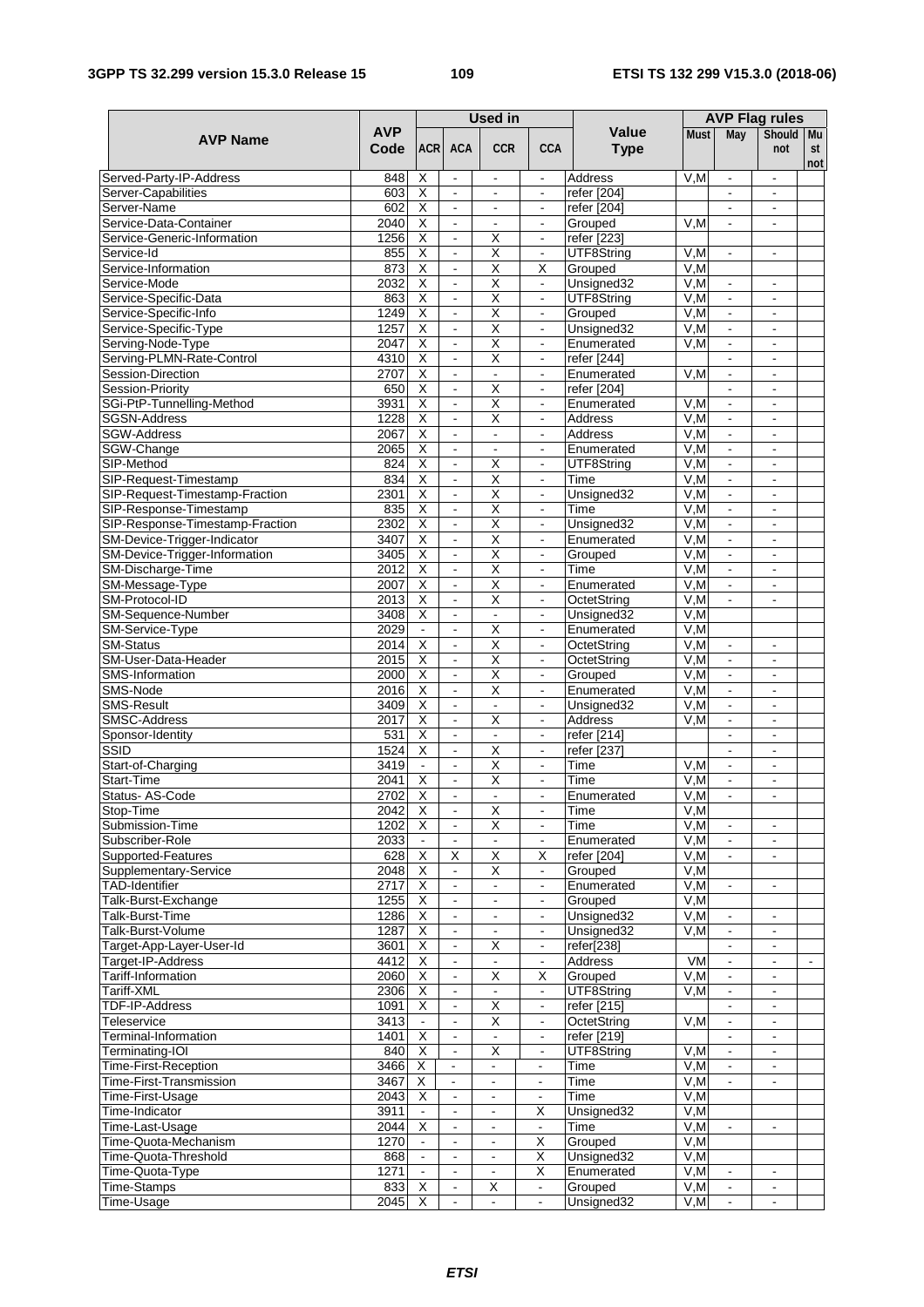| AVP Name | AVP Code | Used in | | | | Value Type | AVP Flag rules | | | |
|---|---|---|---|---|---|---|---|---|---|---|
| | | ACR | ACA | CCR | CCA | | Must | May | Should not | Must not |
| Served-Party-IP-Address | 848 | X | - | - | - | Address | V,M | - | - | |
| Server-Capabilities | 603 | X | - | - | - | refer [204] | | - | - | |
| Server-Name | 602 | X | - | - | - | refer [204] | | - | - | |
| Service-Data-Container | 2040 | X | - | - | - | Grouped | V,M | - | - | |
| Service-Generic-Information | 1256 | X | - | X | - | refer [223] | | | | |
| Service-Id | 855 | X | - | X | - | UTF8String | V,M | - | - | |
| Service-Information | 873 | X | - | X | X | Grouped | V,M | | | |
| Service-Mode | 2032 | X | - | X | - | Unsigned32 | V,M | - | - | |
| Service-Specific-Data | 863 | X | - | X | - | UTF8String | V,M | - | - | |
| Service-Specific-Info | 1249 | X | - | X | - | Grouped | V,M | - | - | |
| Service-Specific-Type | 1257 | X | - | X | - | Unsigned32 | V,M | - | - | |
| Serving-Node-Type | 2047 | X | - | X | - | Enumerated | V,M | - | - | |
| Serving-PLMN-Rate-Control | 4310 | X | - | X | - | refer [244] | | - | - | |
| Session-Direction | 2707 | X | - | - | - | Enumerated | V,M | - | - | |
| Session-Priority | 650 | X | - | X | - | refer [204] | | - | - | |
| SGi-PtP-Tunnelling-Method | 3931 | X | - | X | - | Enumerated | V,M | - | - | |
| SGSN-Address | 1228 | X | - | X | - | Address | V,M | - | - | |
| SGW-Address | 2067 | X | - | - | - | Address | V,M | - | - | |
| SGW-Change | 2065 | X | - | - | - | Enumerated | V,M | - | - | |
| SIP-Method | 824 | X | - | X | - | UTF8String | V,M | - | - | |
| SIP-Request-Timestamp | 834 | X | - | X | - | Time | V,M | - | - | |
| SIP-Request-Timestamp-Fraction | 2301 | X | - | X | - | Unsigned32 | V,M | - | - | |
| SIP-Response-Timestamp | 835 | X | - | X | - | Time | V,M | - | - | |
| SIP-Response-Timestamp-Fraction | 2302 | X | - | X | - | Unsigned32 | V,M | - | - | |
| SM-Device-Trigger-Indicator | 3407 | X | - | X | - | Enumerated | V,M | - | - | |
| SM-Device-Trigger-Information | 3405 | X | - | X | - | Grouped | V,M | - | - | |
| SM-Discharge-Time | 2012 | X | - | X | - | Time | V,M | - | - | |
| SM-Message-Type | 2007 | X | - | X | - | Enumerated | V,M | - | - | |
| SM-Protocol-ID | 2013 | X | - | X | - | OctetString | V,M | - | - | |
| SM-Sequence-Number | 3408 | X | - | - | - | Unsigned32 | V,M | | | |
| SM-Service-Type | 2029 | - | - | X | - | Enumerated | V,M | | | |
| SM-Status | 2014 | X | - | X | - | OctetString | V,M | - | - | |
| SM-User-Data-Header | 2015 | X | - | X | - | OctetString | V,M | - | - | |
| SMS-Information | 2000 | X | - | X | - | Grouped | V,M | - | - | |
| SMS-Node | 2016 | X | - | X | - | Enumerated | V,M | - | - | |
| SMS-Result | 3409 | X | - | - | - | Unsigned32 | V,M | - | - | |
| SMSC-Address | 2017 | X | - | X | - | Address | V,M | - | - | |
| Sponsor-Identity | 531 | X | - | - | - | refer [214] | | - | - | |
| SSID | 1524 | X | - | X | - | refer [237] | | - | - | |
| Start-of-Charging | 3419 | - | - | X | - | Time | V,M | - | - | |
| Start-Time | 2041 | X | - | X | - | Time | V,M | - | - | |
| Status- AS-Code | 2702 | X | - | - | - | Enumerated | V,M | - | - | |
| Stop-Time | 2042 | X | - | X | - | Time | V,M | | | |
| Submission-Time | 1202 | X | - | X | - | Time | V,M | - | - | |
| Subscriber-Role | 2033 | - | - | - | - | Enumerated | V,M | - | - | |
| Supported-Features | 628 | X | X | X | X | refer [204] | V,M | - | - | |
| Supplementary-Service | 2048 | X | - | X | - | Grouped | V,M | | | |
| TAD-Identifier | 2717 | X | - | - | - | Enumerated | V,M | - | - | |
| Talk-Burst-Exchange | 1255 | X | - | - | - | Grouped | V,M | | | |
| Talk-Burst-Time | 1286 | X | - | - | - | Unsigned32 | V,M | - | - | |
| Talk-Burst-Volume | 1287 | X | - | - | - | Unsigned32 | V,M | - | - | |
| Target-App-Layer-User-Id | 3601 | X | - | X | - | refer[238] | | - | - | |
| Target-IP-Address | 4412 | X | - | - | - | Address | VM | - | - | - |
| Tariff-Information | 2060 | X | - | X | X | Grouped | V,M | - | - | |
| Tariff-XML | 2306 | X | - | - | - | UTF8String | V,M | - | - | |
| TDF-IP-Address | 1091 | X | - | X | - | refer [215] | | - | - | |
| Teleservice | 3413 | - | - | X | - | OctetString | V,M | - | - | |
| Terminal-Information | 1401 | X | - | - | - | refer [219] | | - | - | |
| Terminating-IOI | 840 | X | - | X | - | UTF8String | V,M | - | - | |
| Time-First-Reception | 3466 | X | - | - | - | Time | V,M | - | - | |
| Time-First-Transmission | 3467 | X | - | - | - | Time | V,M | - | - | |
| Time-First-Usage | 2043 | X | - | - | - | Time | V,M | | | |
| Time-Indicator | 3911 | - | - | - | X | Unsigned32 | V,M | | | |
| Time-Last-Usage | 2044 | X | - | - | - | Time | V,M | - | - | |
| Time-Quota-Mechanism | 1270 | - | - | - | X | Grouped | V,M | | | |
| Time-Quota-Threshold | 868 | - | - | - | X | Unsigned32 | V,M | | | |
| Time-Quota-Type | 1271 | - | - | - | X | Enumerated | V,M | - | - | |
| Time-Stamps | 833 | X | - | X | - | Grouped | V,M | - | - | |
| Time-Usage | 2045 | X | - | - | - | Unsigned32 | V,M | - | - | |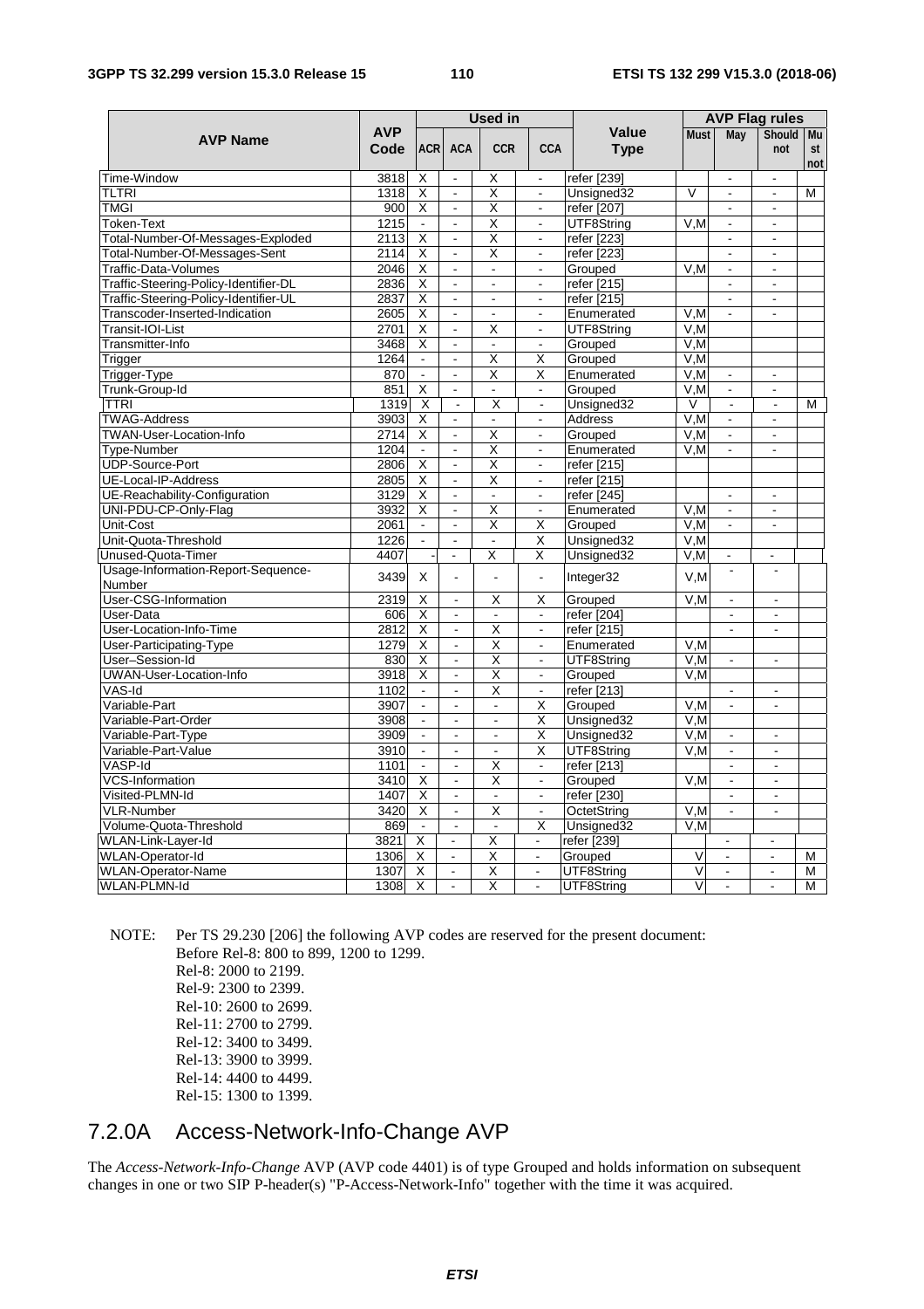| AVP Name | AVP Code | Used in | | | | Value Type | AVP Flag rules | | | |
|---|---|---|---|---|---|---|---|---|---|---|
| | | ACR | ACA | CCR | CCA | | Must | May | Should not | Must not |
| Time-Window | 3818 | X | - | X | - | refer [239] | | - | - | |
| TLTRI | 1318 | X | - | X | - | Unsigned32 | V | - | - | M |
| TMGI | 900 | X | - | X | - | refer [207] | | - | - | |
| Token-Text | 1215 | - | - | X | - | UTF8String | V,M | - | - | |
| Total-Number-Of-Messages-Exploded | 2113 | X | - | X | - | refer [223] | | - | - | |
| Total-Number-Of-Messages-Sent | 2114 | X | - | X | - | refer [223] | | - | - | |
| Traffic-Data-Volumes | 2046 | X | - | - | - | Grouped | V,M | - | - | |
| Traffic-Steering-Policy-Identifier-DL | 2836 | X | - | - | - | refer [215] | | - | - | |
| Traffic-Steering-Policy-Identifier-UL | 2837 | X | - | - | - | refer [215] | | - | - | |
| Transcoder-Inserted-Indication | 2605 | X | - | - | - | Enumerated | V,M | - | - | |
| Transit-IOI-List | 2701 | X | - | X | - | UTF8String | V,M | | | |
| Transmitter-Info | 3468 | X | - | - | - | Grouped | V,M | | | |
| Trigger | 1264 | - | - | X | X | Grouped | V,M | | | |
| Trigger-Type | 870 | - | - | X | X | Enumerated | V,M | - | - | |
| Trunk-Group-Id | 851 | X | - | - | - | Grouped | V,M | - | - | |
| TTRI | 1319 | X | - | X | - | Unsigned32 | V | - | - | M |
| TWAG-Address | 3903 | X | - | - | - | Address | V,M | - | - | |
| TWAN-User-Location-Info | 2714 | X | - | X | - | Grouped | V,M | - | - | |
| Type-Number | 1204 | - | - | X | - | Enumerated | V,M | - | - | |
| UDP-Source-Port | 2806 | X | - | X | - | refer [215] | | | | |
| UE-Local-IP-Address | 2805 | X | - | X | - | refer [215] | | | | |
| UE-Reachability-Configuration | 3129 | X | - | - | - | refer [245] | | - | - | |
| UNI-PDU-CP-Only-Flag | 3932 | X | - | X | - | Enumerated | V,M | - | - | |
| Unit-Cost | 2061 | - | - | X | X | Grouped | V,M | - | - | |
| Unit-Quota-Threshold | 1226 | - | - | - | X | Unsigned32 | V,M | | | |
| Unused-Quota-Timer | 4407 | - | - | X | X | Unsigned32 | V,M | - | - | |
| Usage-Information-Report-Sequence-Number | 3439 | X | - | - | - | Integer32 | V,M | - | - | |
| User-CSG-Information | 2319 | X | - | X | X | Grouped | V,M | - | - | |
| User-Data | 606 | X | - | - | - | refer [204] | | - | - | |
| User-Location-Info-Time | 2812 | X | - | X | - | refer [215] | | - | - | |
| User-Participating-Type | 1279 | X | - | X | - | Enumerated | V,M | | | |
| User–Session-Id | 830 | X | - | X | - | UTF8String | V,M | - | - | |
| UWAN-User-Location-Info | 3918 | X | - | X | - | Grouped | V,M | | | |
| VAS-Id | 1102 | - | - | X | - | refer [213] | | - | - | |
| Variable-Part | 3907 | - | - | - | X | Grouped | V,M | - | - | |
| Variable-Part-Order | 3908 | - | - | - | X | Unsigned32 | V,M | | | |
| Variable-Part-Type | 3909 | - | - | - | X | Unsigned32 | V,M | - | - | |
| Variable-Part-Value | 3910 | - | - | - | X | UTF8String | V,M | - | - | |
| VASP-Id | 1101 | - | - | X | - | refer [213] | | - | - | |
| VCS-Information | 3410 | X | - | X | - | Grouped | V,M | - | - | |
| Visited-PLMN-Id | 1407 | X | - | - | - | refer [230] | | - | - | |
| VLR-Number | 3420 | X | - | X | - | OctetString | V,M | - | - | |
| Volume-Quota-Threshold | 869 | - | - | - | X | Unsigned32 | V,M | | | |
| WLAN-Link-Layer-Id | 3821 | X | - | X | - | refer [239] | | - | - | |
| WLAN-Operator-Id | 1306 | X | - | X | - | Grouped | V | - | - | M |
| WLAN-Operator-Name | 1307 | X | - | X | - | UTF8String | V | - | - | M |
| WLAN-PLMN-Id | 1308 | X | - | X | - | UTF8String | V | - | - | M |

NOTE: Per TS 29.230 [206] the following AVP codes are reserved for the present document:
Before Rel-8: 800 to 899, 1200 to 1299.
Rel-8: 2000 to 2199.
Rel-9: 2300 to 2399.
Rel-10: 2600 to 2699.
Rel-11: 2700 to 2799.
Rel-12: 3400 to 3499.
Rel-13: 3900 to 3999.
Rel-14: 4400 to 4499.
Rel-15: 1300 to 1399.

## 7.2.0A Access-Network-Info-Change AVP

The *Access-Network-Info-Change* AVP (AVP code 4401) is of type Grouped and holds information on subsequent changes in one or two SIP P-header(s) "P-Access-Network-Info" together with the time it was acquired.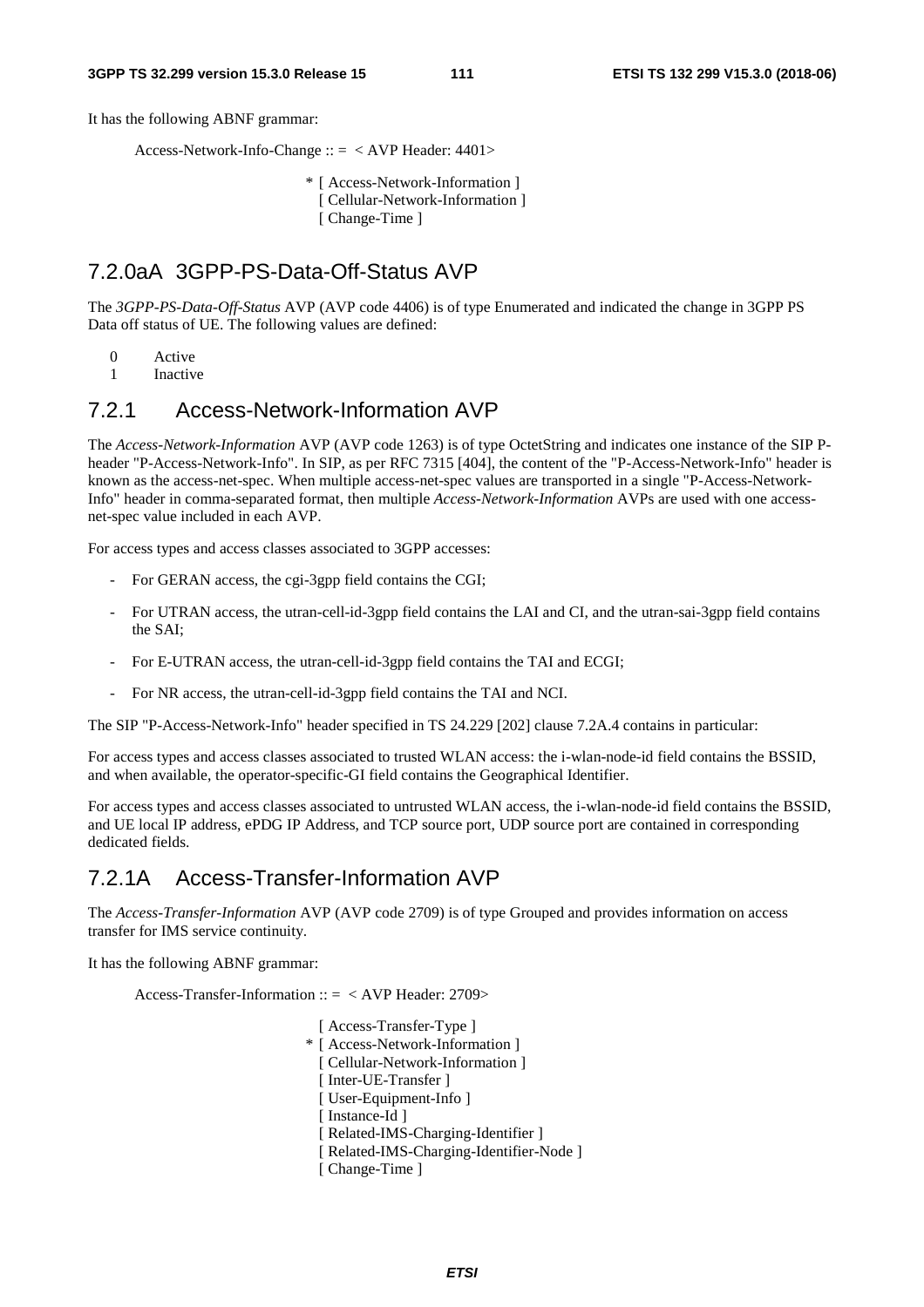It has the following ABNF grammar:

```
Access-Network-Info-Change :: =  < AVP Header: 4401>

                      * [ Access-Network-Information ]
                        [ Cellular-Network-Information ]
                        [ Change-Time ]
```

## 7.2.0aA 3GPP-PS-Data-Off-Status AVP

The *3GPP-PS-Data-Off-Status* AVP (AVP code 4406) is of type Enumerated and indicated the change in 3GPP PS Data off status of UE. The following values are defined:

0 Active

1 Inactive

## 7.2.1 Access-Network-Information AVP

The *Access-Network-Information* AVP (AVP code 1263) is of type OctetString and indicates one instance of the SIP P-header "P-Access-Network-Info". In SIP, as per RFC 7315 [404], the content of the "P-Access-Network-Info" header is known as the access-net-spec. When multiple access-net-spec values are transported in a single "P-Access-Network-Info" header in comma-separated format, then multiple *Access-Network-Information* AVPs are used with one access-net-spec value included in each AVP.

For access types and access classes associated to 3GPP accesses:

- For GERAN access, the cgi-3gpp field contains the CGI;
- For UTRAN access, the utran-cell-id-3gpp field contains the LAI and CI, and the utran-sai-3gpp field contains the SAI;
- For E-UTRAN access, the utran-cell-id-3gpp field contains the TAI and ECGI;
- For NR access, the utran-cell-id-3gpp field contains the TAI and NCI.

The SIP "P-Access-Network-Info" header specified in TS 24.229 [202] clause 7.2A.4 contains in particular:

For access types and access classes associated to trusted WLAN access: the i-wlan-node-id field contains the BSSID, and when available, the operator-specific-GI field contains the Geographical Identifier.

For access types and access classes associated to untrusted WLAN access, the i-wlan-node-id field contains the BSSID, and UE local IP address, ePDG IP Address, and TCP source port, UDP source port are contained in corresponding dedicated fields.

## 7.2.1A Access-Transfer-Information AVP

The *Access-Transfer-Information* AVP (AVP code 2709) is of type Grouped and provides information on access transfer for IMS service continuity.

It has the following ABNF grammar:

```
Access-Transfer-Information :: =  < AVP Header: 2709>

                        [ Access-Transfer-Type ]
                      * [ Access-Network-Information ]
                        [ Cellular-Network-Information ]
                        [ Inter-UE-Transfer ]
                        [ User-Equipment-Info ]
                        [ Instance-Id ]
                        [ Related-IMS-Charging-Identifier ]
                        [ Related-IMS-Charging-Identifier-Node ]
                        [ Change-Time ]
```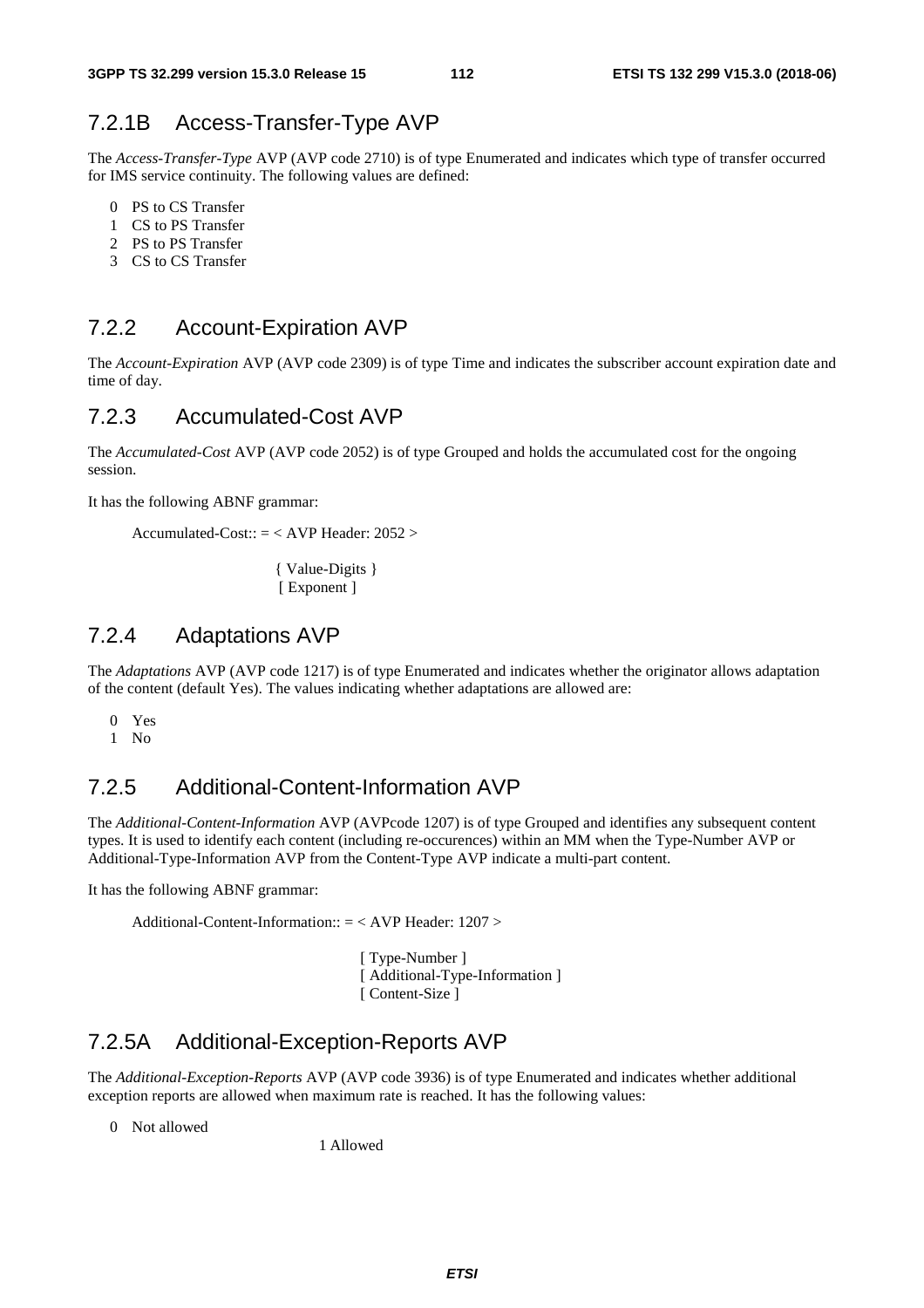## 7.2.1B Access-Transfer-Type AVP

The *Access-Transfer-Type* AVP (AVP code 2710) is of type Enumerated and indicates which type of transfer occurred for IMS service continuity. The following values are defined:

0 PS to CS Transfer
1 CS to PS Transfer
2 PS to PS Transfer
3 CS to CS Transfer

## 7.2.2 Account-Expiration AVP

The *Account-Expiration* AVP (AVP code 2309) is of type Time and indicates the subscriber account expiration date and time of day.

## 7.2.3 Accumulated-Cost AVP

The *Accumulated-Cost* AVP (AVP code 2052) is of type Grouped and holds the accumulated cost for the ongoing session.

It has the following ABNF grammar:

```
Accumulated-Cost:: = < AVP Header: 2052 >

                    { Value-Digits }
                    [ Exponent ]
```

## 7.2.4 Adaptations AVP

The *Adaptations* AVP (AVP code 1217) is of type Enumerated and indicates whether the originator allows adaptation of the content (default Yes). The values indicating whether adaptations are allowed are:

0 Yes
1 No

## 7.2.5 Additional-Content-Information AVP

The *Additional-Content-Information* AVP (AVPcode 1207) is of type Grouped and identifies any subsequent content types. It is used to identify each content (including re-occurences) within an MM when the Type-Number AVP or Additional-Type-Information AVP from the Content-Type AVP indicate a multi-part content.

It has the following ABNF grammar:

```
Additional-Content-Information:: = < AVP Header: 1207 >

                    [ Type-Number ]
                    [ Additional-Type-Information ]
                    [ Content-Size ]
```

## 7.2.5A Additional-Exception-Reports AVP

The *Additional-Exception-Reports* AVP (AVP code 3936) is of type Enumerated and indicates whether additional exception reports are allowed when maximum rate is reached. It has the following values:

0 Not allowed
1 Allowed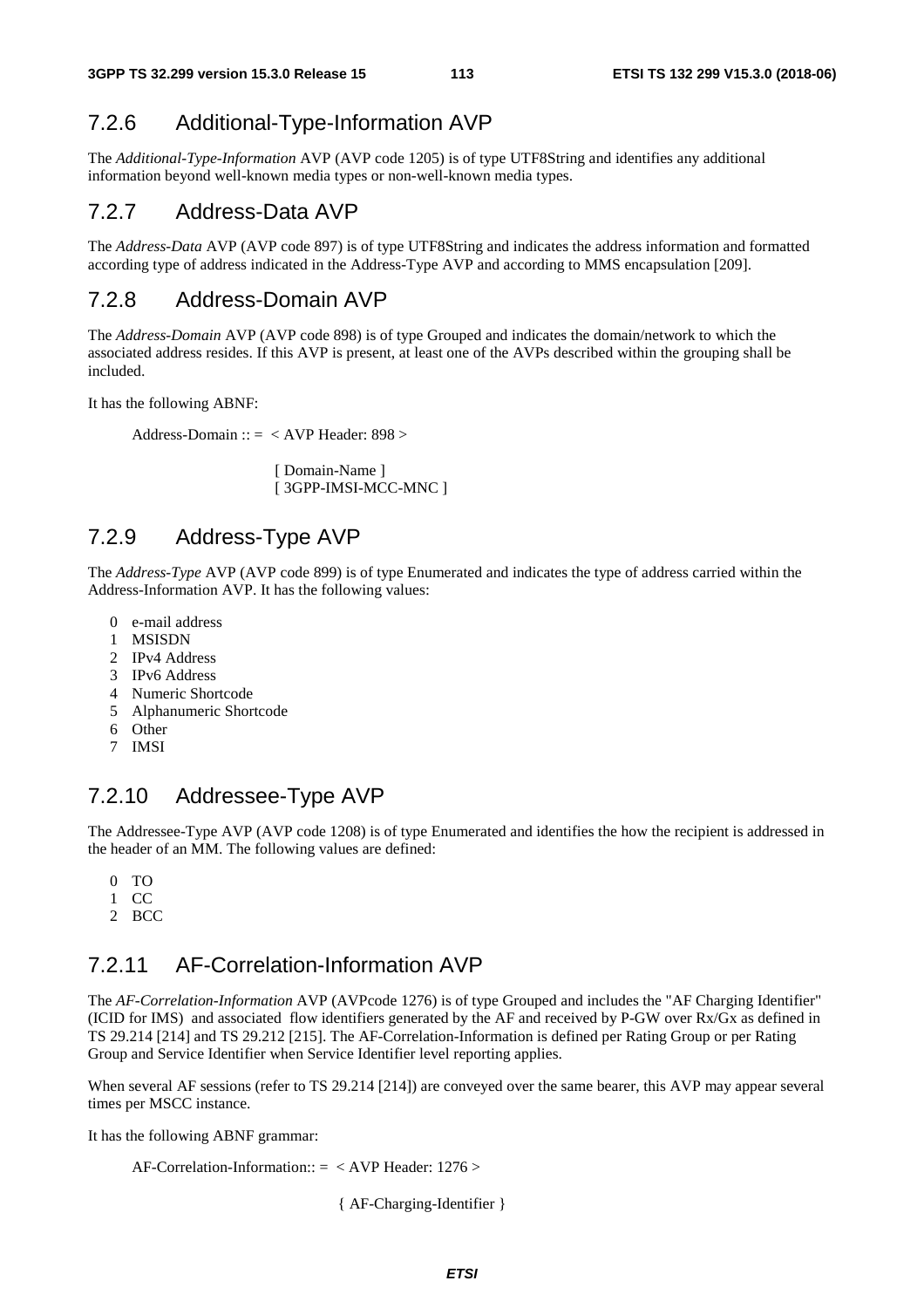### 7.2.6 Additional-Type-Information AVP

The *Additional-Type-Information* AVP (AVP code 1205) is of type UTF8String and identifies any additional information beyond well-known media types or non-well-known media types.

### 7.2.7 Address-Data AVP

The *Address-Data* AVP (AVP code 897) is of type UTF8String and indicates the address information and formatted according type of address indicated in the Address-Type AVP and according to MMS encapsulation [209].

### 7.2.8 Address-Domain AVP

The *Address-Domain* AVP (AVP code 898) is of type Grouped and indicates the domain/network to which the associated address resides. If this AVP is present, at least one of the AVPs described within the grouping shall be included.

It has the following ABNF:

```
Address-Domain :: =  < AVP Header: 898 >

                [ Domain-Name ]
                [ 3GPP-IMSI-MCC-MNC ]
```

### 7.2.9 Address-Type AVP

The *Address-Type* AVP (AVP code 899) is of type Enumerated and indicates the type of address carried within the Address-Information AVP. It has the following values:

0 e-mail address
1 MSISDN
2 IPv4 Address
3 IPv6 Address
4 Numeric Shortcode
5 Alphanumeric Shortcode
6 Other
7 IMSI

### 7.2.10 Addressee-Type AVP

The Addressee-Type AVP (AVP code 1208) is of type Enumerated and identifies the how the recipient is addressed in the header of an MM. The following values are defined:

0 TO
1 CC
2 BCC

### 7.2.11 AF-Correlation-Information AVP

The *AF-Correlation-Information* AVP (AVPcode 1276) is of type Grouped and includes the "AF Charging Identifier" (ICID for IMS) and associated flow identifiers generated by the AF and received by P-GW over Rx/Gx as defined in TS 29.214 [214] and TS 29.212 [215]. The AF-Correlation-Information is defined per Rating Group or per Rating Group and Service Identifier when Service Identifier level reporting applies.

When several AF sessions (refer to TS 29.214 [214]) are conveyed over the same bearer, this AVP may appear several times per MSCC instance.

It has the following ABNF grammar:

```
AF-Correlation-Information:: =  < AVP Header: 1276 >

                { AF-Charging-Identifier }
```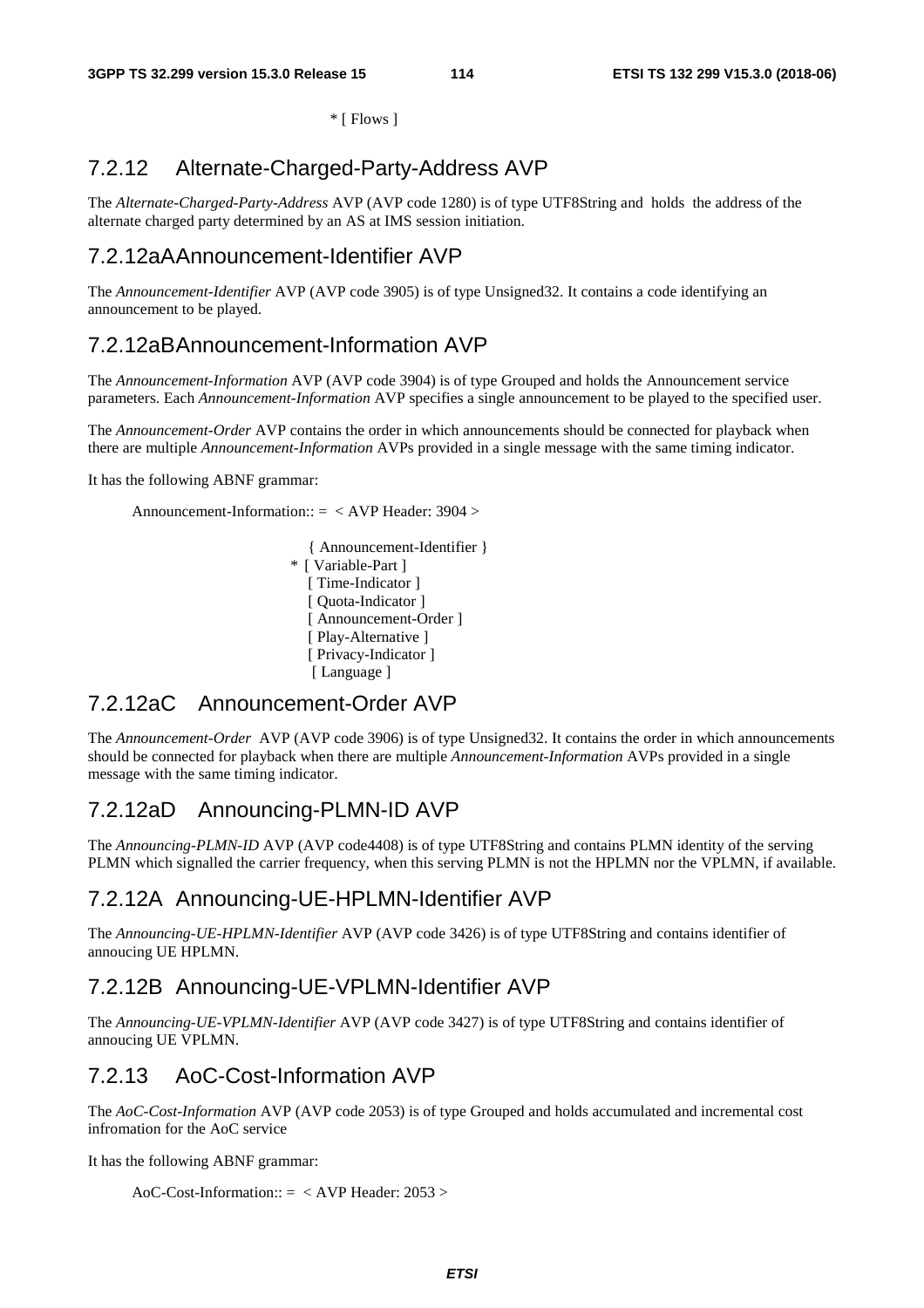*[ Flows ]

### 7.2.12 Alternate-Charged-Party-Address AVP

The *Alternate-Charged-Party-Address* AVP (AVP code 1280) is of type UTF8String and holds the address of the alternate charged party determined by an AS at IMS session initiation.

### 7.2.12aA Announcement-Identifier AVP

The *Announcement-Identifier* AVP (AVP code 3905) is of type Unsigned32. It contains a code identifying an announcement to be played.

### 7.2.12aB Announcement-Information AVP

The *Announcement-Information* AVP (AVP code 3904) is of type Grouped and holds the Announcement service parameters. Each *Announcement-Information* AVP specifies a single announcement to be played to the specified user.

The *Announcement-Order* AVP contains the order in which announcements should be connected for playback when there are multiple *Announcement-Information* AVPs provided in a single message with the same timing indicator.

It has the following ABNF grammar:

```
Announcement-Information:: =  < AVP Header: 3904 >

                               { Announcement-Identifier }
                             * [ Variable-Part ]
                               [ Time-Indicator ]
                               [ Quota-Indicator ]
                               [ Announcement-Order ]
                               [ Play-Alternative ]
                               [ Privacy-Indicator ]
                               [ Language ]
```

### 7.2.12aC Announcement-Order AVP

The *Announcement-Order* AVP (AVP code 3906) is of type Unsigned32. It contains the order in which announcements should be connected for playback when there are multiple *Announcement-Information* AVPs provided in a single message with the same timing indicator.

### 7.2.12aD Announcing-PLMN-ID AVP

The *Announcing-PLMN-ID* AVP (AVP code4408) is of type UTF8String and contains PLMN identity of the serving PLMN which signalled the carrier frequency, when this serving PLMN is not the HPLMN nor the VPLMN, if available.

### 7.2.12A Announcing-UE-HPLMN-Identifier AVP

The *Announcing-UE-HPLMN-Identifier* AVP (AVP code 3426) is of type UTF8String and contains identifier of annoucing UE HPLMN.

### 7.2.12B Announcing-UE-VPLMN-Identifier AVP

The *Announcing-UE-VPLMN-Identifier* AVP (AVP code 3427) is of type UTF8String and contains identifier of annoucing UE VPLMN.

### 7.2.13 AoC-Cost-Information AVP

The *AoC-Cost-Information* AVP (AVP code 2053) is of type Grouped and holds accumulated and incremental cost infromation for the AoC service

It has the following ABNF grammar:

```
AoC-Cost-Information:: =  < AVP Header: 2053 >
```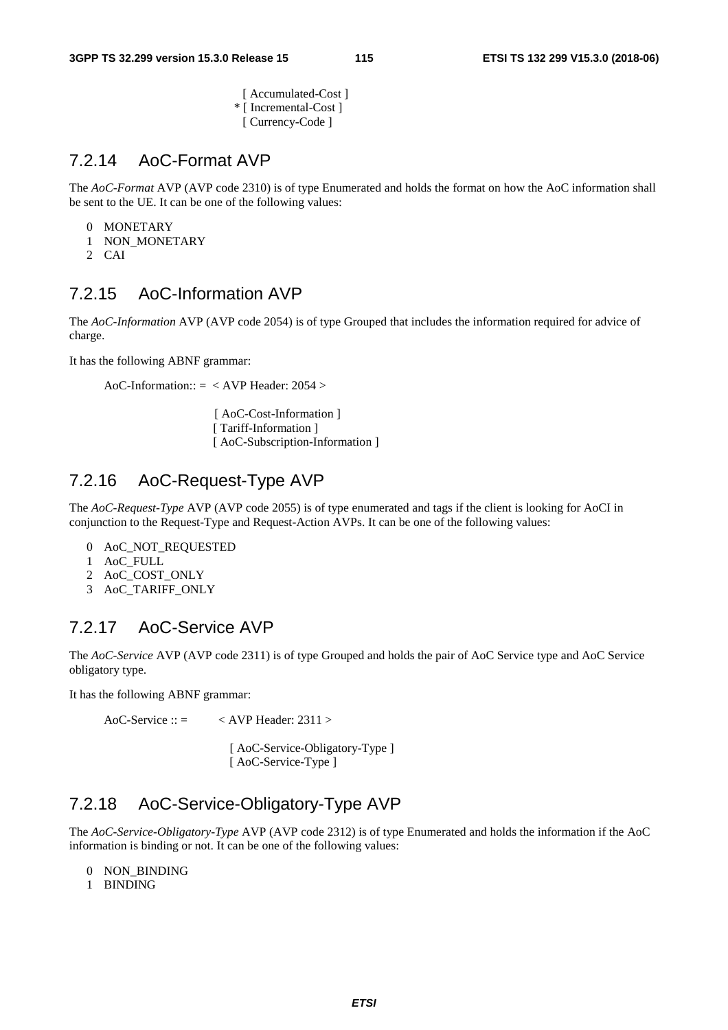```
                  [ Accumulated-Cost ]
                * [ Incremental-Cost ]
                  [ Currency-Code ]
```

### 7.2.14 AoC-Format AVP

The *AoC-Format* AVP (AVP code 2310) is of type Enumerated and holds the format on how the AoC information shall be sent to the UE. It can be one of the following values:

0 MONETARY
1 NON_MONETARY
2 CAI

### 7.2.15 AoC-Information AVP

The *AoC-Information* AVP (AVP code 2054) is of type Grouped that includes the information required for advice of charge.

It has the following ABNF grammar:

```
AoC-Information:: = < AVP Header: 2054 >

                  [ AoC-Cost-Information ]
                  [ Tariff-Information ]
                  [ AoC-Subscription-Information ]
```

### 7.2.16 AoC-Request-Type AVP

The *AoC-Request-Type* AVP (AVP code 2055) is of type enumerated and tags if the client is looking for AoCI in conjunction to the Request-Type and Request-Action AVPs. It can be one of the following values:

0 AoC_NOT_REQUESTED
1 AoC_FULL
2 AoC_COST_ONLY
3 AoC_TARIFF_ONLY

### 7.2.17 AoC-Service AVP

The *AoC-Service* AVP (AVP code 2311) is of type Grouped and holds the pair of AoC Service type and AoC Service obligatory type.

It has the following ABNF grammar:

```
AoC-Service :: =      < AVP Header: 2311 >

                  [ AoC-Service-Obligatory-Type ]
                  [ AoC-Service-Type ]
```

### 7.2.18 AoC-Service-Obligatory-Type AVP

The *AoC-Service-Obligatory-Type* AVP (AVP code 2312) is of type Enumerated and holds the information if the AoC information is binding or not. It can be one of the following values:

0 NON_BINDING
1 BINDING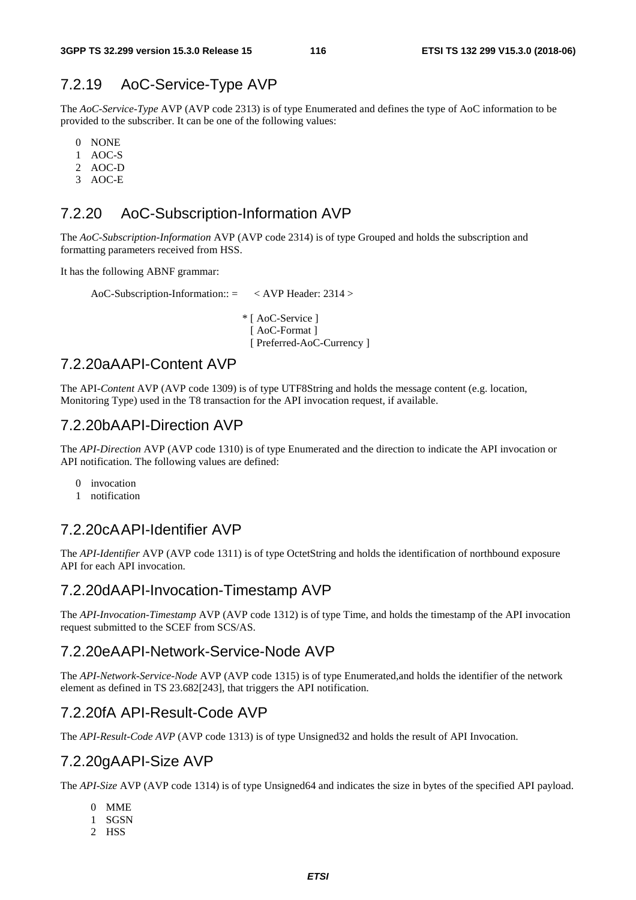### 7.2.19 AoC-Service-Type AVP

The *AoC-Service-Type* AVP (AVP code 2313) is of type Enumerated and defines the type of AoC information to be provided to the subscriber. It can be one of the following values:

0 NONE
1 AOC-S
2 AOC-D
3 AOC-E

### 7.2.20 AoC-Subscription-Information AVP

The *AoC-Subscription-Information* AVP (AVP code 2314) is of type Grouped and holds the subscription and formatting parameters received from HSS.

It has the following ABNF grammar:

```
AoC-Subscription-Information:: =    < AVP Header: 2314 >

                                    * [ AoC-Service ]
                                      [ AoC-Format ]
                                      [ Preferred-AoC-Currency ]
```

### 7.2.20aA API-Content AVP

The API-*Content* AVP (AVP code 1309) is of type UTF8String and holds the message content (e.g. location, Monitoring Type) used in the T8 transaction for the API invocation request, if available.

### 7.2.20bA API-Direction AVP

The *API-Direction* AVP (AVP code 1310) is of type Enumerated and the direction to indicate the API invocation or API notification. The following values are defined:

0 invocation
1 notification

### 7.2.20cA API-Identifier AVP

The *API-Identifier* AVP (AVP code 1311) is of type OctetString and holds the identification of northbound exposure API for each API invocation.

### 7.2.20dA API-Invocation-Timestamp AVP

The *API-Invocation-Timestamp* AVP (AVP code 1312) is of type Time, and holds the timestamp of the API invocation request submitted to the SCEF from SCS/AS.

### 7.2.20eA API-Network-Service-Node AVP

The *API-Network-Service-Node* AVP (AVP code 1315) is of type Enumerated,and holds the identifier of the network element as defined in TS 23.682[243], that triggers the API notification.

### 7.2.20fA API-Result-Code AVP

The *API-Result-Code AVP* (AVP code 1313) is of type Unsigned32 and holds the result of API Invocation.

### 7.2.20gA API-Size AVP

The *API-Size* AVP (AVP code 1314) is of type Unsigned64 and indicates the size in bytes of the specified API payload.

0 MME
1 SGSN
2 HSS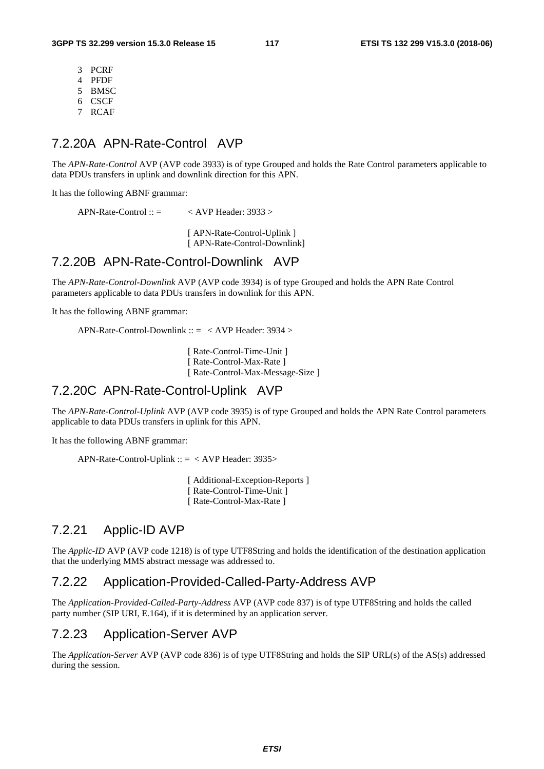3 PCRF
4 PFDF
5 BMSC
6 CSCF
7 RCAF

### 7.2.20A APN-Rate-Control AVP

The *APN-Rate-Control* AVP (AVP code 3933) is of type Grouped and holds the Rate Control parameters applicable to data PDUs transfers in uplink and downlink direction for this APN.

It has the following ABNF grammar:

```
APN-Rate-Control :: =         < AVP Header: 3933 >

                              [ APN-Rate-Control-Uplink ]
                              [ APN-Rate-Control-Downlink]
```

### 7.2.20B APN-Rate-Control-Downlink AVP

The *APN-Rate-Control-Downlink* AVP (AVP code 3934) is of type Grouped and holds the APN Rate Control parameters applicable to data PDUs transfers in downlink for this APN.

It has the following ABNF grammar:

```
APN-Rate-Control-Downlink :: =  < AVP Header: 3934 >

                              [ Rate-Control-Time-Unit ]
                              [ Rate-Control-Max-Rate ]
                              [ Rate-Control-Max-Message-Size ]
```

### 7.2.20C APN-Rate-Control-Uplink AVP

The *APN-Rate-Control-Uplink* AVP (AVP code 3935) is of type Grouped and holds the APN Rate Control parameters applicable to data PDUs transfers in uplink for this APN.

It has the following ABNF grammar:

```
APN-Rate-Control-Uplink :: = < AVP Header: 3935>

                              [ Additional-Exception-Reports ]
                              [ Rate-Control-Time-Unit ]
                              [ Rate-Control-Max-Rate ]
```

### 7.2.21 Applic-ID AVP

The *Applic-ID* AVP (AVP code 1218) is of type UTF8String and holds the identification of the destination application that the underlying MMS abstract message was addressed to.

### 7.2.22 Application-Provided-Called-Party-Address AVP

The *Application-Provided-Called-Party-Address* AVP (AVP code 837) is of type UTF8String and holds the called party number (SIP URI, E.164), if it is determined by an application server.

### 7.2.23 Application-Server AVP

The *Application-Server* AVP (AVP code 836) is of type UTF8String and holds the SIP URL(s) of the AS(s) addressed during the session.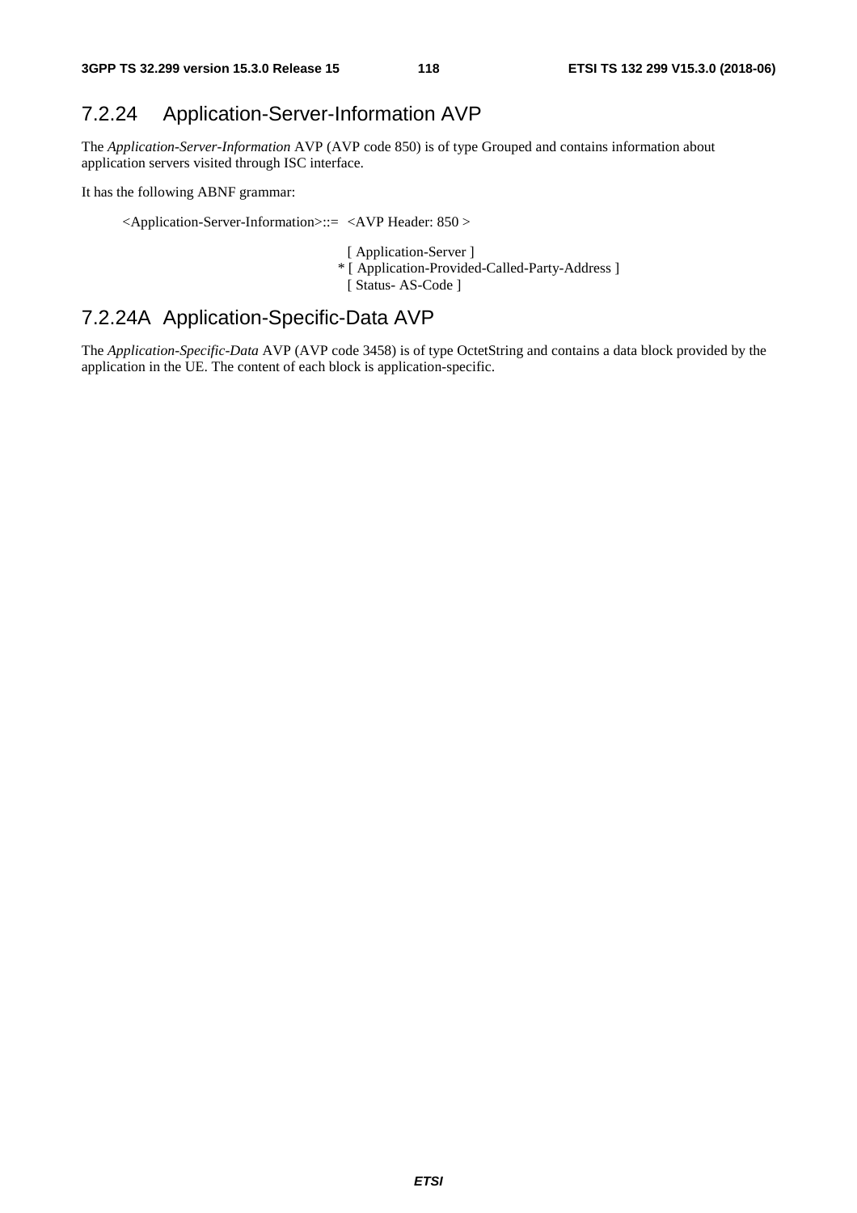## 7.2.24 Application-Server-Information AVP

The *Application-Server-Information* AVP (AVP code 850) is of type Grouped and contains information about application servers visited through ISC interface.

It has the following ABNF grammar:

```
<Application-Server-Information>::=  <AVP Header: 850 >

                                        [ Application-Server ]
                                      * [ Application-Provided-Called-Party-Address ]
                                        [ Status- AS-Code ]
```

## 7.2.24A Application-Specific-Data AVP

The *Application-Specific-Data* AVP (AVP code 3458) is of type OctetString and contains a data block provided by the application in the UE. The content of each block is application-specific.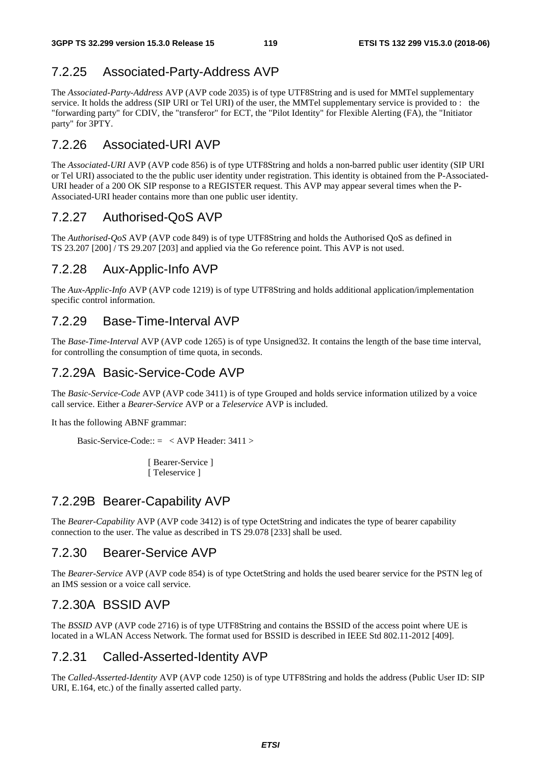### 7.2.25 Associated-Party-Address AVP

The *Associated-Party-Address* AVP (AVP code 2035) is of type UTF8String and is used for MMTel supplementary service. It holds the address (SIP URI or Tel URI) of the user, the MMTel supplementary service is provided to : the "forwarding party" for CDIV, the "transferor" for ECT, the "Pilot Identity" for Flexible Alerting (FA), the "Initiator party" for 3PTY.

### 7.2.26 Associated-URI AVP

The *Associated-URI* AVP (AVP code 856) is of type UTF8String and holds a non-barred public user identity (SIP URI or Tel URI) associated to the the public user identity under registration. This identity is obtained from the P-Associated-URI header of a 200 OK SIP response to a REGISTER request. This AVP may appear several times when the P-Associated-URI header contains more than one public user identity.

### 7.2.27 Authorised-QoS AVP

The *Authorised-QoS* AVP (AVP code 849) is of type UTF8String and holds the Authorised QoS as defined in TS 23.207 [200] / TS 29.207 [203] and applied via the Go reference point. This AVP is not used.

### 7.2.28 Aux-Applic-Info AVP

The *Aux-Applic-Info* AVP (AVP code 1219) is of type UTF8String and holds additional application/implementation specific control information.

### 7.2.29 Base-Time-Interval AVP

The *Base-Time-Interval* AVP (AVP code 1265) is of type Unsigned32. It contains the length of the base time interval, for controlling the consumption of time quota, in seconds.

### 7.2.29A Basic-Service-Code AVP

The *Basic-Service-Code* AVP (AVP code 3411) is of type Grouped and holds service information utilized by a voice call service. Either a *Bearer-Service* AVP or a *Teleservice* AVP is included.

It has the following ABNF grammar:

```
Basic-Service-Code:: =   < AVP Header: 3411 >

                        [ Bearer-Service ]
                        [ Teleservice ]
```

### 7.2.29B Bearer-Capability AVP

The *Bearer-Capability* AVP (AVP code 3412) is of type OctetString and indicates the type of bearer capability connection to the user. The value as described in TS 29.078 [233] shall be used.

### 7.2.30 Bearer-Service AVP

The *Bearer-Service* AVP (AVP code 854) is of type OctetString and holds the used bearer service for the PSTN leg of an IMS session or a voice call service.

### 7.2.30A BSSID AVP

The *BSSID* AVP (AVP code 2716) is of type UTF8String and contains the BSSID of the access point where UE is located in a WLAN Access Network. The format used for BSSID is described in IEEE Std 802.11-2012 [409].

### 7.2.31 Called-Asserted-Identity AVP

The *Called-Asserted-Identity* AVP (AVP code 1250) is of type UTF8String and holds the address (Public User ID: SIP URI, E.164, etc.) of the finally asserted called party.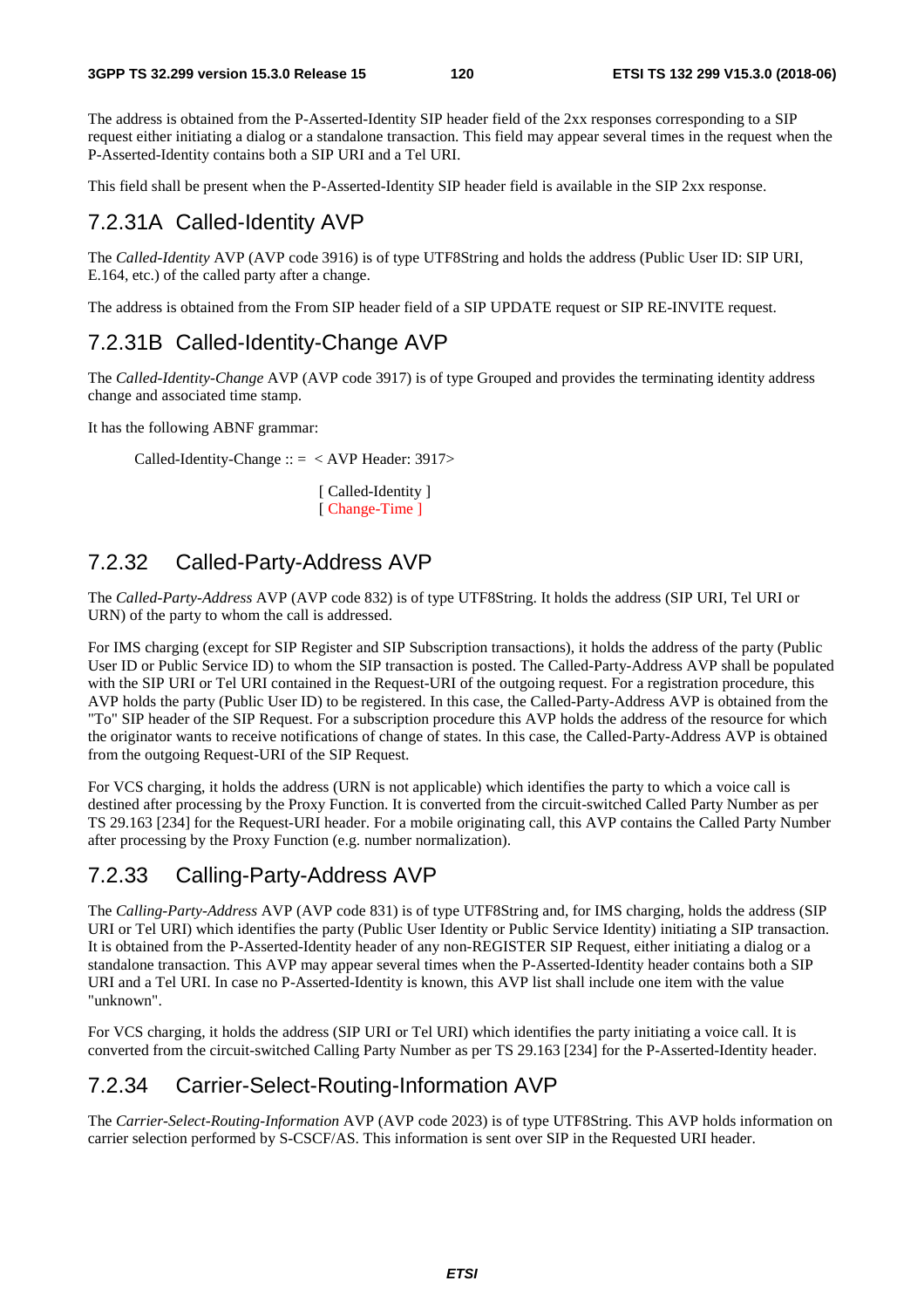The address is obtained from the P-Asserted-Identity SIP header field of the 2xx responses corresponding to a SIP request either initiating a dialog or a standalone transaction. This field may appear several times in the request when the P-Asserted-Identity contains both a SIP URI and a Tel URI.

This field shall be present when the P-Asserted-Identity SIP header field is available in the SIP 2xx response.

### 7.2.31A Called-Identity AVP

The *Called-Identity* AVP (AVP code 3916) is of type UTF8String and holds the address (Public User ID: SIP URI, E.164, etc.) of the called party after a change.

The address is obtained from the From SIP header field of a SIP UPDATE request or SIP RE-INVITE request.

### 7.2.31B Called-Identity-Change AVP

The *Called-Identity-Change* AVP (AVP code 3917) is of type Grouped and provides the terminating identity address change and associated time stamp.

It has the following ABNF grammar:

```
Called-Identity-Change :: =  < AVP Header: 3917>

                              [ Called-Identity ]
                              [ Change-Time ]
```

### 7.2.32 Called-Party-Address AVP

The *Called-Party-Address* AVP (AVP code 832) is of type UTF8String. It holds the address (SIP URI, Tel URI or URN) of the party to whom the call is addressed.

For IMS charging (except for SIP Register and SIP Subscription transactions), it holds the address of the party (Public User ID or Public Service ID) to whom the SIP transaction is posted. The Called-Party-Address AVP shall be populated with the SIP URI or Tel URI contained in the Request-URI of the outgoing request. For a registration procedure, this AVP holds the party (Public User ID) to be registered. In this case, the Called-Party-Address AVP is obtained from the "To" SIP header of the SIP Request. For a subscription procedure this AVP holds the address of the resource for which the originator wants to receive notifications of change of states. In this case, the Called-Party-Address AVP is obtained from the outgoing Request-URI of the SIP Request.

For VCS charging, it holds the address (URN is not applicable) which identifies the party to which a voice call is destined after processing by the Proxy Function. It is converted from the circuit-switched Called Party Number as per TS 29.163 [234] for the Request-URI header. For a mobile originating call, this AVP contains the Called Party Number after processing by the Proxy Function (e.g. number normalization).

### 7.2.33 Calling-Party-Address AVP

The *Calling-Party-Address* AVP (AVP code 831) is of type UTF8String and, for IMS charging, holds the address (SIP URI or Tel URI) which identifies the party (Public User Identity or Public Service Identity) initiating a SIP transaction. It is obtained from the P-Asserted-Identity header of any non-REGISTER SIP Request, either initiating a dialog or a standalone transaction. This AVP may appear several times when the P-Asserted-Identity header contains both a SIP URI and a Tel URI. In case no P-Asserted-Identity is known, this AVP list shall include one item with the value "unknown".

For VCS charging, it holds the address (SIP URI or Tel URI) which identifies the party initiating a voice call. It is converted from the circuit-switched Calling Party Number as per TS 29.163 [234] for the P-Asserted-Identity header.

### 7.2.34 Carrier-Select-Routing-Information AVP

The *Carrier-Select-Routing-Information* AVP (AVP code 2023) is of type UTF8String. This AVP holds information on carrier selection performed by S-CSCF/AS. This information is sent over SIP in the Requested URI header.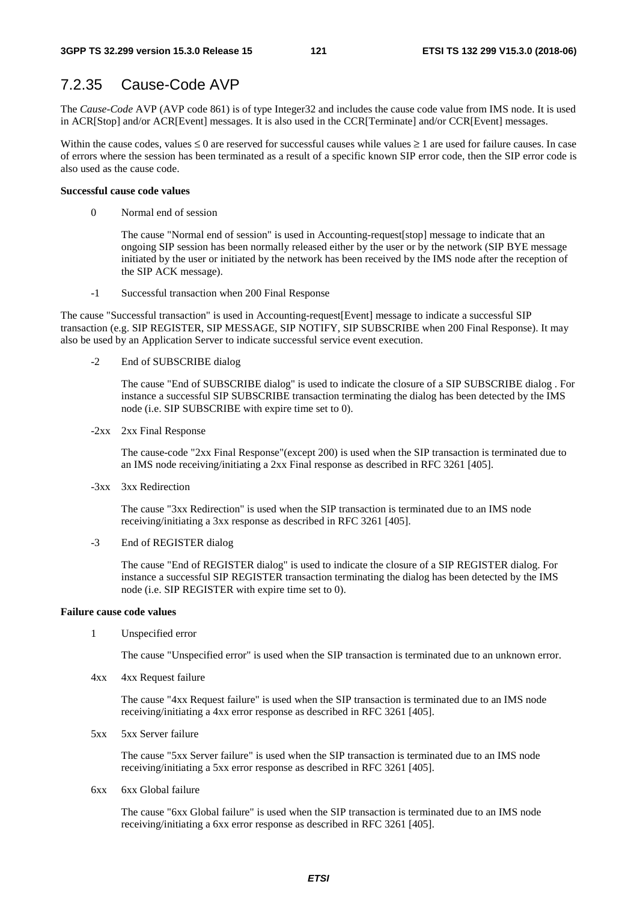### 7.2.35 Cause-Code AVP

The *Cause-Code* AVP (AVP code 861) is of type Integer32 and includes the cause code value from IMS node. It is used in ACR[Stop] and/or ACR[Event] messages. It is also used in the CCR[Terminate] and/or CCR[Event] messages.

Within the cause codes, values ≤ 0 are reserved for successful causes while values ≥ 1 are used for failure causes. In case of errors where the session has been terminated as a result of a specific known SIP error code, then the SIP error code is also used as the cause code.

**Successful cause code values**

0 Normal end of session

The cause "Normal end of session" is used in Accounting-request[stop] message to indicate that an ongoing SIP session has been normally released either by the user or by the network (SIP BYE message initiated by the user or initiated by the network has been received by the IMS node after the reception of the SIP ACK message).

-1 Successful transaction when 200 Final Response

The cause "Successful transaction" is used in Accounting-request[Event] message to indicate a successful SIP transaction (e.g. SIP REGISTER, SIP MESSAGE, SIP NOTIFY, SIP SUBSCRIBE when 200 Final Response). It may also be used by an Application Server to indicate successful service event execution.

-2 End of SUBSCRIBE dialog

The cause "End of SUBSCRIBE dialog" is used to indicate the closure of a SIP SUBSCRIBE dialog . For instance a successful SIP SUBSCRIBE transaction terminating the dialog has been detected by the IMS node (i.e. SIP SUBSCRIBE with expire time set to 0).

-2xx 2xx Final Response

The cause-code "2xx Final Response"(except 200) is used when the SIP transaction is terminated due to an IMS node receiving/initiating a 2xx Final response as described in RFC 3261 [405].

-3xx 3xx Redirection

The cause "3xx Redirection" is used when the SIP transaction is terminated due to an IMS node receiving/initiating a 3xx response as described in RFC 3261 [405].

-3 End of REGISTER dialog

The cause "End of REGISTER dialog" is used to indicate the closure of a SIP REGISTER dialog. For instance a successful SIP REGISTER transaction terminating the dialog has been detected by the IMS node (i.e. SIP REGISTER with expire time set to 0).

**Failure cause code values**

1 Unspecified error

The cause "Unspecified error" is used when the SIP transaction is terminated due to an unknown error.

4xx 4xx Request failure

The cause "4xx Request failure" is used when the SIP transaction is terminated due to an IMS node receiving/initiating a 4xx error response as described in RFC 3261 [405].

5xx 5xx Server failure

The cause "5xx Server failure" is used when the SIP transaction is terminated due to an IMS node receiving/initiating a 5xx error response as described in RFC 3261 [405].

6xx 6xx Global failure

The cause "6xx Global failure" is used when the SIP transaction is terminated due to an IMS node receiving/initiating a 6xx error response as described in RFC 3261 [405].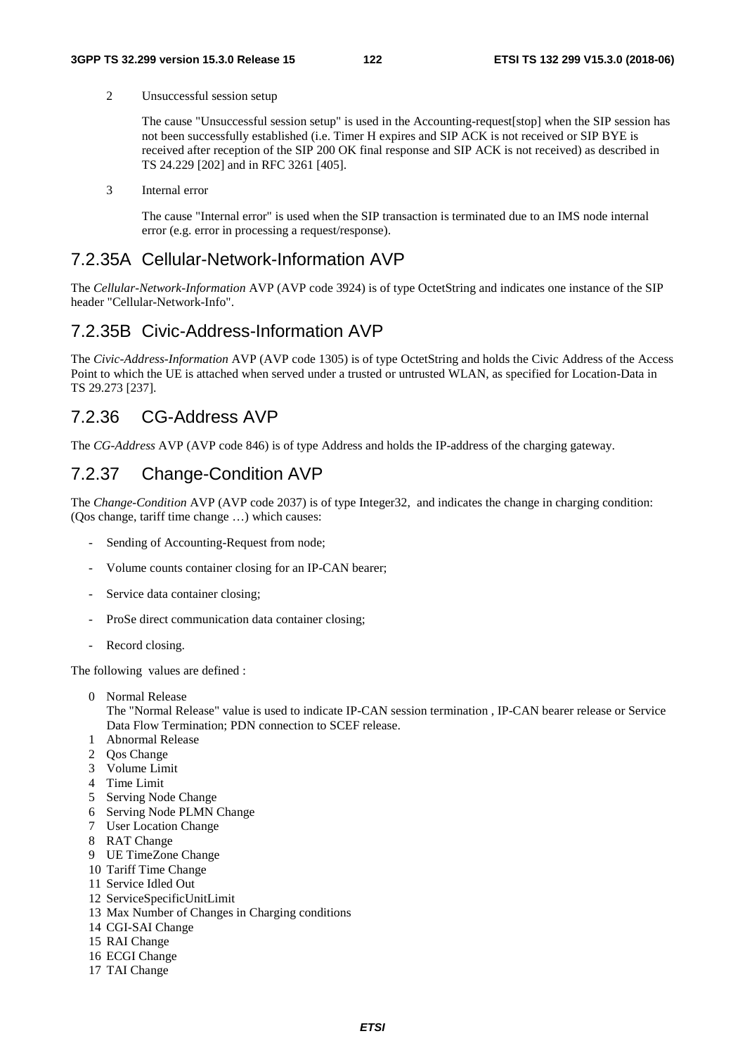2 Unsuccessful session setup

The cause "Unsuccessful session setup" is used in the Accounting-request[stop] when the SIP session has not been successfully established (i.e. Timer H expires and SIP ACK is not received or SIP BYE is received after reception of the SIP 200 OK final response and SIP ACK is not received) as described in TS 24.229 [202] and in RFC 3261 [405].

3 Internal error

The cause "Internal error" is used when the SIP transaction is terminated due to an IMS node internal error (e.g. error in processing a request/response).

## 7.2.35A Cellular-Network-Information AVP

The *Cellular-Network-Information* AVP (AVP code 3924) is of type OctetString and indicates one instance of the SIP header "Cellular-Network-Info".

## 7.2.35B Civic-Address-Information AVP

The *Civic-Address-Information* AVP (AVP code 1305) is of type OctetString and holds the Civic Address of the Access Point to which the UE is attached when served under a trusted or untrusted WLAN, as specified for Location-Data in TS 29.273 [237].

## 7.2.36 CG-Address AVP

The *CG-Address* AVP (AVP code 846) is of type Address and holds the IP-address of the charging gateway.

## 7.2.37 Change-Condition AVP

The *Change-Condition* AVP (AVP code 2037) is of type Integer32, and indicates the change in charging condition: (Qos change, tariff time change …) which causes:

- Sending of Accounting-Request from node;
- Volume counts container closing for an IP-CAN bearer;
- Service data container closing;
- ProSe direct communication data container closing;
- Record closing.

The following values are defined :

0 Normal Release
The "Normal Release" value is used to indicate IP-CAN session termination , IP-CAN bearer release or Service Data Flow Termination; PDN connection to SCEF release.
1 Abnormal Release
2 Qos Change
3 Volume Limit
4 Time Limit
5 Serving Node Change
6 Serving Node PLMN Change
7 User Location Change
8 RAT Change
9 UE TimeZone Change
10 Tariff Time Change
11 Service Idled Out
12 ServiceSpecificUnitLimit
13 Max Number of Changes in Charging conditions
14 CGI-SAI Change
15 RAI Change
16 ECGI Change
17 TAI Change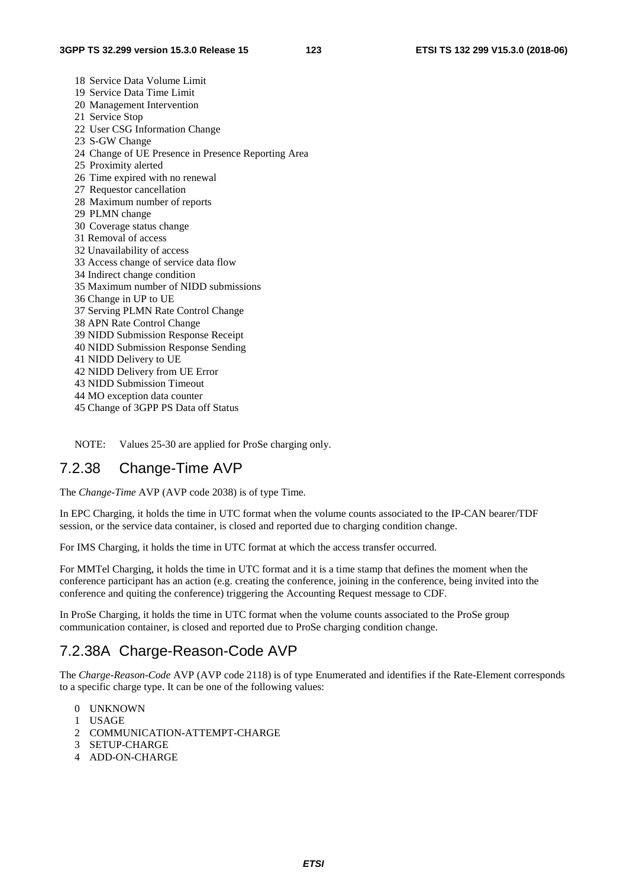18 Service Data Volume Limit
19 Service Data Time Limit
20 Management Intervention
21 Service Stop
22 User CSG Information Change
23 S-GW Change
24 Change of UE Presence in Presence Reporting Area
25 Proximity alerted
26 Time expired with no renewal
27 Requestor cancellation
28 Maximum number of reports
29 PLMN change
30 Coverage status change
31 Removal of access
32 Unavailability of access
33 Access change of service data flow
34 Indirect change condition
35 Maximum number of NIDD submissions
36 Change in UP to UE
37 Serving PLMN Rate Control Change
38 APN Rate Control Change
39 NIDD Submission Response Receipt
40 NIDD Submission Response Sending
41 NIDD Delivery to UE
42 NIDD Delivery from UE Error
43 NIDD Submission Timeout
44 MO exception data counter
45 Change of 3GPP PS Data off Status

NOTE: Values 25-30 are applied for ProSe charging only.

## 7.2.38 Change-Time AVP

The *Change-Time* AVP (AVP code 2038) is of type Time.

In EPC Charging, it holds the time in UTC format when the volume counts associated to the IP-CAN bearer/TDF session, or the service data container, is closed and reported due to charging condition change.

For IMS Charging, it holds the time in UTC format at which the access transfer occurred.

For MMTel Charging, it holds the time in UTC format and it is a time stamp that defines the moment when the conference participant has an action (e.g. creating the conference, joining in the conference, being invited into the conference and quiting the conference) triggering the Accounting Request message to CDF.

In ProSe Charging, it holds the time in UTC format when the volume counts associated to the ProSe group communication container, is closed and reported due to ProSe charging condition change.

## 7.2.38A Charge-Reason-Code AVP

The *Charge-Reason-Code* AVP (AVP code 2118) is of type Enumerated and identifies if the Rate-Element corresponds to a specific charge type. It can be one of the following values:

0 UNKNOWN
1 USAGE
2 COMMUNICATION-ATTEMPT-CHARGE
3 SETUP-CHARGE
4 ADD-ON-CHARGE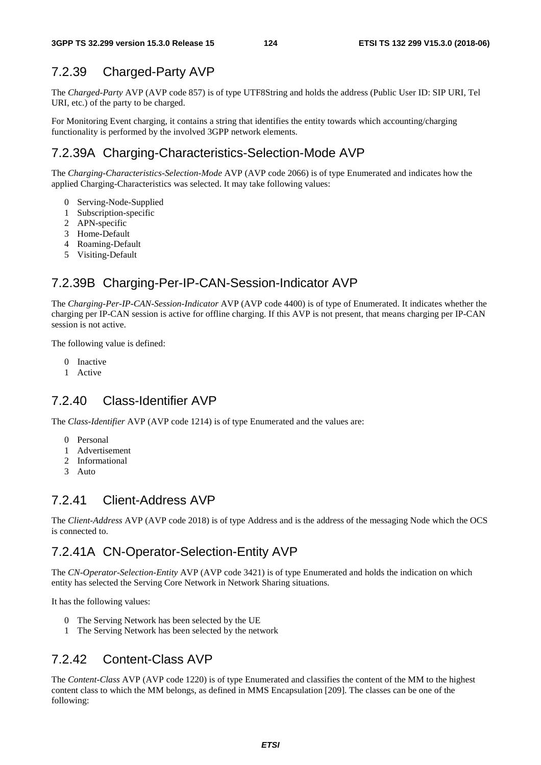### 7.2.39 Charged-Party AVP

The *Charged-Party* AVP (AVP code 857) is of type UTF8String and holds the address (Public User ID: SIP URI, Tel URI, etc.) of the party to be charged.

For Monitoring Event charging, it contains a string that identifies the entity towards which accounting/charging functionality is performed by the involved 3GPP network elements.

### 7.2.39A Charging-Characteristics-Selection-Mode AVP

The *Charging-Characteristics-Selection-Mode* AVP (AVP code 2066) is of type Enumerated and indicates how the applied Charging-Characteristics was selected. It may take following values:

0 Serving-Node-Supplied
1 Subscription-specific
2 APN-specific
3 Home-Default
4 Roaming-Default
5 Visiting-Default

### 7.2.39B Charging-Per-IP-CAN-Session-Indicator AVP

The *Charging-Per-IP-CAN-Session-Indicator* AVP (AVP code 4400) is of type of Enumerated. It indicates whether the charging per IP-CAN session is active for offline charging. If this AVP is not present, that means charging per IP-CAN session is not active.

The following value is defined:

0 Inactive
1 Active

### 7.2.40 Class-Identifier AVP

The *Class-Identifier* AVP (AVP code 1214) is of type Enumerated and the values are:

0 Personal
1 Advertisement
2 Informational
3 Auto

### 7.2.41 Client-Address AVP

The *Client-Address* AVP (AVP code 2018) is of type Address and is the address of the messaging Node which the OCS is connected to.

### 7.2.41A CN-Operator-Selection-Entity AVP

The *CN-Operator-Selection-Entity* AVP (AVP code 3421) is of type Enumerated and holds the indication on which entity has selected the Serving Core Network in Network Sharing situations.

It has the following values:

0 The Serving Network has been selected by the UE
1 The Serving Network has been selected by the network

### 7.2.42 Content-Class AVP

The *Content-Class* AVP (AVP code 1220) is of type Enumerated and classifies the content of the MM to the highest content class to which the MM belongs, as defined in MMS Encapsulation [209]. The classes can be one of the following: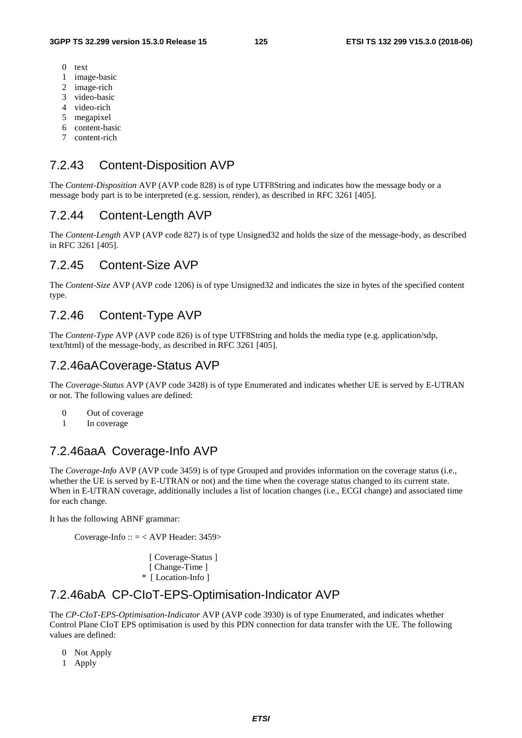0 text
1 image-basic
2 image-rich
3 video-basic
4 video-rich
5 megapixel
6 content-basic
7 content-rich

### 7.2.43 Content-Disposition AVP

The *Content-Disposition* AVP (AVP code 828) is of type UTF8String and indicates how the message body or a message body part is to be interpreted (e.g. session, render), as described in RFC 3261 [405].

### 7.2.44 Content-Length AVP

The *Content-Length* AVP (AVP code 827) is of type Unsigned32 and holds the size of the message-body, as described in RFC 3261 [405].

### 7.2.45 Content-Size AVP

The *Content-Size* AVP (AVP code 1206) is of type Unsigned32 and indicates the size in bytes of the specified content type.

### 7.2.46 Content-Type AVP

The *Content-Type* AVP (AVP code 826) is of type UTF8String and holds the media type (e.g. application/sdp, text/html) of the message-body, as described in RFC 3261 [405].

### 7.2.46aACoverage-Status AVP

The *Coverage-Status* AVP (AVP code 3428) is of type Enumerated and indicates whether UE is served by E-UTRAN or not. The following values are defined:

0 Out of coverage
1 In coverage

### 7.2.46aaA Coverage-Info AVP

The *Coverage-Info* AVP (AVP code 3459) is of type Grouped and provides information on the coverage status (i.e., whether the UE is served by E-UTRAN or not) and the time when the coverage status changed to its current state. When in E-UTRAN coverage, additionally includes a list of location changes (i.e., ECGI change) and associated time for each change.

It has the following ABNF grammar:

```
Coverage-Info :: = < AVP Header: 3459>

                    [ Coverage-Status ]
                    [ Change-Time ]
                  * [ Location-Info ]
```

### 7.2.46abA CP-CIoT-EPS-Optimisation-Indicator AVP

The *CP-CIoT-EPS-Optimisation-Indicator* AVP (AVP code 3930) is of type Enumerated, and indicates whether Control Plane CIoT EPS optimisation is used by this PDN connection for data transfer with the UE. The following values are defined:

0 Not Apply
1 Apply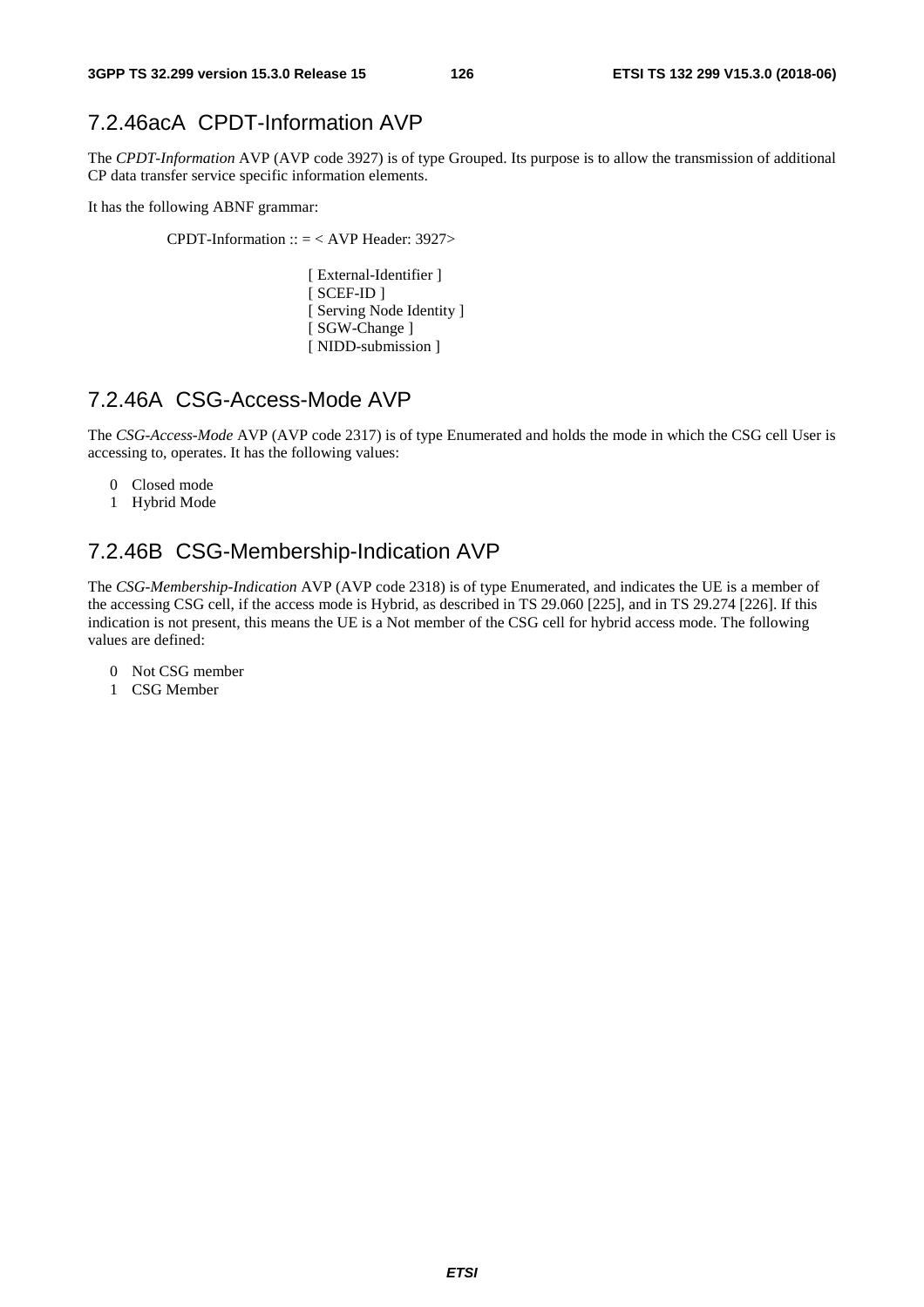### 7.2.46acA CPDT-Information AVP

The *CPDT-Information* AVP (AVP code 3927) is of type Grouped. Its purpose is to allow the transmission of additional CP data transfer service specific information elements.

It has the following ABNF grammar:

```
CPDT-Information :: = < AVP Header: 3927>

                    [ External-Identifier ]
                    [ SCEF-ID ]
                    [ Serving Node Identity ]
                    [ SGW-Change ]
                    [ NIDD-submission ]
```

### 7.2.46A CSG-Access-Mode AVP

The *CSG-Access-Mode* AVP (AVP code 2317) is of type Enumerated and holds the mode in which the CSG cell User is accessing to, operates. It has the following values:

0 Closed mode
1 Hybrid Mode

### 7.2.46B CSG-Membership-Indication AVP

The *CSG-Membership-Indication* AVP (AVP code 2318) is of type Enumerated, and indicates the UE is a member of the accessing CSG cell, if the access mode is Hybrid, as described in TS 29.060 [225], and in TS 29.274 [226]. If this indication is not present, this means the UE is a Not member of the CSG cell for hybrid access mode. The following values are defined:

0 Not CSG member
1 CSG Member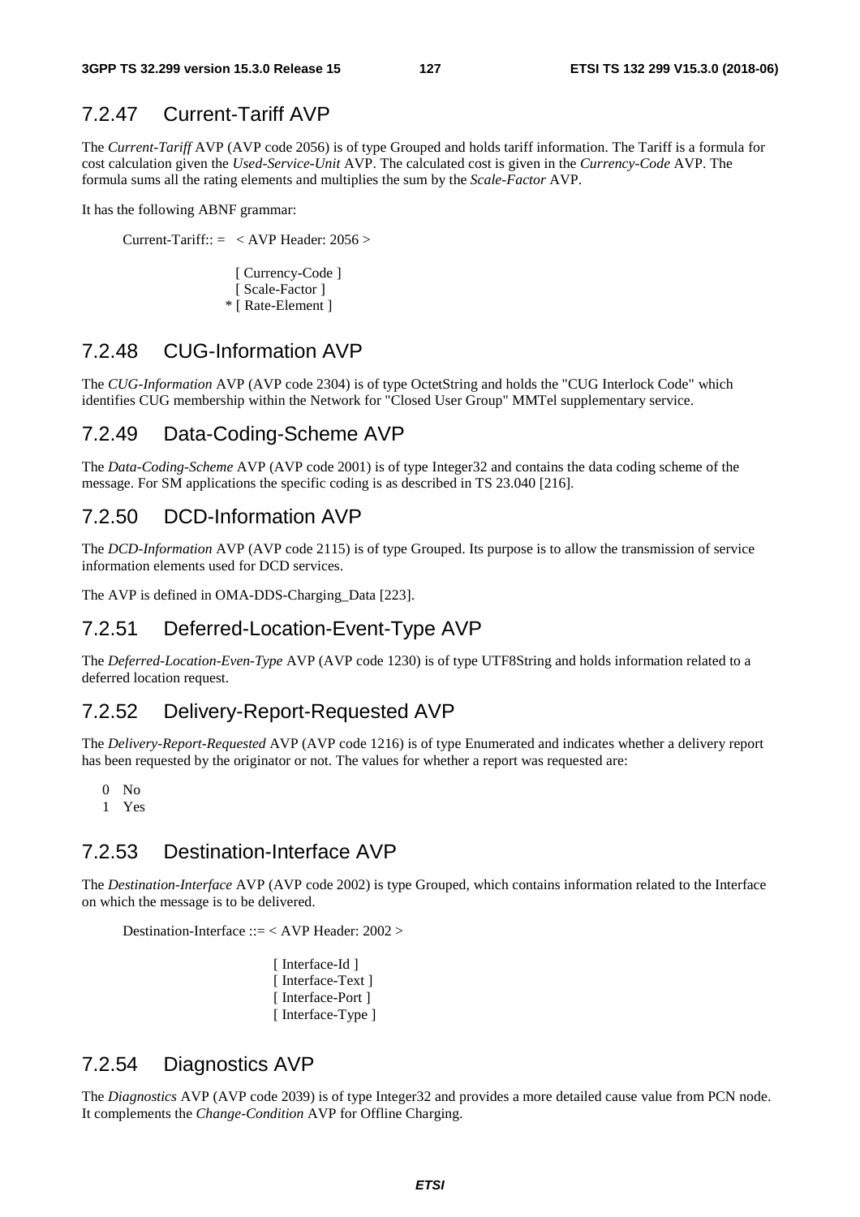### 7.2.47 Current-Tariff AVP

The *Current-Tariff* AVP (AVP code 2056) is of type Grouped and holds tariff information. The Tariff is a formula for cost calculation given the *Used-Service-Unit* AVP. The calculated cost is given in the *Currency-Code* AVP. The formula sums all the rating elements and multiplies the sum by the *Scale-Factor* AVP.

It has the following ABNF grammar:

```
Current-Tariff:: =  < AVP Header: 2056 >

                  [ Currency-Code ]
                  [ Scale-Factor ]
                * [ Rate-Element ]
```

### 7.2.48 CUG-Information AVP

The *CUG-Information* AVP (AVP code 2304) is of type OctetString and holds the "CUG Interlock Code" which identifies CUG membership within the Network for "Closed User Group" MMTel supplementary service.

### 7.2.49 Data-Coding-Scheme AVP

The *Data-Coding-Scheme* AVP (AVP code 2001) is of type Integer32 and contains the data coding scheme of the message. For SM applications the specific coding is as described in TS 23.040 [216].

### 7.2.50 DCD-Information AVP

The *DCD-Information* AVP (AVP code 2115) is of type Grouped. Its purpose is to allow the transmission of service information elements used for DCD services.

The AVP is defined in OMA-DDS-Charging_Data [223].

### 7.2.51 Deferred-Location-Event-Type AVP

The *Deferred-Location-Even-Type* AVP (AVP code 1230) is of type UTF8String and holds information related to a deferred location request.

### 7.2.52 Delivery-Report-Requested AVP

The *Delivery-Report-Requested* AVP (AVP code 1216) is of type Enumerated and indicates whether a delivery report has been requested by the originator or not. The values for whether a report was requested are:

0 No
1 Yes

### 7.2.53 Destination-Interface AVP

The *Destination-Interface* AVP (AVP code 2002) is type Grouped, which contains information related to the Interface on which the message is to be delivered.

```
Destination-Interface ::= < AVP Header: 2002 >

                        [ Interface-Id ]
                        [ Interface-Text ]
                        [ Interface-Port ]
                        [ Interface-Type ]
```

### 7.2.54 Diagnostics AVP

The *Diagnostics* AVP (AVP code 2039) is of type Integer32 and provides a more detailed cause value from PCN node. It complements the *Change-Condition* AVP for Offline Charging.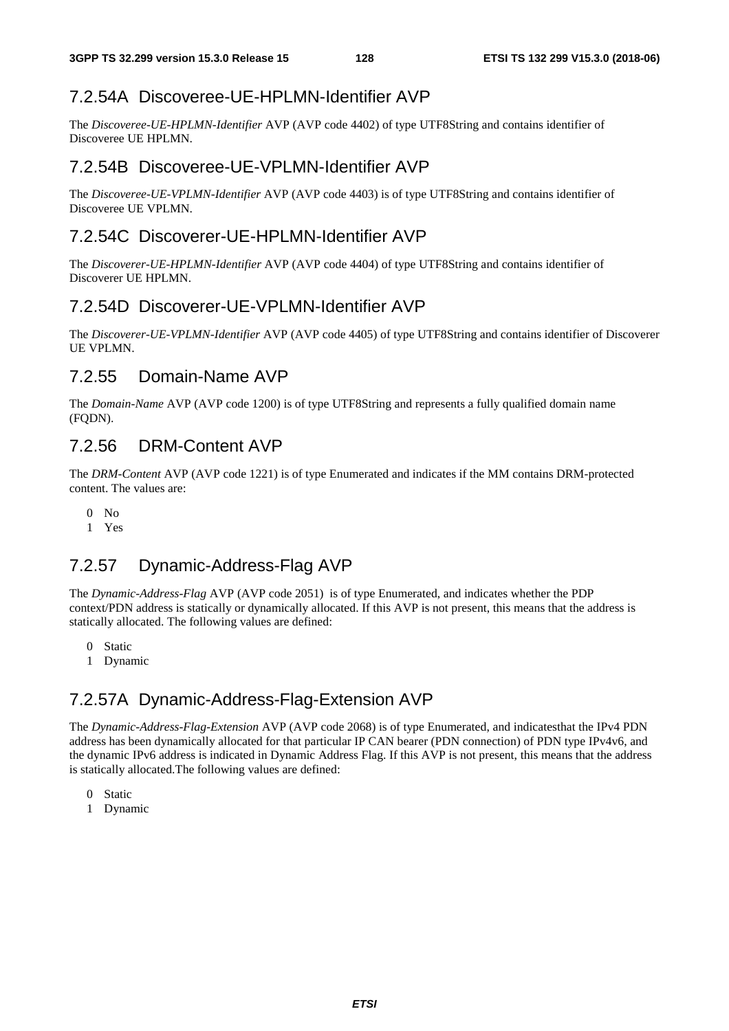### 7.2.54A Discoveree-UE-HPLMN-Identifier AVP

The *Discoveree-UE-HPLMN-Identifier* AVP (AVP code 4402) of type UTF8String and contains identifier of Discoveree UE HPLMN.

### 7.2.54B Discoveree-UE-VPLMN-Identifier AVP

The *Discoveree-UE-VPLMN-Identifier* AVP (AVP code 4403) is of type UTF8String and contains identifier of Discoveree UE VPLMN.

### 7.2.54C Discoverer-UE-HPLMN-Identifier AVP

The *Discoverer-UE-HPLMN-Identifier* AVP (AVP code 4404) of type UTF8String and contains identifier of Discoverer UE HPLMN.

### 7.2.54D Discoverer-UE-VPLMN-Identifier AVP

The *Discoverer-UE-VPLMN-Identifier* AVP (AVP code 4405) of type UTF8String and contains identifier of Discoverer UE VPLMN.

### 7.2.55 Domain-Name AVP

The *Domain-Name* AVP (AVP code 1200) is of type UTF8String and represents a fully qualified domain name (FQDN).

### 7.2.56 DRM-Content AVP

The *DRM-Content* AVP (AVP code 1221) is of type Enumerated and indicates if the MM contains DRM-protected content. The values are:

0 No
1 Yes

### 7.2.57 Dynamic-Address-Flag AVP

The *Dynamic-Address-Flag* AVP (AVP code 2051) is of type Enumerated, and indicates whether the PDP context/PDN address is statically or dynamically allocated. If this AVP is not present, this means that the address is statically allocated. The following values are defined:

0 Static
1 Dynamic

### 7.2.57A Dynamic-Address-Flag-Extension AVP

The *Dynamic-Address-Flag-Extension* AVP (AVP code 2068) is of type Enumerated, and indicatesthat the IPv4 PDN address has been dynamically allocated for that particular IP CAN bearer (PDN connection) of PDN type IPv4v6, and the dynamic IPv6 address is indicated in Dynamic Address Flag. If this AVP is not present, this means that the address is statically allocated.The following values are defined:

0 Static
1 Dynamic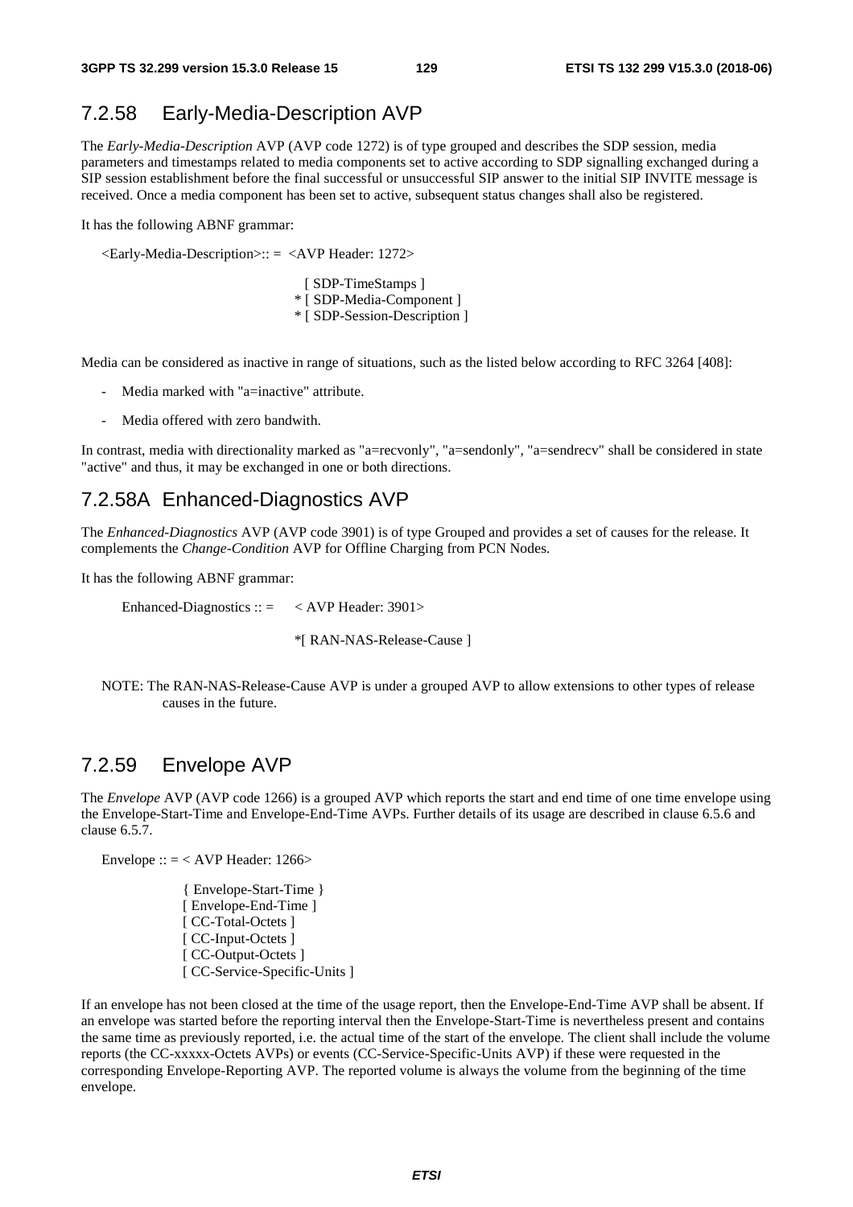### 7.2.58 Early-Media-Description AVP

The *Early-Media-Description* AVP (AVP code 1272) is of type grouped and describes the SDP session, media parameters and timestamps related to media components set to active according to SDP signalling exchanged during a SIP session establishment before the final successful or unsuccessful SIP answer to the initial SIP INVITE message is received. Once a media component has been set to active, subsequent status changes shall also be registered.

It has the following ABNF grammar:

```
<Early-Media-Description>:: =  <AVP Header: 1272>

                                  [ SDP-TimeStamps ]
                                * [ SDP-Media-Component ]
                                * [ SDP-Session-Description ]
```

Media can be considered as inactive in range of situations, such as the listed below according to RFC 3264 [408]:

- Media marked with "a=inactive" attribute.
- Media offered with zero bandwith.

In contrast, media with directionality marked as "a=recvonly", "a=sendonly", "a=sendrecv" shall be considered in state "active" and thus, it may be exchanged in one or both directions.

### 7.2.58A Enhanced-Diagnostics AVP

The *Enhanced-Diagnostics* AVP (AVP code 3901) is of type Grouped and provides a set of causes for the release. It complements the *Change-Condition* AVP for Offline Charging from PCN Nodes.

It has the following ABNF grammar:

```
Enhanced-Diagnostics :: =     < AVP Header: 3901>

                              *[ RAN-NAS-Release-Cause ]
```

NOTE: The RAN-NAS-Release-Cause AVP is under a grouped AVP to allow extensions to other types of release causes in the future.

### 7.2.59 Envelope AVP

The *Envelope* AVP (AVP code 1266) is a grouped AVP which reports the start and end time of one time envelope using the Envelope-Start-Time and Envelope-End-Time AVPs. Further details of its usage are described in clause 6.5.6 and clause 6.5.7.

```
Envelope :: = < AVP Header: 1266>

              { Envelope-Start-Time }
              [ Envelope-End-Time ]
              [ CC-Total-Octets ]
              [ CC-Input-Octets ]
              [ CC-Output-Octets ]
              [ CC-Service-Specific-Units ]
```

If an envelope has not been closed at the time of the usage report, then the Envelope-End-Time AVP shall be absent. If an envelope was started before the reporting interval then the Envelope-Start-Time is nevertheless present and contains the same time as previously reported, i.e. the actual time of the start of the envelope. The client shall include the volume reports (the CC-xxxxx-Octets AVPs) or events (CC-Service-Specific-Units AVP) if these were requested in the corresponding Envelope-Reporting AVP. The reported volume is always the volume from the beginning of the time envelope.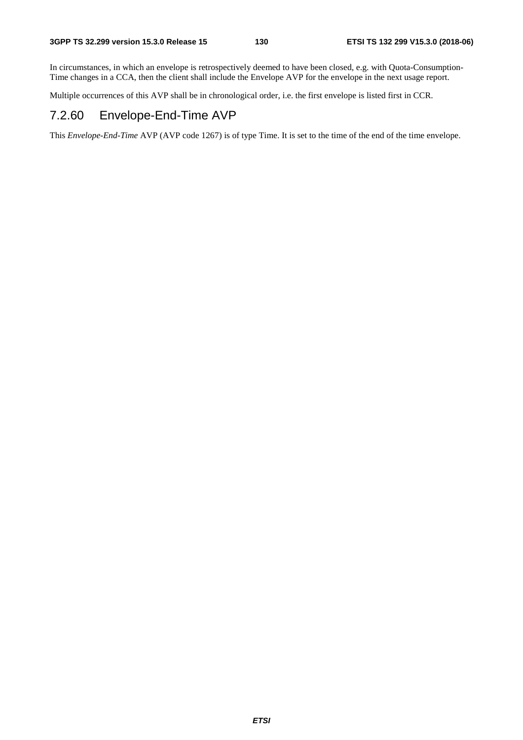In circumstances, in which an envelope is retrospectively deemed to have been closed, e.g. with Quota-Consumption-Time changes in a CCA, then the client shall include the Envelope AVP for the envelope in the next usage report.

Multiple occurrences of this AVP shall be in chronological order, i.e. the first envelope is listed first in CCR.

### 7.2.60 Envelope-End-Time AVP

This *Envelope-End-Time* AVP (AVP code 1267) is of type Time. It is set to the time of the end of the time envelope.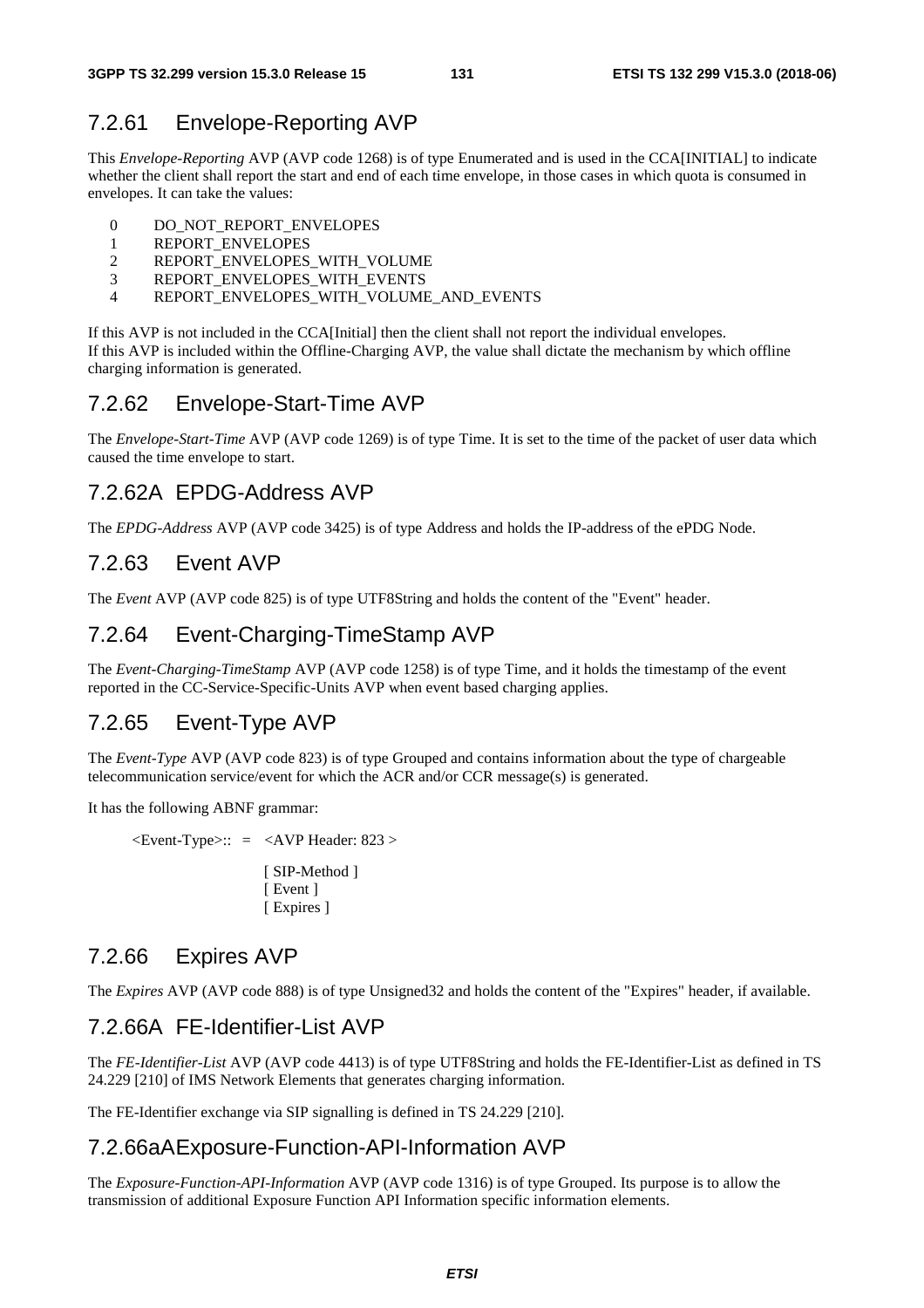### 7.2.61 Envelope-Reporting AVP

This *Envelope-Reporting* AVP (AVP code 1268) is of type Enumerated and is used in the CCA[INITIAL] to indicate whether the client shall report the start and end of each time envelope, in those cases in which quota is consumed in envelopes. It can take the values:

0 DO_NOT_REPORT_ENVELOPES
1 REPORT_ENVELOPES
2 REPORT_ENVELOPES_WITH_VOLUME
3 REPORT_ENVELOPES_WITH_EVENTS
4 REPORT_ENVELOPES_WITH_VOLUME_AND_EVENTS

If this AVP is not included in the CCA[Initial] then the client shall not report the individual envelopes.
If this AVP is included within the Offline-Charging AVP, the value shall dictate the mechanism by which offline charging information is generated.

### 7.2.62 Envelope-Start-Time AVP

The *Envelope-Start-Time* AVP (AVP code 1269) is of type Time. It is set to the time of the packet of user data which caused the time envelope to start.

### 7.2.62A EPDG-Address AVP

The *EPDG-Address* AVP (AVP code 3425) is of type Address and holds the IP-address of the ePDG Node.

### 7.2.63 Event AVP

The *Event* AVP (AVP code 825) is of type UTF8String and holds the content of the "Event" header.

### 7.2.64 Event-Charging-TimeStamp AVP

The *Event-Charging-TimeStamp* AVP (AVP code 1258) is of type Time, and it holds the timestamp of the event reported in the CC-Service-Specific-Units AVP when event based charging applies.

### 7.2.65 Event-Type AVP

The *Event-Type* AVP (AVP code 823) is of type Grouped and contains information about the type of chargeable telecommunication service/event for which the ACR and/or CCR message(s) is generated.

It has the following ABNF grammar:

```
<Event-Type>:: = <AVP Header: 823 >

                 [ SIP-Method ]
                 [ Event ]
                 [ Expires ]
```

### 7.2.66 Expires AVP

The *Expires* AVP (AVP code 888) is of type Unsigned32 and holds the content of the "Expires" header, if available.

### 7.2.66A FE-Identifier-List AVP

The *FE-Identifier-List* AVP (AVP code 4413) is of type UTF8String and holds the FE-Identifier-List as defined in TS 24.229 [210] of IMS Network Elements that generates charging information.

The FE-Identifier exchange via SIP signalling is defined in TS 24.229 [210].

### 7.2.66aA Exposure-Function-API-Information AVP

The *Exposure-Function-API-Information* AVP (AVP code 1316) is of type Grouped. Its purpose is to allow the transmission of additional Exposure Function API Information specific information elements.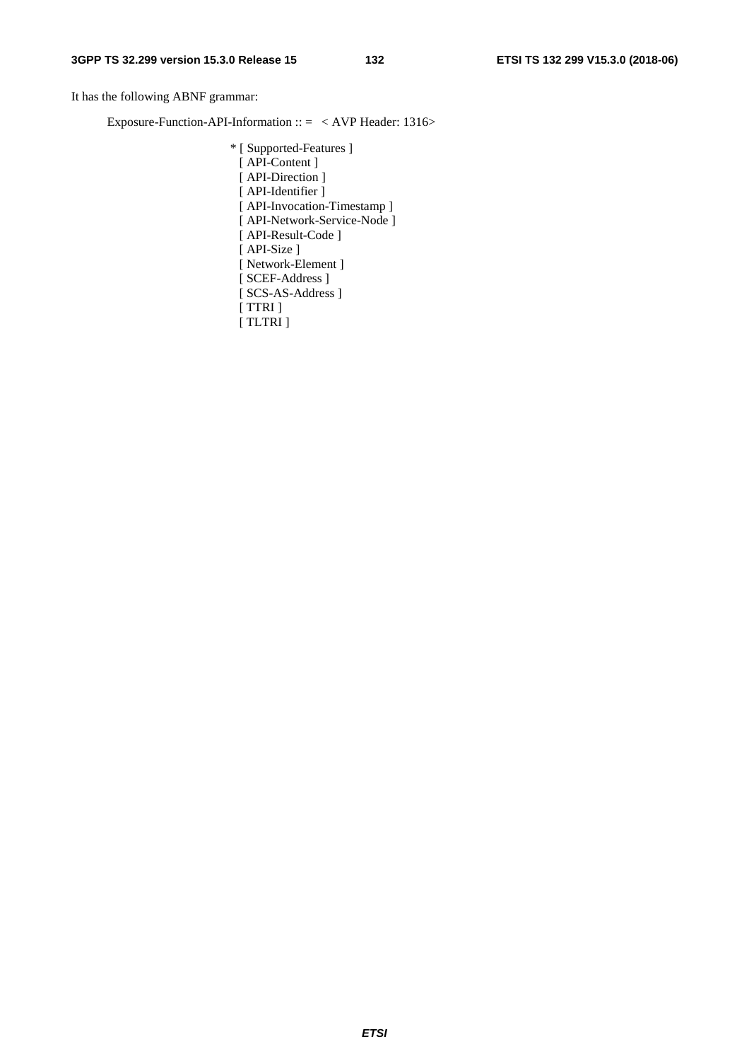It has the following ABNF grammar:

```
Exposure-Function-API-Information :: =  < AVP Header: 1316>

                    * [ Supported-Features ]
                      [ API-Content ]
                      [ API-Direction ]
                      [ API-Identifier ]
                      [ API-Invocation-Timestamp ]
                      [ API-Network-Service-Node ]
                      [ API-Result-Code ]
                      [ API-Size ]
                      [ Network-Element ]
                      [ SCEF-Address ]
                      [ SCS-AS-Address ]
                      [ TTRI ]
                      [ TLTRI ]
```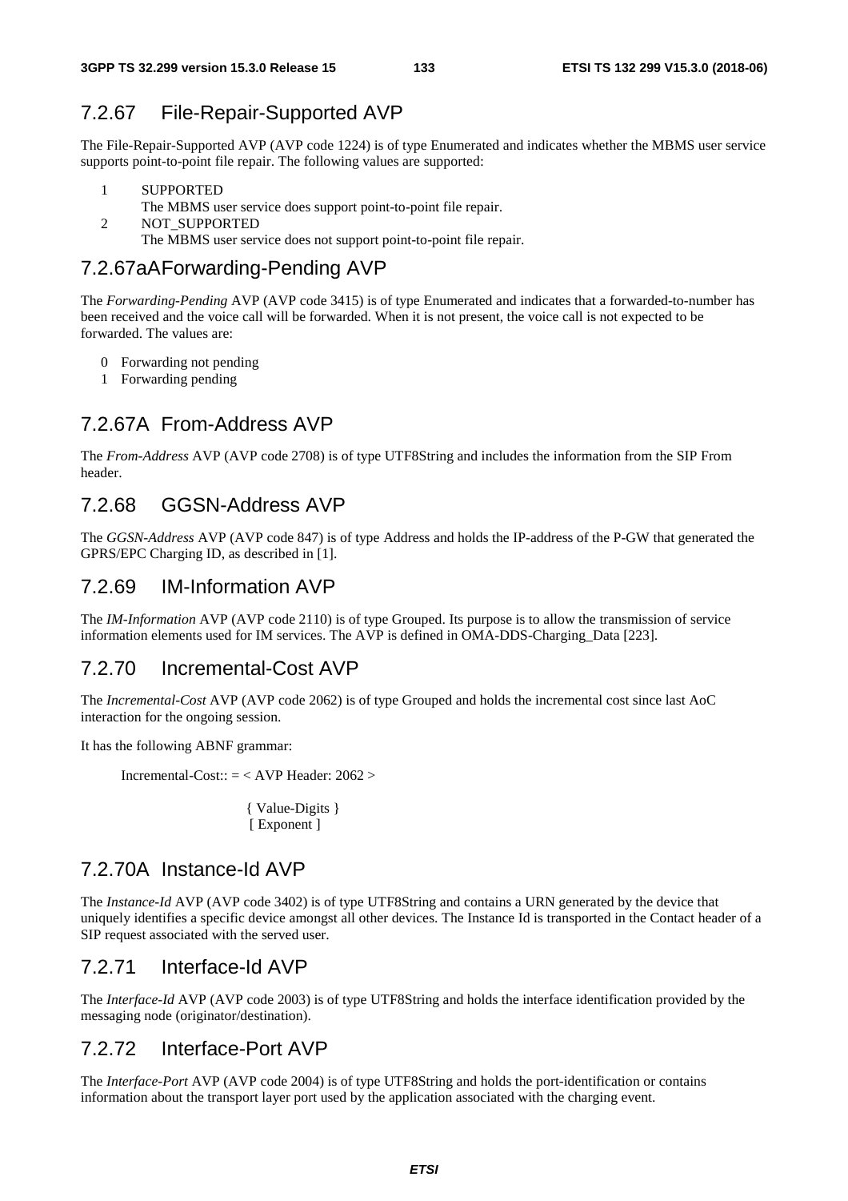### 7.2.67 File-Repair-Supported AVP

The File-Repair-Supported AVP (AVP code 1224) is of type Enumerated and indicates whether the MBMS user service supports point-to-point file repair. The following values are supported:

1 SUPPORTED
  The MBMS user service does support point-to-point file repair.

2 NOT_SUPPORTED
  The MBMS user service does not support point-to-point file repair.

### 7.2.67aA Forwarding-Pending AVP

The *Forwarding-Pending* AVP (AVP code 3415) is of type Enumerated and indicates that a forwarded-to-number has been received and the voice call will be forwarded. When it is not present, the voice call is not expected to be forwarded. The values are:

0 Forwarding not pending

1 Forwarding pending

### 7.2.67A From-Address AVP

The *From-Address* AVP (AVP code 2708) is of type UTF8String and includes the information from the SIP From header.

### 7.2.68 GGSN-Address AVP

The *GGSN-Address* AVP (AVP code 847) is of type Address and holds the IP-address of the P-GW that generated the GPRS/EPC Charging ID, as described in [1].

### 7.2.69 IM-Information AVP

The *IM-Information* AVP (AVP code 2110) is of type Grouped. Its purpose is to allow the transmission of service information elements used for IM services. The AVP is defined in OMA-DDS-Charging_Data [223].

### 7.2.70 Incremental-Cost AVP

The *Incremental-Cost* AVP (AVP code 2062) is of type Grouped and holds the incremental cost since last AoC interaction for the ongoing session.

It has the following ABNF grammar:

```
Incremental-Cost:: = < AVP Header: 2062 >

                    { Value-Digits }
                    [ Exponent ]
```

### 7.2.70A Instance-Id AVP

The *Instance-Id* AVP (AVP code 3402) is of type UTF8String and contains a URN generated by the device that uniquely identifies a specific device amongst all other devices. The Instance Id is transported in the Contact header of a SIP request associated with the served user.

### 7.2.71 Interface-Id AVP

The *Interface-Id* AVP (AVP code 2003) is of type UTF8String and holds the interface identification provided by the messaging node (originator/destination).

### 7.2.72 Interface-Port AVP

The *Interface-Port* AVP (AVP code 2004) is of type UTF8String and holds the port-identification or contains information about the transport layer port used by the application associated with the charging event.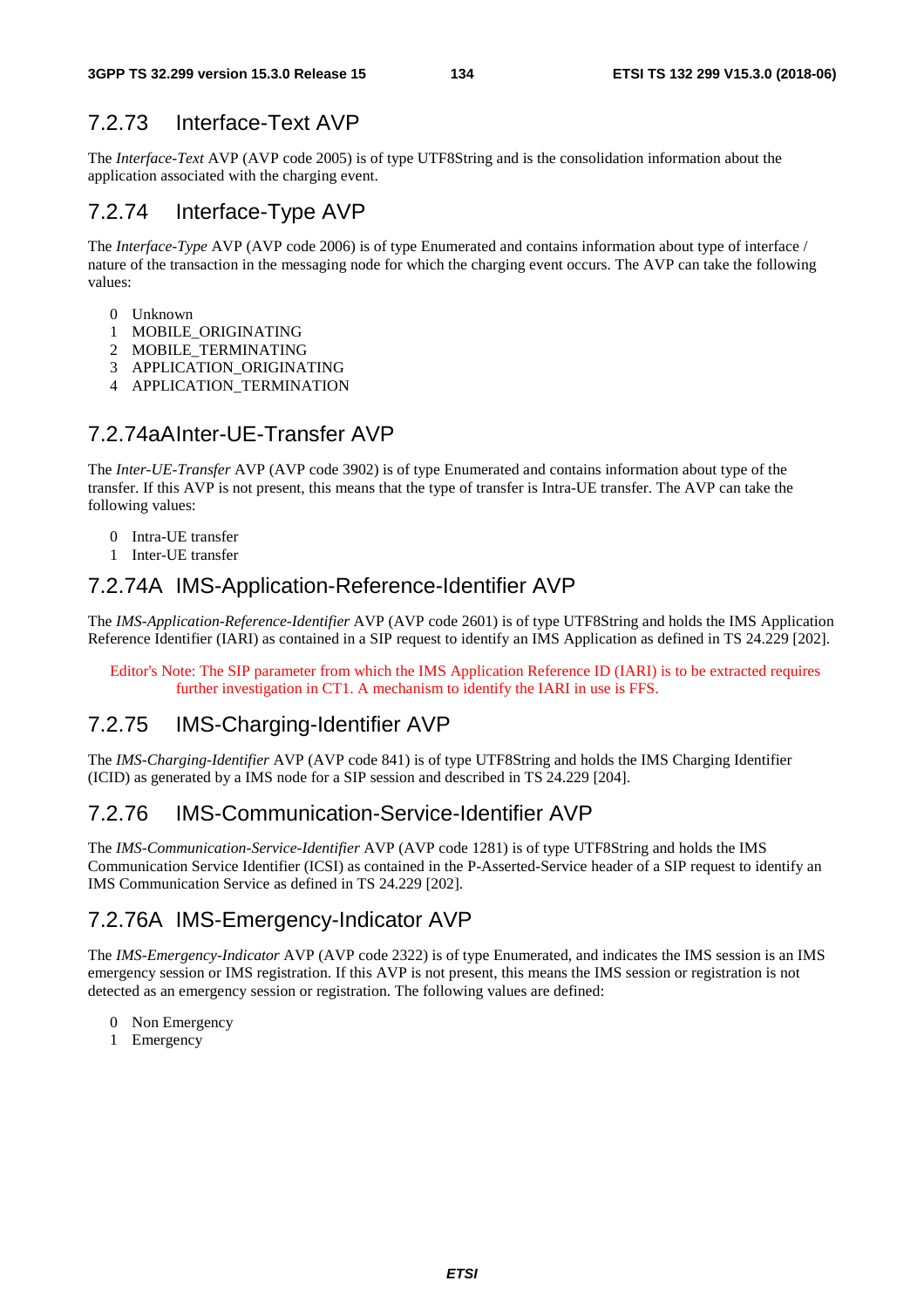### 7.2.73 Interface-Text AVP

The *Interface-Text* AVP (AVP code 2005) is of type UTF8String and is the consolidation information about the application associated with the charging event.

### 7.2.74 Interface-Type AVP

The *Interface-Type* AVP (AVP code 2006) is of type Enumerated and contains information about type of interface / nature of the transaction in the messaging node for which the charging event occurs. The AVP can take the following values:

0 Unknown
1 MOBILE_ORIGINATING
2 MOBILE_TERMINATING
3 APPLICATION_ORIGINATING
4 APPLICATION_TERMINATION

### 7.2.74aA Inter-UE-Transfer AVP

The *Inter-UE-Transfer* AVP (AVP code 3902) is of type Enumerated and contains information about type of the transfer. If this AVP is not present, this means that the type of transfer is Intra-UE transfer. The AVP can take the following values:

0 Intra-UE transfer
1 Inter-UE transfer

### 7.2.74A IMS-Application-Reference-Identifier AVP

The *IMS-Application-Reference-Identifier* AVP (AVP code 2601) is of type UTF8String and holds the IMS Application Reference Identifier (IARI) as contained in a SIP request to identify an IMS Application as defined in TS 24.229 [202].

Editor's Note: The SIP parameter from which the IMS Application Reference ID (IARI) is to be extracted requires further investigation in CT1. A mechanism to identify the IARI in use is FFS.

### 7.2.75 IMS-Charging-Identifier AVP

The *IMS-Charging-Identifier* AVP (AVP code 841) is of type UTF8String and holds the IMS Charging Identifier (ICID) as generated by a IMS node for a SIP session and described in TS 24.229 [204].

### 7.2.76 IMS-Communication-Service-Identifier AVP

The *IMS-Communication-Service-Identifier* AVP (AVP code 1281) is of type UTF8String and holds the IMS Communication Service Identifier (ICSI) as contained in the P-Asserted-Service header of a SIP request to identify an IMS Communication Service as defined in TS 24.229 [202].

### 7.2.76A IMS-Emergency-Indicator AVP

The *IMS-Emergency-Indicator* AVP (AVP code 2322) is of type Enumerated, and indicates the IMS session is an IMS emergency session or IMS registration. If this AVP is not present, this means the IMS session or registration is not detected as an emergency session or registration. The following values are defined:

0 Non Emergency
1 Emergency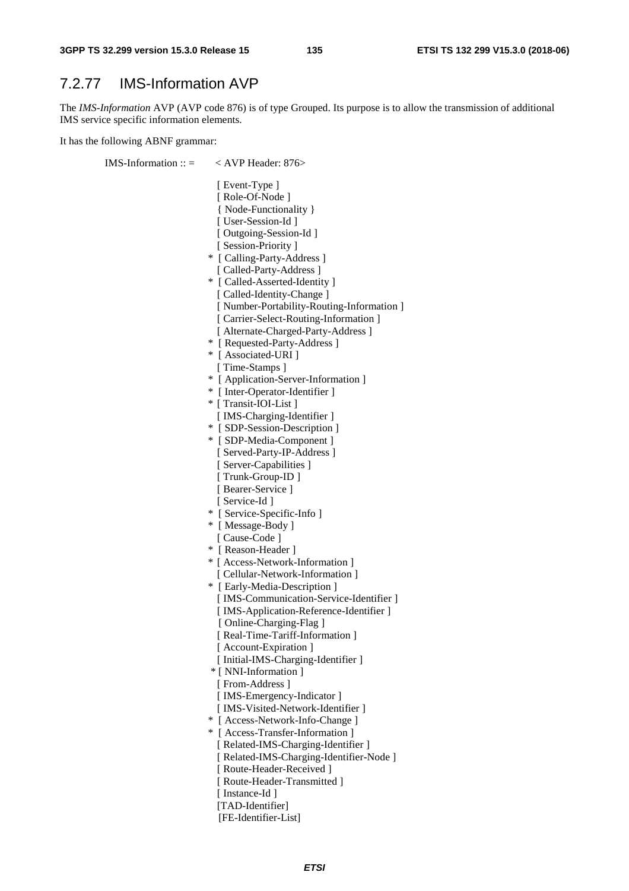## 7.2.77 IMS-Information AVP

The *IMS-Information* AVP (AVP code 876) is of type Grouped. Its purpose is to allow the transmission of additional IMS service specific information elements.

It has the following ABNF grammar:

```
IMS-Information :: =    < AVP Header: 876>

                          [ Event-Type ]
                          [ Role-Of-Node ]
                          { Node-Functionality }
                          [ User-Session-Id ]
                          [ Outgoing-Session-Id ]
                          [ Session-Priority ]
                        * [ Calling-Party-Address ]
                          [ Called-Party-Address ]
                        * [ Called-Asserted-Identity ]
                          [ Called-Identity-Change ]
                          [ Number-Portability-Routing-Information ]
                          [ Carrier-Select-Routing-Information ]
                          [ Alternate-Charged-Party-Address ]
                        * [ Requested-Party-Address ]
                        * [ Associated-URI ]
                          [ Time-Stamps ]
                        * [ Application-Server-Information ]
                        * [ Inter-Operator-Identifier ]
                        * [ Transit-IOI-List ]
                          [ IMS-Charging-Identifier ]
                        * [ SDP-Session-Description ]
                        * [ SDP-Media-Component ]
                          [ Served-Party-IP-Address ]
                          [ Server-Capabilities ]
                          [ Trunk-Group-ID ]
                          [ Bearer-Service ]
                          [ Service-Id ]
                        * [ Service-Specific-Info ]
                        * [ Message-Body ]
                          [ Cause-Code ]
                        * [ Reason-Header ]
                        * [ Access-Network-Information ]
                          [ Cellular-Network-Information ]
                        * [ Early-Media-Description ]
                          [ IMS-Communication-Service-Identifier ]
                          [ IMS-Application-Reference-Identifier ]
                          [ Online-Charging-Flag ]
                          [ Real-Time-Tariff-Information ]
                          [ Account-Expiration ]
                          [ Initial-IMS-Charging-Identifier ]
                        * [ NNI-Information ]
                          [ From-Address ]
                          [ IMS-Emergency-Indicator ]
                          [ IMS-Visited-Network-Identifier ]
                        * [ Access-Network-Info-Change ]
                        * [ Access-Transfer-Information ]
                          [ Related-IMS-Charging-Identifier ]
                          [ Related-IMS-Charging-Identifier-Node ]
                          [ Route-Header-Received ]
                          [ Route-Header-Transmitted ]
                          [ Instance-Id ]
                          [TAD-Identifier]
                          [FE-Identifier-List]
```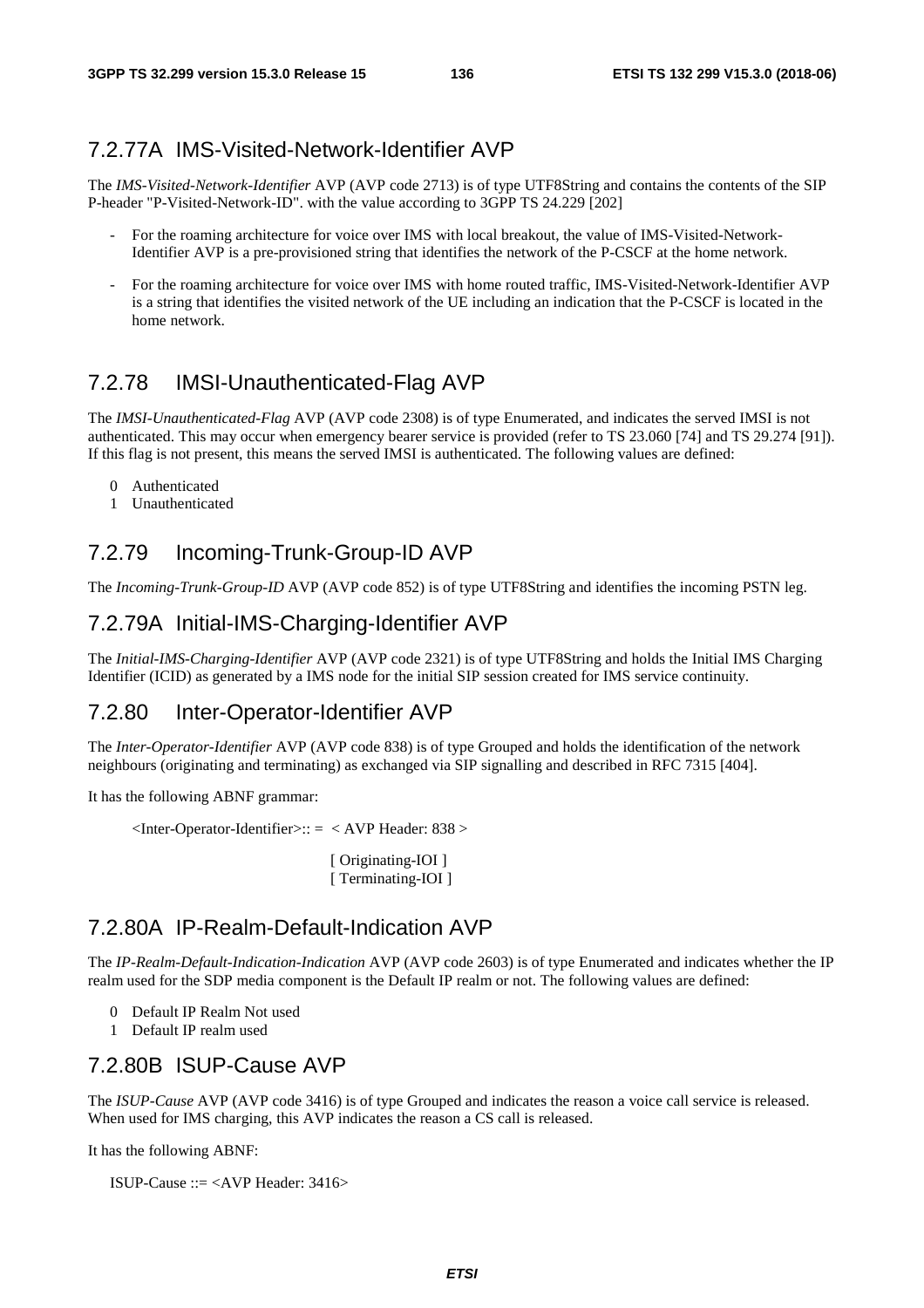### 7.2.77A IMS-Visited-Network-Identifier AVP

The *IMS-Visited-Network-Identifier* AVP (AVP code 2713) is of type UTF8String and contains the contents of the SIP P-header "P-Visited-Network-ID". with the value according to 3GPP TS 24.229 [202]

- For the roaming architecture for voice over IMS with local breakout, the value of IMS-Visited-Network-Identifier AVP is a pre-provisioned string that identifies the network of the P-CSCF at the home network.
- For the roaming architecture for voice over IMS with home routed traffic, IMS-Visited-Network-Identifier AVP is a string that identifies the visited network of the UE including an indication that the P-CSCF is located in the home network.

### 7.2.78 IMSI-Unauthenticated-Flag AVP

The *IMSI-Unauthenticated-Flag* AVP (AVP code 2308) is of type Enumerated, and indicates the served IMSI is not authenticated. This may occur when emergency bearer service is provided (refer to TS 23.060 [74] and TS 29.274 [91]). If this flag is not present, this means the served IMSI is authenticated. The following values are defined:

0 Authenticated
1 Unauthenticated

### 7.2.79 Incoming-Trunk-Group-ID AVP

The *Incoming-Trunk-Group-ID* AVP (AVP code 852) is of type UTF8String and identifies the incoming PSTN leg.

### 7.2.79A Initial-IMS-Charging-Identifier AVP

The *Initial-IMS-Charging-Identifier* AVP (AVP code 2321) is of type UTF8String and holds the Initial IMS Charging Identifier (ICID) as generated by a IMS node for the initial SIP session created for IMS service continuity.

### 7.2.80 Inter-Operator-Identifier AVP

The *Inter-Operator-Identifier* AVP (AVP code 838) is of type Grouped and holds the identification of the network neighbours (originating and terminating) as exchanged via SIP signalling and described in RFC 7315 [404].

It has the following ABNF grammar:

```
<Inter-Operator-Identifier>:: =  < AVP Header: 838 >
                                  [ Originating-IOI ]
                                  [ Terminating-IOI ]
```

### 7.2.80A IP-Realm-Default-Indication AVP

The *IP-Realm-Default-Indication-Indication* AVP (AVP code 2603) is of type Enumerated and indicates whether the IP realm used for the SDP media component is the Default IP realm or not. The following values are defined:

0 Default IP Realm Not used
1 Default IP realm used

### 7.2.80B ISUP-Cause AVP

The *ISUP-Cause* AVP (AVP code 3416) is of type Grouped and indicates the reason a voice call service is released. When used for IMS charging, this AVP indicates the reason a CS call is released.

It has the following ABNF:

```
ISUP-Cause ::= <AVP Header: 3416>
```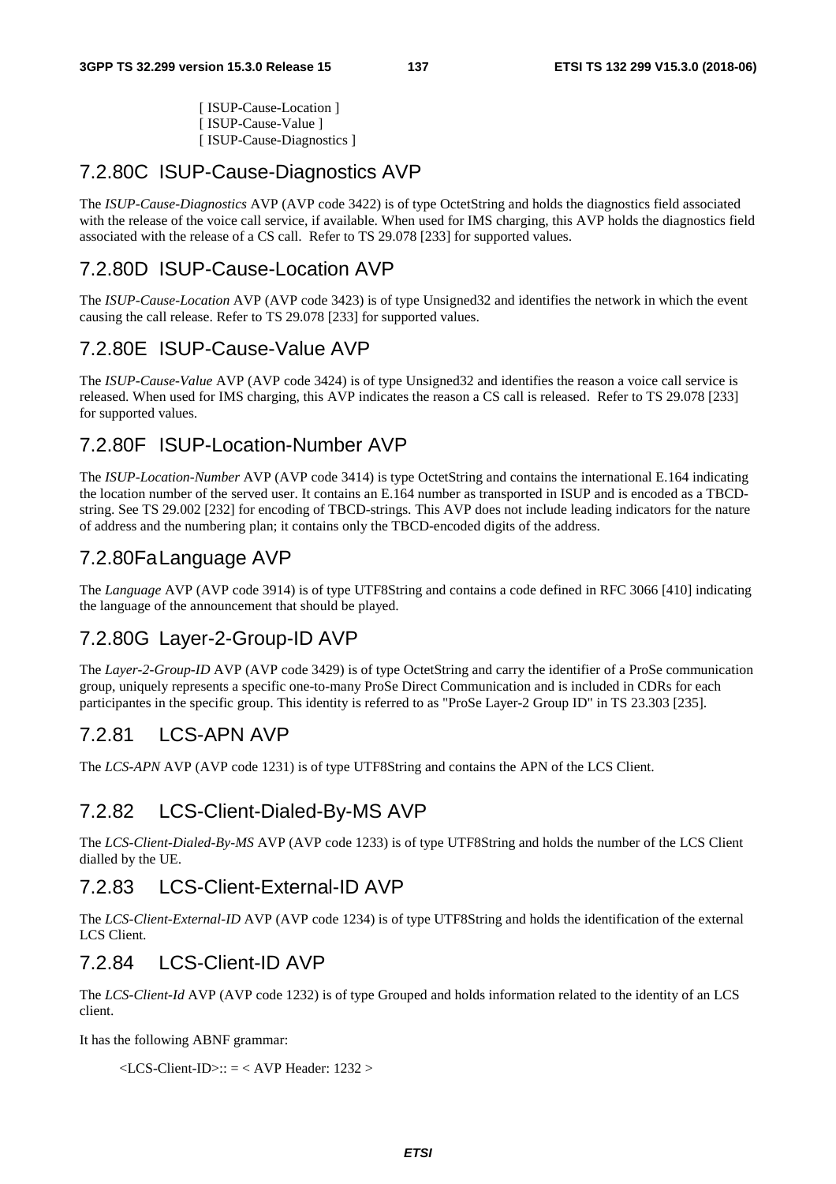[ ISUP-Cause-Location ]
[ ISUP-Cause-Value ]
[ ISUP-Cause-Diagnostics ]

## 7.2.80C ISUP-Cause-Diagnostics AVP

The *ISUP-Cause-Diagnostics* AVP (AVP code 3422) is of type OctetString and holds the diagnostics field associated with the release of the voice call service, if available. When used for IMS charging, this AVP holds the diagnostics field associated with the release of a CS call. Refer to TS 29.078 [233] for supported values.

## 7.2.80D ISUP-Cause-Location AVP

The *ISUP-Cause-Location* AVP (AVP code 3423) is of type Unsigned32 and identifies the network in which the event causing the call release. Refer to TS 29.078 [233] for supported values.

## 7.2.80E ISUP-Cause-Value AVP

The *ISUP-Cause-Value* AVP (AVP code 3424) is of type Unsigned32 and identifies the reason a voice call service is released. When used for IMS charging, this AVP indicates the reason a CS call is released. Refer to TS 29.078 [233] for supported values.

## 7.2.80F ISUP-Location-Number AVP

The *ISUP-Location-Number* AVP (AVP code 3414) is type OctetString and contains the international E.164 indicating the location number of the served user. It contains an E.164 number as transported in ISUP and is encoded as a TBCD-string. See TS 29.002 [232] for encoding of TBCD-strings. This AVP does not include leading indicators for the nature of address and the numbering plan; it contains only the TBCD-encoded digits of the address.

## 7.2.80Fa Language AVP

The *Language* AVP (AVP code 3914) is of type UTF8String and contains a code defined in RFC 3066 [410] indicating the language of the announcement that should be played.

## 7.2.80G Layer-2-Group-ID AVP

The *Layer-2-Group-ID* AVP (AVP code 3429) is of type OctetString and carry the identifier of a ProSe communication group, uniquely represents a specific one-to-many ProSe Direct Communication and is included in CDRs for each participantes in the specific group. This identity is referred to as "ProSe Layer-2 Group ID" in TS 23.303 [235].

## 7.2.81 LCS-APN AVP

The *LCS-APN* AVP (AVP code 1231) is of type UTF8String and contains the APN of the LCS Client.

## 7.2.82 LCS-Client-Dialed-By-MS AVP

The *LCS-Client-Dialed-By-MS* AVP (AVP code 1233) is of type UTF8String and holds the number of the LCS Client dialled by the UE.

## 7.2.83 LCS-Client-External-ID AVP

The *LCS-Client-External-ID* AVP (AVP code 1234) is of type UTF8String and holds the identification of the external LCS Client.

## 7.2.84 LCS-Client-ID AVP

The *LCS-Client-Id* AVP (AVP code 1232) is of type Grouped and holds information related to the identity of an LCS client.

It has the following ABNF grammar:

<LCS-Client-ID>:: = < AVP Header: 1232 >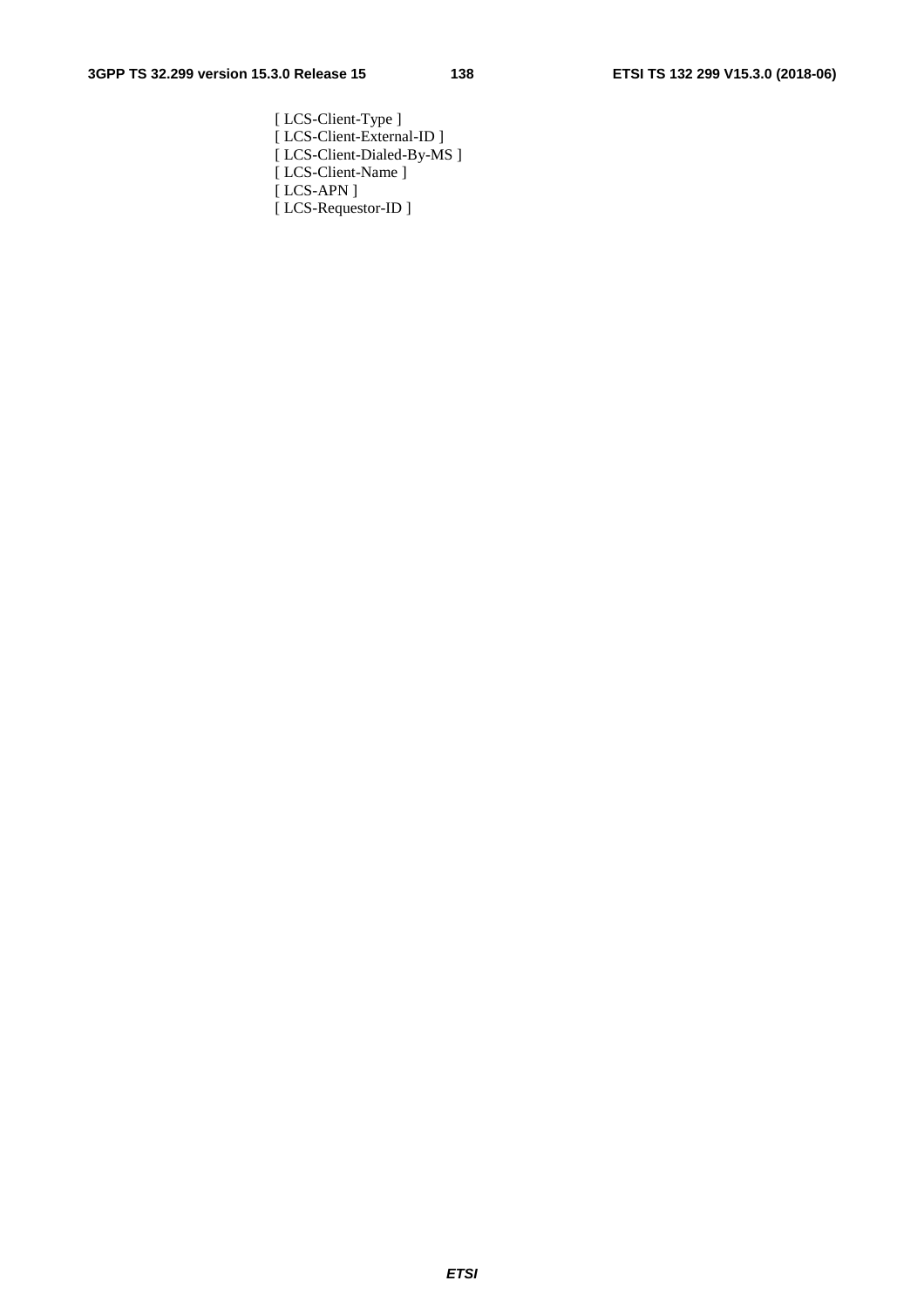[ LCS-Client-Type ]
[ LCS-Client-External-ID ]
[ LCS-Client-Dialed-By-MS ]
[ LCS-Client-Name ]
[ LCS-APN ]
[ LCS-Requestor-ID ]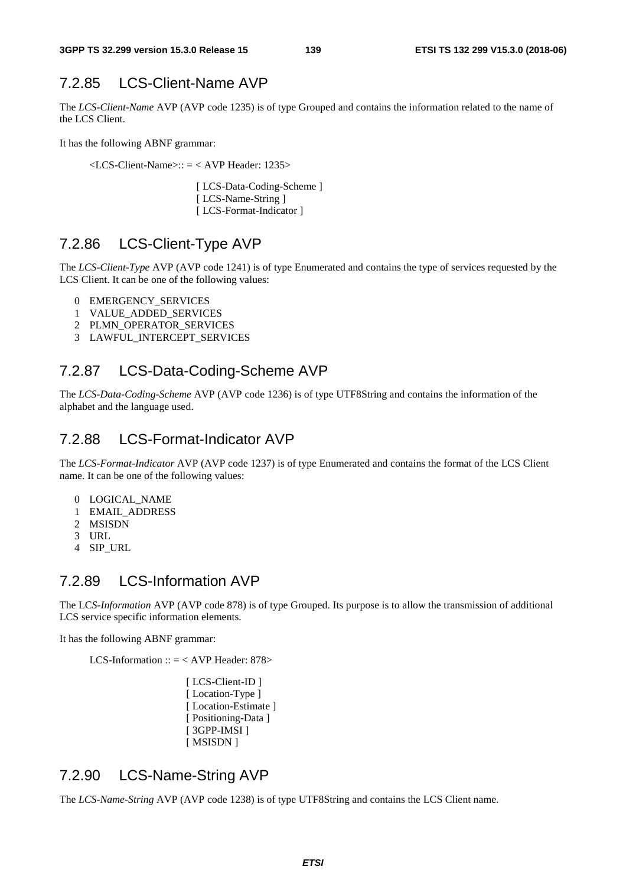### 7.2.85 LCS-Client-Name AVP

The *LCS-Client-Name* AVP (AVP code 1235) is of type Grouped and contains the information related to the name of the LCS Client.

It has the following ABNF grammar:

```
<LCS-Client-Name>:: = < AVP Header: 1235>

                [ LCS-Data-Coding-Scheme ]
                [ LCS-Name-String ]
                [ LCS-Format-Indicator ]
```

### 7.2.86 LCS-Client-Type AVP

The *LCS-Client-Type* AVP (AVP code 1241) is of type Enumerated and contains the type of services requested by the LCS Client. It can be one of the following values:

0 EMERGENCY_SERVICES
1 VALUE_ADDED_SERVICES
2 PLMN_OPERATOR_SERVICES
3 LAWFUL_INTERCEPT_SERVICES

### 7.2.87 LCS-Data-Coding-Scheme AVP

The *LCS-Data-Coding-Scheme* AVP (AVP code 1236) is of type UTF8String and contains the information of the alphabet and the language used.

### 7.2.88 LCS-Format-Indicator AVP

The *LCS-Format-Indicator* AVP (AVP code 1237) is of type Enumerated and contains the format of the LCS Client name. It can be one of the following values:

0 LOGICAL_NAME
1 EMAIL_ADDRESS
2 MSISDN
3 URL
4 SIP_URL

### 7.2.89 LCS-Information AVP

The LC*S-Information* AVP (AVP code 878) is of type Grouped. Its purpose is to allow the transmission of additional LCS service specific information elements.

It has the following ABNF grammar:

```
LCS-Information :: = < AVP Header: 878>

                [ LCS-Client-ID ]
                [ Location-Type ]
                [ Location-Estimate ]
                [ Positioning-Data ]
                [ 3GPP-IMSI ]
                [ MSISDN ]
```

### 7.2.90 LCS-Name-String AVP

The *LCS-Name-String* AVP (AVP code 1238) is of type UTF8String and contains the LCS Client name.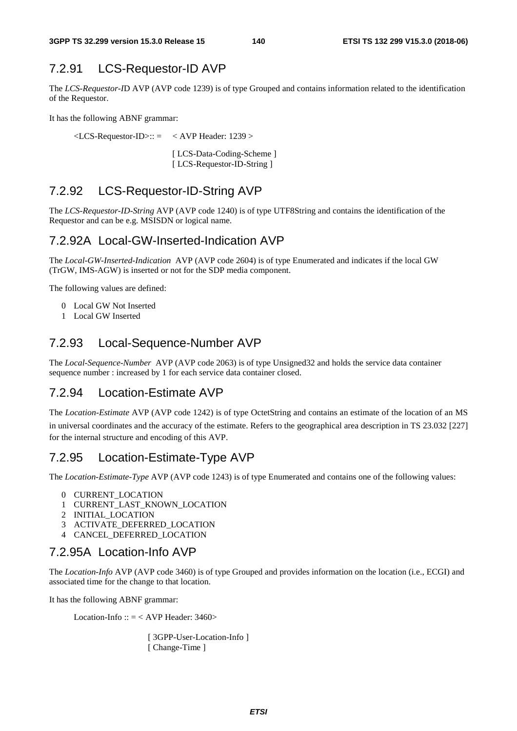### 7.2.91 LCS-Requestor-ID AVP

The *LCS-Requestor-I*D AVP (AVP code 1239) is of type Grouped and contains information related to the identification of the Requestor.

It has the following ABNF grammar:

```
<LCS-Requestor-ID>:: =    < AVP Header: 1239 >

                          [ LCS-Data-Coding-Scheme ]
                          [ LCS-Requestor-ID-String ]
```

### 7.2.92 LCS-Requestor-ID-String AVP

The *LCS-Requestor-ID-String* AVP (AVP code 1240) is of type UTF8String and contains the identification of the Requestor and can be e.g. MSISDN or logical name.

### 7.2.92A Local-GW-Inserted-Indication AVP

The *Local-GW-Inserted-Indication* AVP (AVP code 2604) is of type Enumerated and indicates if the local GW (TrGW, IMS-AGW) is inserted or not for the SDP media component.

The following values are defined:

0 Local GW Not Inserted
1 Local GW Inserted

### 7.2.93 Local-Sequence-Number AVP

The *Local-Sequence-Number* AVP (AVP code 2063) is of type Unsigned32 and holds the service data container sequence number : increased by 1 for each service data container closed.

### 7.2.94 Location-Estimate AVP

The *Location-Estimate* AVP (AVP code 1242) is of type OctetString and contains an estimate of the location of an MS in universal coordinates and the accuracy of the estimate. Refers to the geographical area description in TS 23.032 [227] for the internal structure and encoding of this AVP.

### 7.2.95 Location-Estimate-Type AVP

The *Location-Estimate-Type* AVP (AVP code 1243) is of type Enumerated and contains one of the following values:

0 CURRENT_LOCATION
1 CURRENT_LAST_KNOWN_LOCATION
2 INITIAL_LOCATION
3 ACTIVATE_DEFERRED_LOCATION
4 CANCEL_DEFERRED_LOCATION

### 7.2.95A Location-Info AVP

The *Location-Info* AVP (AVP code 3460) is of type Grouped and provides information on the location (i.e., ECGI) and associated time for the change to that location.

It has the following ABNF grammar:

```
Location-Info :: = < AVP Header: 3460>

                   [ 3GPP-User-Location-Info ]
                   [ Change-Time ]
```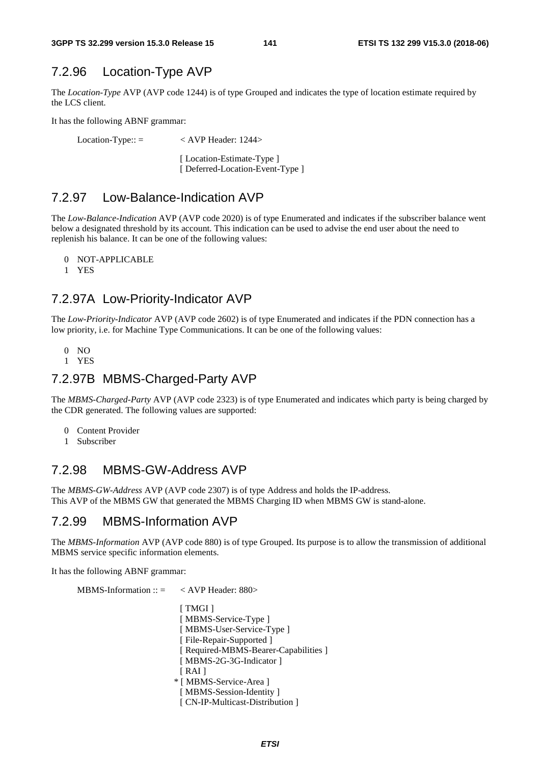### 7.2.96 Location-Type AVP

The *Location-Type* AVP (AVP code 1244) is of type Grouped and indicates the type of location estimate required by the LCS client.

It has the following ABNF grammar:

```
Location-Type:: =        < AVP Header: 1244>

                         [ Location-Estimate-Type ]
                         [ Deferred-Location-Event-Type ]
```

### 7.2.97 Low-Balance-Indication AVP

The *Low-Balance-Indication* AVP (AVP code 2020) is of type Enumerated and indicates if the subscriber balance went below a designated threshold by its account. This indication can be used to advise the end user about the need to replenish his balance. It can be one of the following values:

0 NOT-APPLICABLE
1 YES

### 7.2.97A Low-Priority-Indicator AVP

The *Low-Priority-Indicator* AVP (AVP code 2602) is of type Enumerated and indicates if the PDN connection has a low priority, i.e. for Machine Type Communications. It can be one of the following values:

0 NO
1 YES

### 7.2.97B MBMS-Charged-Party AVP

The *MBMS-Charged-Party* AVP (AVP code 2323) is of type Enumerated and indicates which party is being charged by the CDR generated. The following values are supported:

0 Content Provider
1 Subscriber

### 7.2.98 MBMS-GW-Address AVP

The *MBMS-GW-Address* AVP (AVP code 2307) is of type Address and holds the IP-address.
This AVP of the MBMS GW that generated the MBMS Charging ID when MBMS GW is stand-alone.

### 7.2.99 MBMS-Information AVP

The *MBMS-Information* AVP (AVP code 880) is of type Grouped. Its purpose is to allow the transmission of additional MBMS service specific information elements.

It has the following ABNF grammar:

```
MBMS-Information :: =    < AVP Header: 880>

                         [ TMGI ]
                         [ MBMS-Service-Type ]
                         [ MBMS-User-Service-Type ]
                         [ File-Repair-Supported ]
                         [ Required-MBMS-Bearer-Capabilities ]
                         [ MBMS-2G-3G-Indicator ]
                         [ RAI ]
                        * [ MBMS-Service-Area ]
                         [ MBMS-Session-Identity ]
                         [ CN-IP-Multicast-Distribution ]
```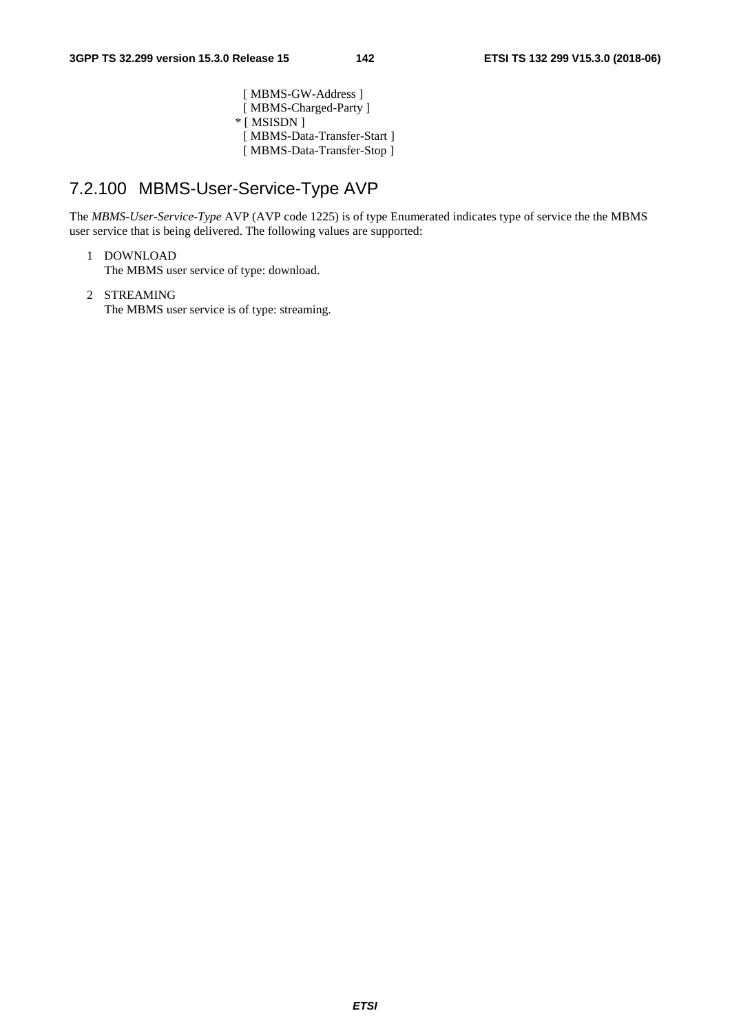[ MBMS-GW-Address ]
[ MBMS-Charged-Party ]
* [ MSISDN ]
[ MBMS-Data-Transfer-Start ]
[ MBMS-Data-Transfer-Stop ]

### 7.2.100 MBMS-User-Service-Type AVP

The *MBMS-User-Service-Type* AVP (AVP code 1225) is of type Enumerated indicates type of service the the MBMS user service that is being delivered. The following values are supported:

1 DOWNLOAD
The MBMS user service of type: download.

2 STREAMING
The MBMS user service is of type: streaming.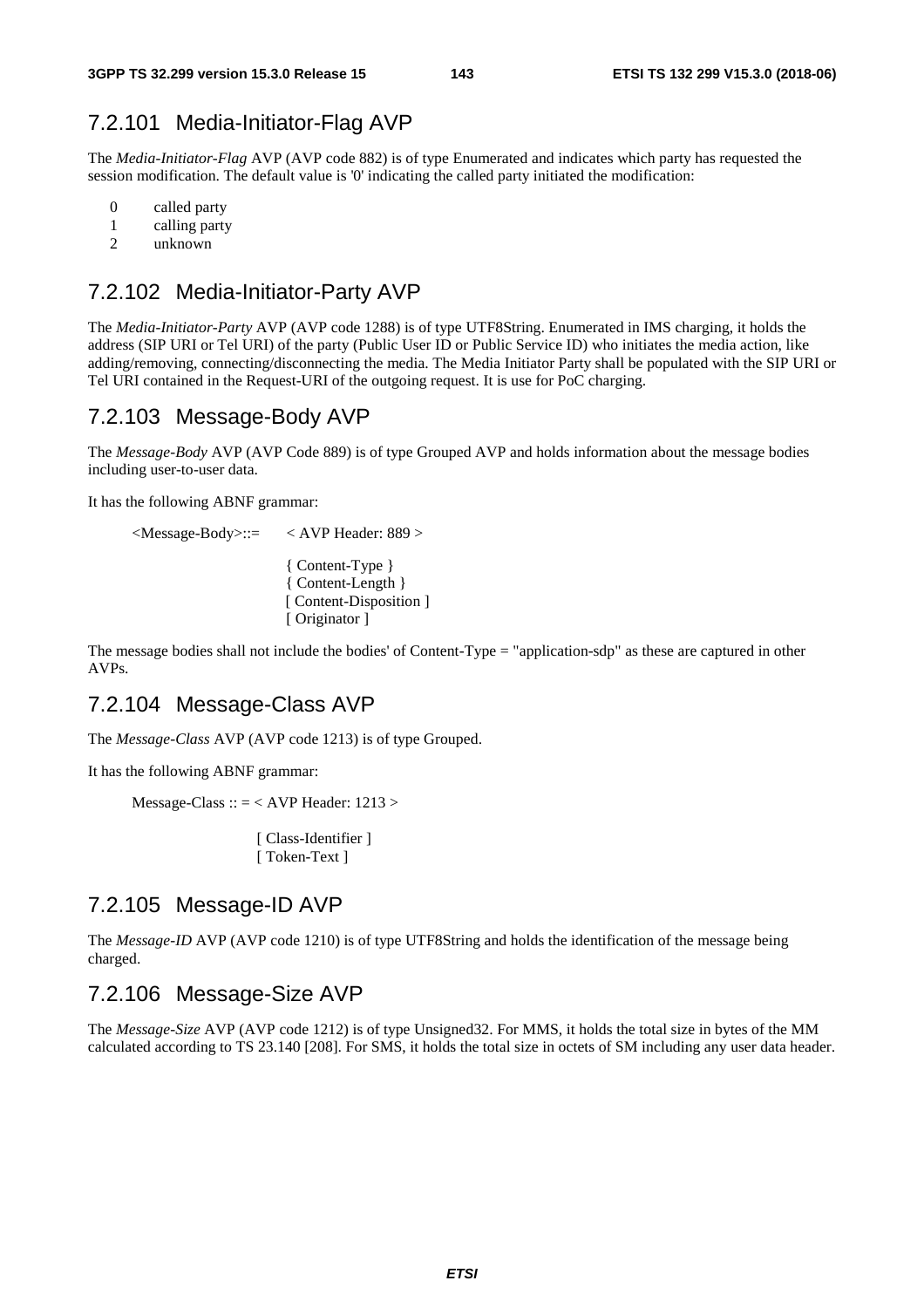### 7.2.101 Media-Initiator-Flag AVP

The *Media-Initiator-Flag* AVP (AVP code 882) is of type Enumerated and indicates which party has requested the session modification. The default value is '0' indicating the called party initiated the modification:

0 called party
1 calling party
2 unknown

### 7.2.102 Media-Initiator-Party AVP

The *Media-Initiator-Party* AVP (AVP code 1288) is of type UTF8String. Enumerated in IMS charging, it holds the address (SIP URI or Tel URI) of the party (Public User ID or Public Service ID) who initiates the media action, like adding/removing, connecting/disconnecting the media. The Media Initiator Party shall be populated with the SIP URI or Tel URI contained in the Request-URI of the outgoing request. It is use for PoC charging.

### 7.2.103 Message-Body AVP

The *Message-Body* AVP (AVP Code 889) is of type Grouped AVP and holds information about the message bodies including user-to-user data.

It has the following ABNF grammar:

```
<Message-Body>::=     < AVP Header: 889 >

                      { Content-Type }
                      { Content-Length }
                      [ Content-Disposition ]
                      [ Originator ]
```

The message bodies shall not include the bodies' of Content-Type = "application-sdp" as these are captured in other AVPs.

### 7.2.104 Message-Class AVP

The *Message-Class* AVP (AVP code 1213) is of type Grouped.

It has the following ABNF grammar:

```
Message-Class :: = < AVP Header: 1213 >

                   [ Class-Identifier ]
                   [ Token-Text ]
```

### 7.2.105 Message-ID AVP

The *Message-ID* AVP (AVP code 1210) is of type UTF8String and holds the identification of the message being charged.

### 7.2.106 Message-Size AVP

The *Message-Size* AVP (AVP code 1212) is of type Unsigned32. For MMS, it holds the total size in bytes of the MM calculated according to TS 23.140 [208]. For SMS, it holds the total size in octets of SM including any user data header.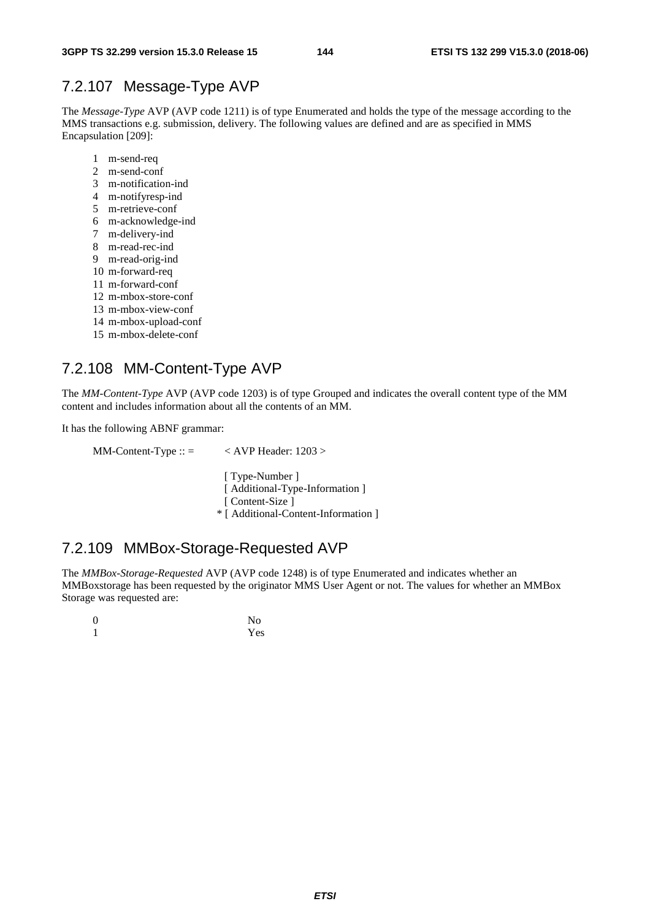## 7.2.107 Message-Type AVP

The *Message-Type* AVP (AVP code 1211) is of type Enumerated and holds the type of the message according to the MMS transactions e.g. submission, delivery. The following values are defined and are as specified in MMS Encapsulation [209]:

1 m-send-req
2 m-send-conf
3 m-notification-ind
4 m-notifyresp-ind
5 m-retrieve-conf
6 m-acknowledge-ind
7 m-delivery-ind
8 m-read-rec-ind
9 m-read-orig-ind
10 m-forward-req
11 m-forward-conf
12 m-mbox-store-conf
13 m-mbox-view-conf
14 m-mbox-upload-conf
15 m-mbox-delete-conf

## 7.2.108 MM-Content-Type AVP

The *MM-Content-Type* AVP (AVP code 1203) is of type Grouped and indicates the overall content type of the MM content and includes information about all the contents of an MM.

It has the following ABNF grammar:

```
MM-Content-Type :: =       < AVP Header: 1203 >

                            [ Type-Number ]
                            [ Additional-Type-Information ]
                            [ Content-Size ]
                          * [ Additional-Content-Information ]
```

## 7.2.109 MMBox-Storage-Requested AVP

The *MMBox-Storage-Requested* AVP (AVP code 1248) is of type Enumerated and indicates whether an MMBoxstorage has been requested by the originator MMS User Agent or not. The values for whether an MMBox Storage was requested are:

0 No
1 Yes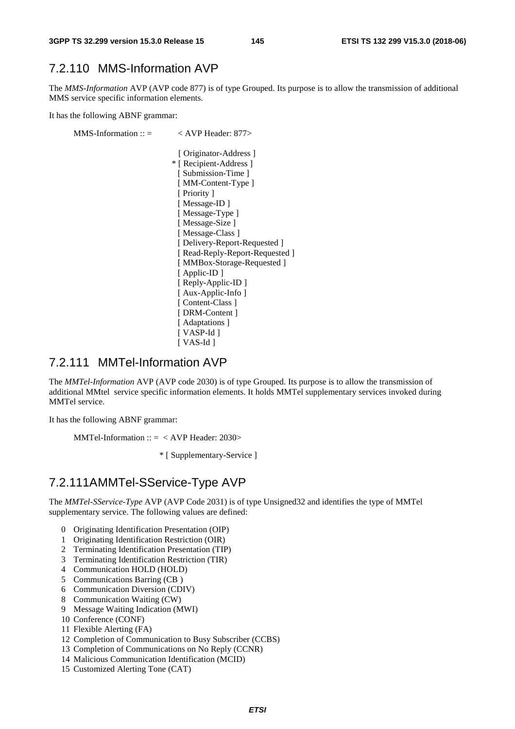## 7.2.110 MMS-Information AVP

The *MMS-Information* AVP (AVP code 877) is of type Grouped. Its purpose is to allow the transmission of additional MMS service specific information elements.

It has the following ABNF grammar:

```
MMS-Information :: =        < AVP Header: 877>

                              [ Originator-Address ]
                            * [ Recipient-Address ]
                              [ Submission-Time ]
                              [ MM-Content-Type ]
                              [ Priority ]
                              [ Message-ID ]
                              [ Message-Type ]
                              [ Message-Size ]
                              [ Message-Class ]
                              [ Delivery-Report-Requested ]
                              [ Read-Reply-Report-Requested ]
                              [ MMBox-Storage-Requested ]
                              [ Applic-ID ]
                              [ Reply-Applic-ID ]
                              [ Aux-Applic-Info ]
                              [ Content-Class ]
                              [ DRM-Content ]
                              [ Adaptations ]
                              [ VASP-Id ]
                              [ VAS-Id ]
```

## 7.2.111 MMTel-Information AVP

The *MMTel-Information* AVP (AVP code 2030) is of type Grouped. Its purpose is to allow the transmission of additional MMtel service specific information elements. It holds MMTel supplementary services invoked during MMTel service.

It has the following ABNF grammar:

```
MMTel-Information :: =  < AVP Header: 2030>

                          * [ Supplementary-Service ]
```

## 7.2.111A MMTel-SService-Type AVP

The *MMTel-SService-Type* AVP (AVP Code 2031) is of type Unsigned32 and identifies the type of MMTel supplementary service. The following values are defined:

0 Originating Identification Presentation (OIP)
1 Originating Identification Restriction (OIR)
2 Terminating Identification Presentation (TIP)
3 Terminating Identification Restriction (TIR)
4 Communication HOLD (HOLD)
5 Communications Barring (CB )
6 Communication Diversion (CDIV)
8 Communication Waiting (CW)
9 Message Waiting Indication (MWI)
10 Conference (CONF)
11 Flexible Alerting (FA)
12 Completion of Communication to Busy Subscriber (CCBS)
13 Completion of Communications on No Reply (CCNR)
14 Malicious Communication Identification (MCID)
15 Customized Alerting Tone (CAT)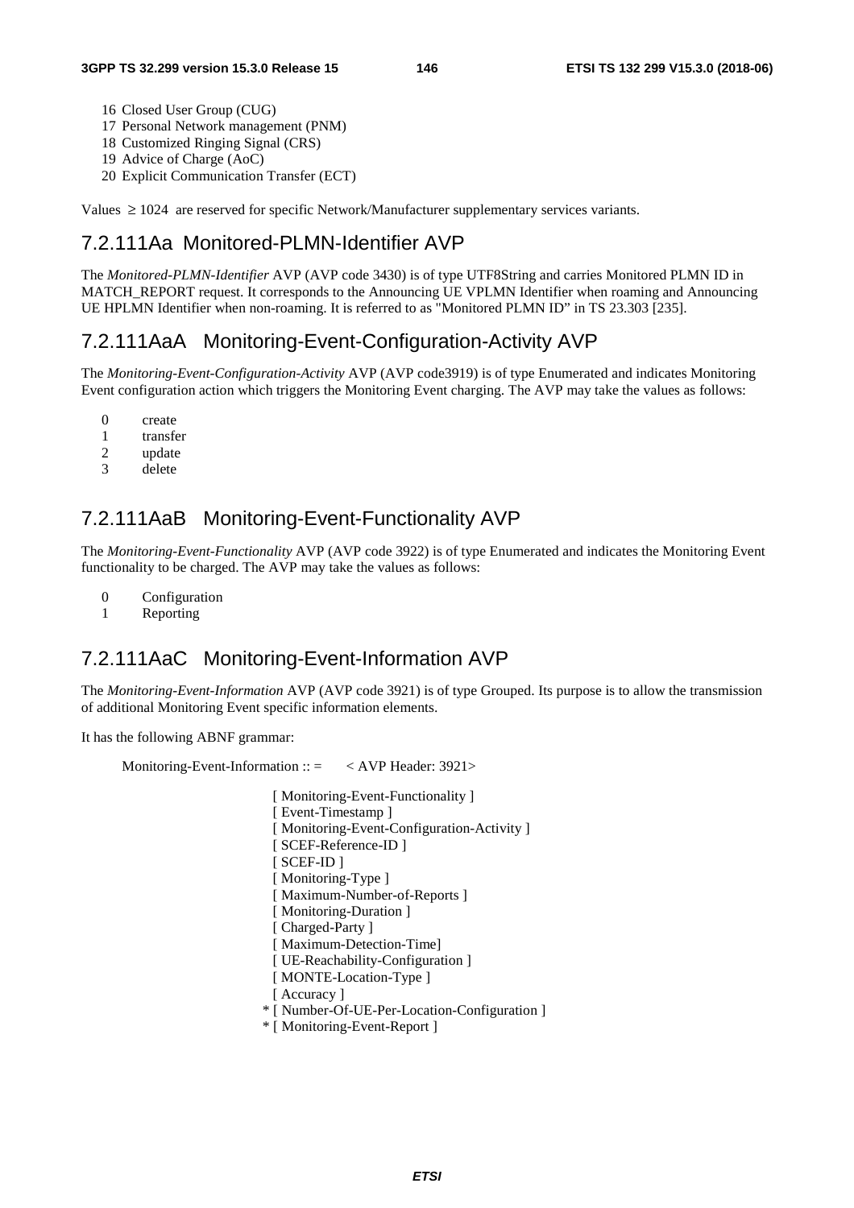16 Closed User Group (CUG)
17 Personal Network management (PNM)
18 Customized Ringing Signal (CRS)
19 Advice of Charge (AoC)
20 Explicit Communication Transfer (ECT)

Values ≥ 1024 are reserved for specific Network/Manufacturer supplementary services variants.

### 7.2.111Aa Monitored-PLMN-Identifier AVP

The *Monitored-PLMN-Identifier* AVP (AVP code 3430) is of type UTF8String and carries Monitored PLMN ID in MATCH_REPORT request. It corresponds to the Announcing UE VPLMN Identifier when roaming and Announcing UE HPLMN Identifier when non-roaming. It is referred to as "Monitored PLMN ID" in TS 23.303 [235].

### 7.2.111AaA Monitoring-Event-Configuration-Activity AVP

The *Monitoring-Event-Configuration-Activity* AVP (AVP code3919) is of type Enumerated and indicates Monitoring Event configuration action which triggers the Monitoring Event charging. The AVP may take the values as follows:

0 create
1 transfer
2 update
3 delete

### 7.2.111AaB Monitoring-Event-Functionality AVP

The *Monitoring-Event-Functionality* AVP (AVP code 3922) is of type Enumerated and indicates the Monitoring Event functionality to be charged. The AVP may take the values as follows:

0 Configuration
1 Reporting

### 7.2.111AaC Monitoring-Event-Information AVP

The *Monitoring-Event-Information* AVP (AVP code 3921) is of type Grouped. Its purpose is to allow the transmission of additional Monitoring Event specific information elements.

It has the following ABNF grammar:

```
Monitoring-Event-Information :: =     < AVP Header: 3921>

                    [ Monitoring-Event-Functionality ]
                    [ Event-Timestamp ]
                    [ Monitoring-Event-Configuration-Activity ]
                    [ SCEF-Reference-ID ]
                    [ SCEF-ID ]
                    [ Monitoring-Type ]
                    [ Maximum-Number-of-Reports ]
                    [ Monitoring-Duration ]
                    [ Charged-Party ]
                    [ Maximum-Detection-Time]
                    [ UE-Reachability-Configuration ]
                    [ MONTE-Location-Type ]
                    [ Accuracy ]
                  * [ Number-Of-UE-Per-Location-Configuration ]
                  * [ Monitoring-Event-Report ]
```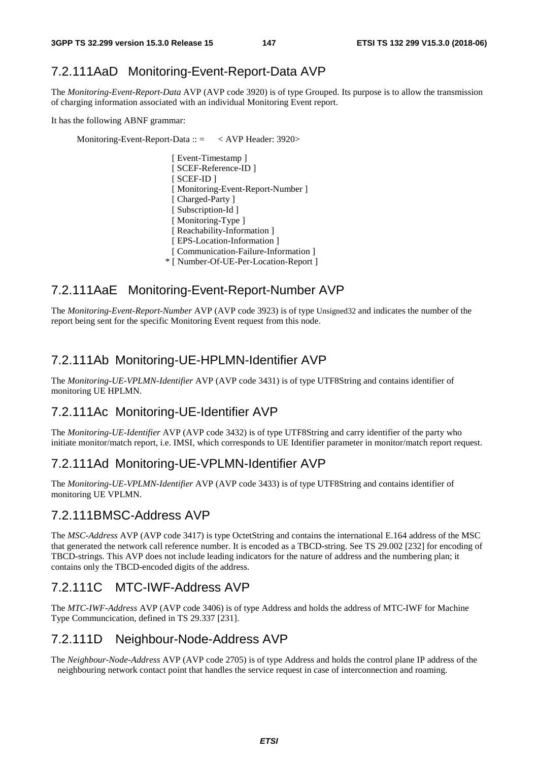### 7.2.111AaD Monitoring-Event-Report-Data AVP

The *Monitoring-Event-Report-Data* AVP (AVP code 3920) is of type Grouped. Its purpose is to allow the transmission of charging information associated with an individual Monitoring Event report.

It has the following ABNF grammar:

```
Monitoring-Event-Report-Data :: =     < AVP Header: 3920>

                    [ Event-Timestamp ]
                    [ SCEF-Reference-ID ]
                    [ SCEF-ID ]
                    [ Monitoring-Event-Report-Number ]
                    [ Charged-Party ]
                    [ Subscription-Id ]
                    [ Monitoring-Type ]
                    [ Reachability-Information ]
                    [ EPS-Location-Information ]
                    [ Communication-Failure-Information ]
                  * [ Number-Of-UE-Per-Location-Report ]
```

### 7.2.111AaE Monitoring-Event-Report-Number AVP

The *Monitoring-Event-Report-Number* AVP (AVP code 3923) is of type Unsigned32 and indicates the number of the report being sent for the specific Monitoring Event request from this node.

### 7.2.111Ab Monitoring-UE-HPLMN-Identifier AVP

The *Monitoring-UE-VPLMN-Identifier* AVP (AVP code 3431) is of type UTF8String and contains identifier of monitoring UE HPLMN.

### 7.2.111Ac Monitoring-UE-Identifier AVP

The *Monitoring-UE-Identifier* AVP (AVP code 3432) is of type UTF8String and carry identifier of the party who initiate monitor/match report, i.e. IMSI, which corresponds to UE Identifier parameter in monitor/match report request.

### 7.2.111Ad Monitoring-UE-VPLMN-Identifier AVP

The *Monitoring-UE-VPLMN-Identifier* AVP (AVP code 3433) is of type UTF8String and contains identifier of monitoring UE VPLMN.

### 7.2.111BMSC-Address AVP

The *MSC-Address* AVP (AVP code 3417) is type OctetString and contains the international E.164 address of the MSC that generated the network call reference number. It is encoded as a TBCD-string. See TS 29.002 [232] for encoding of TBCD-strings. This AVP does not include leading indicators for the nature of address and the numbering plan; it contains only the TBCD-encoded digits of the address.

### 7.2.111C MTC-IWF-Address AVP

The *MTC-IWF-Address* AVP (AVP code 3406) is of type Address and holds the address of MTC-IWF for Machine Type Communcication, defined in TS 29.337 [231].

### 7.2.111D Neighbour-Node-Address AVP

The *Neighbour-Node-Address* AVP (AVP code 2705) is of type Address and holds the control plane IP address of the neighbouring network contact point that handles the service request in case of interconnection and roaming.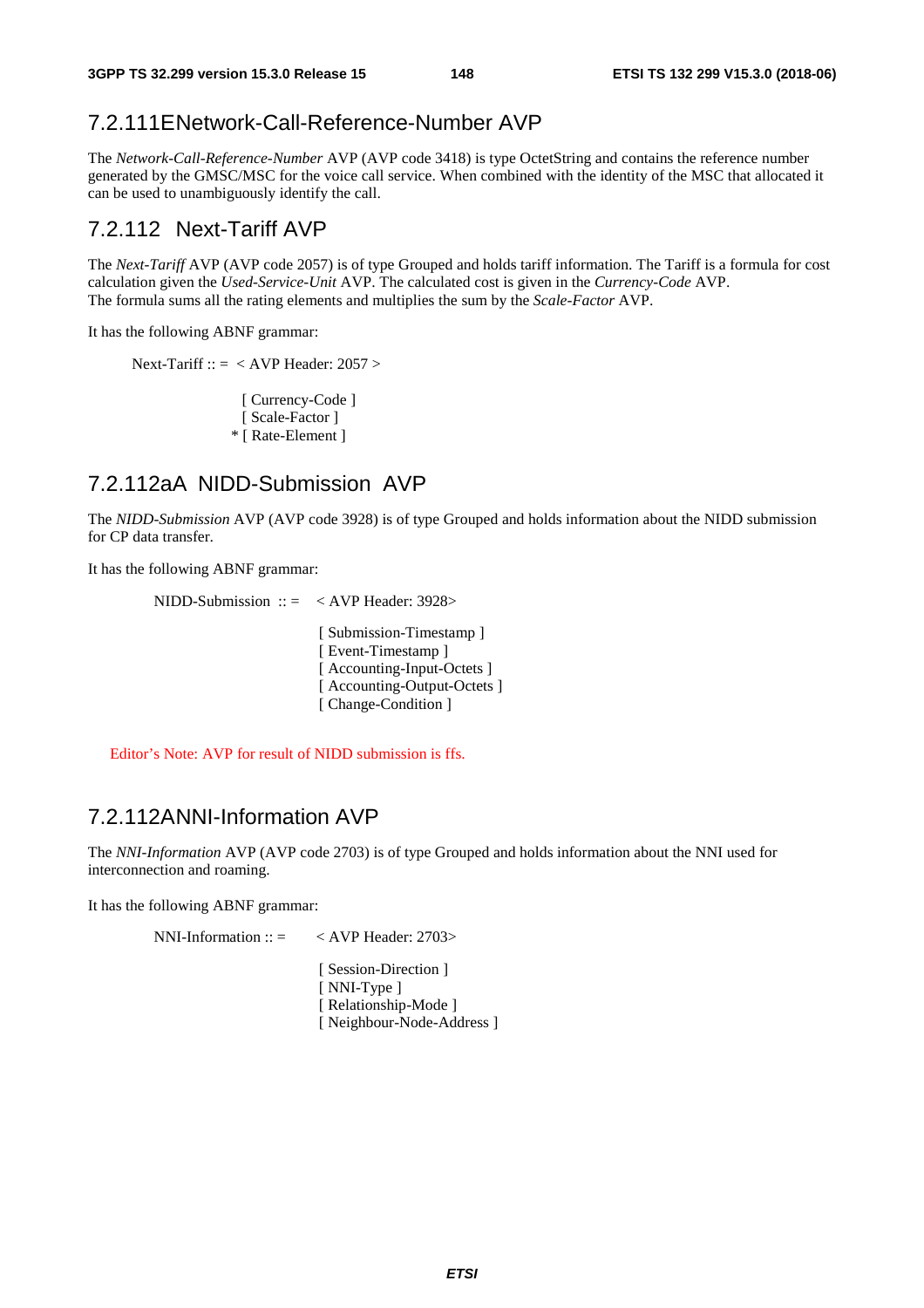### 7.2.111E Network-Call-Reference-Number AVP

The *Network-Call-Reference-Number* AVP (AVP code 3418) is type OctetString and contains the reference number generated by the GMSC/MSC for the voice call service. When combined with the identity of the MSC that allocated it can be used to unambiguously identify the call.

### 7.2.112 Next-Tariff AVP

The *Next-Tariff* AVP (AVP code 2057) is of type Grouped and holds tariff information. The Tariff is a formula for cost calculation given the *Used-Service-Unit* AVP. The calculated cost is given in the *Currency-Code* AVP.
The formula sums all the rating elements and multiplies the sum by the *Scale-Factor* AVP.

It has the following ABNF grammar:

```
Next-Tariff :: =  < AVP Header: 2057 >

                    [ Currency-Code ]
                    [ Scale-Factor ]
                  * [ Rate-Element ]
```

### 7.2.112aA NIDD-Submission AVP

The *NIDD-Submission* AVP (AVP code 3928) is of type Grouped and holds information about the NIDD submission for CP data transfer.

It has the following ABNF grammar:

```
NIDD-Submission  :: =   < AVP Header: 3928>

                        [ Submission-Timestamp ]
                        [ Event-Timestamp ]
                        [ Accounting-Input-Octets ]
                        [ Accounting-Output-Octets ]
                        [ Change-Condition ]
```

Editor's Note: AVP for result of NIDD submission is ffs.

### 7.2.112A NNI-Information AVP

The *NNI-Information* AVP (AVP code 2703) is of type Grouped and holds information about the NNI used for interconnection and roaming.

It has the following ABNF grammar:

```
NNI-Information :: =    < AVP Header: 2703>

                        [ Session-Direction ]
                        [ NNI-Type ]
                        [ Relationship-Mode ]
                        [ Neighbour-Node-Address ]
```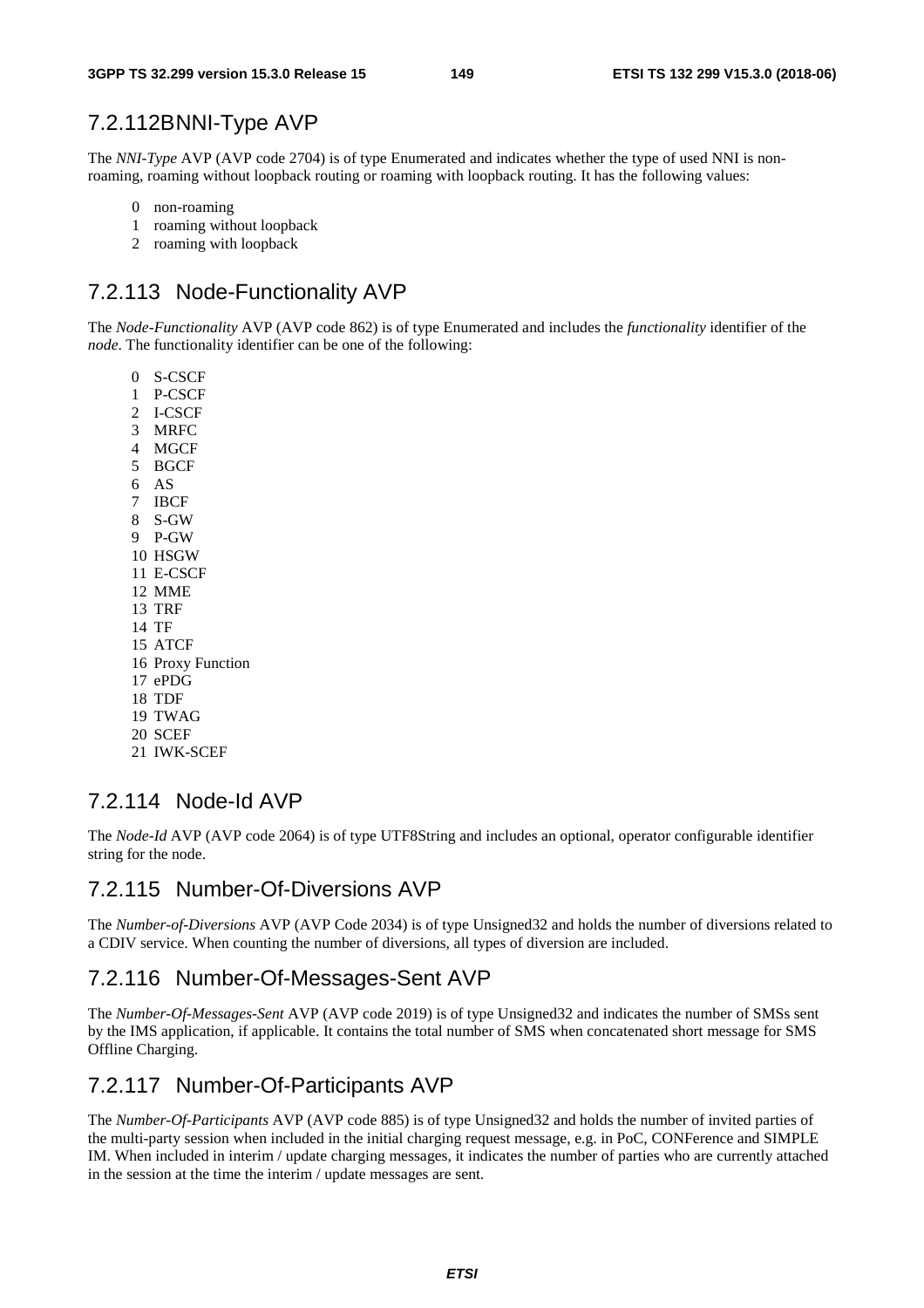## 7.2.112B NNI-Type AVP

The *NNI-Type* AVP (AVP code 2704) is of type Enumerated and indicates whether the type of used NNI is non-roaming, roaming without loopback routing or roaming with loopback routing. It has the following values:

- 0 non-roaming
- 1 roaming without loopback
- 2 roaming with loopback

## 7.2.113 Node-Functionality AVP

The *Node-Functionality* AVP (AVP code 862) is of type Enumerated and includes the *functionality* identifier of the *node*. The functionality identifier can be one of the following:

- 0 S-CSCF
- 1 P-CSCF
- 2 I-CSCF
- 3 MRFC
- 4 MGCF
- 5 BGCF
- 6 AS
- 7 IBCF
- 8 S-GW
- 9 P-GW
- 10 HSGW
- 11 E-CSCF
- 12 MME
- 13 TRF
- 14 TF
- 15 ATCF
- 16 Proxy Function
- 17 ePDG
- 18 TDF
- 19 TWAG
- 20 SCEF
- 21 IWK-SCEF

## 7.2.114 Node-Id AVP

The *Node-Id* AVP (AVP code 2064) is of type UTF8String and includes an optional, operator configurable identifier string for the node.

## 7.2.115 Number-Of-Diversions AVP

The *Number-of-Diversions* AVP (AVP Code 2034) is of type Unsigned32 and holds the number of diversions related to a CDIV service. When counting the number of diversions, all types of diversion are included.

## 7.2.116 Number-Of-Messages-Sent AVP

The *Number-Of-Messages-Sent* AVP (AVP code 2019) is of type Unsigned32 and indicates the number of SMSs sent by the IMS application, if applicable. It contains the total number of SMS when concatenated short message for SMS Offline Charging.

## 7.2.117 Number-Of-Participants AVP

The *Number-Of-Participants* AVP (AVP code 885) is of type Unsigned32 and holds the number of invited parties of the multi-party session when included in the initial charging request message, e.g. in PoC, CONFerence and SIMPLE IM. When included in interim / update charging messages, it indicates the number of parties who are currently attached in the session at the time the interim / update messages are sent.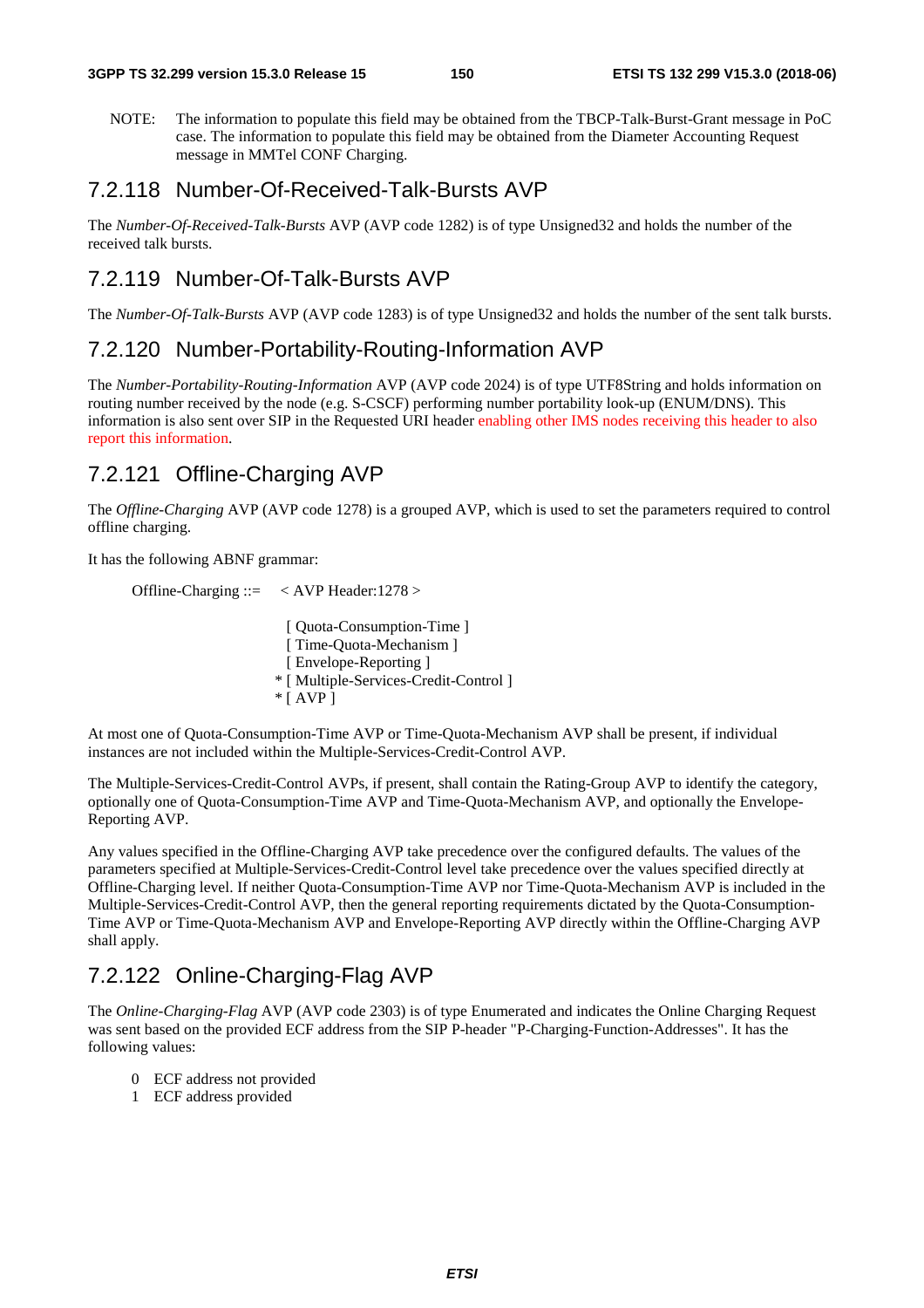NOTE: The information to populate this field may be obtained from the TBCP-Talk-Burst-Grant message in PoC case. The information to populate this field may be obtained from the Diameter Accounting Request message in MMTel CONF Charging.

### 7.2.118 Number-Of-Received-Talk-Bursts AVP

The *Number-Of-Received-Talk-Bursts* AVP (AVP code 1282) is of type Unsigned32 and holds the number of the received talk bursts.

### 7.2.119 Number-Of-Talk-Bursts AVP

The *Number-Of-Talk-Bursts* AVP (AVP code 1283) is of type Unsigned32 and holds the number of the sent talk bursts.

### 7.2.120 Number-Portability-Routing-Information AVP

The *Number-Portability-Routing-Information* AVP (AVP code 2024) is of type UTF8String and holds information on routing number received by the node (e.g. S-CSCF) performing number portability look-up (ENUM/DNS). This information is also sent over SIP in the Requested URI header enabling other IMS nodes receiving this header to also report this information.

### 7.2.121 Offline-Charging AVP

The *Offline-Charging* AVP (AVP code 1278) is a grouped AVP, which is used to set the parameters required to control offline charging.

It has the following ABNF grammar:

```
Offline-Charging ::=    < AVP Header:1278 >

                         [ Quota-Consumption-Time ]
                         [ Time-Quota-Mechanism ]
                         [ Envelope-Reporting ]
                       * [ Multiple-Services-Credit-Control ]
                       * [ AVP ]
```

At most one of Quota-Consumption-Time AVP or Time-Quota-Mechanism AVP shall be present, if individual instances are not included within the Multiple-Services-Credit-Control AVP.

The Multiple-Services-Credit-Control AVPs, if present, shall contain the Rating-Group AVP to identify the category, optionally one of Quota-Consumption-Time AVP and Time-Quota-Mechanism AVP, and optionally the Envelope-Reporting AVP.

Any values specified in the Offline-Charging AVP take precedence over the configured defaults. The values of the parameters specified at Multiple-Services-Credit-Control level take precedence over the values specified directly at Offline-Charging level. If neither Quota-Consumption-Time AVP nor Time-Quota-Mechanism AVP is included in the Multiple-Services-Credit-Control AVP, then the general reporting requirements dictated by the Quota-Consumption-Time AVP or Time-Quota-Mechanism AVP and Envelope-Reporting AVP directly within the Offline-Charging AVP shall apply.

### 7.2.122 Online-Charging-Flag AVP

The *Online-Charging-Flag* AVP (AVP code 2303) is of type Enumerated and indicates the Online Charging Request was sent based on the provided ECF address from the SIP P-header "P-Charging-Function-Addresses". It has the following values:

0 ECF address not provided
1 ECF address provided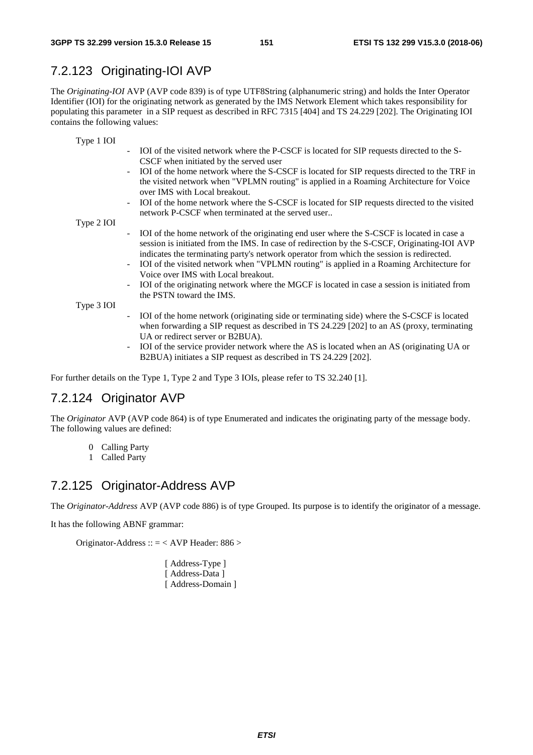## 7.2.123 Originating-IOI AVP

The *Originating-IOI* AVP (AVP code 839) is of type UTF8String (alphanumeric string) and holds the Inter Operator Identifier (IOI) for the originating network as generated by the IMS Network Element which takes responsibility for populating this parameter in a SIP request as described in RFC 7315 [404] and TS 24.229 [202]. The Originating IOI contains the following values:

Type 1 IOI

- IOI of the visited network where the P-CSCF is located for SIP requests directed to the S-CSCF when initiated by the served user
- IOI of the home network where the S-CSCF is located for SIP requests directed to the TRF in the visited network when "VPLMN routing" is applied in a Roaming Architecture for Voice over IMS with Local breakout.
- IOI of the home network where the S-CSCF is located for SIP requests directed to the visited network P-CSCF when terminated at the served user..

Type 2 IOI

- IOI of the home network of the originating end user where the S-CSCF is located in case a session is initiated from the IMS. In case of redirection by the S-CSCF, Originating-IOI AVP indicates the terminating party's network operator from which the session is redirected.
- IOI of the visited network when "VPLMN routing" is applied in a Roaming Architecture for Voice over IMS with Local breakout.
- IOI of the originating network where the MGCF is located in case a session is initiated from the PSTN toward the IMS.

Type 3 IOI

- IOI of the home network (originating side or terminating side) where the S-CSCF is located when forwarding a SIP request as described in TS 24.229 [202] to an AS (proxy, terminating UA or redirect server or B2BUA).
- IOI of the service provider network where the AS is located when an AS (originating UA or B2BUA) initiates a SIP request as described in TS 24.229 [202].

For further details on the Type 1, Type 2 and Type 3 IOIs, please refer to TS 32.240 [1].

## 7.2.124 Originator AVP

The *Originator* AVP (AVP code 864) is of type Enumerated and indicates the originating party of the message body. The following values are defined:

0 Calling Party
1 Called Party

## 7.2.125 Originator-Address AVP

The *Originator-Address* AVP (AVP code 886) is of type Grouped. Its purpose is to identify the originator of a message.

It has the following ABNF grammar:

```
Originator-Address :: = < AVP Header: 886 >

                    [ Address-Type ]
                    [ Address-Data ]
                    [ Address-Domain ]
```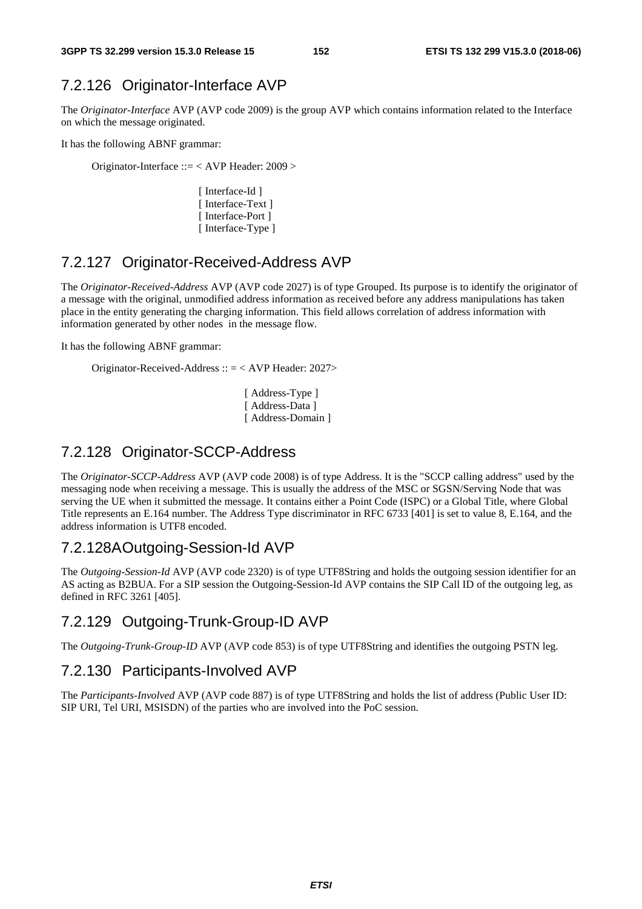### 7.2.126 Originator-Interface AVP

The *Originator-Interface* AVP (AVP code 2009) is the group AVP which contains information related to the Interface on which the message originated.

It has the following ABNF grammar:

```
Originator-Interface ::= < AVP Header: 2009 >

                    [ Interface-Id ]
                    [ Interface-Text ]
                    [ Interface-Port ]
                    [ Interface-Type ]
```

### 7.2.127 Originator-Received-Address AVP

The *Originator-Received-Address* AVP (AVP code 2027) is of type Grouped. Its purpose is to identify the originator of a message with the original, unmodified address information as received before any address manipulations has taken place in the entity generating the charging information. This field allows correlation of address information with information generated by other nodes in the message flow.

It has the following ABNF grammar:

```
Originator-Received-Address :: = < AVP Header: 2027>

                    [ Address-Type ]
                    [ Address-Data ]
                    [ Address-Domain ]
```

### 7.2.128 Originator-SCCP-Address

The *Originator-SCCP-Address* AVP (AVP code 2008) is of type Address. It is the "SCCP calling address" used by the messaging node when receiving a message. This is usually the address of the MSC or SGSN/Serving Node that was serving the UE when it submitted the message. It contains either a Point Code (ISPC) or a Global Title, where Global Title represents an E.164 number. The Address Type discriminator in RFC 6733 [401] is set to value 8, E.164, and the address information is UTF8 encoded.

### 7.2.128A Outgoing-Session-Id AVP

The *Outgoing-Session-Id* AVP (AVP code 2320) is of type UTF8String and holds the outgoing session identifier for an AS acting as B2BUA. For a SIP session the Outgoing-Session-Id AVP contains the SIP Call ID of the outgoing leg, as defined in RFC 3261 [405].

### 7.2.129 Outgoing-Trunk-Group-ID AVP

The *Outgoing-Trunk-Group-ID* AVP (AVP code 853) is of type UTF8String and identifies the outgoing PSTN leg.

### 7.2.130 Participants-Involved AVP

The *Participants-Involved* AVP (AVP code 887) is of type UTF8String and holds the list of address (Public User ID: SIP URI, Tel URI, MSISDN) of the parties who are involved into the PoC session.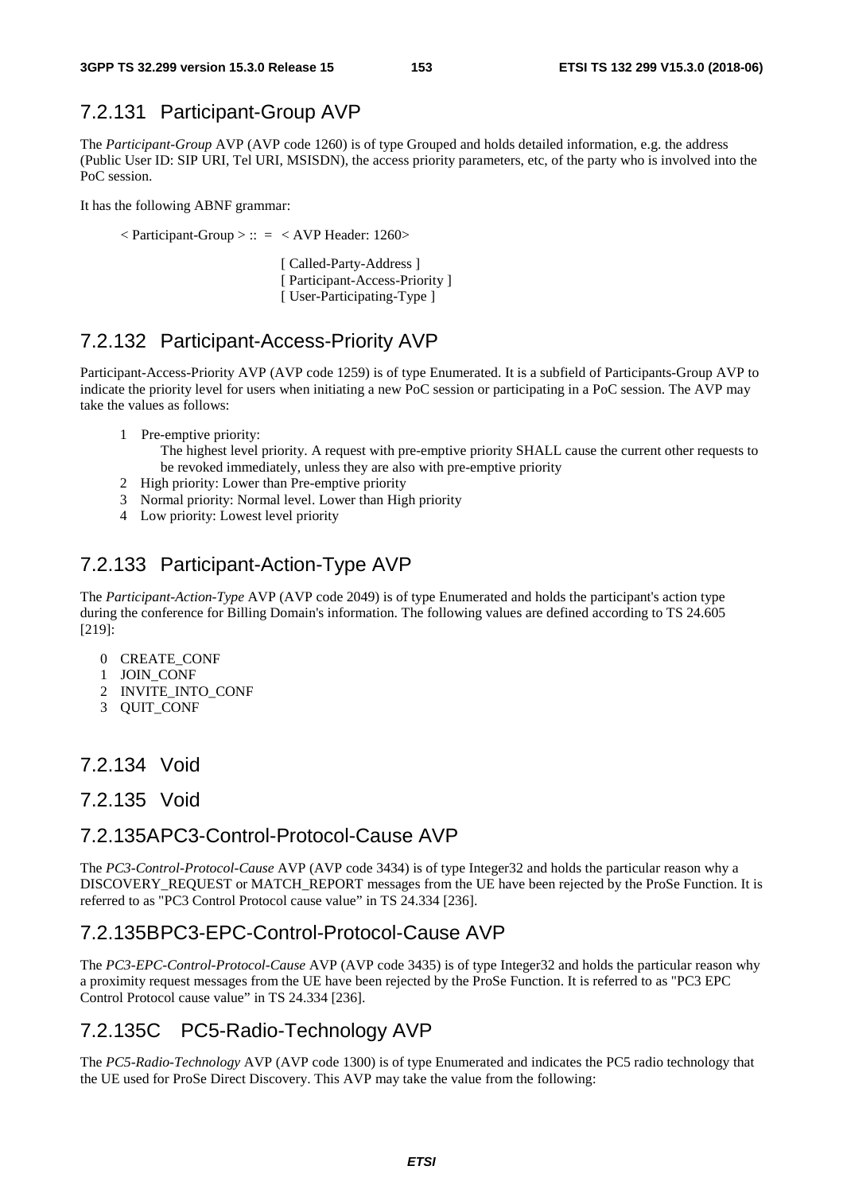### 7.2.131 Participant-Group AVP

The *Participant-Group* AVP (AVP code 1260) is of type Grouped and holds detailed information, e.g. the address (Public User ID: SIP URI, Tel URI, MSISDN), the access priority parameters, etc, of the party who is involved into the PoC session.

It has the following ABNF grammar:

```
< Participant-Group > :: = < AVP Header: 1260>

                           [ Called-Party-Address ]
                           [ Participant-Access-Priority ]
                           [ User-Participating-Type ]
```

### 7.2.132 Participant-Access-Priority AVP

Participant-Access-Priority AVP (AVP code 1259) is of type Enumerated. It is a subfield of Participants-Group AVP to indicate the priority level for users when initiating a new PoC session or participating in a PoC session. The AVP may take the values as follows:

1 Pre-emptive priority:
   The highest level priority. A request with pre-emptive priority SHALL cause the current other requests to be revoked immediately, unless they are also with pre-emptive priority
2 High priority: Lower than Pre-emptive priority
3 Normal priority: Normal level. Lower than High priority
4 Low priority: Lowest level priority

### 7.2.133 Participant-Action-Type AVP

The *Participant-Action-Type* AVP (AVP code 2049) is of type Enumerated and holds the participant's action type during the conference for Billing Domain's information. The following values are defined according to TS 24.605 [219]:

0 CREATE_CONF
1 JOIN_CONF
2 INVITE_INTO_CONF
3 QUIT_CONF

### 7.2.134 Void

### 7.2.135 Void

### 7.2.135A PC3-Control-Protocol-Cause AVP

The *PC3-Control-Protocol-Cause* AVP (AVP code 3434) is of type Integer32 and holds the particular reason why a DISCOVERY_REQUEST or MATCH_REPORT messages from the UE have been rejected by the ProSe Function. It is referred to as "PC3 Control Protocol cause value" in TS 24.334 [236].

### 7.2.135B PC3-EPC-Control-Protocol-Cause AVP

The *PC3-EPC-Control-Protocol-Cause* AVP (AVP code 3435) is of type Integer32 and holds the particular reason why a proximity request messages from the UE have been rejected by the ProSe Function. It is referred to as "PC3 EPC Control Protocol cause value" in TS 24.334 [236].

### 7.2.135C PC5-Radio-Technology AVP

The *PC5-Radio-Technology* AVP (AVP code 1300) is of type Enumerated and indicates the PC5 radio technology that the UE used for ProSe Direct Discovery. This AVP may take the value from the following: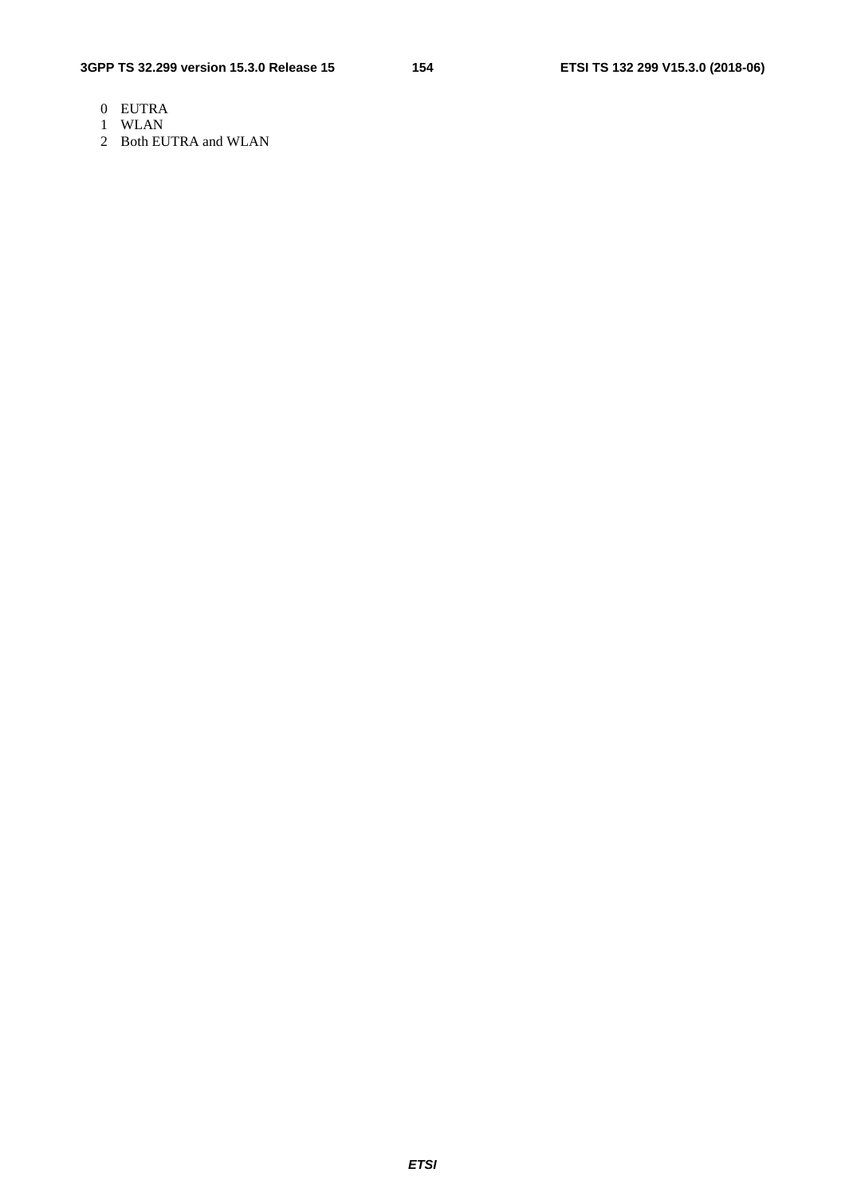0 EUTRA

1 WLAN

2 Both EUTRA and WLAN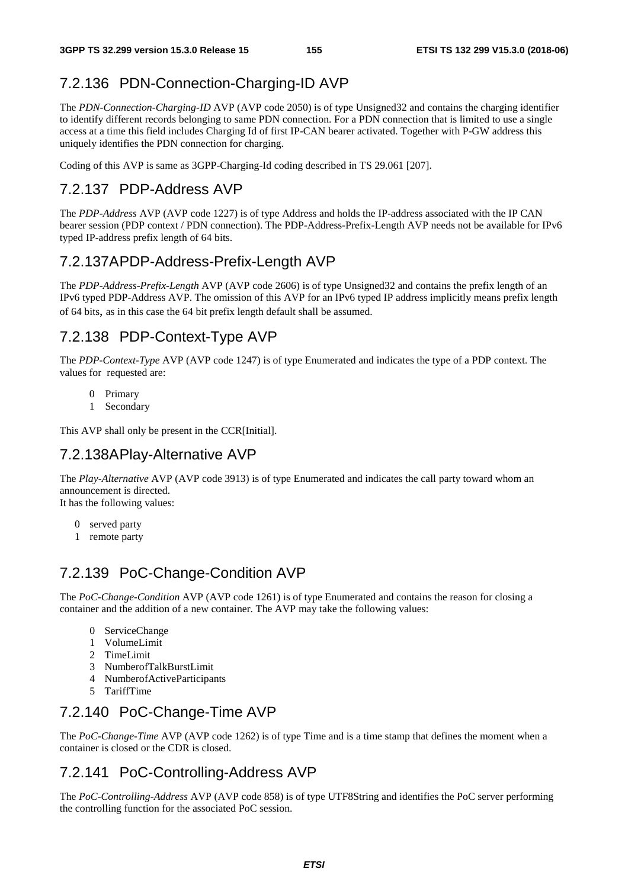### 7.2.136 PDN-Connection-Charging-ID AVP

The *PDN-Connection-Charging-ID* AVP (AVP code 2050) is of type Unsigned32 and contains the charging identifier to identify different records belonging to same PDN connection. For a PDN connection that is limited to use a single access at a time this field includes Charging Id of first IP-CAN bearer activated. Together with P-GW address this uniquely identifies the PDN connection for charging.

Coding of this AVP is same as 3GPP-Charging-Id coding described in TS 29.061 [207].

### 7.2.137 PDP-Address AVP

The *PDP-Address* AVP (AVP code 1227) is of type Address and holds the IP-address associated with the IP CAN bearer session (PDP context / PDN connection). The PDP-Address-Prefix-Length AVP needs not be available for IPv6 typed IP-address prefix length of 64 bits.

### 7.2.137A PDP-Address-Prefix-Length AVP

The *PDP-Address-Prefix-Length* AVP (AVP code 2606) is of type Unsigned32 and contains the prefix length of an IPv6 typed PDP-Address AVP. The omission of this AVP for an IPv6 typed IP address implicitly means prefix length of 64 bits, as in this case the 64 bit prefix length default shall be assumed.

### 7.2.138 PDP-Context-Type AVP

The *PDP-Context-Type* AVP (AVP code 1247) is of type Enumerated and indicates the type of a PDP context. The values for requested are:

0 Primary
1 Secondary

This AVP shall only be present in the CCR[Initial].

### 7.2.138A Play-Alternative AVP

The *Play-Alternative* AVP (AVP code 3913) is of type Enumerated and indicates the call party toward whom an announcement is directed.
It has the following values:

0 served party
1 remote party

### 7.2.139 PoC-Change-Condition AVP

The *PoC-Change-Condition* AVP (AVP code 1261) is of type Enumerated and contains the reason for closing a container and the addition of a new container. The AVP may take the following values:

0 ServiceChange
1 VolumeLimit
2 TimeLimit
3 NumberofTalkBurstLimit
4 NumberofActiveParticipants
5 TariffTime

### 7.2.140 PoC-Change-Time AVP

The *PoC-Change-Time* AVP (AVP code 1262) is of type Time and is a time stamp that defines the moment when a container is closed or the CDR is closed.

### 7.2.141 PoC-Controlling-Address AVP

The *PoC-Controlling-Address* AVP (AVP code 858) is of type UTF8String and identifies the PoC server performing the controlling function for the associated PoC session.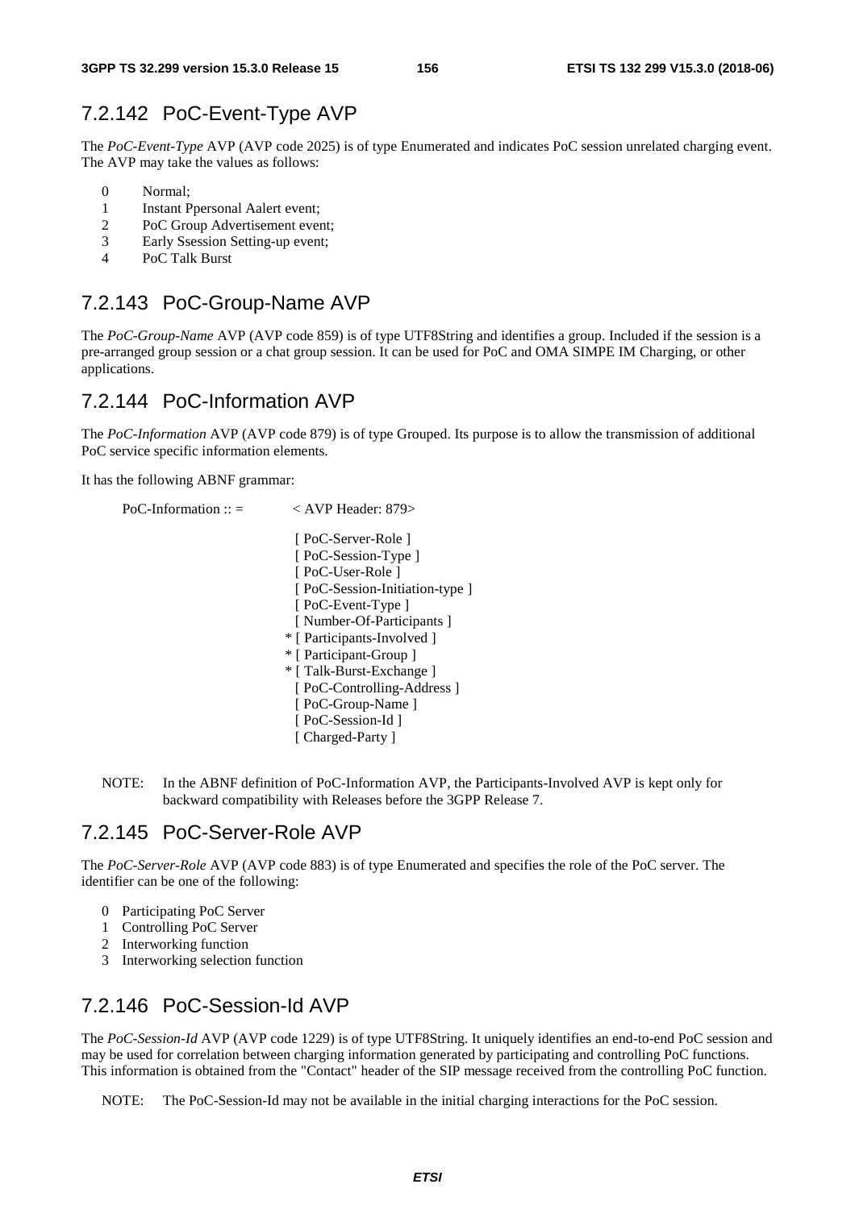## 7.2.142 PoC-Event-Type AVP

The *PoC-Event-Type* AVP (AVP code 2025) is of type Enumerated and indicates PoC session unrelated charging event. The AVP may take the values as follows:

0 Normal;
1 Instant Ppersonal Aalert event;
2 PoC Group Advertisement event;
3 Early Ssession Setting-up event;
4 PoC Talk Burst

## 7.2.143 PoC-Group-Name AVP

The *PoC-Group-Name* AVP (AVP code 859) is of type UTF8String and identifies a group. Included if the session is a pre-arranged group session or a chat group session. It can be used for PoC and OMA SIMPE IM Charging, or other applications.

## 7.2.144 PoC-Information AVP

The *PoC-Information* AVP (AVP code 879) is of type Grouped. Its purpose is to allow the transmission of additional PoC service specific information elements.

It has the following ABNF grammar:

```
PoC-Information :: =        < AVP Header: 879>

                             [ PoC-Server-Role ]
                             [ PoC-Session-Type ]
                             [ PoC-User-Role ]
                             [ PoC-Session-Initiation-type ]
                             [ PoC-Event-Type ]
                             [ Number-Of-Participants ]
                           * [ Participants-Involved ]
                           * [ Participant-Group ]
                           * [ Talk-Burst-Exchange ]
                             [ PoC-Controlling-Address ]
                             [ PoC-Group-Name ]
                             [ PoC-Session-Id ]
                             [ Charged-Party ]
```

NOTE: In the ABNF definition of PoC-Information AVP, the Participants-Involved AVP is kept only for backward compatibility with Releases before the 3GPP Release 7.

## 7.2.145 PoC-Server-Role AVP

The *PoC-Server-Role* AVP (AVP code 883) is of type Enumerated and specifies the role of the PoC server. The identifier can be one of the following:

0 Participating PoC Server
1 Controlling PoC Server
2 Interworking function
3 Interworking selection function

## 7.2.146 PoC-Session-Id AVP

The *PoC-Session-Id* AVP (AVP code 1229) is of type UTF8String. It uniquely identifies an end-to-end PoC session and may be used for correlation between charging information generated by participating and controlling PoC functions. This information is obtained from the "Contact" header of the SIP message received from the controlling PoC function.

NOTE: The PoC-Session-Id may not be available in the initial charging interactions for the PoC session.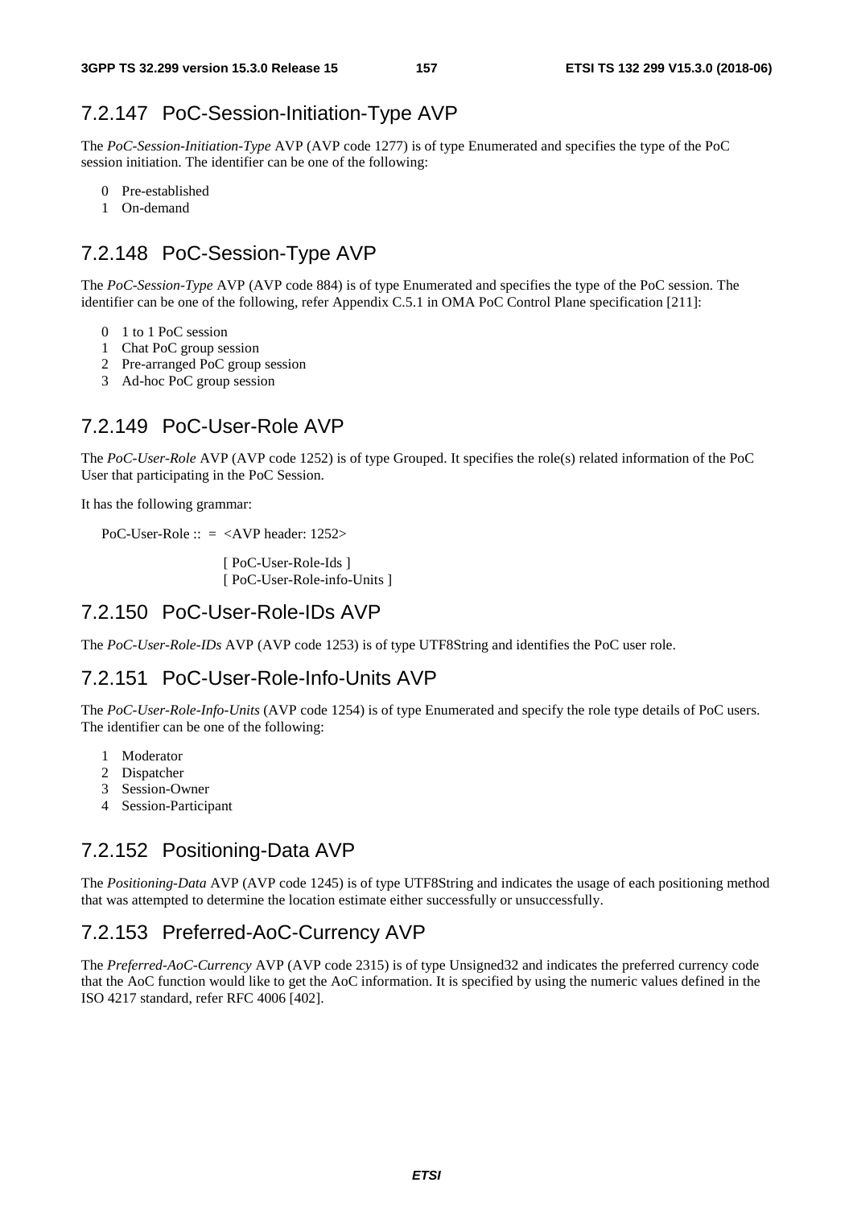### 7.2.147 PoC-Session-Initiation-Type AVP

The *PoC-Session-Initiation-Type* AVP (AVP code 1277) is of type Enumerated and specifies the type of the PoC session initiation. The identifier can be one of the following:

0 Pre-established
1 On-demand

### 7.2.148 PoC-Session-Type AVP

The *PoC-Session-Type* AVP (AVP code 884) is of type Enumerated and specifies the type of the PoC session. The identifier can be one of the following, refer Appendix C.5.1 in OMA PoC Control Plane specification [211]:

0 1 to 1 PoC session
1 Chat PoC group session
2 Pre-arranged PoC group session
3 Ad-hoc PoC group session

### 7.2.149 PoC-User-Role AVP

The *PoC-User-Role* AVP (AVP code 1252) is of type Grouped. It specifies the role(s) related information of the PoC User that participating in the PoC Session.

It has the following grammar:

```
PoC-User-Role :: = <AVP header: 1252>

                    [ PoC-User-Role-Ids ]
                    [ PoC-User-Role-info-Units ]
```

### 7.2.150 PoC-User-Role-IDs AVP

The *PoC-User-Role-IDs* AVP (AVP code 1253) is of type UTF8String and identifies the PoC user role.

### 7.2.151 PoC-User-Role-Info-Units AVP

The *PoC-User-Role-Info-Units* (AVP code 1254) is of type Enumerated and specify the role type details of PoC users. The identifier can be one of the following:

1 Moderator
2 Dispatcher
3 Session-Owner
4 Session-Participant

### 7.2.152 Positioning-Data AVP

The *Positioning-Data* AVP (AVP code 1245) is of type UTF8String and indicates the usage of each positioning method that was attempted to determine the location estimate either successfully or unsuccessfully.

### 7.2.153 Preferred-AoC-Currency AVP

The *Preferred-AoC-Currency* AVP (AVP code 2315) is of type Unsigned32 and indicates the preferred currency code that the AoC function would like to get the AoC information. It is specified by using the numeric values defined in the ISO 4217 standard, refer RFC 4006 [402].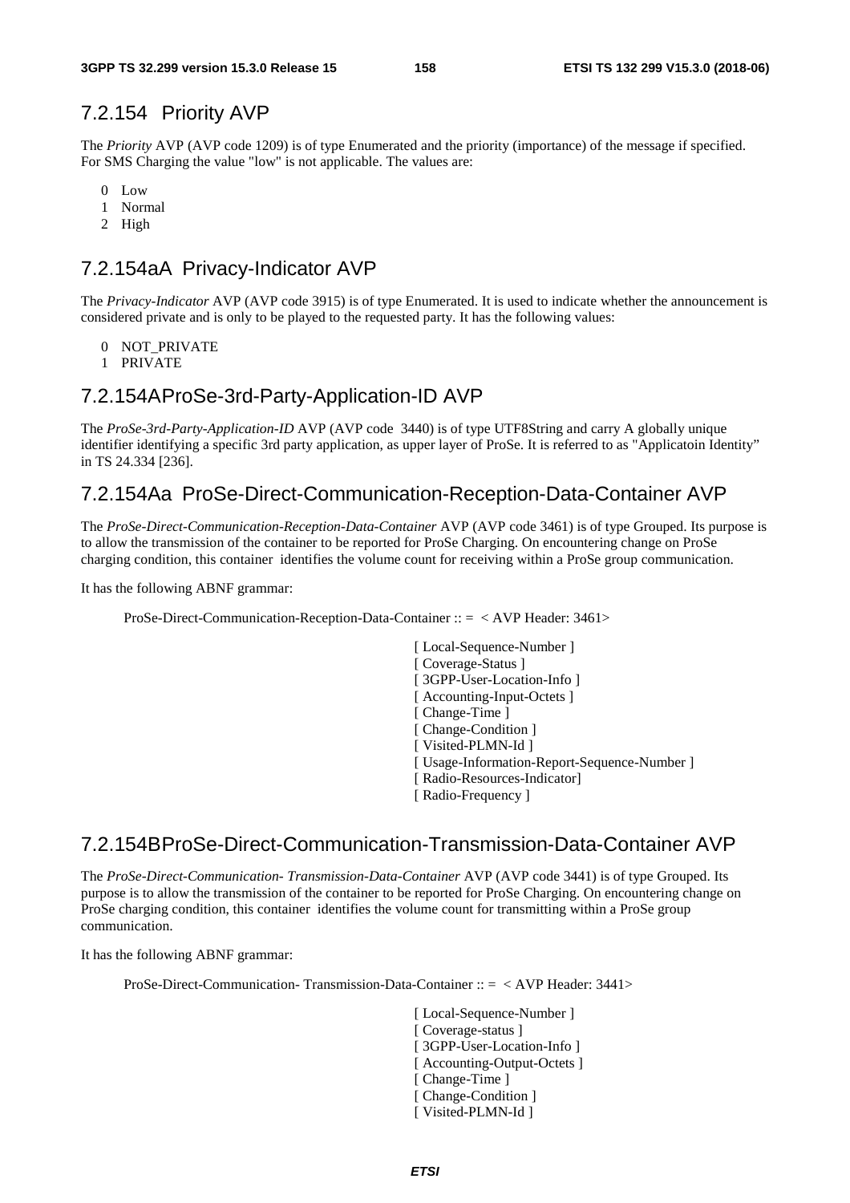### 7.2.154 Priority AVP

The *Priority* AVP (AVP code 1209) is of type Enumerated and the priority (importance) of the message if specified. For SMS Charging the value "low" is not applicable. The values are:

0 Low
1 Normal
2 High

### 7.2.154aA Privacy-Indicator AVP

The *Privacy-Indicator* AVP (AVP code 3915) is of type Enumerated. It is used to indicate whether the announcement is considered private and is only to be played to the requested party. It has the following values:

0 NOT_PRIVATE
1 PRIVATE

### 7.2.154AProSe-3rd-Party-Application-ID AVP

The *ProSe-3rd-Party-Application-ID* AVP (AVP code 3440) is of type UTF8String and carry A globally unique identifier identifying a specific 3rd party application, as upper layer of ProSe. It is referred to as "Applicatoin Identity" in TS 24.334 [236].

### 7.2.154Aa ProSe-Direct-Communication-Reception-Data-Container AVP

The *ProSe-Direct-Communication-Reception-Data-Container* AVP (AVP code 3461) is of type Grouped. Its purpose is to allow the transmission of the container to be reported for ProSe Charging. On encountering change on ProSe charging condition, this container identifies the volume count for receiving within a ProSe group communication.

It has the following ABNF grammar:

```
ProSe-Direct-Communication-Reception-Data-Container :: = < AVP Header: 3461>

        [ Local-Sequence-Number ]
        [ Coverage-Status ]
        [ 3GPP-User-Location-Info ]
        [ Accounting-Input-Octets ]
        [ Change-Time ]
        [ Change-Condition ]
        [ Visited-PLMN-Id ]
        [ Usage-Information-Report-Sequence-Number ]
        [ Radio-Resources-Indicator]
        [ Radio-Frequency ]
```

### 7.2.154BProSe-Direct-Communication-Transmission-Data-Container AVP

The *ProSe-Direct-Communication- Transmission-Data-Container* AVP (AVP code 3441) is of type Grouped. Its purpose is to allow the transmission of the container to be reported for ProSe Charging. On encountering change on ProSe charging condition, this container identifies the volume count for transmitting within a ProSe group communication.

It has the following ABNF grammar:

```
ProSe-Direct-Communication- Transmission-Data-Container :: = < AVP Header: 3441>

        [ Local-Sequence-Number ]
        [ Coverage-status ]
        [ 3GPP-User-Location-Info ]
        [ Accounting-Output-Octets ]
        [ Change-Time ]
        [ Change-Condition ]
        [ Visited-PLMN-Id ]
```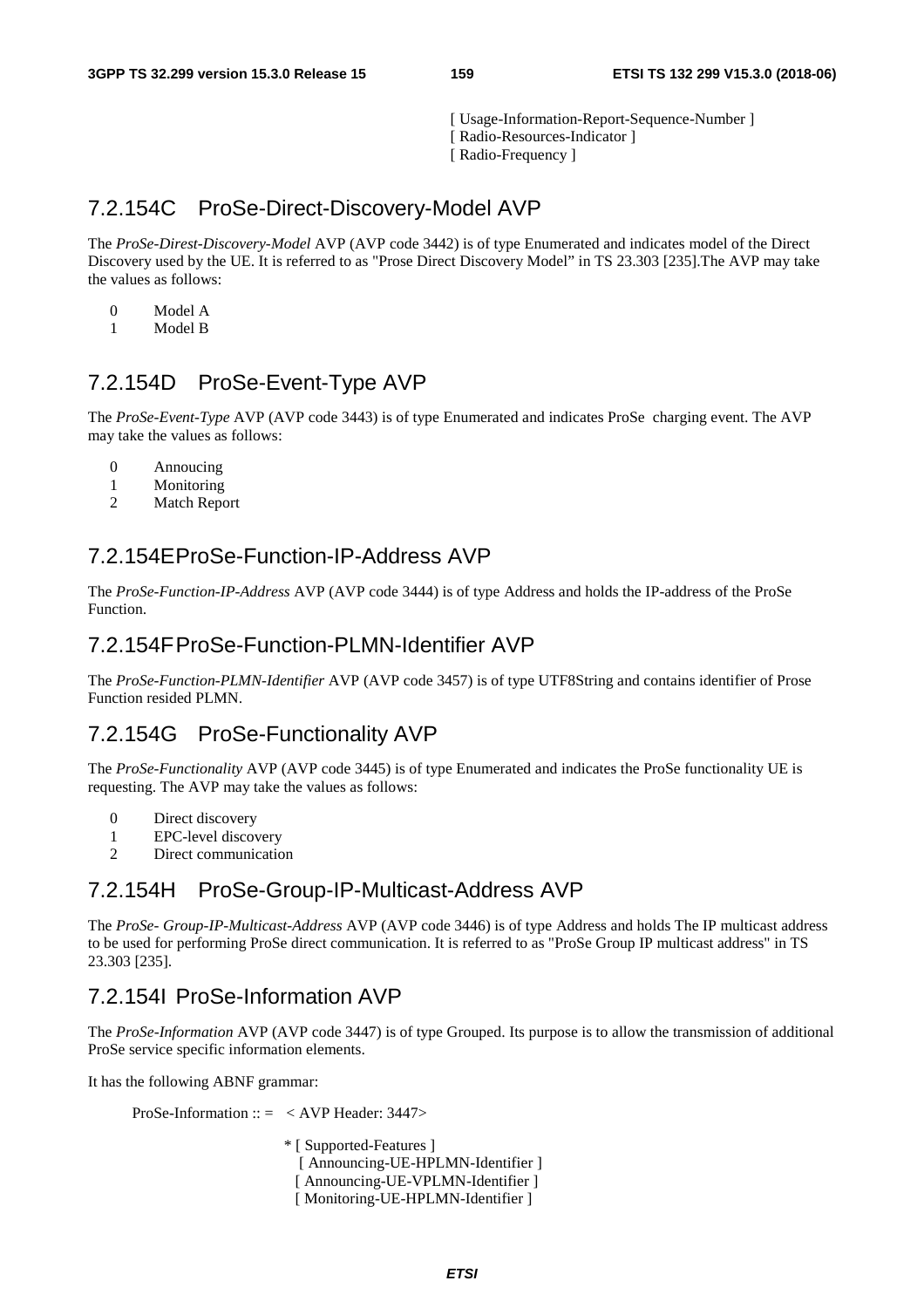```
[ Usage-Information-Report-Sequence-Number ]
[ Radio-Resources-Indicator ]
[ Radio-Frequency ]
```

### 7.2.154C ProSe-Direct-Discovery-Model AVP

The *ProSe-Direst-Discovery-Model* AVP (AVP code 3442) is of type Enumerated and indicates model of the Direct Discovery used by the UE. It is referred to as "Prose Direct Discovery Model" in TS 23.303 [235].The AVP may take the values as follows:

- 0 Model A
- 1 Model B

### 7.2.154D ProSe-Event-Type AVP

The *ProSe-Event-Type* AVP (AVP code 3443) is of type Enumerated and indicates ProSe charging event. The AVP may take the values as follows:

- 0 Annoucing
- 1 Monitoring
- 2 Match Report

### 7.2.154E ProSe-Function-IP-Address AVP

The *ProSe-Function-IP-Address* AVP (AVP code 3444) is of type Address and holds the IP-address of the ProSe Function.

### 7.2.154F ProSe-Function-PLMN-Identifier AVP

The *ProSe-Function-PLMN-Identifier* AVP (AVP code 3457) is of type UTF8String and contains identifier of Prose Function resided PLMN.

### 7.2.154G ProSe-Functionality AVP

The *ProSe-Functionality* AVP (AVP code 3445) is of type Enumerated and indicates the ProSe functionality UE is requesting. The AVP may take the values as follows:

- 0 Direct discovery
- 1 EPC-level discovery
- 2 Direct communication

### 7.2.154H ProSe-Group-IP-Multicast-Address AVP

The *ProSe- Group-IP-Multicast-Address* AVP (AVP code 3446) is of type Address and holds The IP multicast address to be used for performing ProSe direct communication. It is referred to as "ProSe Group IP multicast address" in TS 23.303 [235].

### 7.2.154I ProSe-Information AVP

The *ProSe-Information* AVP (AVP code 3447) is of type Grouped. Its purpose is to allow the transmission of additional ProSe service specific information elements.

It has the following ABNF grammar:

```
ProSe-Information :: =   < AVP Header: 3447>

                         * [ Supported-Features ]
                           [ Announcing-UE-HPLMN-Identifier ]
                           [ Announcing-UE-VPLMN-Identifier ]
                           [ Monitoring-UE-HPLMN-Identifier ]
```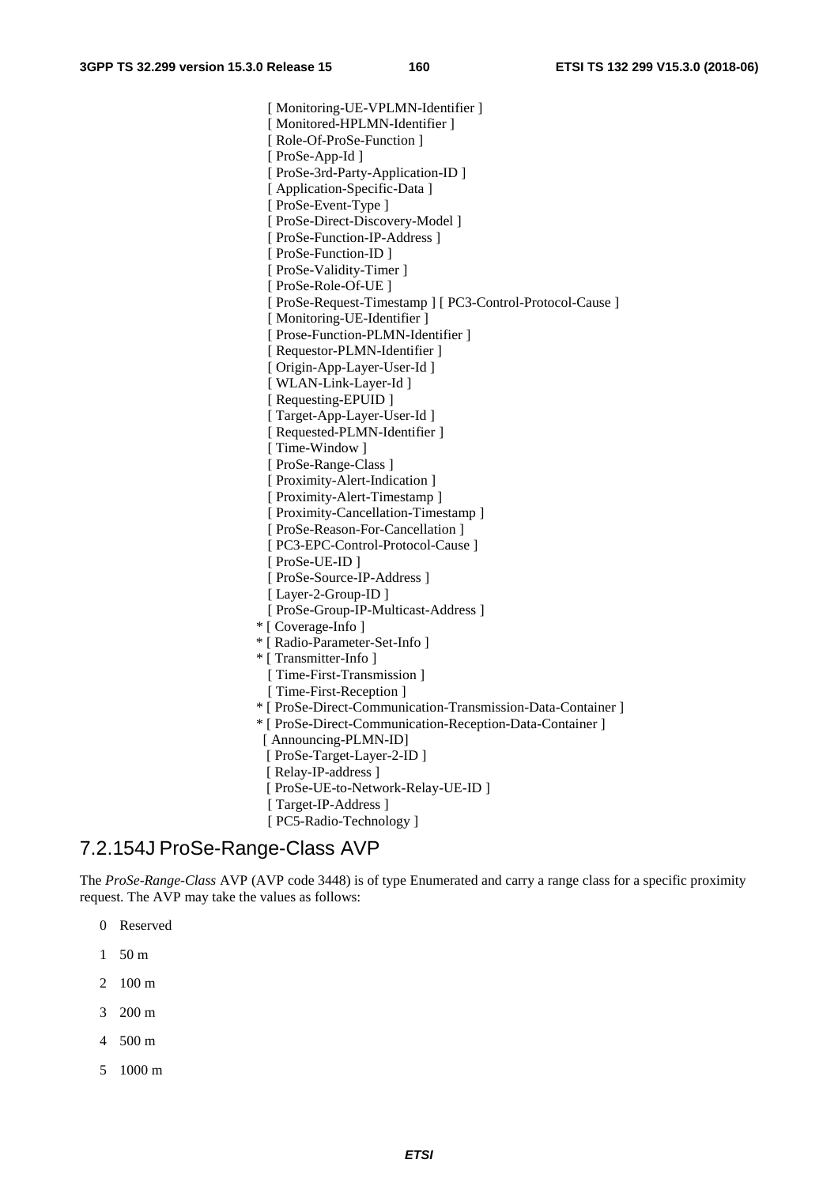```
    [ Monitoring-UE-VPLMN-Identifier ]
    [ Monitored-HPLMN-Identifier ]
    [ Role-Of-ProSe-Function ]
    [ ProSe-App-Id ]
    [ ProSe-3rd-Party-Application-ID ]
    [ Application-Specific-Data ]
    [ ProSe-Event-Type ]
    [ ProSe-Direct-Discovery-Model ]
    [ ProSe-Function-IP-Address ]
    [ ProSe-Function-ID ]
    [ ProSe-Validity-Timer ]
    [ ProSe-Role-Of-UE ]
    [ ProSe-Request-Timestamp ] [ PC3-Control-Protocol-Cause ]
    [ Monitoring-UE-Identifier ]
    [ Prose-Function-PLMN-Identifier ]
    [ Requestor-PLMN-Identifier ]
    [ Origin-App-Layer-User-Id ]
    [ WLAN-Link-Layer-Id ]
    [ Requesting-EPUID ]
    [ Target-App-Layer-User-Id ]
    [ Requested-PLMN-Identifier ]
    [ Time-Window ]
    [ ProSe-Range-Class ]
    [ Proximity-Alert-Indication ]
    [ Proximity-Alert-Timestamp ]
    [ Proximity-Cancellation-Timestamp ]
    [ ProSe-Reason-For-Cancellation ]
    [ PC3-EPC-Control-Protocol-Cause ]
    [ ProSe-UE-ID ]
    [ ProSe-Source-IP-Address ]
    [ Layer-2-Group-ID ]
    [ ProSe-Group-IP-Multicast-Address ]
  * [ Coverage-Info ]
  * [ Radio-Parameter-Set-Info ]
  * [ Transmitter-Info ]
    [ Time-First-Transmission ]
    [ Time-First-Reception ]
  * [ ProSe-Direct-Communication-Transmission-Data-Container ]
  * [ ProSe-Direct-Communication-Reception-Data-Container ]
   [ Announcing-PLMN-ID]
    [ ProSe-Target-Layer-2-ID ]
    [ Relay-IP-address ]
    [ ProSe-UE-to-Network-Relay-UE-ID ]
    [ Target-IP-Address ]
    [ PC5-Radio-Technology ]
```

## 7.2.154J ProSe-Range-Class AVP

The *ProSe-Range-Class* AVP (AVP code 3448) is of type Enumerated and carry a range class for a specific proximity request. The AVP may take the values as follows:

0 Reserved

1 50 m

2 100 m

3 200 m

4 500 m

5 1000 m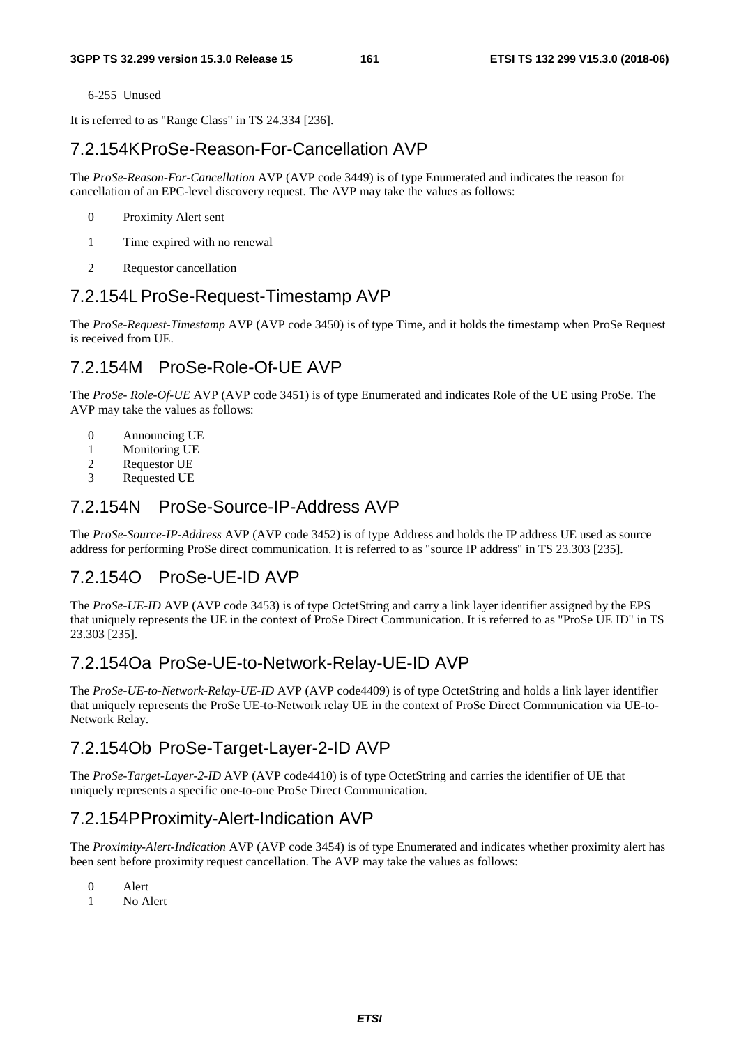6-255 Unused

It is referred to as "Range Class" in TS 24.334 [236].

### 7.2.154K ProSe-Reason-For-Cancellation AVP

The *ProSe-Reason-For-Cancellation* AVP (AVP code 3449) is of type Enumerated and indicates the reason for cancellation of an EPC-level discovery request. The AVP may take the values as follows:

0 Proximity Alert sent

1 Time expired with no renewal

2 Requestor cancellation

### 7.2.154L ProSe-Request-Timestamp AVP

The *ProSe-Request-Timestamp* AVP (AVP code 3450) is of type Time, and it holds the timestamp when ProSe Request is received from UE.

### 7.2.154M ProSe-Role-Of-UE AVP

The *ProSe- Role-Of-UE* AVP (AVP code 3451) is of type Enumerated and indicates Role of the UE using ProSe. The AVP may take the values as follows:

0 Announcing UE
1 Monitoring UE
2 Requestor UE
3 Requested UE

### 7.2.154N ProSe-Source-IP-Address AVP

The *ProSe-Source-IP-Address* AVP (AVP code 3452) is of type Address and holds the IP address UE used as source address for performing ProSe direct communication. It is referred to as "source IP address" in TS 23.303 [235].

### 7.2.154O ProSe-UE-ID AVP

The *ProSe-UE-ID* AVP (AVP code 3453) is of type OctetString and carry a link layer identifier assigned by the EPS that uniquely represents the UE in the context of ProSe Direct Communication. It is referred to as "ProSe UE ID" in TS 23.303 [235].

### 7.2.154Oa ProSe-UE-to-Network-Relay-UE-ID AVP

The *ProSe-UE-to-Network-Relay-UE-ID* AVP (AVP code4409) is of type OctetString and holds a link layer identifier that uniquely represents the ProSe UE-to-Network relay UE in the context of ProSe Direct Communication via UE-to-Network Relay.

### 7.2.154Ob ProSe-Target-Layer-2-ID AVP

The *ProSe-Target-Layer-2-ID* AVP (AVP code4410) is of type OctetString and carries the identifier of UE that uniquely represents a specific one-to-one ProSe Direct Communication.

### 7.2.154P Proximity-Alert-Indication AVP

The *Proximity-Alert-Indication* AVP (AVP code 3454) is of type Enumerated and indicates whether proximity alert has been sent before proximity request cancellation. The AVP may take the values as follows:

0 Alert
1 No Alert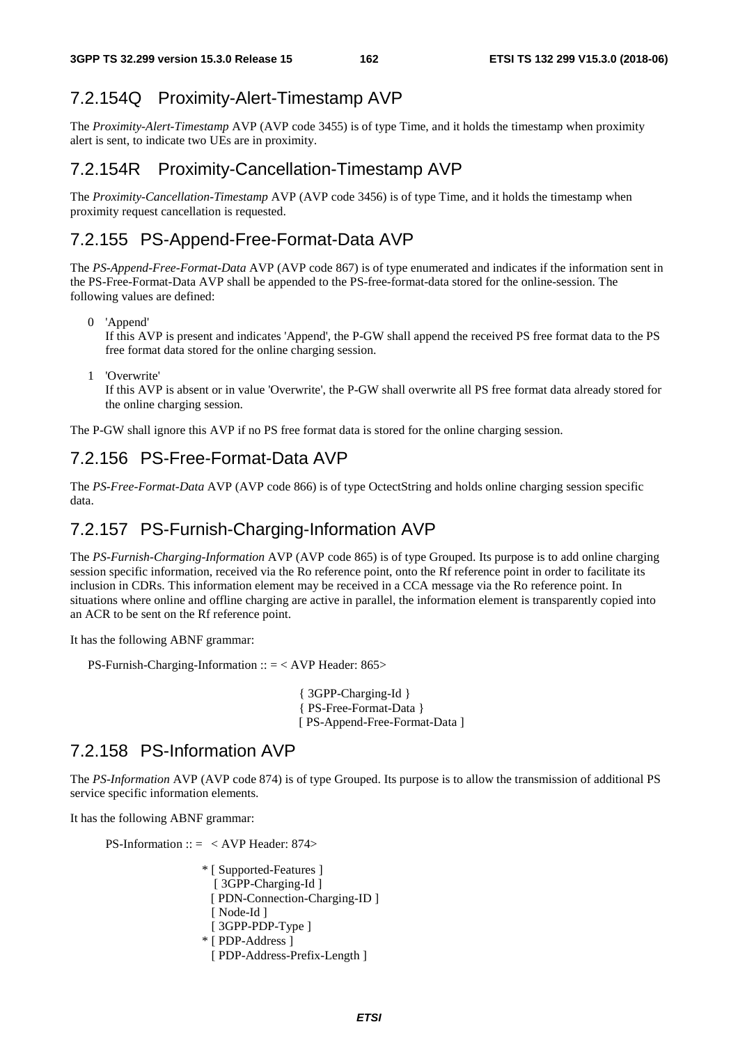### 7.2.154Q Proximity-Alert-Timestamp AVP

The *Proximity-Alert-Timestamp* AVP (AVP code 3455) is of type Time, and it holds the timestamp when proximity alert is sent, to indicate two UEs are in proximity.

### 7.2.154R Proximity-Cancellation-Timestamp AVP

The *Proximity-Cancellation-Timestamp* AVP (AVP code 3456) is of type Time, and it holds the timestamp when proximity request cancellation is requested.

### 7.2.155 PS-Append-Free-Format-Data AVP

The *PS-Append-Free-Format-Data* AVP (AVP code 867) is of type enumerated and indicates if the information sent in the PS-Free-Format-Data AVP shall be appended to the PS-free-format-data stored for the online-session. The following values are defined:

0 'Append'
If this AVP is present and indicates 'Append', the P-GW shall append the received PS free format data to the PS free format data stored for the online charging session.

1 'Overwrite'
If this AVP is absent or in value 'Overwrite', the P-GW shall overwrite all PS free format data already stored for the online charging session.

The P-GW shall ignore this AVP if no PS free format data is stored for the online charging session.

### 7.2.156 PS-Free-Format-Data AVP

The *PS-Free-Format-Data* AVP (AVP code 866) is of type OctectString and holds online charging session specific data.

### 7.2.157 PS-Furnish-Charging-Information AVP

The *PS-Furnish-Charging-Information* AVP (AVP code 865) is of type Grouped. Its purpose is to add online charging session specific information, received via the Ro reference point, onto the Rf reference point in order to facilitate its inclusion in CDRs. This information element may be received in a CCA message via the Ro reference point. In situations where online and offline charging are active in parallel, the information element is transparently copied into an ACR to be sent on the Rf reference point.

It has the following ABNF grammar:

```
PS-Furnish-Charging-Information :: = < AVP Header: 865>

                                     { 3GPP-Charging-Id }
                                     { PS-Free-Format-Data }
                                     [ PS-Append-Free-Format-Data ]
```

### 7.2.158 PS-Information AVP

The *PS-Information* AVP (AVP code 874) is of type Grouped. Its purpose is to allow the transmission of additional PS service specific information elements.

It has the following ABNF grammar:

```
PS-Information :: =  < AVP Header: 874>

                   * [ Supported-Features ]
                     [ 3GPP-Charging-Id ]
                     [ PDN-Connection-Charging-ID ]
                     [ Node-Id ]
                     [ 3GPP-PDP-Type ]
                   * [ PDP-Address ]
                     [ PDP-Address-Prefix-Length ]
```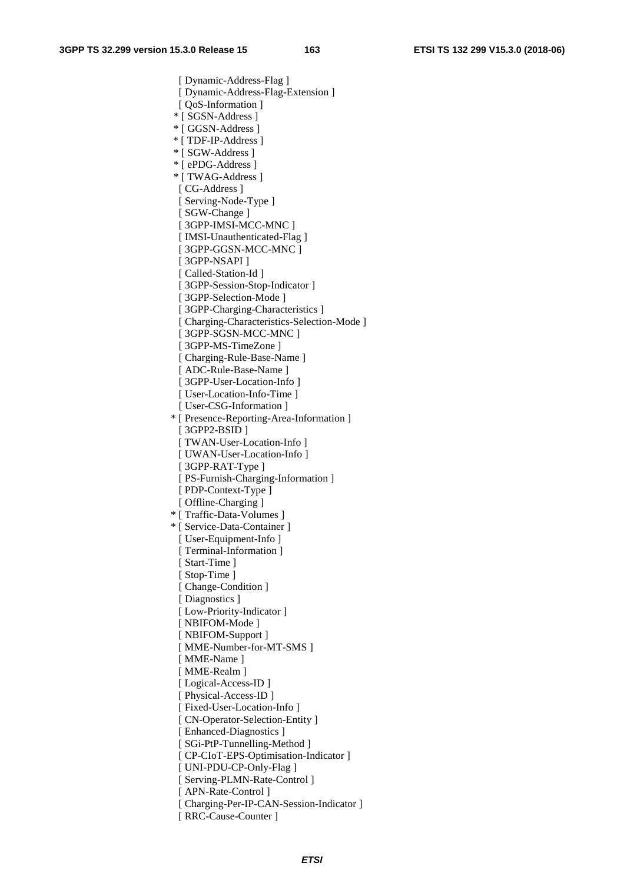```
[ Dynamic-Address-Flag ]
[ Dynamic-Address-Flag-Extension ]
[ QoS-Information ]
* [ SGSN-Address ]
* [ GGSN-Address ]
* [ TDF-IP-Address ]
* [ SGW-Address ]
* [ ePDG-Address ]
* [ TWAG-Address ]
[ CG-Address ]
[ Serving-Node-Type ]
[ SGW-Change ]
[ 3GPP-IMSI-MCC-MNC ]
[ IMSI-Unauthenticated-Flag ]
[ 3GPP-GGSN-MCC-MNC ]
[ 3GPP-NSAPI ]
[ Called-Station-Id ]
[ 3GPP-Session-Stop-Indicator ]
[ 3GPP-Selection-Mode ]
[ 3GPP-Charging-Characteristics ]
[ Charging-Characteristics-Selection-Mode ]
[ 3GPP-SGSN-MCC-MNC ]
[ 3GPP-MS-TimeZone ]
[ Charging-Rule-Base-Name ]
[ ADC-Rule-Base-Name ]
[ 3GPP-User-Location-Info ]
[ User-Location-Info-Time ]
[ User-CSG-Information ]
* [ Presence-Reporting-Area-Information ]
[ 3GPP2-BSID ]
[ TWAN-User-Location-Info ]
[ UWAN-User-Location-Info ]
[ 3GPP-RAT-Type ]
[ PS-Furnish-Charging-Information ]
[ PDP-Context-Type ]
[ Offline-Charging ]
* [ Traffic-Data-Volumes ]
* [ Service-Data-Container ]
[ User-Equipment-Info ]
[ Terminal-Information ]
[ Start-Time ]
[ Stop-Time ]
[ Change-Condition ]
[ Diagnostics ]
[ Low-Priority-Indicator ]
[ NBIFOM-Mode ]
[ NBIFOM-Support ]
[ MME-Number-for-MT-SMS ]
[ MME-Name ]
[ MME-Realm ]
[ Logical-Access-ID ]
[ Physical-Access-ID ]
[ Fixed-User-Location-Info ]
[ CN-Operator-Selection-Entity ]
[ Enhanced-Diagnostics ]
[ SGi-PtP-Tunnelling-Method ]
[ CP-CIoT-EPS-Optimisation-Indicator ]
[ UNI-PDU-CP-Only-Flag ]
[ Serving-PLMN-Rate-Control ]
[ APN-Rate-Control ]
[ Charging-Per-IP-CAN-Session-Indicator ]
[ RRC-Cause-Counter ]
```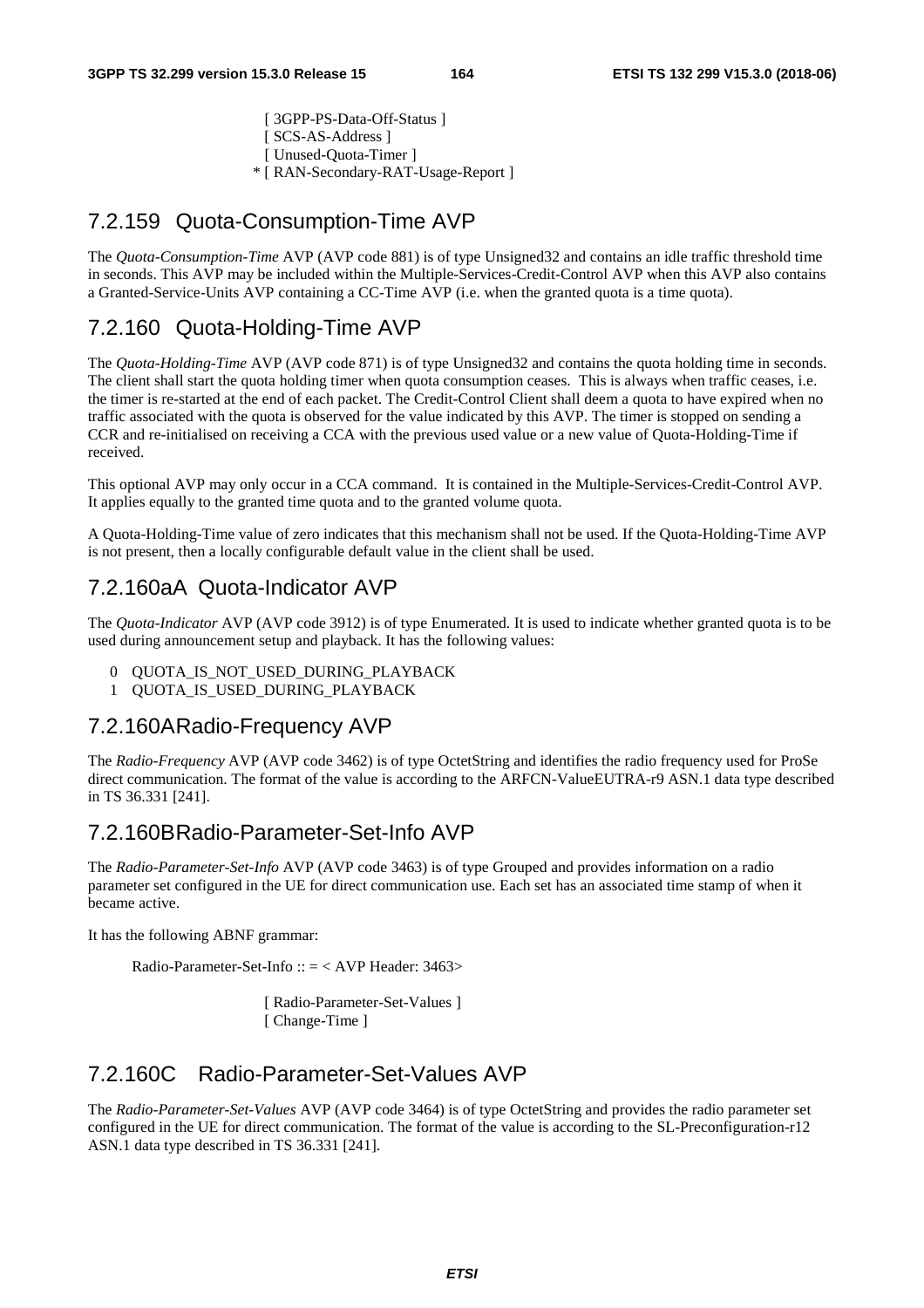```
                  [ 3GPP-PS-Data-Off-Status ]
                  [ SCS-AS-Address ]
                  [ Unused-Quota-Timer ]
                * [ RAN-Secondary-RAT-Usage-Report ]
```

### 7.2.159 Quota-Consumption-Time AVP

The *Quota-Consumption-Time* AVP (AVP code 881) is of type Unsigned32 and contains an idle traffic threshold time in seconds. This AVP may be included within the Multiple-Services-Credit-Control AVP when this AVP also contains a Granted-Service-Units AVP containing a CC-Time AVP (i.e. when the granted quota is a time quota).

### 7.2.160 Quota-Holding-Time AVP

The *Quota-Holding-Time* AVP (AVP code 871) is of type Unsigned32 and contains the quota holding time in seconds. The client shall start the quota holding timer when quota consumption ceases. This is always when traffic ceases, i.e. the timer is re-started at the end of each packet. The Credit-Control Client shall deem a quota to have expired when no traffic associated with the quota is observed for the value indicated by this AVP. The timer is stopped on sending a CCR and re-initialised on receiving a CCA with the previous used value or a new value of Quota-Holding-Time if received.

This optional AVP may only occur in a CCA command. It is contained in the Multiple-Services-Credit-Control AVP. It applies equally to the granted time quota and to the granted volume quota.

A Quota-Holding-Time value of zero indicates that this mechanism shall not be used. If the Quota-Holding-Time AVP is not present, then a locally configurable default value in the client shall be used.

### 7.2.160aA Quota-Indicator AVP

The *Quota-Indicator* AVP (AVP code 3912) is of type Enumerated. It is used to indicate whether granted quota is to be used during announcement setup and playback. It has the following values:

0 QUOTA_IS_NOT_USED_DURING_PLAYBACK
1 QUOTA_IS_USED_DURING_PLAYBACK

### 7.2.160A Radio-Frequency AVP

The *Radio-Frequency* AVP (AVP code 3462) is of type OctetString and identifies the radio frequency used for ProSe direct communication. The format of the value is according to the ARFCN-ValueEUTRA-r9 ASN.1 data type described in TS 36.331 [241].

### 7.2.160B Radio-Parameter-Set-Info AVP

The *Radio-Parameter-Set-Info* AVP (AVP code 3463) is of type Grouped and provides information on a radio parameter set configured in the UE for direct communication use. Each set has an associated time stamp of when it became active.

It has the following ABNF grammar:

```
Radio-Parameter-Set-Info :: = < AVP Header: 3463>

                  [ Radio-Parameter-Set-Values ]
                  [ Change-Time ]
```

### 7.2.160C Radio-Parameter-Set-Values AVP

The *Radio-Parameter-Set-Values* AVP (AVP code 3464) is of type OctetString and provides the radio parameter set configured in the UE for direct communication. The format of the value is according to the SL-Preconfiguration-r12 ASN.1 data type described in TS 36.331 [241].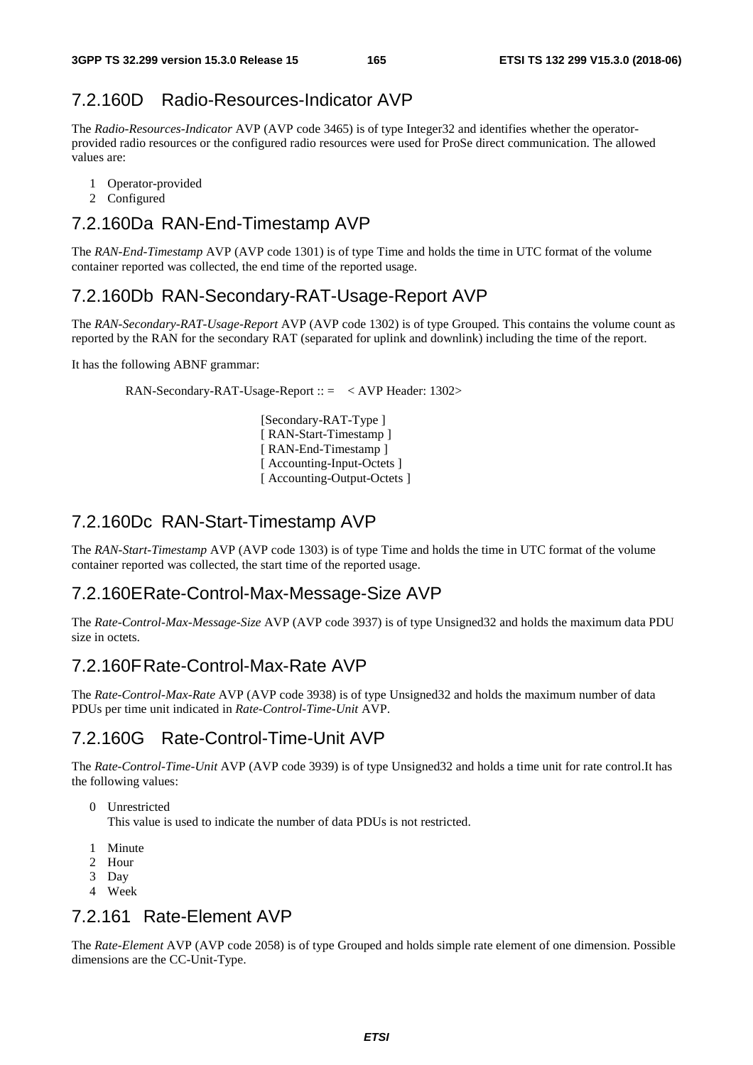### 7.2.160D Radio-Resources-Indicator AVP

The *Radio-Resources-Indicator* AVP (AVP code 3465) is of type Integer32 and identifies whether the operator-provided radio resources or the configured radio resources were used for ProSe direct communication. The allowed values are:

1 Operator-provided
2 Configured

### 7.2.160Da RAN-End-Timestamp AVP

The *RAN-End-Timestamp* AVP (AVP code 1301) is of type Time and holds the time in UTC format of the volume container reported was collected, the end time of the reported usage.

### 7.2.160Db RAN-Secondary-RAT-Usage-Report AVP

The *RAN-Secondary-RAT-Usage-Report* AVP (AVP code 1302) is of type Grouped. This contains the volume count as reported by the RAN for the secondary RAT (separated for uplink and downlink) including the time of the report.

It has the following ABNF grammar:

```
RAN-Secondary-RAT-Usage-Report :: =   < AVP Header: 1302>

                    [Secondary-RAT-Type ]
                    [ RAN-Start-Timestamp ]
                    [ RAN-End-Timestamp ]
                    [ Accounting-Input-Octets ]
                    [ Accounting-Output-Octets ]
```

### 7.2.160Dc RAN-Start-Timestamp AVP

The *RAN-Start-Timestamp* AVP (AVP code 1303) is of type Time and holds the time in UTC format of the volume container reported was collected, the start time of the reported usage.

### 7.2.160E Rate-Control-Max-Message-Size AVP

The *Rate-Control-Max-Message-Size* AVP (AVP code 3937) is of type Unsigned32 and holds the maximum data PDU size in octets.

### 7.2.160F Rate-Control-Max-Rate AVP

The *Rate-Control-Max-Rate* AVP (AVP code 3938) is of type Unsigned32 and holds the maximum number of data PDUs per time unit indicated in *Rate-Control-Time-Unit* AVP.

### 7.2.160G Rate-Control-Time-Unit AVP

The *Rate-Control-Time-Unit* AVP (AVP code 3939) is of type Unsigned32 and holds a time unit for rate control.It has the following values:

0 Unrestricted
  This value is used to indicate the number of data PDUs is not restricted.

1 Minute
2 Hour
3 Day
4 Week

### 7.2.161 Rate-Element AVP

The *Rate-Element* AVP (AVP code 2058) is of type Grouped and holds simple rate element of one dimension. Possible dimensions are the CC-Unit-Type.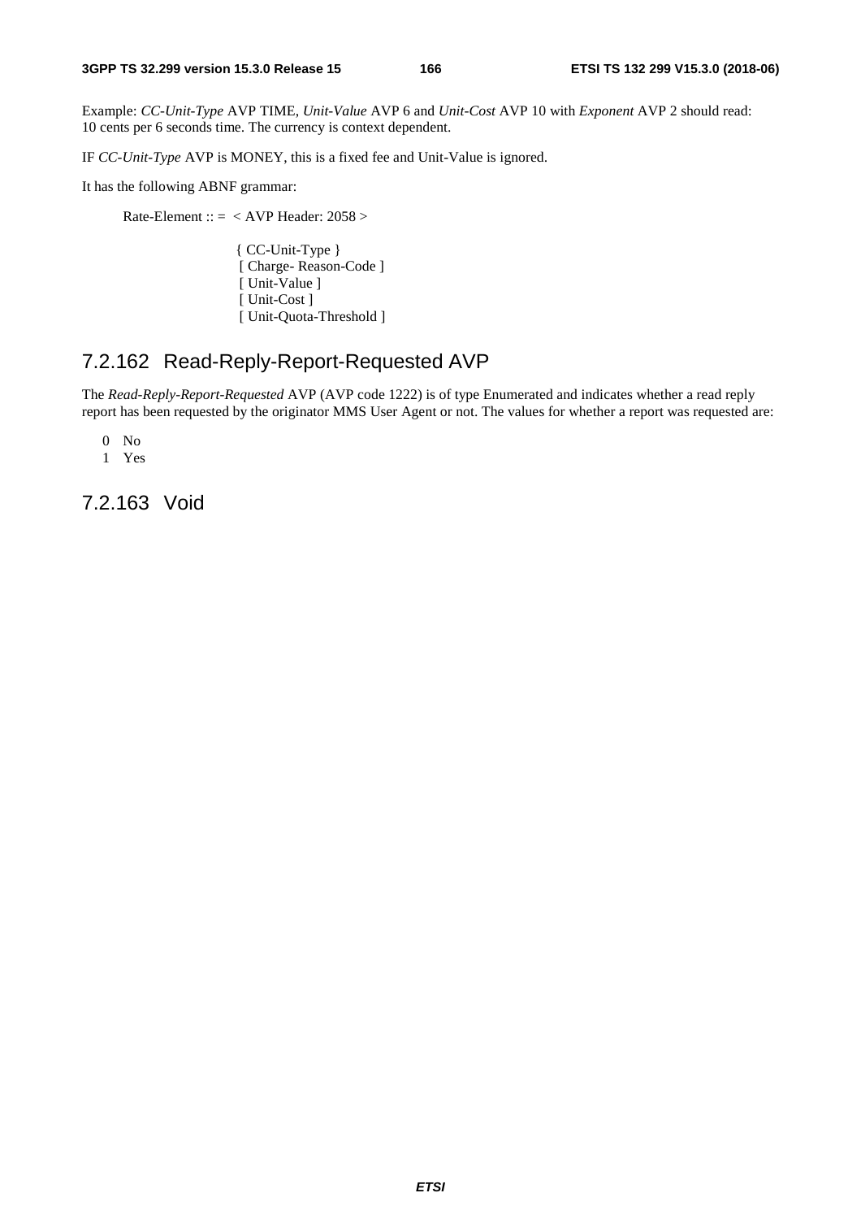Example: *CC-Unit-Type* AVP TIME, *Unit-Value* AVP 6 and *Unit-Cost* AVP 10 with *Exponent* AVP 2 should read: 10 cents per 6 seconds time. The currency is context dependent.

IF *CC-Unit-Type* AVP is MONEY, this is a fixed fee and Unit-Value is ignored.

It has the following ABNF grammar:

```
Rate-Element :: =  < AVP Header: 2058 >

                   { CC-Unit-Type }
                   [ Charge- Reason-Code ]
                   [ Unit-Value ]
                   [ Unit-Cost ]
                   [ Unit-Quota-Threshold ]
```

## 7.2.162 Read-Reply-Report-Requested AVP

The *Read-Reply-Report-Requested* AVP (AVP code 1222) is of type Enumerated and indicates whether a read reply report has been requested by the originator MMS User Agent or not. The values for whether a report was requested are:

0 No

1 Yes

## 7.2.163 Void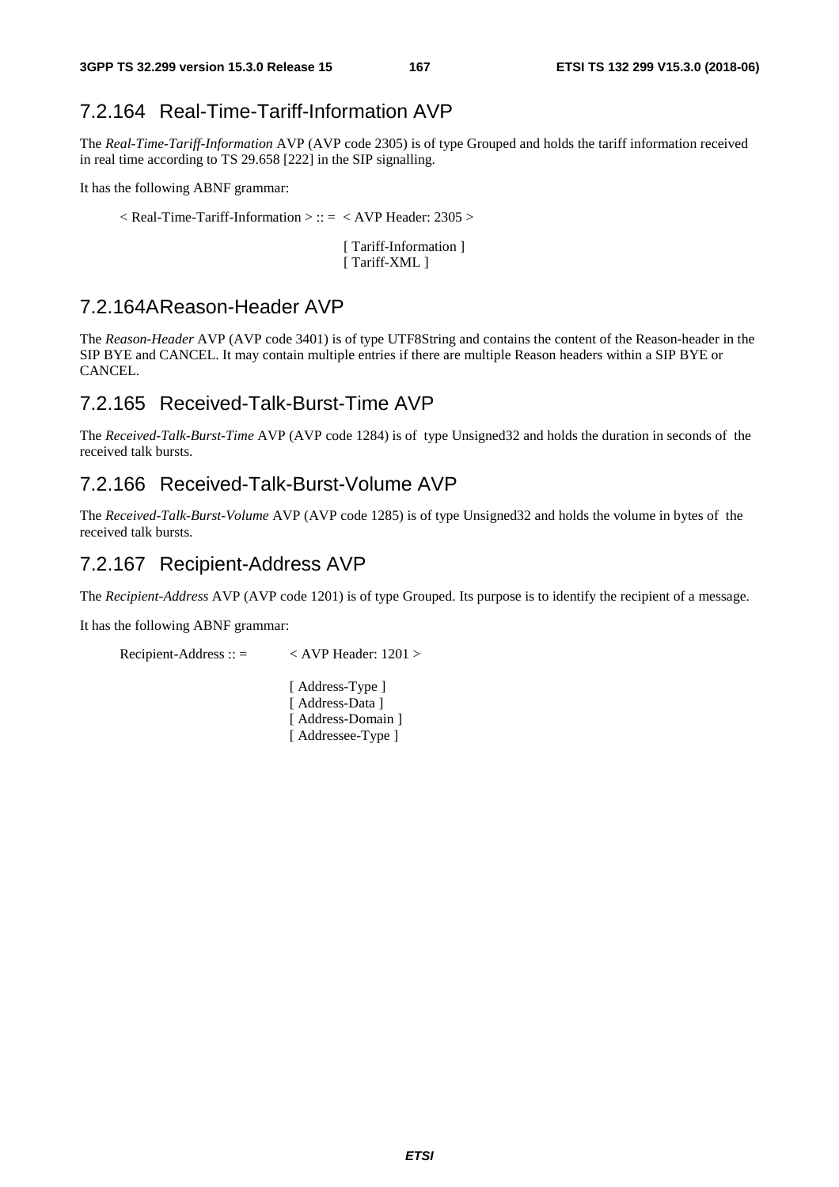### 7.2.164 Real-Time-Tariff-Information AVP

The *Real-Time-Tariff-Information* AVP (AVP code 2305) is of type Grouped and holds the tariff information received in real time according to TS 29.658 [222] in the SIP signalling.

It has the following ABNF grammar:

```
< Real-Time-Tariff-Information > :: =  < AVP Header: 2305 >

                                        [ Tariff-Information ]
                                        [ Tariff-XML ]
```

### 7.2.164A Reason-Header AVP

The *Reason-Header* AVP (AVP code 3401) is of type UTF8String and contains the content of the Reason-header in the SIP BYE and CANCEL. It may contain multiple entries if there are multiple Reason headers within a SIP BYE or CANCEL.

### 7.2.165 Received-Talk-Burst-Time AVP

The *Received-Talk-Burst-Time* AVP (AVP code 1284) is of type Unsigned32 and holds the duration in seconds of the received talk bursts.

### 7.2.166 Received-Talk-Burst-Volume AVP

The *Received-Talk-Burst-Volume* AVP (AVP code 1285) is of type Unsigned32 and holds the volume in bytes of the received talk bursts.

### 7.2.167 Recipient-Address AVP

The *Recipient-Address* AVP (AVP code 1201) is of type Grouped. Its purpose is to identify the recipient of a message.

It has the following ABNF grammar:

```
Recipient-Address :: =      < AVP Header: 1201 >

                            [ Address-Type ]
                            [ Address-Data ]
                            [ Address-Domain ]
                            [ Addressee-Type ]
```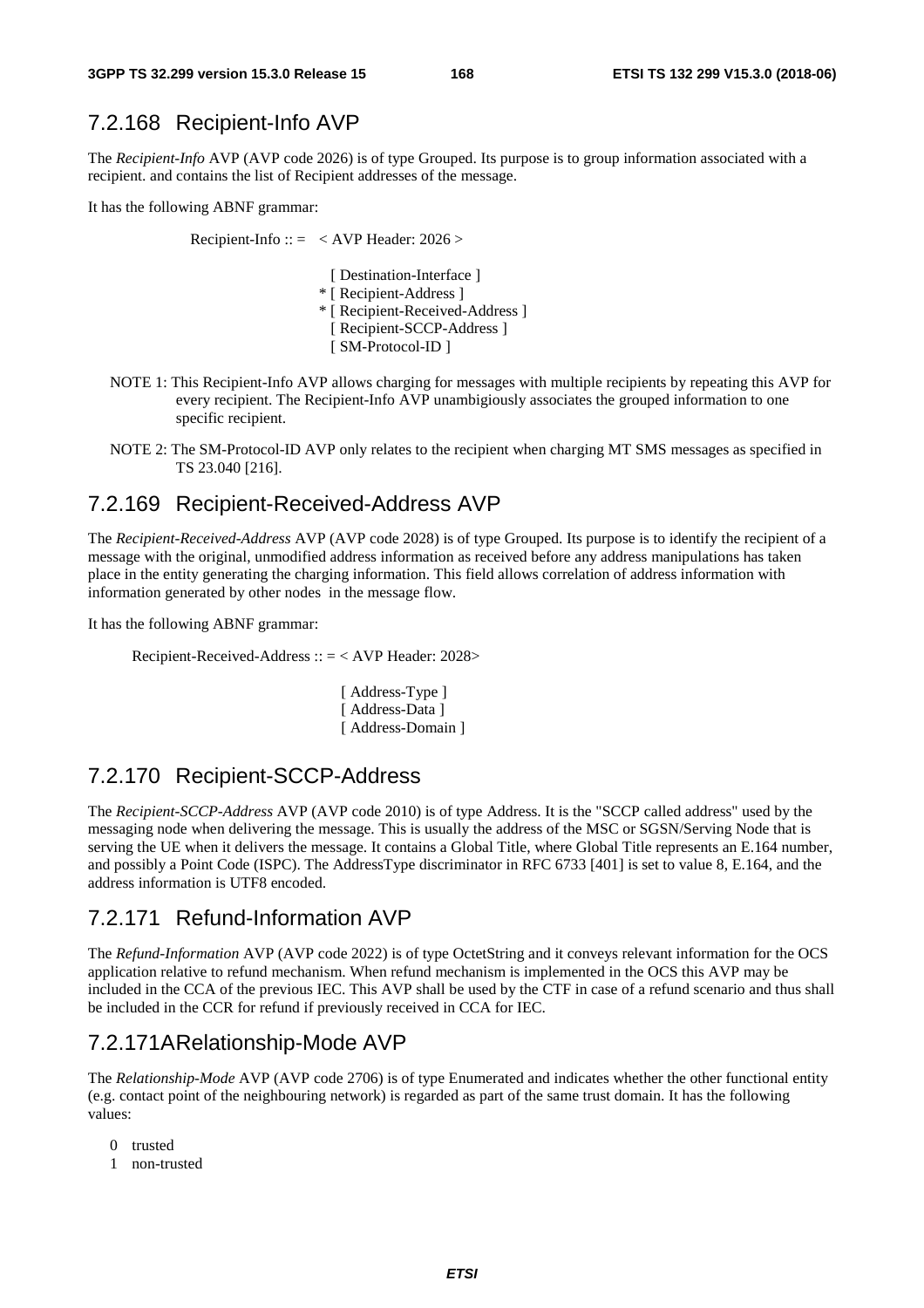### 7.2.168 Recipient-Info AVP

The *Recipient-Info* AVP (AVP code 2026) is of type Grouped. Its purpose is to group information associated with a recipient. and contains the list of Recipient addresses of the message.

It has the following ABNF grammar:

```
Recipient-Info :: =   < AVP Header: 2026 >

                         [ Destination-Interface ]
                       * [ Recipient-Address ]
                       * [ Recipient-Received-Address ]
                         [ Recipient-SCCP-Address ]
                         [ SM-Protocol-ID ]
```

NOTE 1: This Recipient-Info AVP allows charging for messages with multiple recipients by repeating this AVP for every recipient. The Recipient-Info AVP unambigiously associates the grouped information to one specific recipient.

NOTE 2: The SM-Protocol-ID AVP only relates to the recipient when charging MT SMS messages as specified in TS 23.040 [216].

### 7.2.169 Recipient-Received-Address AVP

The *Recipient-Received-Address* AVP (AVP code 2028) is of type Grouped. Its purpose is to identify the recipient of a message with the original, unmodified address information as received before any address manipulations has taken place in the entity generating the charging information. This field allows correlation of address information with information generated by other nodes  in the message flow.

It has the following ABNF grammar:

```
Recipient-Received-Address :: = < AVP Header: 2028>

                              [ Address-Type ]
                              [ Address-Data ]
                              [ Address-Domain ]
```

### 7.2.170 Recipient-SCCP-Address

The *Recipient-SCCP-Address* AVP (AVP code 2010) is of type Address. It is the "SCCP called address" used by the messaging node when delivering the message. This is usually the address of the MSC or SGSN/Serving Node that is serving the UE when it delivers the message. It contains a Global Title, where Global Title represents an E.164 number, and possibly a Point Code (ISPC). The AddressType discriminator in RFC 6733 [401] is set to value 8, E.164, and the address information is UTF8 encoded.

### 7.2.171 Refund-Information AVP

The *Refund-Information* AVP (AVP code 2022) is of type OctetString and it conveys relevant information for the OCS application relative to refund mechanism. When refund mechanism is implemented in the OCS this AVP may be included in the CCA of the previous IEC. This AVP shall be used by the CTF in case of a refund scenario and thus shall be included in the CCR for refund if previously received in CCA for IEC.

### 7.2.171A Relationship-Mode AVP

The *Relationship-Mode* AVP (AVP code 2706) is of type Enumerated and indicates whether the other functional entity (e.g. contact point of the neighbouring network) is regarded as part of the same trust domain. It has the following values:

0 trusted

1 non-trusted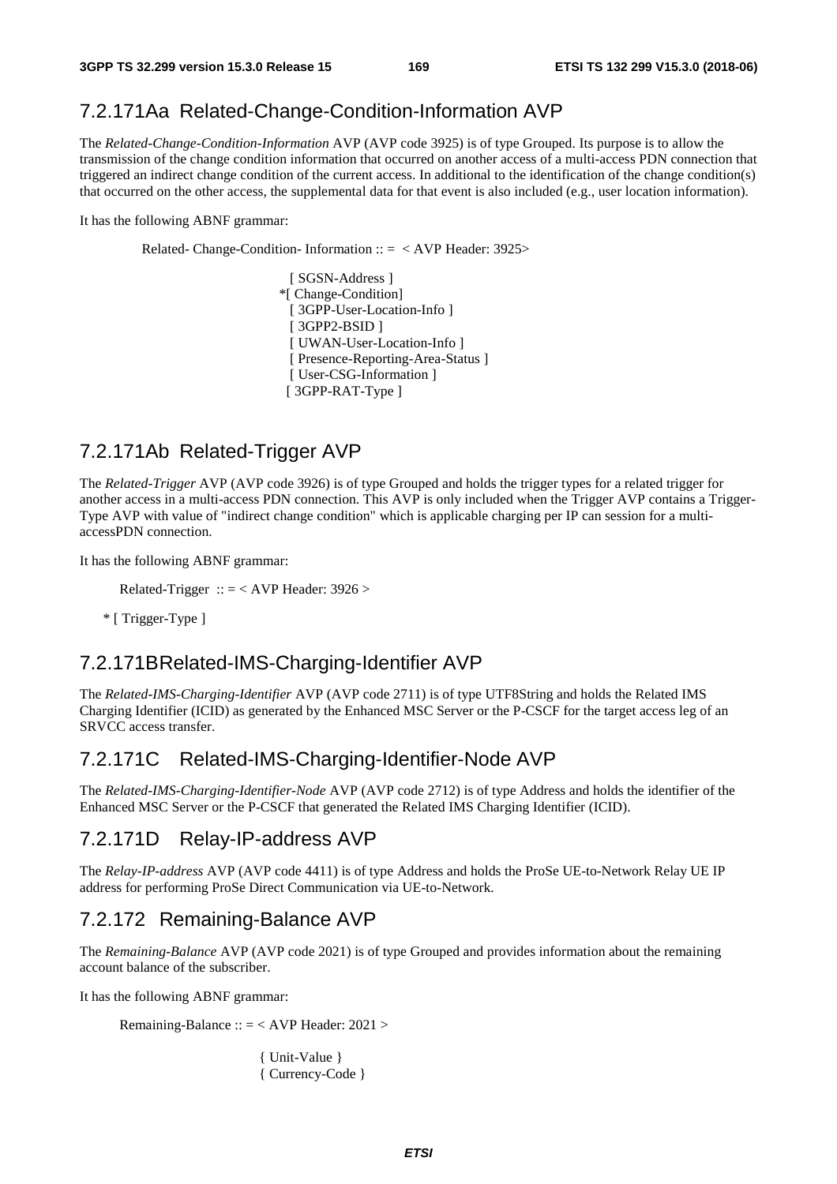## 7.2.171Aa Related-Change-Condition-Information AVP

The *Related-Change-Condition-Information* AVP (AVP code 3925) is of type Grouped. Its purpose is to allow the transmission of the change condition information that occurred on another access of a multi-access PDN connection that triggered an indirect change condition of the current access. In additional to the identification of the change condition(s) that occurred on the other access, the supplemental data for that event is also included (e.g., user location information).

It has the following ABNF grammar:

```
Related- Change-Condition- Information :: =  < AVP Header: 3925>

                    [ SGSN-Address ]
                   *[ Change-Condition]
                    [ 3GPP-User-Location-Info ]
                    [ 3GPP2-BSID ]
                    [ UWAN-User-Location-Info ]
                    [ Presence-Reporting-Area-Status ]
                    [ User-CSG-Information ]
                    [ 3GPP-RAT-Type ]
```

## 7.2.171Ab Related-Trigger AVP

The *Related-Trigger* AVP (AVP code 3926) is of type Grouped and holds the trigger types for a related trigger for another access in a multi-access PDN connection. This AVP is only included when the Trigger AVP contains a Trigger-Type AVP with value of "indirect change condition" which is applicable charging per IP can session for a multi-accessPDN connection.

It has the following ABNF grammar:

```
Related-Trigger  :: = < AVP Header: 3926 >

  * [ Trigger-Type ]
```

## 7.2.171BRelated-IMS-Charging-Identifier AVP

The *Related-IMS-Charging-Identifier* AVP (AVP code 2711) is of type UTF8String and holds the Related IMS Charging Identifier (ICID) as generated by the Enhanced MSC Server or the P-CSCF for the target access leg of an SRVCC access transfer.

## 7.2.171C Related-IMS-Charging-Identifier-Node AVP

The *Related-IMS-Charging-Identifier-Node* AVP (AVP code 2712) is of type Address and holds the identifier of the Enhanced MSC Server or the P-CSCF that generated the Related IMS Charging Identifier (ICID).

## 7.2.171D Relay-IP-address AVP

The *Relay-IP-address* AVP (AVP code 4411) is of type Address and holds the ProSe UE-to-Network Relay UE IP address for performing ProSe Direct Communication via UE-to-Network.

## 7.2.172 Remaining-Balance AVP

The *Remaining-Balance* AVP (AVP code 2021) is of type Grouped and provides information about the remaining account balance of the subscriber.

It has the following ABNF grammar:

```
Remaining-Balance :: = < AVP Header: 2021 >

                    { Unit-Value }
                    { Currency-Code }
```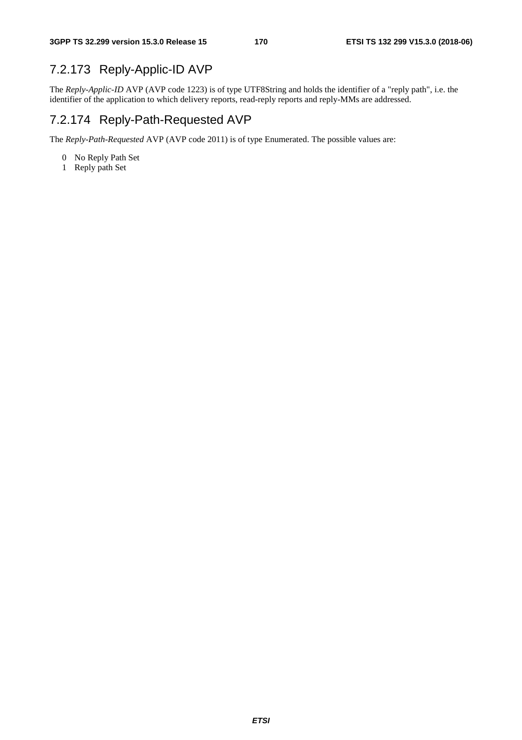### 7.2.173 Reply-Applic-ID AVP

The *Reply-Applic-ID* AVP (AVP code 1223) is of type UTF8String and holds the identifier of a "reply path", i.e. the identifier of the application to which delivery reports, read-reply reports and reply-MMs are addressed.

### 7.2.174 Reply-Path-Requested AVP

The *Reply-Path-Requested* AVP (AVP code 2011) is of type Enumerated. The possible values are:

0 No Reply Path Set
1 Reply path Set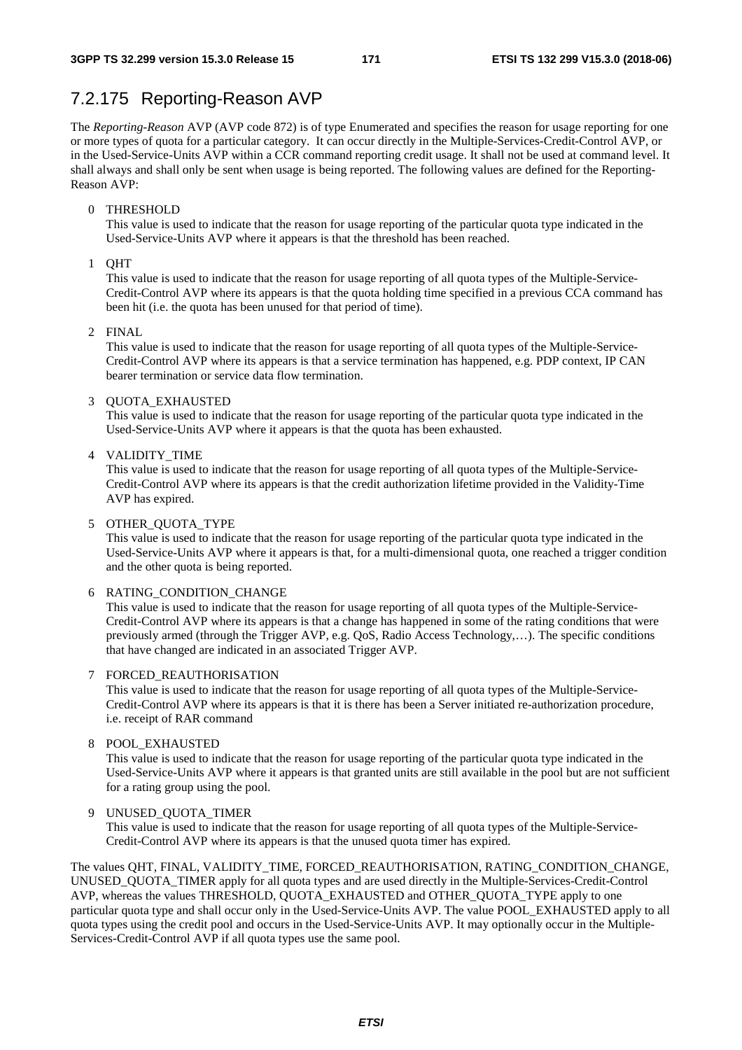## 7.2.175 Reporting-Reason AVP

The *Reporting-Reason* AVP (AVP code 872) is of type Enumerated and specifies the reason for usage reporting for one or more types of quota for a particular category. It can occur directly in the Multiple-Services-Credit-Control AVP, or in the Used-Service-Units AVP within a CCR command reporting credit usage. It shall not be used at command level. It shall always and shall only be sent when usage is being reported. The following values are defined for the Reporting-Reason AVP:

0 THRESHOLD
   This value is used to indicate that the reason for usage reporting of the particular quota type indicated in the Used-Service-Units AVP where it appears is that the threshold has been reached.

1 QHT
   This value is used to indicate that the reason for usage reporting of all quota types of the Multiple-Service-Credit-Control AVP where its appears is that the quota holding time specified in a previous CCA command has been hit (i.e. the quota has been unused for that period of time).

2 FINAL
   This value is used to indicate that the reason for usage reporting of all quota types of the Multiple-Service-Credit-Control AVP where its appears is that a service termination has happened, e.g. PDP context, IP CAN bearer termination or service data flow termination.

3 QUOTA_EXHAUSTED
   This value is used to indicate that the reason for usage reporting of the particular quota type indicated in the Used-Service-Units AVP where it appears is that the quota has been exhausted.

4 VALIDITY_TIME
   This value is used to indicate that the reason for usage reporting of all quota types of the Multiple-Service-Credit-Control AVP where its appears is that the credit authorization lifetime provided in the Validity-Time AVP has expired.

5 OTHER_QUOTA_TYPE
   This value is used to indicate that the reason for usage reporting of the particular quota type indicated in the Used-Service-Units AVP where it appears is that, for a multi-dimensional quota, one reached a trigger condition and the other quota is being reported.

6 RATING_CONDITION_CHANGE
   This value is used to indicate that the reason for usage reporting of all quota types of the Multiple-Service-Credit-Control AVP where its appears is that a change has happened in some of the rating conditions that were previously armed (through the Trigger AVP, e.g. QoS, Radio Access Technology,…). The specific conditions that have changed are indicated in an associated Trigger AVP.

7 FORCED_REAUTHORISATION
   This value is used to indicate that the reason for usage reporting of all quota types of the Multiple-Service-Credit-Control AVP where its appears is that it is there has been a Server initiated re-authorization procedure, i.e. receipt of RAR command

8 POOL_EXHAUSTED
   This value is used to indicate that the reason for usage reporting of the particular quota type indicated in the Used-Service-Units AVP where it appears is that granted units are still available in the pool but are not sufficient for a rating group using the pool.

9 UNUSED_QUOTA_TIMER
   This value is used to indicate that the reason for usage reporting of all quota types of the Multiple-Service-Credit-Control AVP where its appears is that the unused quota timer has expired.

The values QHT, FINAL, VALIDITY_TIME, FORCED_REAUTHORISATION, RATING_CONDITION_CHANGE, UNUSED_QUOTA_TIMER apply for all quota types and are used directly in the Multiple-Services-Credit-Control AVP, whereas the values THRESHOLD, QUOTA_EXHAUSTED and OTHER_QUOTA_TYPE apply to one particular quota type and shall occur only in the Used-Service-Units AVP. The value POOL_EXHAUSTED apply to all quota types using the credit pool and occurs in the Used-Service-Units AVP. It may optionally occur in the Multiple-Services-Credit-Control AVP if all quota types use the same pool.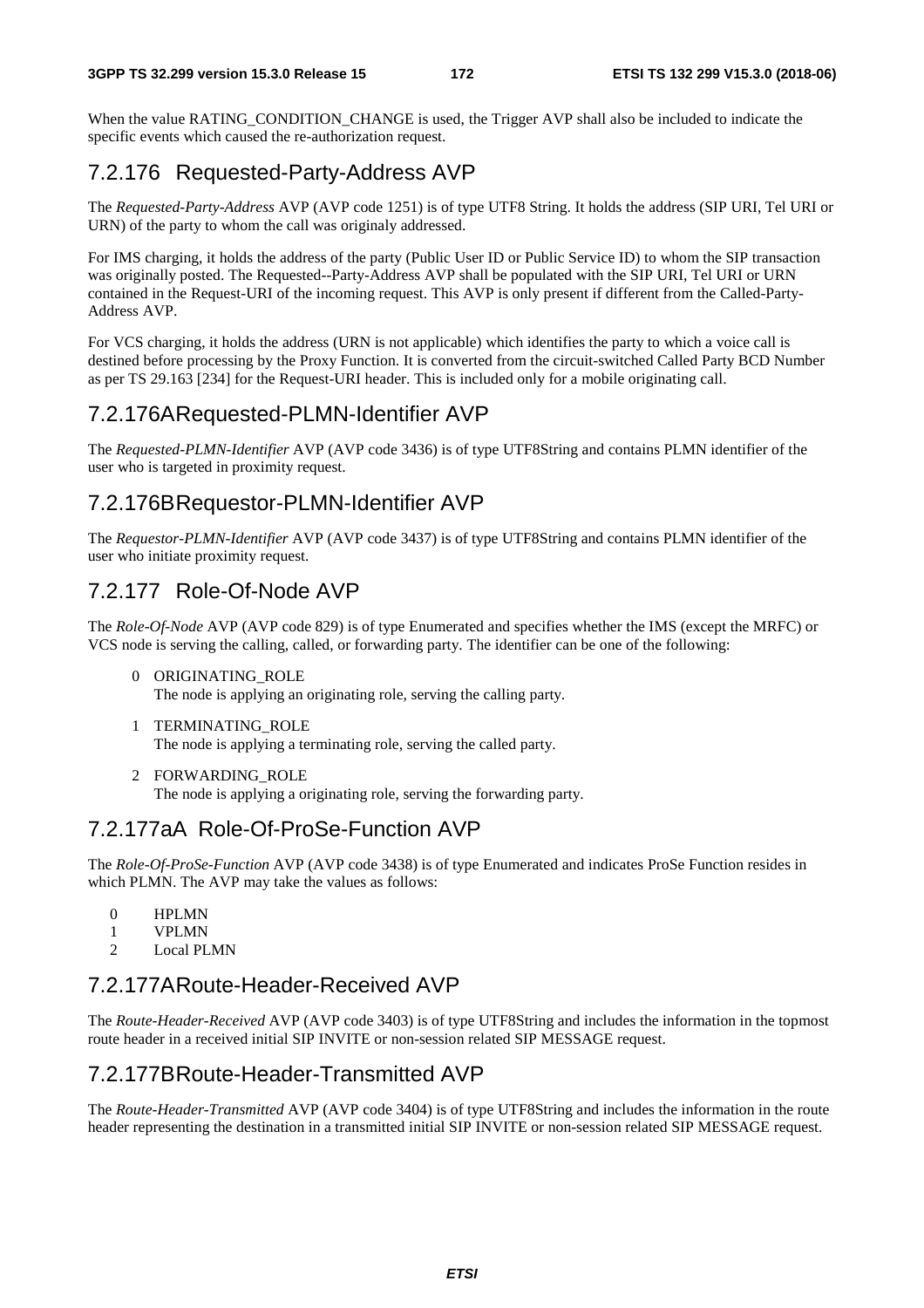When the value RATING_CONDITION_CHANGE is used, the Trigger AVP shall also be included to indicate the specific events which caused the re-authorization request.

### 7.2.176 Requested-Party-Address AVP

The *Requested-Party-Address* AVP (AVP code 1251) is of type UTF8 String. It holds the address (SIP URI, Tel URI or URN) of the party to whom the call was originaly addressed.

For IMS charging, it holds the address of the party (Public User ID or Public Service ID) to whom the SIP transaction was originally posted. The Requested--Party-Address AVP shall be populated with the SIP URI, Tel URI or URN contained in the Request-URI of the incoming request. This AVP is only present if different from the Called-Party-Address AVP.

For VCS charging, it holds the address (URN is not applicable) which identifies the party to which a voice call is destined before processing by the Proxy Function. It is converted from the circuit-switched Called Party BCD Number as per TS 29.163 [234] for the Request-URI header. This is included only for a mobile originating call.

### 7.2.176A Requested-PLMN-Identifier AVP

The *Requested-PLMN-Identifier* AVP (AVP code 3436) is of type UTF8String and contains PLMN identifier of the user who is targeted in proximity request.

### 7.2.176B Requestor-PLMN-Identifier AVP

The *Requestor-PLMN-Identifier* AVP (AVP code 3437) is of type UTF8String and contains PLMN identifier of the user who initiate proximity request.

### 7.2.177 Role-Of-Node AVP

The *Role-Of-Node* AVP (AVP code 829) is of type Enumerated and specifies whether the IMS (except the MRFC) or VCS node is serving the calling, called, or forwarding party. The identifier can be one of the following:

0 ORIGINATING_ROLE
The node is applying an originating role, serving the calling party.

1 TERMINATING_ROLE
The node is applying a terminating role, serving the called party.

2 FORWARDING_ROLE
The node is applying a originating role, serving the forwarding party.

### 7.2.177aA Role-Of-ProSe-Function AVP

The *Role-Of-ProSe-Function* AVP (AVP code 3438) is of type Enumerated and indicates ProSe Function resides in which PLMN. The AVP may take the values as follows:

0 HPLMN
1 VPLMN
2 Local PLMN

### 7.2.177A Route-Header-Received AVP

The *Route-Header-Received* AVP (AVP code 3403) is of type UTF8String and includes the information in the topmost route header in a received initial SIP INVITE or non-session related SIP MESSAGE request.

### 7.2.177B Route-Header-Transmitted AVP

The *Route-Header-Transmitted* AVP (AVP code 3404) is of type UTF8String and includes the information in the route header representing the destination in a transmitted initial SIP INVITE or non-session related SIP MESSAGE request.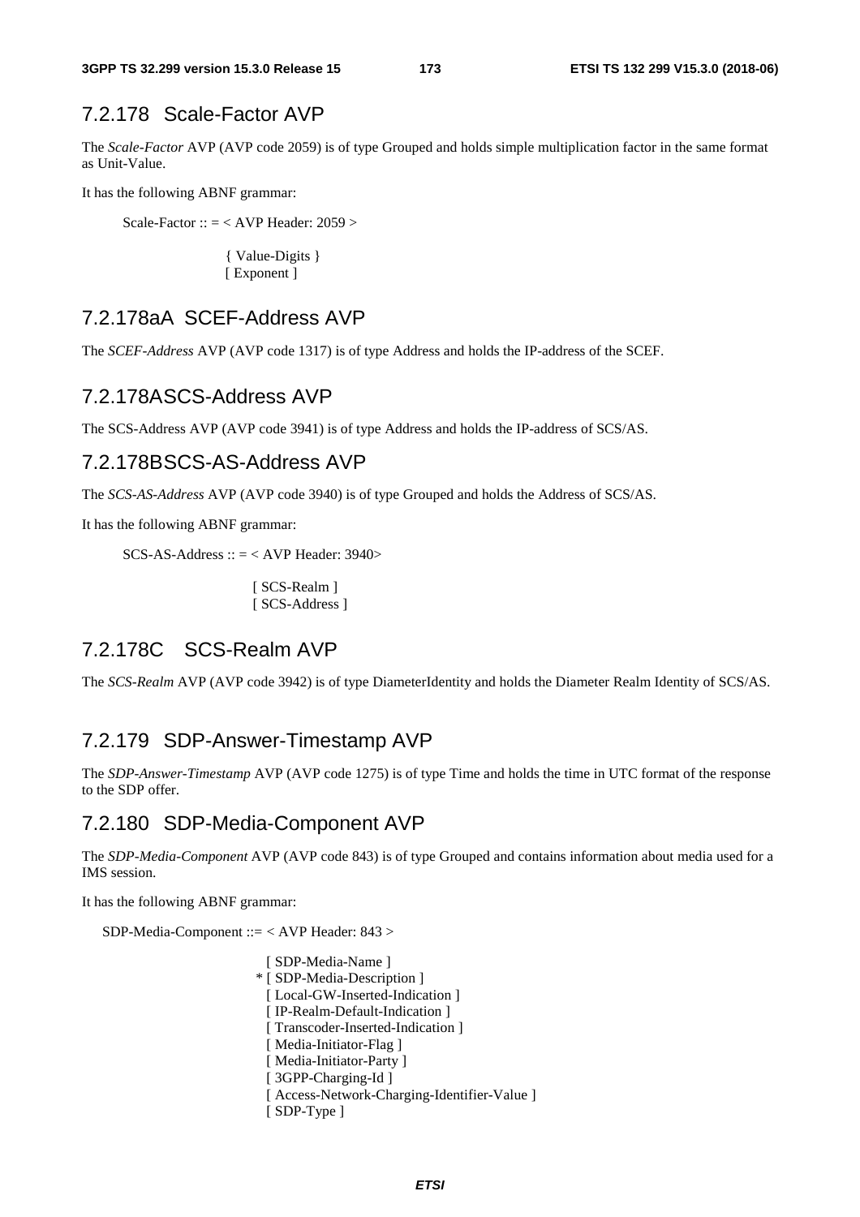### 7.2.178 Scale-Factor AVP

The *Scale-Factor* AVP (AVP code 2059) is of type Grouped and holds simple multiplication factor in the same format as Unit-Value.

It has the following ABNF grammar:

```
Scale-Factor :: = < AVP Header: 2059 >

            { Value-Digits }
            [ Exponent ]
```

### 7.2.178aA SCEF-Address AVP

The *SCEF-Address* AVP (AVP code 1317) is of type Address and holds the IP-address of the SCEF.

### 7.2.178ASCS-Address AVP

The SCS-Address AVP (AVP code 3941) is of type Address and holds the IP-address of SCS/AS.

### 7.2.178BSCS-AS-Address AVP

The *SCS-AS-Address* AVP (AVP code 3940) is of type Grouped and holds the Address of SCS/AS.

It has the following ABNF grammar:

```
SCS-AS-Address :: = < AVP Header: 3940>

            [ SCS-Realm ]
            [ SCS-Address ]
```

### 7.2.178C SCS-Realm AVP

The *SCS-Realm* AVP (AVP code 3942) is of type DiameterIdentity and holds the Diameter Realm Identity of SCS/AS.

### 7.2.179 SDP-Answer-Timestamp AVP

The *SDP-Answer-Timestamp* AVP (AVP code 1275) is of type Time and holds the time in UTC format of the response to the SDP offer.

### 7.2.180 SDP-Media-Component AVP

The *SDP-Media-Component* AVP (AVP code 843) is of type Grouped and contains information about media used for a IMS session.

It has the following ABNF grammar:

```
SDP-Media-Component ::= < AVP Header: 843 >

            [ SDP-Media-Name ]
          * [ SDP-Media-Description ]
            [ Local-GW-Inserted-Indication ]
            [ IP-Realm-Default-Indication ]
            [ Transcoder-Inserted-Indication ]
            [ Media-Initiator-Flag ]
            [ Media-Initiator-Party ]
            [ 3GPP-Charging-Id ]
            [ Access-Network-Charging-Identifier-Value ]
            [ SDP-Type ]
```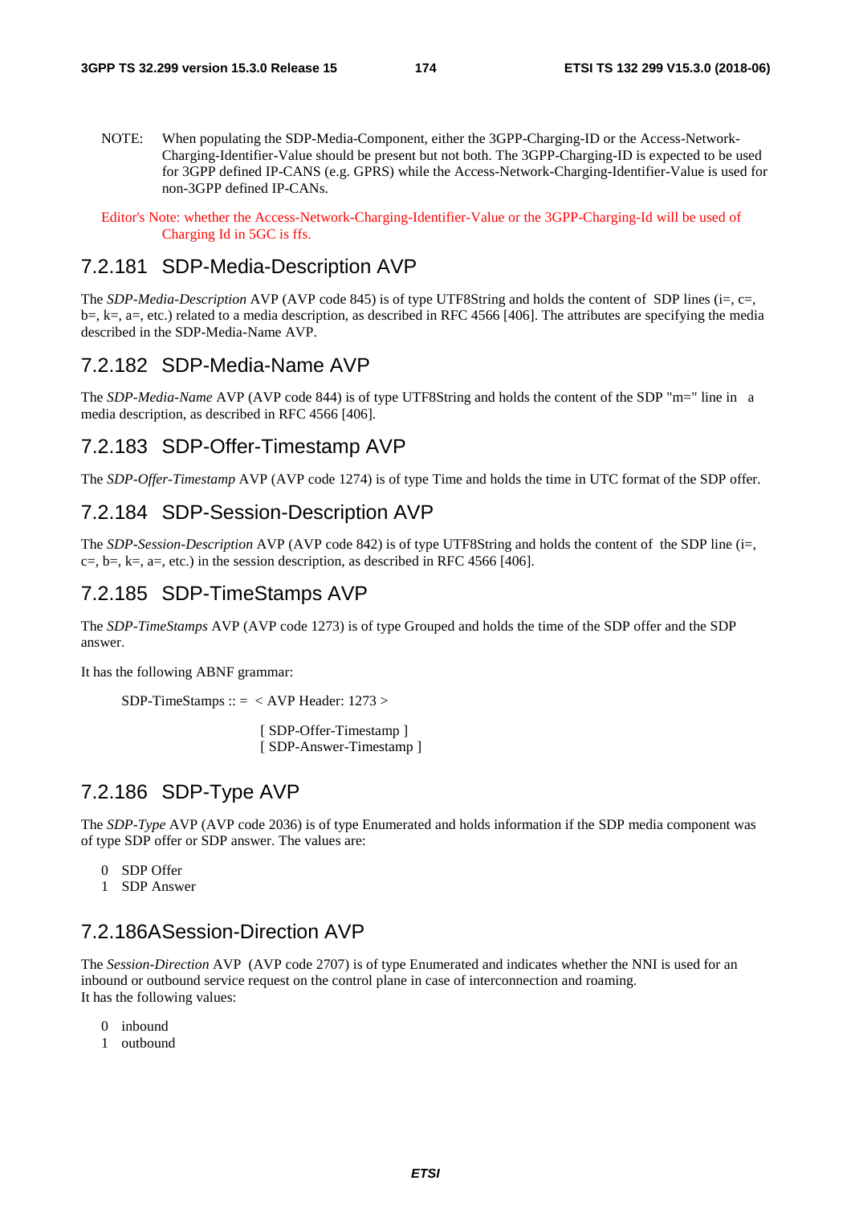NOTE: When populating the SDP-Media-Component, either the 3GPP-Charging-ID or the Access-Network-Charging-Identifier-Value should be present but not both. The 3GPP-Charging-ID is expected to be used for 3GPP defined IP-CANS (e.g. GPRS) while the Access-Network-Charging-Identifier-Value is used for non-3GPP defined IP-CANs.

Editor's Note: whether the Access-Network-Charging-Identifier-Value or the 3GPP-Charging-Id will be used of Charging Id in 5GC is ffs.

### 7.2.181 SDP-Media-Description AVP

The *SDP-Media-Description* AVP (AVP code 845) is of type UTF8String and holds the content of SDP lines (i=, c=, b=, k=, a=, etc.) related to a media description, as described in RFC 4566 [406]. The attributes are specifying the media described in the SDP-Media-Name AVP.

### 7.2.182 SDP-Media-Name AVP

The *SDP-Media-Name* AVP (AVP code 844) is of type UTF8String and holds the content of the SDP "m=" line in a media description, as described in RFC 4566 [406].

### 7.2.183 SDP-Offer-Timestamp AVP

The *SDP-Offer-Timestamp* AVP (AVP code 1274) is of type Time and holds the time in UTC format of the SDP offer.

### 7.2.184 SDP-Session-Description AVP

The *SDP-Session-Description* AVP (AVP code 842) is of type UTF8String and holds the content of the SDP line (i=, c=, b=, k=, a=, etc.) in the session description, as described in RFC 4566 [406].

### 7.2.185 SDP-TimeStamps AVP

The *SDP-TimeStamps* AVP (AVP code 1273) is of type Grouped and holds the time of the SDP offer and the SDP answer.

It has the following ABNF grammar:

```
SDP-TimeStamps :: =  < AVP Header: 1273 >

                       [ SDP-Offer-Timestamp ]
                       [ SDP-Answer-Timestamp ]
```

### 7.2.186 SDP-Type AVP

The *SDP-Type* AVP (AVP code 2036) is of type Enumerated and holds information if the SDP media component was of type SDP offer or SDP answer. The values are:

0 SDP Offer
1 SDP Answer

### 7.2.186A Session-Direction AVP

The *Session-Direction* AVP (AVP code 2707) is of type Enumerated and indicates whether the NNI is used for an inbound or outbound service request on the control plane in case of interconnection and roaming.
It has the following values:

0 inbound
1 outbound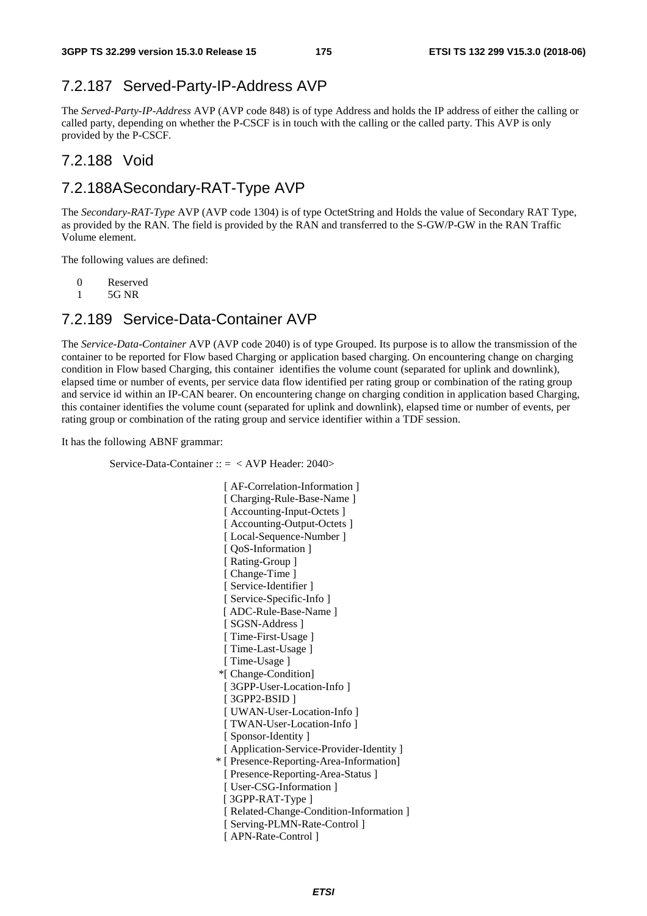### 7.2.187 Served-Party-IP-Address AVP

The *Served-Party-IP-Address* AVP (AVP code 848) is of type Address and holds the IP address of either the calling or called party, depending on whether the P-CSCF is in touch with the calling or the called party. This AVP is only provided by the P-CSCF.

### 7.2.188 Void

### 7.2.188A Secondary-RAT-Type AVP

The *Secondary-RAT-Type* AVP (AVP code 1304) is of type OctetString and Holds the value of Secondary RAT Type, as provided by the RAN. The field is provided by the RAN and transferred to the S-GW/P-GW in the RAN Traffic Volume element.

The following values are defined:

0 Reserved
1 5G NR

### 7.2.189 Service-Data-Container AVP

The *Service-Data-Container* AVP (AVP code 2040) is of type Grouped. Its purpose is to allow the transmission of the container to be reported for Flow based Charging or application based charging. On encountering change on charging condition in Flow based Charging, this container identifies the volume count (separated for uplink and downlink), elapsed time or number of events, per service data flow identified per rating group or combination of the rating group and service id within an IP-CAN bearer. On encountering change on charging condition in application based Charging, this container identifies the volume count (separated for uplink and downlink), elapsed time or number of events, per rating group or combination of the rating group and service identifier within a TDF session.

It has the following ABNF grammar:

```
Service-Data-Container :: =  < AVP Header: 2040>

                  [ AF-Correlation-Information ]
                  [ Charging-Rule-Base-Name ]
                  [ Accounting-Input-Octets ]
                  [ Accounting-Output-Octets ]
                  [ Local-Sequence-Number ]
                  [ QoS-Information ]
                  [ Rating-Group ]
                  [ Change-Time ]
                  [ Service-Identifier ]
                  [ Service-Specific-Info ]
                  [ ADC-Rule-Base-Name ]
                  [ SGSN-Address ]
                  [ Time-First-Usage ]
                  [ Time-Last-Usage ]
                  [ Time-Usage ]
                 *[ Change-Condition]
                  [ 3GPP-User-Location-Info ]
                  [ 3GPP2-BSID ]
                  [ UWAN-User-Location-Info ]
                  [ TWAN-User-Location-Info ]
                  [ Sponsor-Identity ]
                  [ Application-Service-Provider-Identity ]
                * [ Presence-Reporting-Area-Information]
                  [ Presence-Reporting-Area-Status ]
                  [ User-CSG-Information ]
                  [ 3GPP-RAT-Type ]
                  [ Related-Change-Condition-Information ]
                  [ Serving-PLMN-Rate-Control ]
                  [ APN-Rate-Control ]
```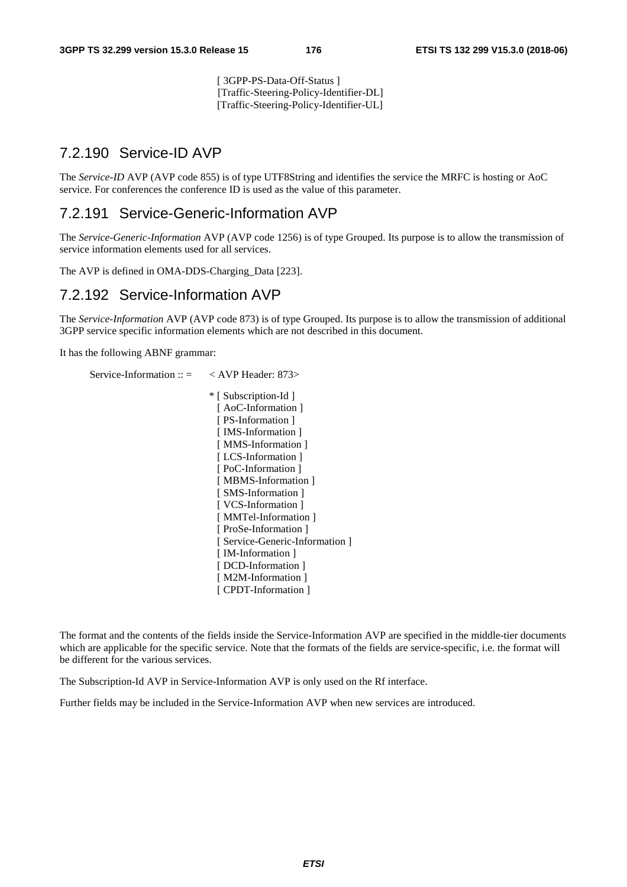[ 3GPP-PS-Data-Off-Status ]
[Traffic-Steering-Policy-Identifier-DL]
[Traffic-Steering-Policy-Identifier-UL]

### 7.2.190 Service-ID AVP

The *Service-ID* AVP (AVP code 855) is of type UTF8String and identifies the service the MRFC is hosting or AoC service. For conferences the conference ID is used as the value of this parameter.

### 7.2.191 Service-Generic-Information AVP

The *Service-Generic-Information* AVP (AVP code 1256) is of type Grouped. Its purpose is to allow the transmission of service information elements used for all services.

The AVP is defined in OMA-DDS-Charging_Data [223].

### 7.2.192 Service-Information AVP

The *Service-Information* AVP (AVP code 873) is of type Grouped. Its purpose is to allow the transmission of additional 3GPP service specific information elements which are not described in this document.

It has the following ABNF grammar:

```
Service-Information :: =    < AVP Header: 873>

                            * [ Subscription-Id ]
                              [ AoC-Information ]
                              [ PS-Information ]
                              [ IMS-Information ]
                              [ MMS-Information ]
                              [ LCS-Information ]
                              [ PoC-Information ]
                              [ MBMS-Information ]
                              [ SMS-Information ]
                              [ VCS-Information ]
                              [ MMTel-Information ]
                              [ ProSe-Information ]
                              [ Service-Generic-Information ]
                              [ IM-Information ]
                              [ DCD-Information ]
                              [ M2M-Information ]
                              [ CPDT-Information ]
```

The format and the contents of the fields inside the Service-Information AVP are specified in the middle-tier documents which are applicable for the specific service. Note that the formats of the fields are service-specific, i.e. the format will be different for the various services.

The Subscription-Id AVP in Service-Information AVP is only used on the Rf interface.

Further fields may be included in the Service-Information AVP when new services are introduced.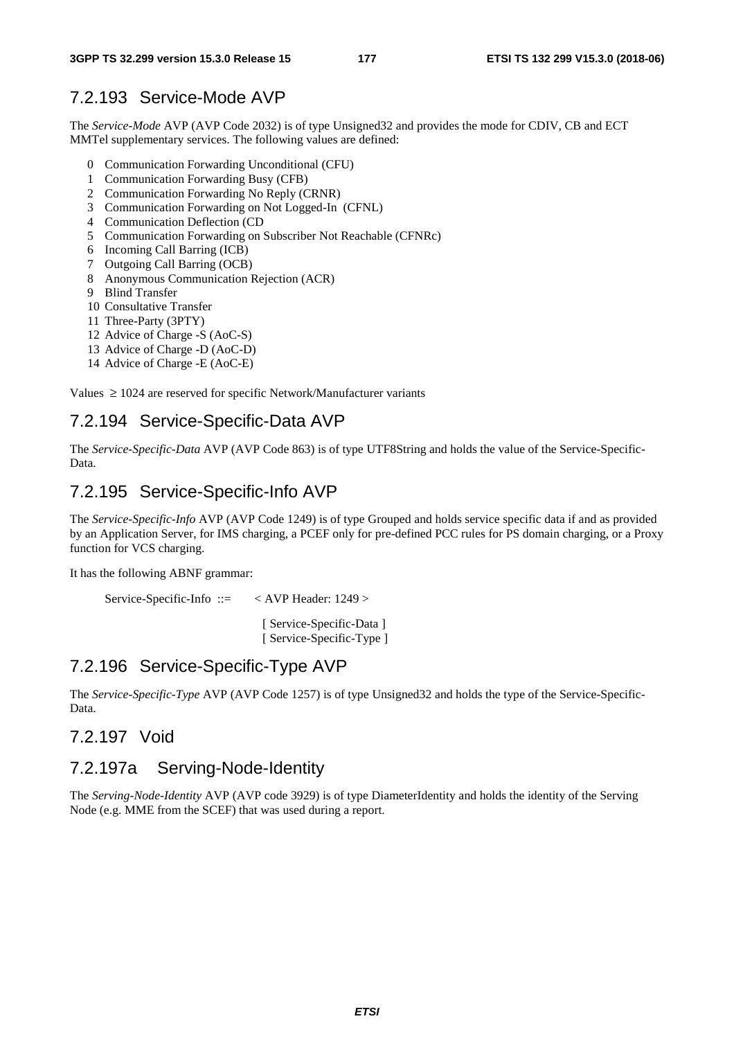### 7.2.193 Service-Mode AVP

The *Service-Mode* AVP (AVP Code 2032) is of type Unsigned32 and provides the mode for CDIV, CB and ECT MMTel supplementary services. The following values are defined:

- 0 Communication Forwarding Unconditional (CFU)
- 1 Communication Forwarding Busy (CFB)
- 2 Communication Forwarding No Reply (CRNR)
- 3 Communication Forwarding on Not Logged-In (CFNL)
- 4 Communication Deflection (CD
- 5 Communication Forwarding on Subscriber Not Reachable (CFNRc)
- 6 Incoming Call Barring (ICB)
- 7 Outgoing Call Barring (OCB)
- 8 Anonymous Communication Rejection (ACR)
- 9 Blind Transfer
- 10 Consultative Transfer
- 11 Three-Party (3PTY)
- 12 Advice of Charge -S (AoC-S)
- 13 Advice of Charge -D (AoC-D)
- 14 Advice of Charge -E (AoC-E)

Values $\geq$ 1024 are reserved for specific Network/Manufacturer variants

### 7.2.194 Service-Specific-Data AVP

The *Service-Specific-Data* AVP (AVP Code 863) is of type UTF8String and holds the value of the Service-Specific-Data.

### 7.2.195 Service-Specific-Info AVP

The *Service-Specific-Info* AVP (AVP Code 1249) is of type Grouped and holds service specific data if and as provided by an Application Server, for IMS charging, a PCEF only for pre-defined PCC rules for PS domain charging, or a Proxy function for VCS charging.

It has the following ABNF grammar:

```
Service-Specific-Info ::=     < AVP Header: 1249 >

                               [ Service-Specific-Data ]
                               [ Service-Specific-Type ]
```

### 7.2.196 Service-Specific-Type AVP

The *Service-Specific-Type* AVP (AVP Code 1257) is of type Unsigned32 and holds the type of the Service-Specific-Data.

### 7.2.197 Void

### 7.2.197a Serving-Node-Identity

The *Serving-Node-Identity* AVP (AVP code 3929) is of type DiameterIdentity and holds the identity of the Serving Node (e.g. MME from the SCEF) that was used during a report.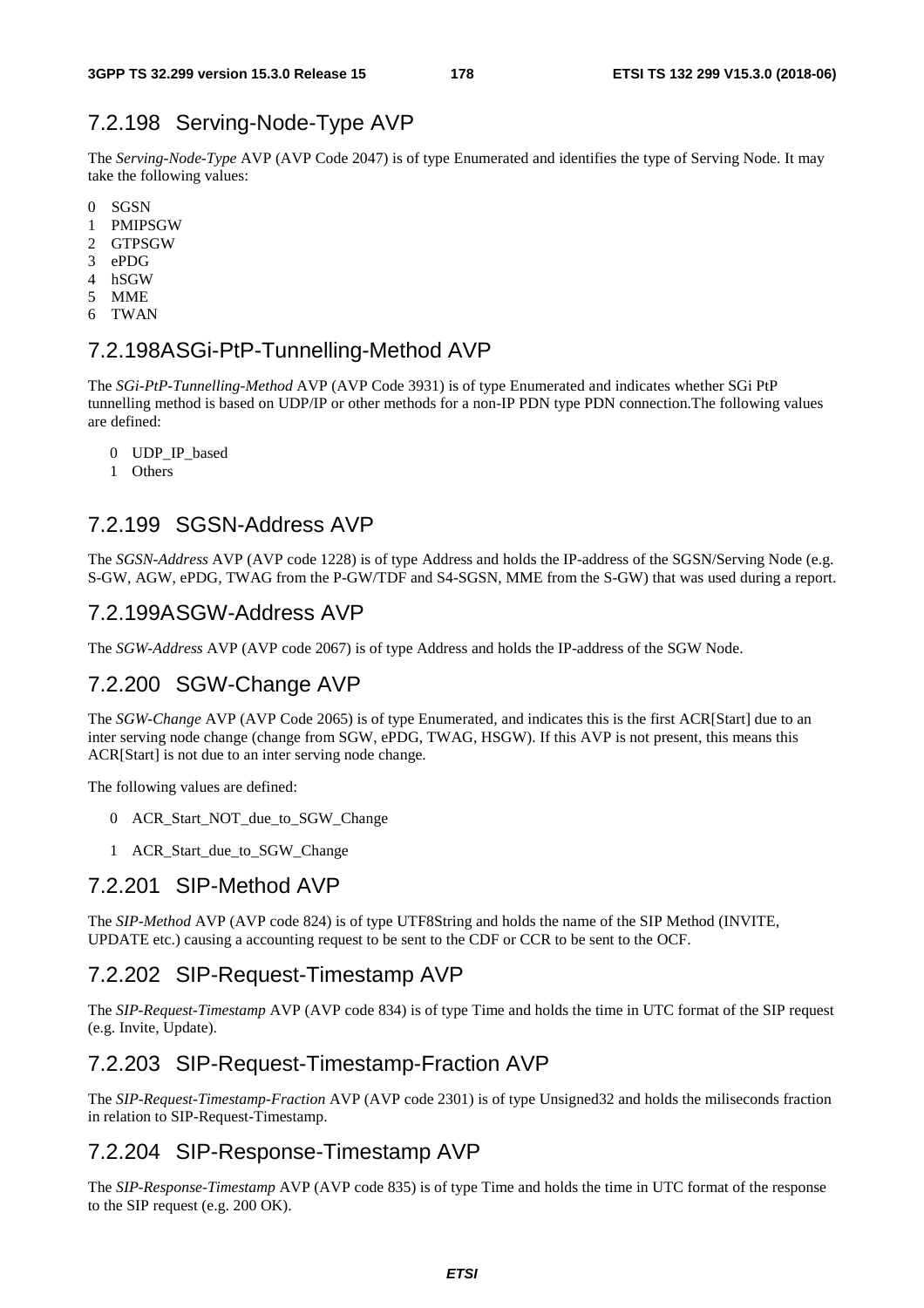### 7.2.198 Serving-Node-Type AVP

The *Serving-Node-Type* AVP (AVP Code 2047) is of type Enumerated and identifies the type of Serving Node. It may take the following values:

0 SGSN
1 PMIPSGW
2 GTPSGW
3 ePDG
4 hSGW
5 MME
6 TWAN

### 7.2.198A SGi-PtP-Tunnelling-Method AVP

The *SGi-PtP-Tunnelling-Method* AVP (AVP Code 3931) is of type Enumerated and indicates whether SGi PtP tunnelling method is based on UDP/IP or other methods for a non-IP PDN type PDN connection.The following values are defined:

0 UDP_IP_based
1 Others

### 7.2.199 SGSN-Address AVP

The *SGSN-Address* AVP (AVP code 1228) is of type Address and holds the IP-address of the SGSN/Serving Node (e.g. S-GW, AGW, ePDG, TWAG from the P-GW/TDF and S4-SGSN, MME from the S-GW) that was used during a report.

### 7.2.199A SGW-Address AVP

The *SGW-Address* AVP (AVP code 2067) is of type Address and holds the IP-address of the SGW Node.

### 7.2.200 SGW-Change AVP

The *SGW-Change* AVP (AVP Code 2065) is of type Enumerated, and indicates this is the first ACR[Start] due to an inter serving node change (change from SGW, ePDG, TWAG, HSGW). If this AVP is not present, this means this ACR[Start] is not due to an inter serving node change.

The following values are defined:

0 ACR_Start_NOT_due_to_SGW_Change

1 ACR_Start_due_to_SGW_Change

### 7.2.201 SIP-Method AVP

The *SIP-Method* AVP (AVP code 824) is of type UTF8String and holds the name of the SIP Method (INVITE, UPDATE etc.) causing a accounting request to be sent to the CDF or CCR to be sent to the OCF.

### 7.2.202 SIP-Request-Timestamp AVP

The *SIP-Request-Timestamp* AVP (AVP code 834) is of type Time and holds the time in UTC format of the SIP request (e.g. Invite, Update).

### 7.2.203 SIP-Request-Timestamp-Fraction AVP

The *SIP-Request-Timestamp-Fraction* AVP (AVP code 2301) is of type Unsigned32 and holds the miliseconds fraction in relation to SIP-Request-Timestamp.

### 7.2.204 SIP-Response-Timestamp AVP

The *SIP-Response-Timestamp* AVP (AVP code 835) is of type Time and holds the time in UTC format of the response to the SIP request (e.g. 200 OK).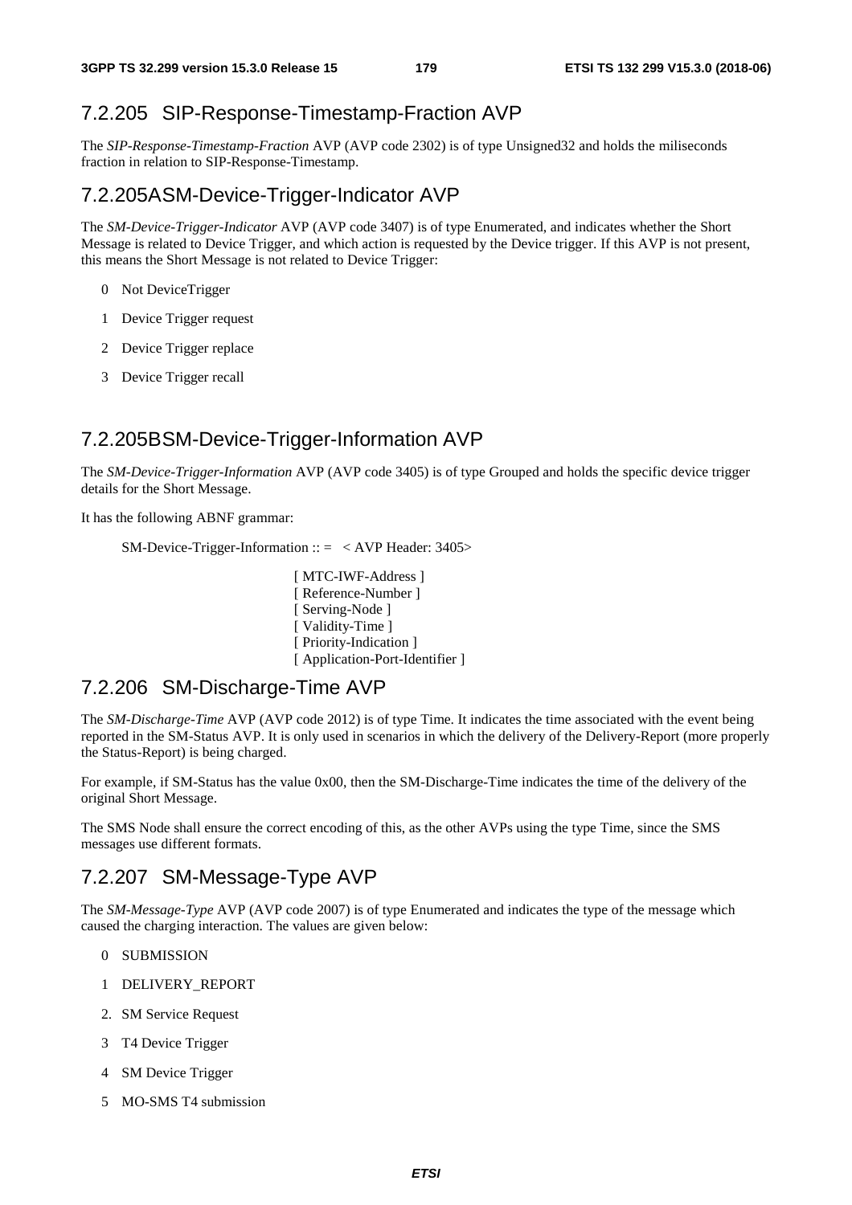### 7.2.205 SIP-Response-Timestamp-Fraction AVP

The *SIP-Response-Timestamp-Fraction* AVP (AVP code 2302) is of type Unsigned32 and holds the miliseconds fraction in relation to SIP-Response-Timestamp.

### 7.2.205A SM-Device-Trigger-Indicator AVP

The *SM-Device-Trigger-Indicator* AVP (AVP code 3407) is of type Enumerated, and indicates whether the Short Message is related to Device Trigger, and which action is requested by the Device trigger. If this AVP is not present, this means the Short Message is not related to Device Trigger:

0 Not DeviceTrigger

1 Device Trigger request

2 Device Trigger replace

3 Device Trigger recall

### 7.2.205B SM-Device-Trigger-Information AVP

The *SM-Device-Trigger-Information* AVP (AVP code 3405) is of type Grouped and holds the specific device trigger details for the Short Message.

It has the following ABNF grammar:

```
SM-Device-Trigger-Information :: =   < AVP Header: 3405>

                              [ MTC-IWF-Address ]
                              [ Reference-Number ]
                              [ Serving-Node ]
                              [ Validity-Time ]
                              [ Priority-Indication ]
                              [ Application-Port-Identifier ]
```

### 7.2.206 SM-Discharge-Time AVP

The *SM-Discharge-Time* AVP (AVP code 2012) is of type Time. It indicates the time associated with the event being reported in the SM-Status AVP. It is only used in scenarios in which the delivery of the Delivery-Report (more properly the Status-Report) is being charged.

For example, if SM-Status has the value 0x00, then the SM-Discharge-Time indicates the time of the delivery of the original Short Message.

The SMS Node shall ensure the correct encoding of this, as the other AVPs using the type Time, since the SMS messages use different formats.

### 7.2.207 SM-Message-Type AVP

The *SM-Message-Type* AVP (AVP code 2007) is of type Enumerated and indicates the type of the message which caused the charging interaction. The values are given below:

0 SUBMISSION

1 DELIVERY_REPORT

2. SM Service Request

3 T4 Device Trigger

4 SM Device Trigger

5 MO-SMS T4 submission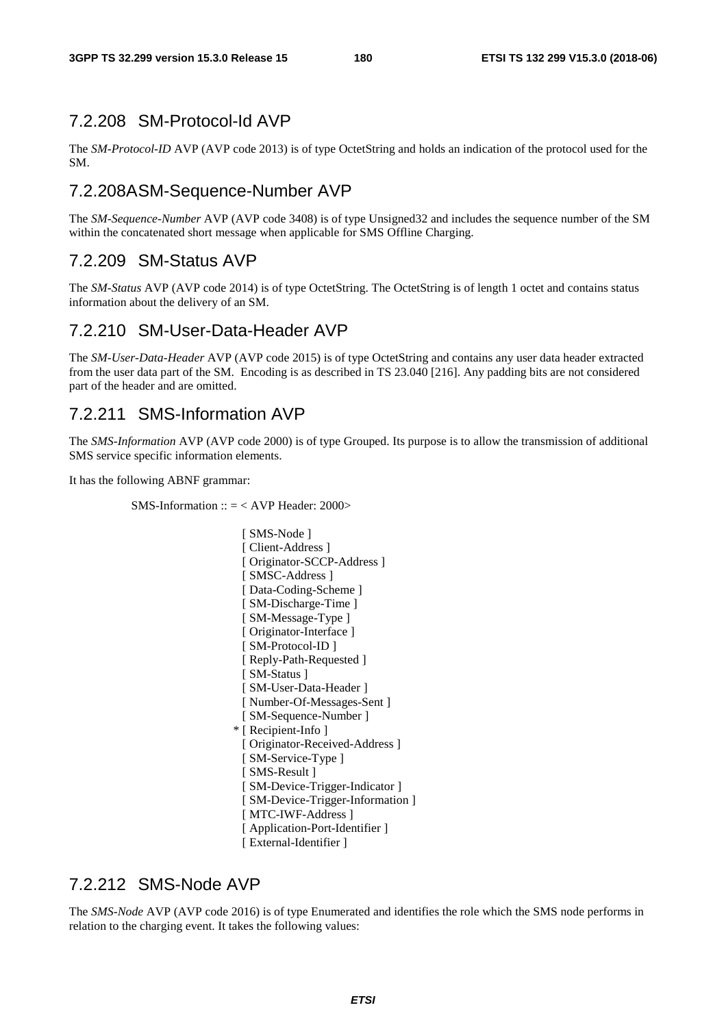### 7.2.208 SM-Protocol-Id AVP

The *SM-Protocol-ID* AVP (AVP code 2013) is of type OctetString and holds an indication of the protocol used for the SM.

### 7.2.208A SM-Sequence-Number AVP

The *SM-Sequence-Number* AVP (AVP code 3408) is of type Unsigned32 and includes the sequence number of the SM within the concatenated short message when applicable for SMS Offline Charging.

### 7.2.209 SM-Status AVP

The *SM-Status* AVP (AVP code 2014) is of type OctetString. The OctetString is of length 1 octet and contains status information about the delivery of an SM.

### 7.2.210 SM-User-Data-Header AVP

The *SM-User-Data-Header* AVP (AVP code 2015) is of type OctetString and contains any user data header extracted from the user data part of the SM. Encoding is as described in TS 23.040 [216]. Any padding bits are not considered part of the header and are omitted.

### 7.2.211 SMS-Information AVP

The *SMS-Information* AVP (AVP code 2000) is of type Grouped. Its purpose is to allow the transmission of additional SMS service specific information elements.

It has the following ABNF grammar:

```
SMS-Information :: = < AVP Header: 2000>

                    [ SMS-Node ]
                    [ Client-Address ]
                    [ Originator-SCCP-Address ]
                    [ SMSC-Address ]
                    [ Data-Coding-Scheme ]
                    [ SM-Discharge-Time ]
                    [ SM-Message-Type ]
                    [ Originator-Interface ]
                    [ SM-Protocol-ID ]
                    [ Reply-Path-Requested ]
                    [ SM-Status ]
                    [ SM-User-Data-Header ]
                    [ Number-Of-Messages-Sent ]
                    [ SM-Sequence-Number ]
                  * [ Recipient-Info ]
                    [ Originator-Received-Address ]
                    [ SM-Service-Type ]
                    [ SMS-Result ]
                    [ SM-Device-Trigger-Indicator ]
                    [ SM-Device-Trigger-Information ]
                    [ MTC-IWF-Address ]
                    [ Application-Port-Identifier ]
                    [ External-Identifier ]
```

### 7.2.212 SMS-Node AVP

The *SMS-Node* AVP (AVP code 2016) is of type Enumerated and identifies the role which the SMS node performs in relation to the charging event. It takes the following values: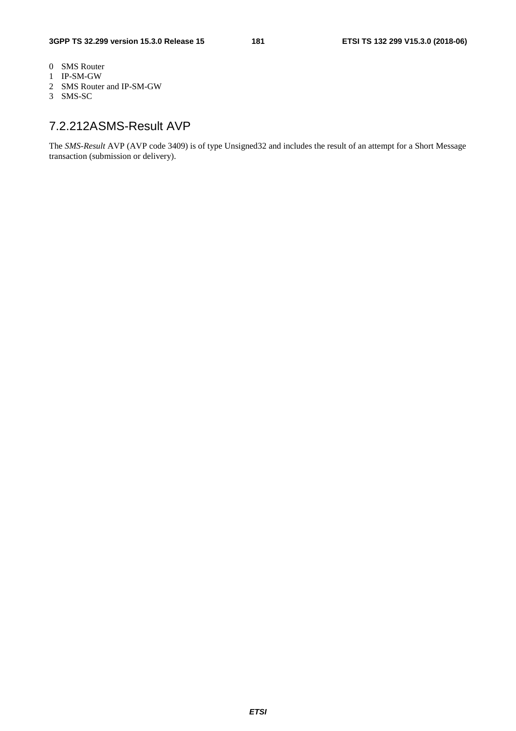0 SMS Router
1 IP-SM-GW
2 SMS Router and IP-SM-GW
3 SMS-SC

### 7.2.212A SMS-Result AVP

The *SMS-Result* AVP (AVP code 3409) is of type Unsigned32 and includes the result of an attempt for a Short Message transaction (submission or delivery).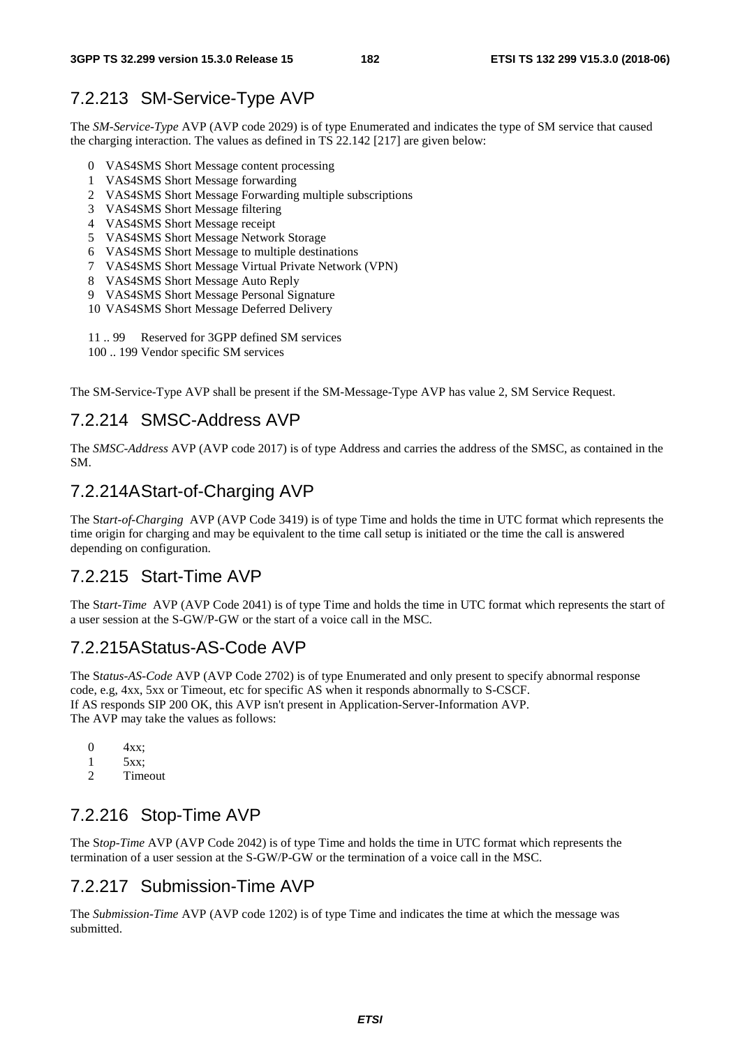### 7.2.213 SM-Service-Type AVP

The *SM-Service-Type* AVP (AVP code 2029) is of type Enumerated and indicates the type of SM service that caused the charging interaction. The values as defined in TS 22.142 [217] are given below:

0 VAS4SMS Short Message content processing
1 VAS4SMS Short Message forwarding
2 VAS4SMS Short Message Forwarding multiple subscriptions
3 VAS4SMS Short Message filtering
4 VAS4SMS Short Message receipt
5 VAS4SMS Short Message Network Storage
6 VAS4SMS Short Message to multiple destinations
7 VAS4SMS Short Message Virtual Private Network (VPN)
8 VAS4SMS Short Message Auto Reply
9 VAS4SMS Short Message Personal Signature
10 VAS4SMS Short Message Deferred Delivery

11 .. 99 Reserved for 3GPP defined SM services
100 .. 199 Vendor specific SM services

The SM-Service-Type AVP shall be present if the SM-Message-Type AVP has value 2, SM Service Request.

### 7.2.214 SMSC-Address AVP

The *SMSC-Address* AVP (AVP code 2017) is of type Address and carries the address of the SMSC, as contained in the SM.

### 7.2.214A Start-of-Charging AVP

The S*tart-of-Charging* AVP (AVP Code 3419) is of type Time and holds the time in UTC format which represents the time origin for charging and may be equivalent to the time call setup is initiated or the time the call is answered depending on configuration.

### 7.2.215 Start-Time AVP

The S*tart-Time* AVP (AVP Code 2041) is of type Time and holds the time in UTC format which represents the start of a user session at the S-GW/P-GW or the start of a voice call in the MSC.

### 7.2.215A Status-AS-Code AVP

The S*tatus-AS-Code* AVP (AVP Code 2702) is of type Enumerated and only present to specify abnormal response code, e.g, 4xx, 5xx or Timeout, etc for specific AS when it responds abnormally to S-CSCF.
If AS responds SIP 200 OK, this AVP isn't present in Application-Server-Information AVP.
The AVP may take the values as follows:

0 4xx;
1 5xx;
2 Timeout

### 7.2.216 Stop-Time AVP

The S*top-Time* AVP (AVP Code 2042) is of type Time and holds the time in UTC format which represents the termination of a user session at the S-GW/P-GW or the termination of a voice call in the MSC.

### 7.2.217 Submission-Time AVP

The *Submission-Time* AVP (AVP code 1202) is of type Time and indicates the time at which the message was submitted.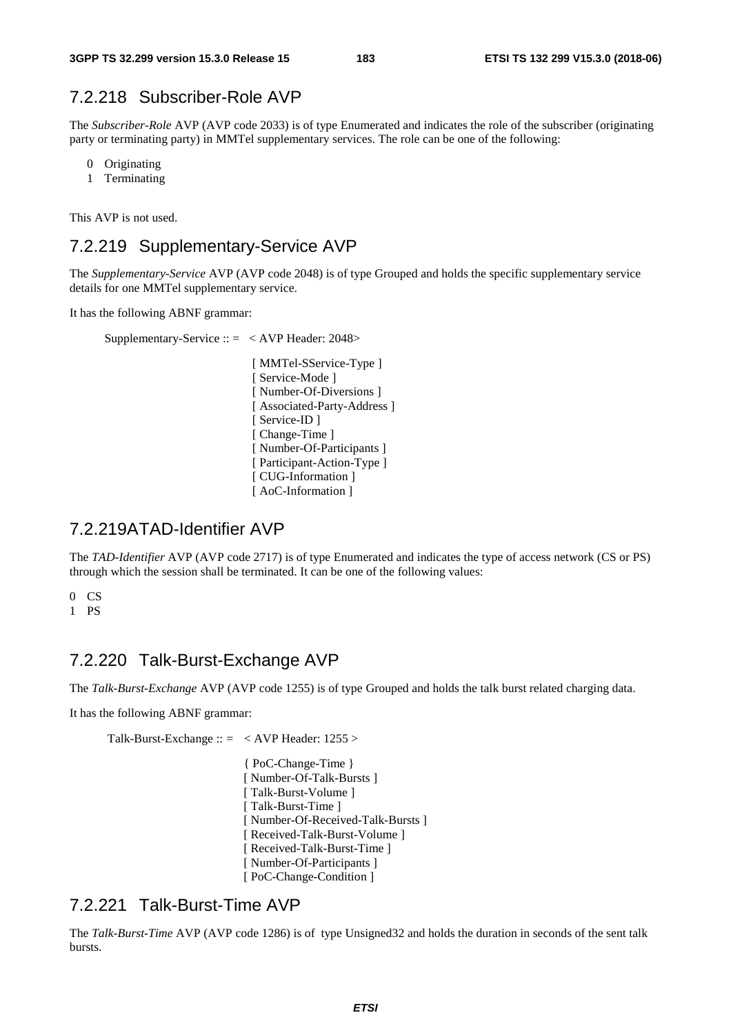### 7.2.218 Subscriber-Role AVP

The *Subscriber-Role* AVP (AVP code 2033) is of type Enumerated and indicates the role of the subscriber (originating party or terminating party) in MMTel supplementary services. The role can be one of the following:

0 Originating
1 Terminating

This AVP is not used.

### 7.2.219 Supplementary-Service AVP

The *Supplementary-Service* AVP (AVP code 2048) is of type Grouped and holds the specific supplementary service details for one MMTel supplementary service.

It has the following ABNF grammar:

```
Supplementary-Service :: =   < AVP Header: 2048>

                              [ MMTel-SService-Type ]
                              [ Service-Mode ]
                              [ Number-Of-Diversions ]
                              [ Associated-Party-Address ]
                              [ Service-ID ]
                              [ Change-Time ]
                              [ Number-Of-Participants ]
                              [ Participant-Action-Type ]
                              [ CUG-Information ]
                              [ AoC-Information ]
```

### 7.2.219A TAD-Identifier AVP

The *TAD-Identifier* AVP (AVP code 2717) is of type Enumerated and indicates the type of access network (CS or PS) through which the session shall be terminated. It can be one of the following values:

0 CS
1 PS

### 7.2.220 Talk-Burst-Exchange AVP

The *Talk-Burst-Exchange* AVP (AVP code 1255) is of type Grouped and holds the talk burst related charging data.

It has the following ABNF grammar:

```
Talk-Burst-Exchange :: =   < AVP Header: 1255 >

                            { PoC-Change-Time }
                            [ Number-Of-Talk-Bursts ]
                            [ Talk-Burst-Volume ]
                            [ Talk-Burst-Time ]
                            [ Number-Of-Received-Talk-Bursts ]
                            [ Received-Talk-Burst-Volume ]
                            [ Received-Talk-Burst-Time ]
                            [ Number-Of-Participants ]
                            [ PoC-Change-Condition ]
```

### 7.2.221 Talk-Burst-Time AVP

The *Talk-Burst-Time* AVP (AVP code 1286) is of type Unsigned32 and holds the duration in seconds of the sent talk bursts.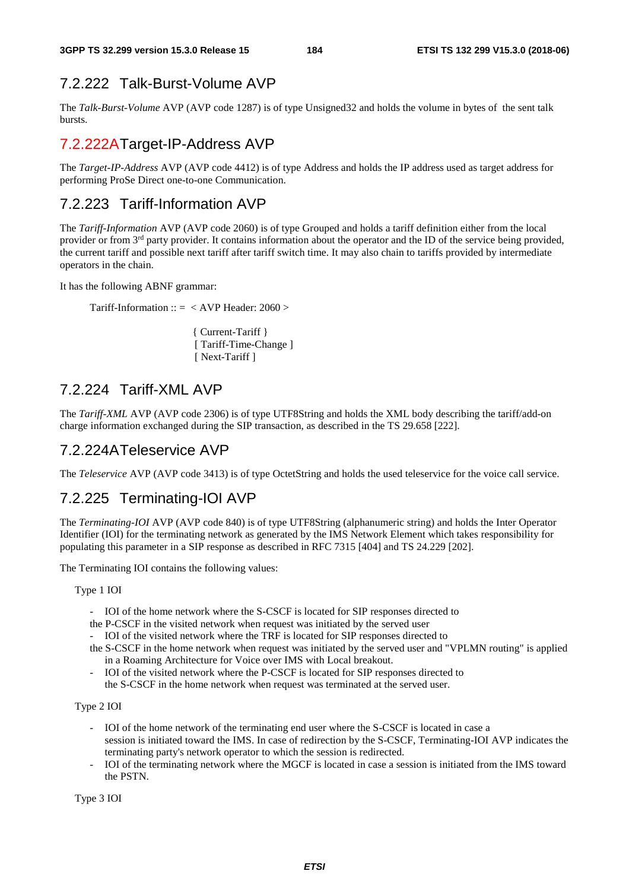### 7.2.222 Talk-Burst-Volume AVP

The *Talk-Burst-Volume* AVP (AVP code 1287) is of type Unsigned32 and holds the volume in bytes of the sent talk bursts.

### 7.2.222A Target-IP-Address AVP

The *Target-IP-Address* AVP (AVP code 4412) is of type Address and holds the IP address used as target address for performing ProSe Direct one-to-one Communication.

### 7.2.223 Tariff-Information AVP

The *Tariff-Information* AVP (AVP code 2060) is of type Grouped and holds a tariff definition either from the local provider or from 3rd party provider. It contains information about the operator and the ID of the service being provided, the current tariff and possible next tariff after tariff switch time. It may also chain to tariffs provided by intermediate operators in the chain.

It has the following ABNF grammar:

```
Tariff-Information :: =  < AVP Header: 2060 >

                           { Current-Tariff }
                           [ Tariff-Time-Change ]
                           [ Next-Tariff ]
```

### 7.2.224 Tariff-XML AVP

The *Tariff-XML* AVP (AVP code 2306) is of type UTF8String and holds the XML body describing the tariff/add-on charge information exchanged during the SIP transaction, as described in the TS 29.658 [222].

### 7.2.224A Teleservice AVP

The *Teleservice* AVP (AVP code 3413) is of type OctetString and holds the used teleservice for the voice call service.

### 7.2.225 Terminating-IOI AVP

The *Terminating-IOI* AVP (AVP code 840) is of type UTF8String (alphanumeric string) and holds the Inter Operator Identifier (IOI) for the terminating network as generated by the IMS Network Element which takes responsibility for populating this parameter in a SIP response as described in RFC 7315 [404] and TS 24.229 [202].

The Terminating IOI contains the following values:

Type 1 IOI

- IOI of the home network where the S-CSCF is located for SIP responses directed to the P-CSCF in the visited network when request was initiated by the served user
- IOI of the visited network where the TRF is located for SIP responses directed to the S-CSCF in the home network when request was initiated by the served user and "VPLMN routing" is applied in a Roaming Architecture for Voice over IMS with Local breakout.
- IOI of the visited network where the P-CSCF is located for SIP responses directed to the S-CSCF in the home network when request was terminated at the served user.

Type 2 IOI

- IOI of the home network of the terminating end user where the S-CSCF is located in case a session is initiated toward the IMS. In case of redirection by the S-CSCF, Terminating-IOI AVP indicates the terminating party's network operator to which the session is redirected.
- IOI of the terminating network where the MGCF is located in case a session is initiated from the IMS toward the PSTN.

Type 3 IOI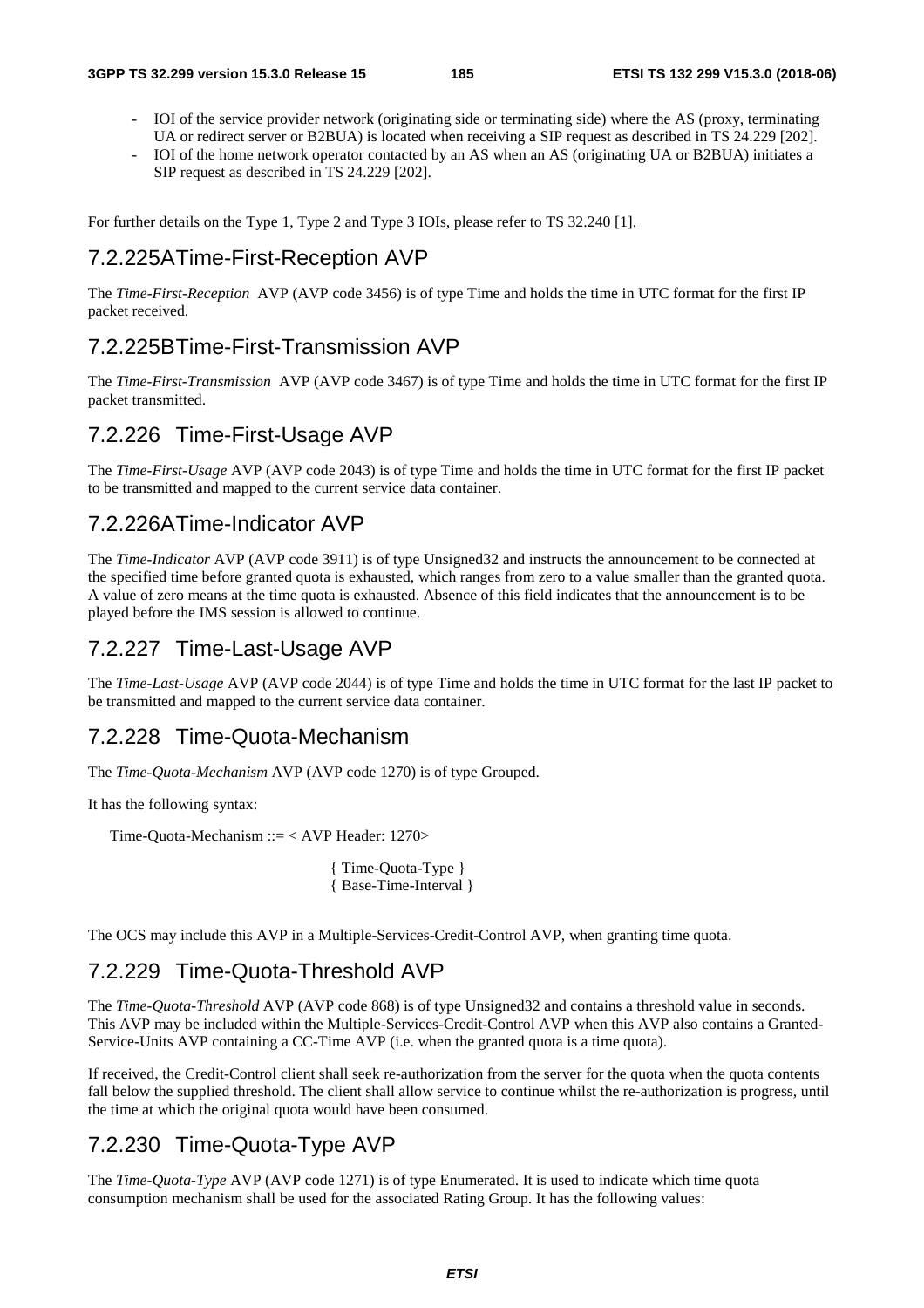- IOI of the service provider network (originating side or terminating side) where the AS (proxy, terminating UA or redirect server or B2BUA) is located when receiving a SIP request as described in TS 24.229 [202].
- IOI of the home network operator contacted by an AS when an AS (originating UA or B2BUA) initiates a SIP request as described in TS 24.229 [202].

For further details on the Type 1, Type 2 and Type 3 IOIs, please refer to TS 32.240 [1].

### 7.2.225A Time-First-Reception AVP

The *Time-First-Reception* AVP (AVP code 3456) is of type Time and holds the time in UTC format for the first IP packet received.

### 7.2.225B Time-First-Transmission AVP

The *Time-First-Transmission* AVP (AVP code 3467) is of type Time and holds the time in UTC format for the first IP packet transmitted.

### 7.2.226 Time-First-Usage AVP

The *Time-First-Usage* AVP (AVP code 2043) is of type Time and holds the time in UTC format for the first IP packet to be transmitted and mapped to the current service data container.

### 7.2.226A Time-Indicator AVP

The *Time-Indicator* AVP (AVP code 3911) is of type Unsigned32 and instructs the announcement to be connected at the specified time before granted quota is exhausted, which ranges from zero to a value smaller than the granted quota. A value of zero means at the time quota is exhausted. Absence of this field indicates that the announcement is to be played before the IMS session is allowed to continue.

### 7.2.227 Time-Last-Usage AVP

The *Time-Last-Usage* AVP (AVP code 2044) is of type Time and holds the time in UTC format for the last IP packet to be transmitted and mapped to the current service data container.

### 7.2.228 Time-Quota-Mechanism

The *Time-Quota-Mechanism* AVP (AVP code 1270) is of type Grouped.

It has the following syntax:

```
Time-Quota-Mechanism ::= < AVP Header: 1270>

                    { Time-Quota-Type }
                    { Base-Time-Interval }
```

The OCS may include this AVP in a Multiple-Services-Credit-Control AVP, when granting time quota.

### 7.2.229 Time-Quota-Threshold AVP

The *Time-Quota-Threshold* AVP (AVP code 868) is of type Unsigned32 and contains a threshold value in seconds. This AVP may be included within the Multiple-Services-Credit-Control AVP when this AVP also contains a Granted-Service-Units AVP containing a CC-Time AVP (i.e. when the granted quota is a time quota).

If received, the Credit-Control client shall seek re-authorization from the server for the quota when the quota contents fall below the supplied threshold. The client shall allow service to continue whilst the re-authorization is progress, until the time at which the original quota would have been consumed.

### 7.2.230 Time-Quota-Type AVP

The *Time-Quota-Type* AVP (AVP code 1271) is of type Enumerated. It is used to indicate which time quota consumption mechanism shall be used for the associated Rating Group. It has the following values: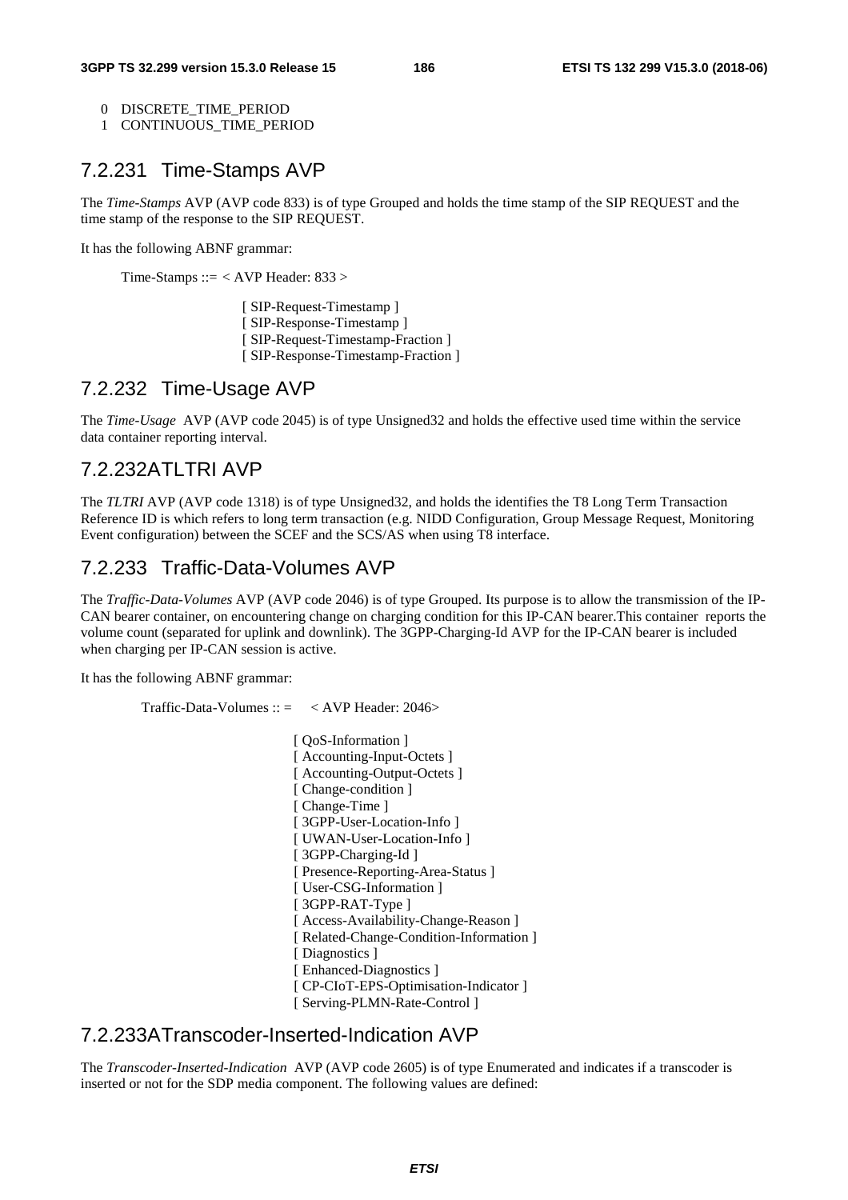0 DISCRETE_TIME_PERIOD
1 CONTINUOUS_TIME_PERIOD

## 7.2.231 Time-Stamps AVP

The *Time-Stamps* AVP (AVP code 833) is of type Grouped and holds the time stamp of the SIP REQUEST and the time stamp of the response to the SIP REQUEST.

It has the following ABNF grammar:

```
Time-Stamps ::= < AVP Header: 833 >

                [ SIP-Request-Timestamp ]
                [ SIP-Response-Timestamp ]
                [ SIP-Request-Timestamp-Fraction ]
                [ SIP-Response-Timestamp-Fraction ]
```

## 7.2.232 Time-Usage AVP

The *Time-Usage* AVP (AVP code 2045) is of type Unsigned32 and holds the effective used time within the service data container reporting interval.

## 7.2.232ATLTRI AVP

The *TLTRI* AVP (AVP code 1318) is of type Unsigned32, and holds the identifies the T8 Long Term Transaction Reference ID is which refers to long term transaction (e.g. NIDD Configuration, Group Message Request, Monitoring Event configuration) between the SCEF and the SCS/AS when using T8 interface.

## 7.2.233 Traffic-Data-Volumes AVP

The *Traffic-Data-Volumes* AVP (AVP code 2046) is of type Grouped. Its purpose is to allow the transmission of the IP-CAN bearer container, on encountering change on charging condition for this IP-CAN bearer.This container reports the volume count (separated for uplink and downlink). The 3GPP-Charging-Id AVP for the IP-CAN bearer is included when charging per IP-CAN session is active.

It has the following ABNF grammar:

```
Traffic-Data-Volumes :: =   < AVP Header: 2046>

                [ QoS-Information ]
                [ Accounting-Input-Octets ]
                [ Accounting-Output-Octets ]
                [ Change-condition ]
                [ Change-Time ]
                [ 3GPP-User-Location-Info ]
                [ UWAN-User-Location-Info ]
                [ 3GPP-Charging-Id ]
                [ Presence-Reporting-Area-Status ]
                [ User-CSG-Information ]
                [ 3GPP-RAT-Type ]
                [ Access-Availability-Change-Reason ]
                [ Related-Change-Condition-Information ]
                [ Diagnostics ]
                [ Enhanced-Diagnostics ]
                [ CP-CIoT-EPS-Optimisation-Indicator ]
                [ Serving-PLMN-Rate-Control ]
```

## 7.2.233ATranscoder-Inserted-Indication AVP

The *Transcoder-Inserted-Indication* AVP (AVP code 2605) is of type Enumerated and indicates if a transcoder is inserted or not for the SDP media component. The following values are defined: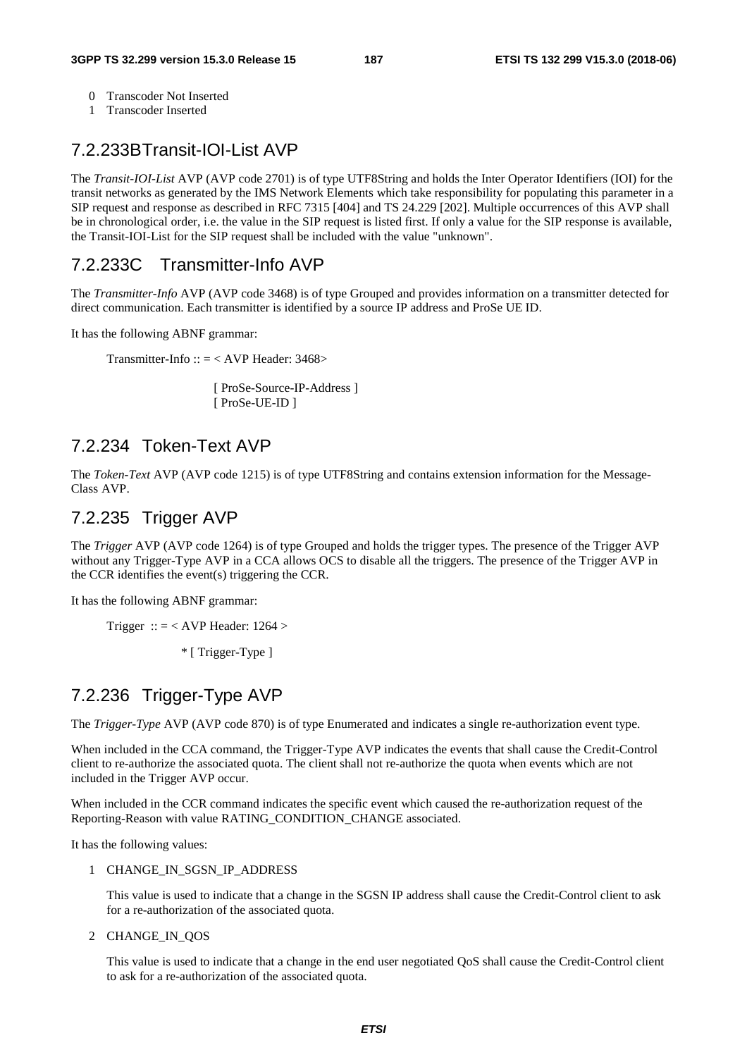0 Transcoder Not Inserted

1 Transcoder Inserted

## 7.2.233B Transit-IOI-List AVP

The *Transit-IOI-List* AVP (AVP code 2701) is of type UTF8String and holds the Inter Operator Identifiers (IOI) for the transit networks as generated by the IMS Network Elements which take responsibility for populating this parameter in a SIP request and response as described in RFC 7315 [404] and TS 24.229 [202]. Multiple occurrences of this AVP shall be in chronological order, i.e. the value in the SIP request is listed first. If only a value for the SIP response is available, the Transit-IOI-List for the SIP request shall be included with the value "unknown".

## 7.2.233C Transmitter-Info AVP

The *Transmitter-Info* AVP (AVP code 3468) is of type Grouped and provides information on a transmitter detected for direct communication. Each transmitter is identified by a source IP address and ProSe UE ID.

It has the following ABNF grammar:

```
Transmitter-Info :: = < AVP Header: 3468>

                [ ProSe-Source-IP-Address ]
                [ ProSe-UE-ID ]
```

## 7.2.234 Token-Text AVP

The *Token-Text* AVP (AVP code 1215) is of type UTF8String and contains extension information for the Message-Class AVP.

## 7.2.235 Trigger AVP

The *Trigger* AVP (AVP code 1264) is of type Grouped and holds the trigger types. The presence of the Trigger AVP without any Trigger-Type AVP in a CCA allows OCS to disable all the triggers. The presence of the Trigger AVP in the CCR identifies the event(s) triggering the CCR.

It has the following ABNF grammar:

```
Trigger  :: = < AVP Header: 1264 >

                * [ Trigger-Type ]
```

## 7.2.236 Trigger-Type AVP

The *Trigger-Type* AVP (AVP code 870) is of type Enumerated and indicates a single re-authorization event type.

When included in the CCA command, the Trigger-Type AVP indicates the events that shall cause the Credit-Control client to re-authorize the associated quota. The client shall not re-authorize the quota when events which are not included in the Trigger AVP occur.

When included in the CCR command indicates the specific event which caused the re-authorization request of the Reporting-Reason with value RATING_CONDITION_CHANGE associated.

It has the following values:

1 CHANGE_IN_SGSN_IP_ADDRESS

This value is used to indicate that a change in the SGSN IP address shall cause the Credit-Control client to ask for a re-authorization of the associated quota.

2 CHANGE_IN_QOS

This value is used to indicate that a change in the end user negotiated QoS shall cause the Credit-Control client to ask for a re-authorization of the associated quota.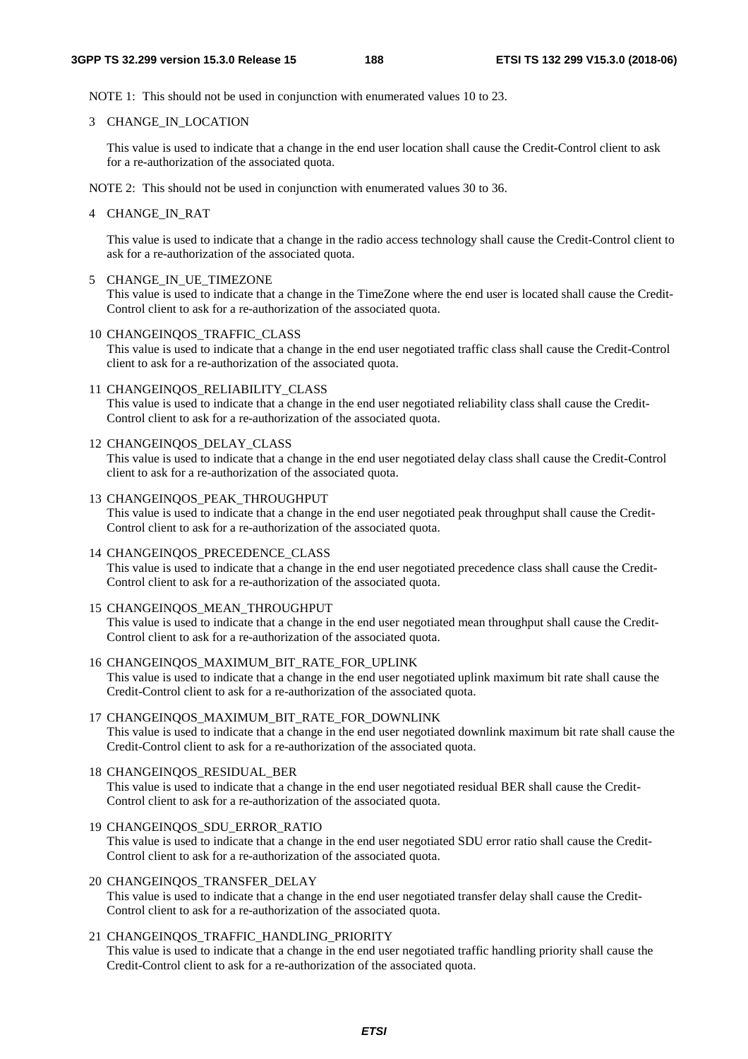NOTE 1: This should not be used in conjunction with enumerated values 10 to 23.

3 CHANGE_IN_LOCATION

This value is used to indicate that a change in the end user location shall cause the Credit-Control client to ask for a re-authorization of the associated quota.

NOTE 2: This should not be used in conjunction with enumerated values 30 to 36.

4 CHANGE_IN_RAT

This value is used to indicate that a change in the radio access technology shall cause the Credit-Control client to ask for a re-authorization of the associated quota.

5 CHANGE_IN_UE_TIMEZONE

This value is used to indicate that a change in the TimeZone where the end user is located shall cause the Credit-Control client to ask for a re-authorization of the associated quota.

10 CHANGEINQOS_TRAFFIC_CLASS

This value is used to indicate that a change in the end user negotiated traffic class shall cause the Credit-Control client to ask for a re-authorization of the associated quota.

11 CHANGEINQOS_RELIABILITY_CLASS

This value is used to indicate that a change in the end user negotiated reliability class shall cause the Credit-Control client to ask for a re-authorization of the associated quota.

12 CHANGEINQOS_DELAY_CLASS

This value is used to indicate that a change in the end user negotiated delay class shall cause the Credit-Control client to ask for a re-authorization of the associated quota.

13 CHANGEINQOS_PEAK_THROUGHPUT

This value is used to indicate that a change in the end user negotiated peak throughput shall cause the Credit-Control client to ask for a re-authorization of the associated quota.

14 CHANGEINQOS_PRECEDENCE_CLASS

This value is used to indicate that a change in the end user negotiated precedence class shall cause the Credit-Control client to ask for a re-authorization of the associated quota.

15 CHANGEINQOS_MEAN_THROUGHPUT

This value is used to indicate that a change in the end user negotiated mean throughput shall cause the Credit-Control client to ask for a re-authorization of the associated quota.

16 CHANGEINQOS_MAXIMUM_BIT_RATE_FOR_UPLINK

This value is used to indicate that a change in the end user negotiated uplink maximum bit rate shall cause the Credit-Control client to ask for a re-authorization of the associated quota.

17 CHANGEINQOS_MAXIMUM_BIT_RATE_FOR_DOWNLINK

This value is used to indicate that a change in the end user negotiated downlink maximum bit rate shall cause the Credit-Control client to ask for a re-authorization of the associated quota.

18 CHANGEINQOS_RESIDUAL_BER

This value is used to indicate that a change in the end user negotiated residual BER shall cause the Credit-Control client to ask for a re-authorization of the associated quota.

19 CHANGEINQOS_SDU_ERROR_RATIO

This value is used to indicate that a change in the end user negotiated SDU error ratio shall cause the Credit-Control client to ask for a re-authorization of the associated quota.

20 CHANGEINQOS_TRANSFER_DELAY

This value is used to indicate that a change in the end user negotiated transfer delay shall cause the Credit-Control client to ask for a re-authorization of the associated quota.

21 CHANGEINQOS_TRAFFIC_HANDLING_PRIORITY

This value is used to indicate that a change in the end user negotiated traffic handling priority shall cause the Credit-Control client to ask for a re-authorization of the associated quota.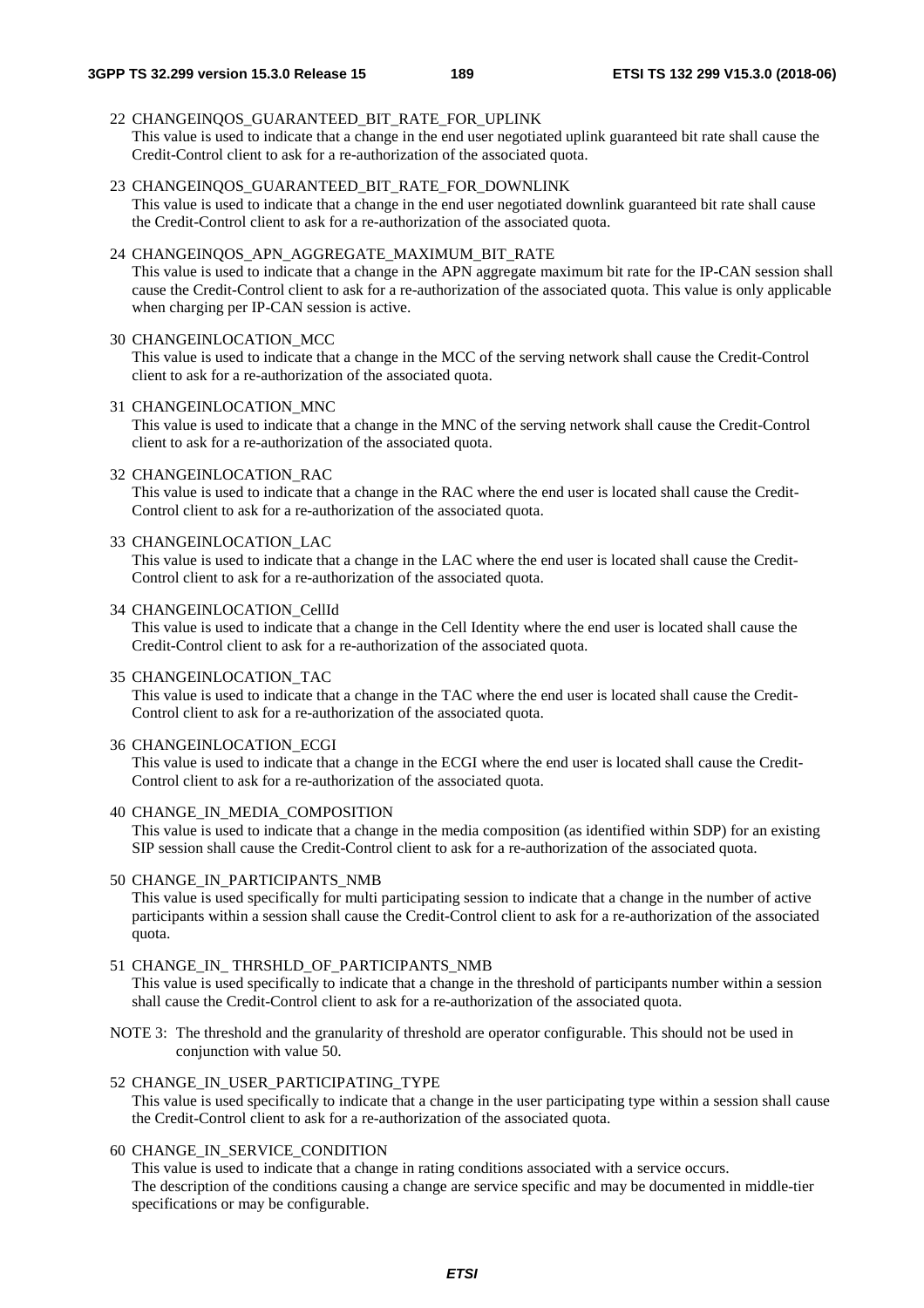22 CHANGEINQOS_GUARANTEED_BIT_RATE_FOR_UPLINK
This value is used to indicate that a change in the end user negotiated uplink guaranteed bit rate shall cause the Credit-Control client to ask for a re-authorization of the associated quota.

23 CHANGEINQOS_GUARANTEED_BIT_RATE_FOR_DOWNLINK
This value is used to indicate that a change in the end user negotiated downlink guaranteed bit rate shall cause the Credit-Control client to ask for a re-authorization of the associated quota.

24 CHANGEINQOS_APN_AGGREGATE_MAXIMUM_BIT_RATE
This value is used to indicate that a change in the APN aggregate maximum bit rate for the IP-CAN session shall cause the Credit-Control client to ask for a re-authorization of the associated quota. This value is only applicable when charging per IP-CAN session is active.

30 CHANGEINLOCATION_MCC
This value is used to indicate that a change in the MCC of the serving network shall cause the Credit-Control client to ask for a re-authorization of the associated quota.

31 CHANGEINLOCATION_MNC
This value is used to indicate that a change in the MNC of the serving network shall cause the Credit-Control client to ask for a re-authorization of the associated quota.

32 CHANGEINLOCATION_RAC
This value is used to indicate that a change in the RAC where the end user is located shall cause the Credit-Control client to ask for a re-authorization of the associated quota.

33 CHANGEINLOCATION_LAC
This value is used to indicate that a change in the LAC where the end user is located shall cause the Credit-Control client to ask for a re-authorization of the associated quota.

34 CHANGEINLOCATION_CellId
This value is used to indicate that a change in the Cell Identity where the end user is located shall cause the Credit-Control client to ask for a re-authorization of the associated quota.

35 CHANGEINLOCATION_TAC
This value is used to indicate that a change in the TAC where the end user is located shall cause the Credit-Control client to ask for a re-authorization of the associated quota.

36 CHANGEINLOCATION_ECGI
This value is used to indicate that a change in the ECGI where the end user is located shall cause the Credit-Control client to ask for a re-authorization of the associated quota.

40 CHANGE_IN_MEDIA_COMPOSITION
This value is used to indicate that a change in the media composition (as identified within SDP) for an existing SIP session shall cause the Credit-Control client to ask for a re-authorization of the associated quota.

50 CHANGE_IN_PARTICIPANTS_NMB
This value is used specifically for multi participating session to indicate that a change in the number of active participants within a session shall cause the Credit-Control client to ask for a re-authorization of the associated quota.

51 CHANGE_IN_ THRSHLD_OF_PARTICIPANTS_NMB
This value is used specifically to indicate that a change in the threshold of participants number within a session shall cause the Credit-Control client to ask for a re-authorization of the associated quota.

NOTE 3: The threshold and the granularity of threshold are operator configurable. This should not be used in conjunction with value 50.

52 CHANGE_IN_USER_PARTICIPATING_TYPE
This value is used specifically to indicate that a change in the user participating type within a session shall cause the Credit-Control client to ask for a re-authorization of the associated quota.

60 CHANGE_IN_SERVICE_CONDITION
This value is used to indicate that a change in rating conditions associated with a service occurs.
The description of the conditions causing a change are service specific and may be documented in middle-tier specifications or may be configurable.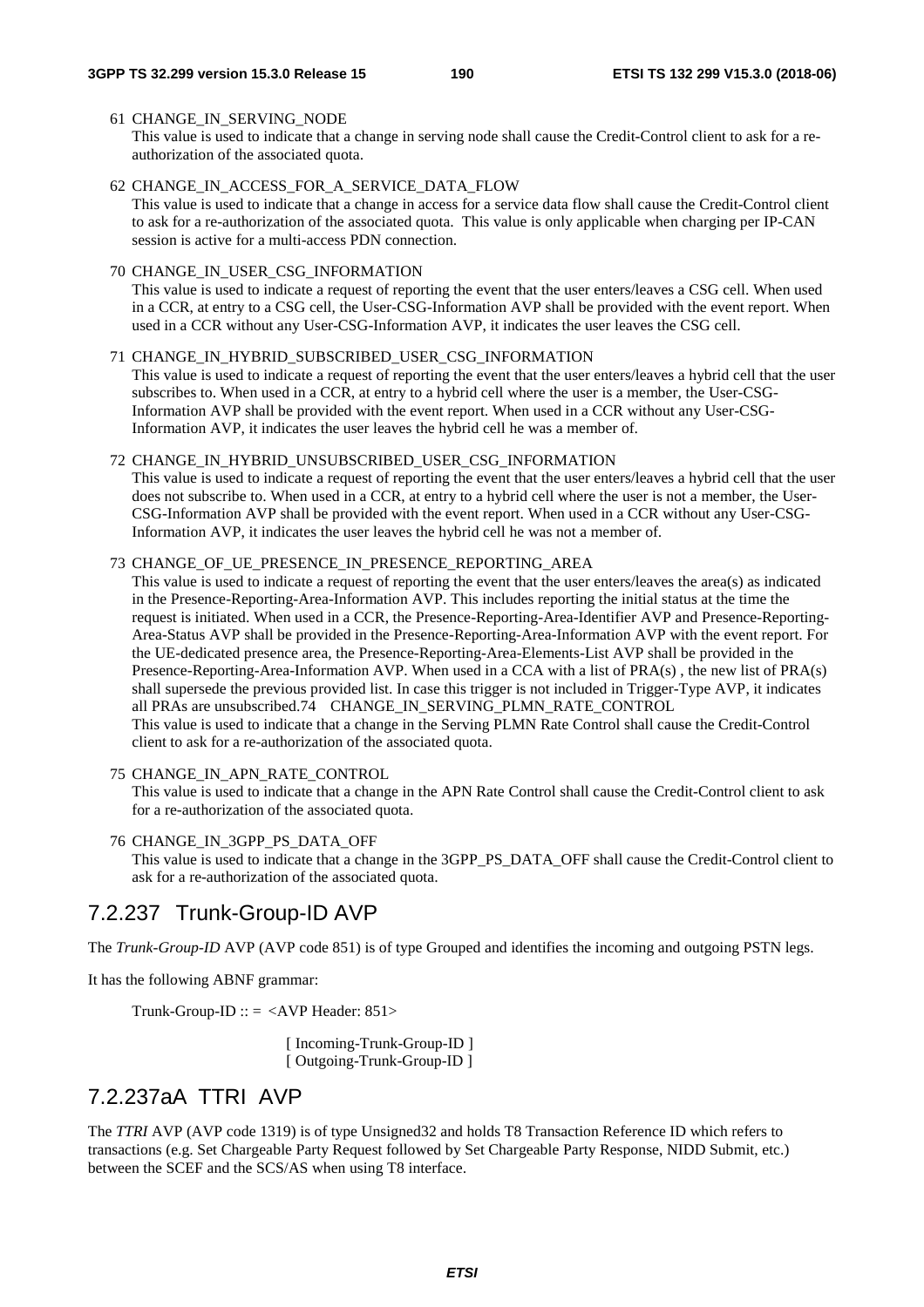61 CHANGE_IN_SERVING_NODE
This value is used to indicate that a change in serving node shall cause the Credit-Control client to ask for a re-authorization of the associated quota.

62 CHANGE_IN_ACCESS_FOR_A_SERVICE_DATA_FLOW
This value is used to indicate that a change in access for a service data flow shall cause the Credit-Control client to ask for a re-authorization of the associated quota. This value is only applicable when charging per IP-CAN session is active for a multi-access PDN connection.

70 CHANGE_IN_USER_CSG_INFORMATION
This value is used to indicate a request of reporting the event that the user enters/leaves a CSG cell. When used in a CCR, at entry to a CSG cell, the User-CSG-Information AVP shall be provided with the event report. When used in a CCR without any User-CSG-Information AVP, it indicates the user leaves the CSG cell.

71 CHANGE_IN_HYBRID_SUBSCRIBED_USER_CSG_INFORMATION
This value is used to indicate a request of reporting the event that the user enters/leaves a hybrid cell that the user subscribes to. When used in a CCR, at entry to a hybrid cell where the user is a member, the User-CSG-Information AVP shall be provided with the event report. When used in a CCR without any User-CSG-Information AVP, it indicates the user leaves the hybrid cell he was a member of.

72 CHANGE_IN_HYBRID_UNSUBSCRIBED_USER_CSG_INFORMATION
This value is used to indicate a request of reporting the event that the user enters/leaves a hybrid cell that the user does not subscribe to. When used in a CCR, at entry to a hybrid cell where the user is not a member, the User-CSG-Information AVP shall be provided with the event report. When used in a CCR without any User-CSG-Information AVP, it indicates the user leaves the hybrid cell he was not a member of.

73 CHANGE_OF_UE_PRESENCE_IN_PRESENCE_REPORTING_AREA
This value is used to indicate a request of reporting the event that the user enters/leaves the area(s) as indicated in the Presence-Reporting-Area-Information AVP. This includes reporting the initial status at the time the request is initiated. When used in a CCR, the Presence-Reporting-Area-Identifier AVP and Presence-Reporting-Area-Status AVP shall be provided in the Presence-Reporting-Area-Information AVP with the event report. For the UE-dedicated presence area, the Presence-Reporting-Area-Elements-List AVP shall be provided in the Presence-Reporting-Area-Information AVP. When used in a CCA with a list of PRA(s) , the new list of PRA(s) shall supersede the previous provided list. In case this trigger is not included in Trigger-Type AVP, it indicates all PRAs are unsubscribed.74 CHANGE_IN_SERVING_PLMN_RATE_CONTROL
This value is used to indicate that a change in the Serving PLMN Rate Control shall cause the Credit-Control client to ask for a re-authorization of the associated quota.

75 CHANGE_IN_APN_RATE_CONTROL
This value is used to indicate that a change in the APN Rate Control shall cause the Credit-Control client to ask for a re-authorization of the associated quota.

76 CHANGE_IN_3GPP_PS_DATA_OFF
This value is used to indicate that a change in the 3GPP_PS_DATA_OFF shall cause the Credit-Control client to ask for a re-authorization of the associated quota.

## 7.2.237 Trunk-Group-ID AVP

The *Trunk-Group-ID* AVP (AVP code 851) is of type Grouped and identifies the incoming and outgoing PSTN legs.

It has the following ABNF grammar:

```
Trunk-Group-ID :: = <AVP Header: 851>

                    [ Incoming-Trunk-Group-ID ]
                    [ Outgoing-Trunk-Group-ID ]
```

## 7.2.237aA TTRI AVP

The *TTRI* AVP (AVP code 1319) is of type Unsigned32 and holds T8 Transaction Reference ID which refers to transactions (e.g. Set Chargeable Party Request followed by Set Chargeable Party Response, NIDD Submit, etc.) between the SCEF and the SCS/AS when using T8 interface.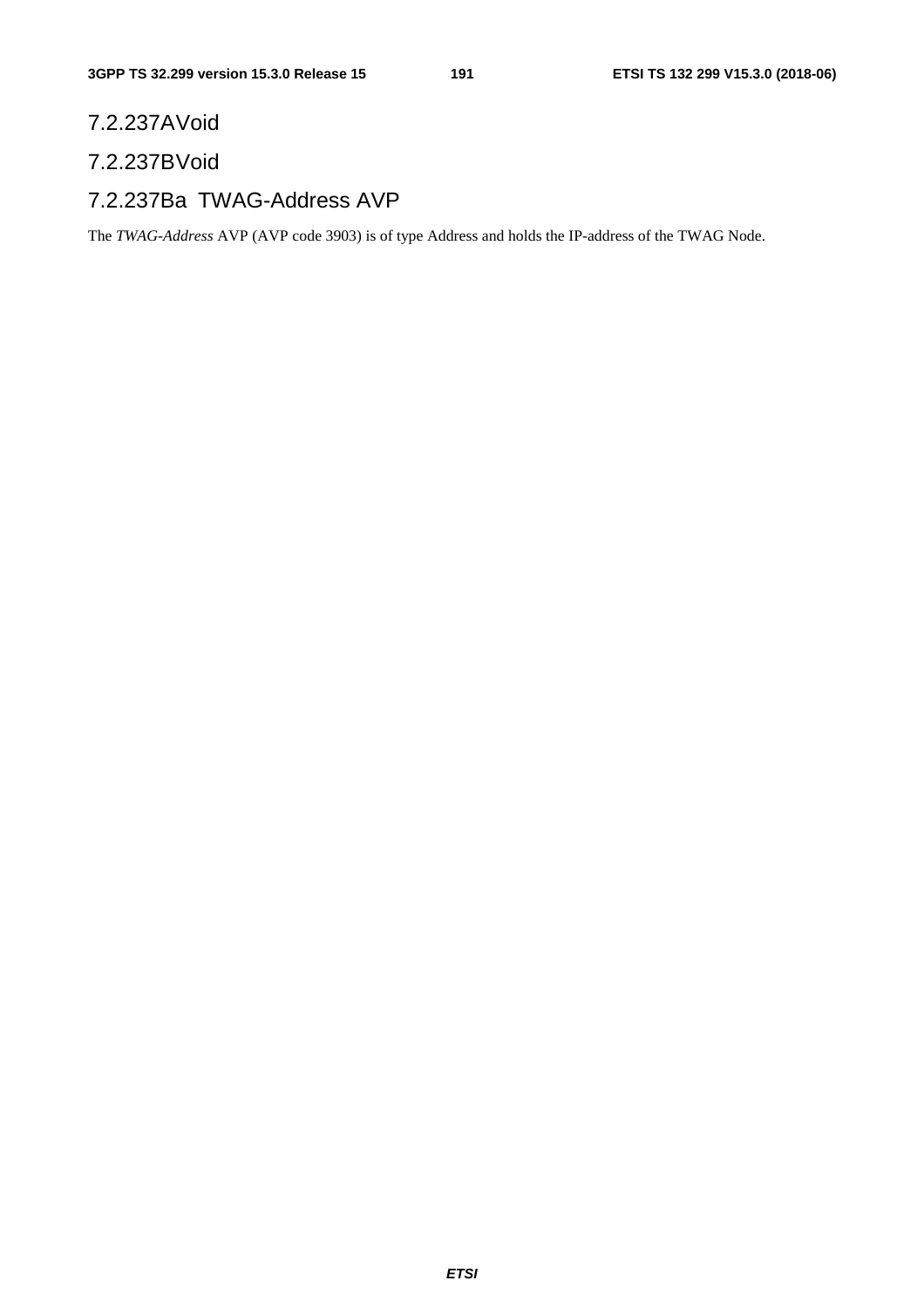#### 7.2.237A Void

#### 7.2.237B Void

#### 7.2.237Ba TWAG-Address AVP

The *TWAG-Address* AVP (AVP code 3903) is of type Address and holds the IP-address of the TWAG Node.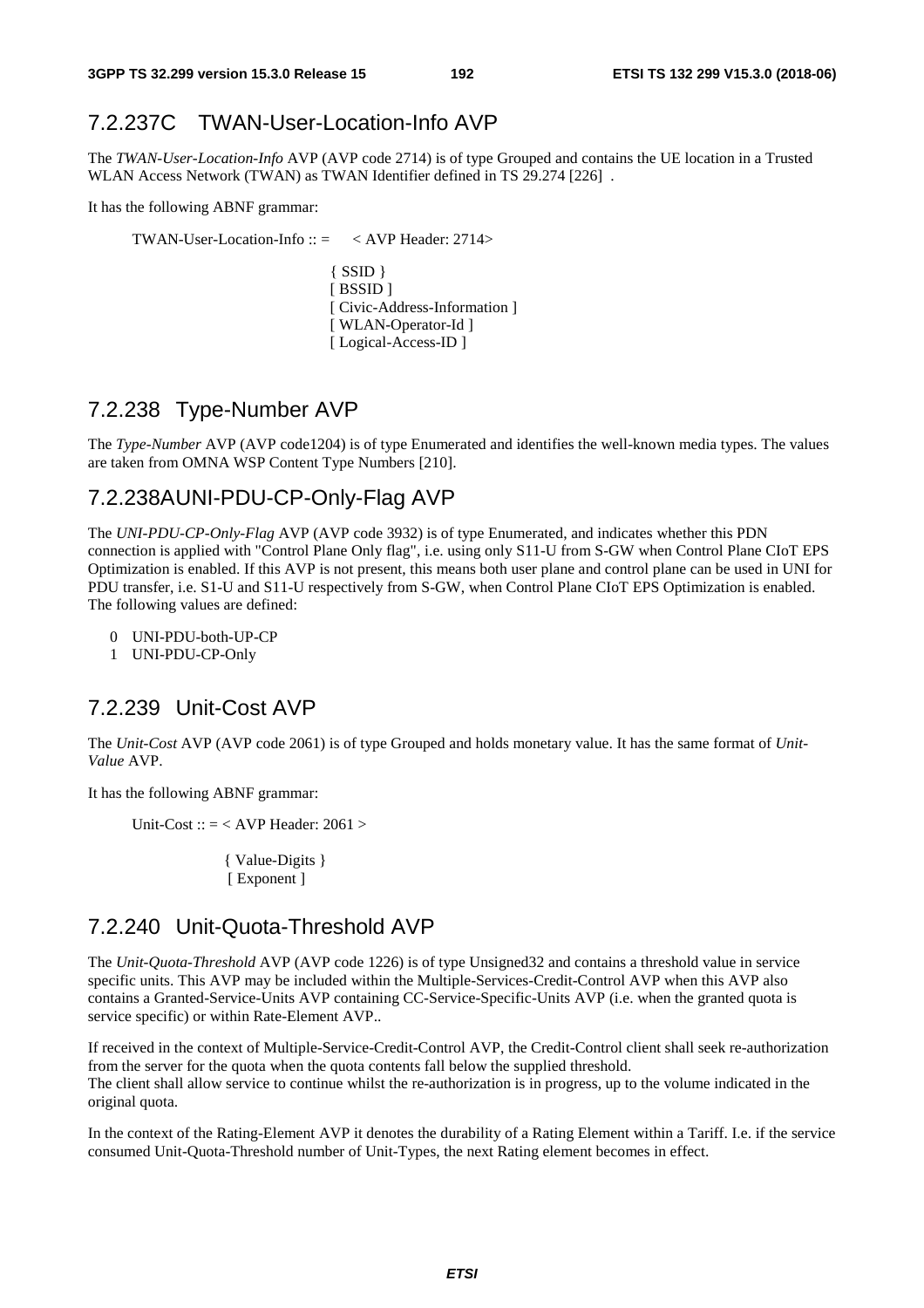### 7.2.237C TWAN-User-Location-Info AVP

The *TWAN-User-Location-Info* AVP (AVP code 2714) is of type Grouped and contains the UE location in a Trusted WLAN Access Network (TWAN) as TWAN Identifier defined in TS 29.274 [226] .

It has the following ABNF grammar:

```
TWAN-User-Location-Info :: =    < AVP Header: 2714>

                                { SSID }
                                [ BSSID ]
                                [ Civic-Address-Information ]
                                [ WLAN-Operator-Id ]
                                [ Logical-Access-ID ]
```

### 7.2.238 Type-Number AVP

The *Type-Number* AVP (AVP code1204) is of type Enumerated and identifies the well-known media types. The values are taken from OMNA WSP Content Type Numbers [210].

### 7.2.238AUNI-PDU-CP-Only-Flag AVP

The *UNI-PDU-CP-Only-Flag* AVP (AVP code 3932) is of type Enumerated, and indicates whether this PDN connection is applied with "Control Plane Only flag", i.e. using only S11-U from S-GW when Control Plane CIoT EPS Optimization is enabled. If this AVP is not present, this means both user plane and control plane can be used in UNI for PDU transfer, i.e. S1-U and S11-U respectively from S-GW, when Control Plane CIoT EPS Optimization is enabled. The following values are defined:

0 UNI-PDU-both-UP-CP
1 UNI-PDU-CP-Only

### 7.2.239 Unit-Cost AVP

The *Unit-Cost* AVP (AVP code 2061) is of type Grouped and holds monetary value. It has the same format of *Unit-Value* AVP.

It has the following ABNF grammar:

```
Unit-Cost :: = < AVP Header: 2061 >

               { Value-Digits }
               [ Exponent ]
```

### 7.2.240 Unit-Quota-Threshold AVP

The *Unit-Quota-Threshold* AVP (AVP code 1226) is of type Unsigned32 and contains a threshold value in service specific units. This AVP may be included within the Multiple-Services-Credit-Control AVP when this AVP also contains a Granted-Service-Units AVP containing CC-Service-Specific-Units AVP (i.e. when the granted quota is service specific) or within Rate-Element AVP..

If received in the context of Multiple-Service-Credit-Control AVP, the Credit-Control client shall seek re-authorization from the server for the quota when the quota contents fall below the supplied threshold.
The client shall allow service to continue whilst the re-authorization is in progress, up to the volume indicated in the original quota.

In the context of the Rating-Element AVP it denotes the durability of a Rating Element within a Tariff. I.e. if the service consumed Unit-Quota-Threshold number of Unit-Types, the next Rating element becomes in effect.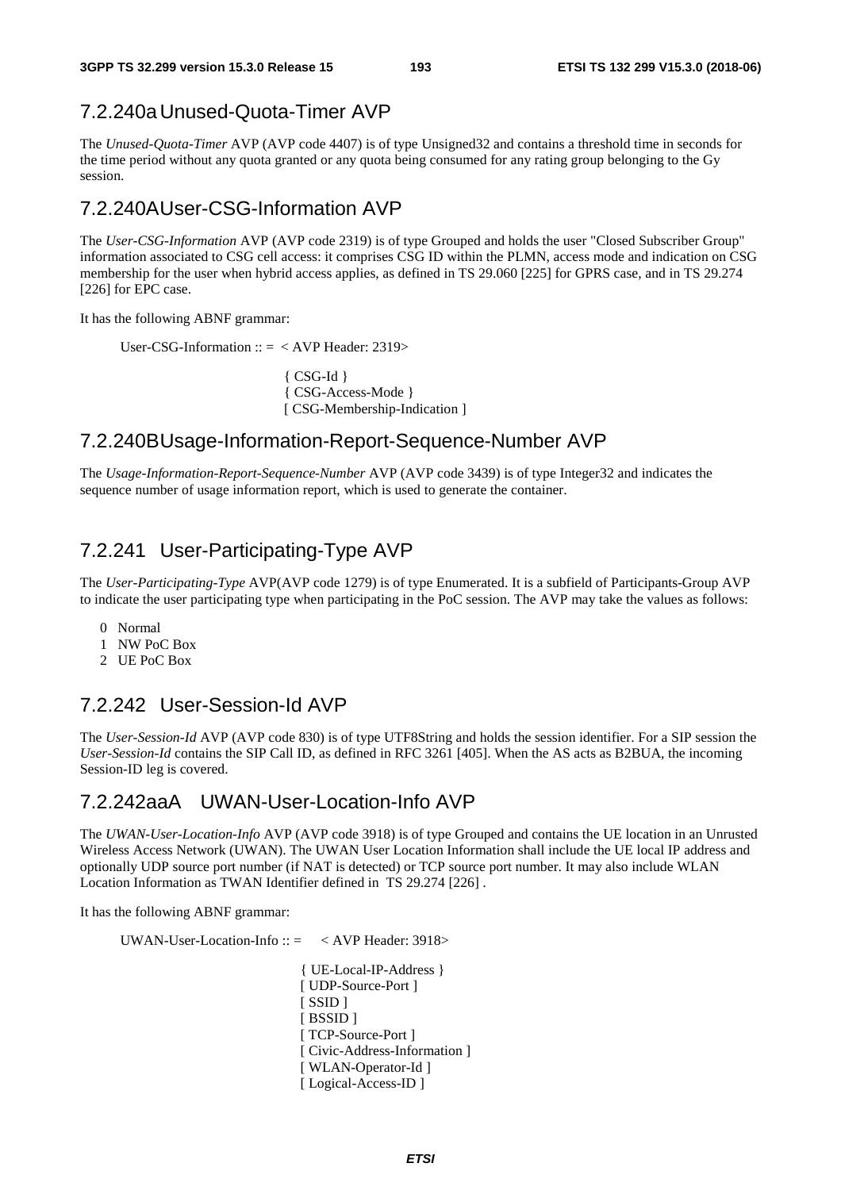### 7.2.240a Unused-Quota-Timer AVP

The *Unused-Quota-Timer* AVP (AVP code 4407) is of type Unsigned32 and contains a threshold time in seconds for the time period without any quota granted or any quota being consumed for any rating group belonging to the Gy session.

### 7.2.240A User-CSG-Information AVP

The *User-CSG-Information* AVP (AVP code 2319) is of type Grouped and holds the user "Closed Subscriber Group" information associated to CSG cell access: it comprises CSG ID within the PLMN, access mode and indication on CSG membership for the user when hybrid access applies, as defined in TS 29.060 [225] for GPRS case, and in TS 29.274 [226] for EPC case.

It has the following ABNF grammar:

```
User-CSG-Information :: =  < AVP Header: 2319>

                    { CSG-Id }
                    { CSG-Access-Mode }
                    [ CSG-Membership-Indication ]
```

### 7.2.240B Usage-Information-Report-Sequence-Number AVP

The *Usage-Information-Report-Sequence-Number* AVP (AVP code 3439) is of type Integer32 and indicates the sequence number of usage information report, which is used to generate the container.

### 7.2.241 User-Participating-Type AVP

The *User-Participating-Type* AVP(AVP code 1279) is of type Enumerated. It is a subfield of Participants-Group AVP to indicate the user participating type when participating in the PoC session. The AVP may take the values as follows:

0 Normal
1 NW PoC Box
2 UE PoC Box

### 7.2.242 User-Session-Id AVP

The *User-Session-Id* AVP (AVP code 830) is of type UTF8String and holds the session identifier. For a SIP session the *User-Session-Id* contains the SIP Call ID, as defined in RFC 3261 [405]. When the AS acts as B2BUA, the incoming Session-ID leg is covered.

### 7.2.242aaA UWAN-User-Location-Info AVP

The *UWAN-User-Location-Info* AVP (AVP code 3918) is of type Grouped and contains the UE location in an Unrusted Wireless Access Network (UWAN). The UWAN User Location Information shall include the UE local IP address and optionally UDP source port number (if NAT is detected) or TCP source port number. It may also include WLAN Location Information as TWAN Identifier defined in TS 29.274 [226] .

It has the following ABNF grammar:

```
UWAN-User-Location-Info :: =     < AVP Header: 3918>

                    { UE-Local-IP-Address }
                    [ UDP-Source-Port ]
                    [ SSID ]
                    [ BSSID ]
                    [ TCP-Source-Port ]
                    [ Civic-Address-Information ]
                    [ WLAN-Operator-Id ]
                    [ Logical-Access-ID ]
```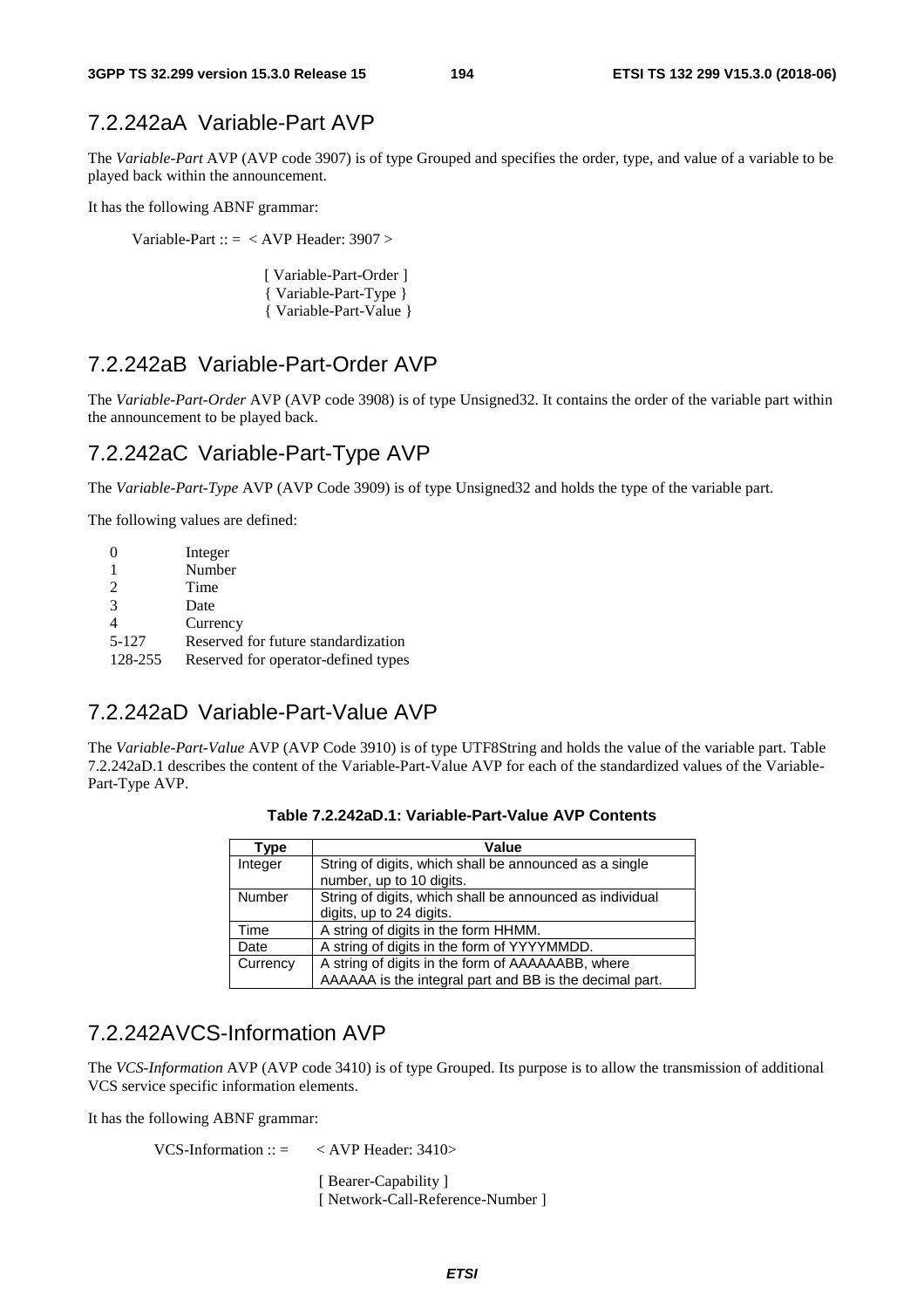### 7.2.242aA Variable-Part AVP

The *Variable-Part* AVP (AVP code 3907) is of type Grouped and specifies the order, type, and value of a variable to be played back within the announcement.

It has the following ABNF grammar:

```
Variable-Part :: =  < AVP Header: 3907 >

                    [ Variable-Part-Order ]
                    { Variable-Part-Type }
                    { Variable-Part-Value }
```

### 7.2.242aB Variable-Part-Order AVP

The *Variable-Part-Order* AVP (AVP code 3908) is of type Unsigned32. It contains the order of the variable part within the announcement to be played back.

### 7.2.242aC Variable-Part-Type AVP

The *Variable-Part-Type* AVP (AVP Code 3909) is of type Unsigned32 and holds the type of the variable part.

The following values are defined:

| | |
|---|---|
| 0 | Integer |
| 1 | Number |
| 2 | Time |
| 3 | Date |
| 4 | Currency |
| 5-127 | Reserved for future standardization |
| 128-255 | Reserved for operator-defined types |

### 7.2.242aD Variable-Part-Value AVP

The *Variable-Part-Value* AVP (AVP Code 3910) is of type UTF8String and holds the value of the variable part. Table 7.2.242aD.1 describes the content of the Variable-Part-Value AVP for each of the standardized values of the Variable-Part-Type AVP.

**Table 7.2.242aD.1: Variable-Part-Value AVP Contents**

| Type | Value |
|---|---|
| Integer | String of digits, which shall be announced as a single number, up to 10 digits. |
| Number | String of digits, which shall be announced as individual digits, up to 24 digits. |
| Time | A string of digits in the form HHMM. |
| Date | A string of digits in the form of YYYYMMDD. |
| Currency | A string of digits in the form of AAAAAABB, where AAAAAA is the integral part and BB is the decimal part. |

### 7.2.242A VCS-Information AVP

The *VCS-Information* AVP (AVP code 3410) is of type Grouped. Its purpose is to allow the transmission of additional VCS service specific information elements.

It has the following ABNF grammar:

```
VCS-Information :: =     < AVP Header: 3410>

                         [ Bearer-Capability ]
                         [ Network-Call-Reference-Number ]
```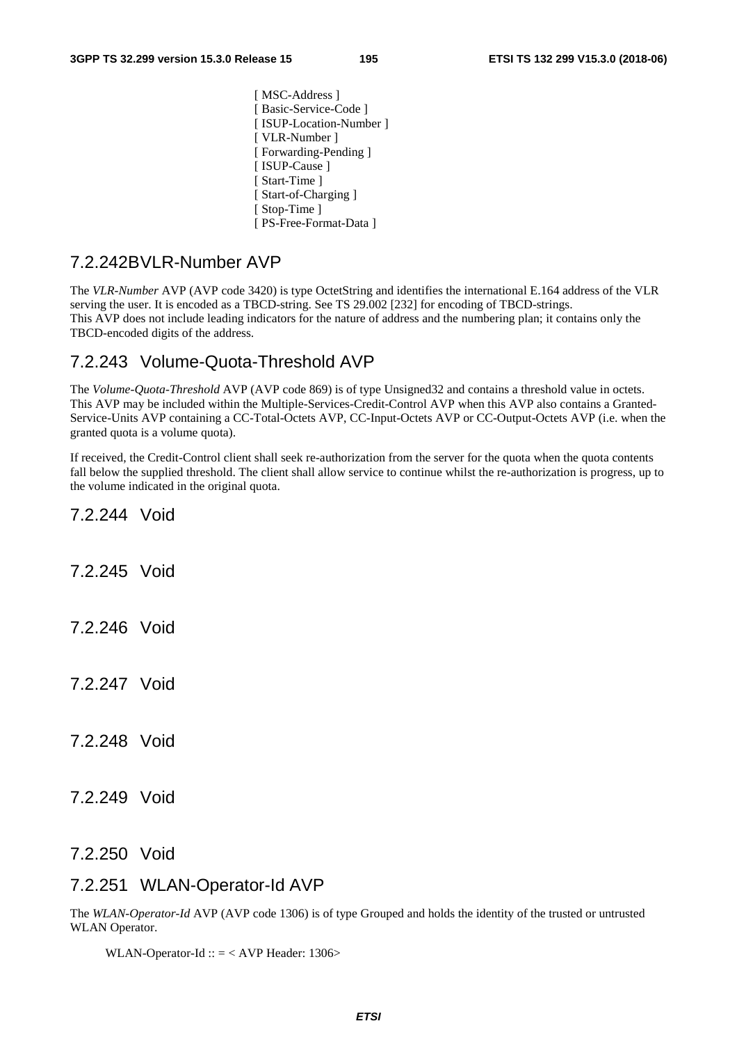```
[ MSC-Address ]
[ Basic-Service-Code ]
[ ISUP-Location-Number ]
[ VLR-Number ]
[ Forwarding-Pending ]
[ ISUP-Cause ]
[ Start-Time ]
[ Start-of-Charging ]
[ Stop-Time ]
[ PS-Free-Format-Data ]
```

### 7.2.242B VLR-Number AVP

The *VLR-Number* AVP (AVP code 3420) is type OctetString and identifies the international E.164 address of the VLR serving the user. It is encoded as a TBCD-string. See TS 29.002 [232] for encoding of TBCD-strings.
This AVP does not include leading indicators for the nature of address and the numbering plan; it contains only the TBCD-encoded digits of the address.

### 7.2.243 Volume-Quota-Threshold AVP

The *Volume-Quota-Threshold* AVP (AVP code 869) is of type Unsigned32 and contains a threshold value in octets. This AVP may be included within the Multiple-Services-Credit-Control AVP when this AVP also contains a Granted-Service-Units AVP containing a CC-Total-Octets AVP, CC-Input-Octets AVP or CC-Output-Octets AVP (i.e. when the granted quota is a volume quota).

If received, the Credit-Control client shall seek re-authorization from the server for the quota when the quota contents fall below the supplied threshold. The client shall allow service to continue whilst the re-authorization is progress, up to the volume indicated in the original quota.

### 7.2.244 Void

### 7.2.245 Void

### 7.2.246 Void

### 7.2.247 Void

### 7.2.248 Void

### 7.2.249 Void

### 7.2.250 Void

### 7.2.251 WLAN-Operator-Id AVP

The *WLAN-Operator-Id* AVP (AVP code 1306) is of type Grouped and holds the identity of the trusted or untrusted WLAN Operator.

```
WLAN-Operator-Id :: = < AVP Header: 1306>
```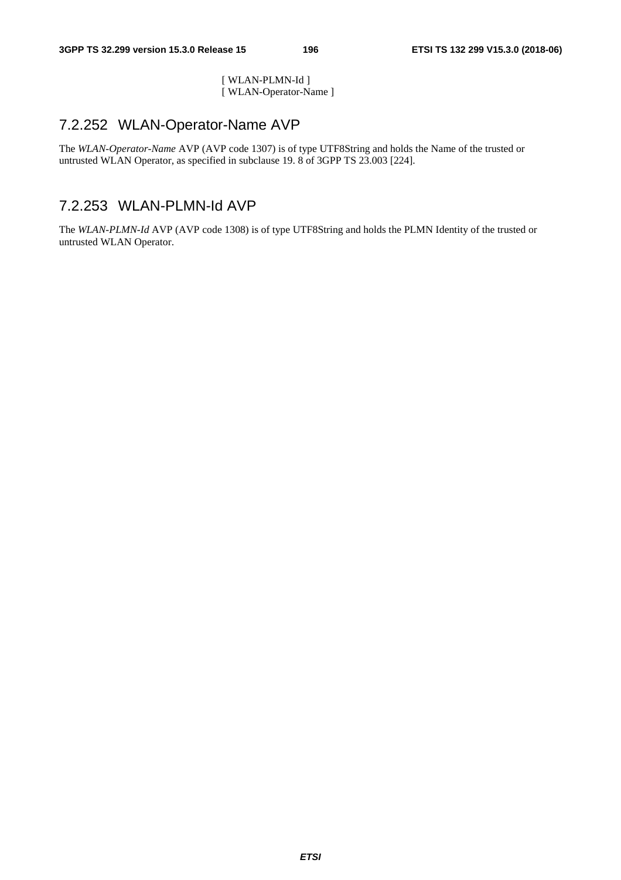[ WLAN-PLMN-Id ]
[ WLAN-Operator-Name ]

### 7.2.252 WLAN-Operator-Name AVP

The *WLAN-Operator-Name* AVP (AVP code 1307) is of type UTF8String and holds the Name of the trusted or untrusted WLAN Operator, as specified in subclause 19. 8 of 3GPP TS 23.003 [224].

### 7.2.253 WLAN-PLMN-Id AVP

The *WLAN-PLMN-Id* AVP (AVP code 1308) is of type UTF8String and holds the PLMN Identity of the trusted or untrusted WLAN Operator.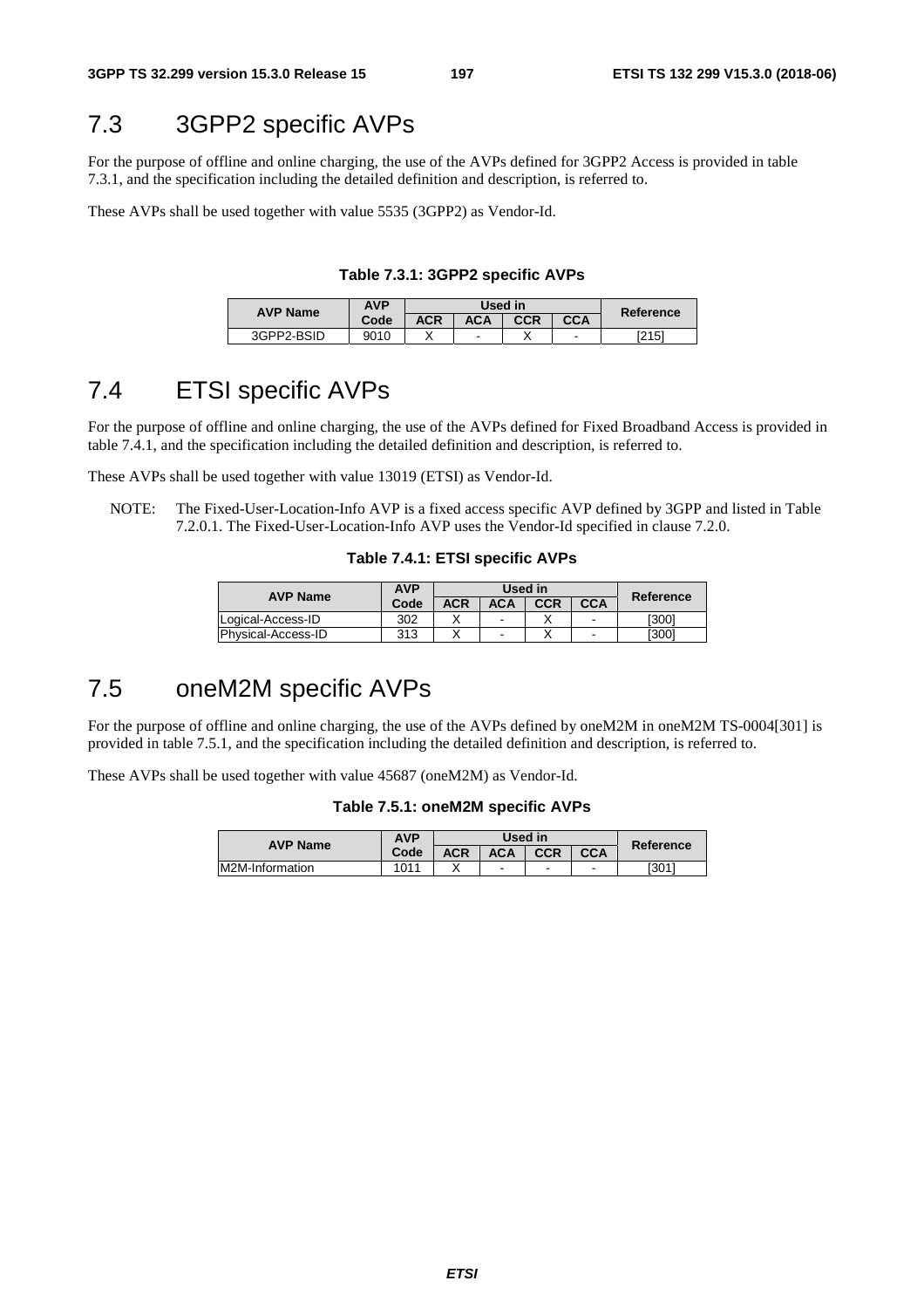## 7.3 3GPP2 specific AVPs

For the purpose of offline and online charging, the use of the AVPs defined for 3GPP2 Access is provided in table 7.3.1, and the specification including the detailed definition and description, is referred to.

These AVPs shall be used together with value 5535 (3GPP2) as Vendor-Id.

**Table 7.3.1: 3GPP2 specific AVPs**

| AVP Name | AVP Code | Used in | | | | Reference |
|---|---|---|---|---|---|---|
| | | ACR | ACA | CCR | CCA | |
| 3GPP2-BSID | 9010 | X | - | X | - | [215] |

## 7.4 ETSI specific AVPs

For the purpose of offline and online charging, the use of the AVPs defined for Fixed Broadband Access is provided in table 7.4.1, and the specification including the detailed definition and description, is referred to.

These AVPs shall be used together with value 13019 (ETSI) as Vendor-Id.

NOTE: The Fixed-User-Location-Info AVP is a fixed access specific AVP defined by 3GPP and listed in Table 7.2.0.1. The Fixed-User-Location-Info AVP uses the Vendor-Id specified in clause 7.2.0.

**Table 7.4.1: ETSI specific AVPs**

| AVP Name | AVP Code | Used in | | | | Reference |
|---|---|---|---|---|---|---|
| | | ACR | ACA | CCR | CCA | |
| Logical-Access-ID | 302 | X | - | X | - | [300] |
| Physical-Access-ID | 313 | X | - | X | - | [300] |

## 7.5 oneM2M specific AVPs

For the purpose of offline and online charging, the use of the AVPs defined by oneM2M in oneM2M TS-0004[301] is provided in table 7.5.1, and the specification including the detailed definition and description, is referred to.

These AVPs shall be used together with value 45687 (oneM2M) as Vendor-Id.

**Table 7.5.1: oneM2M specific AVPs**

| AVP Name | AVP Code | Used in | | | | Reference |
|---|---|---|---|---|---|---|
| | | ACR | ACA | CCR | CCA | |
| M2M-Information | 1011 | X | - | - | - | [301] |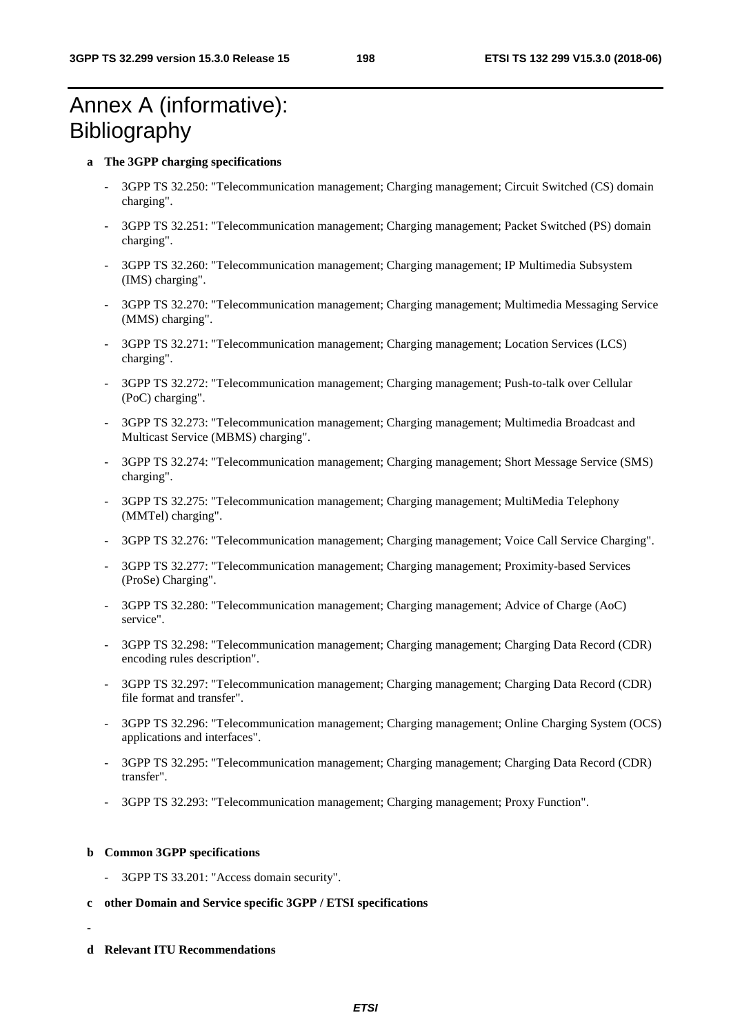# Annex A (informative): Bibliography

**a The 3GPP charging specifications**

- 3GPP TS 32.250: "Telecommunication management; Charging management; Circuit Switched (CS) domain charging".
- 3GPP TS 32.251: "Telecommunication management; Charging management; Packet Switched (PS) domain charging".
- 3GPP TS 32.260: "Telecommunication management; Charging management; IP Multimedia Subsystem (IMS) charging".
- 3GPP TS 32.270: "Telecommunication management; Charging management; Multimedia Messaging Service (MMS) charging".
- 3GPP TS 32.271: "Telecommunication management; Charging management; Location Services (LCS) charging".
- 3GPP TS 32.272: "Telecommunication management; Charging management; Push-to-talk over Cellular (PoC) charging".
- 3GPP TS 32.273: "Telecommunication management; Charging management; Multimedia Broadcast and Multicast Service (MBMS) charging".
- 3GPP TS 32.274: "Telecommunication management; Charging management; Short Message Service (SMS) charging".
- 3GPP TS 32.275: "Telecommunication management; Charging management; MultiMedia Telephony (MMTel) charging".
- 3GPP TS 32.276: "Telecommunication management; Charging management; Voice Call Service Charging".
- 3GPP TS 32.277: "Telecommunication management; Charging management; Proximity-based Services (ProSe) Charging".
- 3GPP TS 32.280: "Telecommunication management; Charging management; Advice of Charge (AoC) service".
- 3GPP TS 32.298: "Telecommunication management; Charging management; Charging Data Record (CDR) encoding rules description".
- 3GPP TS 32.297: "Telecommunication management; Charging management; Charging Data Record (CDR) file format and transfer".
- 3GPP TS 32.296: "Telecommunication management; Charging management; Online Charging System (OCS) applications and interfaces".
- 3GPP TS 32.295: "Telecommunication management; Charging management; Charging Data Record (CDR) transfer".
- 3GPP TS 32.293: "Telecommunication management; Charging management; Proxy Function".

**b Common 3GPP specifications**

- 3GPP TS 33.201: "Access domain security".

**c other Domain and Service specific 3GPP / ETSI specifications**

-

**d Relevant ITU Recommendations**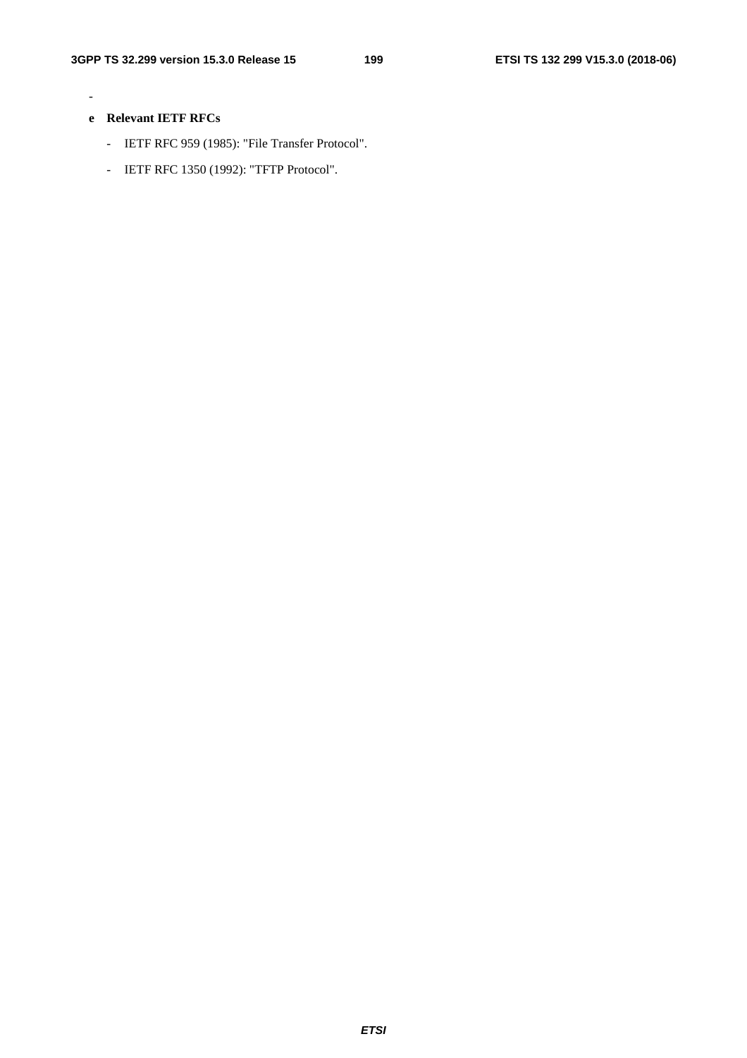-

**e Relevant IETF RFCs**

- IETF RFC 959 (1985): "File Transfer Protocol".
- IETF RFC 1350 (1992): "TFTP Protocol".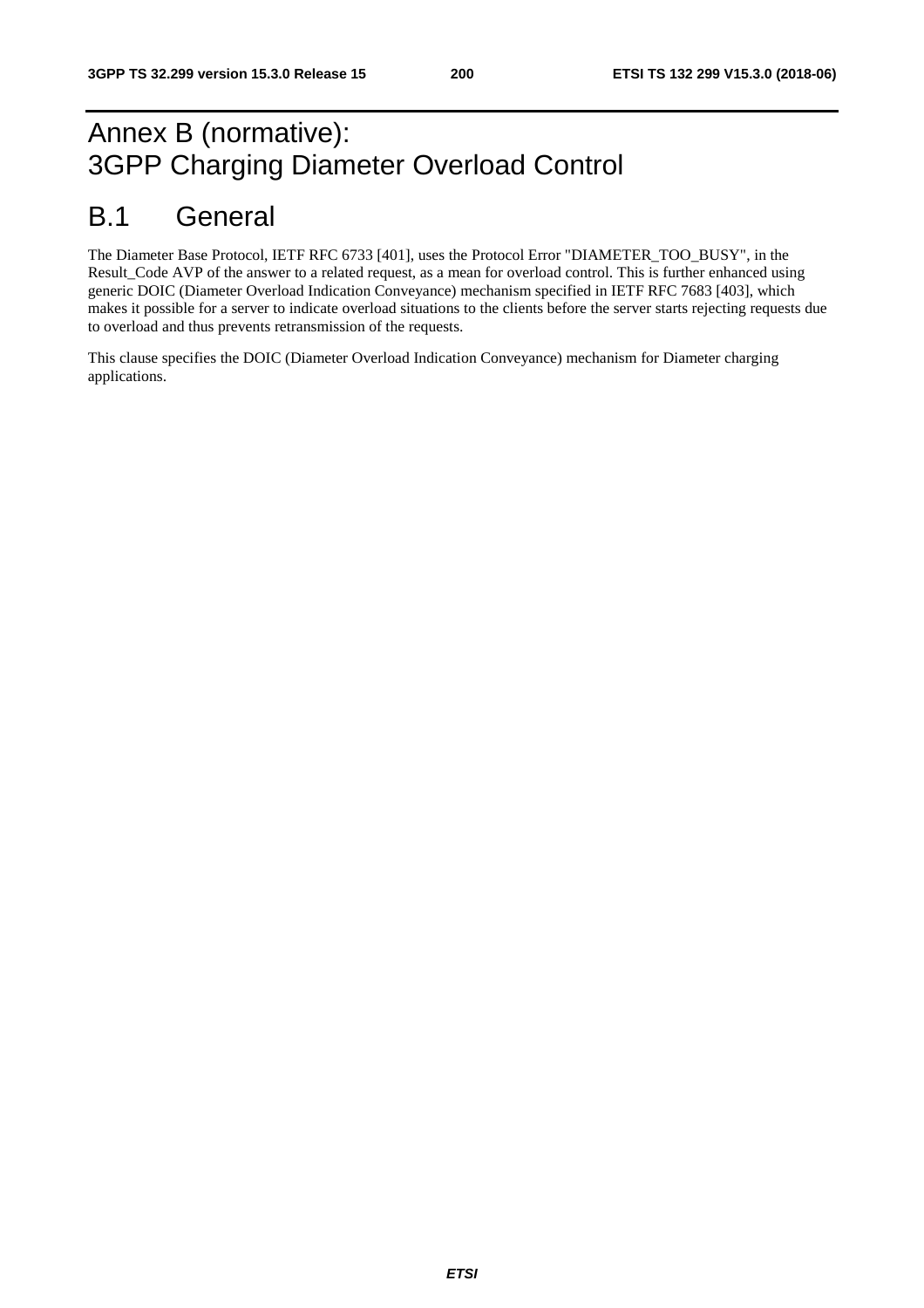# Annex B (normative): 3GPP Charging Diameter Overload Control

## B.1 General

The Diameter Base Protocol, IETF RFC 6733 [401], uses the Protocol Error "DIAMETER_TOO_BUSY", in the Result_Code AVP of the answer to a related request, as a mean for overload control. This is further enhanced using generic DOIC (Diameter Overload Indication Conveyance) mechanism specified in IETF RFC 7683 [403], which makes it possible for a server to indicate overload situations to the clients before the server starts rejecting requests due to overload and thus prevents retransmission of the requests.

This clause specifies the DOIC (Diameter Overload Indication Conveyance) mechanism for Diameter charging applications.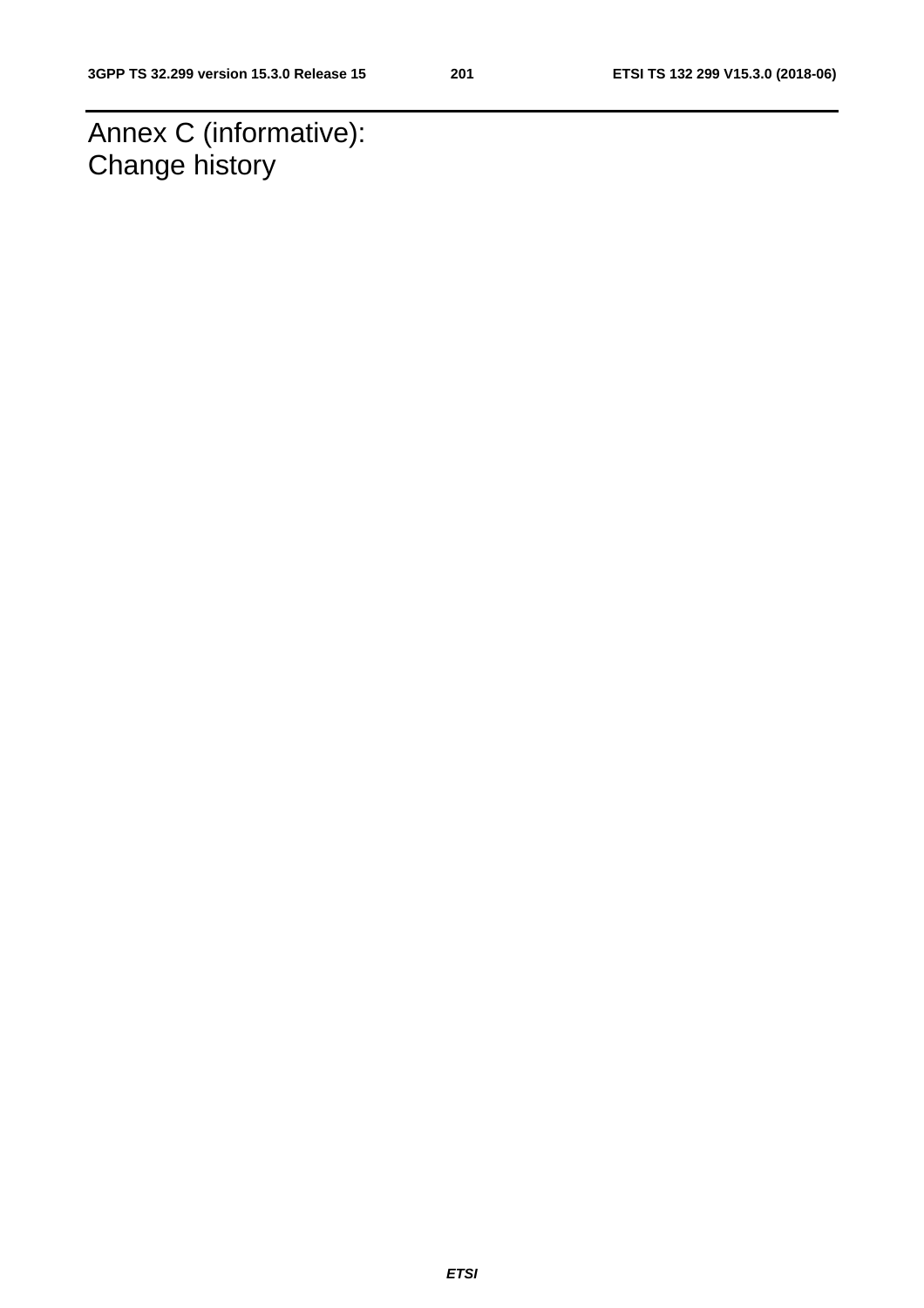# Annex C (informative): Change history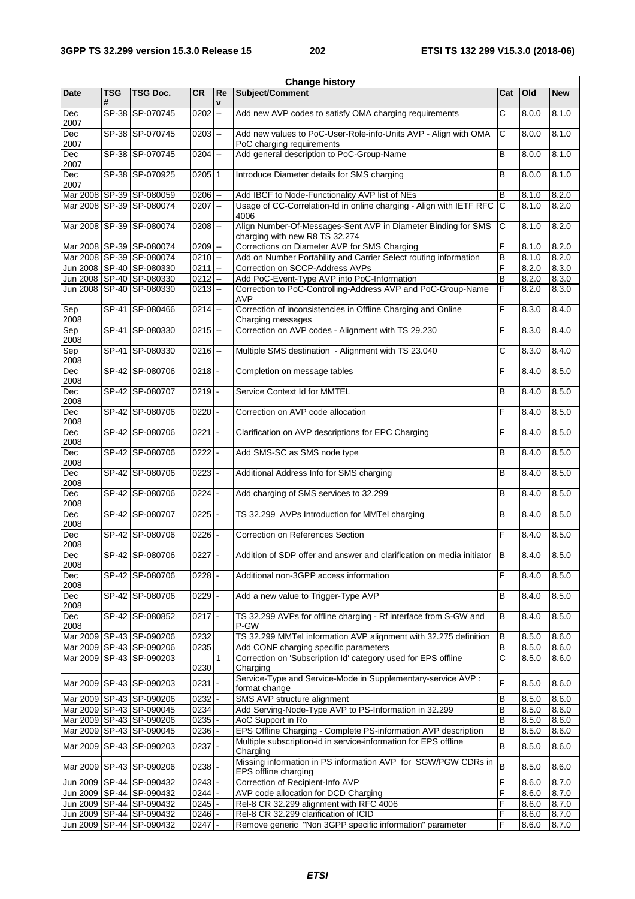| Change history | | | | | | | | |
|---|---|---|---|---|---|---|---|---|
| Date | TSG # | TSG Doc. | CR | Rev | Subject/Comment | Cat | Old | New |
| Dec 2007 | SP-38 | SP-070745 | 0202 | -- | Add new AVP codes to satisfy OMA charging requirements | C | 8.0.0 | 8.1.0 |
| Dec 2007 | SP-38 | SP-070745 | 0203 | -- | Add new values to PoC-User-Role-info-Units AVP - Align with OMA PoC charging requirements | C | 8.0.0 | 8.1.0 |
| Dec 2007 | SP-38 | SP-070745 | 0204 | -- | Add general description to PoC-Group-Name | B | 8.0.0 | 8.1.0 |
| Dec 2007 | SP-38 | SP-070925 | 0205 | 1 | Introduce Diameter details for SMS charging | B | 8.0.0 | 8.1.0 |
| Mar 2008 | SP-39 | SP-080059 | 0206 | -- | Add IBCF to Node-Functionality AVP list of NEs | B | 8.1.0 | 8.2.0 |
| Mar 2008 | SP-39 | SP-080074 | 0207 | -- | Usage of CC-Correlation-Id in online charging - Align with IETF RFC 4006 | C | 8.1.0 | 8.2.0 |
| Mar 2008 | SP-39 | SP-080074 | 0208 | -- | Align Number-Of-Messages-Sent AVP in Diameter Binding for SMS charging with new R8 TS 32.274 | C | 8.1.0 | 8.2.0 |
| Mar 2008 | SP-39 | SP-080074 | 0209 | -- | Corrections on Diameter AVP for SMS Charging | F | 8.1.0 | 8.2.0 |
| Mar 2008 | SP-39 | SP-080074 | 0210 | -- | Add on Number Portability and Carrier Select routing information | B | 8.1.0 | 8.2.0 |
| Jun 2008 | SP-40 | SP-080330 | 0211 | -- | Correction on SCCP-Address AVPs | F | 8.2.0 | 8.3.0 |
| Jun 2008 | SP-40 | SP-080330 | 0212 | -- | Add PoC-Event-Type AVP into PoC-Information | B | 8.2.0 | 8.3.0 |
| Jun 2008 | SP-40 | SP-080330 | 0213 | -- | Correction to PoC-Controlling-Address AVP and PoC-Group-Name AVP | F | 8.2.0 | 8.3.0 |
| Sep 2008 | SP-41 | SP-080466 | 0214 | -- | Correction of inconsistencies in Offline Charging and Online Charging messages | F | 8.3.0 | 8.4.0 |
| Sep 2008 | SP-41 | SP-080330 | 0215 | -- | Correction on AVP codes - Alignment with TS 29.230 | F | 8.3.0 | 8.4.0 |
| Sep 2008 | SP-41 | SP-080330 | 0216 | -- | Multiple SMS destination - Alignment with TS 23.040 | C | 8.3.0 | 8.4.0 |
| Dec 2008 | SP-42 | SP-080706 | 0218 | - | Completion on message tables | F | 8.4.0 | 8.5.0 |
| Dec 2008 | SP-42 | SP-080707 | 0219 | - | Service Context Id for MMTEL | B | 8.4.0 | 8.5.0 |
| Dec 2008 | SP-42 | SP-080706 | 0220 | - | Correction on AVP code allocation | F | 8.4.0 | 8.5.0 |
| Dec 2008 | SP-42 | SP-080706 | 0221 | - | Clarification on AVP descriptions for EPC Charging | F | 8.4.0 | 8.5.0 |
| Dec 2008 | SP-42 | SP-080706 | 0222 | - | Add SMS-SC as SMS node type | B | 8.4.0 | 8.5.0 |
| Dec 2008 | SP-42 | SP-080706 | 0223 | - | Additional Address Info for SMS charging | B | 8.4.0 | 8.5.0 |
| Dec 2008 | SP-42 | SP-080706 | 0224 | - | Add charging of SMS services to 32.299 | B | 8.4.0 | 8.5.0 |
| Dec 2008 | SP-42 | SP-080707 | 0225 | - | TS 32.299 AVPs Introduction for MMTel charging | B | 8.4.0 | 8.5.0 |
| Dec 2008 | SP-42 | SP-080706 | 0226 | - | Correction on References Section | F | 8.4.0 | 8.5.0 |
| Dec 2008 | SP-42 | SP-080706 | 0227 | - | Addition of SDP offer and answer and clarification on media initiator | B | 8.4.0 | 8.5.0 |
| Dec 2008 | SP-42 | SP-080706 | 0228 | - | Additional non-3GPP access information | F | 8.4.0 | 8.5.0 |
| Dec 2008 | SP-42 | SP-080706 | 0229 | - | Add a new value to Trigger-Type AVP | B | 8.4.0 | 8.5.0 |
| Dec 2008 | SP-42 | SP-080852 | 0217 | - | TS 32.299 AVPs for offline charging - Rf interface from S-GW and P-GW | B | 8.4.0 | 8.5.0 |
| Mar 2009 | SP-43 | SP-090206 | 0232 | | TS 32.299 MMTel information AVP alignment with 32.275 definition | B | 8.5.0 | 8.6.0 |
| Mar 2009 | SP-43 | SP-090206 | 0235 | | Add CONF charging specific parameters | B | 8.5.0 | 8.6.0 |
| Mar 2009 | SP-43 | SP-090203 | 0230 | 1 | Correction on 'Subscription Id' category used for EPS offline Charging | C | 8.5.0 | 8.6.0 |
| Mar 2009 | SP-43 | SP-090203 | 0231 | - | Service-Type and Service-Mode in Supplementary-service AVP : format change | F | 8.5.0 | 8.6.0 |
| Mar 2009 | SP-43 | SP-090206 | 0232 | - | SMS AVP structure alignment | B | 8.5.0 | 8.6.0 |
| Mar 2009 | SP-43 | SP-090045 | 0234 | | Add Serving-Node-Type AVP to PS-Information in 32.299 | B | 8.5.0 | 8.6.0 |
| Mar 2009 | SP-43 | SP-090206 | 0235 | - | AoC Support in Ro | B | 8.5.0 | 8.6.0 |
| Mar 2009 | SP-43 | SP-090045 | 0236 | - | EPS Offline Charging - Complete PS-information AVP description | B | 8.5.0 | 8.6.0 |
| Mar 2009 | SP-43 | SP-090203 | 0237 | - | Multiple subscription-id in service-information for EPS offline Charging | B | 8.5.0 | 8.6.0 |
| Mar 2009 | SP-43 | SP-090206 | 0238 | - | Missing information in PS information AVP for SGW/PGW CDRs in EPS offline charging | B | 8.5.0 | 8.6.0 |
| Jun 2009 | SP-44 | SP-090432 | 0243 | - | Correction of Recipient-Info AVP | F | 8.6.0 | 8.7.0 |
| Jun 2009 | SP-44 | SP-090432 | 0244 | - | AVP code allocation for DCD Charging | F | 8.6.0 | 8.7.0 |
| Jun 2009 | SP-44 | SP-090432 | 0245 | - | Rel-8 CR 32.299 alignment with RFC 4006 | F | 8.6.0 | 8.7.0 |
| Jun 2009 | SP-44 | SP-090432 | 0246 | - | Rel-8 CR 32.299 clarification of ICID | F | 8.6.0 | 8.7.0 |
| Jun 2009 | SP-44 | SP-090432 | 0247 | - | Remove generic "Non 3GPP specific information" parameter | F | 8.6.0 | 8.7.0 |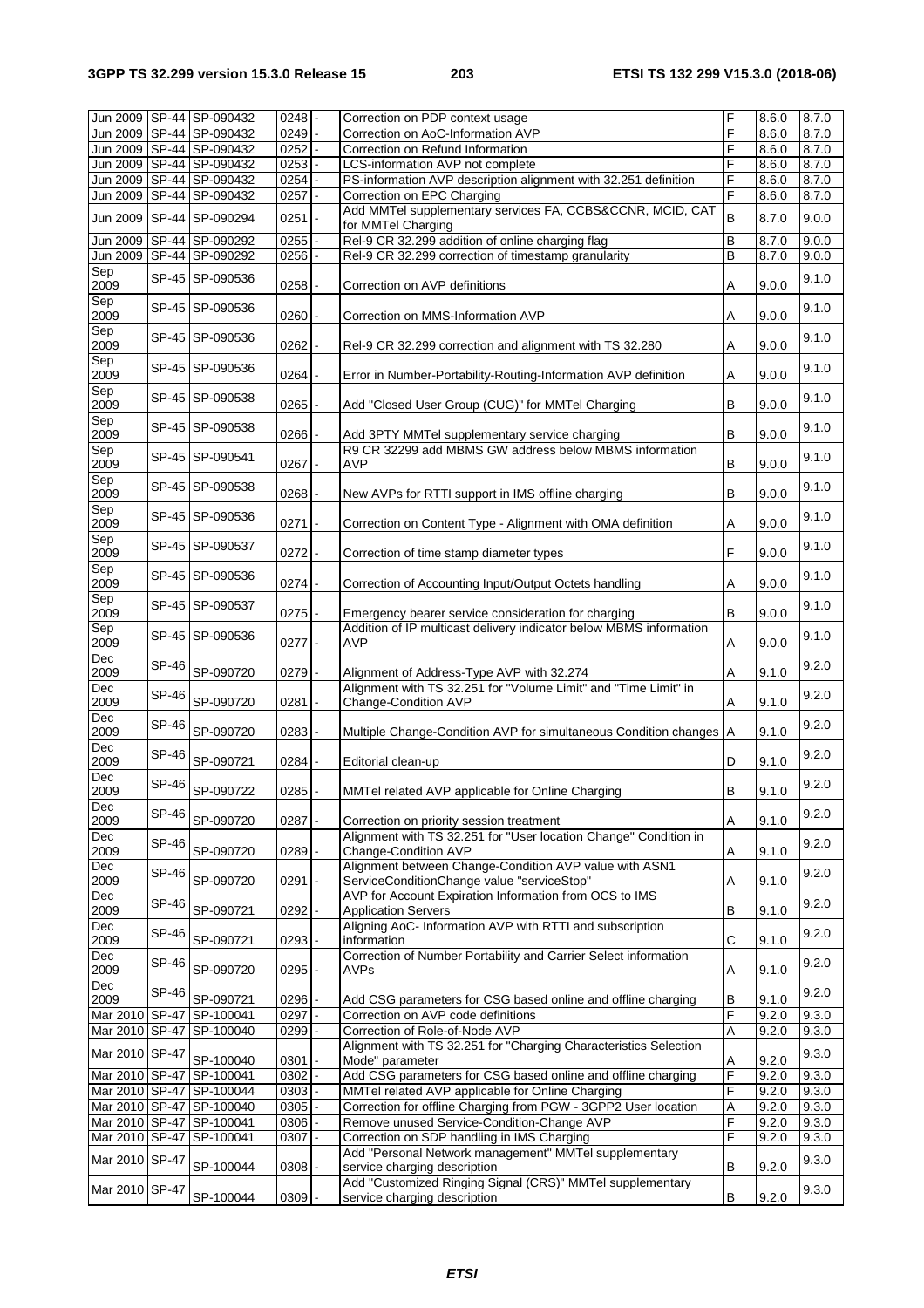| | | | | | | | | |
|---|---|---|---|---|---|---|---|---|
| Jun 2009 | SP-44 | SP-090432 | 0248 | - | Correction on PDP context usage | F | 8.6.0 | 8.7.0 |
| Jun 2009 | SP-44 | SP-090432 | 0249 | - | Correction on AoC-Information AVP | F | 8.6.0 | 8.7.0 |
| Jun 2009 | SP-44 | SP-090432 | 0252 | - | Correction on Refund Information | F | 8.6.0 | 8.7.0 |
| Jun 2009 | SP-44 | SP-090432 | 0253 | - | LCS-information AVP not complete | F | 8.6.0 | 8.7.0 |
| Jun 2009 | SP-44 | SP-090432 | 0254 | - | PS-information AVP description alignment with 32.251 definition | F | 8.6.0 | 8.7.0 |
| Jun 2009 | SP-44 | SP-090432 | 0257 | - | Correction on EPC Charging | F | 8.6.0 | 8.7.0 |
| Jun 2009 | SP-44 | SP-090294 | 0251 | - | Add MMTel supplementary services FA, CCBS&CCNR, MCID, CAT for MMTel Charging | B | 8.7.0 | 9.0.0 |
| Jun 2009 | SP-44 | SP-090292 | 0255 | - | Rel-9 CR 32.299 addition of online charging flag | B | 8.7.0 | 9.0.0 |
| Jun 2009 | SP-44 | SP-090292 | 0256 | - | Rel-9 CR 32.299 correction of timestamp granularity | B | 8.7.0 | 9.0.0 |
| Sep 2009 | SP-45 | SP-090536 | 0258 | - | Correction on AVP definitions | A | 9.0.0 | 9.1.0 |
| Sep 2009 | SP-45 | SP-090536 | 0260 | - | Correction on MMS-Information AVP | A | 9.0.0 | 9.1.0 |
| Sep 2009 | SP-45 | SP-090536 | 0262 | - | Rel-9 CR 32.299 correction and alignment with TS 32.280 | A | 9.0.0 | 9.1.0 |
| Sep 2009 | SP-45 | SP-090536 | 0264 | - | Error in Number-Portability-Routing-Information AVP definition | A | 9.0.0 | 9.1.0 |
| Sep 2009 | SP-45 | SP-090538 | 0265 | - | Add "Closed User Group (CUG)" for MMTel Charging | B | 9.0.0 | 9.1.0 |
| Sep 2009 | SP-45 | SP-090538 | 0266 | - | Add 3PTY MMTel supplementary service charging | B | 9.0.0 | 9.1.0 |
| Sep 2009 | SP-45 | SP-090541 | 0267 | - | R9 CR 32299 add MBMS GW address below MBMS information AVP | B | 9.0.0 | 9.1.0 |
| Sep 2009 | SP-45 | SP-090538 | 0268 | - | New AVPs for RTTI support in IMS offline charging | B | 9.0.0 | 9.1.0 |
| Sep 2009 | SP-45 | SP-090536 | 0271 | - | Correction on Content Type - Alignment with OMA definition | A | 9.0.0 | 9.1.0 |
| Sep 2009 | SP-45 | SP-090537 | 0272 | - | Correction of time stamp diameter types | F | 9.0.0 | 9.1.0 |
| Sep 2009 | SP-45 | SP-090536 | 0274 | - | Correction of Accounting Input/Output Octets handling | A | 9.0.0 | 9.1.0 |
| Sep 2009 | SP-45 | SP-090537 | 0275 | - | Emergency bearer service consideration for charging | B | 9.0.0 | 9.1.0 |
| Sep 2009 | SP-45 | SP-090536 | 0277 | - | Addition of IP multicast delivery indicator below MBMS information AVP | A | 9.0.0 | 9.1.0 |
| Dec 2009 | SP-46 | SP-090720 | 0279 | - | Alignment of Address-Type AVP with 32.274 | A | 9.1.0 | 9.2.0 |
| Dec 2009 | SP-46 | SP-090720 | 0281 | - | Alignment with TS 32.251 for "Volume Limit" and "Time Limit" in Change-Condition AVP | A | 9.1.0 | 9.2.0 |
| Dec 2009 | SP-46 | SP-090720 | 0283 | - | Multiple Change-Condition AVP for simultaneous Condition changes | A | 9.1.0 | 9.2.0 |
| Dec 2009 | SP-46 | SP-090721 | 0284 | - | Editorial clean-up | D | 9.1.0 | 9.2.0 |
| Dec 2009 | SP-46 | SP-090722 | 0285 | - | MMTel related AVP applicable for Online Charging | B | 9.1.0 | 9.2.0 |
| Dec 2009 | SP-46 | SP-090720 | 0287 | - | Correction on priority session treatment | A | 9.1.0 | 9.2.0 |
| Dec 2009 | SP-46 | SP-090720 | 0289 | - | Alignment with TS 32.251 for "User location Change" Condition in Change-Condition AVP | A | 9.1.0 | 9.2.0 |
| Dec 2009 | SP-46 | SP-090720 | 0291 | - | Alignment between Change-Condition AVP value with ASN1 ServiceConditionChange value "serviceStop" | A | 9.1.0 | 9.2.0 |
| Dec 2009 | SP-46 | SP-090721 | 0292 | - | AVP for Account Expiration Information from OCS to IMS Application Servers | B | 9.1.0 | 9.2.0 |
| Dec 2009 | SP-46 | SP-090721 | 0293 | - | Aligning AoC- Information AVP with RTTI and subscription information | C | 9.1.0 | 9.2.0 |
| Dec 2009 | SP-46 | SP-090720 | 0295 | - | Correction of Number Portability and Carrier Select information AVPs | A | 9.1.0 | 9.2.0 |
| Dec 2009 | SP-46 | SP-090721 | 0296 | - | Add CSG parameters for CSG based online and offline charging | B | 9.1.0 | 9.2.0 |
| Mar 2010 | SP-47 | SP-100041 | 0297 | - | Correction on AVP code definitions | F | 9.2.0 | 9.3.0 |
| Mar 2010 | SP-47 | SP-100040 | 0299 | - | Correction of Role-of-Node AVP | A | 9.2.0 | 9.3.0 |
| Mar 2010 | SP-47 | SP-100040 | 0301 | - | Alignment with TS 32.251 for "Charging Characteristics Selection Mode" parameter | A | 9.2.0 | 9.3.0 |
| Mar 2010 | SP-47 | SP-100041 | 0302 | - | Add CSG parameters for CSG based online and offline charging | F | 9.2.0 | 9.3.0 |
| Mar 2010 | SP-47 | SP-100044 | 0303 | - | MMTel related AVP applicable for Online Charging | F | 9.2.0 | 9.3.0 |
| Mar 2010 | SP-47 | SP-100040 | 0305 | - | Correction for offline Charging from PGW - 3GPP2 User location | A | 9.2.0 | 9.3.0 |
| Mar 2010 | SP-47 | SP-100041 | 0306 | - | Remove unused Service-Condition-Change AVP | F | 9.2.0 | 9.3.0 |
| Mar 2010 | SP-47 | SP-100041 | 0307 | - | Correction on SDP handling in IMS Charging | F | 9.2.0 | 9.3.0 |
| Mar 2010 | SP-47 | SP-100044 | 0308 | - | Add "Personal Network management" MMTel supplementary service charging description | B | 9.2.0 | 9.3.0 |
| Mar 2010 | SP-47 | SP-100044 | 0309 | - | Add "Customized Ringing Signal (CRS)" MMTel supplementary service charging description | B | 9.2.0 | 9.3.0 |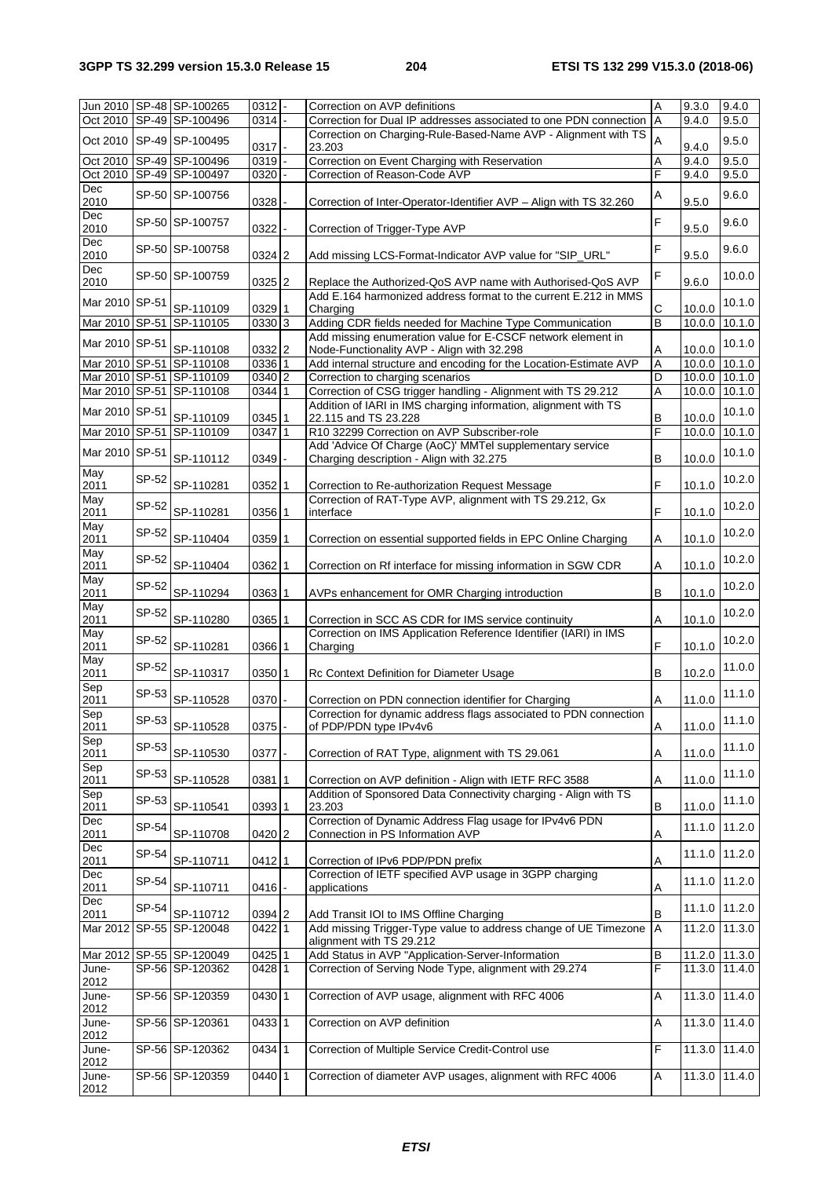| Jun 2010 | SP-48 | SP-100265 | 0312 | - | Correction on AVP definitions | A | 9.3.0 | 9.4.0 |
|---|---|---|---|---|---|---|---|---|
| Oct 2010 | SP-49 | SP-100496 | 0314 | - | Correction for Dual IP addresses associated to one PDN connection | A | 9.4.0 | 9.5.0 |
| Oct 2010 | SP-49 | SP-100495 | 0317 | - | Correction on Charging-Rule-Based-Name AVP - Alignment with TS 23.203 | A | 9.4.0 | 9.5.0 |
| Oct 2010 | SP-49 | SP-100496 | 0319 | - | Correction on Event Charging with Reservation | A | 9.4.0 | 9.5.0 |
| Oct 2010 | SP-49 | SP-100497 | 0320 | - | Correction of Reason-Code AVP | F | 9.4.0 | 9.5.0 |
| Dec 2010 | SP-50 | SP-100756 | 0328 | - | Correction of Inter-Operator-Identifier AVP – Align with TS 32.260 | A | 9.5.0 | 9.6.0 |
| Dec 2010 | SP-50 | SP-100757 | 0322 | - | Correction of Trigger-Type AVP | F | 9.5.0 | 9.6.0 |
| Dec 2010 | SP-50 | SP-100758 | 0324 | 2 | Add missing LCS-Format-Indicator AVP value for "SIP_URL" | F | 9.5.0 | 9.6.0 |
| Dec 2010 | SP-50 | SP-100759 | 0325 | 2 | Replace the Authorized-QoS AVP name with Authorised-QoS AVP | F | 9.6.0 | 10.0.0 |
| Mar 2010 | SP-51 | SP-110109 | 0329 | 1 | Add E.164 harmonized address format to the current E.212 in MMS Charging | C | 10.0.0 | 10.1.0 |
| Mar 2010 | SP-51 | SP-110105 | 0330 | 3 | Adding CDR fields needed for Machine Type Communication | B | 10.0.0 | 10.1.0 |
| Mar 2010 | SP-51 | SP-110108 | 0332 | 2 | Add missing enumeration value for E-CSCF network element in Node-Functionality AVP - Align with 32.298 | A | 10.0.0 | 10.1.0 |
| Mar 2010 | SP-51 | SP-110108 | 0336 | 1 | Add internal structure and encoding for the Location-Estimate AVP | A | 10.0.0 | 10.1.0 |
| Mar 2010 | SP-51 | SP-110109 | 0340 | 2 | Correction to charging scenarios | D | 10.0.0 | 10.1.0 |
| Mar 2010 | SP-51 | SP-110108 | 0344 | 1 | Correction of CSG trigger handling - Alignment with TS 29.212 | A | 10.0.0 | 10.1.0 |
| Mar 2010 | SP-51 | SP-110109 | 0345 | 1 | Addition of IARI in IMS charging information, alignment with TS 22.115 and TS 23.228 | B | 10.0.0 | 10.1.0 |
| Mar 2010 | SP-51 | SP-110109 | 0347 | 1 | R10 32299 Correction on AVP Subscriber-role | F | 10.0.0 | 10.1.0 |
| Mar 2010 | SP-51 | SP-110112 | 0349 | - | Add 'Advice Of Charge (AoC)' MMTel supplementary service Charging description - Align with 32.275 | B | 10.0.0 | 10.1.0 |
| May 2011 | SP-52 | SP-110281 | 0352 | 1 | Correction to Re-authorization Request Message | F | 10.1.0 | 10.2.0 |
| May 2011 | SP-52 | SP-110281 | 0356 | 1 | Correction of RAT-Type AVP, alignment with TS 29.212, Gx interface | F | 10.1.0 | 10.2.0 |
| May 2011 | SP-52 | SP-110404 | 0359 | 1 | Correction on essential supported fields in EPC Online Charging | A | 10.1.0 | 10.2.0 |
| May 2011 | SP-52 | SP-110404 | 0362 | 1 | Correction on Rf interface for missing information in SGW CDR | A | 10.1.0 | 10.2.0 |
| May 2011 | SP-52 | SP-110294 | 0363 | 1 | AVPs enhancement for OMR Charging introduction | B | 10.1.0 | 10.2.0 |
| May 2011 | SP-52 | SP-110280 | 0365 | 1 | Correction in SCC AS CDR for IMS service continuity | A | 10.1.0 | 10.2.0 |
| May 2011 | SP-52 | SP-110281 | 0366 | 1 | Correction on IMS Application Reference Identifier (IARI) in IMS Charging | F | 10.1.0 | 10.2.0 |
| May 2011 | SP-52 | SP-110317 | 0350 | 1 | Rc Context Definition for Diameter Usage | B | 10.2.0 | 11.0.0 |
| Sep 2011 | SP-53 | SP-110528 | 0370 | - | Correction on PDN connection identifier for Charging | A | 11.0.0 | 11.1.0 |
| Sep 2011 | SP-53 | SP-110528 | 0375 | - | Correction for dynamic address flags associated to PDN connection of PDP/PDN type IPv4v6 | A | 11.0.0 | 11.1.0 |
| Sep 2011 | SP-53 | SP-110530 | 0377 | - | Correction of RAT Type, alignment with TS 29.061 | A | 11.0.0 | 11.1.0 |
| Sep 2011 | SP-53 | SP-110528 | 0381 | 1 | Correction on AVP definition - Align with IETF RFC 3588 | A | 11.0.0 | 11.1.0 |
| Sep 2011 | SP-53 | SP-110541 | 0393 | 1 | Addition of Sponsored Data Connectivity charging - Align with TS 23.203 | B | 11.0.0 | 11.1.0 |
| Dec 2011 | SP-54 | SP-110708 | 0420 | 2 | Correction of Dynamic Address Flag usage for IPv4v6 PDN Connection in PS Information AVP | A | 11.1.0 | 11.2.0 |
| Dec 2011 | SP-54 | SP-110711 | 0412 | 1 | Correction of IPv6 PDP/PDN prefix | A | 11.1.0 | 11.2.0 |
| Dec 2011 | SP-54 | SP-110711 | 0416 | - | Correction of IETF specified AVP usage in 3GPP charging applications | A | 11.1.0 | 11.2.0 |
| Dec 2011 | SP-54 | SP-110712 | 0394 | 2 | Add Transit IOI to IMS Offline Charging | B | 11.1.0 | 11.2.0 |
| Mar 2012 | SP-55 | SP-120048 | 0422 | 1 | Add missing Trigger-Type value to address change of UE Timezone alignment with TS 29.212 | A | 11.2.0 | 11.3.0 |
| Mar 2012 | SP-55 | SP-120049 | 0425 | 1 | Add Status in AVP "Application-Server-Information | B | 11.2.0 | 11.3.0 |
| June-2012 | SP-56 | SP-120362 | 0428 | 1 | Correction of Serving Node Type, alignment with 29.274 | F | 11.3.0 | 11.4.0 |
| June-2012 | SP-56 | SP-120359 | 0430 | 1 | Correction of AVP usage, alignment with RFC 4006 | A | 11.3.0 | 11.4.0 |
| June-2012 | SP-56 | SP-120361 | 0433 | 1 | Correction on AVP definition | A | 11.3.0 | 11.4.0 |
| June-2012 | SP-56 | SP-120362 | 0434 | 1 | Correction of Multiple Service Credit-Control use | F | 11.3.0 | 11.4.0 |
| June-2012 | SP-56 | SP-120359 | 0440 | 1 | Correction of diameter AVP usages, alignment with RFC 4006 | A | 11.3.0 | 11.4.0 |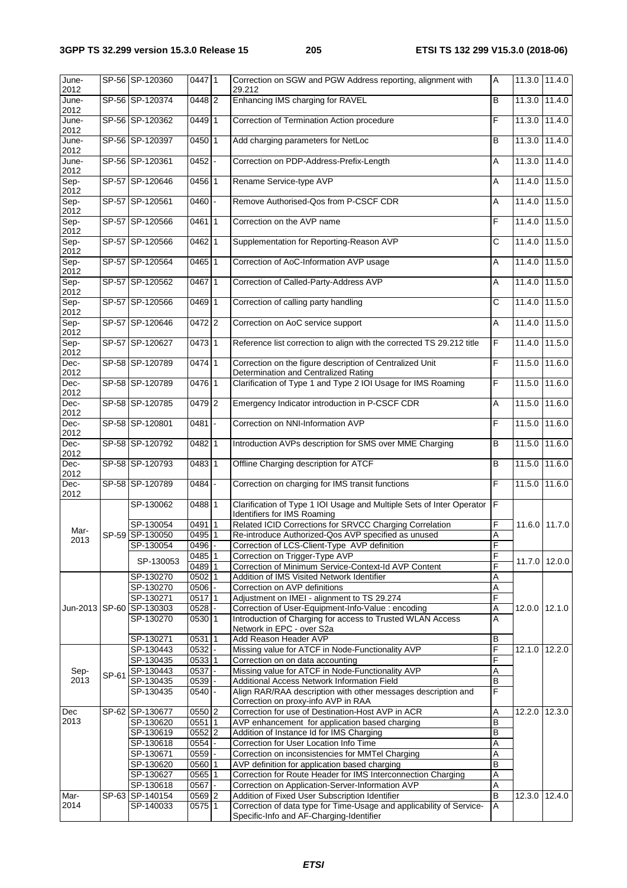| June-2012 | SP-56 | SP-120360 | 0447 | 1 | Correction on SGW and PGW Address reporting, alignment with 29.212 | A | 11.3.0 | 11.4.0 |
|---|---|---|---|---|---|---|---|---|
| June-2012 | SP-56 | SP-120374 | 0448 | 2 | Enhancing IMS charging for RAVEL | B | 11.3.0 | 11.4.0 |
| June-2012 | SP-56 | SP-120362 | 0449 | 1 | Correction of Termination Action procedure | F | 11.3.0 | 11.4.0 |
| June-2012 | SP-56 | SP-120397 | 0450 | 1 | Add charging parameters for NetLoc | B | 11.3.0 | 11.4.0 |
| June-2012 | SP-56 | SP-120361 | 0452 | - | Correction on PDP-Address-Prefix-Length | A | 11.3.0 | 11.4.0 |
| Sep-2012 | SP-57 | SP-120646 | 0456 | 1 | Rename Service-type AVP | A | 11.4.0 | 11.5.0 |
| Sep-2012 | SP-57 | SP-120561 | 0460 | - | Remove Authorised-Qos from P-CSCF CDR | A | 11.4.0 | 11.5.0 |
| Sep-2012 | SP-57 | SP-120566 | 0461 | 1 | Correction on the AVP name | F | 11.4.0 | 11.5.0 |
| Sep-2012 | SP-57 | SP-120566 | 0462 | 1 | Supplementation for Reporting-Reason AVP | C | 11.4.0 | 11.5.0 |
| Sep-2012 | SP-57 | SP-120564 | 0465 | 1 | Correction of AoC-Information AVP usage | A | 11.4.0 | 11.5.0 |
| Sep-2012 | SP-57 | SP-120562 | 0467 | 1 | Correction of Called-Party-Address AVP | A | 11.4.0 | 11.5.0 |
| Sep-2012 | SP-57 | SP-120566 | 0469 | 1 | Correction of calling party handling | C | 11.4.0 | 11.5.0 |
| Sep-2012 | SP-57 | SP-120646 | 0472 | 2 | Correction on AoC service support | A | 11.4.0 | 11.5.0 |
| Sep-2012 | SP-57 | SP-120627 | 0473 | 1 | Reference list correction to align with the corrected TS 29.212 title | F | 11.4.0 | 11.5.0 |
| Dec-2012 | SP-58 | SP-120789 | 0474 | 1 | Correction on the figure description of Centralized Unit Determination and Centralized Rating | F | 11.5.0 | 11.6.0 |
| Dec-2012 | SP-58 | SP-120789 | 0476 | 1 | Clarification of Type 1 and Type 2 IOI Usage for IMS Roaming | F | 11.5.0 | 11.6.0 |
| Dec-2012 | SP-58 | SP-120785 | 0479 | 2 | Emergency Indicator introduction in P-CSCF CDR | A | 11.5.0 | 11.6.0 |
| Dec-2012 | SP-58 | SP-120801 | 0481 | - | Correction on NNI-Information AVP | F | 11.5.0 | 11.6.0 |
| Dec-2012 | SP-58 | SP-120792 | 0482 | 1 | Introduction AVPs description for SMS over MME Charging | B | 11.5.0 | 11.6.0 |
| Dec-2012 | SP-58 | SP-120793 | 0483 | 1 | Offline Charging description for ATCF | B | 11.5.0 | 11.6.0 |
| Dec-2012 | SP-58 | SP-120789 | 0484 | - | Correction on charging for IMS transit functions | F | 11.5.0 | 11.6.0 |
| Mar-2013 | SP-59 | SP-130062 | 0488 | 1 | Clarification of Type 1 IOI Usage and Multiple Sets of Inter Operator Identifiers for IMS Roaming | F | 11.6.0 | 11.7.0 |
| | | SP-130054 | 0491 | 1 | Related ICID Corrections for SRVCC Charging Correlation | F | | |
| | | SP-130050 | 0495 | 1 | Re-introduce Authorized-Qos AVP specified as unused | A | | |
| | | SP-130054 | 0496 | - | Correction of LCS-Client-Type AVP definition | F | | |
| | | SP-130053 | 0485 | 1 | Correction on Trigger-Type AVP | F | 11.7.0 | 12.0.0 |
| | | | 0489 | 1 | Correction of Minimum Service-Context-Id AVP Content | F | | |
| Jun-2013 | SP-60 | SP-130270 | 0502 | 1 | Addition of IMS Visited Network Identifier | A | 12.0.0 | 12.1.0 |
| | | SP-130270 | 0506 | - | Correction on AVP definitions | A | | |
| | | SP-130271 | 0517 | 1 | Adjustment on IMEI - alignment to TS 29.274 | F | | |
| | | SP-130303 | 0528 | - | Correction of User-Equipment-Info-Value : encoding | A | | |
| | | SP-130270 | 0530 | 1 | Introduction of Charging for access to Trusted WLAN Access Network in EPC - over S2a | A | | |
| | | SP-130271 | 0531 | 1 | Add Reason Header AVP | B | | |
| Sep-2013 | SP-61 | SP-130443 | 0532 | - | Missing value for ATCF in Node-Functionality AVP | F | 12.1.0 | 12.2.0 |
| | | SP-130435 | 0533 | 1 | Correction on on data accounting | F | | |
| | | SP-130443 | 0537 | - | Missing value for ATCF in Node-Functionality AVP | A | | |
| | | SP-130435 | 0539 | - | Additional Access Network Information Field | B | | |
| | | SP-130435 | 0540 | - | Align RAR/RAA description with other messages description and Correction on proxy-info AVP in RAA | F | | |
| Dec 2013 | SP-62 | SP-130677 | 0550 | 2 | Correction for use of Destination-Host AVP in ACR | A | 12.2.0 | 12.3.0 |
| | | SP-130620 | 0551 | 1 | AVP enhancement for application based charging | B | | |
| | | SP-130619 | 0552 | 2 | Addition of Instance Id for IMS Charging | B | | |
| | | SP-130618 | 0554 | - | Correction for User Location Info Time | A | | |
| | | SP-130671 | 0559 | - | Correction on inconsistencies for MMTel Charging | A | | |
| | | SP-130620 | 0560 | 1 | AVP definition for application based charging | B | | |
| | | SP-130627 | 0565 | 1 | Correction for Route Header for IMS Interconnection Charging | A | | |
| | | SP-130618 | 0567 | - | Correction on Application-Server-Information AVP | A | | |
| Mar-2014 | SP-63 | SP-140154 | 0569 | 2 | Addition of Fixed User Subscription Identifier | B | 12.3.0 | 12.4.0 |
| | | SP-140033 | 0575 | 1 | Correction of data type for Time-Usage and applicability of Service-Specific-Info and AF-Charging-Identifier | A | | |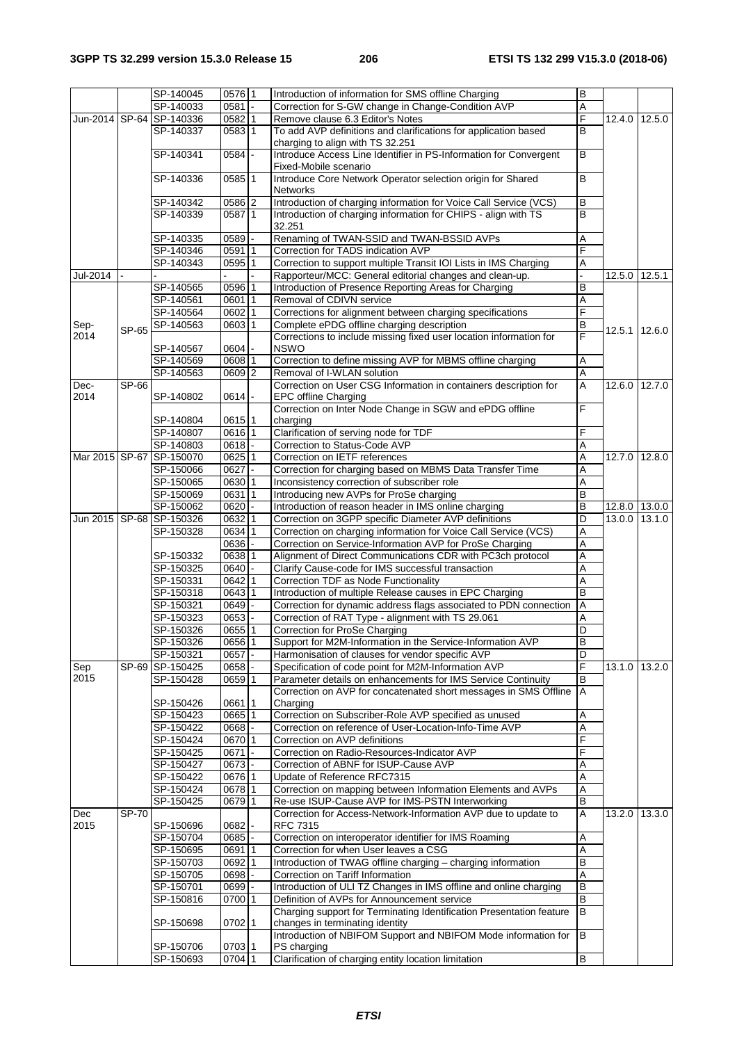|  |  | SP-140045 | 0576 | 1 | Introduction of information for SMS offline Charging | B |  |  |
|---|---|---|---|---|---|---|---|---|
|  |  | SP-140033 | 0581 | - | Correction for S-GW change in Change-Condition AVP | A |  |  |
| Jun-2014 | SP-64 | SP-140336 | 0582 | 1 | Remove clause 6.3 Editor's Notes | F | 12.4.0 | 12.5.0 |
|  |  | SP-140337 | 0583 | 1 | To add AVP definitions and clarifications for application based charging to align with TS 32.251 | B |  |  |
|  |  | SP-140341 | 0584 | - | Introduce Access Line Identifier in PS-Information for Convergent Fixed-Mobile scenario | B |  |  |
|  |  | SP-140336 | 0585 | 1 | Introduce Core Network Operator selection origin for Shared Networks | B |  |  |
|  |  | SP-140342 | 0586 | 2 | Introduction of charging information for Voice Call Service (VCS) | B |  |  |
|  |  | SP-140339 | 0587 | 1 | Introduction of charging information for CHIPS - align with TS 32.251 | B |  |  |
|  |  | SP-140335 | 0589 | - | Renaming of TWAN-SSID and TWAN-BSSID AVPs | A |  |  |
|  |  | SP-140346 | 0591 | 1 | Correction for TADS indication AVP | F |  |  |
|  |  | SP-140343 | 0595 | 1 | Correction to support multiple Transit IOI Lists in IMS Charging | A |  |  |
| Jul-2014 | - | - | - | - | Rapporteur/MCC: General editorial changes and clean-up. | - | 12.5.0 | 12.5.1 |
| Sep-2014 | SP-65 | SP-140565 | 0596 | 1 | Introduction of Presence Reporting Areas for Charging | B | 12.5.1 | 12.6.0 |
|  |  | SP-140561 | 0601 | 1 | Removal of CDIVN service | A |  |  |
|  |  | SP-140564 | 0602 | 1 | Corrections for alignment between charging specifications | F |  |  |
|  |  | SP-140563 | 0603 | 1 | Complete ePDG offline charging description | B |  |  |
|  |  | SP-140567 | 0604 | - | Corrections to include missing fixed user location information for NSWO | F |  |  |
|  |  | SP-140569 | 0608 | 1 | Correction to define missing AVP for MBMS offline charging | A |  |  |
|  |  | SP-140563 | 0609 | 2 | Removal of I-WLAN solution | A |  |  |
| Dec-2014 | SP-66 | SP-140802 | 0614 | - | Correction on User CSG Information in containers description for EPC offline Charging | A | 12.6.0 | 12.7.0 |
|  |  | SP-140804 | 0615 | 1 | Correction on Inter Node Change in SGW and ePDG offline charging | F |  |  |
|  |  | SP-140807 | 0616 | 1 | Clarification of serving node for TDF | F |  |  |
|  |  | SP-140803 | 0618 | - | Correction to Status-Code AVP | A |  |  |
| Mar 2015 | SP-67 | SP-150070 | 0625 | 1 | Correction on IETF references | A | 12.7.0 | 12.8.0 |
|  |  | SP-150066 | 0627 | - | Correction for charging based on MBMS Data Transfer Time | A |  |  |
|  |  | SP-150065 | 0630 | 1 | Inconsistency correction of subscriber role | A |  |  |
|  |  | SP-150069 | 0631 | 1 | Introducing new AVPs for ProSe charging | B |  |  |
|  |  | SP-150062 | 0620 | - | Introduction of reason header in IMS online charging | B | 12.8.0 | 13.0.0 |
| Jun 2015 | SP-68 | SP-150326 | 0632 | 1 | Correction on 3GPP specific Diameter AVP definitions | D | 13.0.0 | 13.1.0 |
|  |  | SP-150328 | 0634 | 1 | Correction on charging information for Voice Call Service (VCS) | A |  |  |
|  |  |  | 0636 | - | Correction on Service-Information AVP for ProSe Charging | A |  |  |
|  |  | SP-150332 | 0638 | 1 | Alignment of Direct Communications CDR with PC3ch protocol | A |  |  |
|  |  | SP-150325 | 0640 | - | Clarify Cause-code for IMS successful transaction | A |  |  |
|  |  | SP-150331 | 0642 | 1 | Correction TDF as Node Functionality | A |  |  |
|  |  | SP-150318 | 0643 | 1 | Introduction of multiple Release causes in EPC Charging | B |  |  |
|  |  | SP-150321 | 0649 | - | Correction for dynamic address flags associated to PDN connection | A |  |  |
|  |  | SP-150323 | 0653 | - | Correction of RAT Type - alignment with TS 29.061 | A |  |  |
|  |  | SP-150326 | 0655 | 1 | Correction for ProSe Charging | D |  |  |
|  |  | SP-150326 | 0656 | 1 | Support for M2M-Information in the Service-Information AVP | B |  |  |
|  |  | SP-150321 | 0657 | - | Harmonisation of clauses for vendor specific AVP | D |  |  |
| Sep 2015 | SP-69 | SP-150425 | 0658 | - | Specification of code point for M2M-Information AVP | F | 13.1.0 | 13.2.0 |
|  |  | SP-150428 | 0659 | 1 | Parameter details on enhancements for IMS Service Continuity | B |  |  |
|  |  | SP-150426 | 0661 | 1 | Correction on AVP for concatenated short messages in SMS Offline Charging | A |  |  |
|  |  | SP-150423 | 0665 | 1 | Correction on Subscriber-Role AVP specified as unused | A |  |  |
|  |  | SP-150422 | 0668 | - | Correction on reference of User-Location-Info-Time AVP | A |  |  |
|  |  | SP-150424 | 0670 | 1 | Correction on AVP definitions | F |  |  |
|  |  | SP-150425 | 0671 | - | Correction on Radio-Resources-Indicator AVP | F |  |  |
|  |  | SP-150427 | 0673 | - | Correction of ABNF for ISUP-Cause AVP | A |  |  |
|  |  | SP-150422 | 0676 | 1 | Update of Reference RFC7315 | A |  |  |
|  |  | SP-150424 | 0678 | 1 | Correction on mapping between Information Elements and AVPs | A |  |  |
|  |  | SP-150425 | 0679 | 1 | Re-use ISUP-Cause AVP for IMS-PSTN Interworking | B |  |  |
| Dec 2015 | SP-70 | SP-150696 | 0682 | - | Correction for Access-Network-Information AVP due to update to RFC 7315 | A | 13.2.0 | 13.3.0 |
|  |  | SP-150704 | 0685 | - | Correction on interoperator identifier for IMS Roaming | A |  |  |
|  |  | SP-150695 | 0691 | 1 | Correction for when User leaves a CSG | A |  |  |
|  |  | SP-150703 | 0692 | 1 | Introduction of TWAG offline charging – charging information | B |  |  |
|  |  | SP-150705 | 0698 | - | Correction on Tariff Information | A |  |  |
|  |  | SP-150701 | 0699 | - | Introduction of ULI TZ Changes in IMS offline and online charging | B |  |  |
|  |  | SP-150816 | 0700 | 1 | Definition of AVPs for Announcement service | B |  |  |
|  |  | SP-150698 | 0702 | 1 | Charging support for Terminating Identification Presentation feature changes in terminating identity | B |  |  |
|  |  | SP-150706 | 0703 | 1 | Introduction of NBIFOM Support and NBIFOM Mode information for PS charging | B |  |  |
|  |  | SP-150693 | 0704 | 1 | Clarification of charging entity location limitation | B |  |  |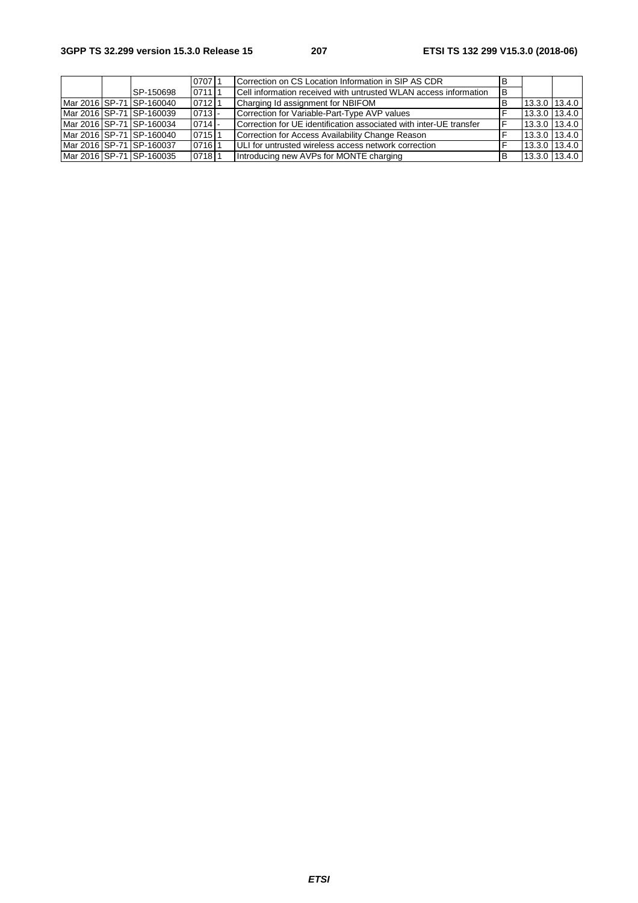|  |  |  | 0707 | 1 | Correction on CS Location Information in SIP AS CDR | B |  |  |
|---|---|---|---|---|---|---|---|---|
|  |  | SP-150698 | 0711 | 1 | Cell information received with untrusted WLAN access information | B |  |  |
| Mar 2016 | SP-71 | SP-160040 | 0712 | 1 | Charging Id assignment for NBIFOM | B | 13.3.0 | 13.4.0 |
| Mar 2016 | SP-71 | SP-160039 | 0713 | - | Correction for Variable-Part-Type AVP values | F | 13.3.0 | 13.4.0 |
| Mar 2016 | SP-71 | SP-160034 | 0714 | - | Correction for UE identification associated with inter-UE transfer | F | 13.3.0 | 13.4.0 |
| Mar 2016 | SP-71 | SP-160040 | 0715 | 1 | Correction for Access Availability Change Reason | F | 13.3.0 | 13.4.0 |
| Mar 2016 | SP-71 | SP-160037 | 0716 | 1 | ULI for untrusted wireless access network correction | F | 13.3.0 | 13.4.0 |
| Mar 2016 | SP-71 | SP-160035 | 0718 | 1 | Introducing new AVPs for MONTE charging | B | 13.3.0 | 13.4.0 |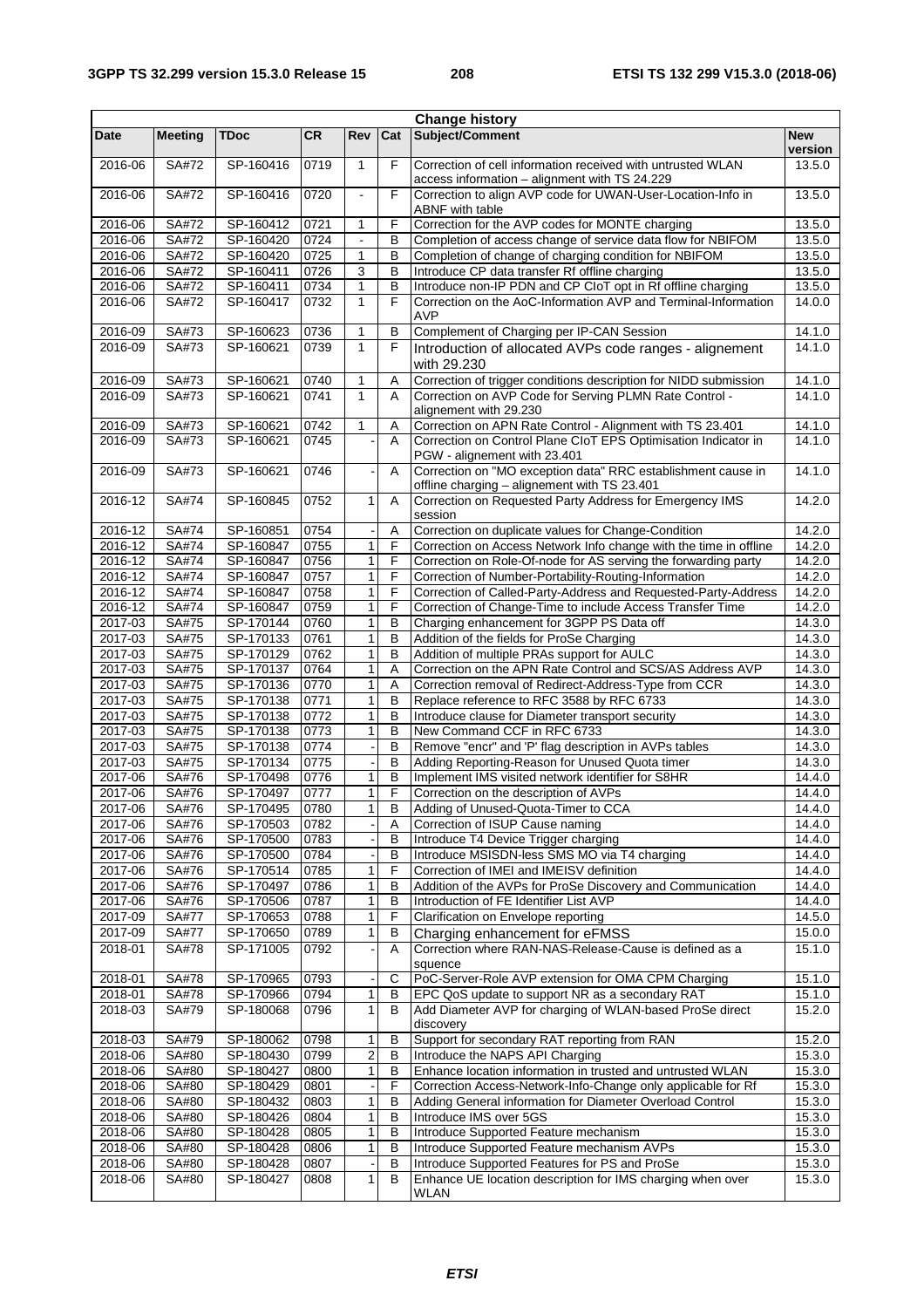| Change history | | | | | | | |
|---|---|---|---|---|---|---|---|
| Date | Meeting | TDoc | CR | Rev | Cat | Subject/Comment | New version |
| 2016-06 | SA#72 | SP-160416 | 0719 | 1 | F | Correction of cell information received with untrusted WLAN access information – alignment with TS 24.229 | 13.5.0 |
| 2016-06 | SA#72 | SP-160416 | 0720 | - | F | Correction to align AVP code for UWAN-User-Location-Info in ABNF with table | 13.5.0 |
| 2016-06 | SA#72 | SP-160412 | 0721 | 1 | F | Correction for the AVP codes for MONTE charging | 13.5.0 |
| 2016-06 | SA#72 | SP-160420 | 0724 | - | B | Completion of access change of service data flow for NBIFOM | 13.5.0 |
| 2016-06 | SA#72 | SP-160420 | 0725 | 1 | B | Completion of change of charging condition for NBIFOM | 13.5.0 |
| 2016-06 | SA#72 | SP-160411 | 0726 | 3 | B | Introduce CP data transfer Rf offline charging | 13.5.0 |
| 2016-06 | SA#72 | SP-160411 | 0734 | 1 | B | Introduce non-IP PDN and CP CIoT opt in Rf offline charging | 13.5.0 |
| 2016-06 | SA#72 | SP-160417 | 0732 | 1 | F | Correction on the AoC-Information AVP and Terminal-Information AVP | 14.0.0 |
| 2016-09 | SA#73 | SP-160623 | 0736 | 1 | B | Complement of Charging per IP-CAN Session | 14.1.0 |
| 2016-09 | SA#73 | SP-160621 | 0739 | 1 | F | Introduction of allocated AVPs code ranges - alignement with 29.230 | 14.1.0 |
| 2016-09 | SA#73 | SP-160621 | 0740 | 1 | A | Correction of trigger conditions description for NIDD submission | 14.1.0 |
| 2016-09 | SA#73 | SP-160621 | 0741 | 1 | A | Correction on AVP Code for Serving PLMN Rate Control - alignement with 29.230 | 14.1.0 |
| 2016-09 | SA#73 | SP-160621 | 0742 | 1 | A | Correction on APN Rate Control - Alignment with TS 23.401 | 14.1.0 |
| 2016-09 | SA#73 | SP-160621 | 0745 | - | A | Correction on Control Plane CIoT EPS Optimisation Indicator in PGW - alignement with 23.401 | 14.1.0 |
| 2016-09 | SA#73 | SP-160621 | 0746 | - | A | Correction on "MO exception data" RRC establishment cause in offline charging – alignement with TS 23.401 | 14.1.0 |
| 2016-12 | SA#74 | SP-160845 | 0752 | 1 | A | Correction on Requested Party Address for Emergency IMS session | 14.2.0 |
| 2016-12 | SA#74 | SP-160851 | 0754 | - | A | Correction on duplicate values for Change-Condition | 14.2.0 |
| 2016-12 | SA#74 | SP-160847 | 0755 | 1 | F | Correction on Access Network Info change with the time in offline | 14.2.0 |
| 2016-12 | SA#74 | SP-160847 | 0756 | 1 | F | Correction on Role-Of-node for AS serving the forwarding party | 14.2.0 |
| 2016-12 | SA#74 | SP-160847 | 0757 | 1 | F | Correction of Number-Portability-Routing-Information | 14.2.0 |
| 2016-12 | SA#74 | SP-160847 | 0758 | 1 | F | Correction of Called-Party-Address and Requested-Party-Address | 14.2.0 |
| 2016-12 | SA#74 | SP-160847 | 0759 | 1 | F | Correction of Change-Time to include Access Transfer Time | 14.2.0 |
| 2017-03 | SA#75 | SP-170144 | 0760 | 1 | B | Charging enhancement for 3GPP PS Data off | 14.3.0 |
| 2017-03 | SA#75 | SP-170133 | 0761 | 1 | B | Addition of the fields for ProSe Charging | 14.3.0 |
| 2017-03 | SA#75 | SP-170129 | 0762 | 1 | B | Addition of multiple PRAs support for AULC | 14.3.0 |
| 2017-03 | SA#75 | SP-170137 | 0764 | 1 | A | Correction on the APN Rate Control and SCS/AS Address AVP | 14.3.0 |
| 2017-03 | SA#75 | SP-170136 | 0770 | 1 | A | Correction removal of Redirect-Address-Type from CCR | 14.3.0 |
| 2017-03 | SA#75 | SP-170138 | 0771 | 1 | B | Replace reference to RFC 3588 by RFC 6733 | 14.3.0 |
| 2017-03 | SA#75 | SP-170138 | 0772 | 1 | B | Introduce clause for Diameter transport security | 14.3.0 |
| 2017-03 | SA#75 | SP-170138 | 0773 | 1 | B | New Command CCF in RFC 6733 | 14.3.0 |
| 2017-03 | SA#75 | SP-170138 | 0774 | - | B | Remove "encr" and 'P' flag description in AVPs tables | 14.3.0 |
| 2017-03 | SA#75 | SP-170134 | 0775 | - | B | Adding Reporting-Reason for Unused Quota timer | 14.3.0 |
| 2017-06 | SA#76 | SP-170498 | 0776 | 1 | B | Implement IMS visited network identifier for S8HR | 14.4.0 |
| 2017-06 | SA#76 | SP-170497 | 0777 | 1 | F | Correction on the description of AVPs | 14.4.0 |
| 2017-06 | SA#76 | SP-170495 | 0780 | 1 | B | Adding of Unused-Quota-Timer to CCA | 14.4.0 |
| 2017-06 | SA#76 | SP-170503 | 0782 | - | A | Correction of ISUP Cause naming | 14.4.0 |
| 2017-06 | SA#76 | SP-170500 | 0783 | - | B | Introduce T4 Device Trigger charging | 14.4.0 |
| 2017-06 | SA#76 | SP-170500 | 0784 | - | B | Introduce MSISDN-less SMS MO via T4 charging | 14.4.0 |
| 2017-06 | SA#76 | SP-170514 | 0785 | 1 | F | Correction of IMEI and IMEISV definition | 14.4.0 |
| 2017-06 | SA#76 | SP-170497 | 0786 | 1 | B | Addition of the AVPs for ProSe Discovery and Communication | 14.4.0 |
| 2017-06 | SA#76 | SP-170506 | 0787 | 1 | B | Introduction of FE Identifier List AVP | 14.4.0 |
| 2017-09 | SA#77 | SP-170653 | 0788 | 1 | F | Clarification on Envelope reporting | 14.5.0 |
| 2017-09 | SA#77 | SP-170650 | 0789 | 1 | B | Charging enhancement for eFMSS | 15.0.0 |
| 2018-01 | SA#78 | SP-171005 | 0792 | - | A | Correction where RAN-NAS-Release-Cause is defined as a squence | 15.1.0 |
| 2018-01 | SA#78 | SP-170965 | 0793 | - | C | PoC-Server-Role AVP extension for OMA CPM Charging | 15.1.0 |
| 2018-01 | SA#78 | SP-170966 | 0794 | 1 | B | EPC QoS update to support NR as a secondary RAT | 15.1.0 |
| 2018-03 | SA#79 | SP-180068 | 0796 | 1 | B | Add Diameter AVP for charging of WLAN-based ProSe direct discovery | 15.2.0 |
| 2018-03 | SA#79 | SP-180062 | 0798 | 1 | B | Support for secondary RAT reporting from RAN | 15.2.0 |
| 2018-06 | SA#80 | SP-180430 | 0799 | 2 | B | Introduce the NAPS API Charging | 15.3.0 |
| 2018-06 | SA#80 | SP-180427 | 0800 | 1 | B | Enhance location information in trusted and untrusted WLAN | 15.3.0 |
| 2018-06 | SA#80 | SP-180429 | 0801 | - | F | Correction Access-Network-Info-Change only applicable for Rf | 15.3.0 |
| 2018-06 | SA#80 | SP-180432 | 0803 | 1 | B | Adding General information for Diameter Overload Control | 15.3.0 |
| 2018-06 | SA#80 | SP-180426 | 0804 | 1 | B | Introduce IMS over 5GS | 15.3.0 |
| 2018-06 | SA#80 | SP-180428 | 0805 | 1 | B | Introduce Supported Feature mechanism | 15.3.0 |
| 2018-06 | SA#80 | SP-180428 | 0806 | 1 | B | Introduce Supported Feature mechanism AVPs | 15.3.0 |
| 2018-06 | SA#80 | SP-180428 | 0807 | - | B | Introduce Supported Features for PS and ProSe | 15.3.0 |
| 2018-06 | SA#80 | SP-180427 | 0808 | 1 | B | Enhance UE location description for IMS charging when over WLAN | 15.3.0 |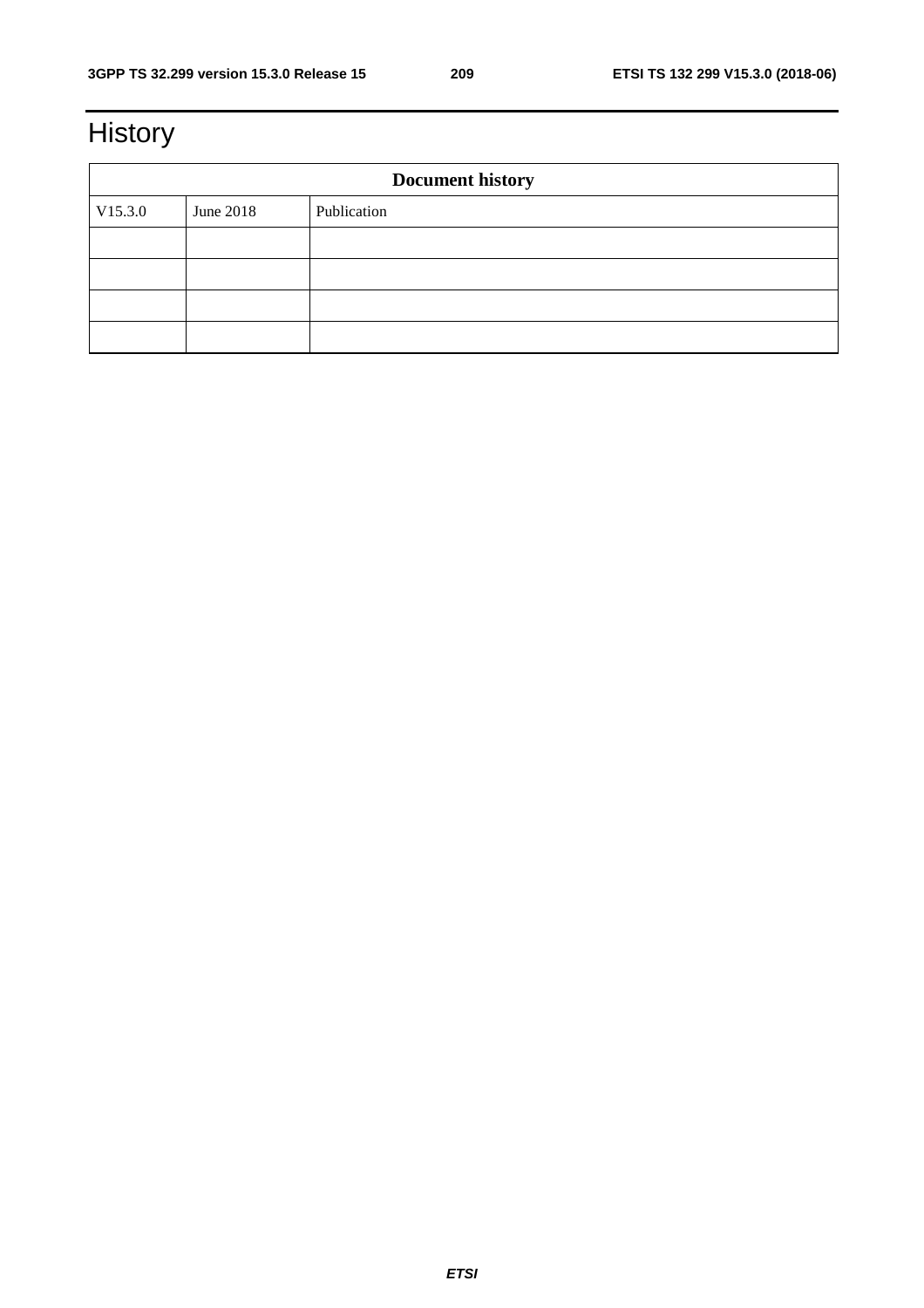# History

| Document history | | |
|---|---|---|
| V15.3.0 | June 2018 | Publication |
| | | |
| | | |
| | | |
| | | |